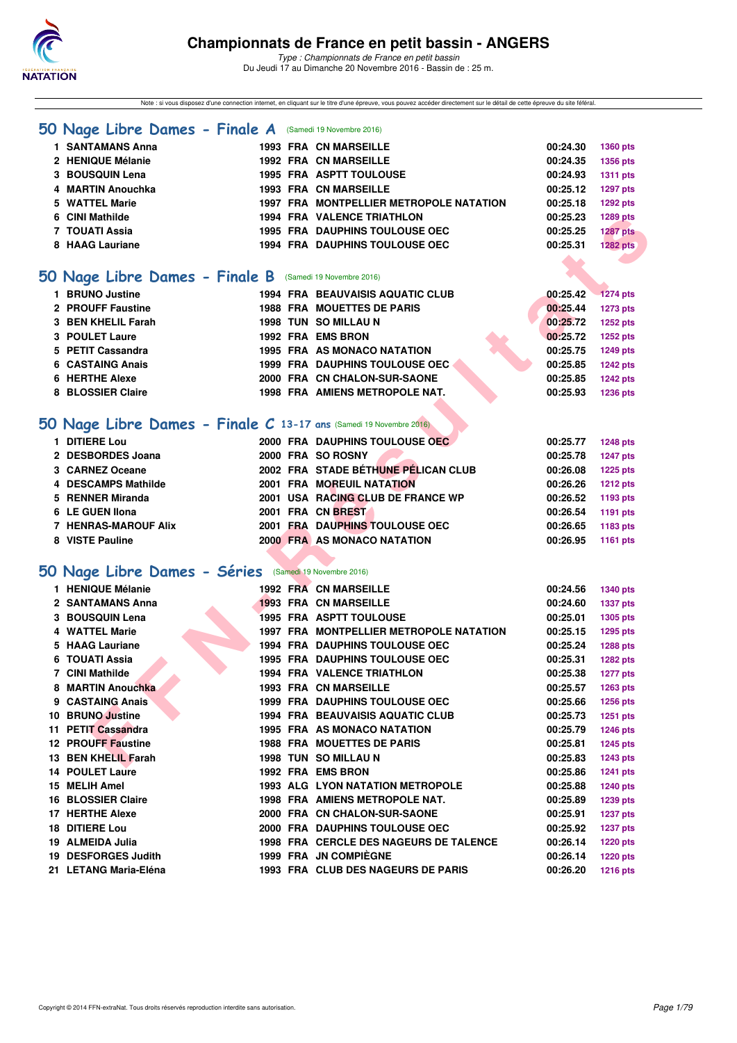# Championnats de France en petit bassin - ANGERS

*Type : Championnats de France en petit bassin*
Du Jeudi 17 au Dimanche 20 Novembre 2016 - Bassin de : 25 m.

Note : si vous disposez d'une connexion internet, en cliquant sur le titre d'une épreuve, vous pouvez accéder directement sur le détail de cette épreuve du site féféral.

## 50 Nage Libre Dames - Finale A (Samedi 19 Novembre 2016)

| Rang | Nom | Année | Nat. | Club | Temps | Points |
|---|---|---|---|---|---|---|
| 1 | SANTAMANS Anna | 1993 | FRA | CN MARSEILLE | 00:24.30 | 1360 pts |
| 2 | HENIQUE Mélanie | 1992 | FRA | CN MARSEILLE | 00:24.35 | 1356 pts |
| 3 | BOUSQUIN Lena | 1995 | FRA | ASPTT TOULOUSE | 00:24.93 | 1311 pts |
| 4 | MARTIN Anouchka | 1993 | FRA | CN MARSEILLE | 00:25.12 | 1297 pts |
| 5 | WATTEL Marie | 1997 | FRA | MONTPELLIER METROPOLE NATATION | 00:25.18 | 1292 pts |
| 6 | CINI Mathilde | 1994 | FRA | VALENCE TRIATHLON | 00:25.23 | 1289 pts |
| 7 | TOUATI Assia | 1995 | FRA | DAUPHINS TOULOUSE OEC | 00:25.25 | 1287 pts |
| 8 | HAAG Lauriane | 1994 | FRA | DAUPHINS TOULOUSE OEC | 00:25.31 | 1282 pts |

## 50 Nage Libre Dames - Finale B (Samedi 19 Novembre 2016)

| Rang | Nom | Année | Nat. | Club | Temps | Points |
|---|---|---|---|---|---|---|
| 1 | BRUNO Justine | 1994 | FRA | BEAUVAISIS AQUATIC CLUB | 00:25.42 | 1274 pts |
| 2 | PROUFF Faustine | 1988 | FRA | MOUETTES DE PARIS | 00:25.44 | 1273 pts |
| 3 | BEN KHELIL Farah | 1998 | TUN | SO MILLAU N | 00:25.72 | 1252 pts |
| 3 | POULET Laure | 1992 | FRA | EMS BRON | 00:25.72 | 1252 pts |
| 5 | PETIT Cassandra | 1995 | FRA | AS MONACO NATATION | 00:25.75 | 1249 pts |
| 6 | CASTAING Anais | 1999 | FRA | DAUPHINS TOULOUSE OEC | 00:25.85 | 1242 pts |
| 6 | HERTHE Alexe | 2000 | FRA | CN CHALON-SUR-SAONE | 00:25.85 | 1242 pts |
| 8 | BLOSSIER Claire | 1998 | FRA | AMIENS METROPOLE NAT. | 00:25.93 | 1236 pts |

## 50 Nage Libre Dames - Finale C 13-17 ans (Samedi 19 Novembre 2016)

| Rang | Nom | Année | Nat. | Club | Temps | Points |
|---|---|---|---|---|---|---|
| 1 | DITIERE Lou | 2000 | FRA | DAUPHINS TOULOUSE OEC | 00:25.77 | 1248 pts |
| 2 | DESBORDES Joana | 2000 | FRA | SO ROSNY | 00:25.78 | 1247 pts |
| 3 | CARNEZ Oceane | 2002 | FRA | STADE BÉTHUNE PÉLICAN CLUB | 00:26.08 | 1225 pts |
| 4 | DESCAMPS Mathilde | 2001 | FRA | MOREUIL NATATION | 00:26.26 | 1212 pts |
| 5 | RENNER Miranda | 2001 | USA | RACING CLUB DE FRANCE WP | 00:26.52 | 1193 pts |
| 6 | LE GUEN Ilona | 2001 | FRA | CN BREST | 00:26.54 | 1191 pts |
| 7 | HENRAS-MAROUF Alix | 2001 | FRA | DAUPHINS TOULOUSE OEC | 00:26.65 | 1183 pts |
| 8 | VISTE Pauline | 2000 | FRA | AS MONACO NATATION | 00:26.95 | 1161 pts |

## 50 Nage Libre Dames - Séries (Samedi 19 Novembre 2016)

| Rang | Nom | Année | Nat. | Club | Temps | Points |
|---|---|---|---|---|---|---|
| 1 | HENIQUE Mélanie | 1992 | FRA | CN MARSEILLE | 00:24.56 | 1340 pts |
| 2 | SANTAMANS Anna | 1993 | FRA | CN MARSEILLE | 00:24.60 | 1337 pts |
| 3 | BOUSQUIN Lena | 1995 | FRA | ASPTT TOULOUSE | 00:25.01 | 1305 pts |
| 4 | WATTEL Marie | 1997 | FRA | MONTPELLIER METROPOLE NATATION | 00:25.15 | 1295 pts |
| 5 | HAAG Lauriane | 1994 | FRA | DAUPHINS TOULOUSE OEC | 00:25.24 | 1288 pts |
| 6 | TOUATI Assia | 1995 | FRA | DAUPHINS TOULOUSE OEC | 00:25.31 | 1282 pts |
| 7 | CINI Mathilde | 1994 | FRA | VALENCE TRIATHLON | 00:25.38 | 1277 pts |
| 8 | MARTIN Anouchka | 1993 | FRA | CN MARSEILLE | 00:25.57 | 1263 pts |
| 9 | CASTAING Anais | 1999 | FRA | DAUPHINS TOULOUSE OEC | 00:25.66 | 1256 pts |
| 10 | BRUNO Justine | 1994 | FRA | BEAUVAISIS AQUATIC CLUB | 00:25.73 | 1251 pts |
| 11 | PETIT Cassandra | 1995 | FRA | AS MONACO NATATION | 00:25.79 | 1246 pts |
| 12 | PROUFF Faustine | 1988 | FRA | MOUETTES DE PARIS | 00:25.81 | 1245 pts |
| 13 | BEN KHELIL Farah | 1998 | TUN | SO MILLAU N | 00:25.83 | 1243 pts |
| 14 | POULET Laure | 1992 | FRA | EMS BRON | 00:25.86 | 1241 pts |
| 15 | MELIH Amel | 1993 | ALG | LYON NATATION METROPOLE | 00:25.88 | 1240 pts |
| 16 | BLOSSIER Claire | 1998 | FRA | AMIENS METROPOLE NAT. | 00:25.89 | 1239 pts |
| 17 | HERTHE Alexe | 2000 | FRA | CN CHALON-SUR-SAONE | 00:25.91 | 1237 pts |
| 18 | DITIERE Lou | 2000 | FRA | DAUPHINS TOULOUSE OEC | 00:25.92 | 1237 pts |
| 19 | ALMEIDA Julia | 1998 | FRA | CERCLE DES NAGEURS DE TALENCE | 00:26.14 | 1220 pts |
| 19 | DESFORGES Judith | 1999 | FRA | JN COMPIÈGNE | 00:26.14 | 1220 pts |
| 21 | LETANG Maria-Eléna | 1993 | FRA | CLUB DES NAGEURS DE PARIS | 00:26.20 | 1216 pts |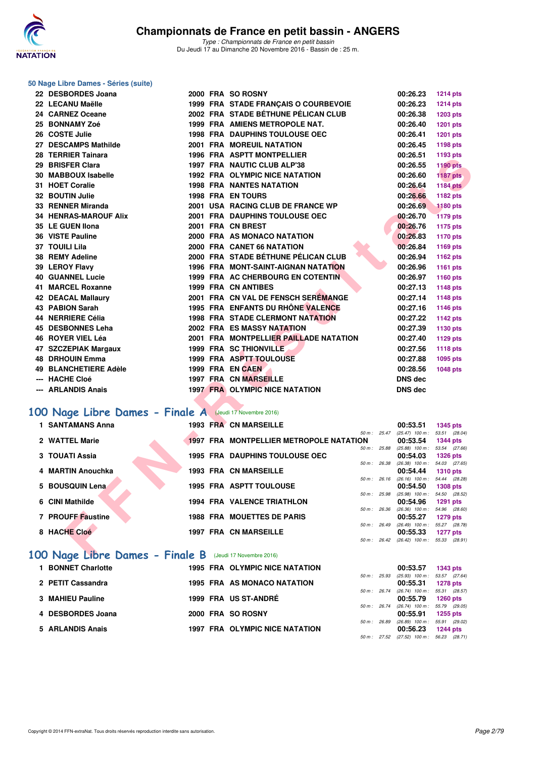# Championnats de France en petit bassin - ANGERS

*Type : Championnats de France en petit bassin*
Du Jeudi 17 au Dimanche 20 Novembre 2016 - Bassin de : 25 m.

## 50 Nage Libre Dames - Séries (suite)

| Rang | Nom | Année | Nat. | Club | Temps | Points |
|---|---|---|---|---|---|---|
| 22 | DESBORDES Joana | 2000 | FRA | SO ROSNY | 00:26.23 | 1214 pts |
| 22 | LECANU Maëlle | 1999 | FRA | STADE FRANÇAIS O COURBEVOIE | 00:26.23 | 1214 pts |
| 24 | CARNEZ Oceane | 2002 | FRA | STADE BÉTHUNE PÉLICAN CLUB | 00:26.38 | 1203 pts |
| 25 | BONNAMY Zoé | 1999 | FRA | AMIENS METROPOLE NAT. | 00:26.40 | 1201 pts |
| 26 | COSTE Julie | 1998 | FRA | DAUPHINS TOULOUSE OEC | 00:26.41 | 1201 pts |
| 27 | DESCAMPS Mathilde | 2001 | FRA | MOREUIL NATATION | 00:26.45 | 1198 pts |
| 28 | TERRIER Tainara | 1996 | FRA | ASPTT MONTPELLIER | 00:26.51 | 1193 pts |
| 29 | BRISFER Clara | 1997 | FRA | NAUTIC CLUB ALP'38 | 00:26.55 | 1190 pts |
| 30 | MABBOUX Isabelle | 1992 | FRA | OLYMPIC NICE NATATION | 00:26.60 | 1187 pts |
| 31 | HOET Coralie | 1998 | FRA | NANTES NATATION | 00:26.64 | 1184 pts |
| 32 | BOUTIN Julie | 1998 | FRA | EN TOURS | 00:26.66 | 1182 pts |
| 33 | RENNER Miranda | 2001 | USA | RACING CLUB DE FRANCE WP | 00:26.69 | 1180 pts |
| 34 | HENRAS-MAROUF Alix | 2001 | FRA | DAUPHINS TOULOUSE OEC | 00:26.70 | 1179 pts |
| 35 | LE GUEN Ilona | 2001 | FRA | CN BREST | 00:26.76 | 1175 pts |
| 36 | VISTE Pauline | 2000 | FRA | AS MONACO NATATION | 00:26.83 | 1170 pts |
| 37 | TOUILI Lila | 2000 | FRA | CANET 66 NATATION | 00:26.84 | 1169 pts |
| 38 | REMY Adeline | 2000 | FRA | STADE BÉTHUNE PÉLICAN CLUB | 00:26.94 | 1162 pts |
| 39 | LEROY Flavy | 1996 | FRA | MONT-SAINT-AIGNAN NATATION | 00:26.96 | 1161 pts |
| 40 | GUANNEL Lucie | 1999 | FRA | AC CHERBOURG EN COTENTIN | 00:26.97 | 1160 pts |
| 41 | MARCEL Roxanne | 1999 | FRA | CN ANTIBES | 00:27.13 | 1148 pts |
| 42 | DEACAL Mallaury | 2001 | FRA | CN VAL DE FENSCH SERÉMANGE | 00:27.14 | 1148 pts |
| 43 | PABION Sarah | 1995 | FRA | ENFANTS DU RHÔNE VALENCE | 00:27.16 | 1146 pts |
| 44 | NERRIERE Célia | 1998 | FRA | STADE CLERMONT NATATION | 00:27.22 | 1142 pts |
| 45 | DESBONNES Leha | 2002 | FRA | ES MASSY NATATION | 00:27.39 | 1130 pts |
| 46 | ROYER VIEL Léa | 2001 | FRA | MONTPELLIER PAILLADE NATATION | 00:27.40 | 1129 pts |
| 47 | SZCZEPIAK Margaux | 1999 | FRA | SC THIONVILLE | 00:27.56 | 1118 pts |
| 48 | DRHOUIN Emma | 1999 | FRA | ASPTT TOULOUSE | 00:27.88 | 1095 pts |
| 49 | BLANCHETIERE Adèle | 1999 | FRA | EN CAEN | 00:28.56 | 1048 pts |
| --- | HACHE Cloé | 1997 | FRA | CN MARSEILLE | DNS dec | |
| --- | ARLANDIS Anais | 1997 | FRA | OLYMPIC NICE NATATION | DNS dec | |

## 100 Nage Libre Dames - Finale A (Jeudi 17 Novembre 2016)

| Rang | Nom | Année | Nat. | Club | Temps | Points | Splits |
|---|---|---|---|---|---|---|---|
| 1 | SANTAMANS Anna | 1993 | FRA | CN MARSEILLE | 00:53.51 | 1345 pts | 50 m : 25.47 (25.47) 100 m : 53.51 (28.04) |
| 2 | WATTEL Marie | 1997 | FRA | MONTPELLIER METROPOLE NATATION | 00:53.54 | 1344 pts | 50 m : 25.88 (25.88) 100 m : 53.54 (27.66) |
| 3 | TOUATI Assia | 1995 | FRA | DAUPHINS TOULOUSE OEC | 00:54.03 | 1326 pts | 50 m : 26.38 (26.38) 100 m : 54.03 (27.65) |
| 4 | MARTIN Anouchka | 1993 | FRA | CN MARSEILLE | 00:54.44 | 1310 pts | 50 m : 26.16 (26.16) 100 m : 54.44 (28.28) |
| 5 | BOUSQUIN Lena | 1995 | FRA | ASPTT TOULOUSE | 00:54.50 | 1308 pts | 50 m : 25.98 (25.98) 100 m : 54.50 (28.52) |
| 6 | CINI Mathilde | 1994 | FRA | VALENCE TRIATHLON | 00:54.96 | 1291 pts | 50 m : 26.36 (26.36) 100 m : 54.96 (28.60) |
| 7 | PROUFF Faustine | 1988 | FRA | MOUETTES DE PARIS | 00:55.27 | 1279 pts | 50 m : 26.49 (26.49) 100 m : 55.27 (28.78) |
| 8 | HACHE Cloé | 1997 | FRA | CN MARSEILLE | 00:55.33 | 1277 pts | 50 m : 26.42 (26.42) 100 m : 55.33 (28.91) |

## 100 Nage Libre Dames - Finale B (Jeudi 17 Novembre 2016)

| Rang | Nom | Année | Nat. | Club | Temps | Points | Splits |
|---|---|---|---|---|---|---|---|
| 1 | BONNET Charlotte | 1995 | FRA | OLYMPIC NICE NATATION | 00:53.57 | 1343 pts | 50 m : 25.93 (25.93) 100 m : 53.57 (27.64) |
| 2 | PETIT Cassandra | 1995 | FRA | AS MONACO NATATION | 00:55.31 | 1278 pts | 50 m : 26.74 (26.74) 100 m : 55.31 (28.57) |
| 3 | MAHIEU Pauline | 1999 | FRA | US ST-ANDRÉ | 00:55.79 | 1260 pts | 50 m : 26.74 (26.74) 100 m : 55.79 (29.05) |
| 4 | DESBORDES Joana | 2000 | FRA | SO ROSNY | 00:55.91 | 1255 pts | 50 m : 26.89 (26.89) 100 m : 55.91 (29.02) |
| 5 | ARLANDIS Anais | 1997 | FRA | OLYMPIC NICE NATATION | 00:56.23 | 1244 pts | 50 m : 27.52 (27.52) 100 m : 56.23 (28.71) |

Copyright © 2014 FFN-extraNat. Tous droits réservés reproduction interdite sans autorisation.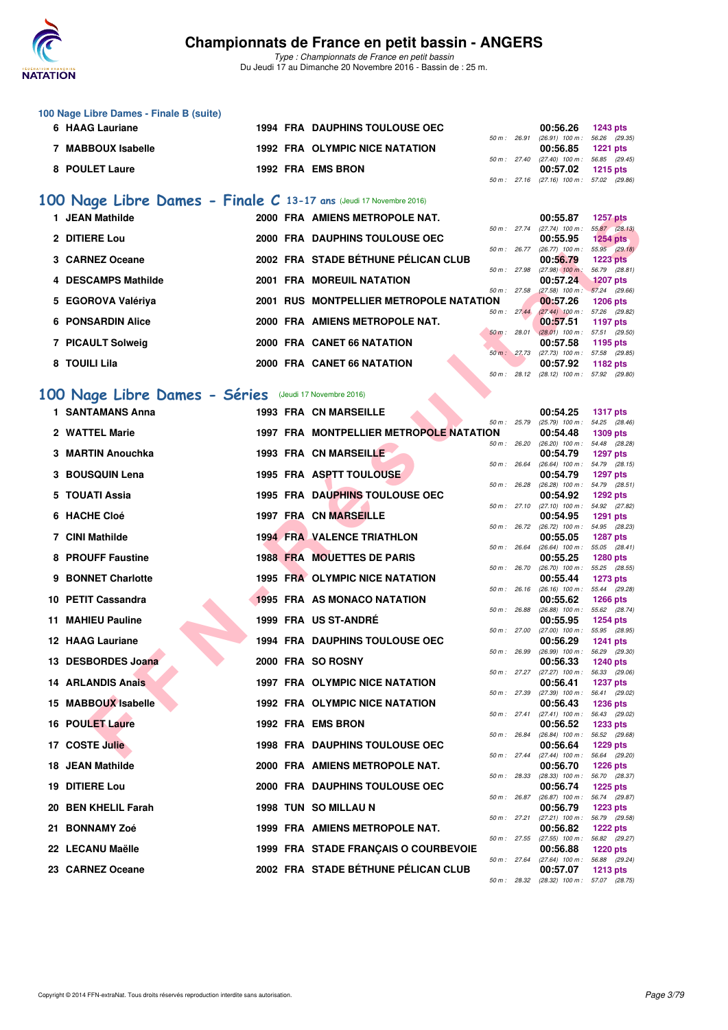## 100 Nage Libre Dames - Finale B (suite)

| Rang | Nom | Année | Nat | Club | Temps | Points | Splits |
|---|---|---|---|---|---|---|---|
| 6 | HAAG Lauriane | 1994 | FRA | DAUPHINS TOULOUSE OEC | 00:56.26 | 1243 pts | 50 m : 26.91 (26.91) 100 m : 56.26 (29.35) |
| 7 | MABBOUX Isabelle | 1992 | FRA | OLYMPIC NICE NATATION | 00:56.85 | 1221 pts | 50 m : 27.40 (27.40) 100 m : 56.85 (29.45) |
| 8 | POULET Laure | 1992 | FRA | EMS BRON | 00:57.02 | 1215 pts | 50 m : 27.16 (27.16) 100 m : 57.02 (29.86) |

## 100 Nage Libre Dames - Finale C 13-17 ans (Jeudi 17 Novembre 2016)

| Rang | Nom | Année | Nat | Club | Temps | Points | Splits |
|---|---|---|---|---|---|---|---|
| 1 | JEAN Mathilde | 2000 | FRA | AMIENS METROPOLE NAT. | 00:55.87 | 1257 pts | 50 m : 27.74 (27.74) 100 m : 55.87 (28.13) |
| 2 | DITIERE Lou | 2000 | FRA | DAUPHINS TOULOUSE OEC | 00:55.95 | 1254 pts | 50 m : 26.77 (26.77) 100 m : 55.95 (29.18) |
| 3 | CARNEZ Oceane | 2002 | FRA | STADE BÉTHUNE PÉLICAN CLUB | 00:56.79 | 1223 pts | 50 m : 27.98 (27.98) 100 m : 56.79 (28.81) |
| 4 | DESCAMPS Mathilde | 2001 | FRA | MOREUIL NATATION | 00:57.24 | 1207 pts | 50 m : 27.58 (27.58) 100 m : 57.24 (29.66) |
| 5 | EGOROVA Valériya | 2001 | RUS | MONTPELLIER METROPOLE NATATION | 00:57.26 | 1206 pts | 50 m : 27.44 (27.44) 100 m : 57.26 (29.82) |
| 6 | PONSARDIN Alice | 2000 | FRA | AMIENS METROPOLE NAT. | 00:57.51 | 1197 pts | 50 m : 28.01 (28.01) 100 m : 57.51 (29.50) |
| 7 | PICAULT Solweig | 2000 | FRA | CANET 66 NATATION | 00:57.58 | 1195 pts | 50 m : 27.73 (27.73) 100 m : 57.58 (29.85) |
| 8 | TOUILI Lila | 2000 | FRA | CANET 66 NATATION | 00:57.92 | 1182 pts | 50 m : 28.12 (28.12) 100 m : 57.92 (29.80) |

## 100 Nage Libre Dames - Séries (Jeudi 17 Novembre 2016)

| Rang | Nom | Année | Nat | Club | Temps | Points | Splits |
|---|---|---|---|---|---|---|---|
| 1 | SANTAMANS Anna | 1993 | FRA | CN MARSEILLE | 00:54.25 | 1317 pts | 50 m : 25.79 (25.79) 100 m : 54.25 (28.46) |
| 2 | WATTEL Marie | 1997 | FRA | MONTPELLIER METROPOLE NATATION | 00:54.48 | 1309 pts | 50 m : 26.20 (26.20) 100 m : 54.48 (28.28) |
| 3 | MARTIN Anouchka | 1993 | FRA | CN MARSEILLE | 00:54.79 | 1297 pts | 50 m : 26.64 (26.64) 100 m : 54.79 (28.15) |
| 3 | BOUSQUIN Lena | 1995 | FRA | ASPTT TOULOUSE | 00:54.79 | 1297 pts | 50 m : 26.28 (26.28) 100 m : 54.79 (28.51) |
| 5 | TOUATI Assia | 1995 | FRA | DAUPHINS TOULOUSE OEC | 00:54.92 | 1292 pts | 50 m : 27.10 (27.10) 100 m : 54.92 (27.82) |
| 6 | HACHE Cloé | 1997 | FRA | CN MARSEILLE | 00:54.95 | 1291 pts | 50 m : 26.72 (26.72) 100 m : 54.95 (28.23) |
| 7 | CINI Mathilde | 1994 | FRA | VALENCE TRIATHLON | 00:55.05 | 1287 pts | 50 m : 26.64 (26.64) 100 m : 55.05 (28.41) |
| 8 | PROUFF Faustine | 1988 | FRA | MOUETTES DE PARIS | 00:55.25 | 1280 pts | 50 m : 26.70 (26.70) 100 m : 55.25 (28.55) |
| 9 | BONNET Charlotte | 1995 | FRA | OLYMPIC NICE NATATION | 00:55.44 | 1273 pts | 50 m : 26.16 (26.16) 100 m : 55.44 (29.28) |
| 10 | PETIT Cassandra | 1995 | FRA | AS MONACO NATATION | 00:55.62 | 1266 pts | 50 m : 26.88 (26.88) 100 m : 55.62 (28.74) |
| 11 | MAHIEU Pauline | 1999 | FRA | US ST-ANDRÉ | 00:55.95 | 1254 pts | 50 m : 27.00 (27.00) 100 m : 55.95 (28.95) |
| 12 | HAAG Lauriane | 1994 | FRA | DAUPHINS TOULOUSE OEC | 00:56.29 | 1241 pts | 50 m : 26.99 (26.99) 100 m : 56.29 (29.30) |
| 13 | DESBORDES Joana | 2000 | FRA | SO ROSNY | 00:56.33 | 1240 pts | 50 m : 27.27 (27.27) 100 m : 56.33 (29.06) |
| 14 | ARLANDIS Anais | 1997 | FRA | OLYMPIC NICE NATATION | 00:56.41 | 1237 pts | 50 m : 27.39 (27.39) 100 m : 56.41 (29.02) |
| 15 | MABBOUX Isabelle | 1992 | FRA | OLYMPIC NICE NATATION | 00:56.43 | 1236 pts | 50 m : 27.41 (27.41) 100 m : 56.43 (29.02) |
| 16 | POULET Laure | 1992 | FRA | EMS BRON | 00:56.52 | 1233 pts | 50 m : 26.84 (26.84) 100 m : 56.52 (29.68) |
| 17 | COSTE Julie | 1998 | FRA | DAUPHINS TOULOUSE OEC | 00:56.64 | 1229 pts | 50 m : 27.44 (27.44) 100 m : 56.64 (29.20) |
| 18 | JEAN Mathilde | 2000 | FRA | AMIENS METROPOLE NAT. | 00:56.70 | 1226 pts | 50 m : 28.33 (28.33) 100 m : 56.70 (28.37) |
| 19 | DITIERE Lou | 2000 | FRA | DAUPHINS TOULOUSE OEC | 00:56.74 | 1225 pts | 50 m : 26.87 (26.87) 100 m : 56.74 (29.87) |
| 20 | BEN KHELIL Farah | 1998 | TUN | SO MILLAU N | 00:56.79 | 1223 pts | 50 m : 27.21 (27.21) 100 m : 56.79 (29.58) |
| 21 | BONNAMY Zoé | 1999 | FRA | AMIENS METROPOLE NAT. | 00:56.82 | 1222 pts | 50 m : 27.55 (27.55) 100 m : 56.82 (29.27) |
| 22 | LECANU Maëlle | 1999 | FRA | STADE FRANÇAIS O COURBEVOIE | 00:56.88 | 1220 pts | 50 m : 27.64 (27.64) 100 m : 56.88 (29.24) |
| 23 | CARNEZ Oceane | 2002 | FRA | STADE BÉTHUNE PÉLICAN CLUB | 00:57.07 | 1213 pts | 50 m : 28.32 (28.32) 100 m : 57.07 (28.75) |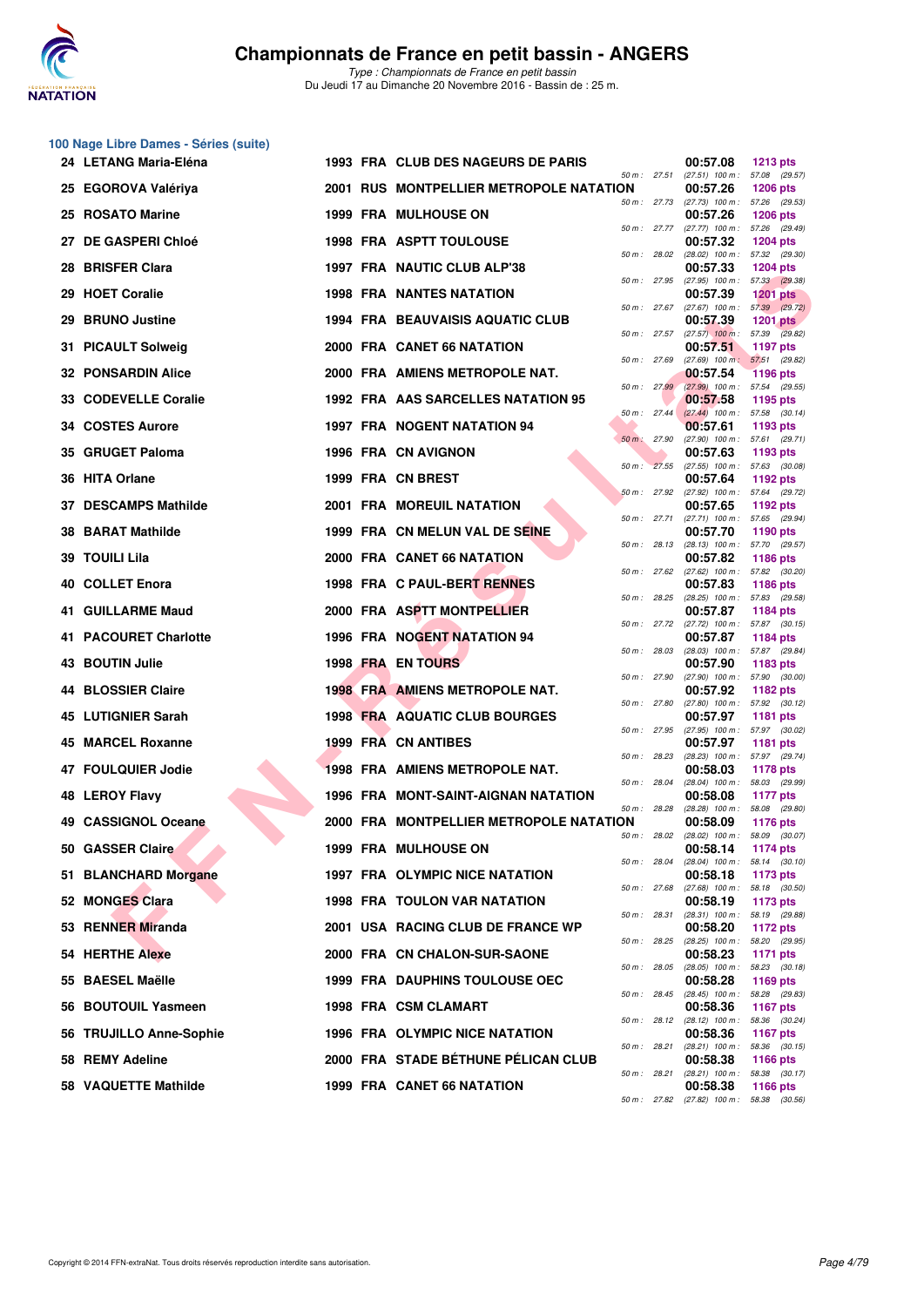# Championnats de France en petit bassin - ANGERS

*Type : Championnats de France en petit bassin*
Du Jeudi 17 au Dimanche 20 Novembre 2016 - Bassin de : 25 m.

## 100 Nage Libre Dames - Séries (suite)

| Place | Nom | Année | Nat. | Club | Temps | Points | 50 m | 100 m |
|---|---|---|---|---|---|---|---|---|
| 24 | LETANG Maria-Eléna | 1993 | FRA | CLUB DES NAGEURS DE PARIS | 00:57.08 | 1213 pts | 27.51 | (27.51) 57.08 (29.57) |
| 25 | EGOROVA Valériya | 2001 | RUS | MONTPELLIER METROPOLE NATATION | 00:57.26 | 1206 pts | 27.73 | (27.73) 57.26 (29.53) |
| 25 | ROSATO Marine | 1999 | FRA | MULHOUSE ON | 00:57.26 | 1206 pts | 27.77 | (27.77) 57.26 (29.49) |
| 27 | DE GASPERI Chloé | 1998 | FRA | ASPTT TOULOUSE | 00:57.32 | 1204 pts | 28.02 | (28.02) 57.32 (29.30) |
| 28 | BRISFER Clara | 1997 | FRA | NAUTIC CLUB ALP'38 | 00:57.33 | 1204 pts | 27.95 | (27.95) 57.33 (29.38) |
| 29 | HOET Coralie | 1998 | FRA | NANTES NATATION | 00:57.39 | 1201 pts | 27.67 | (27.67) 57.39 (29.72) |
| 29 | BRUNO Justine | 1994 | FRA | BEAUVAISIS AQUATIC CLUB | 00:57.39 | 1201 pts | 27.57 | (27.57) 57.39 (29.82) |
| 31 | PICAULT Solweig | 2000 | FRA | CANET 66 NATATION | 00:57.51 | 1197 pts | 27.69 | (27.69) 57.51 (29.82) |
| 32 | PONSARDIN Alice | 2000 | FRA | AMIENS METROPOLE NAT. | 00:57.54 | 1196 pts | 27.99 | (27.99) 57.54 (29.55) |
| 33 | CODEVELLE Coralie | 1992 | FRA | AAS SARCELLES NATATION 95 | 00:57.58 | 1195 pts | 27.44 | (27.44) 57.58 (30.14) |
| 34 | COSTES Aurore | 1997 | FRA | NOGENT NATATION 94 | 00:57.61 | 1193 pts | 27.90 | (27.90) 57.61 (29.71) |
| 35 | GRUGET Paloma | 1996 | FRA | CN AVIGNON | 00:57.63 | 1193 pts | 27.55 | (27.55) 57.63 (30.08) |
| 36 | HITA Orlane | 1999 | FRA | CN BREST | 00:57.64 | 1192 pts | 27.92 | (27.92) 57.64 (29.72) |
| 37 | DESCAMPS Mathilde | 2001 | FRA | MOREUIL NATATION | 00:57.65 | 1192 pts | 27.71 | (27.71) 57.65 (29.94) |
| 38 | BARAT Mathilde | 1999 | FRA | CN MELUN VAL DE SEINE | 00:57.70 | 1190 pts | 28.13 | (28.13) 57.70 (29.57) |
| 39 | TOUILI Lila | 2000 | FRA | CANET 66 NATATION | 00:57.82 | 1186 pts | 27.62 | (27.62) 57.82 (30.20) |
| 40 | COLLET Enora | 1998 | FRA | C PAUL-BERT RENNES | 00:57.83 | 1186 pts | 28.25 | (28.25) 57.83 (29.58) |
| 41 | GUILLARME Maud | 2000 | FRA | ASPTT MONTPELLIER | 00:57.87 | 1184 pts | 27.72 | (27.72) 57.87 (30.15) |
| 41 | PACOURET Charlotte | 1996 | FRA | NOGENT NATATION 94 | 00:57.87 | 1184 pts | 28.03 | (28.03) 57.87 (29.84) |
| 43 | BOUTIN Julie | 1998 | FRA | EN TOURS | 00:57.90 | 1183 pts | 27.90 | (27.90) 57.90 (30.00) |
| 44 | BLOSSIER Claire | 1998 | FRA | AMIENS METROPOLE NAT. | 00:57.92 | 1182 pts | 27.80 | (27.80) 57.92 (30.12) |
| 45 | LUTIGNIER Sarah | 1998 | FRA | AQUATIC CLUB BOURGES | 00:57.97 | 1181 pts | 27.95 | (27.95) 57.97 (30.02) |
| 45 | MARCEL Roxanne | 1999 | FRA | CN ANTIBES | 00:57.97 | 1181 pts | 28.23 | (28.23) 57.97 (29.74) |
| 47 | FOULQUIER Jodie | 1998 | FRA | AMIENS METROPOLE NAT. | 00:58.03 | 1178 pts | 28.04 | (28.04) 58.03 (29.99) |
| 48 | LEROY Flavy | 1996 | FRA | MONT-SAINT-AIGNAN NATATION | 00:58.08 | 1177 pts | 28.28 | (28.28) 58.08 (29.80) |
| 49 | CASSIGNOL Oceane | 2000 | FRA | MONTPELLIER METROPOLE NATATION | 00:58.09 | 1176 pts | 28.02 | (28.02) 58.09 (30.07) |
| 50 | GASSER Claire | 1999 | FRA | MULHOUSE ON | 00:58.14 | 1174 pts | 28.04 | (28.04) 58.14 (30.10) |
| 51 | BLANCHARD Morgane | 1997 | FRA | OLYMPIC NICE NATATION | 00:58.18 | 1173 pts | 27.68 | (27.68) 58.18 (30.50) |
| 52 | MONGES Clara | 1998 | FRA | TOULON VAR NATATION | 00:58.19 | 1173 pts | 28.31 | (28.31) 58.19 (29.88) |
| 53 | RENNER Miranda | 2001 | USA | RACING CLUB DE FRANCE WP | 00:58.20 | 1172 pts | 28.25 | (28.25) 58.20 (29.95) |
| 54 | HERTHE Alexe | 2000 | FRA | CN CHALON-SUR-SAONE | 00:58.23 | 1171 pts | 28.05 | (28.05) 58.23 (30.18) |
| 55 | BAESEL Maëlle | 1999 | FRA | DAUPHINS TOULOUSE OEC | 00:58.28 | 1169 pts | 28.45 | (28.45) 58.28 (29.83) |
| 56 | BOUTOUIL Yasmeen | 1998 | FRA | CSM CLAMART | 00:58.36 | 1167 pts | 28.12 | (28.12) 58.36 (30.24) |
| 56 | TRUJILLO Anne-Sophie | 1996 | FRA | OLYMPIC NICE NATATION | 00:58.36 | 1167 pts | 28.21 | (28.21) 58.36 (30.15) |
| 58 | REMY Adeline | 2000 | FRA | STADE BÉTHUNE PÉLICAN CLUB | 00:58.38 | 1166 pts | 28.21 | (28.21) 58.38 (30.17) |
| 58 | VAQUETTE Mathilde | 1999 | FRA | CANET 66 NATATION | 00:58.38 | 1166 pts | 27.82 | (27.82) 58.38 (30.56) |

Copyright © 2014 FFN-extraNat. Tous droits réservés reproduction interdite sans autorisation.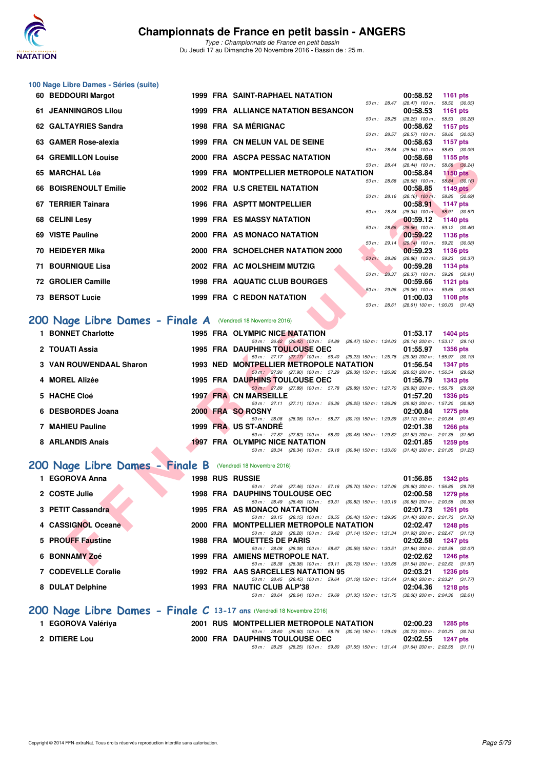### 100 Nage Libre Dames - Séries (suite)

| Rang | Nom | Année | Nat | Club | Temps | Points | Splits |
|---|---|---|---|---|---|---|---|
| 60 | BEDDOURI Margot | 1999 | FRA | SAINT-RAPHAEL NATATION | 00:58.52 | 1161 pts | 50 m : 28.47 (28.47) 100 m : 58.52 (30.05) |
| 61 | JEANNINGROS Lilou | 1999 | FRA | ALLIANCE NATATION BESANCON | 00:58.53 | 1161 pts | 50 m : 28.25 (28.25) 100 m : 58.53 (30.28) |
| 62 | GALTAYRIES Sandra | 1998 | FRA | SA MÉRIGNAC | 00:58.62 | 1157 pts | 50 m : 28.57 (28.57) 100 m : 58.62 (30.05) |
| 63 | GAMER Rose-alexia | 1999 | FRA | CN MELUN VAL DE SEINE | 00:58.63 | 1157 pts | 50 m : 28.54 (28.54) 100 m : 58.63 (30.09) |
| 64 | GREMILLON Louise | 2000 | FRA | ASCPA PESSAC NATATION | 00:58.68 | 1155 pts | 50 m : 28.44 (28.44) 100 m : 58.68 (30.24) |
| 65 | MARCHAL Léa | 1999 | FRA | MONTPELLIER METROPOLE NATATION | 00:58.84 | 1150 pts | 50 m : 28.68 (28.68) 100 m : 58.84 (30.16) |
| 66 | BOISRENOULT Emilie | 2002 | FRA | U.S CRETEIL NATATION | 00:58.85 | 1149 pts | 50 m : 28.16 (28.16) 100 m : 58.85 (30.69) |
| 67 | TERRIER Tainara | 1996 | FRA | ASPTT MONTPELLIER | 00:58.91 | 1147 pts | 50 m : 28.34 (28.34) 100 m : 58.91 (30.57) |
| 68 | CELINI Lesy | 1999 | FRA | ES MASSY NATATION | 00:59.12 | 1140 pts | 50 m : 28.66 (28.66) 100 m : 59.12 (30.46) |
| 69 | VISTE Pauline | 2000 | FRA | AS MONACO NATATION | 00:59.22 | 1136 pts | 50 m : 29.14 (29.14) 100 m : 59.22 (30.08) |
| 70 | HEIDEYER Mika | 2000 | FRA | SCHOELCHER NATATION 2000 | 00:59.23 | 1136 pts | 50 m : 28.86 (28.86) 100 m : 59.23 (30.37) |
| 71 | BOURNIQUE Lisa | 2002 | FRA | AC MOLSHEIM MUTZIG | 00:59.28 | 1134 pts | 50 m : 28.37 (28.37) 100 m : 59.28 (30.91) |
| 72 | GROLIER Camille | 1998 | FRA | AQUATIC CLUB BOURGES | 00:59.66 | 1121 pts | 50 m : 29.06 (29.06) 100 m : 59.66 (30.60) |
| 73 | BERSOT Lucie | 1999 | FRA | C REDON NATATION | 01:00.03 | 1108 pts | 50 m : 28.61 (28.61) 100 m : 1:00.03 (31.42) |

## 200 Nage Libre Dames - Finale A (Vendredi 18 Novembre 2016)

| Rang | Nom | Année | Nat | Club | Temps | Points | Splits |
|---|---|---|---|---|---|---|---|
| 1 | BONNET Charlotte | 1995 | FRA | OLYMPIC NICE NATATION | 01:53.17 | 1404 pts | 50 m : 26.42 (26.42) 100 m : 54.89 (28.47) 150 m : 1:24.03 (29.14) 200 m : 1:53.17 (29.14) |
| 2 | TOUATI Assia | 1995 | FRA | DAUPHINS TOULOUSE OEC | 01:55.97 | 1356 pts | 50 m : 27.17 (27.17) 100 m : 56.40 (29.23) 150 m : 1:25.78 (29.38) 200 m : 1:55.97 (30.19) |
| 3 | VAN ROUWENDAAL Sharon | 1993 | NED | MONTPELLIER METROPOLE NATATION | 01:56.54 | 1347 pts | 50 m : 27.90 (27.90) 100 m : 57.29 (29.39) 150 m : 1:26.92 (29.63) 200 m : 1:56.54 (29.62) |
| 4 | MOREL Alizée | 1995 | FRA | DAUPHINS TOULOUSE OEC | 01:56.79 | 1343 pts | 50 m : 27.89 (27.89) 100 m : 57.78 (29.89) 150 m : 1:27.70 (29.92) 200 m : 1:56.79 (29.09) |
| 5 | HACHE Cloé | 1997 | FRA | CN MARSEILLE | 01:57.20 | 1336 pts | 50 m : 27.11 (27.11) 100 m : 56.36 (29.25) 150 m : 1:26.28 (29.92) 200 m : 1:57.20 (30.92) |
| 6 | DESBORDES Joana | 2000 | FRA | SO ROSNY | 02:00.84 | 1275 pts | 50 m : 28.08 (28.08) 100 m : 58.27 (30.19) 150 m : 1:29.39 (31.12) 200 m : 2:00.84 (31.45) |
| 7 | MAHIEU Pauline | 1999 | FRA | US ST-ANDRÉ | 02:01.38 | 1266 pts | 50 m : 27.82 (27.82) 100 m : 58.30 (30.48) 150 m : 1:29.82 (31.52) 200 m : 2:01.38 (31.56) |
| 8 | ARLANDIS Anais | 1997 | FRA | OLYMPIC NICE NATATION | 02:01.85 | 1259 pts | 50 m : 28.34 (28.34) 100 m : 59.18 (30.84) 150 m : 1:30.60 (31.42) 200 m : 2:01.85 (31.25) |

## 200 Nage Libre Dames - Finale B (Vendredi 18 Novembre 2016)

| Rang | Nom | Année | Nat | Club | Temps | Points | Splits |
|---|---|---|---|---|---|---|---|
| 1 | EGOROVA Anna | 1998 | RUS | RUSSIE | 01:56.85 | 1342 pts | 50 m : 27.46 (27.46) 100 m : 57.16 (29.70) 150 m : 1:27.06 (29.90) 200 m : 1:56.85 (29.79) |
| 2 | COSTE Julie | 1998 | FRA | DAUPHINS TOULOUSE OEC | 02:00.58 | 1279 pts | 50 m : 28.49 (28.49) 100 m : 59.31 (30.82) 150 m : 1:30.19 (30.88) 200 m : 2:00.58 (30.39) |
| 3 | PETIT Cassandra | 1995 | FRA | AS MONACO NATATION | 02:01.73 | 1261 pts | 50 m : 28.15 (28.15) 100 m : 58.55 (30.40) 150 m : 1:29.95 (31.40) 200 m : 2:01.73 (31.78) |
| 4 | CASSIGNOL Oceane | 2000 | FRA | MONTPELLIER METROPOLE NATATION | 02:02.47 | 1248 pts | 50 m : 28.28 (28.28) 100 m : 59.42 (31.14) 150 m : 1:31.34 (31.92) 200 m : 2:02.47 (31.13) |
| 5 | PROUFF Faustine | 1988 | FRA | MOUETTES DE PARIS | 02:02.58 | 1247 pts | 50 m : 28.08 (28.08) 100 m : 58.67 (30.59) 150 m : 1:30.51 (31.84) 200 m : 2:02.58 (32.07) |
| 6 | BONNAMY Zoé | 1999 | FRA | AMIENS METROPOLE NAT. | 02:02.62 | 1246 pts | 50 m : 28.38 (28.38) 100 m : 59.11 (30.73) 150 m : 1:30.65 (31.54) 200 m : 2:02.62 (31.97) |
| 7 | CODEVELLE Coralie | 1992 | FRA | AAS SARCELLES NATATION 95 | 02:03.21 | 1236 pts | 50 m : 28.45 (28.45) 100 m : 59.64 (31.19) 150 m : 1:31.44 (31.80) 200 m : 2:03.21 (31.77) |
| 8 | DULAT Delphine | 1993 | FRA | NAUTIC CLUB ALP'38 | 02:04.36 | 1218 pts | 50 m : 28.64 (28.64) 100 m : 59.69 (31.05) 150 m : 1:31.75 (32.06) 200 m : 2:04.36 (32.61) |

## 200 Nage Libre Dames - Finale C 13-17 ans (Vendredi 18 Novembre 2016)

| Rang | Nom | Année | Nat | Club | Temps | Points | Splits |
|---|---|---|---|---|---|---|---|
| 1 | EGOROVA Valériya | 2001 | RUS | MONTPELLIER METROPOLE NATATION | 02:00.23 | 1285 pts | 50 m : 28.60 (28.60) 100 m : 58.76 (30.16) 150 m : 1:29.49 (30.73) 200 m : 2:00.23 (30.74) |
| 2 | DITIERE Lou | 2000 | FRA | DAUPHINS TOULOUSE OEC | 02:02.55 | 1247 pts | 50 m : 28.25 (28.25) 100 m : 59.80 (31.55) 150 m : 1:31.44 (31.64) 200 m : 2:02.55 (31.11) |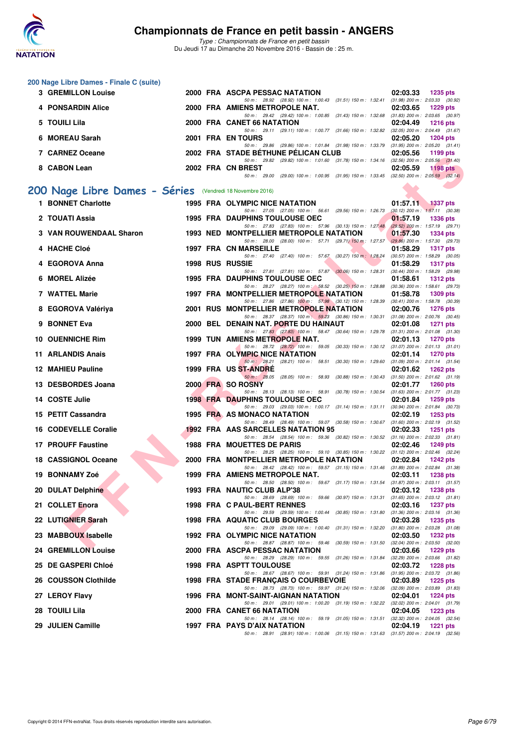# Championnats de France en petit bassin - ANGERS

*Type : Championnats de France en petit bassin*
Du Jeudi 17 au Dimanche 20 Novembre 2016 - Bassin de : 25 m.

## 200 Nage Libre Dames - Finale C (suite)

| Rg | Nom | Année | Nat | Club | Temps | Points |
|---|---|---|---|---|---|---|
| 3 | GREMILLON Louise | 2000 | FRA | ASCPA PESSAC NATATION | 02:03.33 | 1235 pts |
| | 50 m : 28.92 (28.92) 100 m : 1:00.43 (31.51) 150 m : 1:32.41 (31.98) 200 m : 2:03.33 (30.92) | | | | | |
| 4 | PONSARDIN Alice | 2000 | FRA | AMIENS METROPOLE NAT. | 02:03.65 | 1229 pts |
| | 50 m : 29.42 (29.42) 100 m : 1:00.85 (31.43) 150 m : 1:32.68 (31.83) 200 m : 2:03.65 (30.97) | | | | | |
| 5 | TOUILI Lila | 2000 | FRA | CANET 66 NATATION | 02:04.49 | 1216 pts |
| | 50 m : 29.11 (29.11) 100 m : 1:00.77 (31.66) 150 m : 1:32.82 (32.05) 200 m : 2:04.49 (31.67) | | | | | |
| 6 | MOREAU Sarah | 2001 | FRA | EN TOURS | 02:05.20 | 1204 pts |
| | 50 m : 29.86 (29.86) 100 m : 1:01.84 (31.98) 150 m : 1:33.79 (31.95) 200 m : 2:05.20 (31.41) | | | | | |
| 7 | CARNEZ Oceane | 2002 | FRA | STADE BÉTHUNE PÉLICAN CLUB | 02:05.56 | 1199 pts |
| | 50 m : 29.82 (29.82) 100 m : 1:01.60 (31.78) 150 m : 1:34.16 (32.56) 200 m : 2:05.56 (31.40) | | | | | |
| 8 | CABON Lean | 2002 | FRA | CN BREST | 02:05.59 | 1198 pts |
| | 50 m : 29.00 (29.00) 100 m : 1:00.95 (31.95) 150 m : 1:33.45 (32.50) 200 m : 2:05.59 (32.14) | | | | | |

## 200 Nage Libre Dames - Séries (Vendredi 18 Novembre 2016)

| Rg | Nom | Année | Nat | Club | Temps | Points |
|---|---|---|---|---|---|---|
| 1 | BONNET Charlotte | 1995 | FRA | OLYMPIC NICE NATATION | 01:57.11 | 1337 pts |
| | 50 m : 27.05 (27.05) 100 m : 56.61 (29.56) 150 m : 1:26.73 (30.12) 200 m : 1:57.11 (30.38) | | | | | |
| 2 | TOUATI Assia | 1995 | FRA | DAUPHINS TOULOUSE OEC | 01:57.19 | 1336 pts |
| | 50 m : 27.83 (27.83) 100 m : 57.96 (30.13) 150 m : 1:27.48 (29.52) 200 m : 1:57.19 (29.71) | | | | | |
| 3 | VAN ROUWENDAAL Sharon | 1993 | NED | MONTPELLIER METROPOLE NATATION | 01:57.30 | 1334 pts |
| | 50 m : 28.00 (28.00) 100 m : 57.71 (29.71) 150 m : 1:27.57 (29.86) 200 m : 1:57.30 (29.73) | | | | | |
| 4 | HACHE Cloé | 1997 | FRA | CN MARSEILLE | 01:58.29 | 1317 pts |
| | 50 m : 27.40 (27.40) 100 m : 57.67 (30.27) 150 m : 1:28.24 (30.57) 200 m : 1:58.29 (30.05) | | | | | |
| 4 | EGOROVA Anna | 1998 | RUS | RUSSIE | 01:58.29 | 1317 pts |
| | 50 m : 27.81 (27.81) 100 m : 57.87 (30.06) 150 m : 1:28.31 (30.44) 200 m : 1:58.29 (29.98) | | | | | |
| 6 | MOREL Alizée | 1995 | FRA | DAUPHINS TOULOUSE OEC | 01:58.61 | 1312 pts |
| | 50 m : 28.27 (28.27) 100 m : 58.52 (30.25) 150 m : 1:28.88 (30.36) 200 m : 1:58.61 (29.73) | | | | | |
| 7 | WATTEL Marie | 1997 | FRA | MONTPELLIER METROPOLE NATATION | 01:58.78 | 1309 pts |
| | 50 m : 27.86 (27.86) 100 m : 57.98 (30.12) 150 m : 1:28.39 (30.41) 200 m : 1:58.78 (30.39) | | | | | |
| 8 | EGOROVA Valériya | 2001 | RUS | MONTPELLIER METROPOLE NATATION | 02:00.76 | 1276 pts |
| | 50 m : 28.37 (28.37) 100 m : 59.23 (30.86) 150 m : 1:30.31 (31.08) 200 m : 2:00.76 (30.45) | | | | | |
| 9 | BONNET Eva | 2000 | BEL | DENAIN NAT. PORTE DU HAINAUT | 02:01.08 | 1271 pts |
| | 50 m : 27.83 (27.83) 100 m : 58.47 (30.64) 150 m : 1:29.78 (31.31) 200 m : 2:01.08 (31.30) | | | | | |
| 10 | OUENNICHE Rim | 1999 | TUN | AMIENS METROPOLE NAT. | 02:01.13 | 1270 pts |
| | 50 m : 28.72 (28.72) 100 m : 59.05 (30.33) 150 m : 1:30.12 (31.07) 200 m : 2:01.13 (31.01) | | | | | |
| 11 | ARLANDIS Anais | 1997 | FRA | OLYMPIC NICE NATATION | 02:01.14 | 1270 pts |
| | 50 m : 28.21 (28.21) 100 m : 58.51 (30.30) 150 m : 1:29.60 (31.09) 200 m : 2:01.14 (31.54) | | | | | |
| 12 | MAHIEU Pauline | 1999 | FRA | US ST-ANDRÉ | 02:01.62 | 1262 pts |
| | 50 m : 28.05 (28.05) 100 m : 58.93 (30.88) 150 m : 1:30.43 (31.50) 200 m : 2:01.62 (31.19) | | | | | |
| 13 | DESBORDES Joana | 2000 | FRA | SO ROSNY | 02:01.77 | 1260 pts |
| | 50 m : 28.13 (28.13) 100 m : 58.91 (30.78) 150 m : 1:30.54 (31.63) 200 m : 2:01.77 (31.23) | | | | | |
| 14 | COSTE Julie | 1998 | FRA | DAUPHINS TOULOUSE OEC | 02:01.84 | 1259 pts |
| | 50 m : 29.03 (29.03) 100 m : 1:00.17 (31.14) 150 m : 1:31.11 (30.94) 200 m : 2:01.84 (30.73) | | | | | |
| 15 | PETIT Cassandra | 1995 | FRA | AS MONACO NATATION | 02:02.19 | 1253 pts |
| | 50 m : 28.49 (28.49) 100 m : 59.07 (30.58) 150 m : 1:30.67 (31.60) 200 m : 2:02.19 (31.52) | | | | | |
| 16 | CODEVELLE Coralie | 1992 | FRA | AAS SARCELLES NATATION 95 | 02:02.33 | 1251 pts |
| | 50 m : 28.54 (28.54) 100 m : 59.36 (30.82) 150 m : 1:30.52 (31.16) 200 m : 2:02.33 (31.81) | | | | | |
| 17 | PROUFF Faustine | 1988 | FRA | MOUETTES DE PARIS | 02:02.46 | 1249 pts |
| | 50 m : 28.25 (28.25) 100 m : 59.10 (30.85) 150 m : 1:30.22 (31.12) 200 m : 2:02.46 (32.24) | | | | | |
| 18 | CASSIGNOL Oceane | 2000 | FRA | MONTPELLIER METROPOLE NATATION | 02:02.84 | 1242 pts |
| | 50 m : 28.42 (28.42) 100 m : 59.57 (31.15) 150 m : 1:31.46 (31.89) 200 m : 2:02.84 (31.38) | | | | | |
| 19 | BONNAMY Zoé | 1999 | FRA | AMIENS METROPOLE NAT. | 02:03.11 | 1238 pts |
| | 50 m : 28.50 (28.50) 100 m : 59.67 (31.17) 150 m : 1:31.54 (31.87) 200 m : 2:03.11 (31.57) | | | | | |
| 20 | DULAT Delphine | 1993 | FRA | NAUTIC CLUB ALP'38 | 02:03.12 | 1238 pts |
| | 50 m : 28.69 (28.69) 100 m : 59.66 (30.97) 150 m : 1:31.31 (31.65) 200 m : 2:03.12 (31.81) | | | | | |
| 21 | COLLET Enora | 1998 | FRA | C PAUL-BERT RENNES | 02:03.16 | 1237 pts |
| | 50 m : 29.59 (29.59) 100 m : 1:00.44 (30.85) 150 m : 1:31.80 (31.36) 200 m : 2:03.16 (31.36) | | | | | |
| 22 | LUTIGNIER Sarah | 1998 | FRA | AQUATIC CLUB BOURGES | 02:03.28 | 1235 pts |
| | 50 m : 29.09 (29.09) 100 m : 1:00.40 (31.31) 150 m : 1:32.20 (31.80) 200 m : 2:03.28 (31.08) | | | | | |
| 23 | MABBOUX Isabelle | 1992 | FRA | OLYMPIC NICE NATATION | 02:03.50 | 1232 pts |
| | 50 m : 28.87 (28.87) 100 m : 59.46 (30.59) 150 m : 1:31.50 (32.04) 200 m : 2:03.50 (32.00) | | | | | |
| 24 | GREMILLON Louise | 2000 | FRA | ASCPA PESSAC NATATION | 02:03.66 | 1229 pts |
| | 50 m : 28.29 (28.29) 100 m : 59.55 (31.26) 150 m : 1:31.84 (32.29) 200 m : 2:03.66 (31.82) | | | | | |
| 25 | DE GASPERI Chloé | 1998 | FRA | ASPTT TOULOUSE | 02:03.72 | 1228 pts |
| | 50 m : 28.67 (28.67) 100 m : 59.91 (31.24) 150 m : 1:31.86 (31.95) 200 m : 2:03.72 (31.86) | | | | | |
| 26 | COUSSON Clothilde | 1998 | FRA | STADE FRANÇAIS O COURBEVOIE | 02:03.89 | 1225 pts |
| | 50 m : 28.73 (28.73) 100 m : 59.97 (31.24) 150 m : 1:32.06 (32.09) 200 m : 2:03.89 (31.83) | | | | | |
| 27 | LEROY Flavy | 1996 | FRA | MONT-SAINT-AIGNAN NATATION | 02:04.01 | 1224 pts |
| | 50 m : 29.01 (29.01) 100 m : 1:00.20 (31.19) 150 m : 1:32.22 (32.02) 200 m : 2:04.01 (31.79) | | | | | |
| 28 | TOUILI Lila | 2000 | FRA | CANET 66 NATATION | 02:04.05 | 1223 pts |
| | 50 m : 28.14 (28.14) 100 m : 59.19 (31.05) 150 m : 1:31.51 (32.32) 200 m : 2:04.05 (32.54) | | | | | |
| 29 | JULIEN Camille | 1997 | FRA | PAYS D'AIX NATATION | 02:04.19 | 1221 pts |
| | 50 m : 28.91 (28.91) 100 m : 1:00.06 (31.15) 150 m : 1:31.63 (31.57) 200 m : 2:04.19 (32.56) | | | | | |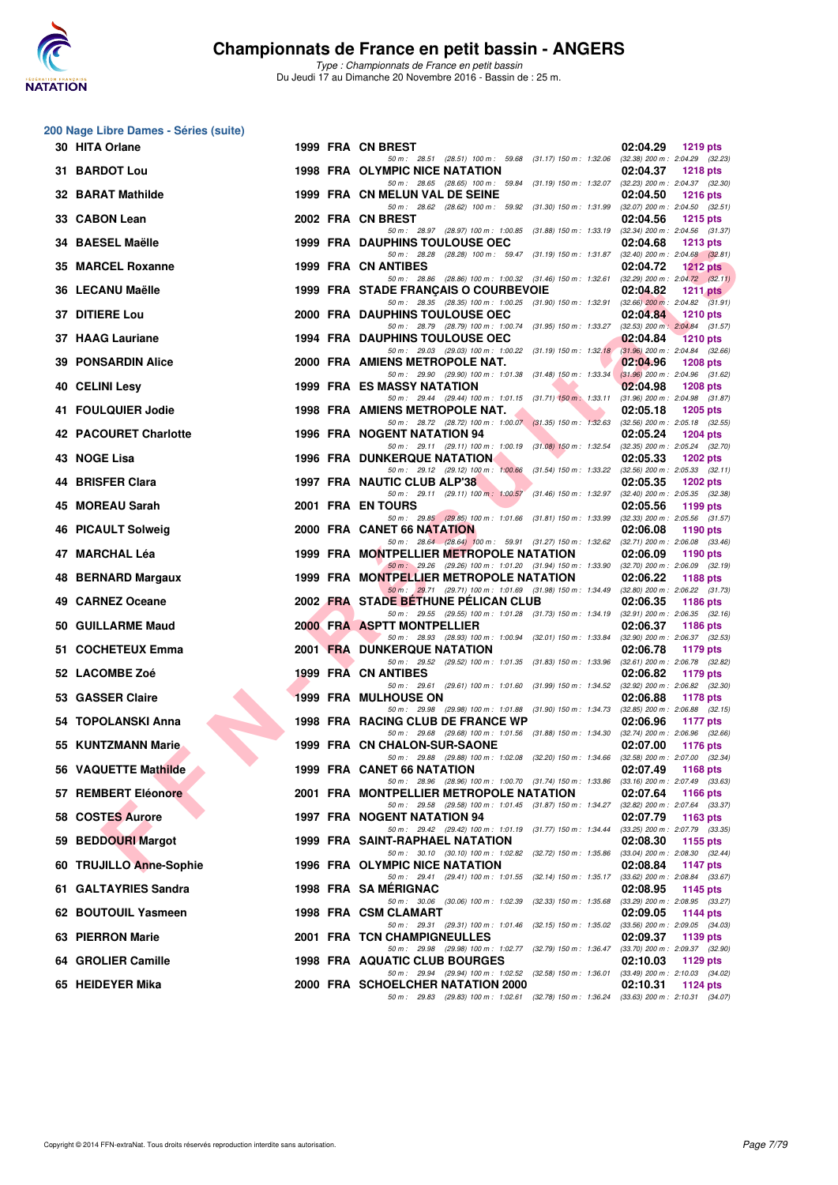## 200 Nage Libre Dames - Séries (suite)

| Rang | Nom | Année | Nat | Club | Temps | Points |
|---|---|---|---|---|---|---|
| 30 | HITA Orlane | 1999 | FRA | CN BREST | 02:04.29 | 1219 pts |
| | 50 m : 28.51 (28.51) 100 m : 59.68 (31.17) 150 m : 1:32.06 (32.38) 200 m : 2:04.29 (32.23) | | | | | |
| 31 | BARDOT Lou | 1998 | FRA | OLYMPIC NICE NATATION | 02:04.37 | 1218 pts |
| | 50 m : 28.65 (28.65) 100 m : 59.84 (31.19) 150 m : 1:32.07 (32.23) 200 m : 2:04.37 (32.30) | | | | | |
| 32 | BARAT Mathilde | 1999 | FRA | CN MELUN VAL DE SEINE | 02:04.50 | 1216 pts |
| | 50 m : 28.62 (28.62) 100 m : 59.92 (31.30) 150 m : 1:31.99 (32.07) 200 m : 2:04.50 (32.51) | | | | | |
| 33 | CABON Lean | 2002 | FRA | CN BREST | 02:04.56 | 1215 pts |
| | 50 m : 28.97 (28.97) 100 m : 1:00.85 (31.88) 150 m : 1:33.19 (32.34) 200 m : 2:04.56 (31.37) | | | | | |
| 34 | BAESEL Maëlle | 1999 | FRA | DAUPHINS TOULOUSE OEC | 02:04.68 | 1213 pts |
| | 50 m : 28.28 (28.28) 100 m : 59.47 (31.19) 150 m : 1:31.87 (32.40) 200 m : 2:04.68 (32.81) | | | | | |
| 35 | MARCEL Roxanne | 1999 | FRA | CN ANTIBES | 02:04.72 | 1212 pts |
| | 50 m : 28.86 (28.86) 100 m : 1:00.32 (31.46) 150 m : 1:32.61 (32.29) 200 m : 2:04.72 (32.11) | | | | | |
| 36 | LECANU Maëlle | 1999 | FRA | STADE FRANÇAIS O COURBEVOIE | 02:04.82 | 1211 pts |
| | 50 m : 28.35 (28.35) 100 m : 1:00.25 (31.90) 150 m : 1:32.91 (32.66) 200 m : 2:04.82 (31.91) | | | | | |
| 37 | DITIERE Lou | 2000 | FRA | DAUPHINS TOULOUSE OEC | 02:04.84 | 1210 pts |
| | 50 m : 28.79 (28.79) 100 m : 1:00.74 (31.95) 150 m : 1:33.27 (32.53) 200 m : 2:04.84 (31.57) | | | | | |
| 37 | HAAG Lauriane | 1994 | FRA | DAUPHINS TOULOUSE OEC | 02:04.84 | 1210 pts |
| | 50 m : 29.03 (29.03) 100 m : 1:00.22 (31.19) 150 m : 1:32.18 (31.96) 200 m : 2:04.84 (32.66) | | | | | |
| 39 | PONSARDIN Alice | 2000 | FRA | AMIENS METROPOLE NAT. | 02:04.96 | 1208 pts |
| | 50 m : 29.90 (29.90) 100 m : 1:01.38 (31.48) 150 m : 1:33.34 (31.96) 200 m : 2:04.96 (31.62) | | | | | |
| 40 | CELINI Lesy | 1999 | FRA | ES MASSY NATATION | 02:04.98 | 1208 pts |
| | 50 m : 29.44 (29.44) 100 m : 1:01.15 (31.71) 150 m : 1:33.11 (31.96) 200 m : 2:04.98 (31.87) | | | | | |
| 41 | FOULQUIER Jodie | 1998 | FRA | AMIENS METROPOLE NAT. | 02:05.18 | 1205 pts |
| | 50 m : 28.72 (28.72) 100 m : 1:00.07 (31.35) 150 m : 1:32.63 (32.56) 200 m : 2:05.18 (32.55) | | | | | |
| 42 | PACOURET Charlotte | 1996 | FRA | NOGENT NATATION 94 | 02:05.24 | 1204 pts |
| | 50 m : 29.11 (29.11) 100 m : 1:00.19 (31.08) 150 m : 1:32.54 (32.35) 200 m : 2:05.24 (32.70) | | | | | |
| 43 | NOGE Lisa | 1996 | FRA | DUNKERQUE NATATION | 02:05.33 | 1202 pts |
| | 50 m : 29.12 (29.12) 100 m : 1:00.66 (31.54) 150 m : 1:33.22 (32.56) 200 m : 2:05.33 (32.11) | | | | | |
| 44 | BRISFER Clara | 1997 | FRA | NAUTIC CLUB ALP'38 | 02:05.35 | 1202 pts |
| | 50 m : 29.11 (29.11) 100 m : 1:00.57 (31.46) 150 m : 1:32.97 (32.40) 200 m : 2:05.35 (32.38) | | | | | |
| 45 | MOREAU Sarah | 2001 | FRA | EN TOURS | 02:05.56 | 1199 pts |
| | 50 m : 29.85 (29.85) 100 m : 1:01.66 (31.81) 150 m : 1:33.99 (32.33) 200 m : 2:05.56 (31.57) | | | | | |
| 46 | PICAULT Solweig | 2000 | FRA | CANET 66 NATATION | 02:06.08 | 1190 pts |
| | 50 m : 28.64 (28.64) 100 m : 59.91 (31.27) 150 m : 1:32.62 (32.71) 200 m : 2:06.08 (33.46) | | | | | |
| 47 | MARCHAL Léa | 1999 | FRA | MONTPELLIER METROPOLE NATATION | 02:06.09 | 1190 pts |
| | 50 m : 29.26 (29.26) 100 m : 1:01.20 (31.94) 150 m : 1:33.90 (32.70) 200 m : 2:06.09 (32.19) | | | | | |
| 48 | BERNARD Margaux | 1999 | FRA | MONTPELLIER METROPOLE NATATION | 02:06.22 | 1188 pts |
| | 50 m : 29.71 (29.71) 100 m : 1:01.69 (31.98) 150 m : 1:34.49 (32.80) 200 m : 2:06.22 (31.73) | | | | | |
| 49 | CARNEZ Oceane | 2002 | FRA | STADE BÉTHUNE PÉLICAN CLUB | 02:06.35 | 1186 pts |
| | 50 m : 29.55 (29.55) 100 m : 1:01.28 (31.73) 150 m : 1:34.19 (32.91) 200 m : 2:06.35 (32.16) | | | | | |
| 50 | GUILLARME Maud | 2000 | FRA | ASPTT MONTPELLIER | 02:06.37 | 1186 pts |
| | 50 m : 28.93 (28.93) 100 m : 1:00.94 (32.01) 150 m : 1:33.84 (32.90) 200 m : 2:06.37 (32.53) | | | | | |
| 51 | COCHETEUX Emma | 2001 | FRA | DUNKERQUE NATATION | 02:06.78 | 1179 pts |
| | 50 m : 29.52 (29.52) 100 m : 1:01.35 (31.83) 150 m : 1:33.96 (32.61) 200 m : 2:06.78 (32.82) | | | | | |
| 52 | LACOMBE Zoé | 1999 | FRA | CN ANTIBES | 02:06.82 | 1179 pts |
| | 50 m : 29.61 (29.61) 100 m : 1:01.60 (31.99) 150 m : 1:34.52 (32.92) 200 m : 2:06.82 (32.30) | | | | | |
| 53 | GASSER Claire | 1999 | FRA | MULHOUSE ON | 02:06.88 | 1178 pts |
| | 50 m : 29.98 (29.98) 100 m : 1:01.88 (31.90) 150 m : 1:34.73 (32.85) 200 m : 2:06.88 (32.15) | | | | | |
| 54 | TOPOLANSKI Anna | 1998 | FRA | RACING CLUB DE FRANCE WP | 02:06.96 | 1177 pts |
| | 50 m : 29.68 (29.68) 100 m : 1:01.56 (31.88) 150 m : 1:34.30 (32.74) 200 m : 2:06.96 (32.66) | | | | | |
| 55 | KUNTZMANN Marie | 1999 | FRA | CN CHALON-SUR-SAONE | 02:07.00 | 1176 pts |
| | 50 m : 29.88 (29.88) 100 m : 1:02.08 (32.20) 150 m : 1:34.66 (32.58) 200 m : 2:07.00 (32.34) | | | | | |
| 56 | VAQUETTE Mathilde | 1999 | FRA | CANET 66 NATATION | 02:07.49 | 1168 pts |
| | 50 m : 28.96 (28.96) 100 m : 1:00.70 (31.74) 150 m : 1:33.86 (33.16) 200 m : 2:07.49 (33.63) | | | | | |
| 57 | REMBERT Eléonore | 2001 | FRA | MONTPELLIER METROPOLE NATATION | 02:07.64 | 1166 pts |
| | 50 m : 29.58 (29.58) 100 m : 1:01.45 (31.87) 150 m : 1:34.27 (32.82) 200 m : 2:07.64 (33.37) | | | | | |
| 58 | COSTES Aurore | 1997 | FRA | NOGENT NATATION 94 | 02:07.79 | 1163 pts |
| | 50 m : 29.42 (29.42) 100 m : 1:01.19 (31.77) 150 m : 1:34.44 (33.25) 200 m : 2:07.79 (33.35) | | | | | |
| 59 | BEDDOURI Margot | 1999 | FRA | SAINT-RAPHAEL NATATION | 02:08.30 | 1155 pts |
| | 50 m : 30.10 (30.10) 100 m : 1:02.82 (32.72) 150 m : 1:35.86 (33.04) 200 m : 2:08.30 (32.44) | | | | | |
| 60 | TRUJILLO Anne-Sophie | 1996 | FRA | OLYMPIC NICE NATATION | 02:08.84 | 1147 pts |
| | 50 m : 29.41 (29.41) 100 m : 1:01.55 (32.14) 150 m : 1:35.17 (33.62) 200 m : 2:08.84 (33.67) | | | | | |
| 61 | GALTAYRIES Sandra | 1998 | FRA | SA MÉRIGNAC | 02:08.95 | 1145 pts |
| | 50 m : 30.06 (30.06) 100 m : 1:02.39 (32.33) 150 m : 1:35.68 (33.29) 200 m : 2:08.95 (33.27) | | | | | |
| 62 | BOUTOUIL Yasmeen | 1998 | FRA | CSM CLAMART | 02:09.05 | 1144 pts |
| | 50 m : 29.31 (29.31) 100 m : 1:01.46 (32.15) 150 m : 1:35.02 (33.56) 200 m : 2:09.05 (34.03) | | | | | |
| 63 | PIERRON Marie | 2001 | FRA | TCN CHAMPIGNEULLES | 02:09.37 | 1139 pts |
| | 50 m : 29.98 (29.98) 100 m : 1:02.77 (32.79) 150 m : 1:36.47 (33.70) 200 m : 2:09.37 (32.90) | | | | | |
| 64 | GROLIER Camille | 1998 | FRA | AQUATIC CLUB BOURGES | 02:10.03 | 1129 pts |
| | 50 m : 29.94 (29.94) 100 m : 1:02.52 (32.58) 150 m : 1:36.01 (33.49) 200 m : 2:10.03 (34.02) | | | | | |
| 65 | HEIDEYER Mika | 2000 | FRA | SCHOELCHER NATATION 2000 | 02:10.31 | 1124 pts |
| | 50 m : 29.83 (29.83) 100 m : 1:02.61 (32.78) 150 m : 1:36.24 (33.63) 200 m : 2:10.31 (34.07) | | | | | |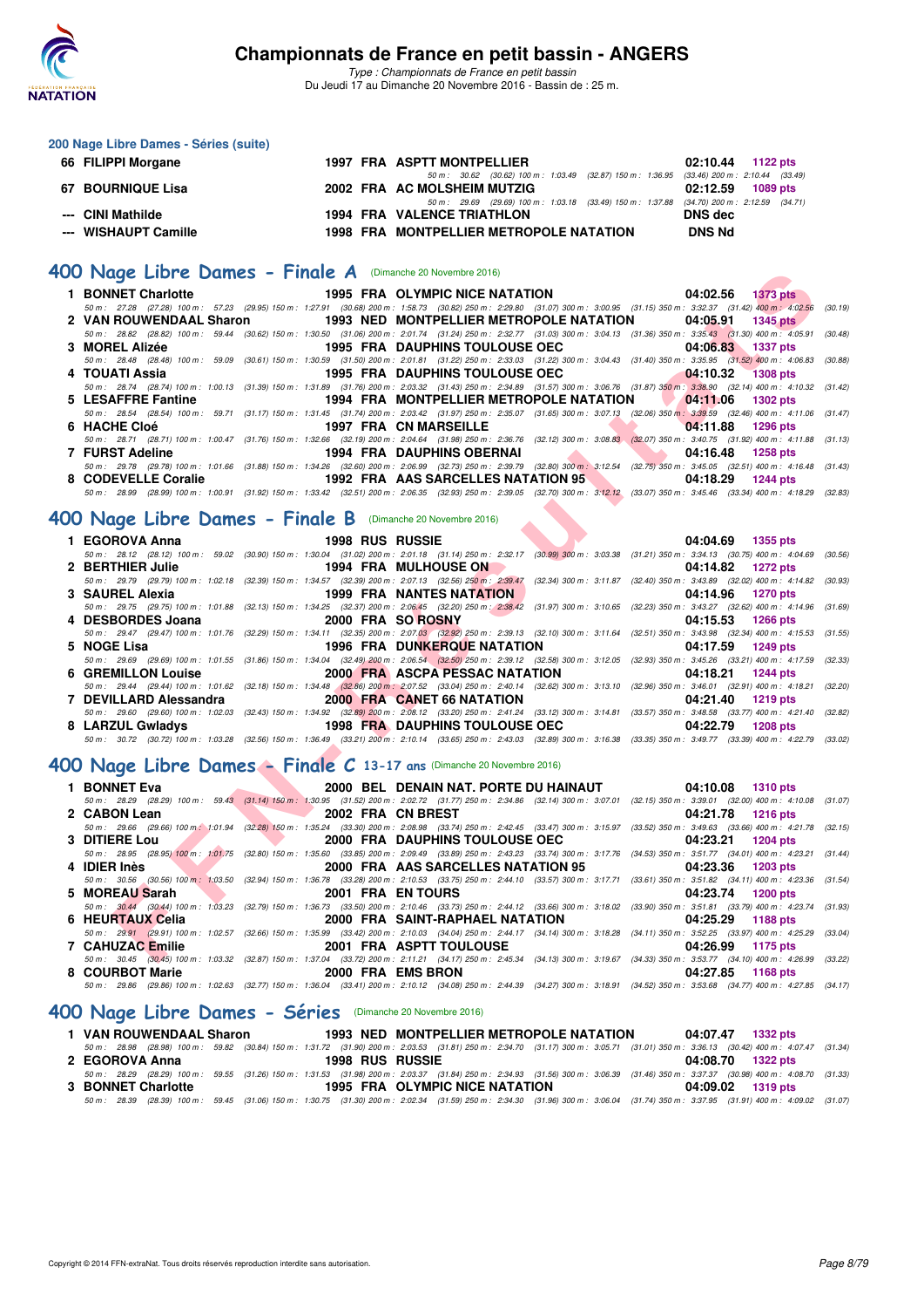# Championnats de France en petit bassin - ANGERS

*Type : Championnats de France en petit bassin*
Du Jeudi 17 au Dimanche 20 Novembre 2016 - Bassin de : 25 m.

## 200 Nage Libre Dames - Séries (suite)

| Rang | Nom | Année | Nat. | Club | Temps | Points |
|---|---|---|---|---|---|---|
| 66 | FILIPPI Morgane | 1997 | FRA | ASPTT MONTPELLIER | 02:10.44 | 1122 pts |
| | 50 m : 30.62 (30.62) 100 m : 1:03.49 (32.87) 150 m : 1:36.95 (33.46) 200 m : 2:10.44 (33.49) | | | | | |
| 67 | BOURNIQUE Lisa | 2002 | FRA | AC MOLSHEIM MUTZIG | 02:12.59 | 1089 pts |
| | 50 m : 29.69 (29.69) 100 m : 1:03.18 (33.49) 150 m : 1:37.88 (34.70) 200 m : 2:12.59 (34.71) | | | | | |
| --- | CINI Mathilde | 1994 | FRA | VALENCE TRIATHLON | DNS dec | |
| --- | WISHAUPT Camille | 1998 | FRA | MONTPELLIER METROPOLE NATATION | DNS Nd | |

## 400 Nage Libre Dames - Finale A (Dimanche 20 Novembre 2016)

| Rang | Nom | Année | Nat. | Club | Temps | Points |
|---|---|---|---|---|---|---|
| 1 | BONNET Charlotte | 1995 | FRA | OLYMPIC NICE NATATION | 04:02.56 | 1373 pts |
| | 50 m : 27.28 (27.28) 100 m : 57.23 (29.95) 150 m : 1:27.91 (30.68) 200 m : 1:58.73 (30.82) 250 m : 2:29.80 (31.07) 300 m : 3:00.95 (31.15) 350 m : 3:32.37 (31.42) 400 m : 4:02.56 (30.19) | | | | | |
| 2 | VAN ROUWENDAAL Sharon | 1993 | NED | MONTPELLIER METROPOLE NATATION | 04:05.91 | 1345 pts |
| | 50 m : 28.82 (28.82) 100 m : 59.44 (30.62) 150 m : 1:30.50 (31.06) 200 m : 2:01.74 (31.24) 250 m : 2:32.77 (31.03) 300 m : 3:04.13 (31.36) 350 m : 3:35.43 (31.30) 400 m : 4:05.91 (30.48) | | | | | |
| 3 | MOREL Alizée | 1995 | FRA | DAUPHINS TOULOUSE OEC | 04:06.83 | 1337 pts |
| | 50 m : 28.48 (28.48) 100 m : 59.09 (30.61) 150 m : 1:30.59 (31.50) 200 m : 2:01.81 (31.22) 250 m : 2:33.03 (31.22) 300 m : 3:04.43 (31.40) 350 m : 3:35.95 (31.52) 400 m : 4:06.83 (30.88) | | | | | |
| 4 | TOUATI Assia | 1995 | FRA | DAUPHINS TOULOUSE OEC | 04:10.32 | 1308 pts |
| | 50 m : 28.74 (28.74) 100 m : 1:00.13 (31.39) 150 m : 1:31.89 (31.76) 200 m : 2:03.32 (31.43) 250 m : 2:34.89 (31.57) 300 m : 3:06.76 (31.87) 350 m : 3:38.90 (32.14) 400 m : 4:10.32 (31.42) | | | | | |
| 5 | LESAFFRE Fantine | 1994 | FRA | MONTPELLIER METROPOLE NATATION | 04:11.06 | 1302 pts |
| | 50 m : 28.54 (28.54) 100 m : 59.71 (31.17) 150 m : 1:31.45 (31.74) 200 m : 2:03.42 (31.97) 250 m : 2:35.07 (31.65) 300 m : 3:07.13 (32.06) 350 m : 3:39.59 (32.46) 400 m : 4:11.06 (31.47) | | | | | |
| 6 | HACHE Cloé | 1997 | FRA | CN MARSEILLE | 04:11.88 | 1296 pts |
| | 50 m : 28.71 (28.71) 100 m : 1:00.47 (31.76) 150 m : 1:32.66 (32.19) 200 m : 2:04.64 (31.98) 250 m : 2:36.76 (32.12) 300 m : 3:08.83 (32.07) 350 m : 3:40.75 (31.92) 400 m : 4:11.88 (31.13) | | | | | |
| 7 | FURST Adeline | 1994 | FRA | DAUPHINS OBERNAI | 04:16.48 | 1258 pts |
| | 50 m : 29.78 (29.78) 100 m : 1:01.66 (31.88) 150 m : 1:34.26 (32.60) 200 m : 2:06.99 (32.73) 250 m : 2:39.79 (32.80) 300 m : 3:12.54 (32.75) 350 m : 3:45.05 (32.51) 400 m : 4:16.48 (31.43) | | | | | |
| 8 | CODEVELLE Coralie | 1992 | FRA | AAS SARCELLES NATATION 95 | 04:18.29 | 1244 pts |
| | 50 m : 28.99 (28.99) 100 m : 1:00.91 (31.92) 150 m : 1:33.42 (32.51) 200 m : 2:06.35 (32.93) 250 m : 2:39.05 (32.70) 300 m : 3:12.12 (33.07) 350 m : 3:45.46 (33.34) 400 m : 4:18.29 (32.83) | | | | | |

## 400 Nage Libre Dames - Finale B (Dimanche 20 Novembre 2016)

| Rang | Nom | Année | Nat. | Club | Temps | Points |
|---|---|---|---|---|---|---|
| 1 | EGOROVA Anna | 1998 | RUS | RUSSIE | 04:04.69 | 1355 pts |
| | 50 m : 28.12 (28.12) 100 m : 59.02 (30.90) 150 m : 1:30.04 (31.02) 200 m : 2:01.18 (31.14) 250 m : 2:32.17 (30.99) 300 m : 3:03.38 (31.21) 350 m : 3:34.13 (30.75) 400 m : 4:04.69 (30.56) | | | | | |
| 2 | BERTHIER Julie | 1994 | FRA | MULHOUSE ON | 04:14.82 | 1272 pts |
| | 50 m : 29.79 (29.79) 100 m : 1:02.18 (32.39) 150 m : 1:34.57 (32.39) 200 m : 2:07.13 (32.56) 250 m : 2:39.47 (32.34) 300 m : 3:11.87 (32.40) 350 m : 3:43.89 (32.02) 400 m : 4:14.82 (30.93) | | | | | |
| 3 | SAUREL Alexia | 1999 | FRA | NANTES NATATION | 04:14.96 | 1270 pts |
| | 50 m : 29.75 (29.75) 100 m : 1:01.88 (32.13) 150 m : 1:34.25 (32.37) 200 m : 2:06.45 (32.20) 250 m : 2:38.42 (31.97) 300 m : 3:10.65 (32.23) 350 m : 3:43.27 (32.62) 400 m : 4:14.96 (31.69) | | | | | |
| 4 | DESBORDES Joana | 2000 | FRA | SO ROSNY | 04:15.53 | 1266 pts |
| | 50 m : 29.47 (29.47) 100 m : 1:01.76 (32.29) 150 m : 1:34.11 (32.35) 200 m : 2:07.03 (32.92) 250 m : 2:39.13 (32.10) 300 m : 3:11.64 (32.51) 350 m : 3:43.98 (32.34) 400 m : 4:15.53 (31.55) | | | | | |
| 5 | NOGE Lisa | 1996 | FRA | DUNKERQUE NATATION | 04:17.59 | 1249 pts |
| | 50 m : 29.69 (29.69) 100 m : 1:01.55 (31.86) 150 m : 1:34.04 (32.49) 200 m : 2:06.54 (32.50) 250 m : 2:39.12 (32.58) 300 m : 3:12.05 (32.93) 350 m : 3:45.26 (33.21) 400 m : 4:17.59 (32.33) | | | | | |
| 6 | GREMILLON Louise | 2000 | FRA | ASCPA PESSAC NATATION | 04:18.21 | 1244 pts |
| | 50 m : 29.44 (29.44) 100 m : 1:01.62 (32.18) 150 m : 1:34.48 (32.86) 200 m : 2:07.52 (33.04) 250 m : 2:40.14 (32.62) 300 m : 3:13.10 (32.96) 350 m : 3:46.01 (32.91) 400 m : 4:18.21 (32.20) | | | | | |
| 7 | DEVILLARD Alessandra | 2000 | FRA | CANET 66 NATATION | 04:21.40 | 1219 pts |
| | 50 m : 29.60 (29.60) 100 m : 1:02.03 (32.43) 150 m : 1:34.92 (32.89) 200 m : 2:08.12 (33.20) 250 m : 2:41.24 (33.12) 300 m : 3:14.81 (33.57) 350 m : 3:48.58 (33.77) 400 m : 4:21.40 (32.82) | | | | | |
| 8 | LARZUL Gwladys | 1998 | FRA | DAUPHINS TOULOUSE OEC | 04:22.79 | 1208 pts |
| | 50 m : 30.72 (30.72) 100 m : 1:03.28 (32.56) 150 m : 1:36.49 (33.21) 200 m : 2:10.14 (33.65) 250 m : 2:43.03 (32.89) 300 m : 3:16.38 (33.35) 350 m : 3:49.77 (33.39) 400 m : 4:22.79 (33.02) | | | | | |

## 400 Nage Libre Dames - Finale C 13-17 ans (Dimanche 20 Novembre 2016)

| Rang | Nom | Année | Nat. | Club | Temps | Points |
|---|---|---|---|---|---|---|
| 1 | BONNET Eva | 2000 | BEL | DENAIN NAT. PORTE DU HAINAUT | 04:10.08 | 1310 pts |
| | 50 m : 28.29 (28.29) 100 m : 59.43 (31.14) 150 m : 1:30.95 (31.52) 200 m : 2:02.72 (31.77) 250 m : 2:34.86 (32.14) 300 m : 3:07.01 (32.15) 350 m : 3:39.01 (32.00) 400 m : 4:10.08 (31.07) | | | | | |
| 2 | CABON Lean | 2002 | FRA | CN BREST | 04:21.78 | 1216 pts |
| | 50 m : 29.66 (29.66) 100 m : 1:01.94 (32.28) 150 m : 1:35.24 (33.30) 200 m : 2:08.98 (33.74) 250 m : 2:42.45 (33.47) 300 m : 3:15.97 (33.52) 350 m : 3:49.63 (33.66) 400 m : 4:21.78 (32.15) | | | | | |
| 3 | DITIERE Lou | 2000 | FRA | DAUPHINS TOULOUSE OEC | 04:23.21 | 1204 pts |
| | 50 m : 28.95 (28.95) 100 m : 1:01.75 (32.80) 150 m : 1:35.60 (33.85) 200 m : 2:09.49 (33.89) 250 m : 2:43.23 (33.74) 300 m : 3:17.76 (34.53) 350 m : 3:51.77 (34.01) 400 m : 4:23.21 (31.44) | | | | | |
| 4 | IDIER Inès | 2000 | FRA | AAS SARCELLES NATATION 95 | 04:23.36 | 1203 pts |
| | 50 m : 30.56 (30.56) 100 m : 1:03.50 (32.94) 150 m : 1:36.78 (33.28) 200 m : 2:10.53 (33.75) 250 m : 2:44.10 (33.57) 300 m : 3:17.71 (33.61) 350 m : 3:51.82 (34.11) 400 m : 4:23.36 (31.54) | | | | | |
| 5 | MOREAU Sarah | 2001 | FRA | EN TOURS | 04:23.74 | 1200 pts |
| | 50 m : 30.44 (30.44) 100 m : 1:03.23 (32.79) 150 m : 1:36.73 (33.50) 200 m : 2:10.46 (33.73) 250 m : 2:44.12 (33.66) 300 m : 3:18.02 (33.90) 350 m : 3:51.81 (33.79) 400 m : 4:23.74 (31.93) | | | | | |
| 6 | HEURTAUX Celia | 2000 | FRA | SAINT-RAPHAEL NATATION | 04:25.29 | 1188 pts |
| | 50 m : 29.91 (29.91) 100 m : 1:02.57 (32.66) 150 m : 1:35.99 (33.42) 200 m : 2:10.03 (34.04) 250 m : 2:44.17 (34.14) 300 m : 3:18.28 (34.11) 350 m : 3:52.25 (33.97) 400 m : 4:25.29 (33.04) | | | | | |
| 7 | CAHUZAC Emilie | 2001 | FRA | ASPTT TOULOUSE | 04:26.99 | 1175 pts |
| | 50 m : 30.45 (30.45) 100 m : 1:03.32 (32.87) 150 m : 1:37.04 (33.72) 200 m : 2:11.21 (34.17) 250 m : 2:45.34 (34.13) 300 m : 3:19.67 (34.33) 350 m : 3:53.77 (34.10) 400 m : 4:26.99 (33.22) | | | | | |
| 8 | COURBOT Marie | 2000 | FRA | EMS BRON | 04:27.85 | 1168 pts |
| | 50 m : 29.86 (29.86) 100 m : 1:02.63 (32.77) 150 m : 1:36.04 (33.41) 200 m : 2:10.12 (34.08) 250 m : 2:44.39 (34.27) 300 m : 3:18.91 (34.52) 350 m : 3:53.68 (34.77) 400 m : 4:27.85 (34.17) | | | | | |

## 400 Nage Libre Dames - Séries (Dimanche 20 Novembre 2016)

| Rang | Nom | Année | Nat. | Club | Temps | Points |
|---|---|---|---|---|---|---|
| 1 | VAN ROUWENDAAL Sharon | 1993 | NED | MONTPELLIER METROPOLE NATATION | 04:07.47 | 1332 pts |
| | 50 m : 28.98 (28.98) 100 m : 59.82 (30.84) 150 m : 1:31.72 (31.90) 200 m : 2:03.53 (31.81) 250 m : 2:34.70 (31.17) 300 m : 3:05.71 (31.01) 350 m : 3:36.13 (30.42) 400 m : 4:07.47 (31.34) | | | | | |
| 2 | EGOROVA Anna | 1998 | RUS | RUSSIE | 04:08.70 | 1322 pts |
| | 50 m : 28.29 (28.29) 100 m : 59.55 (31.26) 150 m : 1:31.53 (31.98) 200 m : 2:03.37 (31.84) 250 m : 2:34.93 (31.56) 300 m : 3:06.39 (31.46) 350 m : 3:37.37 (30.98) 400 m : 4:08.70 (31.33) | | | | | |
| 3 | BONNET Charlotte | 1995 | FRA | OLYMPIC NICE NATATION | 04:09.02 | 1319 pts |
| | 50 m : 28.39 (28.39) 100 m : 59.45 (31.06) 150 m : 1:30.75 (31.30) 200 m : 2:02.34 (31.59) 250 m : 2:34.30 (31.96) 300 m : 3:06.04 (31.74) 350 m : 3:37.95 (31.91) 400 m : 4:09.02 (31.07) | | | | | |

Copyright © 2014 FFN-extraNat. Tous droits réservés reproduction interdite sans autorisation.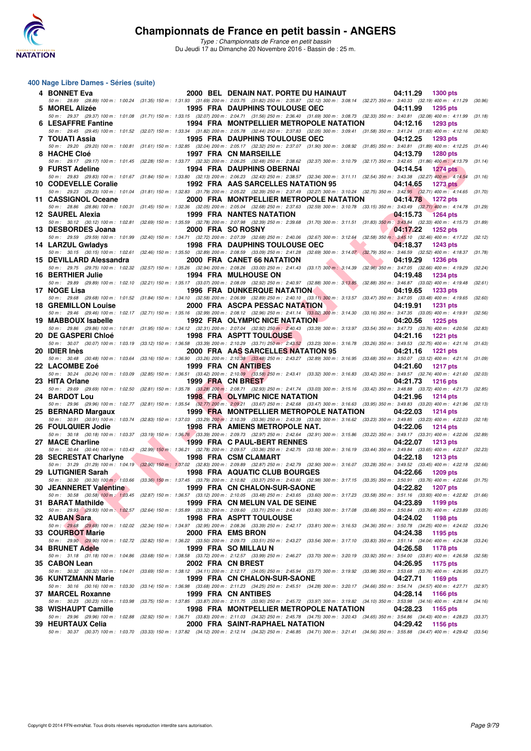# Championnats de France en petit bassin - ANGERS

*Type : Championnats de France en petit bassin*
Du Jeudi 17 au Dimanche 20 Novembre 2016 - Bassin de : 25 m.

## 400 Nage Libre Dames - Séries (suite)

| Rg | Nom | Année | Nat. | Club | Temps | Points |
|---|---|---|---|---|---|---|
| 4 | BONNET Eva | 2000 | BEL | DENAIN NAT. PORTE DU HAINAUT | 04:11.29 | 1300 pts |
| | 50 m : 28.89 (28.89) 100 m : 1:00.24 (31.35) 150 m : 1:31.93 (31.69) 200 m : 2:03.75 (31.82) 250 m : 2:35.87 (32.12) 300 m : 3:08.14 (32.27) 350 m : 3:40.33 (32.19) 400 m : 4:11.29 (30.96) | | | | | |
| 5 | MOREL Alizée | 1995 | FRA | DAUPHINS TOULOUSE OEC | 04:11.99 | 1295 pts |
| | 50 m : 29.37 (29.37) 100 m : 1:01.08 (31.71) 150 m : 1:33.15 (32.07) 200 m : 2:04.71 (31.56) 250 m : 2:36.40 (31.69) 300 m : 3:08.73 (32.33) 350 m : 3:40.81 (32.08) 400 m : 4:11.99 (31.18) | | | | | |
| 6 | LESAFFRE Fantine | 1994 | FRA | MONTPELLIER METROPOLE NATATION | 04:12.16 | 1293 pts |
| | 50 m : 29.45 (29.45) 100 m : 1:01.52 (32.07) 150 m : 1:33.34 (31.82) 200 m : 2:05.78 (32.44) 250 m : 2:37.83 (32.05) 300 m : 3:09.41 (31.58) 350 m : 3:41.24 (31.83) 400 m : 4:12.16 (30.92) | | | | | |
| 7 | TOUATI Assia | 1995 | FRA | DAUPHINS TOULOUSE OEC | 04:12.25 | 1293 pts |
| | 50 m : 29.20 (29.20) 100 m : 1:00.81 (31.61) 150 m : 1:32.85 (32.04) 200 m : 2:05.17 (32.32) 250 m : 2:37.07 (31.90) 300 m : 3:08.92 (31.85) 350 m : 3:40.81 (31.89) 400 m : 4:12.25 (31.44) | | | | | |
| 8 | HACHE Cloé | 1997 | FRA | CN MARSEILLE | 04:13.79 | 1280 pts |
| | 50 m : 29.17 (29.17) 100 m : 1:01.45 (32.28) 150 m : 1:33.77 (32.32) 200 m : 2:06.25 (32.48) 250 m : 2:38.62 (32.37) 300 m : 3:10.79 (32.17) 350 m : 3:42.65 (31.86) 400 m : 4:13.79 (31.14) | | | | | |
| 9 | FURST Adeline | 1994 | FRA | DAUPHINS OBERNAI | 04:14.54 | 1274 pts |
| | 50 m : 29.83 (29.83) 100 m : 1:01.67 (31.84) 150 m : 1:33.80 (32.13) 200 m : 2:06.23 (32.43) 250 m : 2:38.57 (32.34) 300 m : 3:11.11 (32.54) 350 m : 3:43.38 (32.27) 400 m : 4:14.54 (31.16) | | | | | |
| 10 | CODEVELLE Coralie | 1992 | FRA | AAS SARCELLES NATATION 95 | 04:14.65 | 1273 pts |
| | 50 m : 29.23 (29.23) 100 m : 1:01.04 (31.81) 150 m : 1:32.83 (31.79) 200 m : 2:05.22 (32.39) 250 m : 2:37.49 (32.27) 300 m : 3:10.24 (32.75) 350 m : 3:42.95 (32.71) 400 m : 4:14.65 (31.70) | | | | | |
| 11 | CASSIGNOL Oceane | 2000 | FRA | MONTPELLIER METROPOLE NATATION | 04:14.78 | 1272 pts |
| | 50 m : 28.86 (28.86) 100 m : 1:00.31 (31.45) 150 m : 1:32.36 (32.05) 200 m : 2:05.04 (32.68) 250 m : 2:37.63 (32.59) 300 m : 3:10.78 (33.15) 350 m : 3:43.49 (32.71) 400 m : 4:14.78 (31.29) | | | | | |
| 12 | SAUREL Alexia | 1999 | FRA | NANTES NATATION | 04:15.73 | 1264 pts |
| | 50 m : 30.12 (30.12) 100 m : 1:02.81 (32.69) 150 m : 1:35.59 (32.78) 200 m : 2:07.98 (32.39) 250 m : 2:39.68 (31.70) 300 m : 3:11.51 (31.83) 350 m : 3:43.84 (32.33) 400 m : 4:15.73 (31.89) | | | | | |
| 13 | DESBORDES Joana | 2000 | FRA | SO ROSNY | 04:17.22 | 1252 pts |
| | 50 m : 29.59 (29.59) 100 m : 1:01.99 (32.40) 150 m : 1:34.71 (32.72) 200 m : 2:07.39 (32.68) 250 m : 2:40.06 (32.67) 300 m : 3:12.64 (32.58) 350 m : 3:45.10 (32.46) 400 m : 4:17.22 (32.12) | | | | | |
| 14 | LARZUL Gwladys | 1998 | FRA | DAUPHINS TOULOUSE OEC | 04:18.37 | 1243 pts |
| | 50 m : 30.15 (30.15) 100 m : 1:02.61 (32.46) 150 m : 1:35.50 (32.89) 200 m : 2:08.59 (33.09) 250 m : 2:41.28 (32.69) 300 m : 3:14.07 (32.79) 350 m : 3:46.59 (32.52) 400 m : 4:18.37 (31.78) | | | | | |
| 15 | DEVILLARD Alessandra | 2000 | FRA | CANET 66 NATATION | 04:19.29 | 1236 pts |
| | 50 m : 29.75 (29.75) 100 m : 1:02.32 (32.57) 150 m : 1:35.26 (32.94) 200 m : 2:08.26 (33.00) 250 m : 2:41.43 (33.17) 300 m : 3:14.39 (32.96) 350 m : 3:47.05 (32.66) 400 m : 4:19.29 (32.24) | | | | | |
| 16 | BERTHIER Julie | 1994 | FRA | MULHOUSE ON | 04:19.48 | 1234 pts |
| | 50 m : 29.89 (29.89) 100 m : 1:02.10 (32.21) 150 m : 1:35.17 (33.07) 200 m : 2:08.09 (32.92) 250 m : 2:40.97 (32.88) 300 m : 3:13.85 (32.88) 350 m : 3:46.87 (33.02) 400 m : 4:19.48 (32.61) | | | | | |
| 17 | NOGE Lisa | 1996 | FRA | DUNKERQUE NATATION | 04:19.65 | 1233 pts |
| | 50 m : 29.68 (29.68) 100 m : 1:01.52 (31.84) 150 m : 1:34.10 (32.58) 200 m : 2:06.99 (32.89) 250 m : 2:40.10 (33.11) 300 m : 3:13.57 (33.47) 350 m : 3:47.05 (33.48) 400 m : 4:19.65 (32.60) | | | | | |
| 18 | GREMILLON Louise | 2000 | FRA | ASCPA PESSAC NATATION | 04:19.91 | 1231 pts |
| | 50 m : 29.46 (29.46) 100 m : 1:02.17 (32.71) 150 m : 1:35.16 (32.99) 200 m : 2:08.12 (32.96) 250 m : 2:41.14 (33.02) 300 m : 3:14.30 (33.16) 350 m : 3:47.35 (33.05) 400 m : 4:19.91 (32.56) | | | | | |
| 19 | MABBOUX Isabelle | 1992 | FRA | OLYMPIC NICE NATATION | 04:20.56 | 1225 pts |
| | 50 m : 29.86 (29.86) 100 m : 1:01.81 (31.95) 150 m : 1:34.12 (32.31) 200 m : 2:07.04 (32.92) 250 m : 2:40.43 (33.39) 300 m : 3:13.97 (33.54) 350 m : 3:47.73 (33.76) 400 m : 4:20.56 (32.83) | | | | | |
| 20 | DE GASPERI Chloé | 1998 | FRA | ASPTT TOULOUSE | 04:21.16 | 1221 pts |
| | 50 m : 30.07 (30.07) 100 m : 1:03.19 (33.12) 150 m : 1:36.58 (33.39) 200 m : 2:10.29 (33.71) 250 m : 2:43.52 (33.23) 300 m : 3:16.78 (33.26) 350 m : 3:49.53 (32.75) 400 m : 4:21.16 (31.63) | | | | | |
| 20 | IDIER Inès | 2000 | FRA | AAS SARCELLES NATATION 95 | 04:21.16 | 1221 pts |
| | 50 m : 30.48 (30.48) 100 m : 1:03.64 (33.16) 150 m : 1:36.90 (33.26) 200 m : 2:10.38 (33.48) 250 m : 2:43.27 (32.89) 300 m : 3:16.95 (33.68) 350 m : 3:50.07 (33.12) 400 m : 4:21.16 (31.09) | | | | | |
| 22 | LACOMBE Zoé | 1999 | FRA | CN ANTIBES | 04:21.60 | 1217 pts |
| | 50 m : 30.24 (30.24) 100 m : 1:03.09 (32.85) 150 m : 1:36.51 (33.42) 200 m : 2:10.09 (33.58) 250 m : 2:43.41 (33.32) 300 m : 3:16.83 (33.42) 350 m : 3:49.57 (32.74) 400 m : 4:21.60 (32.03) | | | | | |
| 23 | HITA Orlane | 1999 | FRA | CN BREST | 04:21.73 | 1216 pts |
| | 50 m : 29.69 (29.69) 100 m : 1:02.50 (32.81) 150 m : 1:35.78 (33.28) 200 m : 2:08.71 (32.93) 250 m : 2:41.74 (33.03) 300 m : 3:15.16 (33.42) 350 m : 3:48.88 (33.72) 400 m : 4:21.73 (32.85) | | | | | |
| 24 | BARDOT Lou | 1998 | FRA | OLYMPIC NICE NATATION | 04:21.96 | 1214 pts |
| | 50 m : 29.96 (29.96) 100 m : 1:02.77 (32.81) 150 m : 1:35.54 (32.77) 200 m : 2:09.21 (33.67) 250 m : 2:42.68 (33.47) 300 m : 3:16.63 (33.95) 350 m : 3:49.83 (33.20) 400 m : 4:21.96 (32.13) | | | | | |
| 25 | BERNARD Margaux | 1999 | FRA | MONTPELLIER METROPOLE NATATION | 04:22.03 | 1214 pts |
| | 50 m : 30.91 (30.91) 100 m : 1:03.74 (32.83) 150 m : 1:37.03 (33.29) 200 m : 2:10.39 (33.36) 250 m : 2:43.39 (33.00) 300 m : 3:16.62 (33.23) 350 m : 3:49.85 (33.23) 400 m : 4:22.03 (32.18) | | | | | |
| 26 | FOULQUIER Jodie | 1998 | FRA | AMIENS METROPOLE NAT. | 04:22.06 | 1214 pts |
| | 50 m : 30.18 (30.18) 100 m : 1:03.37 (33.19) 150 m : 1:36.76 (33.39) 200 m : 2:09.73 (32.97) 250 m : 2:42.64 (32.91) 300 m : 3:15.86 (33.22) 350 m : 3:49.17 (33.31) 400 m : 4:22.06 (32.89) | | | | | |
| 27 | MACE Charline | 1999 | FRA | C PAUL-BERT RENNES | 04:22.07 | 1213 pts |
| | 50 m : 30.44 (30.44) 100 m : 1:03.43 (32.99) 150 m : 1:36.21 (32.78) 200 m : 2:09.57 (33.36) 250 m : 2:42.75 (33.18) 300 m : 3:16.19 (33.44) 350 m : 3:49.84 (33.65) 400 m : 4:22.07 (32.23) | | | | | |
| 28 | SECRESTAT Charlyne | 1998 | FRA | CSM CLAMART | 04:22.18 | 1213 pts |
| | 50 m : 31.29 (31.29) 100 m : 1:04.19 (32.90) 150 m : 1:37.02 (32.83) 200 m : 2:09.89 (32.87) 250 m : 2:42.79 (32.90) 300 m : 3:16.07 (33.28) 350 m : 3:49.52 (33.45) 400 m : 4:22.18 (32.66) | | | | | |
| 29 | LUTIGNIER Sarah | 1998 | FRA | AQUATIC CLUB BOURGES | 04:22.66 | 1209 pts |
| | 50 m : 30.30 (30.30) 100 m : 1:03.66 (33.36) 150 m : 1:37.45 (33.79) 200 m : 2:10.82 (33.37) 250 m : 2:43.80 (32.98) 300 m : 3:17.15 (33.35) 350 m : 3:50.91 (33.76) 400 m : 4:22.66 (31.75) | | | | | |
| 30 | JEANNERET Valentine | 1999 | FRA | CN CHALON-SUR-SAONE | 04:22.82 | 1207 pts |
| | 50 m : 30.58 (30.58) 100 m : 1:03.45 (32.87) 150 m : 1:36.57 (33.12) 200 m : 2:10.05 (33.48) 250 m : 2:43.65 (33.60) 300 m : 3:17.23 (33.58) 350 m : 3:51.16 (33.93) 400 m : 4:22.82 (31.66) | | | | | |
| 31 | BARAT Mathilde | 1999 | FRA | CN MELUN VAL DE SEINE | 04:23.89 | 1199 pts |
| | 50 m : 29.93 (29.93) 100 m : 1:02.57 (32.64) 150 m : 1:35.89 (33.32) 200 m : 2:09.60 (33.71) 250 m : 2:43.40 (33.80) 300 m : 3:17.08 (33.68) 350 m : 3:50.84 (33.76) 400 m : 4:23.89 (33.05) | | | | | |
| 32 | AUBAN Sara | 1998 | FRA | ASPTT TOULOUSE | 04:24.02 | 1198 pts |
| | 50 m : 29.68 (29.68) 100 m : 1:02.02 (32.34) 150 m : 1:34.97 (32.95) 200 m : 2:08.36 (33.39) 250 m : 2:42.17 (33.81) 300 m : 3:16.53 (34.36) 350 m : 3:50.78 (34.25) 400 m : 4:24.02 (33.24) | | | | | |
| 33 | COURBOT Marie | 2000 | FRA | EMS BRON | 04:24.38 | 1195 pts |
| | 50 m : 29.90 (29.90) 100 m : 1:02.72 (32.82) 150 m : 1:36.22 (33.50) 200 m : 2:09.73 (33.51) 250 m : 2:43.27 (33.54) 300 m : 3:17.10 (33.83) 350 m : 3:51.14 (34.04) 400 m : 4:24.38 (33.24) | | | | | |
| 34 | BRUNET Adele | 1999 | FRA | SO MILLAU N | 04:26.58 | 1178 pts |
| | 50 m : 31.18 (31.18) 100 m : 1:04.86 (33.68) 150 m : 1:38.58 (33.72) 200 m : 2:12.57 (33.99) 250 m : 2:46.27 (33.70) 300 m : 3:20.19 (33.92) 350 m : 3:54.00 (33.81) 400 m : 4:26.58 (32.58) | | | | | |
| 35 | CABON Lean | 2002 | FRA | CN BREST | 04:26.95 | 1175 pts |
| | 50 m : 30.32 (30.32) 100 m : 1:04.01 (33.69) 150 m : 1:38.12 (34.11) 200 m : 2:12.17 (34.05) 250 m : 2:45.94 (33.77) 300 m : 3:19.92 (33.98) 350 m : 3:53.68 (33.76) 400 m : 4:26.95 (33.27) | | | | | |
| 36 | KUNTZMANN Marie | 1999 | FRA | CN CHALON-SUR-SAONE | 04:27.71 | 1169 pts |
| | 50 m : 30.16 (30.16) 100 m : 1:03.30 (33.14) 150 m : 1:36.98 (33.68) 200 m : 2:11.23 (34.25) 250 m : 2:45.51 (34.28) 300 m : 3:20.17 (34.66) 350 m : 3:54.74 (34.57) 400 m : 4:27.71 (32.97) | | | | | |
| 37 | MARCEL Roxanne | 1999 | FRA | CN ANTIBES | 04:28.14 | 1166 pts |
| | 50 m : 30.23 (30.23) 100 m : 1:03.98 (33.75) 150 m : 1:37.85 (33.87) 200 m : 2:11.75 (33.90) 250 m : 2:45.72 (33.97) 300 m : 3:19.82 (34.10) 350 m : 3:53.98 (34.16) 400 m : 4:28.14 (34.16) | | | | | |
| 38 | WISHAUPT Camille | 1998 | FRA | MONTPELLIER METROPOLE NATATION | 04:28.23 | 1165 pts |
| | 50 m : 29.96 (29.96) 100 m : 1:02.88 (32.92) 150 m : 1:36.71 (33.83) 200 m : 2:11.03 (34.32) 250 m : 2:45.78 (34.75) 300 m : 3:20.43 (34.65) 350 m : 3:54.86 (34.43) 400 m : 4:28.23 (33.37) | | | | | |
| 39 | HEURTAUX Celia | 2000 | FRA | SAINT-RAPHAEL NATATION | 04:29.42 | 1156 pts |
| | 50 m : 30.37 (30.37) 100 m : 1:03.70 (33.33) 150 m : 1:37.82 (34.12) 200 m : 2:12.14 (34.32) 250 m : 2:46.85 (34.71) 300 m : 3:21.41 (34.56) 350 m : 3:55.88 (34.47) 400 m : 4:29.42 (33.54) | | | | | |

Copyright © 2014 FFN-extraNat. Tous droits réservés reproduction interdite sans autorisation.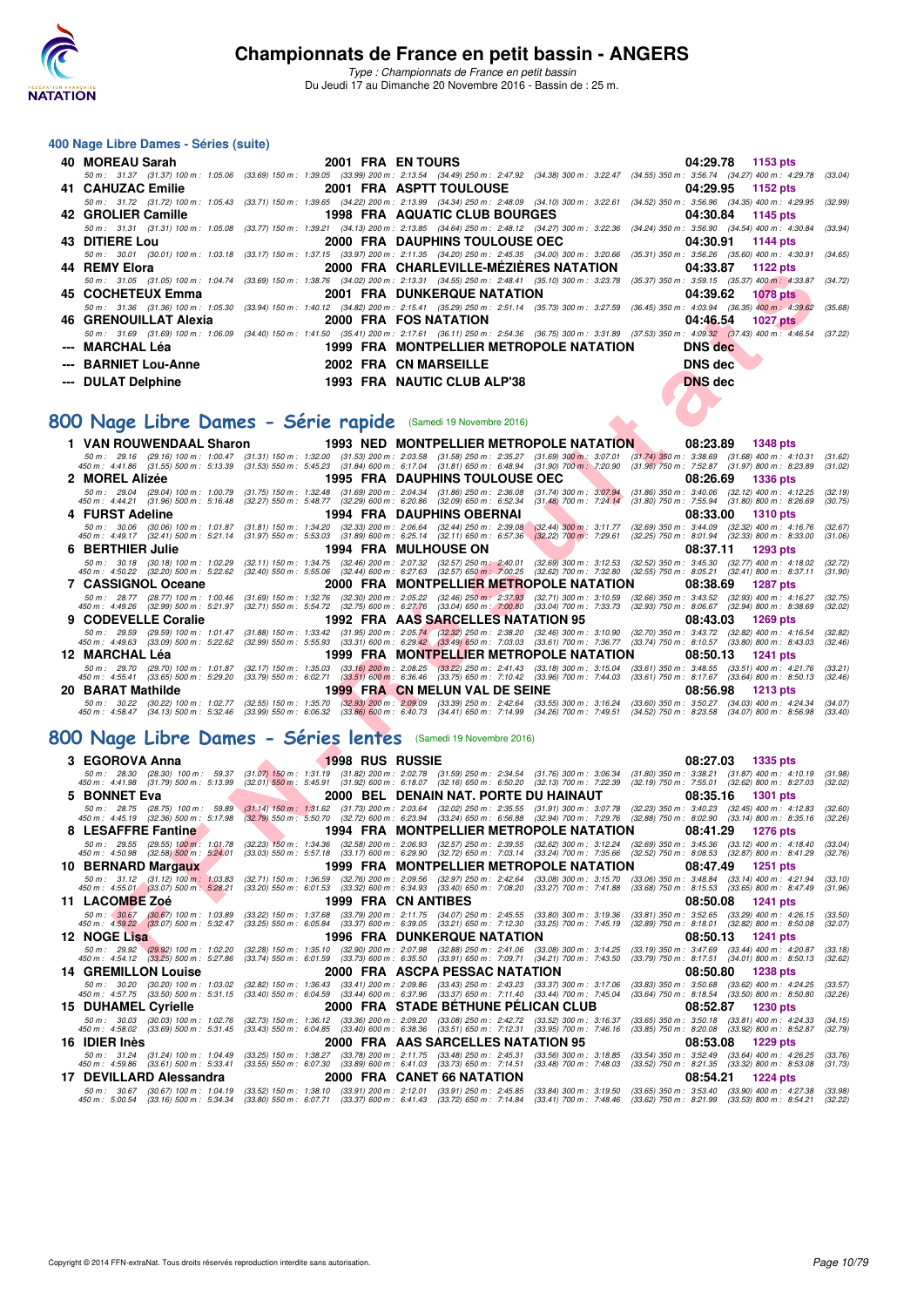# Championnats de France en petit bassin - ANGERS

*Type : Championnats de France en petit bassin*
Du Jeudi 17 au Dimanche 20 Novembre 2016 - Bassin de : 25 m.

## 400 Nage Libre Dames - Séries (suite)

**40 MOREAU Sarah** 2001 FRA EN TOURS 04:29.78 1153 pts
50 m : 31.37 (31.37) 100 m : 1:05.06 (33.69) 150 m : 1:39.05 (33.99) 200 m : 2:13.54 (34.49) 250 m : 2:47.92 (34.38) 300 m : 3:22.47 (34.55) 350 m : 3:56.74 (34.27) 400 m : 4:29.78 (33.04)

**41 CAHUZAC Emilie** 2001 FRA ASPTT TOULOUSE 04:29.95 1152 pts
50 m : 31.72 (31.72) 100 m : 1:05.43 (33.71) 150 m : 1:39.65 (34.22) 200 m : 2:13.99 (34.34) 250 m : 2:48.09 (34.10) 300 m : 3:22.61 (34.52) 350 m : 3:56.96 (34.35) 400 m : 4:29.95 (32.99)

**42 GROLIER Camille** 1998 FRA AQUATIC CLUB BOURGES 04:30.84 1145 pts
50 m : 31.31 (31.31) 100 m : 1:05.08 (33.77) 150 m : 1:39.21 (34.13) 200 m : 2:13.85 (34.64) 250 m : 2:48.12 (34.27) 300 m : 3:22.36 (34.24) 350 m : 3:56.90 (34.54) 400 m : 4:30.84 (33.94)

**43 DITIERE Lou** 2000 FRA DAUPHINS TOULOUSE OEC 04:30.91 1144 pts
50 m : 30.01 (30.01) 100 m : 1:03.18 (33.17) 150 m : 1:37.15 (33.97) 200 m : 2:11.35 (34.20) 250 m : 2:45.35 (34.00) 300 m : 3:20.66 (35.31) 350 m : 3:56.26 (35.60) 400 m : 4:30.91 (34.65)

**44 REMY Elora** 2000 FRA CHARLEVILLE-MÉZIÈRES NATATION 04:33.87 1122 pts
50 m : 31.05 (31.05) 100 m : 1:04.74 (33.69) 150 m : 1:38.76 (34.02) 200 m : 2:13.31 (34.55) 250 m : 2:48.41 (35.10) 300 m : 3:23.78 (35.37) 350 m : 3:59.15 (35.37) 400 m : 4:33.87 (34.72)

**45 COCHETEUX Emma** 2001 FRA DUNKERQUE NATATION 04:39.62 1078 pts
50 m : 31.36 (31.36) 100 m : 1:05.30 (33.94) 150 m : 1:40.12 (34.82) 200 m : 2:15.41 (35.29) 250 m : 2:51.14 (35.73) 300 m : 3:27.59 (36.45) 350 m : 4:03.94 (36.35) 400 m : 4:39.62 (35.68)

**46 GRENOUILLAT Alexia** 2000 FRA FOS NATATION 04:46.54 1027 pts
50 m : 31.69 (31.69) 100 m : 1:06.09 (34.40) 150 m : 1:41.50 (35.41) 200 m : 2:17.61 (36.11) 250 m : 2:54.36 (36.75) 300 m : 3:31.89 (37.53) 350 m : 4:09.32 (37.43) 400 m : 4:46.54 (37.22)

**--- MARCHAL Léa** 1999 FRA MONTPELLIER METROPOLE NATATION DNS dec

**--- BARNIET Lou-Anne** 2002 FRA CN MARSEILLE DNS dec

**--- DULAT Delphine** 1993 FRA NAUTIC CLUB ALP'38 DNS dec

## 800 Nage Libre Dames - Série rapide (Samedi 19 Novembre 2016)

**1 VAN ROUWENDAAL Sharon** 1993 NED MONTPELLIER METROPOLE NATATION 08:23.89 1348 pts
50 m : 29.16 (29.16) 100 m : 1:00.47 (31.31) 150 m : 1:32.00 (31.53) 200 m : 2:03.58 (31.58) 250 m : 2:35.27 (31.69) 300 m : 3:07.01 (31.74) 350 m : 3:38.69 (31.68) 400 m : 4:10.31 (31.62)
450 m : 4:41.86 (31.55) 500 m : 5:13.39 (31.53) 550 m : 5:45.23 (31.84) 600 m : 6:17.04 (31.81) 650 m : 6:48.94 (31.90) 700 m : 7:20.90 (31.96) 750 m : 7:52.87 (31.97) 800 m : 8:23.89 (31.02)

**2 MOREL Alizée** 1995 FRA DAUPHINS TOULOUSE OEC 08:26.69 1336 pts
50 m : 29.04 (29.04) 100 m : 1:00.79 (31.75) 150 m : 1:32.48 (31.69) 200 m : 2:04.34 (31.86) 250 m : 2:36.08 (31.74) 300 m : 3:07.94 (31.86) 350 m : 3:40.06 (32.12) 400 m : 4:12.25 (32.19)
450 m : 4:44.21 (31.96) 500 m : 5:16.48 (32.27) 550 m : 5:48.77 (32.29) 600 m : 6:20.86 (32.09) 650 m : 6:52.34 (31.48) 700 m : 7:24.14 (31.80) 750 m : 7:55.94 (31.80) 800 m : 8:26.69 (30.75)

**4 FURST Adeline** 1994 FRA DAUPHINS OBERNAI 08:33.00 1310 pts
50 m : 30.06 (30.06) 100 m : 1:01.87 (31.81) 150 m : 1:34.20 (32.33) 200 m : 2:06.64 (32.44) 250 m : 2:39.08 (32.44) 300 m : 3:11.77 (32.69) 350 m : 3:44.09 (32.32) 400 m : 4:16.76 (32.67)
450 m : 4:49.17 (32.41) 500 m : 5:21.14 (31.97) 550 m : 5:53.03 (31.89) 600 m : 6:25.14 (32.11) 650 m : 6:57.36 (32.22) 700 m : 7:29.61 (32.25) 750 m : 8:01.94 (32.33) 800 m : 8:33.00 (31.06)

**6 BERTHIER Julie** 1994 FRA MULHOUSE ON 08:37.11 1293 pts
50 m : 30.18 (30.18) 100 m : 1:02.29 (32.11) 150 m : 1:34.75 (32.46) 200 m : 2:07.32 (32.57) 250 m : 2:40.01 (32.69) 300 m : 3:12.53 (32.52) 350 m : 3:45.30 (32.77) 400 m : 4:18.02 (32.72)
450 m : 4:50.22 (32.20) 500 m : 5:22.62 (32.40) 550 m : 5:55.06 (32.44) 600 m : 6:27.63 (32.57) 650 m : 7:00.25 (32.62) 700 m : 7:32.80 (32.55) 750 m : 8:05.21 (32.41) 800 m : 8:37.11 (31.90)

**7 CASSIGNOL Oceane** 2000 FRA MONTPELLIER METROPOLE NATATION 08:38.69 1287 pts
50 m : 28.77 (28.77) 100 m : 1:00.46 (31.69) 150 m : 1:32.76 (32.30) 200 m : 2:05.22 (32.46) 250 m : 2:37.93 (32.71) 300 m : 3:10.59 (32.66) 350 m : 3:43.52 (32.93) 400 m : 4:16.27 (32.75)
450 m : 4:49.26 (32.99) 500 m : 5:21.97 (32.71) 550 m : 5:54.72 (32.75) 600 m : 6:27.76 (33.04) 650 m : 7:00.80 (33.04) 700 m : 7:33.73 (32.93) 750 m : 8:06.67 (32.94) 800 m : 8:38.69 (32.02)

**9 CODEVELLE Coralie** 1992 FRA AAS SARCELLES NATATION 95 08:43.03 1269 pts
50 m : 29.59 (29.59) 100 m : 1:01.47 (31.88) 150 m : 1:33.42 (31.95) 200 m : 2:05.74 (32.32) 250 m : 2:38.20 (32.46) 300 m : 3:10.90 (32.70) 350 m : 3:43.72 (32.82) 400 m : 4:16.54 (32.82)
450 m : 4:49.63 (33.09) 500 m : 5:22.62 (32.99) 550 m : 5:55.93 (33.31) 600 m : 6:29.42 (33.49) 650 m : 7:03.03 (33.61) 700 m : 7:36.77 (33.74) 750 m : 8:10.57 (33.80) 800 m : 8:43.03 (32.46)

**12 MARCHAL Léa** 1999 FRA MONTPELLIER METROPOLE NATATION 08:50.13 1241 pts
50 m : 29.70 (29.70) 100 m : 1:01.87 (32.17) 150 m : 1:35.03 (33.16) 200 m : 2:08.25 (33.22) 250 m : 2:41.43 (33.18) 300 m : 3:15.04 (33.61) 350 m : 3:48.55 (33.51) 400 m : 4:21.76 (33.21)
450 m : 4:55.41 (33.65) 500 m : 5:29.20 (33.79) 550 m : 6:02.71 (33.51) 600 m : 6:36.46 (33.75) 650 m : 7:10.42 (33.96) 700 m : 7:44.03 (33.61) 750 m : 8:17.67 (33.64) 800 m : 8:50.13 (32.46)

**20 BARAT Mathilde** 1999 FRA CN MELUN VAL DE SEINE 08:56.98 1213 pts
50 m : 30.22 (30.22) 100 m : 1:02.77 (32.55) 150 m : 1:35.70 (32.93) 200 m : 2:09.09 (33.39) 250 m : 2:42.64 (33.55) 300 m : 3:16.24 (33.60) 350 m : 3:50.27 (34.03) 400 m : 4:24.34 (34.07)
450 m : 4:58.47 (34.13) 500 m : 5:32.46 (33.99) 550 m : 6:06.32 (33.86) 600 m : 6:40.73 (34.41) 650 m : 7:14.99 (34.26) 700 m : 7:49.51 (34.52) 750 m : 8:23.58 (34.07) 800 m : 8:56.98 (33.40)

## 800 Nage Libre Dames - Séries lentes (Samedi 19 Novembre 2016)

**3 EGOROVA Anna** 1998 RUS RUSSIE 08:27.03 1335 pts
50 m : 28.30 (28.30) 100 m : 59.37 (31.07) 150 m : 1:31.19 (31.82) 200 m : 2:02.78 (31.59) 250 m : 2:34.54 (31.76) 300 m : 3:06.34 (31.80) 350 m : 3:38.21 (31.87) 400 m : 4:10.19 (31.98)
450 m : 4:41.98 (31.79) 500 m : 5:13.99 (32.01) 550 m : 5:45.91 (31.92) 600 m : 6:18.07 (32.16) 650 m : 6:50.20 (32.13) 700 m : 7:22.39 (32.19) 750 m : 7:55.01 (32.62) 800 m : 8:27.03 (32.02)

**5 BONNET Eva** 2000 BEL DENAIN NAT. PORTE DU HAINAUT 08:35.16 1301 pts
50 m : 28.75 (28.75) 100 m : 59.89 (31.14) 150 m : 1:31.62 (31.73) 200 m : 2:03.64 (32.02) 250 m : 2:35.55 (31.91) 300 m : 3:07.78 (32.23) 350 m : 3:40.23 (32.45) 400 m : 4:12.83 (32.60)
450 m : 4:45.19 (32.36) 500 m : 5:17.98 (32.79) 550 m : 5:50.70 (32.72) 600 m : 6:23.94 (33.24) 650 m : 6:56.88 (32.94) 700 m : 7:29.76 (32.88) 750 m : 8:02.90 (33.14) 800 m : 8:35.16 (32.26)

**8 LESAFFRE Fantine** 1994 FRA MONTPELLIER METROPOLE NATATION 08:41.29 1276 pts
50 m : 29.55 (29.55) 100 m : 1:01.78 (32.23) 150 m : 1:34.36 (32.58) 200 m : 2:06.93 (32.57) 250 m : 2:39.55 (32.62) 300 m : 3:12.24 (32.69) 350 m : 3:45.36 (33.12) 400 m : 4:18.40 (33.04)
450 m : 4:50.98 (32.58) 500 m : 5:24.01 (33.03) 550 m : 5:57.18 (33.17) 600 m : 6:29.90 (32.72) 650 m : 7:03.14 (33.24) 700 m : 7:35.66 (32.52) 750 m : 8:08.53 (32.87) 800 m : 8:41.29 (32.76)

**10 BERNARD Margaux** 1999 FRA MONTPELLIER METROPOLE NATATION 08:47.49 1251 pts
50 m : 31.12 (31.12) 100 m : 1:03.83 (32.71) 150 m : 1:36.59 (32.76) 200 m : 2:09.56 (32.97) 250 m : 2:42.64 (33.08) 300 m : 3:15.70 (33.06) 350 m : 3:48.84 (33.14) 400 m : 4:21.94 (33.10)
450 m : 4:55.01 (33.07) 500 m : 5:28.21 (33.20) 550 m : 6:01.53 (33.32) 600 m : 6:34.93 (33.40) 650 m : 7:08.20 (33.27) 700 m : 7:41.88 (33.68) 750 m : 8:15.53 (33.65) 800 m : 8:47.49 (31.96)

**11 LACOMBE Zoé** 1999 FRA CN ANTIBES 08:50.08 1241 pts
50 m : 30.67 (30.67) 100 m : 1:03.89 (33.22) 150 m : 1:37.68 (33.79) 200 m : 2:11.75 (34.07) 250 m : 2:45.55 (33.80) 300 m : 3:19.36 (33.81) 350 m : 3:52.65 (33.29) 400 m : 4:26.15 (33.50)
450 m : 4:59.22 (33.07) 500 m : 5:32.47 (33.25) 550 m : 6:05.84 (33.37) 600 m : 6:39.05 (33.21) 650 m : 7:12.30 (33.25) 700 m : 7:45.19 (32.89) 750 m : 8:18.01 (32.82) 800 m : 8:50.08 (32.07)

**12 NOGE Lisa** 1996 FRA DUNKERQUE NATATION 08:50.13 1241 pts
50 m : 29.92 (29.92) 100 m : 1:02.20 (32.28) 150 m : 1:35.10 (32.90) 200 m : 2:07.98 (32.88) 250 m : 2:41.06 (33.08) 300 m : 3:14.25 (33.19) 350 m : 3:47.69 (33.44) 400 m : 4:20.87 (33.18)
450 m : 4:54.12 (33.25) 500 m : 5:27.86 (33.74) 550 m : 6:01.59 (33.73) 600 m : 6:35.50 (33.91) 650 m : 7:09.71 (34.21) 700 m : 7:43.50 (33.79) 750 m : 8:17.51 (34.01) 800 m : 8:50.13 (32.62)

**14 GREMILLON Louise** 2000 FRA ASCPA PESSAC NATATION 08:50.80 1238 pts
50 m : 30.20 (30.20) 100 m : 1:03.02 (32.82) 150 m : 1:36.43 (33.41) 200 m : 2:09.86 (33.43) 250 m : 2:43.23 (33.37) 300 m : 3:17.06 (33.83) 350 m : 3:50.68 (33.62) 400 m : 4:24.25 (33.57)
450 m : 4:57.75 (33.50) 500 m : 5:31.15 (33.40) 550 m : 6:04.59 (33.44) 600 m : 6:37.96 (33.37) 650 m : 7:11.40 (33.44) 700 m : 7:45.04 (33.64) 750 m : 8:18.54 (33.50) 800 m : 8:50.80 (32.26)

**15 DUHAMEL Cyrielle** 2000 FRA STADE BÉTHUNE PÉLICAN CLUB 08:52.87 1230 pts
50 m : 30.03 (30.03) 100 m : 1:02.76 (32.73) 150 m : 1:36.12 (33.36) 200 m : 2:09.20 (33.08) 250 m : 2:42.72 (33.52) 300 m : 3:16.37 (33.65) 350 m : 3:50.18 (33.81) 400 m : 4:24.33 (34.15)
450 m : 4:58.02 (33.69) 500 m : 5:31.45 (33.43) 550 m : 6:04.85 (33.40) 600 m : 6:38.36 (33.51) 650 m : 7:12.31 (33.95) 700 m : 7:46.16 (33.85) 750 m : 8:20.08 (33.92) 800 m : 8:52.87 (32.79)

**16 IDIER Inès** 2000 FRA AAS SARCELLES NATATION 95 08:53.08 1229 pts
50 m : 31.24 (31.24) 100 m : 1:04.49 (33.25) 150 m : 1:38.27 (33.78) 200 m : 2:11.75 (33.48) 250 m : 2:45.31 (33.56) 300 m : 3:18.85 (33.54) 350 m : 3:52.49 (33.64) 400 m : 4:26.25 (33.76)
450 m : 4:59.86 (33.61) 500 m : 5:33.41 (33.55) 550 m : 6:07.30 (33.89) 600 m : 6:41.03 (33.73) 650 m : 7:14.51 (33.48) 700 m : 7:48.03 (33.52) 750 m : 8:21.35 (33.32) 800 m : 8:53.08 (31.73)

**17 DEVILLARD Alessandra** 2000 FRA CANET 66 NATATION 08:54.21 1224 pts
50 m : 30.67 (30.67) 100 m : 1:04.19 (33.52) 150 m : 1:38.10 (33.91) 200 m : 2:12.01 (33.91) 250 m : 2:45.85 (33.84) 300 m : 3:19.50 (33.65) 350 m : 3:53.40 (33.90) 400 m : 4:27.38 (33.98)
450 m : 5:00.54 (33.16) 500 m : 5:34.34 (33.80) 550 m : 6:07.71 (33.37) 600 m : 6:41.43 (33.72) 650 m : 7:14.84 (33.41) 700 m : 7:48.46 (33.62) 750 m : 8:21.99 (33.53) 800 m : 8:54.21 (32.22)

Copyright © 2014 FFN-extraNat. Tous droits réservés reproduction interdite sans autorisation.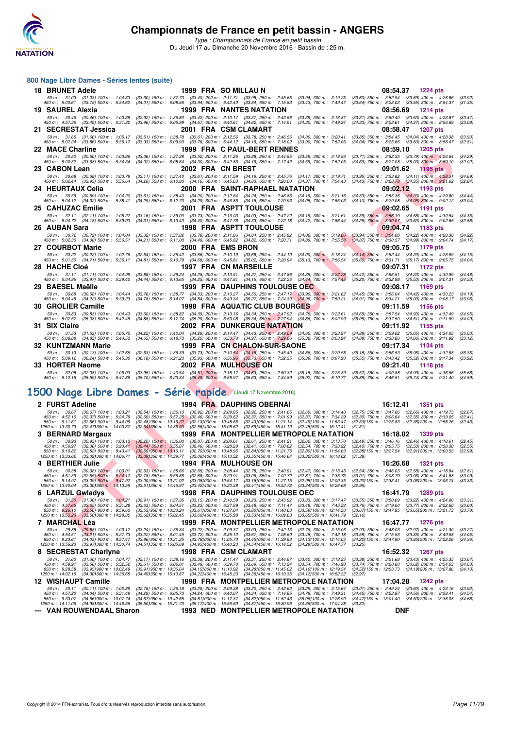# Championnats de France en petit bassin - ANGERS

*Type : Championnats de France en petit bassin*
Du Jeudi 17 au Dimanche 20 Novembre 2016 - Bassin de : 25 m.

## 800 Nage Libre Dames - Séries lentes (suite)

**18 BRUNET Adele** — 1999 FRA SO MILLAU N — 08:54.37 — 1224 pts

50 m : 31.03 (31.03) 100 m : 1:04.33 (33.30) 150 m : 1:37.73 (33.40) 200 m : 2:11.71 (33.98) 250 m : 2:45.65 (33.94) 300 m : 3:19.25 (33.60) 350 m : 3:52.94 (33.69) 400 m : 4:26.86 (33.92)
450 m : 5:00.61 (33.75) 500 m : 5:34.62 (34.01) 550 m : 6:08.56 (33.94) 600 m : 6:42.40 (33.84) 650 m : 7:15.83 (33.43) 700 m : 7:49.47 (33.64) 750 m : 8:23.02 (33.55) 800 m : 8:54.37 (31.35)

**19 SAUREL Alexia** — 1999 FRA NANTES NATATION — 08:56.69 — 1214 pts

50 m : 30.46 (30.46) 100 m : 1:03.38 (32.92) 150 m : 1:36.80 (33.42) 200 m : 2:10.17 (33.37) 250 m : 2:43.56 (33.39) 300 m : 3:16.87 (33.31) 350 m : 3:50.40 (33.53) 400 m : 4:23.87 (33.47)
450 m : 4:57.36 (33.49) 500 m : 5:31.32 (33.96) 550 m : 6:05.99 (34.67) 600 m : 6:40.61 (34.62) 650 m : 7:14.91 (34.30) 700 m : 7:49.24 (34.33) 750 m : 8:23.61 (34.37) 800 m : 8:56.69 (33.08)

**21 SECRESTAT Jessica** — 2001 FRA CSM CLAMART — 08:58.47 — 1207 pts

50 m : 31.66 (31.66) 100 m : 1:05.17 (33.51) 150 m : 1:38.78 (33.61) 200 m : 2:12.56 (33.78) 250 m : 2:46.56 (34.00) 300 m : 3:20.41 (33.85) 350 m : 3:54.45 (34.04) 400 m : 4:28.38 (33.93)
450 m : 5:02.24 (33.86) 500 m : 5:36.17 (33.93) 550 m : 6:09.93 (33.76) 600 m : 6:44.12 (34.19) 650 m : 7:18.02 (33.90) 700 m : 7:52.06 (34.04) 750 m : 8:25.66 (33.60) 800 m : 8:58.47 (32.81)

**22 MACE Charline** — 1999 FRA C PAUL-BERT RENNES — 08:59.10 — 1205 pts

50 m : 30.50 (30.50) 100 m : 1:03.86 (33.36) 150 m : 1:37.38 (33.52) 200 m : 2:11.26 (33.88) 250 m : 2:44.85 (33.59) 300 m : 3:18.56 (33.71) 350 m : 3:52.35 (33.79) 400 m : 4:26.64 (34.29)
450 m : 5:00.32 (33.68) 500 m : 5:34.34 (34.02) 550 m : 6:08.64 (34.30) 600 m : 6:42.83 (34.19) 650 m : 7:17.42 (34.59) 700 m : 7:52.05 (34.63) 750 m : 8:27.08 (35.03) 800 m : 8:59.10 (32.02)

**23 CABON Lean** — 2002 FRA CN BREST — 09:01.62 — 1195 pts

50 m : 30.68 (30.68) 100 m : 1:03.79 (33.11) 150 m : 1:37.40 (33.61) 200 m : 2:11.59 (34.19) 250 m : 2:45.76 (34.17) 300 m : 3:19.71 (33.95) 350 m : 3:53.82 (34.11) 400 m : 4:28.51 (34.69)
450 m : 5:02.44 (33.93) 500 m : 5:36.64 (34.20) 550 m : 6:10.80 (34.16) 600 m : 6:45.63 (34.83) 650 m : 7:20.00 (34.37) 700 m : 7:54.43 (34.43) 750 m : 8:28.78 (34.35) 800 m : 9:01.62 (32.84)

**24 HEURTAUX Celia** — 2000 FRA SAINT-RAPHAEL NATATION — 09:02.12 — 1193 pts

50 m : 30.59 (30.59) 100 m : 1:04.20 (33.61) 150 m : 1:38.40 (34.20) 200 m : 2:12.64 (34.24) 250 m : 2:46.83 (34.19) 300 m : 3:21.16 (34.33) 350 m : 3:55.36 (34.20) 400 m : 4:29.80 (34.44)
450 m : 5:04.12 (34.32) 500 m : 5:38.41 (34.29) 550 m : 6:12.70 (34.29) 600 m : 6:46.85 (34.15) 650 m : 7:20.93 (34.08) 700 m : 7:55.03 (34.10) 750 m : 8:29.08 (34.05) 800 m : 9:02.12 (33.04)

**25 CAHUZAC Emilie** — 2001 FRA ASPTT TOULOUSE — 09:02.65 — 1191 pts

50 m : 32.11 (32.11) 100 m : 1:05.27 (33.16) 150 m : 1:39.00 (33.73) 200 m : 2:13.03 (34.03) 250 m : 2:47.22 (34.19) 300 m : 3:21.61 (34.39) 350 m : 3:56.19 (34.58) 400 m : 4:30.54 (34.35)
450 m : 5:04.72 (34.18) 500 m : 5:39.03 (34.31) 550 m : 6:13.43 (34.40) 600 m : 6:47.76 (34.33) 650 m : 7:22.18 (34.42) 700 m : 7:56.44 (34.26) 750 m : 8:30.07 (33.63) 800 m : 9:02.65 (32.58)

**26 AUBAN Sara** — 1998 FRA ASPTT TOULOUSE — 09:04.74 — 1183 pts

50 m : 30.72 (30.72) 100 m : 1:04.04 (33.32) 150 m : 1:37.82 (33.78) 200 m : 2:11.86 (34.04) 250 m : 2:45.92 (34.06) 300 m : 3:19.86 (33.94) 350 m : 3:54.08 (34.22) 400 m : 4:28.30 (34.22)
450 m : 5:02.30 (34.00) 500 m : 5:36.51 (34.21) 550 m : 6:11.00 (34.49) 600 m : 6:45.82 (34.82) 650 m : 7:20.71 (34.89) 700 m : 7:55.58 (34.87) 750 m : 8:30.57 (34.99) 800 m : 9:04.74 (34.17)

**27 COURBOT Marie** — 2000 FRA EMS BRON — 09:05.75 — 1179 pts

50 m : 30.22 (30.22) 100 m : 1:02.76 (32.54) 150 m : 1:36.42 (33.66) 200 m : 2:10.10 (33.68) 250 m : 2:44.10 (34.00) 300 m : 3:18.24 (34.14) 350 m : 3:52.44 (34.20) 400 m : 4:26.59 (34.15)
450 m : 5:01.30 (34.71) 500 m : 5:36.11 (34.81) 550 m : 6:10.79 (34.68) 600 m : 6:45.81 (35.02) 650 m : 7:20.94 (35.13) 700 m : 7:56.54 (35.60) 750 m : 8:31.71 (35.17) 800 m : 9:05.75 (34.04)

**28 HACHE Cloé** — 1997 FRA CN MARSEILLE — 09:07.31 — 1172 pts

50 m : 31.11 (31.11) 100 m : 1:04.99 (33.88) 150 m : 1:39.24 (34.25) 200 m : 2:13.51 (34.27) 250 m : 2:47.86 (34.35) 300 m : 3:22.28 (34.42) 350 m : 3:56.51 (34.23) 400 m : 4:30.99 (34.48)
450 m : 5:04.96 (33.97) 500 m : 5:39.40 (34.44) 550 m : 6:13.65 (34.25) 600 m : 6:47.81 (34.16) 650 m : 7:22.25 (34.44) 700 m : 7:57.45 (35.20) 750 m : 8:32.98 (35.53) 800 m : 9:07.31 (34.33)

**29 BAESEL Maëlle** — 1999 FRA DAUPHINS TOULOUSE OEC — 09:08.17 — 1169 pts

50 m : 30.68 (30.68) 100 m : 1:04.44 (33.76) 150 m : 1:38.77 (34.33) 200 m : 2:13.27 (34.50) 250 m : 2:47.17 (33.90) 300 m : 3:21.62 (34.45) 350 m : 3:56.04 (34.42) 400 m : 4:30.23 (34.19)
450 m : 5:04.45 (34.22) 500 m : 5:39.23 (34.78) 550 m : 6:14.07 (34.84) 600 m : 6:49.34 (35.27) 650 m : 7:24.30 (34.96) 700 m : 7:59.21 (34.91) 750 m : 8:34.21 (35.00) 800 m : 9:08.17 (33.96)

**30 GROLIER Camille** — 1998 FRA AQUATIC CLUB BOURGES — 09:11.59 — 1156 pts

50 m : 30.83 (30.83) 100 m : 1:04.43 (33.60) 150 m : 1:38.82 (34.39) 200 m : 2:13.16 (34.34) 250 m : 2:47.92 (34.76) 300 m : 3:22.61 (34.69) 350 m : 3:57.54 (34.93) 400 m : 4:32.49 (34.95)
450 m : 5:07.57 (35.08) 500 m : 5:42.45 (34.88) 550 m : 6:17.74 (35.29) 600 m : 6:53.08 (35.34) 650 m : 7:27.94 (34.86) 700 m : 8:02.99 (35.05) 750 m : 8:37.50 (34.51) 800 m : 9:11.59 (34.09)

**31 SIX Claire** — 2002 FRA DUNKERQUE NATATION — 09:11.92 — 1155 pts

50 m : 31.53 (31.53) 100 m : 1:05.75 (34.22) 150 m : 1:40.04 (34.29) 200 m : 2:14.47 (34.43) 250 m : 2:49.09 (34.62) 300 m : 3:23.97 (34.88) 350 m : 3:59.02 (35.05) 400 m : 4:34.05 (35.03)
450 m : 5:08.88 (34.83) 500 m : 5:43.53 (34.65) 550 m : 6:18.73 (35.20) 600 m : 6:53.70 (34.97) 650 m : 7:29.06 (35.36) 700 m : 8:03.94 (34.88) 750 m : 8:38.80 (34.86) 800 m : 9:11.92 (33.12)

**32 KUNTZMANN Marie** — 1999 FRA CN CHALON-SUR-SAONE — 09:17.34 — 1134 pts

50 m : 30.13 (30.13) 100 m : 1:02.66 (32.53) 150 m : 1:36.39 (33.73) 200 m : 2:10.54 (34.15) 250 m : 2:45.40 (34.86) 300 m : 3:20.58 (35.18) 350 m : 3:56.53 (35.95) 400 m : 4:32.88 (36.35)
450 m : 5:09.12 (36.24) 500 m : 5:45.30 (36.18) 550 m : 6:21.23 (35.93) 600 m : 6:56.96 (35.73) 650 m : 7:32.35 (35.39) 700 m : 8:07.90 (35.55) 750 m : 8:43.42 (35.52) 800 m : 9:17.34 (33.92)

**33 HORTER Naome** — 2002 FRA MULHOUSE ON — 09:21.40 — 1118 pts

50 m : 32.08 (32.08) 100 m : 1:06.03 (33.95) 150 m : 1:40.54 (34.51) 200 m : 2:15.17 (34.63) 250 m : 2:50.32 (35.15) 300 m : 3:25.89 (35.57) 350 m : 4:00.88 (34.99) 400 m : 4:36.56 (35.68)
450 m : 5:12.15 (35.59) 500 m : 5:47.85 (35.70) 550 m : 6:23.34 (35.49) 600 m : 6:58.97 (35.63) 650 m : 7:34.89 (35.92) 700 m : 8:10.77 (35.88) 750 m : 8:46.51 (35.74) 800 m : 9:21.40 (34.89)

## 1500 Nage Libre Dames - Série rapide (Jeudi 17 Novembre 2016)

**2 FURST Adeline** — 1994 FRA DAUPHINS OBERNAI — 16:12.41 — 1351 pts

50 m : 30.67 (30.67) 100 m : 1:03.21 (32.54) 150 m : 1:36.13 (32.92) 200 m : 2:09.05 (32.92) 250 m : 2:41.65 (32.60) 300 m : 3:14.40 (32.75) 350 m : 3:47.06 (32.66) 400 m : 4:19.73 (32.67)
450 m : 4:52.10 (32.37) 500 m : 5:24.79 (32.69) 550 m : 5:57.25 (32.46) 600 m : 6:29.62 (32.37) 650 m : 7:01.99 (32.37) 700 m : 7:34.29 (32.30) 750 m : 8:06.64 (32.35) 800 m : 8:39.05 (32.41)
850 m : 9:11.61 (32.56) 900 m : 9:44.09 (32.48) 950 m : 10:16.22 (32.13) 1000 m : 10:48.65 (32.43) 1050 m : 11:21.14 (32.49) 1100 m : 11:53.47 (32.33) 1150 m : 12:25.83 (32.36) 1200 m : 12:58.26 (32.43)
1250 m : 13:30.73 (32.47) 1300 m : 14:03.37 (32.64) 1350 m : 14:35.93 (32.56) 1400 m : 15:08.62 (32.69) 1450 m : 15:41.10 (32.48) 1500 m : 16:12.41 (31.31)

**3 BERNARD Margaux** — 1999 FRA MONTPELLIER METROPOLE NATATION — 16:18.02 — 1339 pts

50 m : 30.93 (30.93) 100 m : 1:03.13 (32.20) 150 m : 1:36.00 (32.87) 200 m : 2:08.61 (32.61) 250 m : 2:41.21 (32.60) 300 m : 3:13.70 (32.49) 350 m : 3:46.16 (32.46) 400 m : 4:18.61 (32.45)
450 m : 4:50.97 (32.36) 500 m : 5:23.41 (32.44) 550 m : 5:55.87 (32.46) 600 m : 6:28.28 (32.41) 650 m : 7:00.82 (32.54) 700 m : 7:33.22 (32.40) 750 m : 8:05.75 (32.53) 800 m : 8:38.30 (32.55)
850 m : 9:10.82 (32.52) 900 m : 9:43.41 (32.59) 950 m : 10:16.11 (32.70) 1000 m : 10:48.95 (32.84) 1050 m : 11:21.75 (32.80) 1100 m : 11:54.63 (32.88) 1150 m : 12:27.54 (32.91) 1200 m : 13:00.53 (32.99)
1250 m : 13:33.62 (33.09) 1300 m : 14:06.71 (33.09) 1350 m : 14:39.77 (33.06) 1400 m : 15:13.32 (33.55) 1450 m : 15:46.64 (33.32) 1500 m : 16:18.02 (31.38)

**4 BERTHIER Julie** — 1994 FRA MULHOUSE ON — 16:26.68 — 1321 pts

50 m : 30.38 (30.38) 100 m : 1:03.01 (32.63) 150 m : 1:35.66 (32.65) 200 m : 2:08.44 (32.78) 250 m : 2:40.91 (32.47) 300 m : 3:13.45 (32.54) 350 m : 3:46.03 (32.58) 400 m : 4:18.84 (32.81)
450 m : 4:51.39 (32.55) 500 m : 5:24.17 (32.78) 550 m : 5:56.85 (32.68) 600 m : 6:29.91 (33.06) 650 m : 7:02.72 (32.81) 700 m : 7:35.73 (33.01) 750 m : 8:08.79 (33.06) 800 m : 8:41.88 (33.09)
850 m : 9:14.97 (33.09) 900 m : 9:47.97 (33.00) 950 m : 10:21.02 (33.05) 1000 m : 10:54.17 (33.15) 1050 m : 11:27.15 (32.98) 1100 m : 12:00.35 (33.20) 1150 m : 12:33.41 (33.06) 1200 m : 13:06.74 (33.33)
1250 m : 13:40.04 (33.30) 1300 m : 14:13.55 (33.51) 1350 m : 14:46.97 (33.42) 1400 m : 15:20.38 (33.41) 1450 m : 15:53.72 (33.34) 1500 m : 16:26.68 (32.96)

**6 LARZUL Gwladys** — 1998 FRA DAUPHINS TOULOUSE OEC — 16:41.79 — 1289 pts

50 m : 31.30 (31.30) 100 m : 1:04.21 (32.91) 150 m : 1:37.36 (33.15) 200 m : 2:10.59 (33.23) 250 m : 2:43.92 (33.33) 300 m : 3:17.47 (33.55) 350 m : 3:50.69 (33.22) 400 m : 4:24.00 (33.31)
450 m : 4:57.65 (33.65) 500 m : 5:31.28 (33.63) 550 m : 6:04.51 (33.23) 600 m : 6:37.99 (33.48) 650 m : 7:11.47 (33.48) 700 m : 7:45.23 (33.76) 750 m : 8:19.00 (33.77) 800 m : 8:52.60 (33.60)
850 m : 9:26.10 (33.50) 900 m : 9:59.63 (33.53) 950 m : 10:33.24 (33.61) 1000 m : 11:07.04 (33.80) 1050 m : 11:40.63 (33.59) 1100 m : 12:14.30 (33.67) 1150 m : 12:47.95 (33.65) 1200 m : 13:21.73 (33.78)
1250 m : 13:55.23 (33.50) 1300 m : 14:28.85 (33.62) 1350 m : 15:02.45 (33.60) 1400 m : 15:35.98 (33.53) 1450 m : 16:09.63 (33.65) 1500 m : 16:41.79 (32.16)

**7 MARCHAL Léa** — 1999 FRA MONTPELLIER METROPOLE NATATION — 16:47.77 — 1276 pts

50 m : 29.88 (29.88) 100 m : 1:03.12 (33.24) 150 m : 1:36.34 (33.22) 200 m : 2:09.37 (33.03) 250 m : 2:42.13 (32.76) 300 m : 3:15.06 (32.93) 350 m : 3:48.03 (32.97) 400 m : 4:21.30 (33.27)
450 m : 4:54.51 (33.21) 500 m : 5:27.73 (33.22) 550 m : 6:01.45 (33.72) 600 m : 6:35.12 (33.67) 650 m : 7:08.60 (33.48) 700 m : 7:42.18 (33.58) 750 m : 8:15.53 (33.35) 800 m : 8:49.58 (34.05)
850 m : 9:23.61 (34.03) 900 m : 9:57.47 (33.86) 950 m : 10:31.25 (33.78) 1000 m : 11:05.70 (34.45) 1050 m : 11:39.83 (34.13) 1100 m : 12:14.05 (34.22) 1150 m : 12:47.90 (33.85) 1200 m : 13:22.26 (34.36)
1250 m : 13:56.23 (33.97) 1300 m : 14:30.74 (34.51) 1350 m : 15:05.69 (34.95) 1400 m : 15:40.23 (34.54) 1450 m : 16:14.52 (34.29) 1500 m : 16:47.77 (33.25)

**8 SECRESTAT Charlyne** — 1998 FRA CSM CLAMART — 16:52.32 — 1267 pts

50 m : 31.60 (31.60) 100 m : 1:04.77 (33.17) 150 m : 1:38.16 (33.39) 200 m : 2:11.47 (33.31) 250 m : 2:44.87 (33.40) 300 m : 3:18.25 (33.38) 350 m : 3:51.68 (33.43) 400 m : 4:25.35 (33.67)
450 m : 4:58.91 (33.56) 500 m : 5:32.52 (33.61) 550 m : 6:06.01 (33.49) 600 m : 6:39.70 (33.69) 650 m : 7:13.24 (33.54) 700 m : 7:46.98 (33.74) 750 m : 8:20.60 (33.62) 800 m : 8:54.63 (34.03)
850 m : 9:28.58 (33.95) 900 m : 10:02.49 (33.91) 950 m : 10:36.64 (34.15) 1000 m : 11:10.92 (34.28) 1050 m : 11:45.02 (34.10) 1100 m : 12:19.54 (34.52) 1150 m : 12:53.73 (34.19) 1200 m : 13:27.86 (34.13)
1250 m : 14:02.16 (34.30) 1300 m : 14:36.65 (34.49) 1350 m : 15:10.87 (34.22) 1400 m : 15:45.23 (34.36) 1450 m : 16:19.35 (34.12) 1500 m : 16:52.32 (32.97)

**12 WISHAUPT Camille** — 1998 FRA MONTPELLIER METROPOLE NATATION — 17:04.28 — 1242 pts

50 m : 30.11 (30.11) 100 m : 1:02.89 (32.78) 150 m : 1:36.18 (33.29) 200 m : 2:09.38 (33.20) 250 m : 2:42.63 (33.25) 300 m : 3:15.64 (33.01) 350 m : 3:49.24 (33.60) 400 m : 4:23.16 (33.92)
450 m : 4:57.20 (34.04) 500 m : 5:31.49 (34.29) 550 m : 6:05.73 (34.24) 600 m : 6:40.07 (34.34) 650 m : 7:14.85 (34.78) 700 m : 7:49.31 (34.46) 750 m : 8:23.87 (34.56) 800 m : 8:58.41 (34.54)
850 m : 9:33.07 (34.66) 900 m : 10:07.74 (34.67) 950 m : 10:42.55 (34.81) 1000 m : 11:17.37 (34.82) 1050 m : 11:52.43 (35.06) 1100 m : 12:26.90 (34.47) 1150 m : 13:01.40 (34.50) 1200 m : 13:36.08 (34.68)
1250 m : 14:11.06 (34.98) 1300 m : 14:46.56 (35.50) 1350 m : 15:21.73 (35.17) 1400 m : 15:56.60 (34.87) 1450 m : 16:30.96 (34.36) 1500 m : 17:04.28 (33.32)

**--- VAN ROUWENDAAL Sharon** — 1993 NED MONTPELLIER METROPOLE NATATION — DNF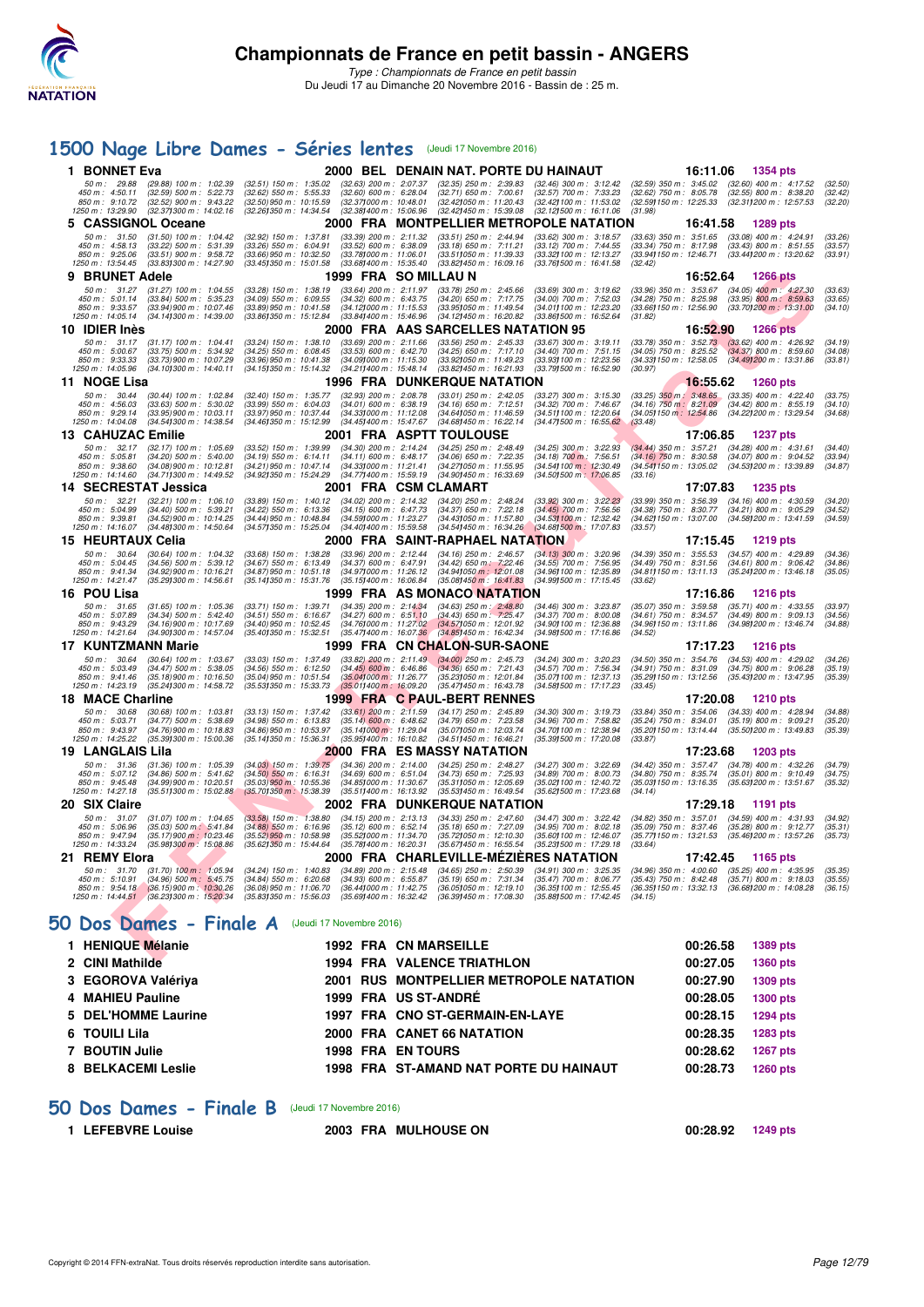# Championnats de France en petit bassin - ANGERS

*Type : Championnats de France en petit bassin*
Du Jeudi 17 au Dimanche 20 Novembre 2016 - Bassin de : 25 m.

## 1500 Nage Libre Dames - Séries lentes (Jeudi 17 Novembre 2016)

**1 BONNET Eva** — 2000 BEL DENAIN NAT. PORTE DU HAINAUT — 16:11.06 — 1354 pts

50 m : 29.88 (29.88) 100 m : 1:02.39 (32.51) 150 m : 1:35.02 (32.63) 200 m : 2:07.37 (32.35) 250 m : 2:39.83 (32.46) 300 m : 3:12.42 (32.59) 350 m : 3:45.02 (32.60) 400 m : 4:17.52 (32.50)
450 m : 4:50.11 (32.59) 500 m : 5:22.73 (32.62) 550 m : 5:55.33 (32.60) 600 m : 6:28.04 (32.71) 650 m : 7:00.61 (32.57) 700 m : 7:33.23 (32.62) 750 m : 8:05.78 (32.55) 800 m : 8:38.20 (32.42)
850 m : 9:10.72 (32.52) 900 m : 9:43.22 (32.50) 950 m : 10:15.59 (32.37) 1000 m : 10:48.01 (32.42) 1050 m : 11:20.43 (32.42) 1100 m : 11:53.02 (32.59) 1150 m : 12:25.33 (32.31) 1200 m : 12:57.53 (32.20)
1250 m : 13:29.90 (32.37) 1300 m : 14:02.16 (32.26) 1350 m : 14:34.54 (32.38) 1400 m : 15:06.96 (32.42) 1450 m : 15:39.08 (32.12) 1500 m : 16:11.06 (31.98)

**5 CASSIGNOL Oceane** — 2000 FRA MONTPELLIER METROPOLE NATATION — 16:41.58 — 1289 pts

50 m : 31.50 (31.50) 100 m : 1:04.42 (32.92) 150 m : 1:37.81 (33.39) 200 m : 2:11.32 (33.51) 250 m : 2:44.94 (33.62) 300 m : 3:18.57 (33.63) 350 m : 3:51.65 (33.08) 400 m : 4:24.91 (33.26)
450 m : 4:58.13 (33.22) 500 m : 5:31.39 (33.26) 550 m : 6:04.91 (33.52) 600 m : 6:38.09 (33.18) 650 m : 7:11.21 (33.12) 700 m : 7:44.55 (33.34) 750 m : 8:17.98 (33.43) 800 m : 8:51.55 (33.57)
850 m : 9:25.06 (33.51) 900 m : 9:58.72 (33.66) 950 m : 10:32.50 (33.78) 1000 m : 11:06.01 (33.51) 1050 m : 11:39.33 (33.32) 1100 m : 12:13.27 (33.94) 1150 m : 12:46.71 (33.44) 1200 m : 13:20.62 (33.91)
1250 m : 13:54.45 (33.83) 1300 m : 14:27.90 (33.45) 1350 m : 15:01.58 (33.68) 1400 m : 15:35.40 (33.82) 1450 m : 16:09.16 (33.76) 1500 m : 16:41.58 (32.42)

**9 BRUNET Adele** — 1999 FRA SO MILLAU N — 16:52.64 — 1266 pts

50 m : 31.27 (31.27) 100 m : 1:04.55 (33.28) 150 m : 1:38.19 (33.64) 200 m : 2:11.97 (33.78) 250 m : 2:45.66 (33.69) 300 m : 3:19.62 (33.96) 350 m : 3:53.67 (34.05) 400 m : 4:27.30 (33.63)
450 m : 5:01.14 (33.84) 500 m : 5:35.23 (34.09) 550 m : 6:09.55 (34.32) 600 m : 6:43.75 (34.20) 650 m : 7:17.75 (34.00) 700 m : 7:52.03 (34.28) 750 m : 8:25.98 (33.95) 800 m : 8:59.63 (33.65)
850 m : 9:33.57 (33.94) 900 m : 10:07.46 (33.89) 950 m : 10:41.58 (34.12) 1000 m : 11:15.53 (33.95) 1050 m : 11:49.54 (34.01) 1100 m : 12:23.20 (33.66) 1150 m : 12:56.90 (33.70) 1200 m : 13:31.00 (34.10)
1250 m : 14:05.14 (34.14) 1300 m : 14:39.00 (33.86) 1350 m : 15:12.84 (33.84) 1400 m : 15:46.96 (34.12) 1450 m : 16:20.82 (33.86) 1500 m : 16:52.64 (31.82)

**10 IDIER Inès** — 2000 FRA AAS SARCELLES NATATION 95 — 16:52.90 — 1266 pts

50 m : 31.17 (31.17) 100 m : 1:04.41 (33.24) 150 m : 1:38.10 (33.69) 200 m : 2:11.66 (33.56) 250 m : 2:45.33 (33.67) 300 m : 3:19.11 (33.78) 350 m : 3:52.73 (33.62) 400 m : 4:26.92 (34.19)
450 m : 5:00.67 (33.75) 500 m : 5:34.92 (34.25) 550 m : 6:08.45 (33.53) 600 m : 6:42.70 (34.25) 650 m : 7:17.10 (34.40) 700 m : 7:51.15 (34.05) 750 m : 8:25.52 (34.37) 800 m : 8:59.60 (34.08)
850 m : 9:33.33 (33.73) 900 m : 10:07.29 (33.96) 950 m : 10:41.38 (34.09) 1000 m : 11:15.30 (33.92) 1050 m : 11:49.23 (33.93) 1100 m : 12:23.56 (34.33) 1150 m : 12:58.05 (34.49) 1200 m : 13:31.86 (33.81)
1250 m : 14:05.96 (34.10) 1300 m : 14:40.11 (34.15) 1350 m : 15:14.32 (34.21) 1400 m : 15:48.14 (33.82) 1450 m : 16:21.93 (33.79) 1500 m : 16:52.90 (30.97)

**11 NOGE Lisa** — 1996 FRA DUNKERQUE NATATION — 16:55.62 — 1260 pts

50 m : 30.44 (30.44) 100 m : 1:02.84 (32.40) 150 m : 1:35.77 (32.93) 200 m : 2:08.78 (33.01) 250 m : 2:42.05 (33.27) 300 m : 3:15.30 (33.25) 350 m : 3:48.65 (33.35) 400 m : 4:22.40 (33.75)
450 m : 4:56.03 (33.63) 500 m : 5:30.02 (33.99) 550 m : 6:04.03 (34.01) 600 m : 6:38.19 (34.16) 650 m : 7:12.51 (34.32) 700 m : 7:46.67 (34.16) 750 m : 8:21.09 (34.42) 800 m : 8:55.19 (34.10)
850 m : 9:29.14 (33.95) 900 m : 10:03.11 (33.97) 950 m : 10:37.44 (34.33) 1000 m : 11:12.08 (34.64) 1050 m : 11:46.59 (34.51) 1100 m : 12:20.64 (34.05) 1150 m : 12:54.86 (34.22) 1200 m : 13:29.54 (34.68)
1250 m : 14:04.08 (34.54) 1300 m : 14:38.54 (34.46) 1350 m : 15:12.99 (34.45) 1400 m : 15:47.67 (34.68) 1450 m : 16:22.14 (34.47) 1500 m : 16:55.62 (33.48)

**13 CAHUZAC Emilie** — 2001 FRA ASPTT TOULOUSE — 17:06.85 — 1237 pts

50 m : 32.17 (32.17) 100 m : 1:05.69 (33.52) 150 m : 1:39.99 (34.30) 200 m : 2:14.24 (34.25) 250 m : 2:48.49 (34.25) 300 m : 3:22.93 (34.44) 350 m : 3:57.21 (34.28) 400 m : 4:31.61 (34.40)
450 m : 5:05.81 (34.20) 500 m : 5:40.00 (34.19) 550 m : 6:14.11 (34.11) 600 m : 6:48.17 (34.06) 650 m : 7:22.35 (34.18) 700 m : 7:56.51 (34.16) 750 m : 8:30.58 (34.07) 800 m : 9:04.52 (33.94)
850 m : 9:38.60 (34.08) 900 m : 10:12.81 (34.21) 950 m : 10:47.14 (34.33) 1000 m : 11:21.41 (34.27) 1050 m : 11:55.95 (34.54) 1100 m : 12:30.49 (34.54) 1150 m : 13:05.02 (34.53) 1200 m : 13:39.89 (34.87)
1250 m : 14:14.60 (34.71) 1300 m : 14:49.52 (34.92) 1350 m : 15:24.29 (34.77) 1400 m : 15:59.19 (34.90) 1450 m : 16:33.69 (34.50) 1500 m : 17:06.85 (33.16)

**14 SECRESTAT Jessica** — 2001 FRA CSM CLAMART — 17:07.83 — 1235 pts

50 m : 32.21 (32.21) 100 m : 1:06.10 (33.89) 150 m : 1:40.12 (34.02) 200 m : 2:14.32 (34.20) 250 m : 2:48.24 (33.92) 300 m : 3:22.23 (33.99) 350 m : 3:56.39 (34.16) 400 m : 4:30.59 (34.20)
450 m : 5:04.99 (34.40) 500 m : 5:39.21 (34.22) 550 m : 6:13.36 (34.15) 600 m : 6:47.73 (34.37) 650 m : 7:22.18 (34.45) 700 m : 7:56.56 (34.38) 750 m : 8:30.77 (34.21) 800 m : 9:05.29 (34.52)
850 m : 9:39.81 (34.52) 900 m : 10:14.25 (34.44) 950 m : 10:48.84 (34.59) 1000 m : 11:23.27 (34.43) 1050 m : 11:57.80 (34.53) 1100 m : 12:32.42 (34.62) 1150 m : 13:07.00 (34.58) 1200 m : 13:41.59 (34.59)
1250 m : 14:16.07 (34.48) 1300 m : 14:50.64 (34.57) 1350 m : 15:25.04 (34.40) 1400 m : 15:59.58 (34.54) 1450 m : 16:34.26 (34.68) 1500 m : 17:07.83 (33.57)

**15 HEURTAUX Celia** — 2000 FRA SAINT-RAPHAEL NATATION — 17:15.45 — 1219 pts

50 m : 30.64 (30.64) 100 m : 1:04.32 (33.68) 150 m : 1:38.28 (33.96) 200 m : 2:12.44 (34.16) 250 m : 2:46.57 (34.13) 300 m : 3:20.96 (34.39) 350 m : 3:55.53 (34.57) 400 m : 4:29.89 (34.36)
450 m : 5:04.45 (34.56) 500 m : 5:39.12 (34.67) 550 m : 6:13.49 (34.37) 600 m : 6:47.91 (34.42) 650 m : 7:22.46 (34.55) 700 m : 7:56.95 (34.49) 750 m : 8:31.56 (34.61) 800 m : 9:06.42 (34.86)
850 m : 9:41.34 (34.92) 900 m : 10:16.21 (34.87) 950 m : 10:51.18 (34.97) 1000 m : 11:26.12 (34.94) 1050 m : 12:01.08 (34.96) 1100 m : 12:35.89 (34.81) 1150 m : 13:11.13 (35.24) 1200 m : 13:46.18 (35.05)
1250 m : 14:21.47 (35.29) 1300 m : 14:56.61 (35.14) 1350 m : 15:31.76 (35.15) 1400 m : 16:06.84 (35.08) 1450 m : 16:41.83 (34.99) 1500 m : 17:15.45 (33.62)

**16 POU Lisa** — 1999 FRA AS MONACO NATATION — 17:16.86 — 1216 pts

50 m : 31.65 (31.65) 100 m : 1:05.36 (33.71) 150 m : 1:39.71 (34.35) 200 m : 2:14.34 (34.63) 250 m : 2:48.80 (34.46) 300 m : 3:23.87 (35.07) 350 m : 3:59.58 (35.71) 400 m : 4:33.55 (33.97)
450 m : 5:07.89 (34.34) 500 m : 5:42.40 (34.51) 550 m : 6:16.67 (34.27) 600 m : 6:51.10 (34.43) 650 m : 7:25.47 (34.37) 700 m : 8:00.08 (34.61) 750 m : 8:34.57 (34.49) 800 m : 9:09.13 (34.56)
850 m : 9:43.29 (34.16) 900 m : 10:17.69 (34.40) 950 m : 10:52.45 (34.76) 1000 m : 11:27.02 (34.57) 1050 m : 12:01.92 (34.90) 1100 m : 12:36.88 (34.96) 1150 m : 13:11.86 (34.98) 1200 m : 13:46.74 (34.88)
1250 m : 14:21.64 (34.90) 1300 m : 14:57.04 (35.40) 1350 m : 15:32.51 (35.47) 1400 m : 16:07.36 (34.85) 1450 m : 16:42.34 (34.98) 1500 m : 17:16.86 (34.52)

**17 KUNTZMANN Marie** — 1999 FRA CN CHALON-SUR-SAONE — 17:17.23 — 1216 pts

50 m : 30.64 (30.64) 100 m : 1:03.67 (33.03) 150 m : 1:37.49 (33.82) 200 m : 2:11.49 (34.00) 250 m : 2:45.73 (34.24) 300 m : 3:20.23 (34.50) 350 m : 3:54.76 (34.53) 400 m : 4:29.02 (34.26)
450 m : 5:03.49 (34.47) 500 m : 5:38.05 (34.56) 550 m : 6:12.50 (34.45) 600 m : 6:46.86 (34.36) 650 m : 7:21.43 (34.57) 700 m : 7:56.34 (34.91) 750 m : 8:31.09 (34.75) 800 m : 9:06.28 (35.19)
850 m : 9:41.46 (35.18) 900 m : 10:16.50 (35.04) 950 m : 10:51.54 (35.04) 1000 m : 11:26.77 (35.23) 1050 m : 12:01.84 (35.07) 1100 m : 12:37.13 (35.29) 1150 m : 13:12.56 (35.43) 1200 m : 13:47.95 (35.39)
1250 m : 14:23.19 (35.24) 1300 m : 14:58.72 (35.53) 1350 m : 15:33.73 (35.01) 1400 m : 16:09.20 (35.47) 1450 m : 16:43.78 (34.58) 1500 m : 17:17.23 (33.45)

**18 MACE Charline** — 1999 FRA C PAUL-BERT RENNES — 17:20.08 — 1210 pts

50 m : 30.68 (30.68) 100 m : 1:03.81 (33.13) 150 m : 1:37.42 (33.61) 200 m : 2:11.59 (34.17) 250 m : 2:45.89 (34.30) 300 m : 3:19.73 (33.84) 350 m : 3:54.06 (34.33) 400 m : 4:28.94 (34.88)
450 m : 5:03.71 (34.77) 500 m : 5:38.69 (34.98) 550 m : 6:13.83 (35.14) 600 m : 6:48.62 (34.79) 650 m : 7:23.58 (34.96) 700 m : 7:58.82 (35.24) 750 m : 8:34.01 (35.19) 800 m : 9:09.21 (35.20)
850 m : 9:43.97 (34.76) 900 m : 10:18.83 (34.86) 950 m : 10:53.97 (35.14) 1000 m : 11:29.04 (35.07) 1050 m : 12:03.74 (34.70) 1100 m : 12:38.94 (35.20) 1150 m : 13:14.44 (35.50) 1200 m : 13:49.83 (35.39)
1250 m : 14:25.22 (35.39) 1300 m : 15:00.36 (35.14) 1350 m : 15:36.31 (35.95) 1400 m : 16:10.82 (34.51) 1450 m : 16:46.21 (35.39) 1500 m : 17:20.08 (33.87)

**19 LANGLAIS Lila** — 2000 FRA ES MASSY NATATION — 17:23.68 — 1203 pts

50 m : 31.36 (31.36) 100 m : 1:05.39 (34.03) 150 m : 1:39.75 (34.36) 200 m : 2:14.00 (34.25) 250 m : 2:48.27 (34.27) 300 m : 3:22.69 (34.42) 350 m : 3:57.47 (34.78) 400 m : 4:32.26 (34.79)
450 m : 5:07.12 (34.86) 500 m : 5:41.62 (34.50) 550 m : 6:16.31 (34.69) 600 m : 6:51.04 (34.73) 650 m : 7:25.93 (34.89) 700 m : 8:00.73 (34.80) 750 m : 8:35.74 (35.01) 800 m : 9:10.49 (34.75)
850 m : 9:45.48 (34.99) 900 m : 10:20.51 (35.03) 950 m : 10:55.36 (34.85) 1000 m : 11:30.67 (35.31) 1050 m : 12:05.69 (35.02) 1100 m : 12:40.72 (35.03) 1150 m : 13:16.35 (35.63) 1200 m : 13:51.67 (35.32)
1250 m : 14:27.18 (35.51) 1300 m : 15:02.88 (35.70) 1350 m : 15:38.39 (35.51) 1400 m : 16:13.92 (35.53) 1450 m : 16:49.54 (35.62) 1500 m : 17:23.68 (34.14)

**20 SIX Claire** — 2002 FRA DUNKERQUE NATATION — 17:29.18 — 1191 pts

50 m : 31.07 (31.07) 100 m : 1:04.65 (33.58) 150 m : 1:38.80 (34.15) 200 m : 2:13.13 (34.33) 250 m : 2:47.60 (34.47) 300 m : 3:22.42 (34.82) 350 m : 3:57.01 (34.59) 400 m : 4:31.93 (34.92)
450 m : 5:06.96 (35.03) 500 m : 5:41.84 (34.88) 550 m : 6:16.96 (35.12) 600 m : 6:52.14 (35.18) 650 m : 7:27.09 (34.95) 700 m : 8:02.18 (35.09) 750 m : 8:37.46 (35.28) 800 m : 9:12.77 (35.31)
850 m : 9:47.94 (35.17) 900 m : 10:23.46 (35.52) 950 m : 10:58.98 (35.52) 1000 m : 11:34.70 (35.72) 1050 m : 12:10.30 (35.60) 1100 m : 12:46.07 (35.77) 1150 m : 13:21.53 (35.46) 1200 m : 13:57.26 (35.73)
1250 m : 14:33.24 (35.98) 1300 m : 15:08.86 (35.62) 1350 m : 15:44.64 (35.78) 1400 m : 16:20.31 (35.67) 1450 m : 16:55.54 (35.23) 1500 m : 17:29.18 (33.64)

**21 REMY Elora** — 2000 FRA CHARLEVILLE-MÉZIÈRES NATATION — 17:42.45 — 1165 pts

50 m : 31.70 (31.70) 100 m : 1:05.94 (34.24) 150 m : 1:40.83 (34.89) 200 m : 2:15.48 (34.65) 250 m : 2:50.39 (34.91) 300 m : 3:25.35 (34.96) 350 m : 4:00.60 (35.25) 400 m : 4:35.95 (35.35)
450 m : 5:10.91 (34.96) 500 m : 5:45.75 (34.84) 550 m : 6:20.68 (34.93) 600 m : 6:55.87 (35.19) 650 m : 7:31.34 (35.47) 700 m : 8:06.77 (35.43) 750 m : 8:42.48 (35.71) 800 m : 9:18.03 (35.55)
850 m : 9:54.18 (36.15) 900 m : 10:30.26 (36.08) 950 m : 11:06.70 (36.44) 1000 m : 11:42.75 (36.05) 1050 m : 12:19.10 (36.35) 1100 m : 12:55.45 (36.35) 1150 m : 13:32.13 (36.68) 1200 m : 14:08.28 (36.15)
1250 m : 14:44.51 (36.23) 1300 m : 15:20.34 (35.83) 1350 m : 15:56.03 (35.69) 1400 m : 16:32.42 (36.39) 1450 m : 17:08.30 (35.88) 1500 m : 17:42.45 (34.15)

## 50 Dos Dames - Finale A (Jeudi 17 Novembre 2016)

| Rang | Nom | Année | Nat | Club | Temps | Points |
|---|---|---|---|---|---|---|
| 1 | HENIQUE Mélanie | 1992 | FRA | CN MARSEILLE | 00:26.58 | 1389 pts |
| 2 | CINI Mathilde | 1994 | FRA | VALENCE TRIATHLON | 00:27.05 | 1360 pts |
| 3 | EGOROVA Valériya | 2001 | RUS | MONTPELLIER METROPOLE NATATION | 00:27.90 | 1309 pts |
| 4 | MAHIEU Pauline | 1999 | FRA | US ST-ANDRÉ | 00:28.05 | 1300 pts |
| 5 | DEL'HOMME Laurine | 1997 | FRA | CNO ST-GERMAIN-EN-LAYE | 00:28.15 | 1294 pts |
| 6 | TOUILI Lila | 2000 | FRA | CANET 66 NATATION | 00:28.35 | 1283 pts |
| 7 | BOUTIN Julie | 1998 | FRA | EN TOURS | 00:28.62 | 1267 pts |
| 8 | BELKACEMI Leslie | 1998 | FRA | ST-AMAND NAT PORTE DU HAINAUT | 00:28.73 | 1260 pts |

## 50 Dos Dames - Finale B (Jeudi 17 Novembre 2016)

| Rang | Nom | Année | Nat | Club | Temps | Points |
|---|---|---|---|---|---|---|
| 1 | LEFEBVRE Louise | 2003 | FRA | MULHOUSE ON | 00:28.92 | 1249 pts |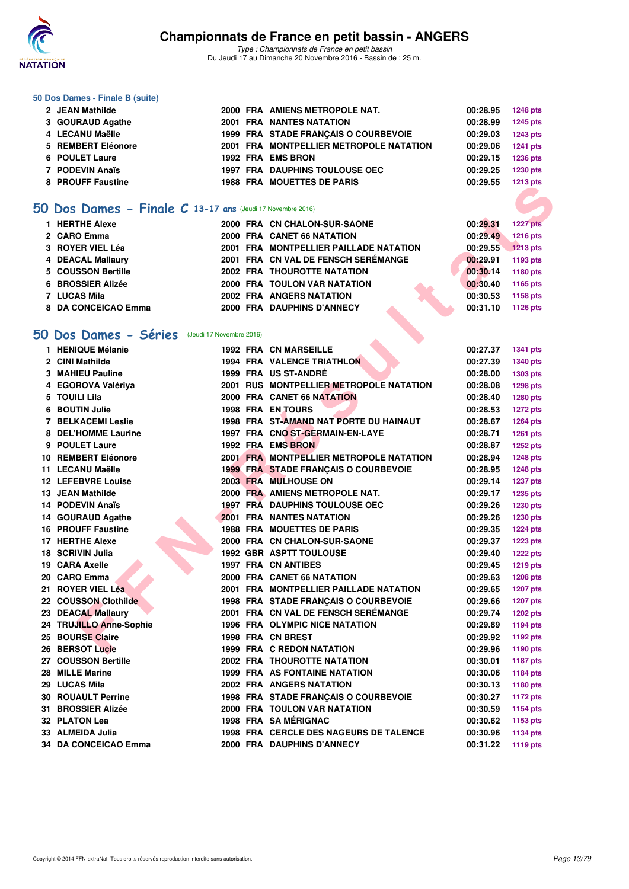### 50 Dos Dames - Finale B (suite)

| | | | | | | |
|---|---|---|---|---|---|---|
| 2 | JEAN Mathilde | 2000 | FRA | AMIENS METROPOLE NAT. | 00:28.95 | 1248 pts |
| 3 | GOURAUD Agathe | 2001 | FRA | NANTES NATATION | 00:28.99 | 1245 pts |
| 4 | LECANU Maëlle | 1999 | FRA | STADE FRANÇAIS O COURBEVOIE | 00:29.03 | 1243 pts |
| 5 | REMBERT Eléonore | 2001 | FRA | MONTPELLIER METROPOLE NATATION | 00:29.06 | 1241 pts |
| 6 | POULET Laure | 1992 | FRA | EMS BRON | 00:29.15 | 1236 pts |
| 7 | PODEVIN Anaïs | 1997 | FRA | DAUPHINS TOULOUSE OEC | 00:29.25 | 1230 pts |
| 8 | PROUFF Faustine | 1988 | FRA | MOUETTES DE PARIS | 00:29.55 | 1213 pts |

## 50 Dos Dames - Finale C 13-17 ans (Jeudi 17 Novembre 2016)

| | | | | | | |
|---|---|---|---|---|---|---|
| 1 | HERTHE Alexe | 2000 | FRA | CN CHALON-SUR-SAONE | 00:29.31 | 1227 pts |
| 2 | CARO Emma | 2000 | FRA | CANET 66 NATATION | 00:29.49 | 1216 pts |
| 3 | ROYER VIEL Léa | 2001 | FRA | MONTPELLIER PAILLADE NATATION | 00:29.55 | 1213 pts |
| 4 | DEACAL Mallaury | 2001 | FRA | CN VAL DE FENSCH SERÉMANGE | 00:29.91 | 1193 pts |
| 5 | COUSSON Bertille | 2002 | FRA | THOUROTTE NATATION | 00:30.14 | 1180 pts |
| 6 | BROSSIER Alizée | 2000 | FRA | TOULON VAR NATATION | 00:30.40 | 1165 pts |
| 7 | LUCAS Mila | 2002 | FRA | ANGERS NATATION | 00:30.53 | 1158 pts |
| 8 | DA CONCEICAO Emma | 2000 | FRA | DAUPHINS D'ANNECY | 00:31.10 | 1126 pts |

## 50 Dos Dames - Séries (Jeudi 17 Novembre 2016)

| | | | | | | |
|---|---|---|---|---|---|---|
| 1 | HENIQUE Mélanie | 1992 | FRA | CN MARSEILLE | 00:27.37 | 1341 pts |
| 2 | CINI Mathilde | 1994 | FRA | VALENCE TRIATHLON | 00:27.39 | 1340 pts |
| 3 | MAHIEU Pauline | 1999 | FRA | US ST-ANDRÉ | 00:28.00 | 1303 pts |
| 4 | EGOROVA Valériya | 2001 | RUS | MONTPELLIER METROPOLE NATATION | 00:28.08 | 1298 pts |
| 5 | TOUILI Lila | 2000 | FRA | CANET 66 NATATION | 00:28.40 | 1280 pts |
| 6 | BOUTIN Julie | 1998 | FRA | EN TOURS | 00:28.53 | 1272 pts |
| 7 | BELKACEMI Leslie | 1998 | FRA | ST-AMAND NAT PORTE DU HAINAUT | 00:28.67 | 1264 pts |
| 8 | DEL'HOMME Laurine | 1997 | FRA | CNO ST-GERMAIN-EN-LAYE | 00:28.71 | 1261 pts |
| 9 | POULET Laure | 1992 | FRA | EMS BRON | 00:28.87 | 1252 pts |
| 10 | REMBERT Eléonore | 2001 | FRA | MONTPELLIER METROPOLE NATATION | 00:28.94 | 1248 pts |
| 11 | LECANU Maëlle | 1999 | FRA | STADE FRANÇAIS O COURBEVOIE | 00:28.95 | 1248 pts |
| 12 | LEFEBVRE Louise | 2003 | FRA | MULHOUSE ON | 00:29.14 | 1237 pts |
| 13 | JEAN Mathilde | 2000 | FRA | AMIENS METROPOLE NAT. | 00:29.17 | 1235 pts |
| 14 | PODEVIN Anaïs | 1997 | FRA | DAUPHINS TOULOUSE OEC | 00:29.26 | 1230 pts |
| 14 | GOURAUD Agathe | 2001 | FRA | NANTES NATATION | 00:29.26 | 1230 pts |
| 16 | PROUFF Faustine | 1988 | FRA | MOUETTES DE PARIS | 00:29.35 | 1224 pts |
| 17 | HERTHE Alexe | 2000 | FRA | CN CHALON-SUR-SAONE | 00:29.37 | 1223 pts |
| 18 | SCRIVIN Julia | 1992 | GBR | ASPTT TOULOUSE | 00:29.40 | 1222 pts |
| 19 | CARA Axelle | 1997 | FRA | CN ANTIBES | 00:29.45 | 1219 pts |
| 20 | CARO Emma | 2000 | FRA | CANET 66 NATATION | 00:29.63 | 1208 pts |
| 21 | ROYER VIEL Léa | 2001 | FRA | MONTPELLIER PAILLADE NATATION | 00:29.65 | 1207 pts |
| 22 | COUSSON Clothilde | 1998 | FRA | STADE FRANÇAIS O COURBEVOIE | 00:29.66 | 1207 pts |
| 23 | DEACAL Mallaury | 2001 | FRA | CN VAL DE FENSCH SERÉMANGE | 00:29.74 | 1202 pts |
| 24 | TRUJILLO Anne-Sophie | 1996 | FRA | OLYMPIC NICE NATATION | 00:29.89 | 1194 pts |
| 25 | BOURSE Claire | 1998 | FRA | CN BREST | 00:29.92 | 1192 pts |
| 26 | BERSOT Lucie | 1999 | FRA | C REDON NATATION | 00:29.96 | 1190 pts |
| 27 | COUSSON Bertille | 2002 | FRA | THOUROTTE NATATION | 00:30.01 | 1187 pts |
| 28 | MILLE Marine | 1999 | FRA | AS FONTAINE NATATION | 00:30.06 | 1184 pts |
| 29 | LUCAS Mila | 2002 | FRA | ANGERS NATATION | 00:30.13 | 1180 pts |
| 30 | ROUAULT Perrine | 1998 | FRA | STADE FRANÇAIS O COURBEVOIE | 00:30.27 | 1172 pts |
| 31 | BROSSIER Alizée | 2000 | FRA | TOULON VAR NATATION | 00:30.59 | 1154 pts |
| 32 | PLATON Lea | 1998 | FRA | SA MÉRIGNAC | 00:30.62 | 1153 pts |
| 33 | ALMEIDA Julia | 1998 | FRA | CERCLE DES NAGEURS DE TALENCE | 00:30.96 | 1134 pts |
| 34 | DA CONCEICAO Emma | 2000 | FRA | DAUPHINS D'ANNECY | 00:31.22 | 1119 pts |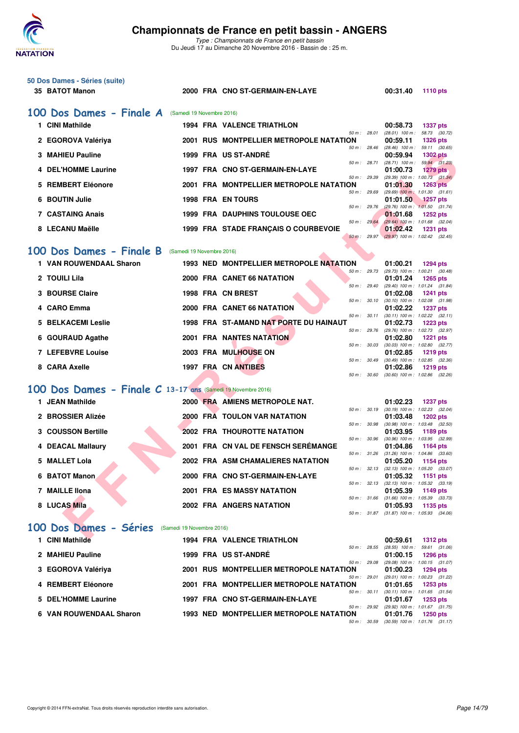# Championnats de France en petit bassin - ANGERS

*Type : Championnats de France en petit bassin*
Du Jeudi 17 au Dimanche 20 Novembre 2016 - Bassin de : 25 m.

### 50 Dos Dames - Séries (suite)

| Rg | Nom | Année | Nat | Club | Temps | Points |
|---|---|---|---|---|---|---|
| 35 | BATOT Manon | 2000 | FRA | CNO ST-GERMAIN-EN-LAYE | 00:31.40 | 1110 pts |

## 100 Dos Dames - Finale A (Samedi 19 Novembre 2016)

| Rg | Nom | Année | Nat | Club | Temps | Points | Intermédiaires |
|---|---|---|---|---|---|---|---|
| 1 | CINI Mathilde | 1994 | FRA | VALENCE TRIATHLON | 00:58.73 | 1337 pts | 50 m : 28.01 (28.01) 100 m : 58.73 (30.72) |
| 2 | EGOROVA Valériya | 2001 | RUS | MONTPELLIER METROPOLE NATATION | 00:59.11 | 1326 pts | 50 m : 28.46 (28.46) 100 m : 59.11 (30.65) |
| 3 | MAHIEU Pauline | 1999 | FRA | US ST-ANDRÉ | 00:59.94 | 1302 pts | 50 m : 28.71 (28.71) 100 m : 59.94 (31.23) |
| 4 | DEL'HOMME Laurine | 1997 | FRA | CNO ST-GERMAIN-EN-LAYE | 01:00.73 | 1279 pts | 50 m : 29.39 (29.39) 100 m : 1:00.73 (31.34) |
| 5 | REMBERT Eléonore | 2001 | FRA | MONTPELLIER METROPOLE NATATION | 01:01.30 | 1263 pts | 50 m : 29.69 (29.69) 100 m : 1:01.30 (31.61) |
| 6 | BOUTIN Julie | 1998 | FRA | EN TOURS | 01:01.50 | 1257 pts | 50 m : 29.76 (29.76) 100 m : 1:01.50 (31.74) |
| 7 | CASTAING Anais | 1999 | FRA | DAUPHINS TOULOUSE OEC | 01:01.68 | 1252 pts | 50 m : 29.64 (29.64) 100 m : 1:01.68 (32.04) |
| 8 | LECANU Maëlle | 1999 | FRA | STADE FRANÇAIS O COURBEVOIE | 01:02.42 | 1231 pts | 50 m : 29.97 (29.97) 100 m : 1:02.42 (32.45) |

## 100 Dos Dames - Finale B (Samedi 19 Novembre 2016)

| Rg | Nom | Année | Nat | Club | Temps | Points | Intermédiaires |
|---|---|---|---|---|---|---|---|
| 1 | VAN ROUWENDAAL Sharon | 1993 | NED | MONTPELLIER METROPOLE NATATION | 01:00.21 | 1294 pts | 50 m : 29.73 (29.73) 100 m : 1:00.21 (30.48) |
| 2 | TOUILI Lila | 2000 | FRA | CANET 66 NATATION | 01:01.24 | 1265 pts | 50 m : 29.40 (29.40) 100 m : 1:01.24 (31.84) |
| 3 | BOURSE Claire | 1998 | FRA | CN BREST | 01:02.08 | 1241 pts | 50 m : 30.10 (30.10) 100 m : 1:02.08 (31.98) |
| 4 | CARO Emma | 2000 | FRA | CANET 66 NATATION | 01:02.22 | 1237 pts | 50 m : 30.11 (30.11) 100 m : 1:02.22 (32.11) |
| 5 | BELKACEMI Leslie | 1998 | FRA | ST-AMAND NAT PORTE DU HAINAUT | 01:02.73 | 1223 pts | 50 m : 29.76 (29.76) 100 m : 1:02.73 (32.97) |
| 6 | GOURAUD Agathe | 2001 | FRA | NANTES NATATION | 01:02.80 | 1221 pts | 50 m : 30.03 (30.03) 100 m : 1:02.80 (32.77) |
| 7 | LEFEBVRE Louise | 2003 | FRA | MULHOUSE ON | 01:02.85 | 1219 pts | 50 m : 30.49 (30.49) 100 m : 1:02.85 (32.36) |
| 8 | CARA Axelle | 1997 | FRA | CN ANTIBES | 01:02.86 | 1219 pts | 50 m : 30.60 (30.60) 100 m : 1:02.86 (32.26) |

## 100 Dos Dames - Finale C 13-17 ans (Samedi 19 Novembre 2016)

| Rg | Nom | Année | Nat | Club | Temps | Points | Intermédiaires |
|---|---|---|---|---|---|---|---|
| 1 | JEAN Mathilde | 2000 | FRA | AMIENS METROPOLE NAT. | 01:02.23 | 1237 pts | 50 m : 30.19 (30.19) 100 m : 1:02.23 (32.04) |
| 2 | BROSSIER Alizée | 2000 | FRA | TOULON VAR NATATION | 01:03.48 | 1202 pts | 50 m : 30.98 (30.98) 100 m : 1:03.48 (32.50) |
| 3 | COUSSON Bertille | 2002 | FRA | THOUROTTE NATATION | 01:03.95 | 1189 pts | 50 m : 30.96 (30.96) 100 m : 1:03.95 (32.99) |
| 4 | DEACAL Mallaury | 2001 | FRA | CN VAL DE FENSCH SERÉMANGE | 01:04.86 | 1164 pts | 50 m : 31.26 (31.26) 100 m : 1:04.86 (33.60) |
| 5 | MALLET Lola | 2002 | FRA | ASM CHAMALIERES NATATION | 01:05.20 | 1154 pts | 50 m : 32.13 (32.13) 100 m : 1:05.20 (33.07) |
| 6 | BATOT Manon | 2000 | FRA | CNO ST-GERMAIN-EN-LAYE | 01:05.32 | 1151 pts | 50 m : 32.13 (32.13) 100 m : 1:05.32 (33.19) |
| 7 | MAILLE Ilona | 2001 | FRA | ES MASSY NATATION | 01:05.39 | 1149 pts | 50 m : 31.66 (31.66) 100 m : 1:05.39 (33.73) |
| 8 | LUCAS Mila | 2002 | FRA | ANGERS NATATION | 01:05.93 | 1135 pts | 50 m : 31.87 (31.87) 100 m : 1:05.93 (34.06) |

## 100 Dos Dames - Séries (Samedi 19 Novembre 2016)

| Rg | Nom | Année | Nat | Club | Temps | Points | Intermédiaires |
|---|---|---|---|---|---|---|---|
| 1 | CINI Mathilde | 1994 | FRA | VALENCE TRIATHLON | 00:59.61 | 1312 pts | 50 m : 28.55 (28.55) 100 m : 59.61 (31.06) |
| 2 | MAHIEU Pauline | 1999 | FRA | US ST-ANDRÉ | 01:00.15 | 1296 pts | 50 m : 29.08 (29.08) 100 m : 1:00.15 (31.07) |
| 3 | EGOROVA Valériya | 2001 | RUS | MONTPELLIER METROPOLE NATATION | 01:00.23 | 1294 pts | 50 m : 29.01 (29.01) 100 m : 1:00.23 (31.22) |
| 4 | REMBERT Eléonore | 2001 | FRA | MONTPELLIER METROPOLE NATATION | 01:01.65 | 1253 pts | 50 m : 30.11 (30.11) 100 m : 1:01.65 (31.54) |
| 5 | DEL'HOMME Laurine | 1997 | FRA | CNO ST-GERMAIN-EN-LAYE | 01:01.67 | 1253 pts | 50 m : 29.92 (29.92) 100 m : 1:01.67 (31.75) |
| 6 | VAN ROUWENDAAL Sharon | 1993 | NED | MONTPELLIER METROPOLE NATATION | 01:01.76 | 1250 pts | 50 m : 30.59 (30.59) 100 m : 1:01.76 (31.17) |

Copyright © 2014 FFN-extraNat. Tous droits réservés reproduction interdite sans autorisation.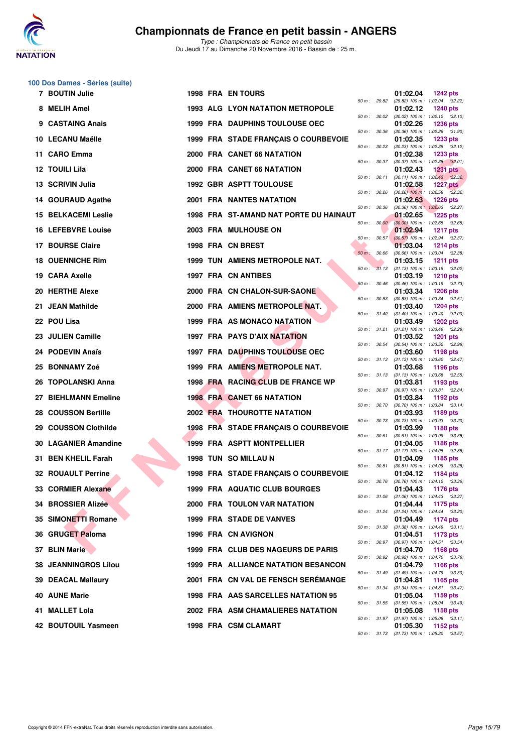# Championnats de France en petit bassin - ANGERS

*Type : Championnats de France en petit bassin*
Du Jeudi 17 au Dimanche 20 Novembre 2016 - Bassin de : 25 m.

## 100 Dos Dames - Séries (suite)

| Rang | Nom | Année | Nat | Club | Temps | Points | Splits |
|---|---|---|---|---|---|---|---|
| 7 | BOUTIN Julie | 1998 | FRA | EN TOURS | 01:02.04 | 1242 pts | 50 m : 29.82 (29.82) 100 m : 1:02.04 (32.22) |
| 8 | MELIH Amel | 1993 | ALG | LYON NATATION METROPOLE | 01:02.12 | 1240 pts | 50 m : 30.02 (30.02) 100 m : 1:02.12 (32.10) |
| 9 | CASTAING Anais | 1999 | FRA | DAUPHINS TOULOUSE OEC | 01:02.26 | 1236 pts | 50 m : 30.36 (30.36) 100 m : 1:02.26 (31.90) |
| 10 | LECANU Maëlle | 1999 | FRA | STADE FRANÇAIS O COURBEVOIE | 01:02.35 | 1233 pts | 50 m : 30.23 (30.23) 100 m : 1:02.35 (32.12) |
| 11 | CARO Emma | 2000 | FRA | CANET 66 NATATION | 01:02.38 | 1233 pts | 50 m : 30.37 (30.37) 100 m : 1:02.38 (32.01) |
| 12 | TOUILI Lila | 2000 | FRA | CANET 66 NATATION | 01:02.43 | 1231 pts | 50 m : 30.11 (30.11) 100 m : 1:02.43 (32.32) |
| 13 | SCRIVIN Julia | 1992 | GBR | ASPTT TOULOUSE | 01:02.58 | 1227 pts | 50 m : 30.26 (30.26) 100 m : 1:02.58 (32.32) |
| 14 | GOURAUD Agathe | 2001 | FRA | NANTES NATATION | 01:02.63 | 1226 pts | 50 m : 30.36 (30.36) 100 m : 1:02.63 (32.27) |
| 15 | BELKACEMI Leslie | 1998 | FRA | ST-AMAND NAT PORTE DU HAINAUT | 01:02.65 | 1225 pts | 50 m : 30.00 (30.00) 100 m : 1:02.65 (32.65) |
| 16 | LEFEBVRE Louise | 2003 | FRA | MULHOUSE ON | 01:02.94 | 1217 pts | 50 m : 30.57 (30.57) 100 m : 1:02.94 (32.37) |
| 17 | BOURSE Claire | 1998 | FRA | CN BREST | 01:03.04 | 1214 pts | 50 m : 30.66 (30.66) 100 m : 1:03.04 (32.38) |
| 18 | OUENNICHE Rim | 1999 | TUN | AMIENS METROPOLE NAT. | 01:03.15 | 1211 pts | 50 m : 31.13 (31.13) 100 m : 1:03.15 (32.02) |
| 19 | CARA Axelle | 1997 | FRA | CN ANTIBES | 01:03.19 | 1210 pts | 50 m : 30.46 (30.46) 100 m : 1:03.19 (32.73) |
| 20 | HERTHE Alexe | 2000 | FRA | CN CHALON-SUR-SAONE | 01:03.34 | 1206 pts | 50 m : 30.83 (30.83) 100 m : 1:03.34 (32.51) |
| 21 | JEAN Mathilde | 2000 | FRA | AMIENS METROPOLE NAT. | 01:03.40 | 1204 pts | 50 m : 31.40 (31.40) 100 m : 1:03.40 (32.00) |
| 22 | POU Lisa | 1999 | FRA | AS MONACO NATATION | 01:03.49 | 1202 pts | 50 m : 31.21 (31.21) 100 m : 1:03.49 (32.28) |
| 23 | JULIEN Camille | 1997 | FRA | PAYS D'AIX NATATION | 01:03.52 | 1201 pts | 50 m : 30.54 (30.54) 100 m : 1:03.52 (32.98) |
| 24 | PODEVIN Anaïs | 1997 | FRA | DAUPHINS TOULOUSE OEC | 01:03.60 | 1198 pts | 50 m : 31.13 (31.13) 100 m : 1:03.60 (32.47) |
| 25 | BONNAMY Zoé | 1999 | FRA | AMIENS METROPOLE NAT. | 01:03.68 | 1196 pts | 50 m : 31.13 (31.13) 100 m : 1:03.68 (32.55) |
| 26 | TOPOLANSKI Anna | 1998 | FRA | RACING CLUB DE FRANCE WP | 01:03.81 | 1193 pts | 50 m : 30.97 (30.97) 100 m : 1:03.81 (32.84) |
| 27 | BIEHLMANN Emeline | 1998 | FRA | CANET 66 NATATION | 01:03.84 | 1192 pts | 50 m : 30.70 (30.70) 100 m : 1:03.84 (33.14) |
| 28 | COUSSON Bertille | 2002 | FRA | THOUROTTE NATATION | 01:03.93 | 1189 pts | 50 m : 30.73 (30.73) 100 m : 1:03.93 (33.20) |
| 29 | COUSSON Clothilde | 1998 | FRA | STADE FRANÇAIS O COURBEVOIE | 01:03.99 | 1188 pts | 50 m : 30.61 (30.61) 100 m : 1:03.99 (33.38) |
| 30 | LAGANIER Amandine | 1999 | FRA | ASPTT MONTPELLIER | 01:04.05 | 1186 pts | 50 m : 31.17 (31.17) 100 m : 1:04.05 (32.88) |
| 31 | BEN KHELIL Farah | 1998 | TUN | SO MILLAU N | 01:04.09 | 1185 pts | 50 m : 30.81 (30.81) 100 m : 1:04.09 (33.28) |
| 32 | ROUAULT Perrine | 1998 | FRA | STADE FRANÇAIS O COURBEVOIE | 01:04.12 | 1184 pts | 50 m : 30.76 (30.76) 100 m : 1:04.12 (33.36) |
| 33 | CORMIER Alexane | 1999 | FRA | AQUATIC CLUB BOURGES | 01:04.43 | 1176 pts | 50 m : 31.06 (31.06) 100 m : 1:04.43 (33.37) |
| 34 | BROSSIER Alizée | 2000 | FRA | TOULON VAR NATATION | 01:04.44 | 1175 pts | 50 m : 31.24 (31.24) 100 m : 1:04.44 (33.20) |
| 35 | SIMONETTI Romane | 1999 | FRA | STADE DE VANVES | 01:04.49 | 1174 pts | 50 m : 31.38 (31.38) 100 m : 1:04.49 (33.11) |
| 36 | GRUGET Paloma | 1996 | FRA | CN AVIGNON | 01:04.51 | 1173 pts | 50 m : 30.97 (30.97) 100 m : 1:04.51 (33.54) |
| 37 | BLIN Marie | 1999 | FRA | CLUB DES NAGEURS DE PARIS | 01:04.70 | 1168 pts | 50 m : 30.92 (30.92) 100 m : 1:04.70 (33.78) |
| 38 | JEANNINGROS Lilou | 1999 | FRA | ALLIANCE NATATION BESANCON | 01:04.79 | 1166 pts | 50 m : 31.49 (31.49) 100 m : 1:04.79 (33.30) |
| 39 | DEACAL Mallaury | 2001 | FRA | CN VAL DE FENSCH SERÉMANGE | 01:04.81 | 1165 pts | 50 m : 31.34 (31.34) 100 m : 1:04.81 (33.47) |
| 40 | AUNE Marie | 1998 | FRA | AAS SARCELLES NATATION 95 | 01:05.04 | 1159 pts | 50 m : 31.55 (31.55) 100 m : 1:05.04 (33.49) |
| 41 | MALLET Lola | 2002 | FRA | ASM CHAMALIERES NATATION | 01:05.08 | 1158 pts | 50 m : 31.97 (31.97) 100 m : 1:05.08 (33.11) |
| 42 | BOUTOUIL Yasmeen | 1998 | FRA | CSM CLAMART | 01:05.30 | 1152 pts | 50 m : 31.73 (31.73) 100 m : 1:05.30 (33.57) |

Copyright © 2014 FFN-extraNat. Tous droits réservés reproduction interdite sans autorisation.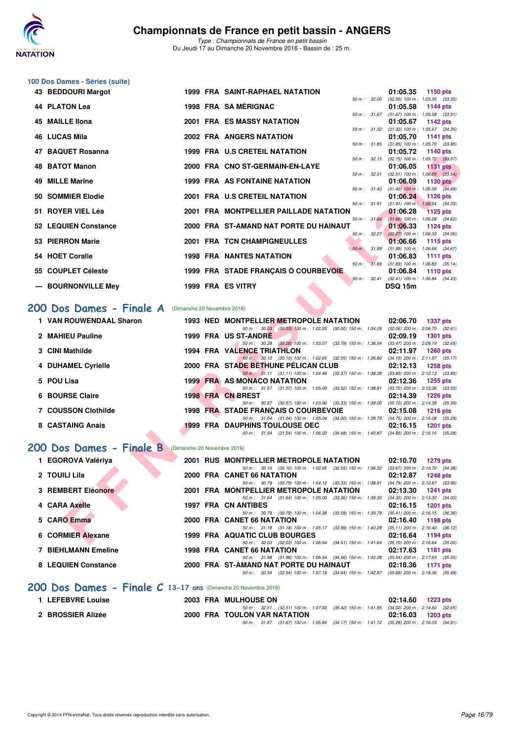## 100 Dos Dames - Séries (suite)

| Rang | Nom | Année | Nat | Club | Temps | Points | Splits |
|---|---|---|---|---|---|---|---|
| 43 | BEDDOURI Margot | 1999 | FRA | SAINT-RAPHAEL NATATION | 01:05.35 | 1150 pts | 50 m : 32.00 (32.00) 100 m : 1:05.35 (33.35) |
| 44 | PLATON Lea | 1998 | FRA | SA MÉRIGNAC | 01:05.58 | 1144 pts | 50 m : 31.67 (31.67) 100 m : 1:05.58 (33.91) |
| 45 | MAILLE Ilona | 2001 | FRA | ES MASSY NATATION | 01:05.67 | 1142 pts | 50 m : 31.32 (31.32) 100 m : 1:05.67 (34.35) |
| 46 | LUCAS Mila | 2002 | FRA | ANGERS NATATION | 01:05.70 | 1141 pts | 50 m : 31.85 (31.85) 100 m : 1:05.70 (33.85) |
| 47 | BAQUET Rosanna | 1999 | FRA | U.S CRETEIL NATATION | 01:05.72 | 1140 pts | 50 m : 32.15 (32.15) 100 m : 1:05.72 (33.57) |
| 48 | BATOT Manon | 2000 | FRA | CNO ST-GERMAIN-EN-LAYE | 01:06.05 | 1131 pts | 50 m : 32.51 (32.51) 100 m : 1:06.05 (33.54) |
| 49 | MILLE Marine | 1999 | FRA | AS FONTAINE NATATION | 01:06.09 | 1130 pts | 50 m : 31.40 (31.40) 100 m : 1:06.09 (34.69) |
| 50 | SOMMIER Elodie | 2001 | FRA | U.S CRETEIL NATATION | 01:06.24 | 1126 pts | 50 m : 31.91 (31.91) 100 m : 1:06.24 (34.33) |
| 51 | ROYER VIEL Léa | 2001 | FRA | MONTPELLIER PAILLADE NATATION | 01:06.28 | 1125 pts | 50 m : 31.66 (31.66) 100 m : 1:06.28 (34.62) |
| 52 | LEQUIEN Constance | 2000 | FRA | ST-AMAND NAT PORTE DU HAINAUT | 01:06.33 | 1124 pts | 50 m : 32.27 (32.27) 100 m : 1:06.33 (34.06) |
| 53 | PIERRON Marie | 2001 | FRA | TCN CHAMPIGNEULLES | 01:06.66 | 1115 pts | 50 m : 31.99 (31.99) 100 m : 1:06.66 (34.67) |
| 54 | HOET Coralie | 1998 | FRA | NANTES NATATION | 01:06.83 | 1111 pts | 50 m : 31.69 (31.69) 100 m : 1:06.83 (35.14) |
| 55 | COUPLET Céleste | 1999 | FRA | STADE FRANÇAIS O COURBEVOIE | 01:06.84 | 1110 pts | 50 m : 32.41 (32.41) 100 m : 1:06.84 (34.43) |
| --- | BOURNONVILLE Mey | 1999 | FRA | ES VITRY | DSQ 15m | | |

## 200 Dos Dames - Finale A (Dimanche 20 Novembre 2016)

| Rang | Nom | Année | Nat | Club | Temps | Points | Splits |
|---|---|---|---|---|---|---|---|
| 1 | VAN ROUWENDAAL Sharon | 1993 | NED | MONTPELLIER METROPOLE NATATION | 02:06.70 | 1337 pts | 50 m : 30.03 (30.03) 100 m : 1:02.03 (32.00) 150 m : 1:34.09 (32.06) 200 m : 2:06.70 (32.61) |
| 2 | MAHIEU Pauline | 1999 | FRA | US ST-ANDRÉ | 02:09.19 | 1301 pts | 50 m : 30.28 (30.28) 100 m : 1:03.07 (32.79) 150 m : 1:36.54 (33.47) 200 m : 2:09.19 (32.65) |
| 3 | CINI Mathilde | 1994 | FRA | VALENCE TRIATHLON | 02:11.97 | 1260 pts | 50 m : 30.10 (30.10) 100 m : 1:02.65 (32.55) 150 m : 1:36.80 (34.15) 200 m : 2:11.97 (35.17) |
| 4 | DUHAMEL Cyrielle | 2000 | FRA | STADE BÉTHUNE PÉLICAN CLUB | 02:12.13 | 1258 pts | 50 m : 31.11 (31.11) 100 m : 1:04.48 (33.37) 150 m : 1:38.28 (33.80) 200 m : 2:12.13 (33.85) |
| 5 | POU Lisa | 1999 | FRA | AS MONACO NATATION | 02:12.36 | 1255 pts | 50 m : 31.57 (31.57) 100 m : 1:05.09 (33.52) 150 m : 1:38.81 (33.72) 200 m : 2:12.36 (33.55) |
| 6 | BOURSE Claire | 1998 | FRA | CN BREST | 02:14.39 | 1226 pts | 50 m : 30.57 (30.57) 100 m : 1:03.90 (33.33) 150 m : 1:39.00 (35.10) 200 m : 2:14.39 (35.39) |
| 7 | COUSSON Clothilde | 1998 | FRA | STADE FRANÇAIS O COURBEVOIE | 02:15.08 | 1216 pts | 50 m : 31.04 (31.04) 100 m : 1:05.04 (34.00) 150 m : 1:39.79 (34.75) 200 m : 2:15.08 (35.29) |
| 8 | CASTAING Anais | 1999 | FRA | DAUPHINS TOULOUSE OEC | 02:16.15 | 1201 pts | 50 m : 31.54 (31.54) 100 m : 1:06.02 (34.48) 150 m : 1:40.87 (34.85) 200 m : 2:16.15 (35.28) |

## 200 Dos Dames - Finale B (Dimanche 20 Novembre 2016)

| Rang | Nom | Année | Nat | Club | Temps | Points | Splits |
|---|---|---|---|---|---|---|---|
| 1 | EGOROVA Valériya | 2001 | RUS | MONTPELLIER METROPOLE NATATION | 02:10.70 | 1279 pts | 50 m : 30.10 (30.10) 100 m : 1:02.65 (32.55) 150 m : 1:36.32 (33.67) 200 m : 2:10.70 (34.38) |
| 2 | TOUILI Lila | 2000 | FRA | CANET 66 NATATION | 02:12.87 | 1248 pts | 50 m : 30.79 (30.79) 100 m : 1:04.12 (33.33) 150 m : 1:38.91 (34.79) 200 m : 2:12.87 (33.96) |
| 3 | REMBERT Eléonore | 2001 | FRA | MONTPELLIER METROPOLE NATATION | 02:13.30 | 1241 pts | 50 m : 31.64 (31.64) 100 m : 1:05.00 (33.36) 150 m : 1:39.30 (34.30) 200 m : 2:13.30 (34.00) |
| 4 | CARA Axelle | 1997 | FRA | CN ANTIBES | 02:16.15 | 1201 pts | 50 m : 30.79 (30.79) 100 m : 1:04.38 (33.59) 150 m : 1:39.79 (35.41) 200 m : 2:16.15 (36.36) |
| 5 | CARO Emma | 2000 | FRA | CANET 66 NATATION | 02:16.40 | 1198 pts | 50 m : 31.18 (31.18) 100 m : 1:05.17 (33.99) 150 m : 1:40.28 (35.11) 200 m : 2:16.40 (36.12) |
| 6 | CORMIER Alexane | 1999 | FRA | AQUATIC CLUB BOURGES | 02:16.64 | 1194 pts | 50 m : 32.03 (32.03) 100 m : 1:06.54 (34.51) 150 m : 1:41.64 (35.10) 200 m : 2:16.64 (35.00) |
| 7 | BIEHLMANN Emeline | 1998 | FRA | CANET 66 NATATION | 02:17.63 | 1181 pts | 50 m : 31.98 (31.98) 100 m : 1:06.54 (34.56) 150 m : 1:42.08 (35.54) 200 m : 2:17.63 (35.55) |
| 8 | LEQUIEN Constance | 2000 | FRA | ST-AMAND NAT PORTE DU HAINAUT | 02:18.36 | 1171 pts | 50 m : 32.54 (32.54) 100 m : 1:07.18 (34.64) 150 m : 1:42.87 (35.69) 200 m : 2:18.36 (35.49) |

## 200 Dos Dames - Finale C 13-17 ans (Dimanche 20 Novembre 2016)

| Rang | Nom | Année | Nat | Club | Temps | Points | Splits |
|---|---|---|---|---|---|---|---|
| 1 | LEFEBVRE Louise | 2003 | FRA | MULHOUSE ON | 02:14.60 | 1223 pts | 50 m : 32.51 (32.51) 100 m : 1:07.93 (35.42) 150 m : 1:41.95 (34.02) 200 m : 2:14.60 (32.65) |
| 2 | BROSSIER Alizée | 2000 | FRA | TOULON VAR NATATION | 02:16.03 | 1203 pts | 50 m : 31.67 (31.67) 100 m : 1:05.84 (34.17) 150 m : 1:41.12 (35.28) 200 m : 2:16.03 (34.91) |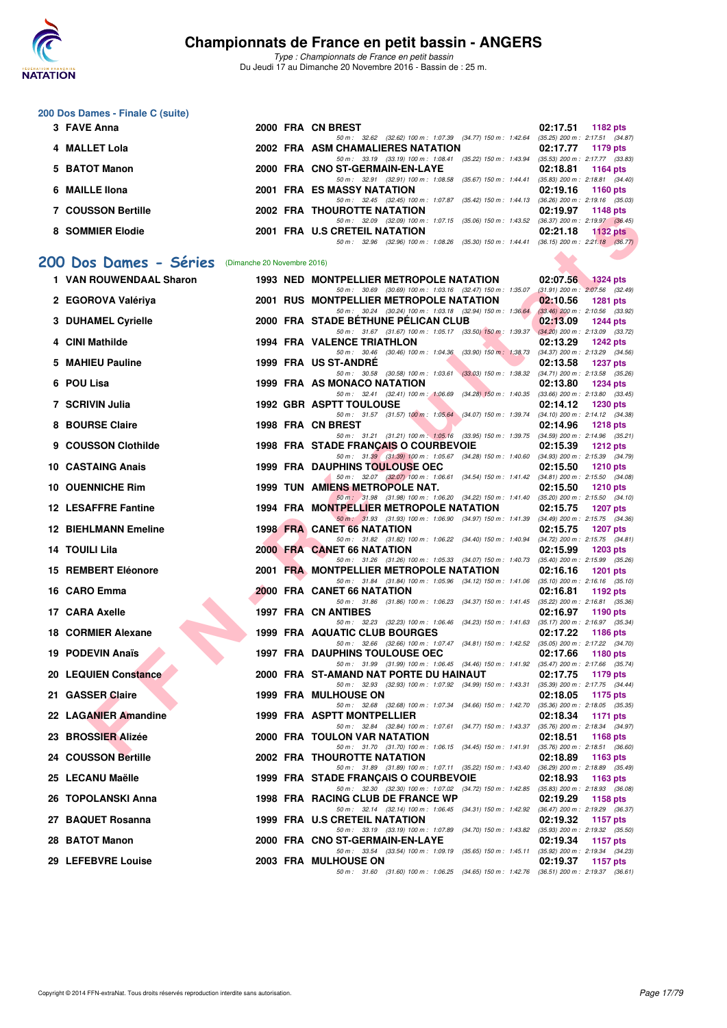### 200 Dos Dames - Finale C (suite)

| Place | Nom | Année | Nat | Club | Temps | Points |
|---|---|---|---|---|---|---|
| 3 | FAVE Anna | 2000 | FRA | CN BREST | 02:17.51 | 1182 pts |
| | | | | 50 m : 32.62 (32.62) 100 m : 1:07.39 (34.77) 150 m : 1:42.64 (35.25) 200 m : 2:17.51 (34.87) | | |
| 4 | MALLET Lola | 2002 | FRA | ASM CHAMALIERES NATATION | 02:17.77 | 1179 pts |
| | | | | 50 m : 33.19 (33.19) 100 m : 1:08.41 (35.22) 150 m : 1:43.94 (35.53) 200 m : 2:17.77 (33.83) | | |
| 5 | BATOT Manon | 2000 | FRA | CNO ST-GERMAIN-EN-LAYE | 02:18.81 | 1164 pts |
| | | | | 50 m : 32.91 (32.91) 100 m : 1:08.58 (35.67) 150 m : 1:44.41 (35.83) 200 m : 2:18.81 (34.40) | | |
| 6 | MAILLE Ilona | 2001 | FRA | ES MASSY NATATION | 02:19.16 | 1160 pts |
| | | | | 50 m : 32.45 (32.45) 100 m : 1:07.87 (35.42) 150 m : 1:44.13 (36.26) 200 m : 2:19.16 (35.03) | | |
| 7 | COUSSON Bertille | 2002 | FRA | THOUROTTE NATATION | 02:19.97 | 1148 pts |
| | | | | 50 m : 32.09 (32.09) 100 m : 1:07.15 (35.06) 150 m : 1:43.52 (36.37) 200 m : 2:19.97 (36.45) | | |
| 8 | SOMMIER Elodie | 2001 | FRA | U.S CRETEIL NATATION | 02:21.18 | 1132 pts |
| | | | | 50 m : 32.96 (32.96) 100 m : 1:08.26 (35.30) 150 m : 1:44.41 (36.15) 200 m : 2:21.18 (36.77) | | |

## 200 Dos Dames - Séries (Dimanche 20 Novembre 2016)

| Place | Nom | Année | Nat | Club | Temps | Points |
|---|---|---|---|---|---|---|
| 1 | VAN ROUWENDAAL Sharon | 1993 | NED | MONTPELLIER METROPOLE NATATION | 02:07.56 | 1324 pts |
| | | | | 50 m : 30.69 (30.69) 100 m : 1:03.16 (32.47) 150 m : 1:35.07 (31.91) 200 m : 2:07.56 (32.49) | | |
| 2 | EGOROVA Valériya | 2001 | RUS | MONTPELLIER METROPOLE NATATION | 02:10.56 | 1281 pts |
| | | | | 50 m : 30.24 (30.24) 100 m : 1:03.18 (32.94) 150 m : 1:36.64 (33.46) 200 m : 2:10.56 (33.92) | | |
| 3 | DUHAMEL Cyrielle | 2000 | FRA | STADE BÉTHUNE PÉLICAN CLUB | 02:13.09 | 1244 pts |
| | | | | 50 m : 31.67 (31.67) 100 m : 1:05.17 (33.50) 150 m : 1:39.37 (34.20) 200 m : 2:13.09 (33.72) | | |
| 4 | CINI Mathilde | 1994 | FRA | VALENCE TRIATHLON | 02:13.29 | 1242 pts |
| | | | | 50 m : 30.46 (30.46) 100 m : 1:04.36 (33.90) 150 m : 1:38.73 (34.37) 200 m : 2:13.29 (34.56) | | |
| 5 | MAHIEU Pauline | 1999 | FRA | US ST-ANDRÉ | 02:13.58 | 1237 pts |
| | | | | 50 m : 30.58 (30.58) 100 m : 1:03.61 (33.03) 150 m : 1:38.32 (34.71) 200 m : 2:13.58 (35.26) | | |
| 6 | POU Lisa | 1999 | FRA | AS MONACO NATATION | 02:13.80 | 1234 pts |
| | | | | 50 m : 32.41 (32.41) 100 m : 1:06.69 (34.28) 150 m : 1:40.35 (33.66) 200 m : 2:13.80 (33.45) | | |
| 7 | SCRIVIN Julia | 1992 | GBR | ASPTT TOULOUSE | 02:14.12 | 1230 pts |
| | | | | 50 m : 31.57 (31.57) 100 m : 1:05.64 (34.07) 150 m : 1:39.74 (34.10) 200 m : 2:14.12 (34.38) | | |
| 8 | BOURSE Claire | 1998 | FRA | CN BREST | 02:14.96 | 1218 pts |
| | | | | 50 m : 31.21 (31.21) 100 m : 1:05.16 (33.95) 150 m : 1:39.75 (34.59) 200 m : 2:14.96 (35.21) | | |
| 9 | COUSSON Clothilde | 1998 | FRA | STADE FRANÇAIS O COURBEVOIE | 02:15.39 | 1212 pts |
| | | | | 50 m : 31.39 (31.39) 100 m : 1:05.67 (34.28) 150 m : 1:40.60 (34.93) 200 m : 2:15.39 (34.79) | | |
| 10 | CASTAING Anais | 1999 | FRA | DAUPHINS TOULOUSE OEC | 02:15.50 | 1210 pts |
| | | | | 50 m : 32.07 (32.07) 100 m : 1:06.61 (34.54) 150 m : 1:41.42 (34.81) 200 m : 2:15.50 (34.08) | | |
| 10 | OUENNICHE Rim | 1999 | TUN | AMIENS METROPOLE NAT. | 02:15.50 | 1210 pts |
| | | | | 50 m : 31.98 (31.98) 100 m : 1:06.20 (34.22) 150 m : 1:41.40 (35.20) 200 m : 2:15.50 (34.10) | | |
| 12 | LESAFFRE Fantine | 1994 | FRA | MONTPELLIER METROPOLE NATATION | 02:15.75 | 1207 pts |
| | | | | 50 m : 31.93 (31.93) 100 m : 1:06.90 (34.97) 150 m : 1:41.39 (34.49) 200 m : 2:15.75 (34.36) | | |
| 12 | BIEHLMANN Emeline | 1998 | FRA | CANET 66 NATATION | 02:15.75 | 1207 pts |
| | | | | 50 m : 31.82 (31.82) 100 m : 1:06.22 (34.40) 150 m : 1:40.94 (34.72) 200 m : 2:15.75 (34.81) | | |
| 14 | TOUILI Lila | 2000 | FRA | CANET 66 NATATION | 02:15.99 | 1203 pts |
| | | | | 50 m : 31.26 (31.26) 100 m : 1:05.33 (34.07) 150 m : 1:40.73 (35.40) 200 m : 2:15.99 (35.26) | | |
| 15 | REMBERT Eléonore | 2001 | FRA | MONTPELLIER METROPOLE NATATION | 02:16.16 | 1201 pts |
| | | | | 50 m : 31.84 (31.84) 100 m : 1:05.96 (34.12) 150 m : 1:41.06 (35.10) 200 m : 2:16.16 (35.10) | | |
| 16 | CARO Emma | 2000 | FRA | CANET 66 NATATION | 02:16.81 | 1192 pts |
| | | | | 50 m : 31.86 (31.86) 100 m : 1:06.23 (34.37) 150 m : 1:41.45 (35.22) 200 m : 2:16.81 (35.36) | | |
| 17 | CARA Axelle | 1997 | FRA | CN ANTIBES | 02:16.97 | 1190 pts |
| | | | | 50 m : 32.23 (32.23) 100 m : 1:06.46 (34.23) 150 m : 1:41.63 (35.17) 200 m : 2:16.97 (35.34) | | |
| 18 | CORMIER Alexane | 1999 | FRA | AQUATIC CLUB BOURGES | 02:17.22 | 1186 pts |
| | | | | 50 m : 32.66 (32.66) 100 m : 1:07.47 (34.81) 150 m : 1:42.52 (35.05) 200 m : 2:17.22 (34.70) | | |
| 19 | PODEVIN Anaïs | 1997 | FRA | DAUPHINS TOULOUSE OEC | 02:17.66 | 1180 pts |
| | | | | 50 m : 31.99 (31.99) 100 m : 1:06.45 (34.46) 150 m : 1:41.92 (35.47) 200 m : 2:17.66 (35.74) | | |
| 20 | LEQUIEN Constance | 2000 | FRA | ST-AMAND NAT PORTE DU HAINAUT | 02:17.75 | 1179 pts |
| | | | | 50 m : 32.93 (32.93) 100 m : 1:07.92 (34.99) 150 m : 1:43.31 (35.39) 200 m : 2:17.75 (34.44) | | |
| 21 | GASSER Claire | 1999 | FRA | MULHOUSE ON | 02:18.05 | 1175 pts |
| | | | | 50 m : 32.68 (32.68) 100 m : 1:07.34 (34.66) 150 m : 1:42.70 (35.36) 200 m : 2:18.05 (35.35) | | |
| 22 | LAGANIER Amandine | 1999 | FRA | ASPTT MONTPELLIER | 02:18.34 | 1171 pts |
| | | | | 50 m : 32.84 (32.84) 100 m : 1:07.61 (34.77) 150 m : 1:43.37 (35.76) 200 m : 2:18.34 (34.97) | | |
| 23 | BROSSIER Alizée | 2000 | FRA | TOULON VAR NATATION | 02:18.51 | 1168 pts |
| | | | | 50 m : 31.70 (31.70) 100 m : 1:06.15 (34.45) 150 m : 1:41.91 (35.76) 200 m : 2:18.51 (36.60) | | |
| 24 | COUSSON Bertille | 2002 | FRA | THOUROTTE NATATION | 02:18.89 | 1163 pts |
| | | | | 50 m : 31.89 (31.89) 100 m : 1:07.11 (35.22) 150 m : 1:43.40 (36.29) 200 m : 2:18.89 (35.49) | | |
| 25 | LECANU Maëlle | 1999 | FRA | STADE FRANÇAIS O COURBEVOIE | 02:18.93 | 1163 pts |
| | | | | 50 m : 32.30 (32.30) 100 m : 1:07.02 (34.72) 150 m : 1:42.85 (35.83) 200 m : 2:18.93 (36.08) | | |
| 26 | TOPOLANSKI Anna | 1998 | FRA | RACING CLUB DE FRANCE WP | 02:19.29 | 1158 pts |
| | | | | 50 m : 32.14 (32.14) 100 m : 1:06.45 (34.31) 150 m : 1:42.92 (36.47) 200 m : 2:19.29 (36.37) | | |
| 27 | BAQUET Rosanna | 1999 | FRA | U.S CRETEIL NATATION | 02:19.32 | 1157 pts |
| | | | | 50 m : 33.19 (33.19) 100 m : 1:07.89 (34.70) 150 m : 1:43.82 (35.93) 200 m : 2:19.32 (35.50) | | |
| 28 | BATOT Manon | 2000 | FRA | CNO ST-GERMAIN-EN-LAYE | 02:19.34 | 1157 pts |
| | | | | 50 m : 33.54 (33.54) 100 m : 1:09.19 (35.65) 150 m : 1:45.11 (35.92) 200 m : 2:19.34 (34.23) | | |
| 29 | LEFEBVRE Louise | 2003 | FRA | MULHOUSE ON | 02:19.37 | 1157 pts |
| | | | | 50 m : 31.60 (31.60) 100 m : 1:06.25 (34.65) 150 m : 1:42.76 (36.51) 200 m : 2:19.37 (36.61) | | |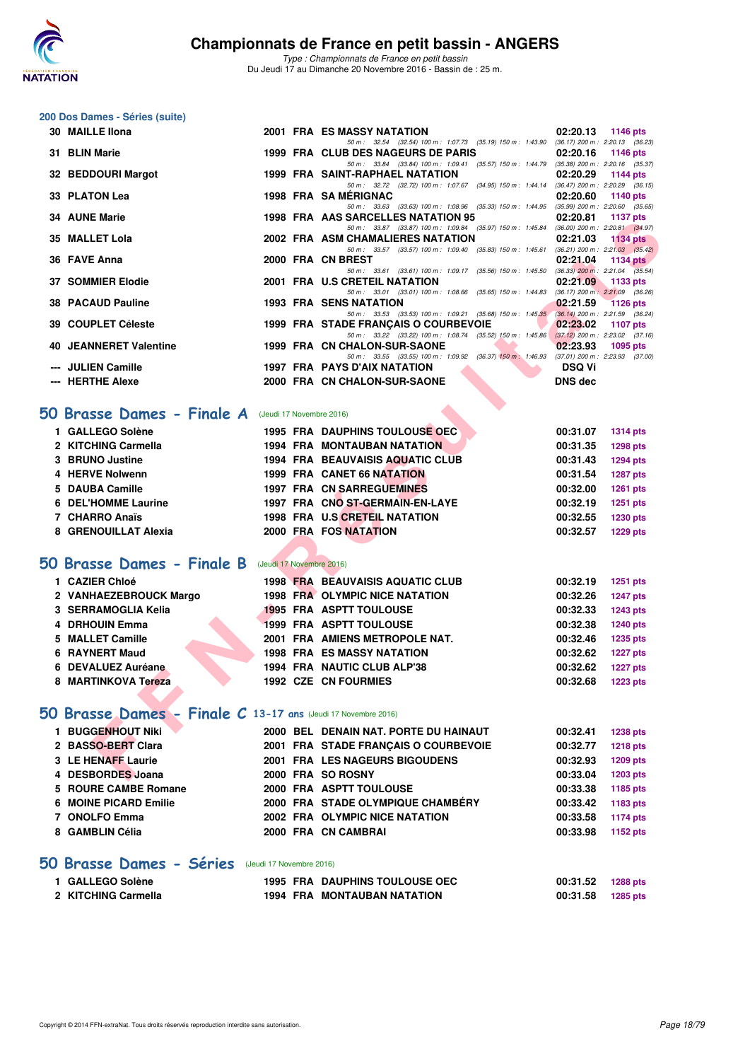# Championnats de France en petit bassin - ANGERS

*Type : Championnats de France en petit bassin*
Du Jeudi 17 au Dimanche 20 Novembre 2016 - Bassin de : 25 m.

## 200 Dos Dames - Séries (suite)

| Rang | Nom | Année | Nat | Club | Temps | Points |
|---|---|---|---|---|---|---|
| 30 | MAILLE Ilona | 2001 | FRA | ES MASSY NATATION | 02:20.13 | 1146 pts |
| | 50 m : 32.54 (32.54) 100 m : 1:07.73 (35.19) 150 m : 1:43.90 (36.17) 200 m : 2:20.13 (36.23) | | | | | |
| 31 | BLIN Marie | 1999 | FRA | CLUB DES NAGEURS DE PARIS | 02:20.16 | 1146 pts |
| | 50 m : 33.84 (33.84) 100 m : 1:09.41 (35.57) 150 m : 1:44.79 (35.38) 200 m : 2:20.16 (35.37) | | | | | |
| 32 | BEDDOURI Margot | 1999 | FRA | SAINT-RAPHAEL NATATION | 02:20.29 | 1144 pts |
| | 50 m : 32.72 (32.72) 100 m : 1:07.67 (34.95) 150 m : 1:44.14 (36.47) 200 m : 2:20.29 (36.15) | | | | | |
| 33 | PLATON Lea | 1998 | FRA | SA MÉRIGNAC | 02:20.60 | 1140 pts |
| | 50 m : 33.63 (33.63) 100 m : 1:08.96 (35.33) 150 m : 1:44.95 (35.99) 200 m : 2:20.60 (35.65) | | | | | |
| 34 | AUNE Marie | 1998 | FRA | AAS SARCELLES NATATION 95 | 02:20.81 | 1137 pts |
| | 50 m : 33.87 (33.87) 100 m : 1:09.84 (35.97) 150 m : 1:45.84 (36.00) 200 m : 2:20.81 (34.97) | | | | | |
| 35 | MALLET Lola | 2002 | FRA | ASM CHAMALIERES NATATION | 02:21.03 | 1134 pts |
| | 50 m : 33.57 (33.57) 100 m : 1:09.40 (35.83) 150 m : 1:45.61 (36.21) 200 m : 2:21.03 (35.42) | | | | | |
| 36 | FAVE Anna | 2000 | FRA | CN BREST | 02:21.04 | 1134 pts |
| | 50 m : 33.61 (33.61) 100 m : 1:09.17 (35.56) 150 m : 1:45.50 (36.33) 200 m : 2:21.04 (35.54) | | | | | |
| 37 | SOMMIER Elodie | 2001 | FRA | U.S CRETEIL NATATION | 02:21.09 | 1133 pts |
| | 50 m : 33.01 (33.01) 100 m : 1:08.66 (35.65) 150 m : 1:44.83 (36.17) 200 m : 2:21.09 (36.26) | | | | | |
| 38 | PACAUD Pauline | 1993 | FRA | SENS NATATION | 02:21.59 | 1126 pts |
| | 50 m : 33.53 (33.53) 100 m : 1:09.21 (35.68) 150 m : 1:45.35 (36.14) 200 m : 2:21.59 (36.24) | | | | | |
| 39 | COUPLET Céleste | 1999 | FRA | STADE FRANÇAIS O COURBEVOIE | 02:23.02 | 1107 pts |
| | 50 m : 33.22 (33.22) 100 m : 1:08.74 (35.52) 150 m : 1:45.86 (37.12) 200 m : 2:23.02 (37.16) | | | | | |
| 40 | JEANNERET Valentine | 1999 | FRA | CN CHALON-SUR-SAONE | 02:23.93 | 1095 pts |
| | 50 m : 33.55 (33.55) 100 m : 1:09.92 (36.37) 150 m : 1:46.93 (37.01) 200 m : 2:23.93 (37.00) | | | | | |
| --- | JULIEN Camille | 1997 | FRA | PAYS D'AIX NATATION | DSQ Vi | |
| --- | HERTHE Alexe | 2000 | FRA | CN CHALON-SUR-SAONE | DNS dec | |

## 50 Brasse Dames - Finale A (Jeudi 17 Novembre 2016)

| Rang | Nom | Année | Nat | Club | Temps | Points |
|---|---|---|---|---|---|---|
| 1 | GALLEGO Solène | 1995 | FRA | DAUPHINS TOULOUSE OEC | 00:31.07 | 1314 pts |
| 2 | KITCHING Carmella | 1994 | FRA | MONTAUBAN NATATION | 00:31.35 | 1298 pts |
| 3 | BRUNO Justine | 1994 | FRA | BEAUVAISIS AQUATIC CLUB | 00:31.43 | 1294 pts |
| 4 | HERVE Nolwenn | 1999 | FRA | CANET 66 NATATION | 00:31.54 | 1287 pts |
| 5 | DAUBA Camille | 1997 | FRA | CN SARREGUEMINES | 00:32.00 | 1261 pts |
| 6 | DEL'HOMME Laurine | 1997 | FRA | CNO ST-GERMAIN-EN-LAYE | 00:32.19 | 1251 pts |
| 7 | CHARRO Anaïs | 1998 | FRA | U.S CRETEIL NATATION | 00:32.55 | 1230 pts |
| 8 | GRENOUILLAT Alexia | 2000 | FRA | FOS NATATION | 00:32.57 | 1229 pts |

## 50 Brasse Dames - Finale B (Jeudi 17 Novembre 2016)

| Rang | Nom | Année | Nat | Club | Temps | Points |
|---|---|---|---|---|---|---|
| 1 | CAZIER Chloé | 1998 | FRA | BEAUVAISIS AQUATIC CLUB | 00:32.19 | 1251 pts |
| 2 | VANHAEZEBROUCK Margo | 1998 | FRA | OLYMPIC NICE NATATION | 00:32.26 | 1247 pts |
| 3 | SERRAMOGLIA Kelia | 1995 | FRA | ASPTT TOULOUSE | 00:32.33 | 1243 pts |
| 4 | DRHOUIN Emma | 1999 | FRA | ASPTT TOULOUSE | 00:32.38 | 1240 pts |
| 5 | MALLET Camille | 2001 | FRA | AMIENS METROPOLE NAT. | 00:32.46 | 1235 pts |
| 6 | RAYNERT Maud | 1998 | FRA | ES MASSY NATATION | 00:32.62 | 1227 pts |
| 6 | DEVALUEZ Auréane | 1994 | FRA | NAUTIC CLUB ALP'38 | 00:32.62 | 1227 pts |
| 8 | MARTINKOVA Tereza | 1992 | CZE | CN FOURMIES | 00:32.68 | 1223 pts |

## 50 Brasse Dames - Finale C 13-17 ans (Jeudi 17 Novembre 2016)

| Rang | Nom | Année | Nat | Club | Temps | Points |
|---|---|---|---|---|---|---|
| 1 | BUGGENHOUT Niki | 2000 | BEL | DENAIN NAT. PORTE DU HAINAUT | 00:32.41 | 1238 pts |
| 2 | BASSO-BERT Clara | 2001 | FRA | STADE FRANÇAIS O COURBEVOIE | 00:32.77 | 1218 pts |
| 3 | LE HENAFF Laurie | 2001 | FRA | LES NAGEURS BIGOUDENS | 00:32.93 | 1209 pts |
| 4 | DESBORDES Joana | 2000 | FRA | SO ROSNY | 00:33.04 | 1203 pts |
| 5 | ROURE CAMBE Romane | 2000 | FRA | ASPTT TOULOUSE | 00:33.38 | 1185 pts |
| 6 | MOINE PICARD Emilie | 2000 | FRA | STADE OLYMPIQUE CHAMBÉRY | 00:33.42 | 1183 pts |
| 7 | ONOLFO Emma | 2002 | FRA | OLYMPIC NICE NATATION | 00:33.58 | 1174 pts |
| 8 | GAMBLIN Célia | 2000 | FRA | CN CAMBRAI | 00:33.98 | 1152 pts |

## 50 Brasse Dames - Séries (Jeudi 17 Novembre 2016)

| Rang | Nom | Année | Nat | Club | Temps | Points |
|---|---|---|---|---|---|---|
| 1 | GALLEGO Solène | 1995 | FRA | DAUPHINS TOULOUSE OEC | 00:31.52 | 1288 pts |
| 2 | KITCHING Carmella | 1994 | FRA | MONTAUBAN NATATION | 00:31.58 | 1285 pts |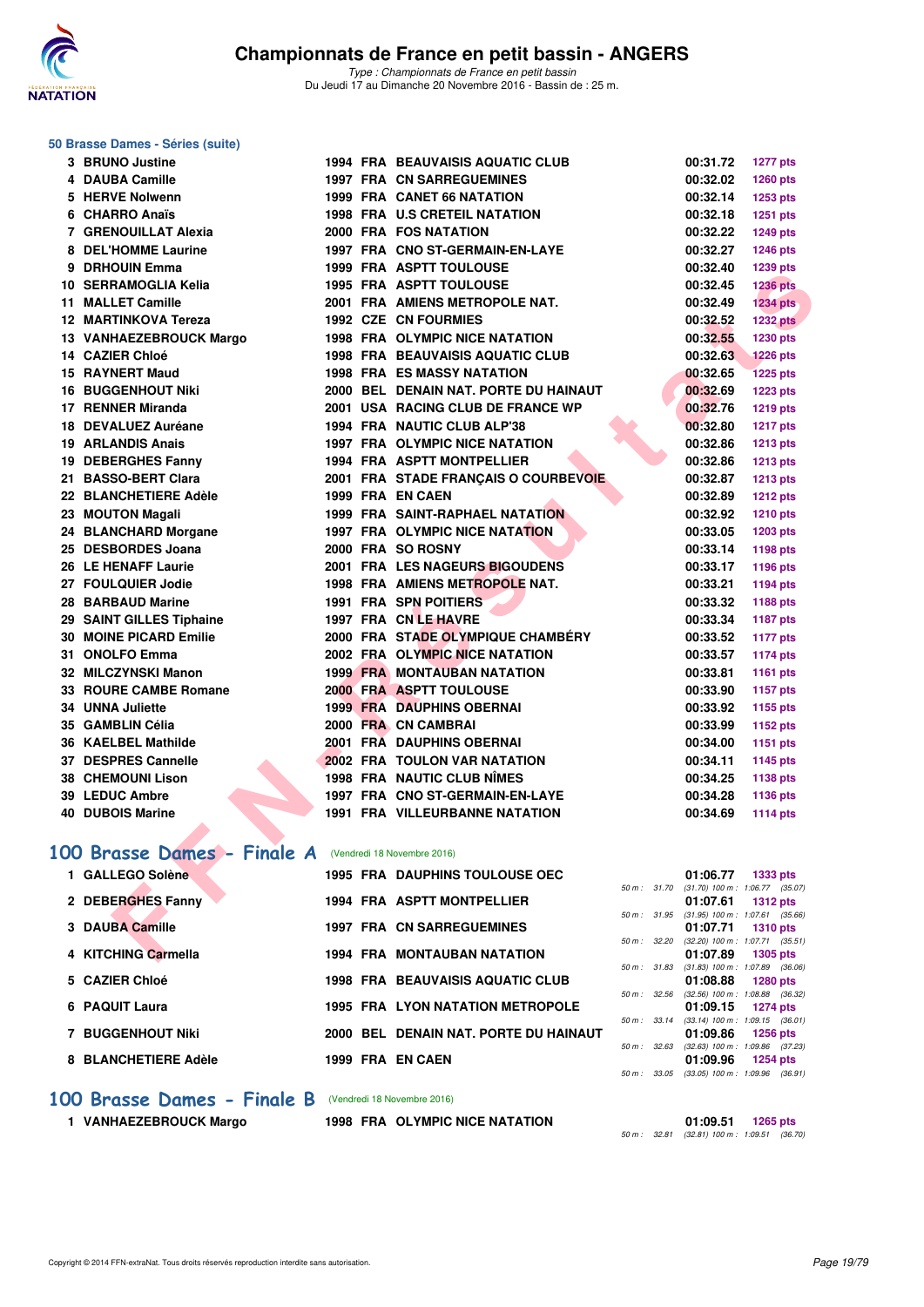## 50 Brasse Dames - Séries (suite)

| Rang | Nom | Année | Nat | Club | Temps | Points |
|---|---|---|---|---|---|---|
| 3 | BRUNO Justine | 1994 | FRA | BEAUVAISIS AQUATIC CLUB | 00:31.72 | 1277 pts |
| 4 | DAUBA Camille | 1997 | FRA | CN SARREGUEMINES | 00:32.02 | 1260 pts |
| 5 | HERVE Nolwenn | 1999 | FRA | CANET 66 NATATION | 00:32.14 | 1253 pts |
| 6 | CHARRO Anaïs | 1998 | FRA | U.S CRETEIL NATATION | 00:32.18 | 1251 pts |
| 7 | GRENOUILLAT Alexia | 2000 | FRA | FOS NATATION | 00:32.22 | 1249 pts |
| 8 | DEL'HOMME Laurine | 1997 | FRA | CNO ST-GERMAIN-EN-LAYE | 00:32.27 | 1246 pts |
| 9 | DRHOUIN Emma | 1999 | FRA | ASPTT TOULOUSE | 00:32.40 | 1239 pts |
| 10 | SERRAMOGLIA Kelia | 1995 | FRA | ASPTT TOULOUSE | 00:32.45 | 1236 pts |
| 11 | MALLET Camille | 2001 | FRA | AMIENS METROPOLE NAT. | 00:32.49 | 1234 pts |
| 12 | MARTINKOVA Tereza | 1992 | CZE | CN FOURMIES | 00:32.52 | 1232 pts |
| 13 | VANHAEZEBROUCK Margo | 1998 | FRA | OLYMPIC NICE NATATION | 00:32.55 | 1230 pts |
| 14 | CAZIER Chloé | 1998 | FRA | BEAUVAISIS AQUATIC CLUB | 00:32.63 | 1226 pts |
| 15 | RAYNERT Maud | 1998 | FRA | ES MASSY NATATION | 00:32.65 | 1225 pts |
| 16 | BUGGENHOUT Niki | 2000 | BEL | DENAIN NAT. PORTE DU HAINAUT | 00:32.69 | 1223 pts |
| 17 | RENNER Miranda | 2001 | USA | RACING CLUB DE FRANCE WP | 00:32.76 | 1219 pts |
| 18 | DEVALUEZ Auréane | 1994 | FRA | NAUTIC CLUB ALP'38 | 00:32.80 | 1217 pts |
| 19 | ARLANDIS Anais | 1997 | FRA | OLYMPIC NICE NATATION | 00:32.86 | 1213 pts |
| 19 | DEBERGHES Fanny | 1994 | FRA | ASPTT MONTPELLIER | 00:32.86 | 1213 pts |
| 21 | BASSO-BERT Clara | 2001 | FRA | STADE FRANÇAIS O COURBEVOIE | 00:32.87 | 1213 pts |
| 22 | BLANCHETIERE Adèle | 1999 | FRA | EN CAEN | 00:32.89 | 1212 pts |
| 23 | MOUTON Magali | 1999 | FRA | SAINT-RAPHAEL NATATION | 00:32.92 | 1210 pts |
| 24 | BLANCHARD Morgane | 1997 | FRA | OLYMPIC NICE NATATION | 00:33.05 | 1203 pts |
| 25 | DESBORDES Joana | 2000 | FRA | SO ROSNY | 00:33.14 | 1198 pts |
| 26 | LE HENAFF Laurie | 2001 | FRA | LES NAGEURS BIGOUDENS | 00:33.17 | 1196 pts |
| 27 | FOULQUIER Jodie | 1998 | FRA | AMIENS METROPOLE NAT. | 00:33.21 | 1194 pts |
| 28 | BARBAUD Marine | 1991 | FRA | SPN POITIERS | 00:33.32 | 1188 pts |
| 29 | SAINT GILLES Tiphaine | 1997 | FRA | CN LE HAVRE | 00:33.34 | 1187 pts |
| 30 | MOINE PICARD Emilie | 2000 | FRA | STADE OLYMPIQUE CHAMBÉRY | 00:33.52 | 1177 pts |
| 31 | ONOLFO Emma | 2002 | FRA | OLYMPIC NICE NATATION | 00:33.57 | 1174 pts |
| 32 | MILCZYNSKI Manon | 1999 | FRA | MONTAUBAN NATATION | 00:33.81 | 1161 pts |
| 33 | ROURE CAMBE Romane | 2000 | FRA | ASPTT TOULOUSE | 00:33.90 | 1157 pts |
| 34 | UNNA Juliette | 1999 | FRA | DAUPHINS OBERNAI | 00:33.92 | 1155 pts |
| 35 | GAMBLIN Célia | 2000 | FRA | CN CAMBRAI | 00:33.99 | 1152 pts |
| 36 | KAELBEL Mathilde | 2001 | FRA | DAUPHINS OBERNAI | 00:34.00 | 1151 pts |
| 37 | DESPRES Cannelle | 2002 | FRA | TOULON VAR NATATION | 00:34.11 | 1145 pts |
| 38 | CHEMOUNI Lison | 1998 | FRA | NAUTIC CLUB NÎMES | 00:34.25 | 1138 pts |
| 39 | LEDUC Ambre | 1997 | FRA | CNO ST-GERMAIN-EN-LAYE | 00:34.28 | 1136 pts |
| 40 | DUBOIS Marine | 1991 | FRA | VILLEURBANNE NATATION | 00:34.69 | 1114 pts |

## 100 Brasse Dames - Finale A (Vendredi 18 Novembre 2016)

| Rang | Nom | Année | Nat | Club | Temps | Points | Intermédiaires |
|---|---|---|---|---|---|---|---|
| 1 | GALLEGO Solène | 1995 | FRA | DAUPHINS TOULOUSE OEC | 01:06.77 | 1333 pts | 50 m : 31.70 (31.70) 100 m : 1:06.77 (35.07) |
| 2 | DEBERGHES Fanny | 1994 | FRA | ASPTT MONTPELLIER | 01:07.61 | 1312 pts | 50 m : 31.95 (31.95) 100 m : 1:07.61 (35.66) |
| 3 | DAUBA Camille | 1997 | FRA | CN SARREGUEMINES | 01:07.71 | 1310 pts | 50 m : 32.20 (32.20) 100 m : 1:07.71 (35.51) |
| 4 | KITCHING Carmella | 1994 | FRA | MONTAUBAN NATATION | 01:07.89 | 1305 pts | 50 m : 31.83 (31.83) 100 m : 1:07.89 (36.06) |
| 5 | CAZIER Chloé | 1998 | FRA | BEAUVAISIS AQUATIC CLUB | 01:08.88 | 1280 pts | 50 m : 32.56 (32.56) 100 m : 1:08.88 (36.32) |
| 6 | PAQUIT Laura | 1995 | FRA | LYON NATATION METROPOLE | 01:09.15 | 1274 pts | 50 m : 33.14 (33.14) 100 m : 1:09.15 (36.01) |
| 7 | BUGGENHOUT Niki | 2000 | BEL | DENAIN NAT. PORTE DU HAINAUT | 01:09.86 | 1256 pts | 50 m : 32.63 (32.63) 100 m : 1:09.86 (37.23) |
| 8 | BLANCHETIERE Adèle | 1999 | FRA | EN CAEN | 01:09.96 | 1254 pts | 50 m : 33.05 (33.05) 100 m : 1:09.96 (36.91) |

## 100 Brasse Dames - Finale B (Vendredi 18 Novembre 2016)

| Rang | Nom | Année | Nat | Club | Temps | Points | Intermédiaires |
|---|---|---|---|---|---|---|---|
| 1 | VANHAEZEBROUCK Margo | 1998 | FRA | OLYMPIC NICE NATATION | 01:09.51 | 1265 pts | 50 m : 32.81 (32.81) 100 m : 1:09.51 (36.70) |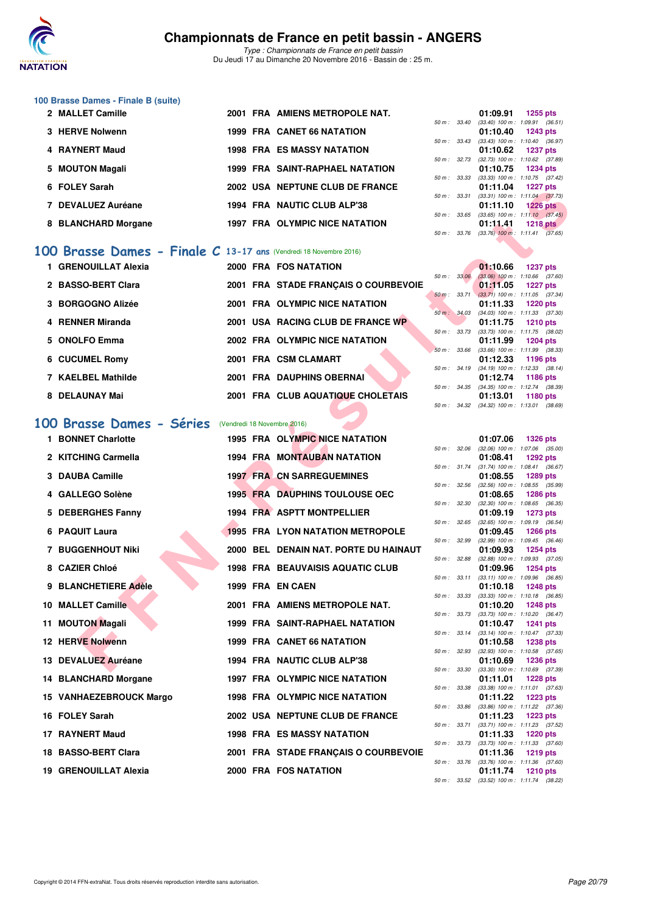## 100 Brasse Dames - Finale B (suite)

| Rang | Nom | Année | Nat. | Club | Temps | Points | Splits |
|---|---|---|---|---|---|---|---|
| 2 | MALLET Camille | 2001 | FRA | AMIENS METROPOLE NAT. | 01:09.91 | 1255 pts | 50 m : 33.40 (33.40) 100 m : 1:09.91 (36.51) |
| 3 | HERVE Nolwenn | 1999 | FRA | CANET 66 NATATION | 01:10.40 | 1243 pts | 50 m : 33.43 (33.43) 100 m : 1:10.40 (36.97) |
| 4 | RAYNERT Maud | 1998 | FRA | ES MASSY NATATION | 01:10.62 | 1237 pts | 50 m : 32.73 (32.73) 100 m : 1:10.62 (37.89) |
| 5 | MOUTON Magali | 1999 | FRA | SAINT-RAPHAEL NATATION | 01:10.75 | 1234 pts | 50 m : 33.33 (33.33) 100 m : 1:10.75 (37.42) |
| 6 | FOLEY Sarah | 2002 | USA | NEPTUNE CLUB DE FRANCE | 01:11.04 | 1227 pts | 50 m : 33.31 (33.31) 100 m : 1:11.04 (37.73) |
| 7 | DEVALUEZ Auréane | 1994 | FRA | NAUTIC CLUB ALP'38 | 01:11.10 | 1226 pts | 50 m : 33.65 (33.65) 100 m : 1:11.10 (37.45) |
| 8 | BLANCHARD Morgane | 1997 | FRA | OLYMPIC NICE NATATION | 01:11.41 | 1218 pts | 50 m : 33.76 (33.76) 100 m : 1:11.41 (37.65) |

## 100 Brasse Dames - Finale C 13-17 ans (Vendredi 18 Novembre 2016)

| Rang | Nom | Année | Nat. | Club | Temps | Points | Splits |
|---|---|---|---|---|---|---|---|
| 1 | GRENOUILLAT Alexia | 2000 | FRA | FOS NATATION | 01:10.66 | 1237 pts | 50 m : 33.06 (33.06) 100 m : 1:10.66 (37.60) |
| 2 | BASSO-BERT Clara | 2001 | FRA | STADE FRANÇAIS O COURBEVOIE | 01:11.05 | 1227 pts | 50 m : 33.71 (33.71) 100 m : 1:11.05 (37.34) |
| 3 | BORGOGNO Alizée | 2001 | FRA | OLYMPIC NICE NATATION | 01:11.33 | 1220 pts | 50 m : 34.03 (34.03) 100 m : 1:11.33 (37.30) |
| 4 | RENNER Miranda | 2001 | USA | RACING CLUB DE FRANCE WP | 01:11.75 | 1210 pts | 50 m : 33.73 (33.73) 100 m : 1:11.75 (38.02) |
| 5 | ONOLFO Emma | 2002 | FRA | OLYMPIC NICE NATATION | 01:11.99 | 1204 pts | 50 m : 33.66 (33.66) 100 m : 1:11.99 (38.33) |
| 6 | CUCUMEL Romy | 2001 | FRA | CSM CLAMART | 01:12.33 | 1196 pts | 50 m : 34.19 (34.19) 100 m : 1:12.33 (38.14) |
| 7 | KAELBEL Mathilde | 2001 | FRA | DAUPHINS OBERNAI | 01:12.74 | 1186 pts | 50 m : 34.35 (34.35) 100 m : 1:12.74 (38.39) |
| 8 | DELAUNAY Mai | 2001 | FRA | CLUB AQUATIQUE CHOLETAIS | 01:13.01 | 1180 pts | 50 m : 34.32 (34.32) 100 m : 1:13.01 (38.69) |

## 100 Brasse Dames - Séries (Vendredi 18 Novembre 2016)

| Rang | Nom | Année | Nat. | Club | Temps | Points | Splits |
|---|---|---|---|---|---|---|---|
| 1 | BONNET Charlotte | 1995 | FRA | OLYMPIC NICE NATATION | 01:07.06 | 1326 pts | 50 m : 32.06 (32.06) 100 m : 1:07.06 (35.00) |
| 2 | KITCHING Carmella | 1994 | FRA | MONTAUBAN NATATION | 01:08.41 | 1292 pts | 50 m : 31.74 (31.74) 100 m : 1:08.41 (36.67) |
| 3 | DAUBA Camille | 1997 | FRA | CN SARREGUEMINES | 01:08.55 | 1289 pts | 50 m : 32.56 (32.56) 100 m : 1:08.55 (35.99) |
| 4 | GALLEGO Solène | 1995 | FRA | DAUPHINS TOULOUSE OEC | 01:08.65 | 1286 pts | 50 m : 32.30 (32.30) 100 m : 1:08.65 (36.35) |
| 5 | DEBERGHES Fanny | 1994 | FRA | ASPTT MONTPELLIER | 01:09.19 | 1273 pts | 50 m : 32.65 (32.65) 100 m : 1:09.19 (36.54) |
| 6 | PAQUIT Laura | 1995 | FRA | LYON NATATION METROPOLE | 01:09.45 | 1266 pts | 50 m : 32.99 (32.99) 100 m : 1:09.45 (36.46) |
| 7 | BUGGENHOUT Niki | 2000 | BEL | DENAIN NAT. PORTE DU HAINAUT | 01:09.93 | 1254 pts | 50 m : 32.88 (32.88) 100 m : 1:09.93 (37.05) |
| 8 | CAZIER Chloé | 1998 | FRA | BEAUVAISIS AQUATIC CLUB | 01:09.96 | 1254 pts | 50 m : 33.11 (33.11) 100 m : 1:09.96 (36.85) |
| 9 | BLANCHETIERE Adèle | 1999 | FRA | EN CAEN | 01:10.18 | 1248 pts | 50 m : 33.33 (33.33) 100 m : 1:10.18 (36.85) |
| 10 | MALLET Camille | 2001 | FRA | AMIENS METROPOLE NAT. | 01:10.20 | 1248 pts | 50 m : 33.73 (33.73) 100 m : 1:10.20 (36.47) |
| 11 | MOUTON Magali | 1999 | FRA | SAINT-RAPHAEL NATATION | 01:10.47 | 1241 pts | 50 m : 33.14 (33.14) 100 m : 1:10.47 (37.33) |
| 12 | HERVE Nolwenn | 1999 | FRA | CANET 66 NATATION | 01:10.58 | 1238 pts | 50 m : 32.93 (32.93) 100 m : 1:10.58 (37.65) |
| 13 | DEVALUEZ Auréane | 1994 | FRA | NAUTIC CLUB ALP'38 | 01:10.69 | 1236 pts | 50 m : 33.30 (33.30) 100 m : 1:10.69 (37.39) |
| 14 | BLANCHARD Morgane | 1997 | FRA | OLYMPIC NICE NATATION | 01:11.01 | 1228 pts | 50 m : 33.38 (33.38) 100 m : 1:11.01 (37.63) |
| 15 | VANHAEZEBROUCK Margo | 1998 | FRA | OLYMPIC NICE NATATION | 01:11.22 | 1223 pts | 50 m : 33.86 (33.86) 100 m : 1:11.22 (37.36) |
| 16 | FOLEY Sarah | 2002 | USA | NEPTUNE CLUB DE FRANCE | 01:11.23 | 1223 pts | 50 m : 33.71 (33.71) 100 m : 1:11.23 (37.52) |
| 17 | RAYNERT Maud | 1998 | FRA | ES MASSY NATATION | 01:11.33 | 1220 pts | 50 m : 33.73 (33.73) 100 m : 1:11.33 (37.60) |
| 18 | BASSO-BERT Clara | 2001 | FRA | STADE FRANÇAIS O COURBEVOIE | 01:11.36 | 1219 pts | 50 m : 33.76 (33.76) 100 m : 1:11.36 (37.60) |
| 19 | GRENOUILLAT Alexia | 2000 | FRA | FOS NATATION | 01:11.74 | 1210 pts | 50 m : 33.52 (33.52) 100 m : 1:11.74 (38.22) |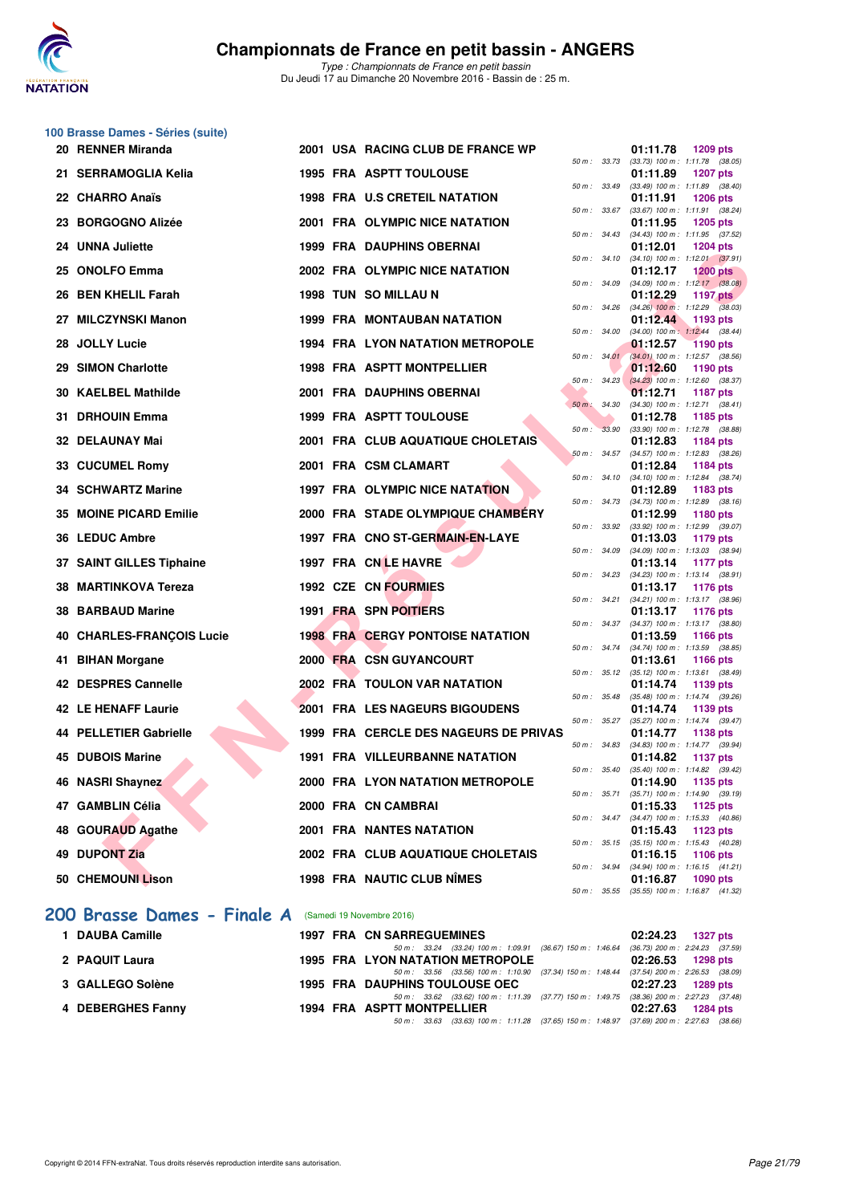## 100 Brasse Dames - Séries (suite)

| Rang | Nom | Année | Nat | Club | 50 m | Temps | Points | Détail |
|---|---|---|---|---|---|---|---|---|
| 20 | RENNER Miranda | 2001 | USA | RACING CLUB DE FRANCE WP | 33.73 | 01:11.78 | 1209 pts | (33.73) 100 m : 1:11.78 (38.05) |
| 21 | SERRAMOGLIA Kelia | 1995 | FRA | ASPTT TOULOUSE | 33.49 | 01:11.89 | 1207 pts | (33.49) 100 m : 1:11.89 (38.40) |
| 22 | CHARRO Anaïs | 1998 | FRA | U.S CRETEIL NATATION | 33.67 | 01:11.91 | 1206 pts | (33.67) 100 m : 1:11.91 (38.24) |
| 23 | BORGOGNO Alizée | 2001 | FRA | OLYMPIC NICE NATATION | 34.43 | 01:11.95 | 1205 pts | (34.43) 100 m : 1:11.95 (37.52) |
| 24 | UNNA Juliette | 1999 | FRA | DAUPHINS OBERNAI | 34.10 | 01:12.01 | 1204 pts | (34.10) 100 m : 1:12.01 (37.91) |
| 25 | ONOLFO Emma | 2002 | FRA | OLYMPIC NICE NATATION | 34.09 | 01:12.17 | 1200 pts | (34.09) 100 m : 1:12.17 (38.08) |
| 26 | BEN KHELIL Farah | 1998 | TUN | SO MILLAU N | 34.26 | 01:12.29 | 1197 pts | (34.26) 100 m : 1:12.29 (38.03) |
| 27 | MILCZYNSKI Manon | 1999 | FRA | MONTAUBAN NATATION | 34.00 | 01:12.44 | 1193 pts | (34.00) 100 m : 1:12.44 (38.44) |
| 28 | JOLLY Lucie | 1994 | FRA | LYON NATATION METROPOLE | 34.01 | 01:12.57 | 1190 pts | (34.01) 100 m : 1:12.57 (38.56) |
| 29 | SIMON Charlotte | 1998 | FRA | ASPTT MONTPELLIER | 34.23 | 01:12.60 | 1190 pts | (34.23) 100 m : 1:12.60 (38.37) |
| 30 | KAELBEL Mathilde | 2001 | FRA | DAUPHINS OBERNAI | 34.30 | 01:12.71 | 1187 pts | (34.30) 100 m : 1:12.71 (38.41) |
| 31 | DRHOUIN Emma | 1999 | FRA | ASPTT TOULOUSE | 33.90 | 01:12.78 | 1185 pts | (33.90) 100 m : 1:12.78 (38.88) |
| 32 | DELAUNAY Mai | 2001 | FRA | CLUB AQUATIQUE CHOLETAIS | 34.57 | 01:12.83 | 1184 pts | (34.57) 100 m : 1:12.83 (38.26) |
| 33 | CUCUMEL Romy | 2001 | FRA | CSM CLAMART | 34.10 | 01:12.84 | 1184 pts | (34.10) 100 m : 1:12.84 (38.74) |
| 34 | SCHWARTZ Marine | 1997 | FRA | OLYMPIC NICE NATATION | 34.73 | 01:12.89 | 1183 pts | (34.73) 100 m : 1:12.89 (38.16) |
| 35 | MOINE PICARD Emilie | 2000 | FRA | STADE OLYMPIQUE CHAMBÉRY | 33.92 | 01:12.99 | 1180 pts | (33.92) 100 m : 1:12.99 (39.07) |
| 36 | LEDUC Ambre | 1997 | FRA | CNO ST-GERMAIN-EN-LAYE | 34.09 | 01:13.03 | 1179 pts | (34.09) 100 m : 1:13.03 (38.94) |
| 37 | SAINT GILLES Tiphaine | 1997 | FRA | CN LE HAVRE | 34.23 | 01:13.14 | 1177 pts | (34.23) 100 m : 1:13.14 (38.91) |
| 38 | MARTINKOVA Tereza | 1992 | CZE | CN FOURMIES | 34.21 | 01:13.17 | 1176 pts | (34.21) 100 m : 1:13.17 (38.96) |
| 38 | BARBAUD Marine | 1991 | FRA | SPN POITIERS | 34.37 | 01:13.17 | 1176 pts | (34.37) 100 m : 1:13.17 (38.80) |
| 40 | CHARLES-FRANÇOIS Lucie | 1998 | FRA | CERGY PONTOISE NATATION | 34.74 | 01:13.59 | 1166 pts | (34.74) 100 m : 1:13.59 (38.85) |
| 41 | BIHAN Morgane | 2000 | FRA | CSN GUYANCOURT | 35.12 | 01:13.61 | 1166 pts | (35.12) 100 m : 1:13.61 (38.49) |
| 42 | DESPRES Cannelle | 2002 | FRA | TOULON VAR NATATION | 35.48 | 01:14.74 | 1139 pts | (35.48) 100 m : 1:14.74 (39.26) |
| 42 | LE HENAFF Laurie | 2001 | FRA | LES NAGEURS BIGOUDENS | 35.27 | 01:14.74 | 1139 pts | (35.27) 100 m : 1:14.74 (39.47) |
| 44 | PELLETIER Gabrielle | 1999 | FRA | CERCLE DES NAGEURS DE PRIVAS | 34.83 | 01:14.77 | 1138 pts | (34.83) 100 m : 1:14.77 (39.94) |
| 45 | DUBOIS Marine | 1991 | FRA | VILLEURBANNE NATATION | 35.40 | 01:14.82 | 1137 pts | (35.40) 100 m : 1:14.82 (39.42) |
| 46 | NASRI Shaynez | 2000 | FRA | LYON NATATION METROPOLE | 35.71 | 01:14.90 | 1135 pts | (35.71) 100 m : 1:14.90 (39.19) |
| 47 | GAMBLIN Célia | 2000 | FRA | CN CAMBRAI | 34.47 | 01:15.33 | 1125 pts | (34.47) 100 m : 1:15.33 (40.86) |
| 48 | GOURAUD Agathe | 2001 | FRA | NANTES NATATION | 35.15 | 01:15.43 | 1123 pts | (35.15) 100 m : 1:15.43 (40.28) |
| 49 | DUPONT Zia | 2002 | FRA | CLUB AQUATIQUE CHOLETAIS | 34.94 | 01:16.15 | 1106 pts | (34.94) 100 m : 1:16.15 (41.21) |
| 50 | CHEMOUNI Lison | 1998 | FRA | NAUTIC CLUB NÎMES | 35.55 | 01:16.87 | 1090 pts | (35.55) 100 m : 1:16.87 (41.32) |

## 200 Brasse Dames - Finale A (Samedi 19 Novembre 2016)

| Rang | Nom | Année | Nat | Club | Temps | Points | Détail |
|---|---|---|---|---|---|---|---|
| 1 | DAUBA Camille | 1997 | FRA | CN SARREGUEMINES | 02:24.23 | 1327 pts | 50 m : 33.24 (33.24) 100 m : 1:09.91 (36.67) 150 m : 1:46.64 (36.73) 200 m : 2:24.23 (37.59) |
| 2 | PAQUIT Laura | 1995 | FRA | LYON NATATION METROPOLE | 02:26.53 | 1298 pts | 50 m : 33.56 (33.56) 100 m : 1:10.90 (37.34) 150 m : 1:48.44 (37.54) 200 m : 2:26.53 (38.09) |
| 3 | GALLEGO Solène | 1995 | FRA | DAUPHINS TOULOUSE OEC | 02:27.23 | 1289 pts | 50 m : 33.62 (33.62) 100 m : 1:11.39 (37.77) 150 m : 1:49.75 (38.36) 200 m : 2:27.23 (37.48) |
| 4 | DEBERGHES Fanny | 1994 | FRA | ASPTT MONTPELLIER | 02:27.63 | 1284 pts | 50 m : 33.63 (33.63) 100 m : 1:11.28 (37.65) 150 m : 1:48.97 (37.69) 200 m : 2:27.63 (38.66) |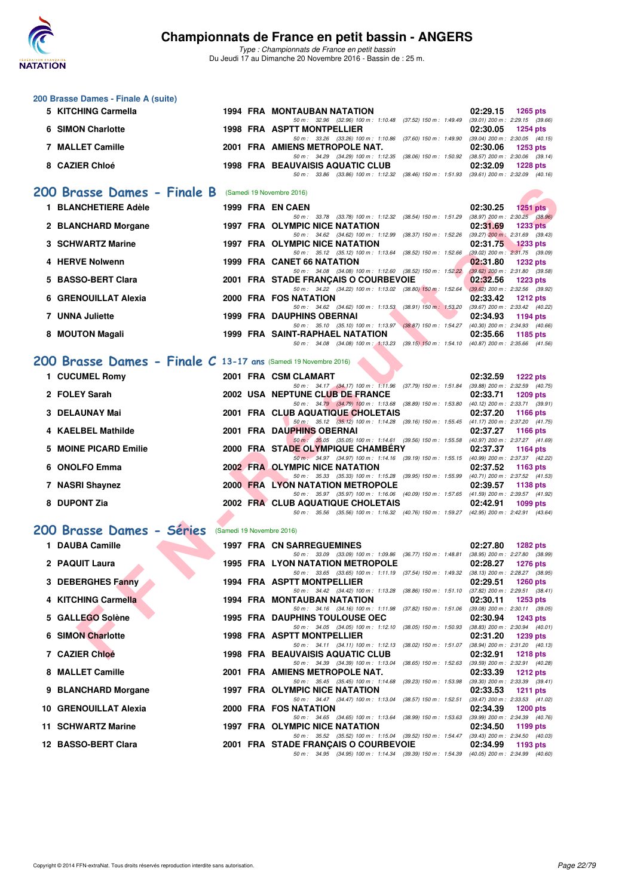### 200 Brasse Dames - Finale A (suite)

| Rang | Nom | Année | Nat | Club | Temps | Points |
|---|---|---|---|---|---|---|
| 5 | KITCHING Carmella | 1994 | FRA | MONTAUBAN NATATION | 02:29.15 | 1265 pts |
| | 50 m : 32.96 (32.96) 100 m : 1:10.48 (37.52) 150 m : 1:49.49 (39.01) 200 m : 2:29.15 (39.66) | | | | | |
| 6 | SIMON Charlotte | 1998 | FRA | ASPTT MONTPELLIER | 02:30.05 | 1254 pts |
| | 50 m : 33.26 (33.26) 100 m : 1:10.86 (37.60) 150 m : 1:49.90 (39.04) 200 m : 2:30.05 (40.15) | | | | | |
| 7 | MALLET Camille | 2001 | FRA | AMIENS METROPOLE NAT. | 02:30.06 | 1253 pts |
| | 50 m : 34.29 (34.29) 100 m : 1:12.35 (38.06) 150 m : 1:50.92 (38.57) 200 m : 2:30.06 (39.14) | | | | | |
| 8 | CAZIER Chloé | 1998 | FRA | BEAUVAISIS AQUATIC CLUB | 02:32.09 | 1228 pts |
| | 50 m : 33.86 (33.86) 100 m : 1:12.32 (38.46) 150 m : 1:51.93 (39.61) 200 m : 2:32.09 (40.16) | | | | | |

## 200 Brasse Dames - Finale B (Samedi 19 Novembre 2016)

| Rang | Nom | Année | Nat | Club | Temps | Points |
|---|---|---|---|---|---|---|
| 1 | BLANCHETIERE Adèle | 1999 | FRA | EN CAEN | 02:30.25 | 1251 pts |
| | 50 m : 33.78 (33.78) 100 m : 1:12.32 (38.54) 150 m : 1:51.29 (38.97) 200 m : 2:30.25 (38.96) | | | | | |
| 2 | BLANCHARD Morgane | 1997 | FRA | OLYMPIC NICE NATATION | 02:31.69 | 1233 pts |
| | 50 m : 34.62 (34.62) 100 m : 1:12.99 (38.37) 150 m : 1:52.26 (39.27) 200 m : 2:31.69 (39.43) | | | | | |
| 3 | SCHWARTZ Marine | 1997 | FRA | OLYMPIC NICE NATATION | 02:31.75 | 1233 pts |
| | 50 m : 35.12 (35.12) 100 m : 1:13.64 (38.52) 150 m : 1:52.66 (39.02) 200 m : 2:31.75 (39.09) | | | | | |
| 4 | HERVE Nolwenn | 1999 | FRA | CANET 66 NATATION | 02:31.80 | 1232 pts |
| | 50 m : 34.08 (34.08) 100 m : 1:12.60 (38.52) 150 m : 1:52.22 (39.62) 200 m : 2:31.80 (39.58) | | | | | |
| 5 | BASSO-BERT Clara | 2001 | FRA | STADE FRANÇAIS O COURBEVOIE | 02:32.56 | 1223 pts |
| | 50 m : 34.22 (34.22) 100 m : 1:13.02 (38.80) 150 m : 1:52.64 (39.62) 200 m : 2:32.56 (39.92) | | | | | |
| 6 | GRENOUILLAT Alexia | 2000 | FRA | FOS NATATION | 02:33.42 | 1212 pts |
| | 50 m : 34.62 (34.62) 100 m : 1:13.53 (38.91) 150 m : 1:53.20 (39.67) 200 m : 2:33.42 (40.22) | | | | | |
| 7 | UNNA Juliette | 1999 | FRA | DAUPHINS OBERNAI | 02:34.93 | 1194 pts |
| | 50 m : 35.10 (35.10) 100 m : 1:13.97 (38.87) 150 m : 1:54.27 (40.30) 200 m : 2:34.93 (40.66) | | | | | |
| 8 | MOUTON Magali | 1999 | FRA | SAINT-RAPHAEL NATATION | 02:35.66 | 1185 pts |
| | 50 m : 34.08 (34.08) 100 m : 1:13.23 (39.15) 150 m : 1:54.10 (40.87) 200 m : 2:35.66 (41.56) | | | | | |

## 200 Brasse Dames - Finale C 13-17 ans (Samedi 19 Novembre 2016)

| Rang | Nom | Année | Nat | Club | Temps | Points |
|---|---|---|---|---|---|---|
| 1 | CUCUMEL Romy | 2001 | FRA | CSM CLAMART | 02:32.59 | 1222 pts |
| | 50 m : 34.17 (34.17) 100 m : 1:11.96 (37.79) 150 m : 1:51.84 (39.88) 200 m : 2:32.59 (40.75) | | | | | |
| 2 | FOLEY Sarah | 2002 | USA | NEPTUNE CLUB DE FRANCE | 02:33.71 | 1209 pts |
| | 50 m : 34.79 (34.79) 100 m : 1:13.68 (38.89) 150 m : 1:53.80 (40.12) 200 m : 2:33.71 (39.91) | | | | | |
| 3 | DELAUNAY Mai | 2001 | FRA | CLUB AQUATIQUE CHOLETAIS | 02:37.20 | 1166 pts |
| | 50 m : 35.12 (35.12) 100 m : 1:14.28 (39.16) 150 m : 1:55.45 (41.17) 200 m : 2:37.20 (41.75) | | | | | |
| 4 | KAELBEL Mathilde | 2001 | FRA | DAUPHINS OBERNAI | 02:37.27 | 1166 pts |
| | 50 m : 35.05 (35.05) 100 m : 1:14.61 (39.56) 150 m : 1:55.58 (40.97) 200 m : 2:37.27 (41.69) | | | | | |
| 5 | MOINE PICARD Emilie | 2000 | FRA | STADE OLYMPIQUE CHAMBÉRY | 02:37.37 | 1164 pts |
| | 50 m : 34.97 (34.97) 100 m : 1:14.16 (39.19) 150 m : 1:55.15 (40.99) 200 m : 2:37.37 (42.22) | | | | | |
| 6 | ONOLFO Emma | 2002 | FRA | OLYMPIC NICE NATATION | 02:37.52 | 1163 pts |
| | 50 m : 35.33 (35.33) 100 m : 1:15.28 (39.95) 150 m : 1:55.99 (40.71) 200 m : 2:37.52 (41.53) | | | | | |
| 7 | NASRI Shaynez | 2000 | FRA | LYON NATATION METROPOLE | 02:39.57 | 1138 pts |
| | 50 m : 35.97 (35.97) 100 m : 1:16.06 (40.09) 150 m : 1:57.65 (41.59) 200 m : 2:39.57 (41.92) | | | | | |
| 8 | DUPONT Zia | 2002 | FRA | CLUB AQUATIQUE CHOLETAIS | 02:42.91 | 1099 pts |
| | 50 m : 35.56 (35.56) 100 m : 1:16.32 (40.76) 150 m : 1:59.27 (42.95) 200 m : 2:42.91 (43.64) | | | | | |

## 200 Brasse Dames - Séries (Samedi 19 Novembre 2016)

| Rang | Nom | Année | Nat | Club | Temps | Points |
|---|---|---|---|---|---|---|
| 1 | DAUBA Camille | 1997 | FRA | CN SARREGUEMINES | 02:27.80 | 1282 pts |
| | 50 m : 33.09 (33.09) 100 m : 1:09.86 (36.77) 150 m : 1:48.81 (38.95) 200 m : 2:27.80 (38.99) | | | | | |
| 2 | PAQUIT Laura | 1995 | FRA | LYON NATATION METROPOLE | 02:28.27 | 1276 pts |
| | 50 m : 33.65 (33.65) 100 m : 1:11.19 (37.54) 150 m : 1:49.32 (38.13) 200 m : 2:28.27 (38.95) | | | | | |
| 3 | DEBERGHES Fanny | 1994 | FRA | ASPTT MONTPELLIER | 02:29.51 | 1260 pts |
| | 50 m : 34.42 (34.42) 100 m : 1:13.28 (38.86) 150 m : 1:51.10 (37.82) 200 m : 2:29.51 (38.41) | | | | | |
| 4 | KITCHING Carmella | 1994 | FRA | MONTAUBAN NATATION | 02:30.11 | 1253 pts |
| | 50 m : 34.16 (34.16) 100 m : 1:11.98 (37.82) 150 m : 1:51.06 (39.08) 200 m : 2:30.11 (39.05) | | | | | |
| 5 | GALLEGO Solène | 1995 | FRA | DAUPHINS TOULOUSE OEC | 02:30.94 | 1243 pts |
| | 50 m : 34.05 (34.05) 100 m : 1:12.10 (38.05) 150 m : 1:50.93 (38.83) 200 m : 2:30.94 (40.01) | | | | | |
| 6 | SIMON Charlotte | 1998 | FRA | ASPTT MONTPELLIER | 02:31.20 | 1239 pts |
| | 50 m : 34.11 (34.11) 100 m : 1:12.13 (38.02) 150 m : 1:51.07 (38.94) 200 m : 2:31.20 (40.13) | | | | | |
| 7 | CAZIER Chloé | 1998 | FRA | BEAUVAISIS AQUATIC CLUB | 02:32.91 | 1218 pts |
| | 50 m : 34.39 (34.39) 100 m : 1:13.04 (38.65) 150 m : 1:52.63 (39.59) 200 m : 2:32.91 (40.28) | | | | | |
| 8 | MALLET Camille | 2001 | FRA | AMIENS METROPOLE NAT. | 02:33.39 | 1212 pts |
| | 50 m : 35.45 (35.45) 100 m : 1:14.68 (39.23) 150 m : 1:53.98 (39.30) 200 m : 2:33.39 (39.41) | | | | | |
| 9 | BLANCHARD Morgane | 1997 | FRA | OLYMPIC NICE NATATION | 02:33.53 | 1211 pts |
| | 50 m : 34.47 (34.47) 100 m : 1:13.04 (38.57) 150 m : 1:52.51 (39.47) 200 m : 2:33.53 (41.02) | | | | | |
| 10 | GRENOUILLAT Alexia | 2000 | FRA | FOS NATATION | 02:34.39 | 1200 pts |
| | 50 m : 34.65 (34.65) 100 m : 1:13.64 (38.99) 150 m : 1:53.63 (39.99) 200 m : 2:34.39 (40.76) | | | | | |
| 11 | SCHWARTZ Marine | 1997 | FRA | OLYMPIC NICE NATATION | 02:34.50 | 1199 pts |
| | 50 m : 35.52 (35.52) 100 m : 1:15.04 (39.52) 150 m : 1:54.47 (39.43) 200 m : 2:34.50 (40.03) | | | | | |
| 12 | BASSO-BERT Clara | 2001 | FRA | STADE FRANÇAIS O COURBEVOIE | 02:34.99 | 1193 pts |
| | 50 m : 34.95 (34.95) 100 m : 1:14.34 (39.39) 150 m : 1:54.39 (40.05) 200 m : 2:34.99 (40.60) | | | | | |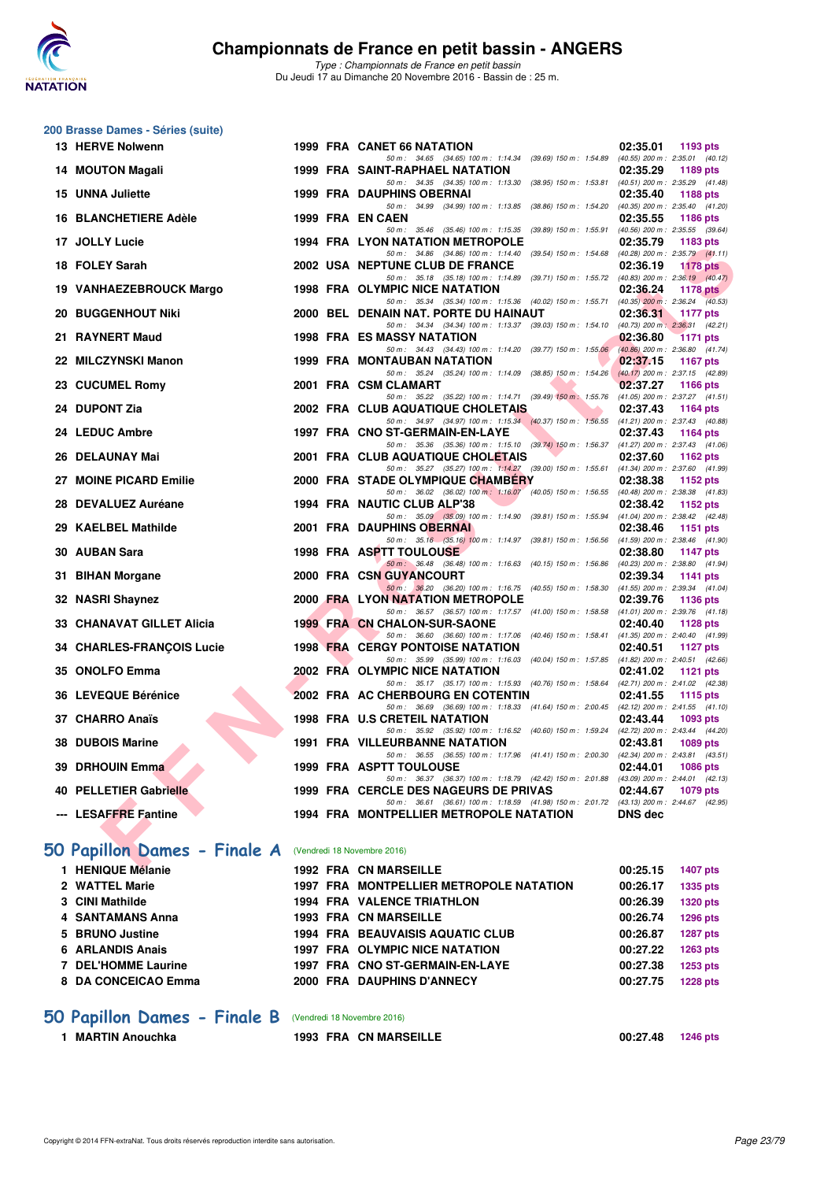# Championnats de France en petit bassin - ANGERS

*Type : Championnats de France en petit bassin*
Du Jeudi 17 au Dimanche 20 Novembre 2016 - Bassin de : 25 m.

## 200 Brasse Dames - Séries (suite)

| Rang | Nom | Année | Nat | Club | Temps | Points |
|---|---|---|---|---|---|---|
| 13 | HERVE Nolwenn | 1999 | FRA | CANET 66 NATATION | 02:35.01 | 1193 pts |
| | 50 m : 34.65 (34.65) 100 m : 1:14.34 (39.69) 150 m : 1:54.89 (40.55) 200 m : 2:35.01 (40.12) | | | | | |
| 14 | MOUTON Magali | 1999 | FRA | SAINT-RAPHAEL NATATION | 02:35.29 | 1189 pts |
| | 50 m : 34.35 (34.35) 100 m : 1:13.30 (38.95) 150 m : 1:53.81 (40.51) 200 m : 2:35.29 (41.48) | | | | | |
| 15 | UNNA Juliette | 1999 | FRA | DAUPHINS OBERNAI | 02:35.40 | 1188 pts |
| | 50 m : 34.99 (34.99) 100 m : 1:13.85 (38.86) 150 m : 1:54.20 (40.35) 200 m : 2:35.40 (41.20) | | | | | |
| 16 | BLANCHETIERE Adèle | 1999 | FRA | EN CAEN | 02:35.55 | 1186 pts |
| | 50 m : 35.46 (35.46) 100 m : 1:15.35 (39.89) 150 m : 1:55.91 (40.56) 200 m : 2:35.55 (39.64) | | | | | |
| 17 | JOLLY Lucie | 1994 | FRA | LYON NATATION METROPOLE | 02:35.79 | 1183 pts |
| | 50 m : 34.86 (34.86) 100 m : 1:14.40 (39.54) 150 m : 1:54.68 (40.28) 200 m : 2:35.79 (41.11) | | | | | |
| 18 | FOLEY Sarah | 2002 | USA | NEPTUNE CLUB DE FRANCE | 02:36.19 | 1178 pts |
| | 50 m : 35.18 (35.18) 100 m : 1:14.89 (39.71) 150 m : 1:55.72 (40.83) 200 m : 2:36.19 (40.47) | | | | | |
| 19 | VANHAEZEBROUCK Margo | 1998 | FRA | OLYMPIC NICE NATATION | 02:36.24 | 1178 pts |
| | 50 m : 35.34 (35.34) 100 m : 1:15.36 (40.02) 150 m : 1:55.71 (40.35) 200 m : 2:36.24 (40.53) | | | | | |
| 20 | BUGGENHOUT Niki | 2000 | BEL | DENAIN NAT. PORTE DU HAINAUT | 02:36.31 | 1177 pts |
| | 50 m : 34.34 (34.34) 100 m : 1:13.37 (39.03) 150 m : 1:54.10 (40.73) 200 m : 2:36.31 (42.21) | | | | | |
| 21 | RAYNERT Maud | 1998 | FRA | ES MASSY NATATION | 02:36.80 | 1171 pts |
| | 50 m : 34.43 (34.43) 100 m : 1:14.20 (39.77) 150 m : 1:55.06 (40.86) 200 m : 2:36.80 (41.74) | | | | | |
| 22 | MILCZYNSKI Manon | 1999 | FRA | MONTAUBAN NATATION | 02:37.15 | 1167 pts |
| | 50 m : 35.24 (35.24) 100 m : 1:14.09 (38.85) 150 m : 1:54.26 (40.17) 200 m : 2:37.15 (42.89) | | | | | |
| 23 | CUCUMEL Romy | 2001 | FRA | CSM CLAMART | 02:37.27 | 1166 pts |
| | 50 m : 35.22 (35.22) 100 m : 1:14.71 (39.49) 150 m : 1:55.76 (41.05) 200 m : 2:37.27 (41.51) | | | | | |
| 24 | DUPONT Zia | 2002 | FRA | CLUB AQUATIQUE CHOLETAIS | 02:37.43 | 1164 pts |
| | 50 m : 34.97 (34.97) 100 m : 1:15.34 (40.37) 150 m : 1:56.55 (41.21) 200 m : 2:37.43 (40.88) | | | | | |
| 24 | LEDUC Ambre | 1997 | FRA | CNO ST-GERMAIN-EN-LAYE | 02:37.43 | 1164 pts |
| | 50 m : 35.36 (35.36) 100 m : 1:15.10 (39.74) 150 m : 1:56.37 (41.27) 200 m : 2:37.43 (41.06) | | | | | |
| 26 | DELAUNAY Mai | 2001 | FRA | CLUB AQUATIQUE CHOLETAIS | 02:37.60 | 1162 pts |
| | 50 m : 35.27 (35.27) 100 m : 1:14.27 (39.00) 150 m : 1:55.61 (41.34) 200 m : 2:37.60 (41.99) | | | | | |
| 27 | MOINE PICARD Emilie | 2000 | FRA | STADE OLYMPIQUE CHAMBÉRY | 02:38.38 | 1152 pts |
| | 50 m : 36.02 (36.02) 100 m : 1:16.07 (40.05) 150 m : 1:56.55 (40.48) 200 m : 2:38.38 (41.83) | | | | | |
| 28 | DEVALUEZ Auréane | 1994 | FRA | NAUTIC CLUB ALP'38 | 02:38.42 | 1152 pts |
| | 50 m : 35.09 (35.09) 100 m : 1:14.90 (39.81) 150 m : 1:55.94 (41.04) 200 m : 2:38.42 (42.48) | | | | | |
| 29 | KAELBEL Mathilde | 2001 | FRA | DAUPHINS OBERNAI | 02:38.46 | 1151 pts |
| | 50 m : 35.16 (35.16) 100 m : 1:14.97 (39.81) 150 m : 1:56.56 (41.59) 200 m : 2:38.46 (41.90) | | | | | |
| 30 | AUBAN Sara | 1998 | FRA | ASPTT TOULOUSE | 02:38.80 | 1147 pts |
| | 50 m : 36.48 (36.48) 100 m : 1:16.63 (40.15) 150 m : 1:56.86 (40.23) 200 m : 2:38.80 (41.94) | | | | | |
| 31 | BIHAN Morgane | 2000 | FRA | CSN GUYANCOURT | 02:39.34 | 1141 pts |
| | 50 m : 36.20 (36.20) 100 m : 1:16.75 (40.55) 150 m : 1:58.30 (41.55) 200 m : 2:39.34 (41.04) | | | | | |
| 32 | NASRI Shaynez | 2000 | FRA | LYON NATATION METROPOLE | 02:39.76 | 1136 pts |
| | 50 m : 36.57 (36.57) 100 m : 1:17.57 (41.00) 150 m : 1:58.58 (41.01) 200 m : 2:39.76 (41.18) | | | | | |
| 33 | CHANAVAT GILLET Alicia | 1999 | FRA | CN CHALON-SUR-SAONE | 02:40.40 | 1128 pts |
| | 50 m : 36.60 (36.60) 100 m : 1:17.06 (40.46) 150 m : 1:58.41 (41.35) 200 m : 2:40.40 (41.99) | | | | | |
| 34 | CHARLES-FRANÇOIS Lucie | 1998 | FRA | CERGY PONTOISE NATATION | 02:40.51 | 1127 pts |
| | 50 m : 35.99 (35.99) 100 m : 1:16.03 (40.04) 150 m : 1:57.85 (41.82) 200 m : 2:40.51 (42.66) | | | | | |
| 35 | ONOLFO Emma | 2002 | FRA | OLYMPIC NICE NATATION | 02:41.02 | 1121 pts |
| | 50 m : 35.17 (35.17) 100 m : 1:15.93 (40.76) 150 m : 1:58.64 (42.71) 200 m : 2:41.02 (42.38) | | | | | |
| 36 | LEVEQUE Bérénice | 2002 | FRA | AC CHERBOURG EN COTENTIN | 02:41.55 | 1115 pts |
| | 50 m : 36.69 (36.69) 100 m : 1:18.33 (41.64) 150 m : 2:00.45 (42.12) 200 m : 2:41.55 (41.10) | | | | | |
| 37 | CHARRO Anaïs | 1998 | FRA | U.S CRETEIL NATATION | 02:43.44 | 1093 pts |
| | 50 m : 35.92 (35.92) 100 m : 1:16.52 (40.60) 150 m : 1:59.24 (42.72) 200 m : 2:43.44 (44.20) | | | | | |
| 38 | DUBOIS Marine | 1991 | FRA | VILLEURBANNE NATATION | 02:43.81 | 1089 pts |
| | 50 m : 36.55 (36.55) 100 m : 1:17.96 (41.41) 150 m : 2:00.30 (42.34) 200 m : 2:43.81 (43.51) | | | | | |
| 39 | DRHOUIN Emma | 1999 | FRA | ASPTT TOULOUSE | 02:44.01 | 1086 pts |
| | 50 m : 36.37 (36.37) 100 m : 1:18.79 (42.42) 150 m : 2:01.88 (43.09) 200 m : 2:44.01 (42.13) | | | | | |
| 40 | PELLETIER Gabrielle | 1999 | FRA | CERCLE DES NAGEURS DE PRIVAS | 02:44.67 | 1079 pts |
| | 50 m : 36.61 (36.61) 100 m : 1:18.59 (41.98) 150 m : 2:01.72 (43.13) 200 m : 2:44.67 (42.95) | | | | | |
| --- | LESAFFRE Fantine | 1994 | FRA | MONTPELLIER METROPOLE NATATION | DNS dec | |

## 50 Papillon Dames - Finale A (Vendredi 18 Novembre 2016)

| Rang | Nom | Année | Nat | Club | Temps | Points |
|---|---|---|---|---|---|---|
| 1 | HENIQUE Mélanie | 1992 | FRA | CN MARSEILLE | 00:25.15 | 1407 pts |
| 2 | WATTEL Marie | 1997 | FRA | MONTPELLIER METROPOLE NATATION | 00:26.17 | 1335 pts |
| 3 | CINI Mathilde | 1994 | FRA | VALENCE TRIATHLON | 00:26.39 | 1320 pts |
| 4 | SANTAMANS Anna | 1993 | FRA | CN MARSEILLE | 00:26.74 | 1296 pts |
| 5 | BRUNO Justine | 1994 | FRA | BEAUVAISIS AQUATIC CLUB | 00:26.87 | 1287 pts |
| 6 | ARLANDIS Anais | 1997 | FRA | OLYMPIC NICE NATATION | 00:27.22 | 1263 pts |
| 7 | DEL'HOMME Laurine | 1997 | FRA | CNO ST-GERMAIN-EN-LAYE | 00:27.38 | 1253 pts |
| 8 | DA CONCEICAO Emma | 2000 | FRA | DAUPHINS D'ANNECY | 00:27.75 | 1228 pts |

## 50 Papillon Dames - Finale B (Vendredi 18 Novembre 2016)

| Rang | Nom | Année | Nat | Club | Temps | Points |
|---|---|---|---|---|---|---|
| 1 | MARTIN Anouchka | 1993 | FRA | CN MARSEILLE | 00:27.48 | 1246 pts |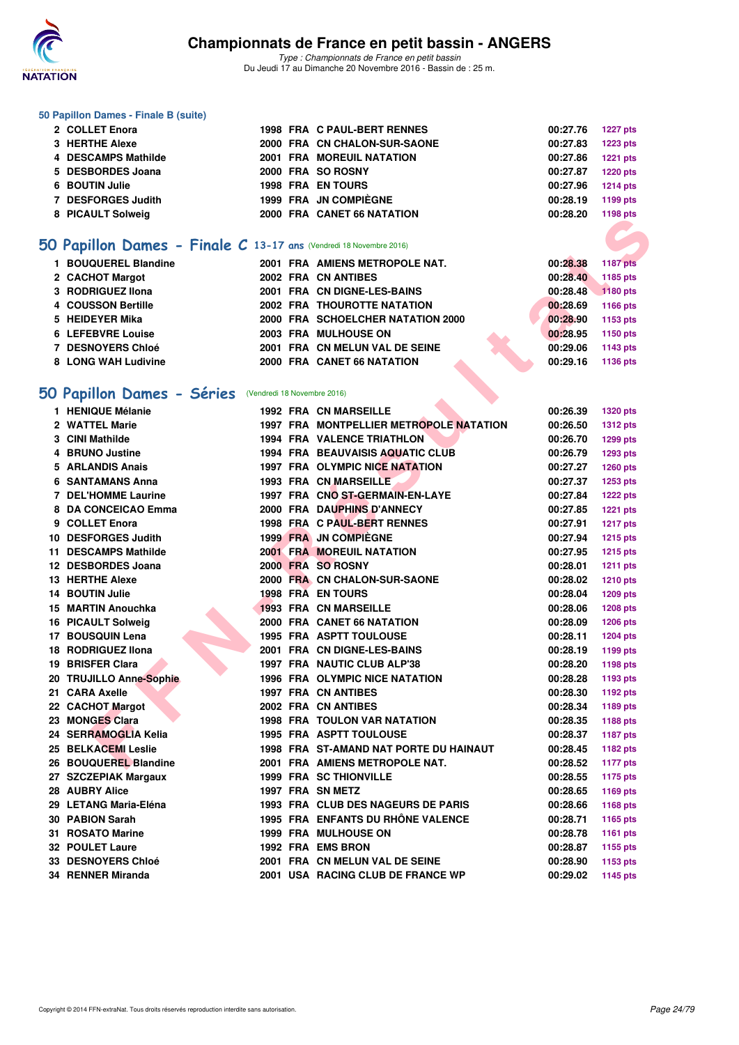### 50 Papillon Dames - Finale B (suite)

| | | | | | | |
|---|---|---|---|---|---|---|
| 2 | COLLET Enora | 1998 | FRA | C PAUL-BERT RENNES | 00:27.76 | 1227 pts |
| 3 | HERTHE Alexe | 2000 | FRA | CN CHALON-SUR-SAONE | 00:27.83 | 1223 pts |
| 4 | DESCAMPS Mathilde | 2001 | FRA | MOREUIL NATATION | 00:27.86 | 1221 pts |
| 5 | DESBORDES Joana | 2000 | FRA | SO ROSNY | 00:27.87 | 1220 pts |
| 6 | BOUTIN Julie | 1998 | FRA | EN TOURS | 00:27.96 | 1214 pts |
| 7 | DESFORGES Judith | 1999 | FRA | JN COMPIÈGNE | 00:28.19 | 1199 pts |
| 8 | PICAULT Solweig | 2000 | FRA | CANET 66 NATATION | 00:28.20 | 1198 pts |

## 50 Papillon Dames - Finale C 13-17 ans (Vendredi 18 Novembre 2016)

| | | | | | | |
|---|---|---|---|---|---|---|
| 1 | BOUQUEREL Blandine | 2001 | FRA | AMIENS METROPOLE NAT. | 00:28.38 | 1187 pts |
| 2 | CACHOT Margot | 2002 | FRA | CN ANTIBES | 00:28.40 | 1185 pts |
| 3 | RODRIGUEZ Ilona | 2001 | FRA | CN DIGNE-LES-BAINS | 00:28.48 | 1180 pts |
| 4 | COUSSON Bertille | 2002 | FRA | THOUROTTE NATATION | 00:28.69 | 1166 pts |
| 5 | HEIDEYER Mika | 2000 | FRA | SCHOELCHER NATATION 2000 | 00:28.90 | 1153 pts |
| 6 | LEFEBVRE Louise | 2003 | FRA | MULHOUSE ON | 00:28.95 | 1150 pts |
| 7 | DESNOYERS Chloé | 2001 | FRA | CN MELUN VAL DE SEINE | 00:29.06 | 1143 pts |
| 8 | LONG WAH Ludivine | 2000 | FRA | CANET 66 NATATION | 00:29.16 | 1136 pts |

## 50 Papillon Dames - Séries (Vendredi 18 Novembre 2016)

| | | | | | | |
|---|---|---|---|---|---|---|
| 1 | HENIQUE Mélanie | 1992 | FRA | CN MARSEILLE | 00:26.39 | 1320 pts |
| 2 | WATTEL Marie | 1997 | FRA | MONTPELLIER METROPOLE NATATION | 00:26.50 | 1312 pts |
| 3 | CINI Mathilde | 1994 | FRA | VALENCE TRIATHLON | 00:26.70 | 1299 pts |
| 4 | BRUNO Justine | 1994 | FRA | BEAUVAISIS AQUATIC CLUB | 00:26.79 | 1293 pts |
| 5 | ARLANDIS Anais | 1997 | FRA | OLYMPIC NICE NATATION | 00:27.27 | 1260 pts |
| 6 | SANTAMANS Anna | 1993 | FRA | CN MARSEILLE | 00:27.37 | 1253 pts |
| 7 | DEL'HOMME Laurine | 1997 | FRA | CNO ST-GERMAIN-EN-LAYE | 00:27.84 | 1222 pts |
| 8 | DA CONCEICAO Emma | 2000 | FRA | DAUPHINS D'ANNECY | 00:27.85 | 1221 pts |
| 9 | COLLET Enora | 1998 | FRA | C PAUL-BERT RENNES | 00:27.91 | 1217 pts |
| 10 | DESFORGES Judith | 1999 | FRA | JN COMPIÈGNE | 00:27.94 | 1215 pts |
| 11 | DESCAMPS Mathilde | 2001 | FRA | MOREUIL NATATION | 00:27.95 | 1215 pts |
| 12 | DESBORDES Joana | 2000 | FRA | SO ROSNY | 00:28.01 | 1211 pts |
| 13 | HERTHE Alexe | 2000 | FRA | CN CHALON-SUR-SAONE | 00:28.02 | 1210 pts |
| 14 | BOUTIN Julie | 1998 | FRA | EN TOURS | 00:28.04 | 1209 pts |
| 15 | MARTIN Anouchka | 1993 | FRA | CN MARSEILLE | 00:28.06 | 1208 pts |
| 16 | PICAULT Solweig | 2000 | FRA | CANET 66 NATATION | 00:28.09 | 1206 pts |
| 17 | BOUSQUIN Lena | 1995 | FRA | ASPTT TOULOUSE | 00:28.11 | 1204 pts |
| 18 | RODRIGUEZ Ilona | 2001 | FRA | CN DIGNE-LES-BAINS | 00:28.19 | 1199 pts |
| 19 | BRISFER Clara | 1997 | FRA | NAUTIC CLUB ALP'38 | 00:28.20 | 1198 pts |
| 20 | TRUJILLO Anne-Sophie | 1996 | FRA | OLYMPIC NICE NATATION | 00:28.28 | 1193 pts |
| 21 | CARA Axelle | 1997 | FRA | CN ANTIBES | 00:28.30 | 1192 pts |
| 22 | CACHOT Margot | 2002 | FRA | CN ANTIBES | 00:28.34 | 1189 pts |
| 23 | MONGES Clara | 1998 | FRA | TOULON VAR NATATION | 00:28.35 | 1188 pts |
| 24 | SERRAMOGLIA Kelia | 1995 | FRA | ASPTT TOULOUSE | 00:28.37 | 1187 pts |
| 25 | BELKACEMI Leslie | 1998 | FRA | ST-AMAND NAT PORTE DU HAINAUT | 00:28.45 | 1182 pts |
| 26 | BOUQUEREL Blandine | 2001 | FRA | AMIENS METROPOLE NAT. | 00:28.52 | 1177 pts |
| 27 | SZCZEPIAK Margaux | 1999 | FRA | SC THIONVILLE | 00:28.55 | 1175 pts |
| 28 | AUBRY Alice | 1997 | FRA | SN METZ | 00:28.65 | 1169 pts |
| 29 | LETANG Maria-Eléna | 1993 | FRA | CLUB DES NAGEURS DE PARIS | 00:28.66 | 1168 pts |
| 30 | PABION Sarah | 1995 | FRA | ENFANTS DU RHÔNE VALENCE | 00:28.71 | 1165 pts |
| 31 | ROSATO Marine | 1999 | FRA | MULHOUSE ON | 00:28.78 | 1161 pts |
| 32 | POULET Laure | 1992 | FRA | EMS BRON | 00:28.87 | 1155 pts |
| 33 | DESNOYERS Chloé | 2001 | FRA | CN MELUN VAL DE SEINE | 00:28.90 | 1153 pts |
| 34 | RENNER Miranda | 2001 | USA | RACING CLUB DE FRANCE WP | 00:29.02 | 1145 pts |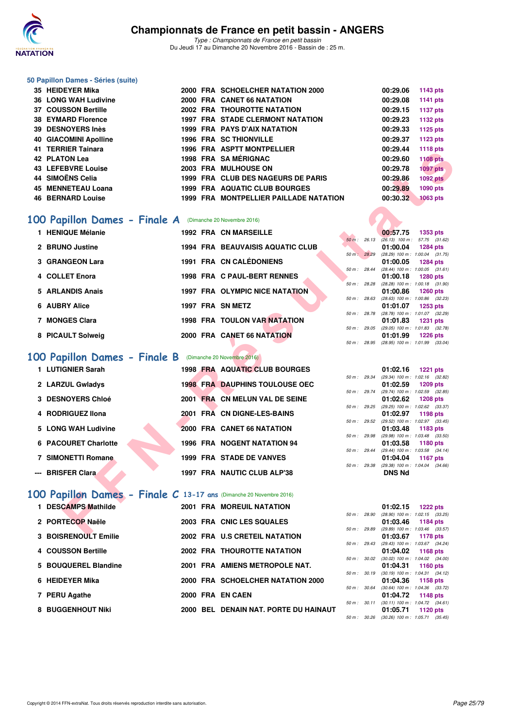### 50 Papillon Dames - Séries (suite)

| Rang | Nom | Année | Nat | Club | Temps | Points |
|---|---|---|---|---|---|---|
| 35 | HEIDEYER Mika | 2000 | FRA | SCHOELCHER NATATION 2000 | 00:29.06 | 1143 pts |
| 36 | LONG WAH Ludivine | 2000 | FRA | CANET 66 NATATION | 00:29.08 | 1141 pts |
| 37 | COUSSON Bertille | 2002 | FRA | THOUROTTE NATATION | 00:29.15 | 1137 pts |
| 38 | EYMARD Florence | 1997 | FRA | STADE CLERMONT NATATION | 00:29.23 | 1132 pts |
| 39 | DESNOYERS Inès | 1999 | FRA | PAYS D'AIX NATATION | 00:29.33 | 1125 pts |
| 40 | GIACOMINI Apolline | 1996 | FRA | SC THIONVILLE | 00:29.37 | 1123 pts |
| 41 | TERRIER Tainara | 1996 | FRA | ASPTT MONTPELLIER | 00:29.44 | 1118 pts |
| 42 | PLATON Lea | 1998 | FRA | SA MÉRIGNAC | 00:29.60 | 1108 pts |
| 43 | LEFEBVRE Louise | 2003 | FRA | MULHOUSE ON | 00:29.78 | 1097 pts |
| 44 | SIMOËNS Celia | 1999 | FRA | CLUB DES NAGEURS DE PARIS | 00:29.86 | 1092 pts |
| 45 | MENNETEAU Loana | 1999 | FRA | AQUATIC CLUB BOURGES | 00:29.89 | 1090 pts |
| 46 | BERNARD Louise | 1999 | FRA | MONTPELLIER PAILLADE NATATION | 00:30.32 | 1063 pts |

## 100 Papillon Dames - Finale A (Dimanche 20 Novembre 2016)

| Rang | Nom | Année | Nat | Club | Temps | Points | Intermédiaires |
|---|---|---|---|---|---|---|---|
| 1 | HENIQUE Mélanie | 1992 | FRA | CN MARSEILLE | 00:57.75 | 1353 pts | 50 m : 26.13 (26.13) 100 m : 57.75 (31.62) |
| 2 | BRUNO Justine | 1994 | FRA | BEAUVAISIS AQUATIC CLUB | 01:00.04 | 1284 pts | 50 m : 28.29 (28.29) 100 m : 1:00.04 (31.75) |
| 3 | GRANGEON Lara | 1991 | FRA | CN CALÉDONIENS | 01:00.05 | 1284 pts | 50 m : 28.44 (28.44) 100 m : 1:00.05 (31.61) |
| 4 | COLLET Enora | 1998 | FRA | C PAUL-BERT RENNES | 01:00.18 | 1280 pts | 50 m : 28.28 (28.28) 100 m : 1:00.18 (31.90) |
| 5 | ARLANDIS Anais | 1997 | FRA | OLYMPIC NICE NATATION | 01:00.86 | 1260 pts | 50 m : 28.63 (28.63) 100 m : 1:00.86 (32.23) |
| 6 | AUBRY Alice | 1997 | FRA | SN METZ | 01:01.07 | 1253 pts | 50 m : 28.78 (28.78) 100 m : 1:01.07 (32.29) |
| 7 | MONGES Clara | 1998 | FRA | TOULON VAR NATATION | 01:01.83 | 1231 pts | 50 m : 29.05 (29.05) 100 m : 1:01.83 (32.78) |
| 8 | PICAULT Solweig | 2000 | FRA | CANET 66 NATATION | 01:01.99 | 1226 pts | 50 m : 28.95 (28.95) 100 m : 1:01.99 (33.04) |

## 100 Papillon Dames - Finale B (Dimanche 20 Novembre 2016)

| Rang | Nom | Année | Nat | Club | Temps | Points | Intermédiaires |
|---|---|---|---|---|---|---|---|
| 1 | LUTIGNIER Sarah | 1998 | FRA | AQUATIC CLUB BOURGES | 01:02.16 | 1221 pts | 50 m : 29.34 (29.34) 100 m : 1:02.16 (32.82) |
| 2 | LARZUL Gwladys | 1998 | FRA | DAUPHINS TOULOUSE OEC | 01:02.59 | 1209 pts | 50 m : 29.74 (29.74) 100 m : 1:02.59 (32.85) |
| 3 | DESNOYERS Chloé | 2001 | FRA | CN MELUN VAL DE SEINE | 01:02.62 | 1208 pts | 50 m : 29.25 (29.25) 100 m : 1:02.62 (33.37) |
| 4 | RODRIGUEZ Ilona | 2001 | FRA | CN DIGNE-LES-BAINS | 01:02.97 | 1198 pts | 50 m : 29.52 (29.52) 100 m : 1:02.97 (33.45) |
| 5 | LONG WAH Ludivine | 2000 | FRA | CANET 66 NATATION | 01:03.48 | 1183 pts | 50 m : 29.98 (29.98) 100 m : 1:03.48 (33.50) |
| 6 | PACOURET Charlotte | 1996 | FRA | NOGENT NATATION 94 | 01:03.58 | 1180 pts | 50 m : 29.44 (29.44) 100 m : 1:03.58 (34.14) |
| 7 | SIMONETTI Romane | 1999 | FRA | STADE DE VANVES | 01:04.04 | 1167 pts | 50 m : 29.38 (29.38) 100 m : 1:04.04 (34.66) |
| --- | BRISFER Clara | 1997 | FRA | NAUTIC CLUB ALP'38 | DNS Nd | | |

## 100 Papillon Dames - Finale C 13-17 ans (Dimanche 20 Novembre 2016)

| Rang | Nom | Année | Nat | Club | Temps | Points | Intermédiaires |
|---|---|---|---|---|---|---|---|
| 1 | DESCAMPS Mathilde | 2001 | FRA | MOREUIL NATATION | 01:02.15 | 1222 pts | 50 m : 28.90 (28.90) 100 m : 1:02.15 (33.25) |
| 2 | PORTECOP Naële | 2003 | FRA | CNIC LES SQUALES | 01:03.46 | 1184 pts | 50 m : 29.89 (29.89) 100 m : 1:03.46 (33.57) |
| 3 | BOISRENOULT Emilie | 2002 | FRA | U.S CRETEIL NATATION | 01:03.67 | 1178 pts | 50 m : 29.43 (29.43) 100 m : 1:03.67 (34.24) |
| 4 | COUSSON Bertille | 2002 | FRA | THOUROTTE NATATION | 01:04.02 | 1168 pts | 50 m : 30.02 (30.02) 100 m : 1:04.02 (34.00) |
| 5 | BOUQUEREL Blandine | 2001 | FRA | AMIENS METROPOLE NAT. | 01:04.31 | 1160 pts | 50 m : 30.19 (30.19) 100 m : 1:04.31 (34.12) |
| 6 | HEIDEYER Mika | 2000 | FRA | SCHOELCHER NATATION 2000 | 01:04.36 | 1158 pts | 50 m : 30.64 (30.64) 100 m : 1:04.36 (33.72) |
| 7 | PERU Agathe | 2000 | FRA | EN CAEN | 01:04.72 | 1148 pts | 50 m : 30.11 (30.11) 100 m : 1:04.72 (34.61) |
| 8 | BUGGENHOUT Niki | 2000 | BEL | DENAIN NAT. PORTE DU HAINAUT | 01:05.71 | 1120 pts | 50 m : 30.26 (30.26) 100 m : 1:05.71 (35.45) |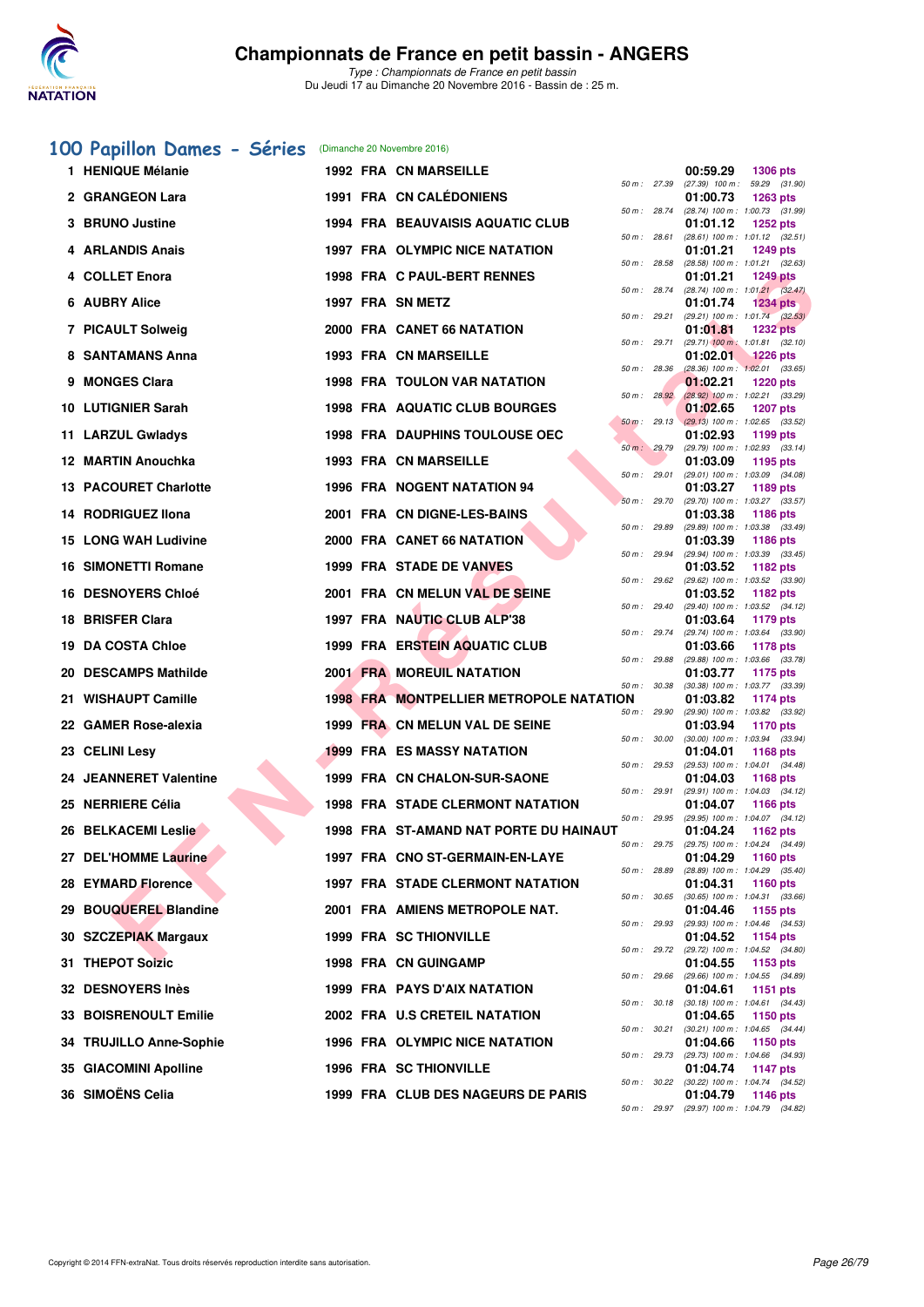# Championnats de France en petit bassin - ANGERS

*Type : Championnats de France en petit bassin*
Du Jeudi 17 au Dimanche 20 Novembre 2016 - Bassin de : 25 m.

## 100 Papillon Dames - Séries (Dimanche 20 Novembre 2016)

| Rang | Nom | Année | Nat | Club | Temps | Points | Intermédiaires |
|---|---|---|---|---|---|---|---|
| 1 | HENIQUE Mélanie | 1992 | FRA | CN MARSEILLE | 00:59.29 | 1306 pts | 50 m : 27.39 (27.39) 100 m : 59.29 (31.90) |
| 2 | GRANGEON Lara | 1991 | FRA | CN CALÉDONIENS | 01:00.73 | 1263 pts | 50 m : 28.74 (28.74) 100 m : 1:00.73 (31.99) |
| 3 | BRUNO Justine | 1994 | FRA | BEAUVAISIS AQUATIC CLUB | 01:01.12 | 1252 pts | 50 m : 28.61 (28.61) 100 m : 1:01.12 (32.51) |
| 4 | ARLANDIS Anais | 1997 | FRA | OLYMPIC NICE NATATION | 01:01.21 | 1249 pts | 50 m : 28.58 (28.58) 100 m : 1:01.21 (32.63) |
| 4 | COLLET Enora | 1998 | FRA | C PAUL-BERT RENNES | 01:01.21 | 1249 pts | 50 m : 28.74 (28.74) 100 m : 1:01.21 (32.47) |
| 6 | AUBRY Alice | 1997 | FRA | SN METZ | 01:01.74 | 1234 pts | 50 m : 29.21 (29.21) 100 m : 1:01.74 (32.53) |
| 7 | PICAULT Solweig | 2000 | FRA | CANET 66 NATATION | 01:01.81 | 1232 pts | 50 m : 29.71 (29.71) 100 m : 1:01.81 (32.10) |
| 8 | SANTAMANS Anna | 1993 | FRA | CN MARSEILLE | 01:02.01 | 1226 pts | 50 m : 28.36 (28.36) 100 m : 1:02.01 (33.65) |
| 9 | MONGES Clara | 1998 | FRA | TOULON VAR NATATION | 01:02.21 | 1220 pts | 50 m : 28.92 (28.92) 100 m : 1:02.21 (33.29) |
| 10 | LUTIGNIER Sarah | 1998 | FRA | AQUATIC CLUB BOURGES | 01:02.65 | 1207 pts | 50 m : 29.13 (29.13) 100 m : 1:02.65 (33.52) |
| 11 | LARZUL Gwladys | 1998 | FRA | DAUPHINS TOULOUSE OEC | 01:02.93 | 1199 pts | 50 m : 29.79 (29.79) 100 m : 1:02.93 (33.14) |
| 12 | MARTIN Anouchka | 1993 | FRA | CN MARSEILLE | 01:03.09 | 1195 pts | 50 m : 29.01 (29.01) 100 m : 1:03.09 (34.08) |
| 13 | PACOURET Charlotte | 1996 | FRA | NOGENT NATATION 94 | 01:03.27 | 1189 pts | 50 m : 29.70 (29.70) 100 m : 1:03.27 (33.57) |
| 14 | RODRIGUEZ Ilona | 2001 | FRA | CN DIGNE-LES-BAINS | 01:03.38 | 1186 pts | 50 m : 29.89 (29.89) 100 m : 1:03.38 (33.49) |
| 15 | LONG WAH Ludivine | 2000 | FRA | CANET 66 NATATION | 01:03.39 | 1186 pts | 50 m : 29.94 (29.94) 100 m : 1:03.39 (33.45) |
| 16 | SIMONETTI Romane | 1999 | FRA | STADE DE VANVES | 01:03.52 | 1182 pts | 50 m : 29.62 (29.62) 100 m : 1:03.52 (33.90) |
| 16 | DESNOYERS Chloé | 2001 | FRA | CN MELUN VAL DE SEINE | 01:03.52 | 1182 pts | 50 m : 29.40 (29.40) 100 m : 1:03.52 (34.12) |
| 18 | BRISFER Clara | 1997 | FRA | NAUTIC CLUB ALP'38 | 01:03.64 | 1179 pts | 50 m : 29.74 (29.74) 100 m : 1:03.64 (33.90) |
| 19 | DA COSTA Chloe | 1999 | FRA | ERSTEIN AQUATIC CLUB | 01:03.66 | 1178 pts | 50 m : 29.88 (29.88) 100 m : 1:03.66 (33.78) |
| 20 | DESCAMPS Mathilde | 2001 | FRA | MOREUIL NATATION | 01:03.77 | 1175 pts | 50 m : 30.38 (30.38) 100 m : 1:03.77 (33.39) |
| 21 | WISHAUPT Camille | 1998 | FRA | MONTPELLIER METROPOLE NATATION | 01:03.82 | 1174 pts | 50 m : 29.90 (29.90) 100 m : 1:03.82 (33.92) |
| 22 | GAMER Rose-alexia | 1999 | FRA | CN MELUN VAL DE SEINE | 01:03.94 | 1170 pts | 50 m : 30.00 (30.00) 100 m : 1:03.94 (33.94) |
| 23 | CELINI Lesy | 1999 | FRA | ES MASSY NATATION | 01:04.01 | 1168 pts | 50 m : 29.53 (29.53) 100 m : 1:04.01 (34.48) |
| 24 | JEANNERET Valentine | 1999 | FRA | CN CHALON-SUR-SAONE | 01:04.03 | 1168 pts | 50 m : 29.91 (29.91) 100 m : 1:04.03 (34.12) |
| 25 | NERRIERE Célia | 1998 | FRA | STADE CLERMONT NATATION | 01:04.07 | 1166 pts | 50 m : 29.95 (29.95) 100 m : 1:04.07 (34.12) |
| 26 | BELKACEMI Leslie | 1998 | FRA | ST-AMAND NAT PORTE DU HAINAUT | 01:04.24 | 1162 pts | 50 m : 29.75 (29.75) 100 m : 1:04.24 (34.49) |
| 27 | DEL'HOMME Laurine | 1997 | FRA | CNO ST-GERMAIN-EN-LAYE | 01:04.29 | 1160 pts | 50 m : 28.89 (28.89) 100 m : 1:04.29 (35.40) |
| 28 | EYMARD Florence | 1997 | FRA | STADE CLERMONT NATATION | 01:04.31 | 1160 pts | 50 m : 30.65 (30.65) 100 m : 1:04.31 (33.66) |
| 29 | BOUQUEREL Blandine | 2001 | FRA | AMIENS METROPOLE NAT. | 01:04.46 | 1155 pts | 50 m : 29.93 (29.93) 100 m : 1:04.46 (34.53) |
| 30 | SZCZEPIAK Margaux | 1999 | FRA | SC THIONVILLE | 01:04.52 | 1154 pts | 50 m : 29.72 (29.72) 100 m : 1:04.52 (34.80) |
| 31 | THEPOT Soizic | 1998 | FRA | CN GUINGAMP | 01:04.55 | 1153 pts | 50 m : 29.66 (29.66) 100 m : 1:04.55 (34.89) |
| 32 | DESNOYERS Inès | 1999 | FRA | PAYS D'AIX NATATION | 01:04.61 | 1151 pts | 50 m : 30.18 (30.18) 100 m : 1:04.61 (34.43) |
| 33 | BOISRENOULT Emilie | 2002 | FRA | U.S CRETEIL NATATION | 01:04.65 | 1150 pts | 50 m : 30.21 (30.21) 100 m : 1:04.65 (34.44) |
| 34 | TRUJILLO Anne-Sophie | 1996 | FRA | OLYMPIC NICE NATATION | 01:04.66 | 1150 pts | 50 m : 29.73 (29.73) 100 m : 1:04.66 (34.93) |
| 35 | GIACOMINI Apolline | 1996 | FRA | SC THIONVILLE | 01:04.74 | 1147 pts | 50 m : 30.22 (30.22) 100 m : 1:04.74 (34.52) |
| 36 | SIMOËNS Celia | 1999 | FRA | CLUB DES NAGEURS DE PARIS | 01:04.79 | 1146 pts | 50 m : 29.97 (29.97) 100 m : 1:04.79 (34.82) |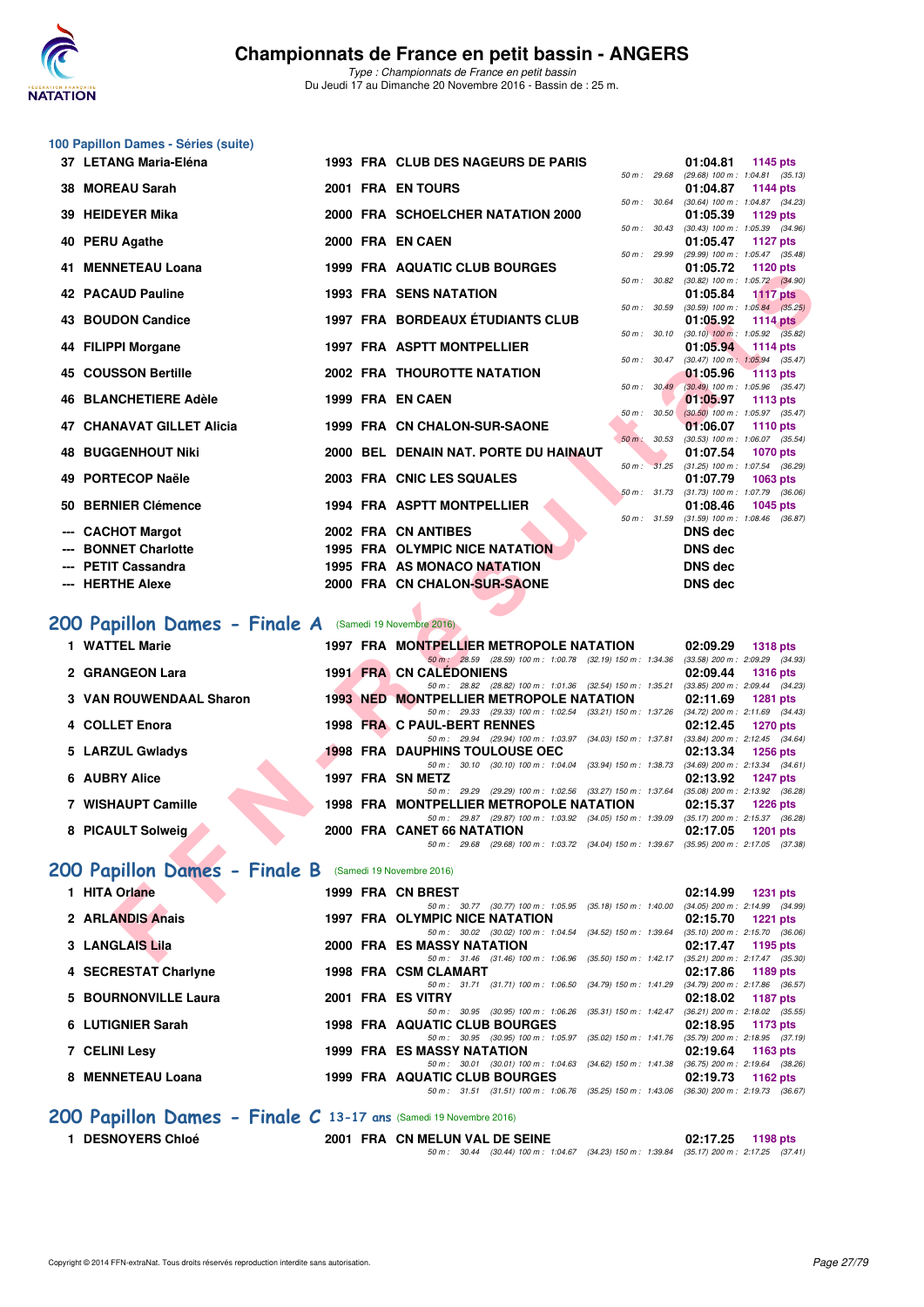# Championnats de France en petit bassin - ANGERS

*Type : Championnats de France en petit bassin*
Du Jeudi 17 au Dimanche 20 Novembre 2016 - Bassin de : 25 m.

## 100 Papillon Dames - Séries (suite)

| Rang | Nom | Année | Nat | Club | Temps | Points | Splits |
|---|---|---|---|---|---|---|---|
| 37 | LETANG Maria-Eléna | 1993 | FRA | CLUB DES NAGEURS DE PARIS | 01:04.81 | 1145 pts | 50 m : 29.68 (29.68) 100 m : 1:04.81 (35.13) |
| 38 | MOREAU Sarah | 2001 | FRA | EN TOURS | 01:04.87 | 1144 pts | 50 m : 30.64 (30.64) 100 m : 1:04.87 (34.23) |
| 39 | HEIDEYER Mika | 2000 | FRA | SCHOELCHER NATATION 2000 | 01:05.39 | 1129 pts | 50 m : 30.43 (30.43) 100 m : 1:05.39 (34.96) |
| 40 | PERU Agathe | 2000 | FRA | EN CAEN | 01:05.47 | 1127 pts | 50 m : 29.99 (29.99) 100 m : 1:05.47 (35.48) |
| 41 | MENNETEAU Loana | 1999 | FRA | AQUATIC CLUB BOURGES | 01:05.72 | 1120 pts | 50 m : 30.82 (30.82) 100 m : 1:05.72 (34.90) |
| 42 | PACAUD Pauline | 1993 | FRA | SENS NATATION | 01:05.84 | 1117 pts | 50 m : 30.59 (30.59) 100 m : 1:05.84 (35.25) |
| 43 | BOUDON Candice | 1997 | FRA | BORDEAUX ÉTUDIANTS CLUB | 01:05.92 | 1114 pts | 50 m : 30.10 (30.10) 100 m : 1:05.92 (35.82) |
| 44 | FILIPPI Morgane | 1997 | FRA | ASPTT MONTPELLIER | 01:05.94 | 1114 pts | 50 m : 30.47 (30.47) 100 m : 1:05.94 (35.47) |
| 45 | COUSSON Bertille | 2002 | FRA | THOUROTTE NATATION | 01:05.96 | 1113 pts | 50 m : 30.49 (30.49) 100 m : 1:05.96 (35.47) |
| 46 | BLANCHETIERE Adèle | 1999 | FRA | EN CAEN | 01:05.97 | 1113 pts | 50 m : 30.50 (30.50) 100 m : 1:05.97 (35.47) |
| 47 | CHANAVAT GILLET Alicia | 1999 | FRA | CN CHALON-SUR-SAONE | 01:06.07 | 1110 pts | 50 m : 30.53 (30.53) 100 m : 1:06.07 (35.54) |
| 48 | BUGGENHOUT Niki | 2000 | BEL | DENAIN NAT. PORTE DU HAINAUT | 01:07.54 | 1070 pts | 50 m : 31.25 (31.25) 100 m : 1:07.54 (36.29) |
| 49 | PORTECOP Naële | 2003 | FRA | CNIC LES SQUALES | 01:07.79 | 1063 pts | 50 m : 31.73 (31.73) 100 m : 1:07.79 (36.06) |
| 50 | BERNIER Clémence | 1994 | FRA | ASPTT MONTPELLIER | 01:08.46 | 1045 pts | 50 m : 31.59 (31.59) 100 m : 1:08.46 (36.87) |
| --- | CACHOT Margot | 2002 | FRA | CN ANTIBES | DNS dec | | |
| --- | BONNET Charlotte | 1995 | FRA | OLYMPIC NICE NATATION | DNS dec | | |
| --- | PETIT Cassandra | 1995 | FRA | AS MONACO NATATION | DNS dec | | |
| --- | HERTHE Alexe | 2000 | FRA | CN CHALON-SUR-SAONE | DNS dec | | |

## 200 Papillon Dames - Finale A (Samedi 19 Novembre 2016)

| Rang | Nom | Année | Nat | Club | Temps | Points | Splits |
|---|---|---|---|---|---|---|---|
| 1 | WATTEL Marie | 1997 | FRA | MONTPELLIER METROPOLE NATATION | 02:09.29 | 1318 pts | 50 m : 28.59 (28.59) 100 m : 1:00.78 (32.19) 150 m : 1:34.36 (33.58) 200 m : 2:09.29 (34.93) |
| 2 | GRANGEON Lara | 1991 | FRA | CN CALÉDONIENS | 02:09.44 | 1316 pts | 50 m : 28.82 (28.82) 100 m : 1:01.36 (32.54) 150 m : 1:35.21 (33.85) 200 m : 2:09.44 (34.23) |
| 3 | VAN ROUWENDAAL Sharon | 1993 | NED | MONTPELLIER METROPOLE NATATION | 02:11.69 | 1281 pts | 50 m : 29.33 (29.33) 100 m : 1:02.54 (33.21) 150 m : 1:37.26 (34.72) 200 m : 2:11.69 (34.43) |
| 4 | COLLET Enora | 1998 | FRA | C PAUL-BERT RENNES | 02:12.45 | 1270 pts | 50 m : 29.94 (29.94) 100 m : 1:03.97 (34.03) 150 m : 1:37.81 (33.84) 200 m : 2:12.45 (34.64) |
| 5 | LARZUL Gwladys | 1998 | FRA | DAUPHINS TOULOUSE OEC | 02:13.34 | 1256 pts | 50 m : 30.10 (30.10) 100 m : 1:04.04 (33.94) 150 m : 1:38.73 (34.69) 200 m : 2:13.34 (34.61) |
| 6 | AUBRY Alice | 1997 | FRA | SN METZ | 02:13.92 | 1247 pts | 50 m : 29.29 (29.29) 100 m : 1:02.56 (33.27) 150 m : 1:37.64 (35.08) 200 m : 2:13.92 (36.28) |
| 7 | WISHAUPT Camille | 1998 | FRA | MONTPELLIER METROPOLE NATATION | 02:15.37 | 1226 pts | 50 m : 29.87 (29.87) 100 m : 1:03.92 (34.05) 150 m : 1:39.09 (35.17) 200 m : 2:15.37 (36.28) |
| 8 | PICAULT Solweig | 2000 | FRA | CANET 66 NATATION | 02:17.05 | 1201 pts | 50 m : 29.68 (29.68) 100 m : 1:03.72 (34.04) 150 m : 1:39.67 (35.95) 200 m : 2:17.05 (37.38) |

## 200 Papillon Dames - Finale B (Samedi 19 Novembre 2016)

| Rang | Nom | Année | Nat | Club | Temps | Points | Splits |
|---|---|---|---|---|---|---|---|
| 1 | HITA Orlane | 1999 | FRA | CN BREST | 02:14.99 | 1231 pts | 50 m : 30.77 (30.77) 100 m : 1:05.95 (35.18) 150 m : 1:40.00 (34.05) 200 m : 2:14.99 (34.99) |
| 2 | ARLANDIS Anaïs | 1997 | FRA | OLYMPIC NICE NATATION | 02:15.70 | 1221 pts | 50 m : 30.02 (30.02) 100 m : 1:04.54 (34.52) 150 m : 1:39.64 (35.10) 200 m : 2:15.70 (36.06) |
| 3 | LANGLAIS Lila | 2000 | FRA | ES MASSY NATATION | 02:17.47 | 1195 pts | 50 m : 31.46 (31.46) 100 m : 1:06.96 (35.50) 150 m : 1:42.17 (35.21) 200 m : 2:17.47 (35.30) |
| 4 | SECRESTAT Charlyne | 1998 | FRA | CSM CLAMART | 02:17.86 | 1189 pts | 50 m : 31.71 (31.71) 100 m : 1:06.50 (34.79) 150 m : 1:41.29 (34.79) 200 m : 2:17.86 (36.57) |
| 5 | BOURNONVILLE Laura | 2001 | FRA | ES VITRY | 02:18.02 | 1187 pts | 50 m : 30.95 (30.95) 100 m : 1:06.26 (35.31) 150 m : 1:42.47 (36.21) 200 m : 2:18.02 (35.55) |
| 6 | LUTIGNIER Sarah | 1998 | FRA | AQUATIC CLUB BOURGES | 02:18.95 | 1173 pts | 50 m : 30.95 (30.95) 100 m : 1:05.97 (35.02) 150 m : 1:41.76 (35.79) 200 m : 2:18.95 (37.19) |
| 7 | CELINI Lesy | 1999 | FRA | ES MASSY NATATION | 02:19.64 | 1163 pts | 50 m : 30.01 (30.01) 100 m : 1:04.63 (34.62) 150 m : 1:41.38 (36.75) 200 m : 2:19.64 (38.26) |
| 8 | MENNETEAU Loana | 1999 | FRA | AQUATIC CLUB BOURGES | 02:19.73 | 1162 pts | 50 m : 31.51 (31.51) 100 m : 1:06.76 (35.25) 150 m : 1:43.06 (36.30) 200 m : 2:19.73 (36.67) |

## 200 Papillon Dames - Finale C 13-17 ans (Samedi 19 Novembre 2016)

| Rang | Nom | Année | Nat | Club | Temps | Points | Splits |
|---|---|---|---|---|---|---|---|
| 1 | DESNOYERS Chloé | 2001 | FRA | CN MELUN VAL DE SEINE | 02:17.25 | 1198 pts | 50 m : 30.44 (30.44) 100 m : 1:04.67 (34.23) 150 m : 1:39.84 (35.17) 200 m : 2:17.25 (37.41) |

Copyright © 2014 FFN-extraNat. Tous droits réservés reproduction interdite sans autorisation.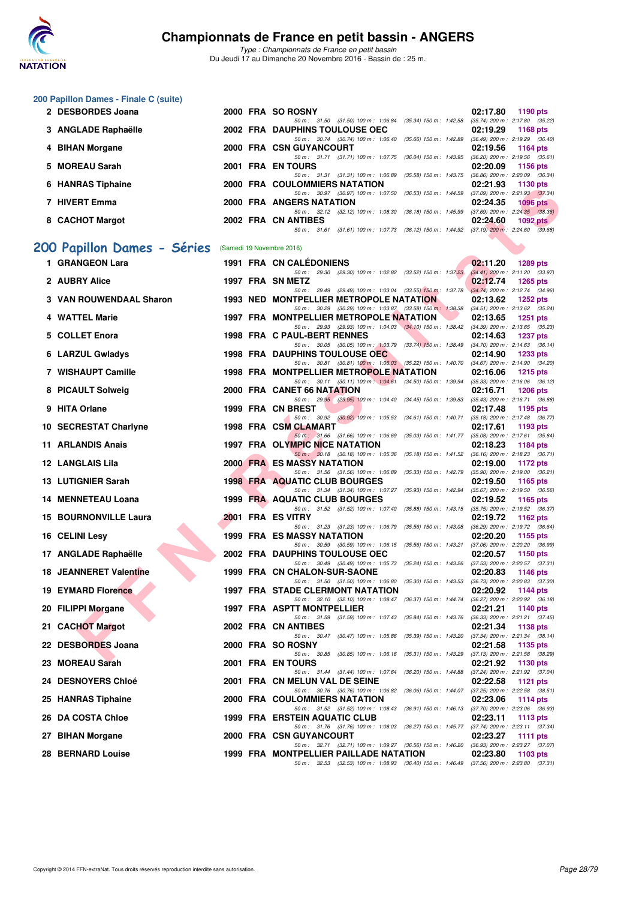### 200 Papillon Dames - Finale C (suite)

| Rang | Nom | Année | Nat | Club | Temps | Points |
|---|---|---|---|---|---|---|
| 2 | DESBORDES Joana | 2000 | FRA | SO ROSNY | 02:17.80 | 1190 pts |
| | | | | 50 m : 31.50 (31.50) 100 m : 1:06.84 (35.34) 150 m : 1:42.58 (35.74) 200 m : 2:17.80 (35.22) | | |
| 3 | ANGLADE Raphaëlle | 2002 | FRA | DAUPHINS TOULOUSE OEC | 02:19.29 | 1168 pts |
| | | | | 50 m : 30.74 (30.74) 100 m : 1:06.40 (35.66) 150 m : 1:42.89 (36.49) 200 m : 2:19.29 (36.40) | | |
| 4 | BIHAN Morgane | 2000 | FRA | CSN GUYANCOURT | 02:19.56 | 1164 pts |
| | | | | 50 m : 31.71 (31.71) 100 m : 1:07.75 (36.04) 150 m : 1:43.95 (36.20) 200 m : 2:19.56 (35.61) | | |
| 5 | MOREAU Sarah | 2001 | FRA | EN TOURS | 02:20.09 | 1156 pts |
| | | | | 50 m : 31.31 (31.31) 100 m : 1:06.89 (35.58) 150 m : 1:43.75 (36.86) 200 m : 2:20.09 (36.34) | | |
| 6 | HANRAS Tiphaine | 2000 | FRA | COULOMMIERS NATATION | 02:21.93 | 1130 pts |
| | | | | 50 m : 30.97 (30.97) 100 m : 1:07.50 (36.53) 150 m : 1:44.59 (37.09) 200 m : 2:21.93 (37.34) | | |
| 7 | HIVERT Emma | 2000 | FRA | ANGERS NATATION | 02:24.35 | 1096 pts |
| | | | | 50 m : 32.12 (32.12) 100 m : 1:08.30 (36.18) 150 m : 1:45.99 (37.69) 200 m : 2:24.35 (38.36) | | |
| 8 | CACHOT Margot | 2002 | FRA | CN ANTIBES | 02:24.60 | 1092 pts |
| | | | | 50 m : 31.61 (31.61) 100 m : 1:07.73 (36.12) 150 m : 1:44.92 (37.19) 200 m : 2:24.60 (39.68) | | |

## 200 Papillon Dames - Séries (Samedi 19 Novembre 2016)

| Rang | Nom | Année | Nat | Club | Temps | Points |
|---|---|---|---|---|---|---|
| 1 | GRANGEON Lara | 1991 | FRA | CN CALÉDONIENS | 02:11.20 | 1289 pts |
| | | | | 50 m : 29.30 (29.30) 100 m : 1:02.82 (33.52) 150 m : 1:37.23 (34.41) 200 m : 2:11.20 (33.97) | | |
| 2 | AUBRY Alice | 1997 | FRA | SN METZ | 02:12.74 | 1265 pts |
| | | | | 50 m : 29.49 (29.49) 100 m : 1:03.04 (33.55) 150 m : 1:37.78 (34.74) 200 m : 2:12.74 (34.96) | | |
| 3 | VAN ROUWENDAAL Sharon | 1993 | NED | MONTPELLIER METROPOLE NATATION | 02:13.62 | 1252 pts |
| | | | | 50 m : 30.29 (30.29) 100 m : 1:03.87 (33.58) 150 m : 1:38.38 (34.51) 200 m : 2:13.62 (35.24) | | |
| 4 | WATTEL Marie | 1997 | FRA | MONTPELLIER METROPOLE NATATION | 02:13.65 | 1251 pts |
| | | | | 50 m : 29.93 (29.93) 100 m : 1:04.03 (34.10) 150 m : 1:38.42 (34.39) 200 m : 2:13.65 (35.23) | | |
| 5 | COLLET Enora | 1998 | FRA | C PAUL-BERT RENNES | 02:14.63 | 1237 pts |
| | | | | 50 m : 30.05 (30.05) 100 m : 1:03.79 (33.74) 150 m : 1:38.49 (34.70) 200 m : 2:14.63 (36.14) | | |
| 6 | LARZUL Gwladys | 1998 | FRA | DAUPHINS TOULOUSE OEC | 02:14.90 | 1233 pts |
| | | | | 50 m : 30.81 (30.81) 100 m : 1:06.03 (35.22) 150 m : 1:40.70 (34.67) 200 m : 2:14.90 (34.20) | | |
| 7 | WISHAUPT Camille | 1998 | FRA | MONTPELLIER METROPOLE NATATION | 02:16.06 | 1215 pts |
| | | | | 50 m : 30.11 (30.11) 100 m : 1:04.61 (34.50) 150 m : 1:39.94 (35.33) 200 m : 2:16.06 (36.12) | | |
| 8 | PICAULT Solweig | 2000 | FRA | CANET 66 NATATION | 02:16.71 | 1206 pts |
| | | | | 50 m : 29.95 (29.95) 100 m : 1:04.40 (34.45) 150 m : 1:39.83 (35.43) 200 m : 2:16.71 (36.88) | | |
| 9 | HITA Orlane | 1999 | FRA | CN BREST | 02:17.48 | 1195 pts |
| | | | | 50 m : 30.92 (30.92) 100 m : 1:05.53 (34.61) 150 m : 1:40.71 (35.18) 200 m : 2:17.48 (36.77) | | |
| 10 | SECRESTAT Charlyne | 1998 | FRA | CSM CLAMART | 02:17.61 | 1193 pts |
| | | | | 50 m : 31.66 (31.66) 100 m : 1:06.69 (35.03) 150 m : 1:41.77 (35.08) 200 m : 2:17.61 (35.84) | | |
| 11 | ARLANDIS Anais | 1997 | FRA | OLYMPIC NICE NATATION | 02:18.23 | 1184 pts |
| | | | | 50 m : 30.18 (30.18) 100 m : 1:05.36 (35.18) 150 m : 1:41.52 (36.16) 200 m : 2:18.23 (36.71) | | |
| 12 | LANGLAIS Lila | 2000 | FRA | ES MASSY NATATION | 02:19.00 | 1172 pts |
| | | | | 50 m : 31.56 (31.56) 100 m : 1:06.89 (35.33) 150 m : 1:42.79 (35.90) 200 m : 2:19.00 (36.21) | | |
| 13 | LUTIGNIER Sarah | 1998 | FRA | AQUATIC CLUB BOURGES | 02:19.50 | 1165 pts |
| | | | | 50 m : 31.34 (31.34) 100 m : 1:07.27 (35.93) 150 m : 1:42.94 (35.67) 200 m : 2:19.50 (36.56) | | |
| 14 | MENNETEAU Loana | 1999 | FRA | AQUATIC CLUB BOURGES | 02:19.52 | 1165 pts |
| | | | | 50 m : 31.52 (31.52) 100 m : 1:07.40 (35.88) 150 m : 1:43.15 (35.75) 200 m : 2:19.52 (36.37) | | |
| 15 | BOURNONVILLE Laura | 2001 | FRA | ES VITRY | 02:19.72 | 1162 pts |
| | | | | 50 m : 31.23 (31.23) 100 m : 1:06.79 (35.56) 150 m : 1:43.08 (36.29) 200 m : 2:19.72 (36.64) | | |
| 16 | CELINI Lesy | 1999 | FRA | ES MASSY NATATION | 02:20.20 | 1155 pts |
| | | | | 50 m : 30.59 (30.59) 100 m : 1:06.15 (35.56) 150 m : 1:43.21 (37.06) 200 m : 2:20.20 (36.99) | | |
| 17 | ANGLADE Raphaëlle | 2002 | FRA | DAUPHINS TOULOUSE OEC | 02:20.57 | 1150 pts |
| | | | | 50 m : 30.49 (30.49) 100 m : 1:05.73 (35.24) 150 m : 1:43.26 (37.53) 200 m : 2:20.57 (37.31) | | |
| 18 | JEANNERET Valentine | 1999 | FRA | CN CHALON-SUR-SAONE | 02:20.83 | 1146 pts |
| | | | | 50 m : 31.50 (31.50) 100 m : 1:06.80 (35.30) 150 m : 1:43.53 (36.73) 200 m : 2:20.83 (37.30) | | |
| 19 | EYMARD Florence | 1997 | FRA | STADE CLERMONT NATATION | 02:20.92 | 1144 pts |
| | | | | 50 m : 32.10 (32.10) 100 m : 1:08.47 (36.37) 150 m : 1:44.74 (36.27) 200 m : 2:20.92 (36.18) | | |
| 20 | FILIPPI Morgane | 1997 | FRA | ASPTT MONTPELLIER | 02:21.21 | 1140 pts |
| | | | | 50 m : 31.59 (31.59) 100 m : 1:07.43 (35.84) 150 m : 1:43.76 (36.33) 200 m : 2:21.21 (37.45) | | |
| 21 | CACHOT Margot | 2002 | FRA | CN ANTIBES | 02:21.34 | 1138 pts |
| | | | | 50 m : 30.47 (30.47) 100 m : 1:05.86 (35.39) 150 m : 1:43.20 (37.34) 200 m : 2:21.34 (38.14) | | |
| 22 | DESBORDES Joana | 2000 | FRA | SO ROSNY | 02:21.58 | 1135 pts |
| | | | | 50 m : 30.85 (30.85) 100 m : 1:06.16 (35.31) 150 m : 1:43.29 (37.13) 200 m : 2:21.58 (38.29) | | |
| 23 | MOREAU Sarah | 2001 | FRA | EN TOURS | 02:21.92 | 1130 pts |
| | | | | 50 m : 31.44 (31.44) 100 m : 1:07.64 (36.20) 150 m : 1:44.88 (37.24) 200 m : 2:21.92 (37.04) | | |
| 24 | DESNOYERS Chloé | 2001 | FRA | CN MELUN VAL DE SEINE | 02:22.58 | 1121 pts |
| | | | | 50 m : 30.76 (30.76) 100 m : 1:06.82 (36.06) 150 m : 1:44.07 (37.25) 200 m : 2:22.58 (38.51) | | |
| 25 | HANRAS Tiphaine | 2000 | FRA | COULOMMIERS NATATION | 02:23.06 | 1114 pts |
| | | | | 50 m : 31.52 (31.52) 100 m : 1:08.43 (36.91) 150 m : 1:46.13 (37.70) 200 m : 2:23.06 (36.93) | | |
| 26 | DA COSTA Chloe | 1999 | FRA | ERSTEIN AQUATIC CLUB | 02:23.11 | 1113 pts |
| | | | | 50 m : 31.76 (31.76) 100 m : 1:08.03 (36.27) 150 m : 1:45.77 (37.74) 200 m : 2:23.11 (37.34) | | |
| 27 | BIHAN Morgane | 2000 | FRA | CSN GUYANCOURT | 02:23.27 | 1111 pts |
| | | | | 50 m : 32.71 (32.71) 100 m : 1:09.27 (36.56) 150 m : 1:46.20 (36.93) 200 m : 2:23.27 (37.07) | | |
| 28 | BERNARD Louise | 1999 | FRA | MONTPELLIER PAILLADE NATATION | 02:23.80 | 1103 pts |
| | | | | 50 m : 32.53 (32.53) 100 m : 1:08.93 (36.40) 150 m : 1:46.49 (37.56) 200 m : 2:23.80 (37.31) | | |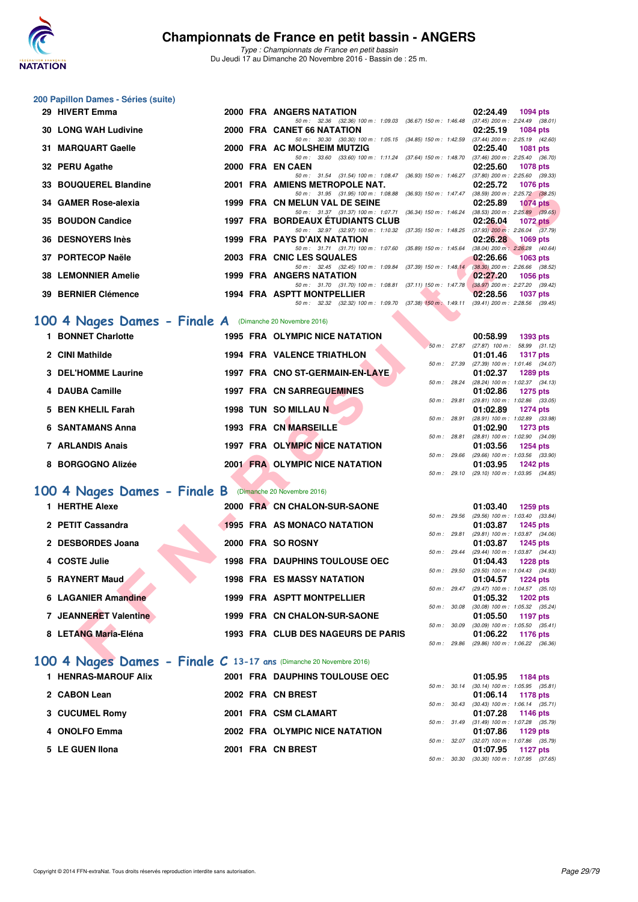# Championnats de France en petit bassin - ANGERS

*Type : Championnats de France en petit bassin*
Du Jeudi 17 au Dimanche 20 Novembre 2016 - Bassin de : 25 m.

## 200 Papillon Dames - Séries (suite)

| Rang | Nom | Année | Nat | Club | Temps | Points |
|---|---|---|---|---|---|---|
| 29 | HIVERT Emma | 2000 | FRA | ANGERS NATATION | 02:24.49 | 1094 pts |
| | 50 m : 32.36 (32.36) 100 m : 1:09.03 (36.67) 150 m : 1:46.48 (37.45) 200 m : 2:24.49 (38.01) | | | | | |
| 30 | LONG WAH Ludivine | 2000 | FRA | CANET 66 NATATION | 02:25.19 | 1084 pts |
| | 50 m : 30.30 (30.30) 100 m : 1:05.15 (34.85) 150 m : 1:42.59 (37.44) 200 m : 2:25.19 (42.60) | | | | | |
| 31 | MARQUART Gaelle | 2000 | FRA | AC MOLSHEIM MUTZIG | 02:25.40 | 1081 pts |
| | 50 m : 33.60 (33.60) 100 m : 1:11.24 (37.64) 150 m : 1:48.70 (37.46) 200 m : 2:25.40 (36.70) | | | | | |
| 32 | PERU Agathe | 2000 | FRA | EN CAEN | 02:25.60 | 1078 pts |
| | 50 m : 31.54 (31.54) 100 m : 1:08.47 (36.93) 150 m : 1:46.27 (37.80) 200 m : 2:25.60 (39.33) | | | | | |
| 33 | BOUQUEREL Blandine | 2001 | FRA | AMIENS METROPOLE NAT. | 02:25.72 | 1076 pts |
| | 50 m : 31.95 (31.95) 100 m : 1:08.88 (36.93) 150 m : 1:47.47 (38.59) 200 m : 2:25.72 (38.25) | | | | | |
| 34 | GAMER Rose-alexia | 1999 | FRA | CN MELUN VAL DE SEINE | 02:25.89 | 1074 pts |
| | 50 m : 31.37 (31.37) 100 m : 1:07.71 (36.34) 150 m : 1:46.24 (38.53) 200 m : 2:25.89 (39.65) | | | | | |
| 35 | BOUDON Candice | 1997 | FRA | BORDEAUX ÉTUDIANTS CLUB | 02:26.04 | 1072 pts |
| | 50 m : 32.97 (32.97) 100 m : 1:10.32 (37.35) 150 m : 1:48.25 (37.93) 200 m : 2:26.04 (37.79) | | | | | |
| 36 | DESNOYERS Inès | 1999 | FRA | PAYS D'AIX NATATION | 02:26.28 | 1069 pts |
| | 50 m : 31.71 (31.71) 100 m : 1:07.60 (35.89) 150 m : 1:45.64 (38.04) 200 m : 2:26.28 (40.64) | | | | | |
| 37 | PORTECOP Naële | 2003 | FRA | CNIC LES SQUALES | 02:26.66 | 1063 pts |
| | 50 m : 32.45 (32.45) 100 m : 1:09.84 (37.39) 150 m : 1:48.14 (38.30) 200 m : 2:26.66 (38.52) | | | | | |
| 38 | LEMONNIER Amelie | 1999 | FRA | ANGERS NATATION | 02:27.20 | 1056 pts |
| | 50 m : 31.70 (31.70) 100 m : 1:08.81 (37.11) 150 m : 1:47.78 (38.97) 200 m : 2:27.20 (39.42) | | | | | |
| 39 | BERNIER Clémence | 1994 | FRA | ASPTT MONTPELLIER | 02:28.56 | 1037 pts |
| | 50 m : 32.32 (32.32) 100 m : 1:09.70 (37.38) 150 m : 1:49.11 (39.41) 200 m : 2:28.56 (39.45) | | | | | |

## 100 4 Nages Dames - Finale A (Dimanche 20 Novembre 2016)

| Rang | Nom | Année | Nat | Club | Temps | Points |
|---|---|---|---|---|---|---|
| 1 | BONNET Charlotte | 1995 | FRA | OLYMPIC NICE NATATION | 00:58.99 | 1393 pts |
| | 50 m : 27.87 (27.87) 100 m : 58.99 (31.12) | | | | | |
| 2 | CINI Mathilde | 1994 | FRA | VALENCE TRIATHLON | 01:01.46 | 1317 pts |
| | 50 m : 27.39 (27.39) 100 m : 1:01.46 (34.07) | | | | | |
| 3 | DEL'HOMME Laurine | 1997 | FRA | CNO ST-GERMAIN-EN-LAYE | 01:02.37 | 1289 pts |
| | 50 m : 28.24 (28.24) 100 m : 1:02.37 (34.13) | | | | | |
| 4 | DAUBA Camille | 1997 | FRA | CN SARREGUEMINES | 01:02.86 | 1275 pts |
| | 50 m : 29.81 (29.81) 100 m : 1:02.86 (33.05) | | | | | |
| 5 | BEN KHELIL Farah | 1998 | TUN | SO MILLAU N | 01:02.89 | 1274 pts |
| | 50 m : 28.91 (28.91) 100 m : 1:02.89 (33.98) | | | | | |
| 6 | SANTAMANS Anna | 1993 | FRA | CN MARSEILLE | 01:02.90 | 1273 pts |
| | 50 m : 28.81 (28.81) 100 m : 1:02.90 (34.09) | | | | | |
| 7 | ARLANDIS Anais | 1997 | FRA | OLYMPIC NICE NATATION | 01:03.56 | 1254 pts |
| | 50 m : 29.66 (29.66) 100 m : 1:03.56 (33.90) | | | | | |
| 8 | BORGOGNO Alizée | 2001 | FRA | OLYMPIC NICE NATATION | 01:03.95 | 1242 pts |
| | 50 m : 29.10 (29.10) 100 m : 1:03.95 (34.85) | | | | | |

## 100 4 Nages Dames - Finale B (Dimanche 20 Novembre 2016)

| Rang | Nom | Année | Nat | Club | Temps | Points |
|---|---|---|---|---|---|---|
| 1 | HERTHE Alexe | 2000 | FRA | CN CHALON-SUR-SAONE | 01:03.40 | 1259 pts |
| | 50 m : 29.56 (29.56) 100 m : 1:03.40 (33.84) | | | | | |
| 2 | PETIT Cassandra | 1995 | FRA | AS MONACO NATATION | 01:03.87 | 1245 pts |
| | 50 m : 29.81 (29.81) 100 m : 1:03.87 (34.06) | | | | | |
| 2 | DESBORDES Joana | 2000 | FRA | SO ROSNY | 01:03.87 | 1245 pts |
| | 50 m : 29.44 (29.44) 100 m : 1:03.87 (34.43) | | | | | |
| 4 | COSTE Julie | 1998 | FRA | DAUPHINS TOULOUSE OEC | 01:04.43 | 1228 pts |
| | 50 m : 29.50 (29.50) 100 m : 1:04.43 (34.93) | | | | | |
| 5 | RAYNERT Maud | 1998 | FRA | ES MASSY NATATION | 01:04.57 | 1224 pts |
| | 50 m : 29.47 (29.47) 100 m : 1:04.57 (35.10) | | | | | |
| 6 | LAGANIER Amandine | 1999 | FRA | ASPTT MONTPELLIER | 01:05.32 | 1202 pts |
| | 50 m : 30.08 (30.08) 100 m : 1:05.32 (35.24) | | | | | |
| 7 | JEANNERET Valentine | 1999 | FRA | CN CHALON-SUR-SAONE | 01:05.50 | 1197 pts |
| | 50 m : 30.09 (30.09) 100 m : 1:05.50 (35.41) | | | | | |
| 8 | LETANG Maria-Eléna | 1993 | FRA | CLUB DES NAGEURS DE PARIS | 01:06.22 | 1176 pts |
| | 50 m : 29.86 (29.86) 100 m : 1:06.22 (36.36) | | | | | |

## 100 4 Nages Dames - Finale C 13-17 ans (Dimanche 20 Novembre 2016)

| Rang | Nom | Année | Nat | Club | Temps | Points |
|---|---|---|---|---|---|---|
| 1 | HENRAS-MAROUF Alix | 2001 | FRA | DAUPHINS TOULOUSE OEC | 01:05.95 | 1184 pts |
| | 50 m : 30.14 (30.14) 100 m : 1:05.95 (35.81) | | | | | |
| 2 | CABON Lean | 2002 | FRA | CN BREST | 01:06.14 | 1178 pts |
| | 50 m : 30.43 (30.43) 100 m : 1:06.14 (35.71) | | | | | |
| 3 | CUCUMEL Romy | 2001 | FRA | CSM CLAMART | 01:07.28 | 1146 pts |
| | 50 m : 31.49 (31.49) 100 m : 1:07.28 (35.79) | | | | | |
| 4 | ONOLFO Emma | 2002 | FRA | OLYMPIC NICE NATATION | 01:07.86 | 1129 pts |
| | 50 m : 32.07 (32.07) 100 m : 1:07.86 (35.79) | | | | | |
| 5 | LE GUEN Ilona | 2001 | FRA | CN BREST | 01:07.95 | 1127 pts |
| | 50 m : 30.30 (30.30) 100 m : 1:07.95 (37.65) | | | | | |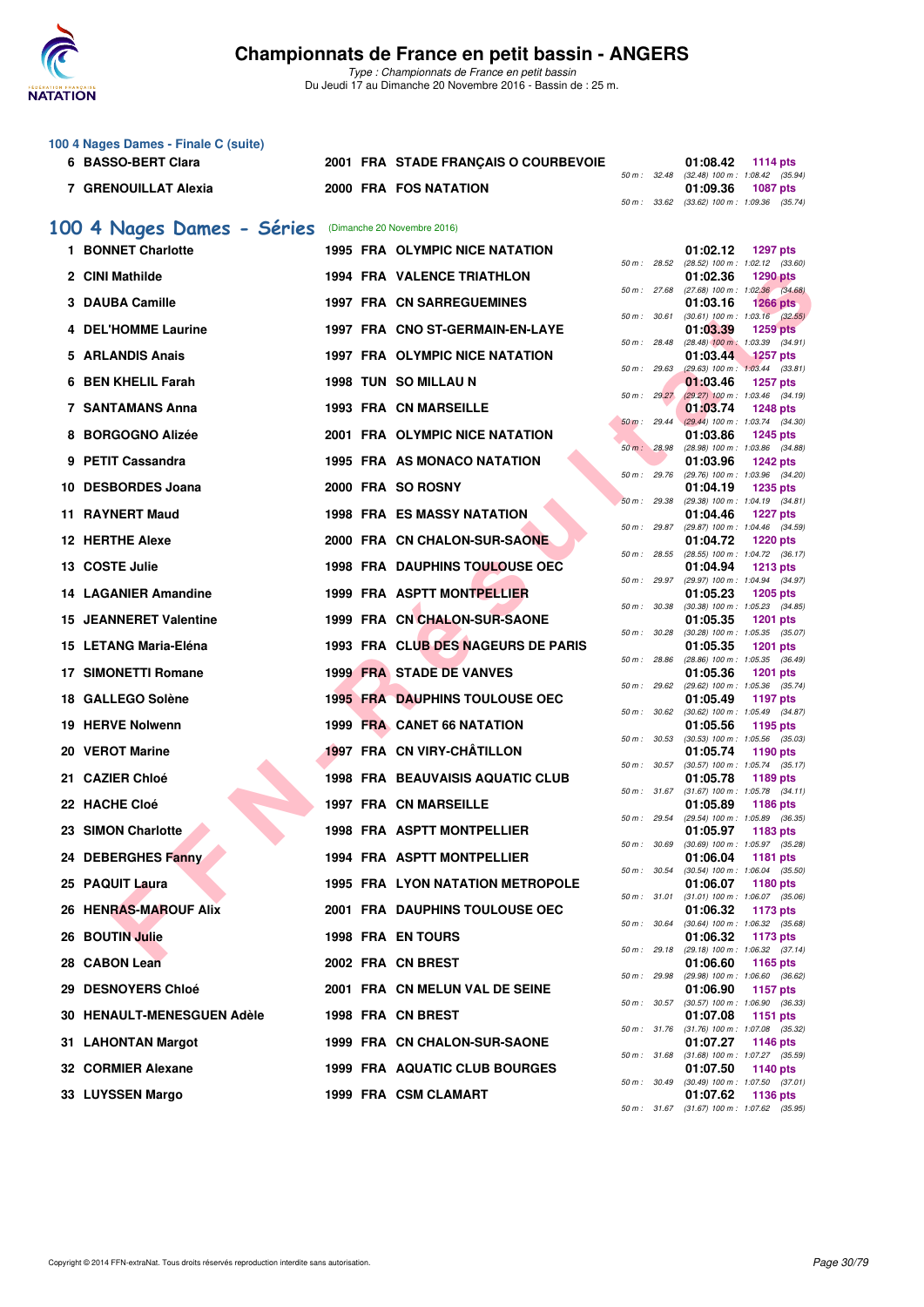### 100 4 Nages Dames - Finale C (suite)

| Rang | Nom | Année | Nat | Club | Temps | Points | Splits |
|---|---|---|---|---|---|---|---|
| 6 | BASSO-BERT Clara | 2001 | FRA | STADE FRANÇAIS O COURBEVOIE | 01:08.42 | 1114 pts | 50 m : 32.48 (32.48) 100 m : 1:08.42 (35.94) |
| 7 | GRENOUILLAT Alexia | 2000 | FRA | FOS NATATION | 01:09.36 | 1087 pts | 50 m : 33.62 (33.62) 100 m : 1:09.36 (35.74) |

## 100 4 Nages Dames - Séries (Dimanche 20 Novembre 2016)

| Rang | Nom | Année | Nat | Club | Temps | Points | Splits |
|---|---|---|---|---|---|---|---|
| 1 | BONNET Charlotte | 1995 | FRA | OLYMPIC NICE NATATION | 01:02.12 | 1297 pts | 50 m : 28.52 (28.52) 100 m : 1:02.12 (33.60) |
| 2 | CINI Mathilde | 1994 | FRA | VALENCE TRIATHLON | 01:02.36 | 1290 pts | 50 m : 27.68 (27.68) 100 m : 1:02.36 (34.68) |
| 3 | DAUBA Camille | 1997 | FRA | CN SARREGUEMINES | 01:03.16 | 1266 pts | 50 m : 30.61 (30.61) 100 m : 1:03.16 (32.55) |
| 4 | DEL'HOMME Laurine | 1997 | FRA | CNO ST-GERMAIN-EN-LAYE | 01:03.39 | 1259 pts | 50 m : 28.48 (28.48) 100 m : 1:03.39 (34.91) |
| 5 | ARLANDIS Anais | 1997 | FRA | OLYMPIC NICE NATATION | 01:03.44 | 1257 pts | 50 m : 29.63 (29.63) 100 m : 1:03.44 (33.81) |
| 6 | BEN KHELIL Farah | 1998 | TUN | SO MILLAU N | 01:03.46 | 1257 pts | 50 m : 29.27 (29.27) 100 m : 1:03.46 (34.19) |
| 7 | SANTAMANS Anna | 1993 | FRA | CN MARSEILLE | 01:03.74 | 1248 pts | 50 m : 29.44 (29.44) 100 m : 1:03.74 (34.30) |
| 8 | BORGOGNO Alizée | 2001 | FRA | OLYMPIC NICE NATATION | 01:03.86 | 1245 pts | 50 m : 28.98 (28.98) 100 m : 1:03.86 (34.88) |
| 9 | PETIT Cassandra | 1995 | FRA | AS MONACO NATATION | 01:03.96 | 1242 pts | 50 m : 29.76 (29.76) 100 m : 1:03.96 (34.20) |
| 10 | DESBORDES Joana | 2000 | FRA | SO ROSNY | 01:04.19 | 1235 pts | 50 m : 29.38 (29.38) 100 m : 1:04.19 (34.81) |
| 11 | RAYNERT Maud | 1998 | FRA | ES MASSY NATATION | 01:04.46 | 1227 pts | 50 m : 29.87 (29.87) 100 m : 1:04.46 (34.59) |
| 12 | HERTHE Alexe | 2000 | FRA | CN CHALON-SUR-SAONE | 01:04.72 | 1220 pts | 50 m : 28.55 (28.55) 100 m : 1:04.72 (36.17) |
| 13 | COSTE Julie | 1998 | FRA | DAUPHINS TOULOUSE OEC | 01:04.94 | 1213 pts | 50 m : 29.97 (29.97) 100 m : 1:04.94 (34.97) |
| 14 | LAGANIER Amandine | 1999 | FRA | ASPTT MONTPELLIER | 01:05.23 | 1205 pts | 50 m : 30.38 (30.38) 100 m : 1:05.23 (34.85) |
| 15 | JEANNERET Valentine | 1999 | FRA | CN CHALON-SUR-SAONE | 01:05.35 | 1201 pts | 50 m : 30.28 (30.28) 100 m : 1:05.35 (35.07) |
| 15 | LETANG Maria-Eléna | 1993 | FRA | CLUB DES NAGEURS DE PARIS | 01:05.35 | 1201 pts | 50 m : 28.86 (28.86) 100 m : 1:05.35 (36.49) |
| 17 | SIMONETTI Romane | 1999 | FRA | STADE DE VANVES | 01:05.36 | 1201 pts | 50 m : 29.62 (29.62) 100 m : 1:05.36 (35.74) |
| 18 | GALLEGO Solène | 1995 | FRA | DAUPHINS TOULOUSE OEC | 01:05.49 | 1197 pts | 50 m : 30.62 (30.62) 100 m : 1:05.49 (34.87) |
| 19 | HERVE Nolwenn | 1999 | FRA | CANET 66 NATATION | 01:05.56 | 1195 pts | 50 m : 30.53 (30.53) 100 m : 1:05.56 (35.03) |
| 20 | VEROT Marine | 1997 | FRA | CN VIRY-CHÂTILLON | 01:05.74 | 1190 pts | 50 m : 30.57 (30.57) 100 m : 1:05.74 (35.17) |
| 21 | CAZIER Chloé | 1998 | FRA | BEAUVAISIS AQUATIC CLUB | 01:05.78 | 1189 pts | 50 m : 31.67 (31.67) 100 m : 1:05.78 (34.11) |
| 22 | HACHE Cloé | 1997 | FRA | CN MARSEILLE | 01:05.89 | 1186 pts | 50 m : 29.54 (29.54) 100 m : 1:05.89 (36.35) |
| 23 | SIMON Charlotte | 1998 | FRA | ASPTT MONTPELLIER | 01:05.97 | 1183 pts | 50 m : 30.69 (30.69) 100 m : 1:05.97 (35.28) |
| 24 | DEBERGHES Fanny | 1994 | FRA | ASPTT MONTPELLIER | 01:06.04 | 1181 pts | 50 m : 30.54 (30.54) 100 m : 1:06.04 (35.50) |
| 25 | PAQUIT Laura | 1995 | FRA | LYON NATATION METROPOLE | 01:06.07 | 1180 pts | 50 m : 31.01 (31.01) 100 m : 1:06.07 (35.06) |
| 26 | HENRAS-MAROUF Alix | 2001 | FRA | DAUPHINS TOULOUSE OEC | 01:06.32 | 1173 pts | 50 m : 30.64 (30.64) 100 m : 1:06.32 (35.68) |
| 26 | BOUTIN Julie | 1998 | FRA | EN TOURS | 01:06.32 | 1173 pts | 50 m : 29.18 (29.18) 100 m : 1:06.32 (37.14) |
| 28 | CABON Lean | 2002 | FRA | CN BREST | 01:06.60 | 1165 pts | 50 m : 29.98 (29.98) 100 m : 1:06.60 (36.62) |
| 29 | DESNOYERS Chloé | 2001 | FRA | CN MELUN VAL DE SEINE | 01:06.90 | 1157 pts | 50 m : 30.57 (30.57) 100 m : 1:06.90 (36.33) |
| 30 | HENAULT-MENESGUEN Adèle | 1998 | FRA | CN BREST | 01:07.08 | 1151 pts | 50 m : 31.76 (31.76) 100 m : 1:07.08 (35.32) |
| 31 | LAHONTAN Margot | 1999 | FRA | CN CHALON-SUR-SAONE | 01:07.27 | 1146 pts | 50 m : 31.68 (31.68) 100 m : 1:07.27 (35.59) |
| 32 | CORMIER Alexane | 1999 | FRA | AQUATIC CLUB BOURGES | 01:07.50 | 1140 pts | 50 m : 30.49 (30.49) 100 m : 1:07.50 (37.01) |
| 33 | LUYSSEN Margo | 1999 | FRA | CSM CLAMART | 01:07.62 | 1136 pts | 50 m : 31.67 (31.67) 100 m : 1:07.62 (35.95) |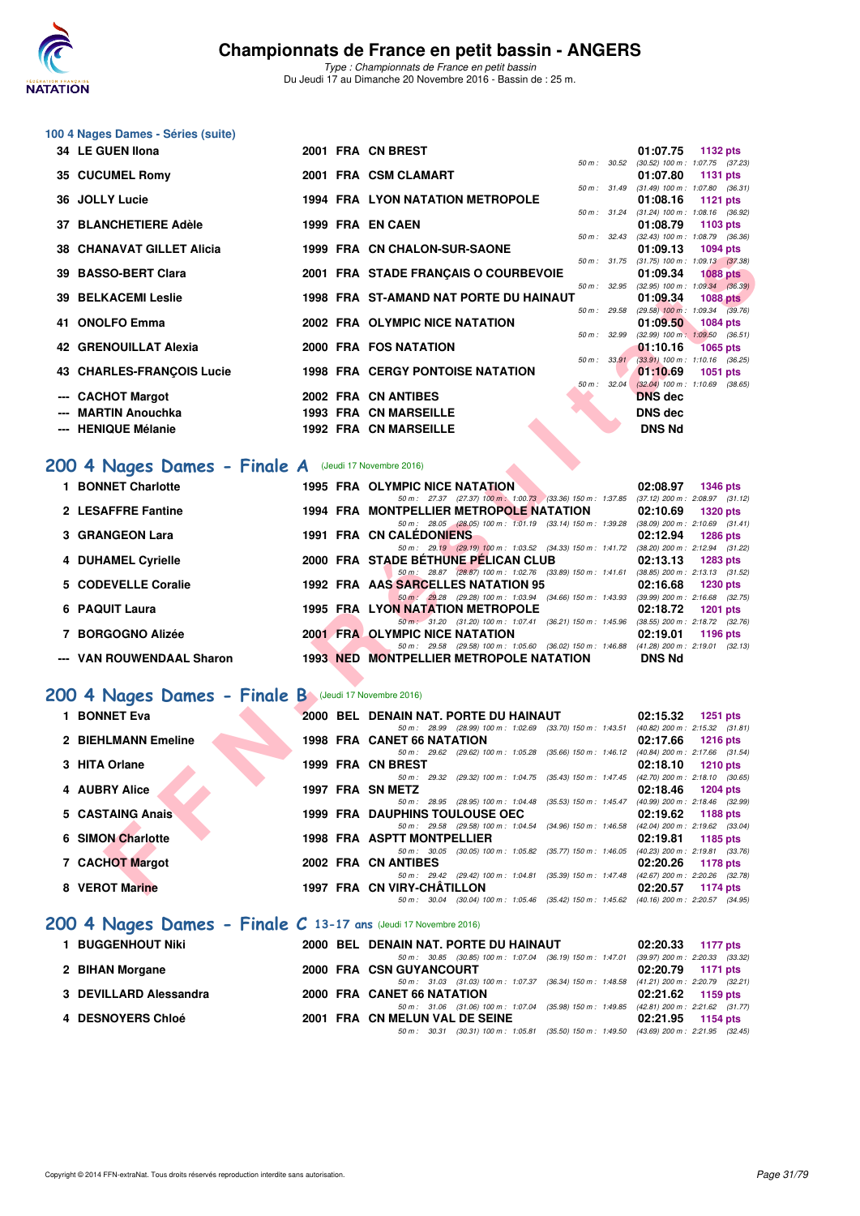# Championnats de France en petit bassin - ANGERS

*Type : Championnats de France en petit bassin*
Du Jeudi 17 au Dimanche 20 Novembre 2016 - Bassin de : 25 m.

### 100 4 Nages Dames - Séries (suite)

| Rang | Nom | Année | Nat | Club | Temps | Points | Splits |
|---|---|---|---|---|---|---|---|
| 34 | LE GUEN Ilona | 2001 | FRA | CN BREST | 01:07.75 | 1132 pts | 50 m : 30.52 (30.52) 100 m : 1:07.75 (37.23) |
| 35 | CUCUMEL Romy | 2001 | FRA | CSM CLAMART | 01:07.80 | 1131 pts | 50 m : 31.49 (31.49) 100 m : 1:07.80 (36.31) |
| 36 | JOLLY Lucie | 1994 | FRA | LYON NATATION METROPOLE | 01:08.16 | 1121 pts | 50 m : 31.24 (31.24) 100 m : 1:08.16 (36.92) |
| 37 | BLANCHETIERE Adèle | 1999 | FRA | EN CAEN | 01:08.79 | 1103 pts | 50 m : 32.43 (32.43) 100 m : 1:08.79 (36.36) |
| 38 | CHANAVAT GILLET Alicia | 1999 | FRA | CN CHALON-SUR-SAONE | 01:09.13 | 1094 pts | 50 m : 31.75 (31.75) 100 m : 1:09.13 (37.38) |
| 39 | BASSO-BERT Clara | 2001 | FRA | STADE FRANÇAIS O COURBEVOIE | 01:09.34 | 1088 pts | 50 m : 32.95 (32.95) 100 m : 1:09.34 (36.39) |
| 39 | BELKACEMI Leslie | 1998 | FRA | ST-AMAND NAT PORTE DU HAINAUT | 01:09.34 | 1088 pts | 50 m : 29.58 (29.58) 100 m : 1:09.34 (39.76) |
| 41 | ONOLFO Emma | 2002 | FRA | OLYMPIC NICE NATATION | 01:09.50 | 1084 pts | 50 m : 32.99 (32.99) 100 m : 1:09.50 (36.51) |
| 42 | GRENOUILLAT Alexia | 2000 | FRA | FOS NATATION | 01:10.16 | 1065 pts | 50 m : 33.91 (33.91) 100 m : 1:10.16 (36.25) |
| 43 | CHARLES-FRANÇOIS Lucie | 1998 | FRA | CERGY PONTOISE NATATION | 01:10.69 | 1051 pts | 50 m : 32.04 (32.04) 100 m : 1:10.69 (38.65) |
| --- | CACHOT Margot | 2002 | FRA | CN ANTIBES | DNS dec | | |
| --- | MARTIN Anouchka | 1993 | FRA | CN MARSEILLE | DNS dec | | |
| --- | HENIQUE Mélanie | 1992 | FRA | CN MARSEILLE | DNS Nd | | |

## 200 4 Nages Dames - Finale A (Jeudi 17 Novembre 2016)

| Rang | Nom | Année | Nat | Club | Temps | Points | Splits |
|---|---|---|---|---|---|---|---|
| 1 | BONNET Charlotte | 1995 | FRA | OLYMPIC NICE NATATION | 02:08.97 | 1346 pts | 50 m : 27.37 (27.37) 100 m : 1:00.73 (33.36) 150 m : 1:37.85 (37.12) 200 m : 2:08.97 (31.12) |
| 2 | LESAFFRE Fantine | 1994 | FRA | MONTPELLIER METROPOLE NATATION | 02:10.69 | 1320 pts | 50 m : 28.05 (28.05) 100 m : 1:01.19 (33.14) 150 m : 1:39.28 (38.09) 200 m : 2:10.69 (31.41) |
| 3 | GRANGEON Lara | 1991 | FRA | CN CALÉDONIENS | 02:12.94 | 1286 pts | 50 m : 29.19 (29.19) 100 m : 1:03.52 (34.33) 150 m : 1:41.72 (38.20) 200 m : 2:12.94 (31.22) |
| 4 | DUHAMEL Cyrielle | 2000 | FRA | STADE BÉTHUNE PÉLICAN CLUB | 02:13.13 | 1283 pts | 50 m : 28.87 (28.87) 100 m : 1:02.76 (33.89) 150 m : 1:41.61 (38.85) 200 m : 2:13.13 (31.52) |
| 5 | CODEVELLE Coralie | 1992 | FRA | AAS SARCELLES NATATION 95 | 02:16.68 | 1230 pts | 50 m : 29.28 (29.28) 100 m : 1:03.94 (34.66) 150 m : 1:43.93 (39.99) 200 m : 2:16.68 (32.75) |
| 6 | PAQUIT Laura | 1995 | FRA | LYON NATATION METROPOLE | 02:18.72 | 1201 pts | 50 m : 31.20 (31.20) 100 m : 1:07.41 (36.21) 150 m : 1:45.96 (38.55) 200 m : 2:18.72 (32.76) |
| 7 | BORGOGNO Alizée | 2001 | FRA | OLYMPIC NICE NATATION | 02:19.01 | 1196 pts | 50 m : 29.58 (29.58) 100 m : 1:05.60 (36.02) 150 m : 1:46.88 (41.28) 200 m : 2:19.01 (32.13) |
| --- | VAN ROUWENDAAL Sharon | 1993 | NED | MONTPELLIER METROPOLE NATATION | DNS Nd | | |

## 200 4 Nages Dames - Finale B (Jeudi 17 Novembre 2016)

| Rang | Nom | Année | Nat | Club | Temps | Points | Splits |
|---|---|---|---|---|---|---|---|
| 1 | BONNET Eva | 2000 | BEL | DENAIN NAT. PORTE DU HAINAUT | 02:15.32 | 1251 pts | 50 m : 28.99 (28.99) 100 m : 1:02.69 (33.70) 150 m : 1:43.51 (40.82) 200 m : 2:15.32 (31.81) |
| 2 | BIEHLMANN Emeline | 1998 | FRA | CANET 66 NATATION | 02:17.66 | 1216 pts | 50 m : 29.62 (29.62) 100 m : 1:05.28 (35.66) 150 m : 1:46.12 (40.84) 200 m : 2:17.66 (31.54) |
| 3 | HITA Orlane | 1999 | FRA | CN BREST | 02:18.10 | 1210 pts | 50 m : 29.32 (29.32) 100 m : 1:04.75 (35.43) 150 m : 1:47.45 (42.70) 200 m : 2:18.10 (30.65) |
| 4 | AUBRY Alice | 1997 | FRA | SN METZ | 02:18.46 | 1204 pts | 50 m : 28.95 (28.95) 100 m : 1:04.48 (35.53) 150 m : 1:45.47 (40.99) 200 m : 2:18.46 (32.99) |
| 5 | CASTAING Anais | 1999 | FRA | DAUPHINS TOULOUSE OEC | 02:19.62 | 1188 pts | 50 m : 29.58 (29.58) 100 m : 1:04.54 (34.96) 150 m : 1:46.58 (42.04) 200 m : 2:19.62 (33.04) |
| 6 | SIMON Charlotte | 1998 | FRA | ASPTT MONTPELLIER | 02:19.81 | 1185 pts | 50 m : 30.05 (30.05) 100 m : 1:05.82 (35.77) 150 m : 1:46.05 (40.23) 200 m : 2:19.81 (33.76) |
| 7 | CACHOT Margot | 2002 | FRA | CN ANTIBES | 02:20.26 | 1178 pts | 50 m : 29.42 (29.42) 100 m : 1:04.81 (35.39) 150 m : 1:47.48 (42.67) 200 m : 2:20.26 (32.78) |
| 8 | VEROT Marine | 1997 | FRA | CN VIRY-CHÂTILLON | 02:20.57 | 1174 pts | 50 m : 30.04 (30.04) 100 m : 1:05.46 (35.42) 150 m : 1:45.62 (40.16) 200 m : 2:20.57 (34.95) |

## 200 4 Nages Dames - Finale C 13-17 ans (Jeudi 17 Novembre 2016)

| Rang | Nom | Année | Nat | Club | Temps | Points | Splits |
|---|---|---|---|---|---|---|---|
| 1 | BUGGENHOUT Niki | 2000 | BEL | DENAIN NAT. PORTE DU HAINAUT | 02:20.33 | 1177 pts | 50 m : 30.85 (30.85) 100 m : 1:07.04 (36.19) 150 m : 1:47.01 (39.97) 200 m : 2:20.33 (33.32) |
| 2 | BIHAN Morgane | 2000 | FRA | CSN GUYANCOURT | 02:20.79 | 1171 pts | 50 m : 31.03 (31.03) 100 m : 1:07.37 (36.34) 150 m : 1:48.58 (41.21) 200 m : 2:20.79 (32.21) |
| 3 | DEVILLARD Alessandra | 2000 | FRA | CANET 66 NATATION | 02:21.62 | 1159 pts | 50 m : 31.06 (31.06) 100 m : 1:07.04 (35.98) 150 m : 1:49.85 (42.81) 200 m : 2:21.62 (31.77) |
| 4 | DESNOYERS Chloé | 2001 | FRA | CN MELUN VAL DE SEINE | 02:21.95 | 1154 pts | 50 m : 30.31 (30.31) 100 m : 1:05.81 (35.50) 150 m : 1:49.50 (43.69) 200 m : 2:21.95 (32.45) |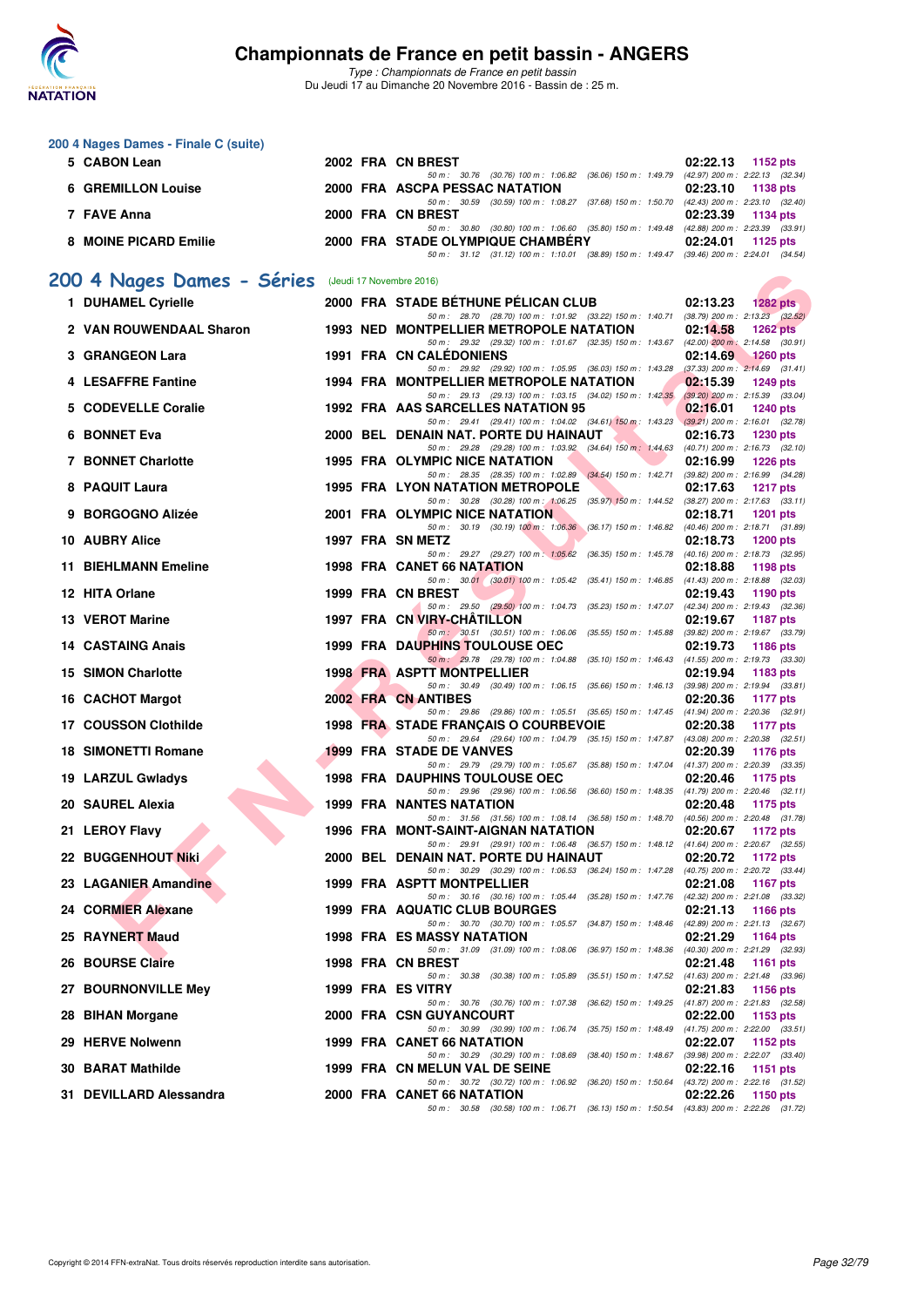## 200 4 Nages Dames - Finale C (suite)

| Rang | Nom | Année | Nat. | Club | Temps | Points |
|---|---|---|---|---|---|---|
| 5 | CABON Lean | 2002 | FRA | CN BREST | 02:22.13 | 1152 pts |
| | 50 m : 30.76 (30.76) 100 m : 1:06.82 (36.06) 150 m : 1:49.79 (42.97) 200 m : 2:22.13 (32.34) | | | | | |
| 6 | GREMILLON Louise | 2000 | FRA | ASCPA PESSAC NATATION | 02:23.10 | 1138 pts |
| | 50 m : 30.59 (30.59) 100 m : 1:08.27 (37.68) 150 m : 1:50.70 (42.43) 200 m : 2:23.10 (32.40) | | | | | |
| 7 | FAVE Anna | 2000 | FRA | CN BREST | 02:23.39 | 1134 pts |
| | 50 m : 30.80 (30.80) 100 m : 1:06.60 (35.80) 150 m : 1:49.48 (42.88) 200 m : 2:23.39 (33.91) | | | | | |
| 8 | MOINE PICARD Emilie | 2000 | FRA | STADE OLYMPIQUE CHAMBÉRY | 02:24.01 | 1125 pts |
| | 50 m : 31.12 (31.12) 100 m : 1:10.01 (38.89) 150 m : 1:49.47 (39.46) 200 m : 2:24.01 (34.54) | | | | | |

## 200 4 Nages Dames - Séries (Jeudi 17 Novembre 2016)

| Rang | Nom | Année | Nat. | Club | Temps | Points |
|---|---|---|---|---|---|---|
| 1 | DUHAMEL Cyrielle | 2000 | FRA | STADE BÉTHUNE PÉLICAN CLUB | 02:13.23 | 1282 pts |
| | 50 m : 28.70 (28.70) 100 m : 1:01.92 (33.22) 150 m : 1:40.71 (38.79) 200 m : 2:13.23 (32.52) | | | | | |
| 2 | VAN ROUWENDAAL Sharon | 1993 | NED | MONTPELLIER METROPOLE NATATION | 02:14.58 | 1262 pts |
| | 50 m : 29.32 (29.32) 100 m : 1:01.67 (32.35) 150 m : 1:43.67 (42.00) 200 m : 2:14.58 (30.91) | | | | | |
| 3 | GRANGEON Lara | 1991 | FRA | CN CALÉDONIENS | 02:14.69 | 1260 pts |
| | 50 m : 29.92 (29.92) 100 m : 1:05.95 (36.03) 150 m : 1:43.28 (37.33) 200 m : 2:14.69 (31.41) | | | | | |
| 4 | LESAFFRE Fantine | 1994 | FRA | MONTPELLIER METROPOLE NATATION | 02:15.39 | 1249 pts |
| | 50 m : 29.13 (29.13) 100 m : 1:03.15 (34.02) 150 m : 1:42.35 (39.20) 200 m : 2:15.39 (33.04) | | | | | |
| 5 | CODEVELLE Coralie | 1992 | FRA | AAS SARCELLES NATATION 95 | 02:16.01 | 1240 pts |
| | 50 m : 29.41 (29.41) 100 m : 1:04.02 (34.61) 150 m : 1:43.23 (39.21) 200 m : 2:16.01 (32.78) | | | | | |
| 6 | BONNET Eva | 2000 | BEL | DENAIN NAT. PORTE DU HAINAUT | 02:16.73 | 1230 pts |
| | 50 m : 29.28 (29.28) 100 m : 1:03.92 (34.64) 150 m : 1:44.63 (40.71) 200 m : 2:16.73 (32.10) | | | | | |
| 7 | BONNET Charlotte | 1995 | FRA | OLYMPIC NICE NATATION | 02:16.99 | 1226 pts |
| | 50 m : 28.35 (28.35) 100 m : 1:02.89 (34.54) 150 m : 1:42.71 (39.82) 200 m : 2:16.99 (34.28) | | | | | |
| 8 | PAQUIT Laura | 1995 | FRA | LYON NATATION METROPOLE | 02:17.63 | 1217 pts |
| | 50 m : 30.28 (30.28) 100 m : 1:06.25 (35.97) 150 m : 1:44.52 (38.27) 200 m : 2:17.63 (33.11) | | | | | |
| 9 | BORGOGNO Alizée | 2001 | FRA | OLYMPIC NICE NATATION | 02:18.71 | 1201 pts |
| | 50 m : 30.19 (30.19) 100 m : 1:06.36 (36.17) 150 m : 1:46.82 (40.46) 200 m : 2:18.71 (31.89) | | | | | |
| 10 | AUBRY Alice | 1997 | FRA | SN METZ | 02:18.73 | 1200 pts |
| | 50 m : 29.27 (29.27) 100 m : 1:05.62 (36.35) 150 m : 1:45.78 (40.16) 200 m : 2:18.73 (32.95) | | | | | |
| 11 | BIEHLMANN Emeline | 1998 | FRA | CANET 66 NATATION | 02:18.88 | 1198 pts |
| | 50 m : 30.01 (30.01) 100 m : 1:05.42 (35.41) 150 m : 1:46.85 (41.43) 200 m : 2:18.88 (32.03) | | | | | |
| 12 | HITA Orlane | 1999 | FRA | CN BREST | 02:19.43 | 1190 pts |
| | 50 m : 29.50 (29.50) 100 m : 1:04.73 (35.23) 150 m : 1:47.07 (42.34) 200 m : 2:19.43 (32.36) | | | | | |
| 13 | VEROT Marine | 1997 | FRA | CN VIRY-CHÂTILLON | 02:19.67 | 1187 pts |
| | 50 m : 30.51 (30.51) 100 m : 1:06.06 (35.55) 150 m : 1:45.88 (39.82) 200 m : 2:19.67 (33.79) | | | | | |
| 14 | CASTAING Anais | 1999 | FRA | DAUPHINS TOULOUSE OEC | 02:19.73 | 1186 pts |
| | 50 m : 29.78 (29.78) 100 m : 1:04.88 (35.10) 150 m : 1:46.43 (41.55) 200 m : 2:19.73 (33.30) | | | | | |
| 15 | SIMON Charlotte | 1998 | FRA | ASPTT MONTPELLIER | 02:19.94 | 1183 pts |
| | 50 m : 30.49 (30.49) 100 m : 1:06.15 (35.66) 150 m : 1:46.13 (39.98) 200 m : 2:19.94 (33.81) | | | | | |
| 16 | CACHOT Margot | 2002 | FRA | CN ANTIBES | 02:20.36 | 1177 pts |
| | 50 m : 29.86 (29.86) 100 m : 1:05.51 (35.65) 150 m : 1:47.45 (41.94) 200 m : 2:20.36 (32.91) | | | | | |
| 17 | COUSSON Clothilde | 1998 | FRA | STADE FRANÇAIS O COURBEVOIE | 02:20.38 | 1177 pts |
| | 50 m : 29.64 (29.64) 100 m : 1:04.79 (35.15) 150 m : 1:47.87 (43.08) 200 m : 2:20.38 (32.51) | | | | | |
| 18 | SIMONETTI Romane | 1999 | FRA | STADE DE VANVES | 02:20.39 | 1176 pts |
| | 50 m : 29.79 (29.79) 100 m : 1:05.67 (35.88) 150 m : 1:47.04 (41.37) 200 m : 2:20.39 (33.35) | | | | | |
| 19 | LARZUL Gwladys | 1998 | FRA | DAUPHINS TOULOUSE OEC | 02:20.46 | 1175 pts |
| | 50 m : 29.96 (29.96) 100 m : 1:06.56 (36.60) 150 m : 1:48.35 (41.79) 200 m : 2:20.46 (32.11) | | | | | |
| 20 | SAUREL Alexia | 1999 | FRA | NANTES NATATION | 02:20.48 | 1175 pts |
| | 50 m : 31.56 (31.56) 100 m : 1:08.14 (36.58) 150 m : 1:48.70 (40.56) 200 m : 2:20.48 (31.78) | | | | | |
| 21 | LEROY Flavy | 1996 | FRA | MONT-SAINT-AIGNAN NATATION | 02:20.67 | 1172 pts |
| | 50 m : 29.91 (29.91) 100 m : 1:06.48 (36.57) 150 m : 1:48.12 (41.64) 200 m : 2:20.67 (32.55) | | | | | |
| 22 | BUGGENHOUT Niki | 2000 | BEL | DENAIN NAT. PORTE DU HAINAUT | 02:20.72 | 1172 pts |
| | 50 m : 30.29 (30.29) 100 m : 1:06.53 (36.24) 150 m : 1:47.28 (40.75) 200 m : 2:20.72 (33.44) | | | | | |
| 23 | LAGANIER Amandine | 1999 | FRA | ASPTT MONTPELLIER | 02:21.08 | 1167 pts |
| | 50 m : 30.16 (30.16) 100 m : 1:05.44 (35.28) 150 m : 1:47.76 (42.32) 200 m : 2:21.08 (33.32) | | | | | |
| 24 | CORMIER Alexane | 1999 | FRA | AQUATIC CLUB BOURGES | 02:21.13 | 1166 pts |
| | 50 m : 30.70 (30.70) 100 m : 1:05.57 (34.87) 150 m : 1:48.46 (42.89) 200 m : 2:21.13 (32.67) | | | | | |
| 25 | RAYNERT Maud | 1998 | FRA | ES MASSY NATATION | 02:21.29 | 1164 pts |
| | 50 m : 31.09 (31.09) 100 m : 1:08.06 (36.97) 150 m : 1:48.36 (40.30) 200 m : 2:21.29 (32.93) | | | | | |
| 26 | BOURSE Claire | 1998 | FRA | CN BREST | 02:21.48 | 1161 pts |
| | 50 m : 30.38 (30.38) 100 m : 1:05.89 (35.51) 150 m : 1:47.52 (41.63) 200 m : 2:21.48 (33.96) | | | | | |
| 27 | BOURNONVILLE Mey | 1999 | FRA | ES VITRY | 02:21.83 | 1156 pts |
| | 50 m : 30.76 (30.76) 100 m : 1:07.38 (36.62) 150 m : 1:49.25 (41.87) 200 m : 2:21.83 (32.58) | | | | | |
| 28 | BIHAN Morgane | 2000 | FRA | CSN GUYANCOURT | 02:22.00 | 1153 pts |
| | 50 m : 30.99 (30.99) 100 m : 1:06.74 (35.75) 150 m : 1:48.49 (41.75) 200 m : 2:22.00 (33.51) | | | | | |
| 29 | HERVE Nolwenn | 1999 | FRA | CANET 66 NATATION | 02:22.07 | 1152 pts |
| | 50 m : 30.29 (30.29) 100 m : 1:08.69 (38.40) 150 m : 1:48.67 (39.98) 200 m : 2:22.07 (33.40) | | | | | |
| 30 | BARAT Mathilde | 1999 | FRA | CN MELUN VAL DE SEINE | 02:22.16 | 1151 pts |
| | 50 m : 30.72 (30.72) 100 m : 1:06.92 (36.20) 150 m : 1:50.64 (43.72) 200 m : 2:22.16 (31.52) | | | | | |
| 31 | DEVILLARD Alessandra | 2000 | FRA | CANET 66 NATATION | 02:22.26 | 1150 pts |
| | 50 m : 30.58 (30.58) 100 m : 1:06.71 (36.13) 150 m : 1:50.54 (43.83) 200 m : 2:22.26 (31.72) | | | | | |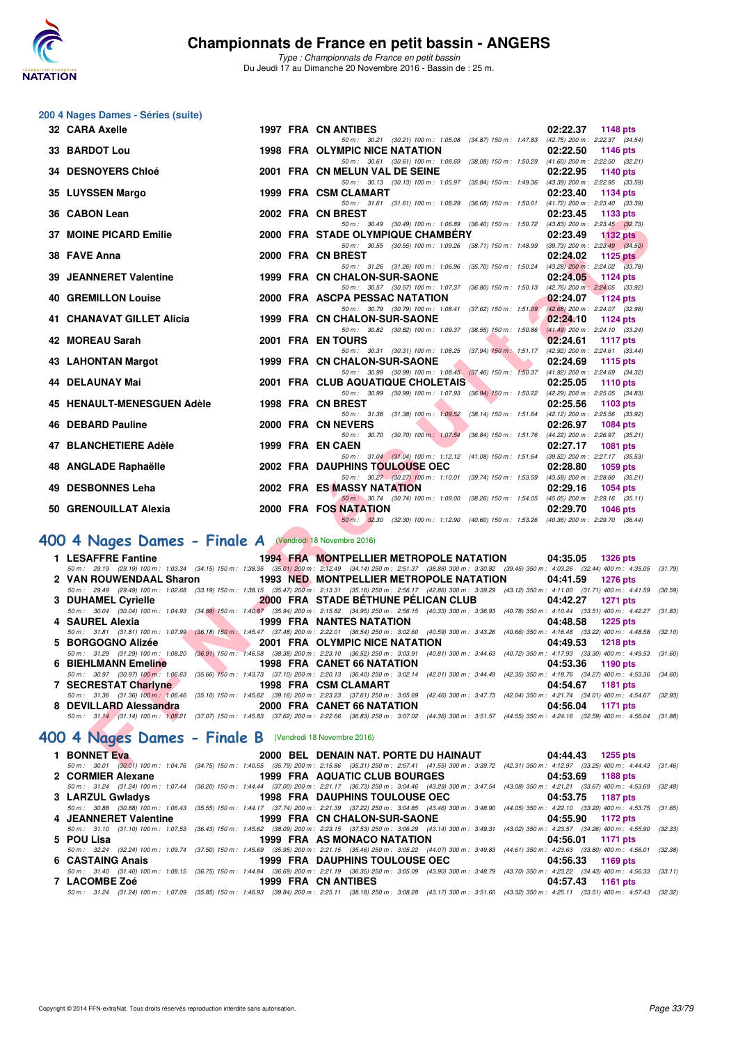## 200 4 Nages Dames - Séries (suite)

| Rang | Nom | Année | Nat | Club | Temps | Points |
|---|---|---|---|---|---|---|
| 32 | CARA Axelle | 1997 | FRA | CN ANTIBES | 02:22.37 | 1148 pts |
| | 50 m : 30.21 (30.21) 100 m : 1:05.08 (34.87) 150 m : 1:47.83 (42.75) 200 m : 2:22.37 (34.54) | | | | | |
| 33 | BARDOT Lou | 1998 | FRA | OLYMPIC NICE NATATION | 02:22.50 | 1146 pts |
| | 50 m : 30.61 (30.61) 100 m : 1:08.69 (38.08) 150 m : 1:50.29 (41.60) 200 m : 2:22.50 (32.21) | | | | | |
| 34 | DESNOYERS Chloé | 2001 | FRA | CN MELUN VAL DE SEINE | 02:22.95 | 1140 pts |
| | 50 m : 30.13 (30.13) 100 m : 1:05.97 (35.84) 150 m : 1:49.36 (43.39) 200 m : 2:22.95 (33.59) | | | | | |
| 35 | LUYSSEN Margo | 1999 | FRA | CSM CLAMART | 02:23.40 | 1134 pts |
| | 50 m : 31.61 (31.61) 100 m : 1:08.29 (36.68) 150 m : 1:50.01 (41.72) 200 m : 2:23.40 (33.39) | | | | | |
| 36 | CABON Lean | 2002 | FRA | CN BREST | 02:23.45 | 1133 pts |
| | 50 m : 30.49 (30.49) 100 m : 1:06.89 (36.40) 150 m : 1:50.72 (43.83) 200 m : 2:23.45 (32.73) | | | | | |
| 37 | MOINE PICARD Emilie | 2000 | FRA | STADE OLYMPIQUE CHAMBÉRY | 02:23.49 | 1132 pts |
| | 50 m : 30.55 (30.55) 100 m : 1:09.26 (38.71) 150 m : 1:48.99 (39.73) 200 m : 2:23.49 (34.50) | | | | | |
| 38 | FAVE Anna | 2000 | FRA | CN BREST | 02:24.02 | 1125 pts |
| | 50 m : 31.26 (31.26) 100 m : 1:06.96 (35.70) 150 m : 1:50.24 (43.28) 200 m : 2:24.02 (33.78) | | | | | |
| 39 | JEANNERET Valentine | 1999 | FRA | CN CHALON-SUR-SAONE | 02:24.05 | 1124 pts |
| | 50 m : 30.57 (30.57) 100 m : 1:07.37 (36.80) 150 m : 1:50.13 (42.76) 200 m : 2:24.05 (33.92) | | | | | |
| 40 | GREMILLON Louise | 2000 | FRA | ASCPA PESSAC NATATION | 02:24.07 | 1124 pts |
| | 50 m : 30.79 (30.79) 100 m : 1:08.41 (37.62) 150 m : 1:51.09 (42.68) 200 m : 2:24.07 (32.98) | | | | | |
| 41 | CHANAVAT GILLET Alicia | 1999 | FRA | CN CHALON-SUR-SAONE | 02:24.10 | 1124 pts |
| | 50 m : 30.82 (30.82) 100 m : 1:09.37 (38.55) 150 m : 1:50.86 (41.49) 200 m : 2:24.10 (33.24) | | | | | |
| 42 | MOREAU Sarah | 2001 | FRA | EN TOURS | 02:24.61 | 1117 pts |
| | 50 m : 30.31 (30.31) 100 m : 1:08.25 (37.94) 150 m : 1:51.17 (42.92) 200 m : 2:24.61 (33.44) | | | | | |
| 43 | LAHONTAN Margot | 1999 | FRA | CN CHALON-SUR-SAONE | 02:24.69 | 1115 pts |
| | 50 m : 30.99 (30.99) 100 m : 1:08.45 (37.46) 150 m : 1:50.37 (41.92) 200 m : 2:24.69 (34.32) | | | | | |
| 44 | DELAUNAY Mai | 2001 | FRA | CLUB AQUATIQUE CHOLETAIS | 02:25.05 | 1110 pts |
| | 50 m : 30.99 (30.99) 100 m : 1:07.93 (36.94) 150 m : 1:50.22 (42.29) 200 m : 2:25.05 (34.83) | | | | | |
| 45 | HENAULT-MENESGUEN Adèle | 1998 | FRA | CN BREST | 02:25.56 | 1103 pts |
| | 50 m : 31.38 (31.38) 100 m : 1:09.52 (38.14) 150 m : 1:51.64 (42.12) 200 m : 2:25.56 (33.92) | | | | | |
| 46 | DEBARD Pauline | 2000 | FRA | CN NEVERS | 02:26.97 | 1084 pts |
| | 50 m : 30.70 (30.70) 100 m : 1:07.54 (36.84) 150 m : 1:51.76 (44.22) 200 m : 2:26.97 (35.21) | | | | | |
| 47 | BLANCHETIERE Adèle | 1999 | FRA | EN CAEN | 02:27.17 | 1081 pts |
| | 50 m : 31.04 (31.04) 100 m : 1:12.12 (41.08) 150 m : 1:51.64 (39.52) 200 m : 2:27.17 (35.53) | | | | | |
| 48 | ANGLADE Raphaëlle | 2002 | FRA | DAUPHINS TOULOUSE OEC | 02:28.80 | 1059 pts |
| | 50 m : 30.27 (30.27) 100 m : 1:10.01 (39.74) 150 m : 1:53.59 (43.58) 200 m : 2:28.80 (35.21) | | | | | |
| 49 | DESBONNES Leha | 2002 | FRA | ES MASSY NATATION | 02:29.16 | 1054 pts |
| | 50 m : 30.74 (30.74) 100 m : 1:09.00 (38.26) 150 m : 1:54.05 (45.05) 200 m : 2:29.16 (35.11) | | | | | |
| 50 | GRENOUILLAT Alexia | 2000 | FRA | FOS NATATION | 02:29.70 | 1046 pts |
| | 50 m : 32.30 (32.30) 100 m : 1:12.90 (40.60) 150 m : 1:53.26 (40.36) 200 m : 2:29.70 (36.44) | | | | | |

## 400 4 Nages Dames - Finale A (Vendredi 18 Novembre 2016)

| Rang | Nom | Année | Nat | Club | Temps | Points |
|---|---|---|---|---|---|---|
| 1 | LESAFFRE Fantine | 1994 | FRA | MONTPELLIER METROPOLE NATATION | 04:35.05 | 1326 pts |
| | 50 m : 29.19 (29.19) 100 m : 1:03.34 (34.15) 150 m : 1:38.35 (35.01) 200 m : 2:12.49 (34.14) 250 m : 2:51.37 (38.88) 300 m : 3:30.82 (39.45) 350 m : 4:03.26 (32.44) 400 m : 4:35.05 (31.79) | | | | | |
| 2 | VAN ROUWENDAAL Sharon | 1993 | NED | MONTPELLIER METROPOLE NATATION | 04:41.59 | 1276 pts |
| | 50 m : 29.49 (29.49) 100 m : 1:02.68 (33.19) 150 m : 1:38.15 (35.47) 200 m : 2:13.31 (35.16) 250 m : 2:56.17 (42.86) 300 m : 3:39.29 (43.12) 350 m : 4:11.00 (31.71) 400 m : 4:41.59 (30.59) | | | | | |
| 3 | DUHAMEL Cyrielle | 2000 | FRA | STADE BÉTHUNE PÉLICAN CLUB | 04:42.27 | 1271 pts |
| | 50 m : 30.04 (30.04) 100 m : 1:04.93 (34.89) 150 m : 1:40.87 (35.94) 200 m : 2:15.82 (34.95) 250 m : 2:56.15 (40.33) 300 m : 3:36.93 (40.78) 350 m : 4:10.44 (33.51) 400 m : 4:42.27 (31.83) | | | | | |
| 4 | SAUREL Alexia | 1999 | FRA | NANTES NATATION | 04:48.58 | 1225 pts |
| | 50 m : 31.81 (31.81) 100 m : 1:07.99 (36.18) 150 m : 1:45.47 (37.48) 200 m : 2:22.01 (36.54) 250 m : 3:02.60 (40.59) 300 m : 3:43.26 (40.66) 350 m : 4:16.48 (33.22) 400 m : 4:48.58 (32.10) | | | | | |
| 5 | BORGOGNO Alizée | 2001 | FRA | OLYMPIC NICE NATATION | 04:49.53 | 1218 pts |
| | 50 m : 31.29 (31.29) 100 m : 1:08.20 (36.91) 150 m : 1:46.58 (38.38) 200 m : 2:23.10 (36.52) 250 m : 3:03.91 (40.81) 300 m : 3:44.63 (40.72) 350 m : 4:17.93 (33.30) 400 m : 4:49.53 (31.60) | | | | | |
| 6 | BIEHLMANN Emeline | 1998 | FRA | CANET 66 NATATION | 04:53.36 | 1190 pts |
| | 50 m : 30.97 (30.97) 100 m : 1:06.63 (35.66) 150 m : 1:43.73 (37.10) 200 m : 2:20.13 (36.40) 250 m : 3:02.14 (42.01) 300 m : 3:44.49 (42.35) 350 m : 4:18.76 (34.27) 400 m : 4:53.36 (34.60) | | | | | |
| 7 | SECRESTAT Charlyne | 1998 | FRA | CSM CLAMART | 04:54.67 | 1181 pts |
| | 50 m : 31.36 (31.36) 100 m : 1:06.46 (35.10) 150 m : 1:45.62 (39.16) 200 m : 2:23.23 (37.61) 250 m : 3:05.69 (42.46) 300 m : 3:47.73 (42.04) 350 m : 4:21.74 (34.01) 400 m : 4:54.67 (32.93) | | | | | |
| 8 | DEVILLARD Alessandra | 2000 | FRA | CANET 66 NATATION | 04:56.04 | 1171 pts |
| | 50 m : 31.14 (31.14) 100 m : 1:08.21 (37.07) 150 m : 1:45.83 (37.62) 200 m : 2:22.66 (36.83) 250 m : 3:07.02 (44.36) 300 m : 3:51.57 (44.55) 350 m : 4:24.16 (32.59) 400 m : 4:56.04 (31.88) | | | | | |

## 400 4 Nages Dames - Finale B (Vendredi 18 Novembre 2016)

| Rang | Nom | Année | Nat | Club | Temps | Points |
|---|---|---|---|---|---|---|
| 1 | BONNET Eva | 2000 | BEL | DENAIN NAT. PORTE DU HAINAUT | 04:44.43 | 1255 pts |
| | 50 m : 30.01 (30.01) 100 m : 1:04.76 (34.75) 150 m : 1:40.55 (35.79) 200 m : 2:15.86 (35.31) 250 m : 2:57.41 (41.55) 300 m : 3:39.72 (42.31) 350 m : 4:12.97 (33.25) 400 m : 4:44.43 (31.46) | | | | | |
| 2 | CORMIER Alexane | 1999 | FRA | AQUATIC CLUB BOURGES | 04:53.69 | 1188 pts |
| | 50 m : 31.24 (31.24) 100 m : 1:07.44 (36.20) 150 m : 1:44.44 (37.00) 200 m : 2:21.17 (36.73) 250 m : 3:04.46 (43.29) 300 m : 3:47.54 (43.08) 350 m : 4:21.21 (33.67) 400 m : 4:53.69 (32.48) | | | | | |
| 3 | LARZUL Gwladys | 1998 | FRA | DAUPHINS TOULOUSE OEC | 04:53.75 | 1187 pts |
| | 50 m : 30.88 (30.88) 100 m : 1:06.43 (35.55) 150 m : 1:44.17 (37.74) 200 m : 2:21.39 (37.22) 250 m : 3:04.85 (43.46) 300 m : 3:48.90 (44.05) 350 m : 4:22.10 (33.20) 400 m : 4:53.75 (31.65) | | | | | |
| 4 | JEANNERET Valentine | 1999 | FRA | CN CHALON-SUR-SAONE | 04:55.90 | 1172 pts |
| | 50 m : 31.10 (31.10) 100 m : 1:07.53 (36.43) 150 m : 1:45.62 (38.09) 200 m : 2:23.15 (37.53) 250 m : 3:06.29 (43.14) 300 m : 3:49.31 (43.02) 350 m : 4:23.57 (34.26) 400 m : 4:55.90 (32.33) | | | | | |
| 5 | POU Lisa | 1999 | FRA | AS MONACO NATATION | 04:56.01 | 1171 pts |
| | 50 m : 32.24 (32.24) 100 m : 1:09.74 (37.50) 150 m : 1:45.69 (35.95) 200 m : 2:21.15 (35.46) 250 m : 3:05.22 (44.07) 300 m : 3:49.83 (44.61) 350 m : 4:23.63 (33.80) 400 m : 4:56.01 (32.38) | | | | | |
| 6 | CASTAING Anais | 1999 | FRA | DAUPHINS TOULOUSE OEC | 04:56.33 | 1169 pts |
| | 50 m : 31.40 (31.40) 100 m : 1:08.15 (36.75) 150 m : 1:44.84 (36.69) 200 m : 2:21.19 (36.35) 250 m : 3:05.09 (43.90) 300 m : 3:48.79 (43.70) 350 m : 4:23.22 (34.43) 400 m : 4:56.33 (33.11) | | | | | |
| 7 | LACOMBE Zoé | 1999 | FRA | CN ANTIBES | 04:57.43 | 1161 pts |
| | 50 m : 31.24 (31.24) 100 m : 1:07.09 (35.85) 150 m : 1:46.93 (39.84) 200 m : 2:25.11 (38.18) 250 m : 3:08.28 (43.17) 300 m : 3:51.60 (43.32) 350 m : 4:25.11 (33.51) 400 m : 4:57.43 (32.32) | | | | | |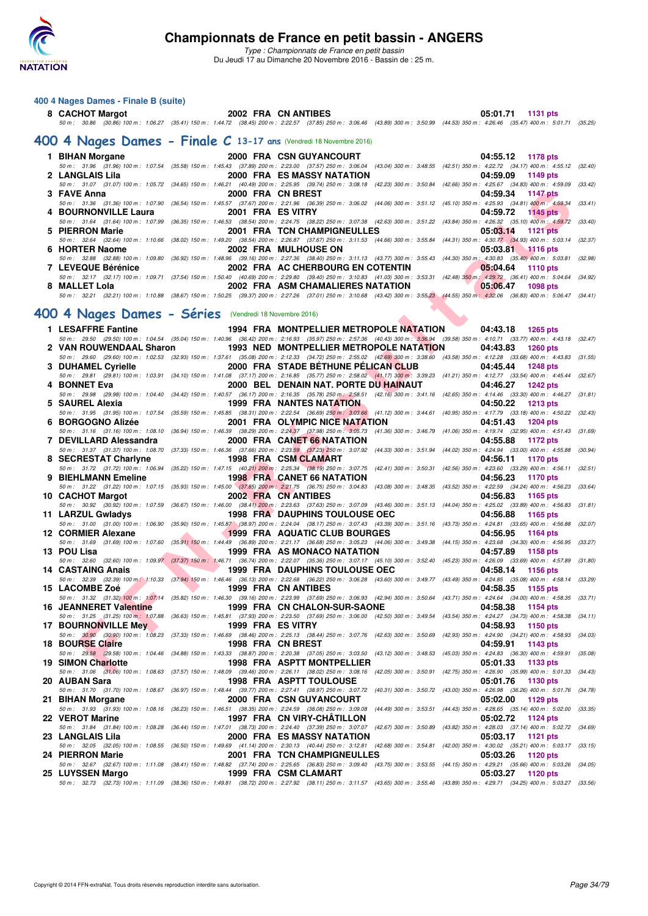### 400 4 Nages Dames - Finale B (suite)

| Rang | Nom | Année | Nat. | Club | Temps | Points |
|---|---|---|---|---|---|---|
| 8 | CACHOT Margot | 2002 | FRA | CN ANTIBES | 05:01.71 | 1131 pts |

50 m : 30.86 (30.86) 100 m : 1:06.27 (35.41) 150 m : 1:44.72 (38.45) 200 m : 2:22.57 (37.85) 250 m : 3:06.46 (43.89) 300 m : 3:50.99 (44.53) 350 m : 4:26.46 (35.47) 400 m : 5:01.71 (35.25)

## 400 4 Nages Dames - Finale C 13-17 ans (Vendredi 18 Novembre 2016)

| Rang | Nom | Année | Nat. | Club | Temps | Points |
|---|---|---|---|---|---|---|
| 1 | BIHAN Morgane | 2000 | FRA | CSN GUYANCOURT | 04:55.12 | 1178 pts |
| | 50 m : 31.96 (31.96) 100 m : 1:07.54 (35.58) 150 m : 1:45.43 (37.89) 200 m : 2:23.00 (37.57) 250 m : 3:06.04 (43.04) 300 m : 3:48.55 (42.51) 350 m : 4:22.72 (34.17) 400 m : 4:55.12 (32.40) | | | | | |
| 2 | LANGLAIS Lila | 2000 | FRA | ES MASSY NATATION | 04:59.09 | 1149 pts |
| | 50 m : 31.07 (31.07) 100 m : 1:05.72 (34.65) 150 m : 1:46.21 (40.49) 200 m : 2:25.95 (39.74) 250 m : 3:08.18 (42.23) 300 m : 3:50.84 (42.66) 350 m : 4:25.67 (34.83) 400 m : 4:59.09 (33.42) | | | | | |
| 3 | FAVE Anna | 2000 | FRA | CN BREST | 04:59.34 | 1147 pts |
| | 50 m : 31.36 (31.36) 100 m : 1:07.90 (36.54) 150 m : 1:45.57 (37.67) 200 m : 2:21.96 (36.39) 250 m : 3:06.02 (44.06) 300 m : 3:51.12 (45.10) 350 m : 4:25.93 (34.81) 400 m : 4:59.34 (33.41) | | | | | |
| 4 | BOURNONVILLE Laura | 2001 | FRA | ES VITRY | 04:59.72 | 1145 pts |
| | 50 m : 31.64 (31.64) 100 m : 1:07.99 (36.35) 150 m : 1:46.53 (38.54) 200 m : 2:24.75 (38.22) 250 m : 3:07.38 (42.63) 300 m : 3:51.22 (43.84) 350 m : 4:26.32 (35.10) 400 m : 4:59.72 (33.40) | | | | | |
| 5 | PIERRON Marie | 2001 | FRA | TCN CHAMPIGNEULLES | 05:03.14 | 1121 pts |
| | 50 m : 32.64 (32.64) 100 m : 1:10.66 (38.02) 150 m : 1:49.20 (38.54) 200 m : 2:26.87 (37.67) 250 m : 3:11.53 (44.66) 300 m : 3:55.84 (44.31) 350 m : 4:30.77 (34.93) 400 m : 5:03.14 (32.37) | | | | | |
| 6 | HORTER Naome | 2002 | FRA | MULHOUSE ON | 05:03.81 | 1116 pts |
| | 50 m : 32.88 (32.88) 100 m : 1:09.80 (36.92) 150 m : 1:48.96 (39.16) 200 m : 2:27.36 (38.40) 250 m : 3:11.13 (43.77) 300 m : 3:55.43 (44.30) 350 m : 4:30.83 (35.40) 400 m : 5:03.81 (32.98) | | | | | |
| 7 | LEVEQUE Bérénice | 2002 | FRA | AC CHERBOURG EN COTENTIN | 05:04.64 | 1110 pts |
| | 50 m : 32.17 (32.17) 100 m : 1:09.71 (37.54) 150 m : 1:50.40 (40.69) 200 m : 2:29.80 (39.40) 250 m : 3:10.83 (41.03) 300 m : 3:53.31 (42.48) 350 m : 4:29.72 (36.41) 400 m : 5:04.64 (34.92) | | | | | |
| 8 | MALLET Lola | 2002 | FRA | ASM CHAMALIERES NATATION | 05:06.47 | 1098 pts |
| | 50 m : 32.21 (32.21) 100 m : 1:10.88 (38.67) 150 m : 1:50.25 (39.37) 200 m : 2:27.26 (37.01) 250 m : 3:10.68 (43.42) 300 m : 3:55.23 (44.55) 350 m : 4:32.06 (36.83) 400 m : 5:06.47 (34.41) | | | | | |

## 400 4 Nages Dames - Séries (Vendredi 18 Novembre 2016)

| Rang | Nom | Année | Nat. | Club | Temps | Points |
|---|---|---|---|---|---|---|
| 1 | LESAFFRE Fantine | 1994 | FRA | MONTPELLIER METROPOLE NATATION | 04:43.18 | 1265 pts |
| | 50 m : 29.50 (29.50) 100 m : 1:04.54 (35.04) 150 m : 1:40.96 (36.42) 200 m : 2:16.93 (35.97) 250 m : 2:57.36 (40.43) 300 m : 3:36.94 (39.58) 350 m : 4:10.71 (33.77) 400 m : 4:43.18 (32.47) | | | | | |
| 2 | VAN ROUWENDAAL Sharon | 1993 | NED | MONTPELLIER METROPOLE NATATION | 04:43.83 | 1260 pts |
| | 50 m : 29.60 (29.60) 100 m : 1:02.53 (32.93) 150 m : 1:37.61 (35.08) 200 m : 2:12.33 (34.72) 250 m : 2:55.02 (42.69) 300 m : 3:38.60 (43.58) 350 m : 4:12.28 (33.68) 400 m : 4:43.83 (31.55) | | | | | |
| 3 | DUHAMEL Cyrielle | 2000 | FRA | STADE BÉTHUNE PÉLICAN CLUB | 04:45.44 | 1248 pts |
| | 50 m : 29.81 (29.81) 100 m : 1:03.91 (34.10) 150 m : 1:41.08 (37.17) 200 m : 2:16.85 (35.77) 250 m : 2:58.02 (41.17) 300 m : 3:39.23 (41.21) 350 m : 4:12.77 (33.54) 400 m : 4:45.44 (32.67) | | | | | |
| 4 | BONNET Eva | 2000 | BEL | DENAIN NAT. PORTE DU HAINAUT | 04:46.27 | 1242 pts |
| | 50 m : 29.98 (29.98) 100 m : 1:04.40 (34.42) 150 m : 1:40.57 (36.17) 200 m : 2:16.35 (35.78) 250 m : 2:58.51 (42.16) 300 m : 3:41.16 (42.65) 350 m : 4:14.46 (33.30) 400 m : 4:46.27 (31.81) | | | | | |
| 5 | SAUREL Alexia | 1999 | FRA | NANTES NATATION | 04:50.22 | 1213 pts |
| | 50 m : 31.95 (31.95) 100 m : 1:07.54 (35.59) 150 m : 1:45.85 (38.31) 200 m : 2:22.54 (36.69) 250 m : 3:03.66 (41.12) 300 m : 3:44.61 (40.95) 350 m : 4:17.79 (33.18) 400 m : 4:50.22 (32.43) | | | | | |
| 6 | BORGOGNO Alizée | 2001 | FRA | OLYMPIC NICE NATATION | 04:51.43 | 1204 pts |
| | 50 m : 31.16 (31.16) 100 m : 1:08.10 (36.94) 150 m : 1:46.39 (38.29) 200 m : 2:24.37 (37.98) 250 m : 3:05.73 (41.36) 300 m : 3:46.79 (41.06) 350 m : 4:19.74 (32.95) 400 m : 4:51.43 (31.69) | | | | | |
| 7 | DEVILLARD Alessandra | 2000 | FRA | CANET 66 NATATION | 04:55.88 | 1172 pts |
| | 50 m : 31.37 (31.37) 100 m : 1:08.70 (37.33) 150 m : 1:46.36 (37.66) 200 m : 2:23.59 (37.23) 250 m : 3:07.92 (44.33) 300 m : 3:51.94 (44.02) 350 m : 4:24.94 (33.00) 400 m : 4:55.88 (30.94) | | | | | |
| 8 | SECRESTAT Charlyne | 1998 | FRA | CSM CLAMART | 04:56.11 | 1170 pts |
| | 50 m : 31.72 (31.72) 100 m : 1:06.94 (35.22) 150 m : 1:47.15 (40.21) 200 m : 2:25.34 (38.19) 250 m : 3:07.75 (42.41) 300 m : 3:50.31 (42.56) 350 m : 4:23.60 (33.29) 400 m : 4:56.11 (32.51) | | | | | |
| 9 | BIEHLMANN Emeline | 1998 | FRA | CANET 66 NATATION | 04:56.23 | 1170 pts |
| | 50 m : 31.22 (31.22) 100 m : 1:07.15 (35.93) 150 m : 1:45.00 (37.85) 200 m : 2:21.75 (36.75) 250 m : 3:04.83 (43.08) 300 m : 3:48.35 (43.52) 350 m : 4:22.59 (34.24) 400 m : 4:56.23 (33.64) | | | | | |
| 10 | CACHOT Margot | 2002 | FRA | CN ANTIBES | 04:56.83 | 1165 pts |
| | 50 m : 30.92 (30.92) 100 m : 1:07.59 (36.67) 150 m : 1:46.00 (38.41) 200 m : 2:23.63 (37.63) 250 m : 3:07.09 (43.46) 300 m : 3:51.13 (44.04) 350 m : 4:25.02 (33.89) 400 m : 4:56.83 (31.81) | | | | | |
| 11 | LARZUL Gwladys | 1998 | FRA | DAUPHINS TOULOUSE OEC | 04:56.88 | 1165 pts |
| | 50 m : 31.00 (31.00) 100 m : 1:06.90 (35.90) 150 m : 1:45.87 (38.97) 200 m : 2:24.04 (38.17) 250 m : 3:07.43 (43.39) 300 m : 3:51.16 (43.73) 350 m : 4:24.81 (33.65) 400 m : 4:56.88 (32.07) | | | | | |
| 12 | CORMIER Alexane | 1999 | FRA | AQUATIC CLUB BOURGES | 04:56.95 | 1164 pts |
| | 50 m : 31.69 (31.69) 100 m : 1:07.60 (35.91) 150 m : 1:44.49 (36.89) 200 m : 2:21.17 (36.68) 250 m : 3:05.23 (44.06) 300 m : 3:49.38 (44.15) 350 m : 4:23.68 (34.30) 400 m : 4:56.95 (33.27) | | | | | |
| 13 | POU Lisa | 1999 | FRA | AS MONACO NATATION | 04:57.89 | 1158 pts |
| | 50 m : 32.60 (32.60) 100 m : 1:09.97 (37.37) 150 m : 1:46.71 (36.74) 200 m : 2:22.07 (35.36) 250 m : 3:07.17 (45.10) 300 m : 3:52.40 (45.23) 350 m : 4:26.09 (33.69) 400 m : 4:57.89 (31.80) | | | | | |
| 14 | CASTAING Anais | 1999 | FRA | DAUPHINS TOULOUSE OEC | 04:58.14 | 1156 pts |
| | 50 m : 32.39 (32.39) 100 m : 1:10.33 (37.94) 150 m : 1:46.46 (36.13) 200 m : 2:22.68 (36.22) 250 m : 3:06.28 (43.60) 300 m : 3:49.77 (43.49) 350 m : 4:24.85 (35.08) 400 m : 4:58.14 (33.29) | | | | | |
| 15 | LACOMBE Zoé | 1999 | FRA | CN ANTIBES | 04:58.35 | 1155 pts |
| | 50 m : 31.32 (31.32) 100 m : 1:07.14 (35.82) 150 m : 1:46.30 (39.16) 200 m : 2:23.99 (37.69) 250 m : 3:06.93 (42.94) 300 m : 3:50.64 (43.71) 350 m : 4:24.64 (34.00) 400 m : 4:58.35 (33.71) | | | | | |
| 16 | JEANNERET Valentine | 1999 | FRA | CN CHALON-SUR-SAONE | 04:58.38 | 1154 pts |
| | 50 m : 31.25 (31.25) 100 m : 1:07.88 (36.63) 150 m : 1:45.81 (37.93) 200 m : 2:23.50 (37.69) 250 m : 3:06.00 (42.50) 300 m : 3:49.54 (43.54) 350 m : 4:24.27 (34.73) 400 m : 4:58.38 (34.11) | | | | | |
| 17 | BOURNONVILLE Mey | 1999 | FRA | ES VITRY | 04:58.93 | 1150 pts |
| | 50 m : 30.90 (30.90) 100 m : 1:08.23 (37.33) 150 m : 1:46.69 (38.46) 200 m : 2:25.13 (38.44) 250 m : 3:07.76 (42.63) 300 m : 3:50.69 (42.93) 350 m : 4:24.90 (34.21) 400 m : 4:58.93 (34.03) | | | | | |
| 18 | BOURSE Claire | 1998 | FRA | CN BREST | 04:59.91 | 1143 pts |
| | 50 m : 29.58 (29.58) 100 m : 1:04.46 (34.88) 150 m : 1:43.33 (38.87) 200 m : 2:20.38 (37.05) 250 m : 3:03.50 (43.12) 300 m : 3:48.53 (45.03) 350 m : 4:24.83 (36.30) 400 m : 4:59.91 (35.08) | | | | | |
| 19 | SIMON Charlotte | 1998 | FRA | ASPTT MONTPELLIER | 05:01.33 | 1133 pts |
| | 50 m : 31.06 (31.06) 100 m : 1:08.63 (37.57) 150 m : 1:48.09 (39.46) 200 m : 2:26.11 (38.02) 250 m : 3:08.16 (42.05) 300 m : 3:50.91 (42.75) 350 m : 4:26.90 (35.99) 400 m : 5:01.33 (34.43) | | | | | |
| 20 | AUBAN Sara | 1998 | FRA | ASPTT TOULOUSE | 05:01.76 | 1130 pts |
| | 50 m : 31.70 (31.70) 100 m : 1:08.67 (36.97) 150 m : 1:48.44 (39.77) 200 m : 2:27.41 (38.97) 250 m : 3:07.72 (40.31) 300 m : 3:50.72 (43.00) 350 m : 4:26.98 (36.26) 400 m : 5:01.76 (34.78) | | | | | |
| 21 | BIHAN Morgane | 2000 | FRA | CSN GUYANCOURT | 05:02.00 | 1129 pts |
| | 50 m : 31.93 (31.93) 100 m : 1:08.16 (36.23) 150 m : 1:46.51 (38.35) 200 m : 2:24.59 (38.08) 250 m : 3:09.08 (44.49) 300 m : 3:53.51 (44.43) 350 m : 4:28.65 (35.14) 400 m : 5:02.00 (33.35) | | | | | |
| 22 | VEROT Marine | 1997 | FRA | CN VIRY-CHÂTILLON | 05:02.72 | 1124 pts |
| | 50 m : 31.84 (31.84) 100 m : 1:08.28 (36.44) 150 m : 1:47.01 (38.73) 200 m : 2:24.40 (37.39) 250 m : 3:07.07 (42.67) 300 m : 3:50.89 (43.82) 350 m : 4:28.03 (37.14) 400 m : 5:02.72 (34.69) | | | | | |
| 23 | LANGLAIS Lila | 2000 | FRA | ES MASSY NATATION | 05:03.17 | 1121 pts |
| | 50 m : 32.05 (32.05) 100 m : 1:08.55 (36.50) 150 m : 1:49.69 (41.14) 200 m : 2:30.13 (40.44) 250 m : 3:12.81 (42.68) 300 m : 3:54.81 (42.00) 350 m : 4:30.02 (35.21) 400 m : 5:03.17 (33.15) | | | | | |
| 24 | PIERRON Marie | 2001 | FRA | TCN CHAMPIGNEULLES | 05:03.26 | 1120 pts |
| | 50 m : 32.67 (32.67) 100 m : 1:11.08 (38.41) 150 m : 1:48.82 (37.74) 200 m : 2:25.65 (36.83) 250 m : 3:09.40 (43.75) 300 m : 3:53.55 (44.15) 350 m : 4:29.21 (35.66) 400 m : 5:03.26 (34.05) | | | | | |
| 25 | LUYSSEN Margo | 1999 | FRA | CSM CLAMART | 05:03.27 | 1120 pts |
| | 50 m : 32.73 (32.73) 100 m : 1:11.09 (38.36) 150 m : 1:49.81 (38.72) 200 m : 2:27.92 (38.11) 250 m : 3:11.57 (43.65) 300 m : 3:55.46 (43.89) 350 m : 4:29.71 (34.25) 400 m : 5:03.27 (33.56) | | | | | |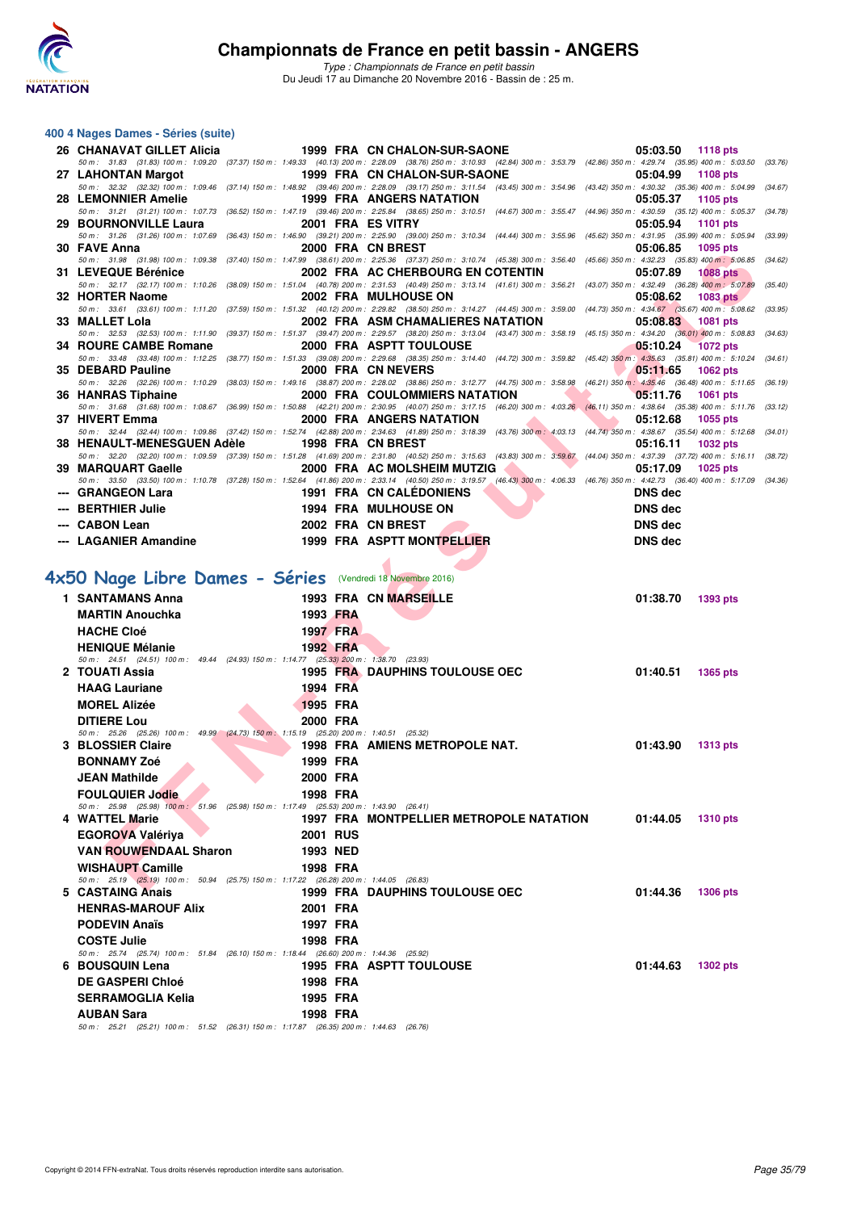## 400 4 Nages Dames - Séries (suite)

| Rang | Nom | Année | Nat | Club | Temps | Points |
|---|---|---|---|---|---|---|
| 26 | CHANAVAT GILLET Alicia | 1999 | FRA | CN CHALON-SUR-SAONE | 05:03.50 | 1118 pts |
| | 50 m : 31.83 (31.83) 100 m : 1:09.20 (37.37) 150 m : 1:49.33 (40.13) 200 m : 2:28.09 (38.76) 250 m : 3:10.93 (42.84) 300 m : 3:53.79 (42.86) 350 m : 4:29.74 (35.95) 400 m : 5:03.50 (33.76) | | | | | |
| 27 | LAHONTAN Margot | 1999 | FRA | CN CHALON-SUR-SAONE | 05:04.99 | 1108 pts |
| | 50 m : 32.32 (32.32) 100 m : 1:09.46 (37.14) 150 m : 1:48.92 (39.46) 200 m : 2:28.09 (39.17) 250 m : 3:11.54 (43.45) 300 m : 3:54.96 (43.42) 350 m : 4:30.32 (35.36) 400 m : 5:04.99 (34.67) | | | | | |
| 28 | LEMONNIER Amelie | 1999 | FRA | ANGERS NATATION | 05:05.37 | 1105 pts |
| | 50 m : 31.21 (31.21) 100 m : 1:07.73 (36.52) 150 m : 1:47.19 (39.46) 200 m : 2:25.84 (38.65) 250 m : 3:10.51 (44.67) 300 m : 3:55.47 (44.96) 350 m : 4:30.59 (35.12) 400 m : 5:05.37 (34.78) | | | | | |
| 29 | BOURNONVILLE Laura | 2001 | FRA | ES VITRY | 05:05.94 | 1101 pts |
| | 50 m : 31.26 (31.26) 100 m : 1:07.69 (36.43) 150 m : 1:46.90 (39.21) 200 m : 2:25.90 (39.00) 250 m : 3:10.34 (44.44) 300 m : 3:55.96 (45.62) 350 m : 4:31.95 (35.99) 400 m : 5:05.94 (33.99) | | | | | |
| 30 | FAVE Anna | 2000 | FRA | CN BREST | 05:06.85 | 1095 pts |
| | 50 m : 31.98 (31.98) 100 m : 1:09.38 (37.40) 150 m : 1:47.99 (38.61) 200 m : 2:25.36 (37.37) 250 m : 3:10.74 (45.38) 300 m : 3:56.40 (45.66) 350 m : 4:32.23 (35.83) 400 m : 5:06.85 (34.62) | | | | | |
| 31 | LEVEQUE Bérénice | 2002 | FRA | AC CHERBOURG EN COTENTIN | 05:07.89 | 1088 pts |
| | 50 m : 32.17 (32.17) 100 m : 1:10.26 (38.09) 150 m : 1:51.04 (40.78) 200 m : 2:31.53 (40.49) 250 m : 3:13.14 (41.61) 300 m : 3:56.21 (43.07) 350 m : 4:32.49 (36.28) 400 m : 5:07.89 (35.40) | | | | | |
| 32 | HORTER Naome | 2002 | FRA | MULHOUSE ON | 05:08.62 | 1083 pts |
| | 50 m : 33.61 (33.61) 100 m : 1:11.20 (37.59) 150 m : 1:51.32 (40.12) 200 m : 2:29.82 (38.50) 250 m : 3:14.27 (44.45) 300 m : 3:59.00 (44.73) 350 m : 4:34.67 (35.67) 400 m : 5:08.62 (33.95) | | | | | |
| 33 | MALLET Lola | 2002 | FRA | ASM CHAMALIERES NATATION | 05:08.83 | 1081 pts |
| | 50 m : 32.53 (32.53) 100 m : 1:11.90 (39.37) 150 m : 1:51.37 (39.47) 200 m : 2:29.57 (38.20) 250 m : 3:13.04 (43.47) 300 m : 3:58.19 (45.15) 350 m : 4:34.20 (36.01) 400 m : 5:08.83 (34.63) | | | | | |
| 34 | ROURE CAMBE Romane | 2000 | FRA | ASPTT TOULOUSE | 05:10.24 | 1072 pts |
| | 50 m : 33.48 (33.48) 100 m : 1:12.25 (38.77) 150 m : 1:51.33 (39.08) 200 m : 2:29.68 (38.35) 250 m : 3:14.40 (44.72) 300 m : 3:59.82 (45.42) 350 m : 4:35.63 (35.81) 400 m : 5:10.24 (34.61) | | | | | |
| 35 | DEBARD Pauline | 2000 | FRA | CN NEVERS | 05:11.65 | 1062 pts |
| | 50 m : 32.26 (32.26) 100 m : 1:10.29 (38.03) 150 m : 1:49.16 (38.87) 200 m : 2:28.02 (38.86) 250 m : 3:12.77 (44.75) 300 m : 3:58.98 (46.21) 350 m : 4:35.46 (36.48) 400 m : 5:11.65 (36.19) | | | | | |
| 36 | HANRAS Tiphaine | 2000 | FRA | COULOMMIERS NATATION | 05:11.76 | 1061 pts |
| | 50 m : 31.68 (31.68) 100 m : 1:08.67 (36.99) 150 m : 1:50.88 (42.21) 200 m : 2:30.95 (40.07) 250 m : 3:17.15 (46.20) 300 m : 4:03.26 (46.11) 350 m : 4:38.64 (35.38) 400 m : 5:11.76 (33.12) | | | | | |
| 37 | HIVERT Emma | 2000 | FRA | ANGERS NATATION | 05:12.68 | 1055 pts |
| | 50 m : 32.44 (32.44) 100 m : 1:09.86 (37.42) 150 m : 1:52.74 (42.88) 200 m : 2:34.63 (41.89) 250 m : 3:18.39 (43.76) 300 m : 4:03.13 (44.74) 350 m : 4:38.67 (35.54) 400 m : 5:12.68 (34.01) | | | | | |
| 38 | HENAULT-MENESGUEN Adèle | 1998 | FRA | CN BREST | 05:16.11 | 1032 pts |
| | 50 m : 32.20 (32.20) 100 m : 1:09.59 (37.39) 150 m : 1:51.28 (41.69) 200 m : 2:31.80 (40.52) 250 m : 3:15.63 (43.83) 300 m : 3:59.67 (44.04) 350 m : 4:37.39 (37.72) 400 m : 5:16.11 (38.72) | | | | | |
| 39 | MARQUART Gaelle | 2000 | FRA | AC MOLSHEIM MUTZIG | 05:17.09 | 1025 pts |
| | 50 m : 33.50 (33.50) 100 m : 1:10.78 (37.28) 150 m : 1:52.64 (41.86) 200 m : 2:33.14 (40.50) 250 m : 3:19.57 (46.43) 300 m : 4:06.33 (46.76) 350 m : 4:42.73 (36.40) 400 m : 5:17.09 (34.36) | | | | | |
| --- | GRANGEON Lara | 1991 | FRA | CN CALÉDONIENS | DNS dec | |
| --- | BERTHIER Julie | 1994 | FRA | MULHOUSE ON | DNS dec | |
| --- | CABON Lean | 2002 | FRA | CN BREST | DNS dec | |
| --- | LAGANIER Amandine | 1999 | FRA | ASPTT MONTPELLIER | DNS dec | |

## 4x50 Nage Libre Dames - Séries (Vendredi 18 Novembre 2016)

| Rang | Nom | Année | Nat | Club | Temps | Points |
|---|---|---|---|---|---|---|
| 1 | SANTAMANS Anna | 1993 | FRA | CN MARSEILLE | 01:38.70 | 1393 pts |
| | MARTIN Anouchka | 1993 | FRA | | | |
| | HACHE Cloé | 1997 | FRA | | | |
| | HENIQUE Mélanie | 1992 | FRA | | | |
| | 50 m : 24.51 (24.51) 100 m : 49.44 (24.93) 150 m : 1:14.77 (25.33) 200 m : 1:38.70 (23.93) | | | | | |
| 2 | TOUATI Assia | 1995 | FRA | DAUPHINS TOULOUSE OEC | 01:40.51 | 1365 pts |
| | HAAG Lauriane | 1994 | FRA | | | |
| | MOREL Alizée | 1995 | FRA | | | |
| | DITIERE Lou | 2000 | FRA | | | |
| | 50 m : 25.26 (25.26) 100 m : 49.99 (24.73) 150 m : 1:15.19 (25.20) 200 m : 1:40.51 (25.32) | | | | | |
| 3 | BLOSSIER Claire | 1998 | FRA | AMIENS METROPOLE NAT. | 01:43.90 | 1313 pts |
| | BONNAMY Zoé | 1999 | FRA | | | |
| | JEAN Mathilde | 2000 | FRA | | | |
| | FOULQUIER Jodie | 1998 | FRA | | | |
| | 50 m : 25.98 (25.98) 100 m : 51.96 (25.98) 150 m : 1:17.49 (25.53) 200 m : 1:43.90 (26.41) | | | | | |
| 4 | WATTEL Marie | 1997 | FRA | MONTPELLIER METROPOLE NATATION | 01:44.05 | 1310 pts |
| | EGOROVA Valériya | 2001 | RUS | | | |
| | VAN ROUWENDAAL Sharon | 1993 | NED | | | |
| | WISHAUPT Camille | 1998 | FRA | | | |
| | 50 m : 25.19 (25.19) 100 m : 50.94 (25.75) 150 m : 1:17.22 (26.28) 200 m : 1:44.05 (26.83) | | | | | |
| 5 | CASTAING Anais | 1999 | FRA | DAUPHINS TOULOUSE OEC | 01:44.36 | 1306 pts |
| | HENRAS-MAROUF Alix | 2001 | FRA | | | |
| | PODEVIN Anaïs | 1997 | FRA | | | |
| | COSTE Julie | 1998 | FRA | | | |
| | 50 m : 25.74 (25.74) 100 m : 51.84 (26.10) 150 m : 1:18.44 (26.60) 200 m : 1:44.36 (25.92) | | | | | |
| 6 | BOUSQUIN Lena | 1995 | FRA | ASPTT TOULOUSE | 01:44.63 | 1302 pts |
| | DE GASPERI Chloé | 1998 | FRA | | | |
| | SERRAMOGLIA Kelia | 1995 | FRA | | | |
| | AUBAN Sara | 1998 | FRA | | | |
| | 50 m : 25.21 (25.21) 100 m : 51.52 (26.31) 150 m : 1:17.87 (26.35) 200 m : 1:44.63 (26.76) | | | | | |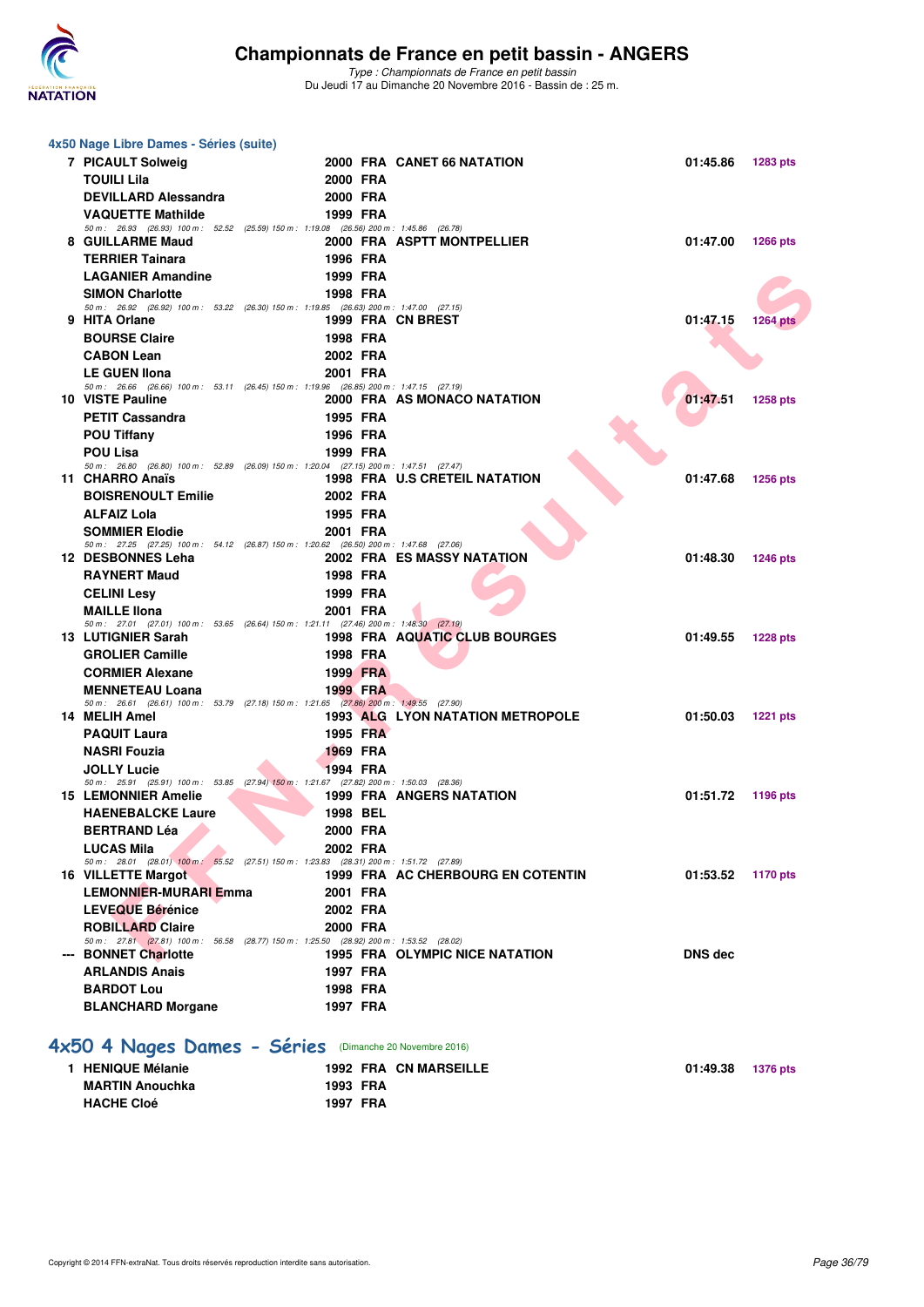## 4x50 Nage Libre Dames - Séries (suite)

| Rang | Nom | Année | Nat | Club | Temps | Points |
|---|---|---|---|---|---|---|
| 7 | PICAULT Solweig | 2000 | FRA | CANET 66 NATATION | 01:45.86 | 1283 pts |
| | TOUILI Lila | 2000 | FRA | | | |
| | DEVILLARD Alessandra | 2000 | FRA | | | |
| | VAQUETTE Mathilde | 1999 | FRA | | | |
| | 50 m : 26.93 (26.93) 100 m : 52.52 (25.59) 150 m : 1:19.08 (26.56) 200 m : 1:45.86 (26.78) | | | | | |
| 8 | GUILLARME Maud | 2000 | FRA | ASPTT MONTPELLIER | 01:47.00 | 1266 pts |
| | TERRIER Tainara | 1996 | FRA | | | |
| | LAGANIER Amandine | 1999 | FRA | | | |
| | SIMON Charlotte | 1998 | FRA | | | |
| | 50 m : 26.92 (26.92) 100 m : 53.22 (26.30) 150 m : 1:19.85 (26.63) 200 m : 1:47.00 (27.15) | | | | | |
| 9 | HITA Orlane | 1999 | FRA | CN BREST | 01:47.15 | 1264 pts |
| | BOURSE Claire | 1998 | FRA | | | |
| | CABON Lean | 2002 | FRA | | | |
| | LE GUEN Ilona | 2001 | FRA | | | |
| | 50 m : 26.66 (26.66) 100 m : 53.11 (26.45) 150 m : 1:19.96 (26.85) 200 m : 1:47.15 (27.19) | | | | | |
| 10 | VISTE Pauline | 2000 | FRA | AS MONACO NATATION | 01:47.51 | 1258 pts |
| | PETIT Cassandra | 1995 | FRA | | | |
| | POU Tiffany | 1996 | FRA | | | |
| | POU Lisa | 1999 | FRA | | | |
| | 50 m : 26.80 (26.80) 100 m : 52.89 (26.09) 150 m : 1:20.04 (27.15) 200 m : 1:47.51 (27.47) | | | | | |
| 11 | CHARRO Anaïs | 1998 | FRA | U.S CRETEIL NATATION | 01:47.68 | 1256 pts |
| | BOISRENOULT Emilie | 2002 | FRA | | | |
| | ALFAIZ Lola | 1995 | FRA | | | |
| | SOMMIER Elodie | 2001 | FRA | | | |
| | 50 m : 27.25 (27.25) 100 m : 54.12 (26.87) 150 m : 1:20.62 (26.50) 200 m : 1:47.68 (27.06) | | | | | |
| 12 | DESBONNES Leha | 2002 | FRA | ES MASSY NATATION | 01:48.30 | 1246 pts |
| | RAYNERT Maud | 1998 | FRA | | | |
| | CELINI Lesy | 1999 | FRA | | | |
| | MAILLE Ilona | 2001 | FRA | | | |
| | 50 m : 27.01 (27.01) 100 m : 53.65 (26.64) 150 m : 1:21.11 (27.46) 200 m : 1:48.30 (27.19) | | | | | |
| 13 | LUTIGNIER Sarah | 1998 | FRA | AQUATIC CLUB BOURGES | 01:49.55 | 1228 pts |
| | GROLIER Camille | 1998 | FRA | | | |
| | CORMIER Alexane | 1999 | FRA | | | |
| | MENNETEAU Loana | 1999 | FRA | | | |
| | 50 m : 26.61 (26.61) 100 m : 53.79 (27.18) 150 m : 1:21.65 (27.86) 200 m : 1:49.55 (27.90) | | | | | |
| 14 | MELIH Amel | 1993 | ALG | LYON NATATION METROPOLE | 01:50.03 | 1221 pts |
| | PAQUIT Laura | 1995 | FRA | | | |
| | NASRI Fouzia | 1969 | FRA | | | |
| | JOLLY Lucie | 1994 | FRA | | | |
| | 50 m : 25.91 (25.91) 100 m : 53.85 (27.94) 150 m : 1:21.67 (27.82) 200 m : 1:50.03 (28.36) | | | | | |
| 15 | LEMONNIER Amelie | 1999 | FRA | ANGERS NATATION | 01:51.72 | 1196 pts |
| | HAENEBALCKE Laure | 1998 | BEL | | | |
| | BERTRAND Léa | 2000 | FRA | | | |
| | LUCAS Mila | 2002 | FRA | | | |
| | 50 m : 28.01 (28.01) 100 m : 55.52 (27.51) 150 m : 1:23.83 (28.31) 200 m : 1:51.72 (27.89) | | | | | |
| 16 | VILLETTE Margot | 1999 | FRA | AC CHERBOURG EN COTENTIN | 01:53.52 | 1170 pts |
| | LEMONNIER-MURARI Emma | 2001 | FRA | | | |
| | LEVEQUE Bérénice | 2002 | FRA | | | |
| | ROBILLARD Claire | 2000 | FRA | | | |
| | 50 m : 27.81 (27.81) 100 m : 56.58 (28.77) 150 m : 1:25.50 (28.92) 200 m : 1:53.52 (28.02) | | | | | |
| --- | BONNET Charlotte | 1995 | FRA | OLYMPIC NICE NATATION | DNS dec | |
| | ARLANDIS Anais | 1997 | FRA | | | |
| | BARDOT Lou | 1998 | FRA | | | |
| | BLANCHARD Morgane | 1997 | FRA | | | |

## 4x50 4 Nages Dames - Séries (Dimanche 20 Novembre 2016)

| Rang | Nom | Année | Nat | Club | Temps | Points |
|---|---|---|---|---|---|---|
| 1 | HENIQUE Mélanie | 1992 | FRA | CN MARSEILLE | 01:49.38 | 1376 pts |
| | MARTIN Anouchka | 1993 | FRA | | | |
| | HACHE Cloé | 1997 | FRA | | | |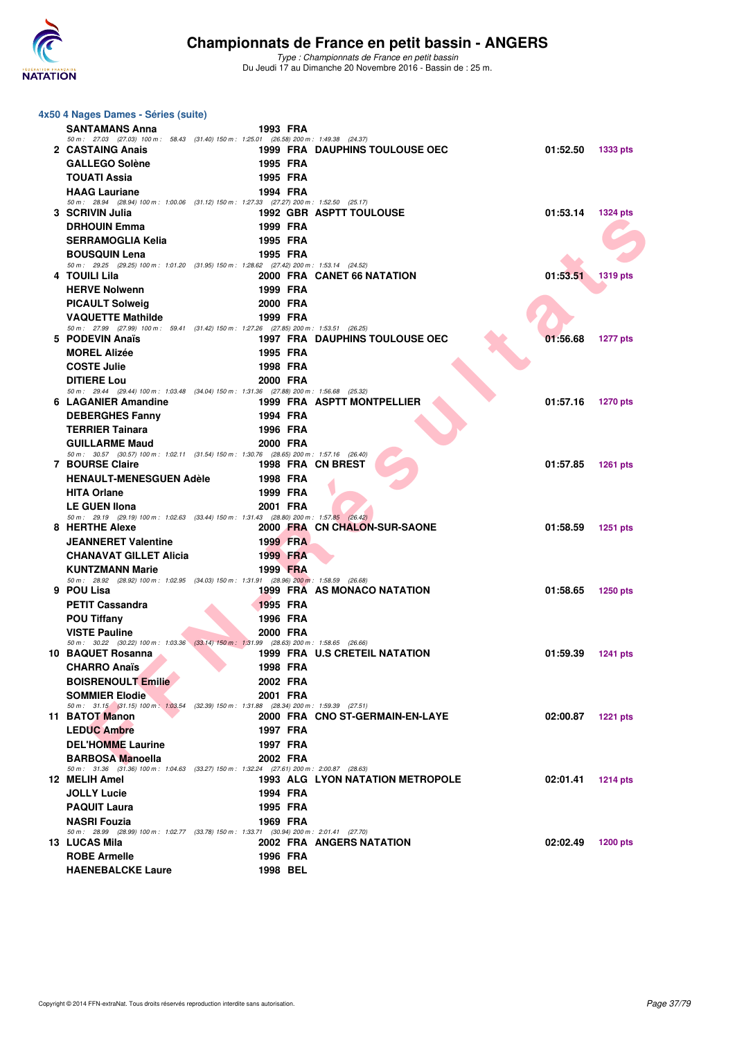# Championnats de France en petit bassin - ANGERS

*Type : Championnats de France en petit bassin*
Du Jeudi 17 au Dimanche 20 Novembre 2016 - Bassin de : 25 m.

## 4x50 4 Nages Dames - Séries (suite)

| Rang | Nom | Année | Nat | Club | Temps | Points |
|---|---|---|---|---|---|---|
| | SANTAMANS Anna | 1993 | FRA | | | |
| | *50 m : 27.03 (27.03) 100 m : 58.43 (31.40) 150 m : 1:25.01 (26.58) 200 m : 1:49.38 (24.37)* | | | | | |
| 2 | CASTAING Anais | 1999 | FRA | DAUPHINS TOULOUSE OEC | 01:52.50 | 1333 pts |
| | GALLEGO Solène | 1995 | FRA | | | |
| | TOUATI Assia | 1995 | FRA | | | |
| | HAAG Lauriane | 1994 | FRA | | | |
| | *50 m : 28.94 (28.94) 100 m : 1:00.06 (31.12) 150 m : 1:27.33 (27.27) 200 m : 1:52.50 (25.17)* | | | | | |
| 3 | SCRIVIN Julia | 1992 | GBR | ASPTT TOULOUSE | 01:53.14 | 1324 pts |
| | DRHOUIN Emma | 1999 | FRA | | | |
| | SERRAMOGLIA Kelia | 1995 | FRA | | | |
| | BOUSQUIN Lena | 1995 | FRA | | | |
| | *50 m : 29.25 (29.25) 100 m : 1:01.20 (31.95) 150 m : 1:28.62 (27.42) 200 m : 1:53.14 (24.52)* | | | | | |
| 4 | TOUILI Lila | 2000 | FRA | CANET 66 NATATION | 01:53.51 | 1319 pts |
| | HERVE Nolwenn | 1999 | FRA | | | |
| | PICAULT Solweig | 2000 | FRA | | | |
| | VAQUETTE Mathilde | 1999 | FRA | | | |
| | *50 m : 27.99 (27.99) 100 m : 59.41 (31.42) 150 m : 1:27.26 (27.85) 200 m : 1:53.51 (26.25)* | | | | | |
| 5 | PODEVIN Anaïs | 1997 | FRA | DAUPHINS TOULOUSE OEC | 01:56.68 | 1277 pts |
| | MOREL Alizée | 1995 | FRA | | | |
| | COSTE Julie | 1998 | FRA | | | |
| | DITIERE Lou | 2000 | FRA | | | |
| | *50 m : 29.44 (29.44) 100 m : 1:03.48 (34.04) 150 m : 1:31.36 (27.88) 200 m : 1:56.68 (25.32)* | | | | | |
| 6 | LAGANIER Amandine | 1999 | FRA | ASPTT MONTPELLIER | 01:57.16 | 1270 pts |
| | DEBERGHES Fanny | 1994 | FRA | | | |
| | TERRIER Tainara | 1996 | FRA | | | |
| | GUILLARME Maud | 2000 | FRA | | | |
| | *50 m : 30.57 (30.57) 100 m : 1:02.11 (31.54) 150 m : 1:30.76 (28.65) 200 m : 1:57.16 (26.40)* | | | | | |
| 7 | BOURSE Claire | 1998 | FRA | CN BREST | 01:57.85 | 1261 pts |
| | HENAULT-MENESGUEN Adèle | 1998 | FRA | | | |
| | HITA Orlane | 1999 | FRA | | | |
| | LE GUEN Ilona | 2001 | FRA | | | |
| | *50 m : 29.19 (29.19) 100 m : 1:02.63 (33.44) 150 m : 1:31.43 (28.80) 200 m : 1:57.85 (26.42)* | | | | | |
| 8 | HERTHE Alexe | 2000 | FRA | CN CHALON-SUR-SAONE | 01:58.59 | 1251 pts |
| | JEANNERET Valentine | 1999 | FRA | | | |
| | CHANAVAT GILLET Alicia | 1999 | FRA | | | |
| | KUNTZMANN Marie | 1999 | FRA | | | |
| | *50 m : 28.92 (28.92) 100 m : 1:02.95 (34.03) 150 m : 1:31.91 (28.96) 200 m : 1:58.59 (26.68)* | | | | | |
| 9 | POU Lisa | 1999 | FRA | AS MONACO NATATION | 01:58.65 | 1250 pts |
| | PETIT Cassandra | 1995 | FRA | | | |
| | POU Tiffany | 1996 | FRA | | | |
| | VISTE Pauline | 2000 | FRA | | | |
| | *50 m : 30.22 (30.22) 100 m : 1:03.36 (33.14) 150 m : 1:31.99 (28.63) 200 m : 1:58.65 (26.66)* | | | | | |
| 10 | BAQUET Rosanna | 1999 | FRA | U.S CRETEIL NATATION | 01:59.39 | 1241 pts |
| | CHARRO Anaïs | 1998 | FRA | | | |
| | BOISRENOULT Emilie | 2002 | FRA | | | |
| | SOMMIER Elodie | 2001 | FRA | | | |
| | *50 m : 31.15 (31.15) 100 m : 1:03.54 (32.39) 150 m : 1:31.88 (28.34) 200 m : 1:59.39 (27.51)* | | | | | |
| 11 | BATOT Manon | 2000 | FRA | CNO ST-GERMAIN-EN-LAYE | 02:00.87 | 1221 pts |
| | LEDUC Ambre | 1997 | FRA | | | |
| | DEL'HOMME Laurine | 1997 | FRA | | | |
| | BARBOSA Manoella | 2002 | FRA | | | |
| | *50 m : 31.36 (31.36) 100 m : 1:04.63 (33.27) 150 m : 1:32.24 (27.61) 200 m : 2:00.87 (28.63)* | | | | | |
| 12 | MELIH Amel | 1993 | ALG | LYON NATATION METROPOLE | 02:01.41 | 1214 pts |
| | JOLLY Lucie | 1994 | FRA | | | |
| | PAQUIT Laura | 1995 | FRA | | | |
| | NASRI Fouzia | 1969 | FRA | | | |
| | *50 m : 28.99 (28.99) 100 m : 1:02.77 (33.78) 150 m : 1:33.71 (30.94) 200 m : 2:01.41 (27.70)* | | | | | |
| 13 | LUCAS Mila | 2002 | FRA | ANGERS NATATION | 02:02.49 | 1200 pts |
| | ROBE Armelle | 1996 | FRA | | | |
| | HAENEBALCKE Laure | 1998 | BEL | | | |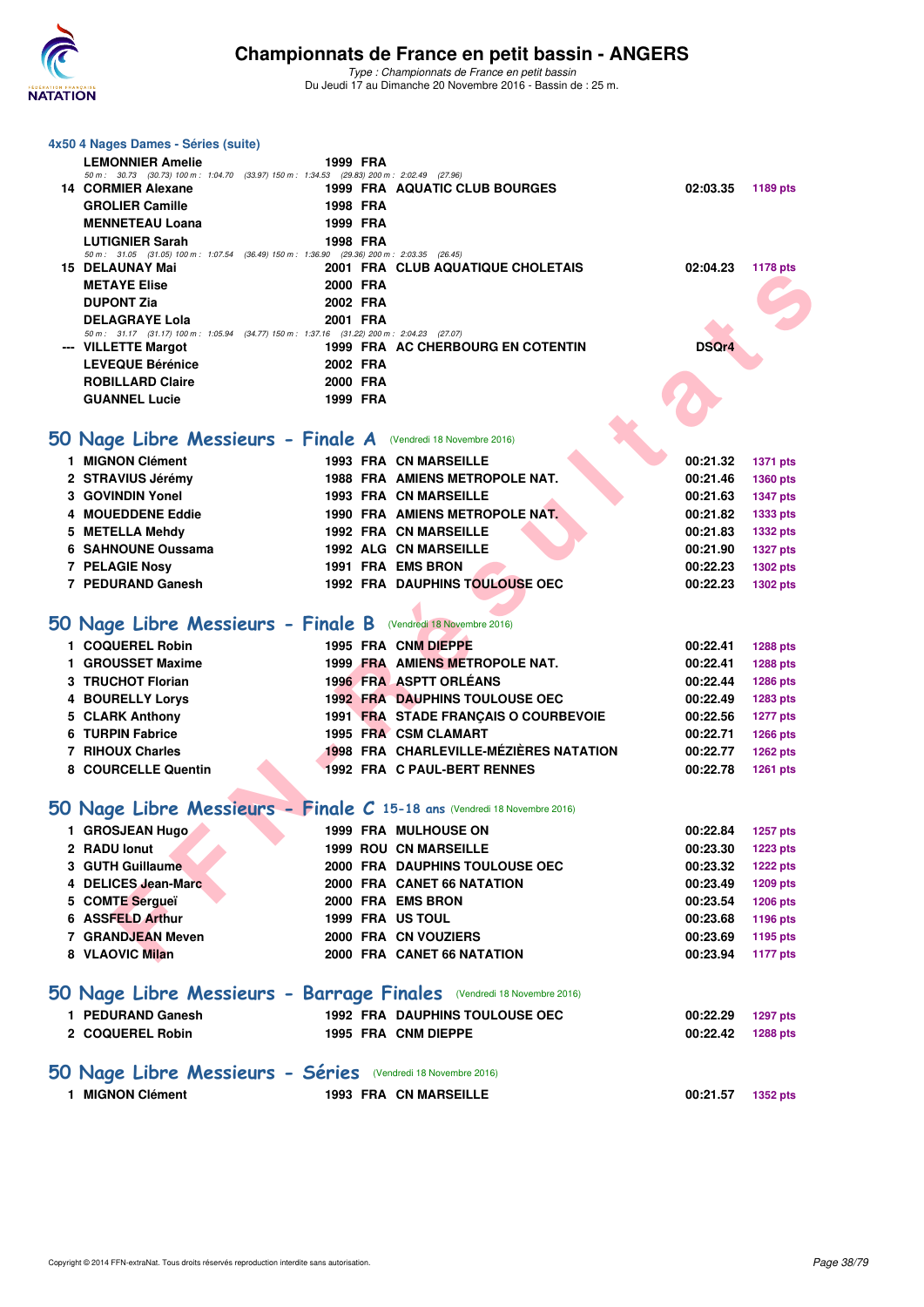### 4x50 4 Nages Dames - Séries (suite)

| | | | | | |
|---|---|---|---|---|---|
| | LEMONNIER Amelie | 1999 FRA | | | |
| | *50 m : 30.73 (30.73) 100 m : 1:04.70 (33.97) 150 m : 1:34.53 (29.83) 200 m : 2:02.49 (27.96)* | | | | |
| 14 | CORMIER Alexane | 1999 FRA | AQUATIC CLUB BOURGES | 02:03.35 | 1189 pts |
| | GROLIER Camille | 1998 FRA | | | |
| | MENNETEAU Loana | 1999 FRA | | | |
| | LUTIGNIER Sarah | 1998 FRA | | | |
| | *50 m : 31.05 (31.05) 100 m : 1:07.54 (36.49) 150 m : 1:36.90 (29.36) 200 m : 2:03.35 (26.45)* | | | | |
| 15 | DELAUNAY Mai | 2001 FRA | CLUB AQUATIQUE CHOLETAIS | 02:04.23 | 1178 pts |
| | METAYE Elise | 2000 FRA | | | |
| | DUPONT Zia | 2002 FRA | | | |
| | DELAGRAYE Lola | 2001 FRA | | | |
| | *50 m : 31.17 (31.17) 100 m : 1:05.94 (34.77) 150 m : 1:37.16 (31.22) 200 m : 2:04.23 (27.07)* | | | | |
| --- | VILLETTE Margot | 1999 FRA | AC CHERBOURG EN COTENTIN | DSQr4 | |
| | LEVEQUE Bérénice | 2002 FRA | | | |
| | ROBILLARD Claire | 2000 FRA | | | |
| | GUANNEL Lucie | 1999 FRA | | | |

## 50 Nage Libre Messieurs - Finale A (Vendredi 18 Novembre 2016)

| | | | | | |
|---|---|---|---|---|---|
| 1 | MIGNON Clément | 1993 FRA | CN MARSEILLE | 00:21.32 | 1371 pts |
| 2 | STRAVIUS Jérémy | 1988 FRA | AMIENS METROPOLE NAT. | 00:21.46 | 1360 pts |
| 3 | GOVINDIN Yonel | 1993 FRA | CN MARSEILLE | 00:21.63 | 1347 pts |
| 4 | MOUEDDENE Eddie | 1990 FRA | AMIENS METROPOLE NAT. | 00:21.82 | 1333 pts |
| 5 | METELLA Mehdy | 1992 FRA | CN MARSEILLE | 00:21.83 | 1332 pts |
| 6 | SAHNOUNE Oussama | 1992 ALG | CN MARSEILLE | 00:21.90 | 1327 pts |
| 7 | PELAGIE Nosy | 1991 FRA | EMS BRON | 00:22.23 | 1302 pts |
| 7 | PEDURAND Ganesh | 1992 FRA | DAUPHINS TOULOUSE OEC | 00:22.23 | 1302 pts |

## 50 Nage Libre Messieurs - Finale B (Vendredi 18 Novembre 2016)

| | | | | | |
|---|---|---|---|---|---|
| 1 | COQUEREL Robin | 1995 FRA | CNM DIEPPE | 00:22.41 | 1288 pts |
| 1 | GROUSSET Maxime | 1999 FRA | AMIENS METROPOLE NAT. | 00:22.41 | 1288 pts |
| 3 | TRUCHOT Florian | 1996 FRA | ASPTT ORLÉANS | 00:22.44 | 1286 pts |
| 4 | BOURELLY Lorys | 1992 FRA | DAUPHINS TOULOUSE OEC | 00:22.49 | 1283 pts |
| 5 | CLARK Anthony | 1991 FRA | STADE FRANÇAIS O COURBEVOIE | 00:22.56 | 1277 pts |
| 6 | TURPIN Fabrice | 1995 FRA | CSM CLAMART | 00:22.71 | 1266 pts |
| 7 | RIHOUX Charles | 1998 FRA | CHARLEVILLE-MÉZIÈRES NATATION | 00:22.77 | 1262 pts |
| 8 | COURCELLE Quentin | 1992 FRA | C PAUL-BERT RENNES | 00:22.78 | 1261 pts |

## 50 Nage Libre Messieurs - Finale C 15-18 ans (Vendredi 18 Novembre 2016)

| | | | | | |
|---|---|---|---|---|---|
| 1 | GROSJEAN Hugo | 1999 FRA | MULHOUSE ON | 00:22.84 | 1257 pts |
| 2 | RADU Ionut | 1999 ROU | CN MARSEILLE | 00:23.30 | 1223 pts |
| 3 | GUTH Guillaume | 2000 FRA | DAUPHINS TOULOUSE OEC | 00:23.32 | 1222 pts |
| 4 | DELICES Jean-Marc | 2000 FRA | CANET 66 NATATION | 00:23.49 | 1209 pts |
| 5 | COMTE Sergueï | 2000 FRA | EMS BRON | 00:23.54 | 1206 pts |
| 6 | ASSFELD Arthur | 1999 FRA | US TOUL | 00:23.68 | 1196 pts |
| 7 | GRANDJEAN Meven | 2000 FRA | CN VOUZIERS | 00:23.69 | 1195 pts |
| 8 | VLAOVIC Milan | 2000 FRA | CANET 66 NATATION | 00:23.94 | 1177 pts |

## 50 Nage Libre Messieurs - Barrage Finales (Vendredi 18 Novembre 2016)

| | | | | | |
|---|---|---|---|---|---|
| 1 | PEDURAND Ganesh | 1992 FRA | DAUPHINS TOULOUSE OEC | 00:22.29 | 1297 pts |
| 2 | COQUEREL Robin | 1995 FRA | CNM DIEPPE | 00:22.42 | 1288 pts |

## 50 Nage Libre Messieurs - Séries (Vendredi 18 Novembre 2016)

| | | | | | |
|---|---|---|---|---|---|
| 1 | MIGNON Clément | 1993 FRA | CN MARSEILLE | 00:21.57 | 1352 pts |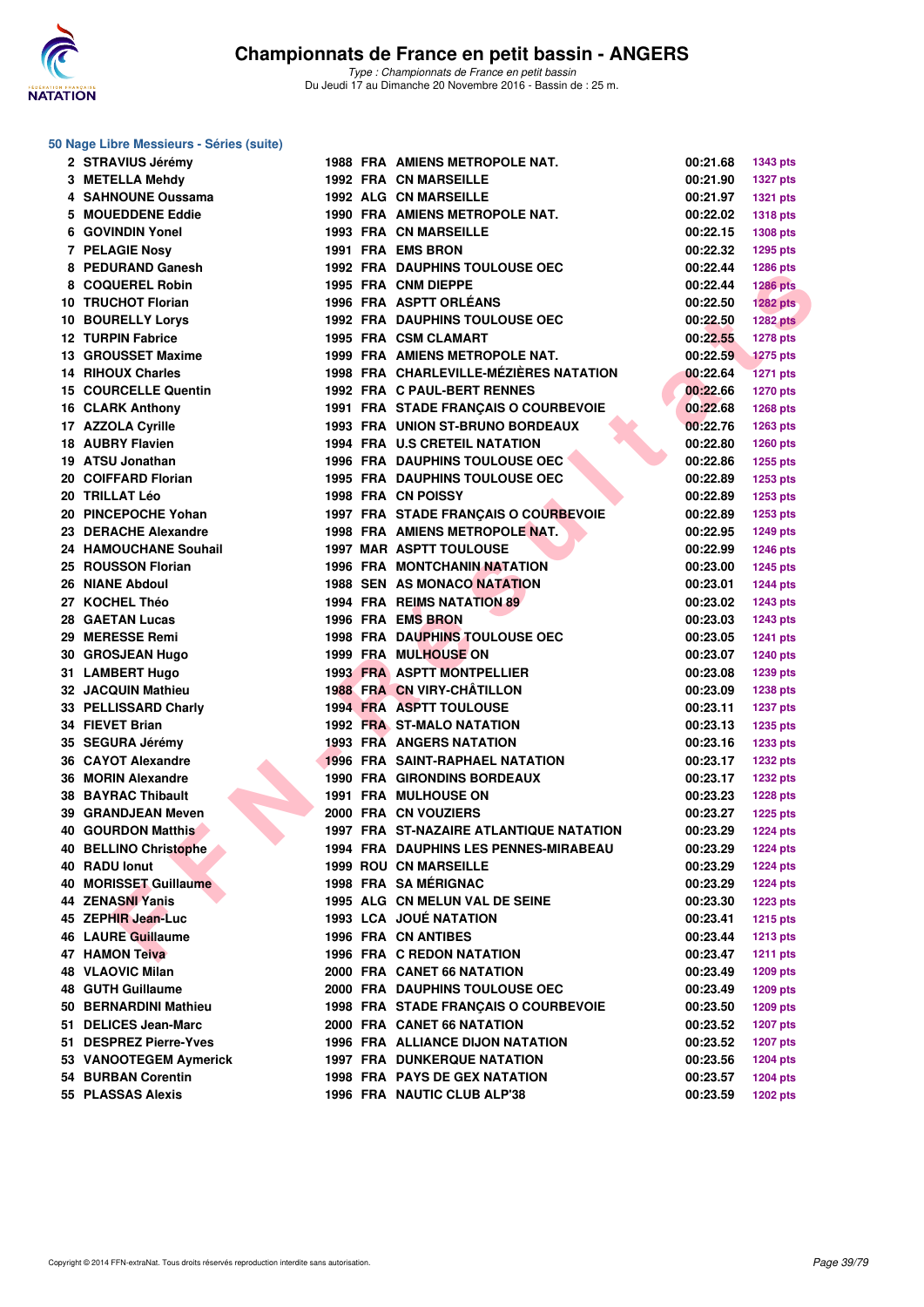# Championnats de France en petit bassin - ANGERS

*Type : Championnats de France en petit bassin*
Du Jeudi 17 au Dimanche 20 Novembre 2016 - Bassin de : 25 m.

## 50 Nage Libre Messieurs - Séries (suite)

| Rang | Nom | Année | Nat. | Club | Temps | Points |
|---|---|---|---|---|---|---|
| 2 | STRAVIUS Jérémy | 1988 | FRA | AMIENS METROPOLE NAT. | 00:21.68 | 1343 pts |
| 3 | METELLA Mehdy | 1992 | FRA | CN MARSEILLE | 00:21.90 | 1327 pts |
| 4 | SAHNOUNE Oussama | 1992 | ALG | CN MARSEILLE | 00:21.97 | 1321 pts |
| 5 | MOUEDDENE Eddie | 1990 | FRA | AMIENS METROPOLE NAT. | 00:22.02 | 1318 pts |
| 6 | GOVINDIN Yonel | 1993 | FRA | CN MARSEILLE | 00:22.15 | 1308 pts |
| 7 | PELAGIE Nosy | 1991 | FRA | EMS BRON | 00:22.32 | 1295 pts |
| 8 | PEDURAND Ganesh | 1992 | FRA | DAUPHINS TOULOUSE OEC | 00:22.44 | 1286 pts |
| 8 | COQUEREL Robin | 1995 | FRA | CNM DIEPPE | 00:22.44 | 1286 pts |
| 10 | TRUCHOT Florian | 1996 | FRA | ASPTT ORLÉANS | 00:22.50 | 1282 pts |
| 10 | BOURELLY Lorys | 1992 | FRA | DAUPHINS TOULOUSE OEC | 00:22.50 | 1282 pts |
| 12 | TURPIN Fabrice | 1995 | FRA | CSM CLAMART | 00:22.55 | 1278 pts |
| 13 | GROUSSET Maxime | 1999 | FRA | AMIENS METROPOLE NAT. | 00:22.59 | 1275 pts |
| 14 | RIHOUX Charles | 1998 | FRA | CHARLEVILLE-MÉZIÈRES NATATION | 00:22.64 | 1271 pts |
| 15 | COURCELLE Quentin | 1992 | FRA | C PAUL-BERT RENNES | 00:22.66 | 1270 pts |
| 16 | CLARK Anthony | 1991 | FRA | STADE FRANÇAIS O COURBEVOIE | 00:22.68 | 1268 pts |
| 17 | AZZOLA Cyrille | 1993 | FRA | UNION ST-BRUNO BORDEAUX | 00:22.76 | 1263 pts |
| 18 | AUBRY Flavien | 1994 | FRA | U.S CRETEIL NATATION | 00:22.80 | 1260 pts |
| 19 | ATSU Jonathan | 1996 | FRA | DAUPHINS TOULOUSE OEC | 00:22.86 | 1255 pts |
| 20 | COIFFARD Florian | 1995 | FRA | DAUPHINS TOULOUSE OEC | 00:22.89 | 1253 pts |
| 20 | TRILLAT Léo | 1998 | FRA | CN POISSY | 00:22.89 | 1253 pts |
| 20 | PINCEPOCHE Yohan | 1997 | FRA | STADE FRANÇAIS O COURBEVOIE | 00:22.89 | 1253 pts |
| 23 | DERACHE Alexandre | 1998 | FRA | AMIENS METROPOLE NAT. | 00:22.95 | 1249 pts |
| 24 | HAMOUCHANE Souhail | 1997 | MAR | ASPTT TOULOUSE | 00:22.99 | 1246 pts |
| 25 | ROUSSON Florian | 1996 | FRA | MONTCHANIN NATATION | 00:23.00 | 1245 pts |
| 26 | NIANE Abdoul | 1988 | SEN | AS MONACO NATATION | 00:23.01 | 1244 pts |
| 27 | KOCHEL Théo | 1994 | FRA | REIMS NATATION 89 | 00:23.02 | 1243 pts |
| 28 | GAETAN Lucas | 1996 | FRA | EMS BRON | 00:23.03 | 1243 pts |
| 29 | MERESSE Remi | 1998 | FRA | DAUPHINS TOULOUSE OEC | 00:23.05 | 1241 pts |
| 30 | GROSJEAN Hugo | 1999 | FRA | MULHOUSE ON | 00:23.07 | 1240 pts |
| 31 | LAMBERT Hugo | 1993 | FRA | ASPTT MONTPELLIER | 00:23.08 | 1239 pts |
| 32 | JACQUIN Mathieu | 1988 | FRA | CN VIRY-CHÂTILLON | 00:23.09 | 1238 pts |
| 33 | PELLISSARD Charly | 1994 | FRA | ASPTT TOULOUSE | 00:23.11 | 1237 pts |
| 34 | FIEVET Brian | 1992 | FRA | ST-MALO NATATION | 00:23.13 | 1235 pts |
| 35 | SEGURA Jérémy | 1993 | FRA | ANGERS NATATION | 00:23.16 | 1233 pts |
| 36 | CAYOT Alexandre | 1996 | FRA | SAINT-RAPHAEL NATATION | 00:23.17 | 1232 pts |
| 36 | MORIN Alexandre | 1990 | FRA | GIRONDINS BORDEAUX | 00:23.17 | 1232 pts |
| 38 | BAYRAC Thibault | 1991 | FRA | MULHOUSE ON | 00:23.23 | 1228 pts |
| 39 | GRANDJEAN Meven | 2000 | FRA | CN VOUZIERS | 00:23.27 | 1225 pts |
| 40 | GOURDON Matthis | 1997 | FRA | ST-NAZAIRE ATLANTIQUE NATATION | 00:23.29 | 1224 pts |
| 40 | BELLINO Christophe | 1994 | FRA | DAUPHINS LES PENNES-MIRABEAU | 00:23.29 | 1224 pts |
| 40 | RADU Ionut | 1999 | ROU | CN MARSEILLE | 00:23.29 | 1224 pts |
| 40 | MORISSET Guillaume | 1998 | FRA | SA MÉRIGNAC | 00:23.29 | 1224 pts |
| 44 | ZENASNI Yanis | 1995 | ALG | CN MELUN VAL DE SEINE | 00:23.30 | 1223 pts |
| 45 | ZEPHIR Jean-Luc | 1993 | LCA | JOUÉ NATATION | 00:23.41 | 1215 pts |
| 46 | LAURE Guillaume | 1996 | FRA | CN ANTIBES | 00:23.44 | 1213 pts |
| 47 | HAMON Teiva | 1996 | FRA | C REDON NATATION | 00:23.47 | 1211 pts |
| 48 | VLAOVIC Milan | 2000 | FRA | CANET 66 NATATION | 00:23.49 | 1209 pts |
| 48 | GUTH Guillaume | 2000 | FRA | DAUPHINS TOULOUSE OEC | 00:23.49 | 1209 pts |
| 50 | BERNARDINI Mathieu | 1998 | FRA | STADE FRANÇAIS O COURBEVOIE | 00:23.50 | 1209 pts |
| 51 | DELICES Jean-Marc | 2000 | FRA | CANET 66 NATATION | 00:23.52 | 1207 pts |
| 51 | DESPREZ Pierre-Yves | 1996 | FRA | ALLIANCE DIJON NATATION | 00:23.52 | 1207 pts |
| 53 | VANOOTEGEM Aymerick | 1997 | FRA | DUNKERQUE NATATION | 00:23.56 | 1204 pts |
| 54 | BURBAN Corentin | 1998 | FRA | PAYS DE GEX NATATION | 00:23.57 | 1204 pts |
| 55 | PLASSAS Alexis | 1996 | FRA | NAUTIC CLUB ALP'38 | 00:23.59 | 1202 pts |

Copyright © 2014 FFN-extraNat. Tous droits réservés reproduction interdite sans autorisation.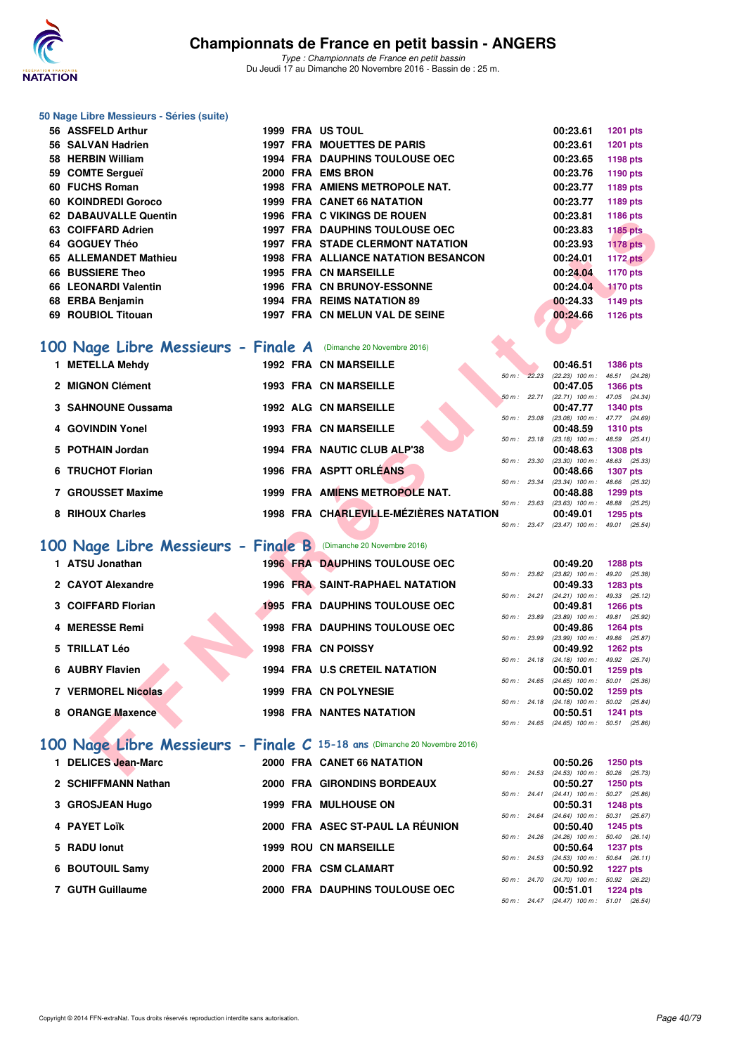### 50 Nage Libre Messieurs - Séries (suite)

| Rang | Nom | Année | Nat | Club | Temps | Points |
|---|---|---|---|---|---|---|
| 56 | ASSFELD Arthur | 1999 | FRA | US TOUL | 00:23.61 | 1201 pts |
| 56 | SALVAN Hadrien | 1997 | FRA | MOUETTES DE PARIS | 00:23.61 | 1201 pts |
| 58 | HERBIN William | 1994 | FRA | DAUPHINS TOULOUSE OEC | 00:23.65 | 1198 pts |
| 59 | COMTE Sergueï | 2000 | FRA | EMS BRON | 00:23.76 | 1190 pts |
| 60 | FUCHS Roman | 1998 | FRA | AMIENS METROPOLE NAT. | 00:23.77 | 1189 pts |
| 60 | KOINDREDI Goroco | 1999 | FRA | CANET 66 NATATION | 00:23.77 | 1189 pts |
| 62 | DABAUVALLE Quentin | 1996 | FRA | C VIKINGS DE ROUEN | 00:23.81 | 1186 pts |
| 63 | COIFFARD Adrien | 1997 | FRA | DAUPHINS TOULOUSE OEC | 00:23.83 | 1185 pts |
| 64 | GOGUEY Théo | 1997 | FRA | STADE CLERMONT NATATION | 00:23.93 | 1178 pts |
| 65 | ALLEMANDET Mathieu | 1998 | FRA | ALLIANCE NATATION BESANCON | 00:24.01 | 1172 pts |
| 66 | BUSSIERE Theo | 1995 | FRA | CN MARSEILLE | 00:24.04 | 1170 pts |
| 66 | LEONARDI Valentin | 1996 | FRA | CN BRUNOY-ESSONNE | 00:24.04 | 1170 pts |
| 68 | ERBA Benjamin | 1994 | FRA | REIMS NATATION 89 | 00:24.33 | 1149 pts |
| 69 | ROUBIOL Titouan | 1997 | FRA | CN MELUN VAL DE SEINE | 00:24.66 | 1126 pts |

## 100 Nage Libre Messieurs - Finale A (Dimanche 20 Novembre 2016)

| Rang | Nom | Année | Nat | Club | Temps | Points | Intermédiaires |
|---|---|---|---|---|---|---|---|
| 1 | METELLA Mehdy | 1992 | FRA | CN MARSEILLE | 00:46.51 | 1386 pts | 50 m : 22.23 (22.23) 100 m : 46.51 (24.28) |
| 2 | MIGNON Clément | 1993 | FRA | CN MARSEILLE | 00:47.05 | 1366 pts | 50 m : 22.71 (22.71) 100 m : 47.05 (24.34) |
| 3 | SAHNOUNE Oussama | 1992 | ALG | CN MARSEILLE | 00:47.77 | 1340 pts | 50 m : 23.08 (23.08) 100 m : 47.77 (24.69) |
| 4 | GOVINDIN Yonel | 1993 | FRA | CN MARSEILLE | 00:48.59 | 1310 pts | 50 m : 23.18 (23.18) 100 m : 48.59 (25.41) |
| 5 | POTHAIN Jordan | 1994 | FRA | NAUTIC CLUB ALP'38 | 00:48.63 | 1308 pts | 50 m : 23.30 (23.30) 100 m : 48.63 (25.33) |
| 6 | TRUCHOT Florian | 1996 | FRA | ASPTT ORLÉANS | 00:48.66 | 1307 pts | 50 m : 23.34 (23.34) 100 m : 48.66 (25.32) |
| 7 | GROUSSET Maxime | 1999 | FRA | AMIENS METROPOLE NAT. | 00:48.88 | 1299 pts | 50 m : 23.63 (23.63) 100 m : 48.88 (25.25) |
| 8 | RIHOUX Charles | 1998 | FRA | CHARLEVILLE-MÉZIÈRES NATATION | 00:49.01 | 1295 pts | 50 m : 23.47 (23.47) 100 m : 49.01 (25.54) |

## 100 Nage Libre Messieurs - Finale B (Dimanche 20 Novembre 2016)

| Rang | Nom | Année | Nat | Club | Temps | Points | Intermédiaires |
|---|---|---|---|---|---|---|---|
| 1 | ATSU Jonathan | 1996 | FRA | DAUPHINS TOULOUSE OEC | 00:49.20 | 1288 pts | 50 m : 23.82 (23.82) 100 m : 49.20 (25.38) |
| 2 | CAYOT Alexandre | 1996 | FRA | SAINT-RAPHAEL NATATION | 00:49.33 | 1283 pts | 50 m : 24.21 (24.21) 100 m : 49.33 (25.12) |
| 3 | COIFFARD Florian | 1995 | FRA | DAUPHINS TOULOUSE OEC | 00:49.81 | 1266 pts | 50 m : 23.89 (23.89) 100 m : 49.81 (25.92) |
| 4 | MERESSE Remi | 1998 | FRA | DAUPHINS TOULOUSE OEC | 00:49.86 | 1264 pts | 50 m : 23.99 (23.99) 100 m : 49.86 (25.87) |
| 5 | TRILLAT Léo | 1998 | FRA | CN POISSY | 00:49.92 | 1262 pts | 50 m : 24.18 (24.18) 100 m : 49.92 (25.74) |
| 6 | AUBRY Flavien | 1994 | FRA | U.S CRETEIL NATATION | 00:50.01 | 1259 pts | 50 m : 24.65 (24.65) 100 m : 50.01 (25.36) |
| 7 | VERMOREL Nicolas | 1999 | FRA | CN POLYNESIE | 00:50.02 | 1259 pts | 50 m : 24.18 (24.18) 100 m : 50.02 (25.84) |
| 8 | ORANGE Maxence | 1998 | FRA | NANTES NATATION | 00:50.51 | 1241 pts | 50 m : 24.65 (24.65) 100 m : 50.51 (25.86) |

## 100 Nage Libre Messieurs - Finale C 15-18 ans (Dimanche 20 Novembre 2016)

| Rang | Nom | Année | Nat | Club | Temps | Points | Intermédiaires |
|---|---|---|---|---|---|---|---|
| 1 | DELICES Jean-Marc | 2000 | FRA | CANET 66 NATATION | 00:50.26 | 1250 pts | 50 m : 24.53 (24.53) 100 m : 50.26 (25.73) |
| 2 | SCHIFFMANN Nathan | 2000 | FRA | GIRONDINS BORDEAUX | 00:50.27 | 1250 pts | 50 m : 24.41 (24.41) 100 m : 50.27 (25.86) |
| 3 | GROSJEAN Hugo | 1999 | FRA | MULHOUSE ON | 00:50.31 | 1248 pts | 50 m : 24.64 (24.64) 100 m : 50.31 (25.67) |
| 4 | PAYET Loïk | 2000 | FRA | ASEC ST-PAUL LA RÉUNION | 00:50.40 | 1245 pts | 50 m : 24.26 (24.26) 100 m : 50.40 (26.14) |
| 5 | RADU Ionut | 1999 | ROU | CN MARSEILLE | 00:50.64 | 1237 pts | 50 m : 24.53 (24.53) 100 m : 50.64 (26.11) |
| 6 | BOUTOUIL Samy | 2000 | FRA | CSM CLAMART | 00:50.92 | 1227 pts | 50 m : 24.70 (24.70) 100 m : 50.92 (26.22) |
| 7 | GUTH Guillaume | 2000 | FRA | DAUPHINS TOULOUSE OEC | 00:51.01 | 1224 pts | 50 m : 24.47 (24.47) 100 m : 51.01 (26.54) |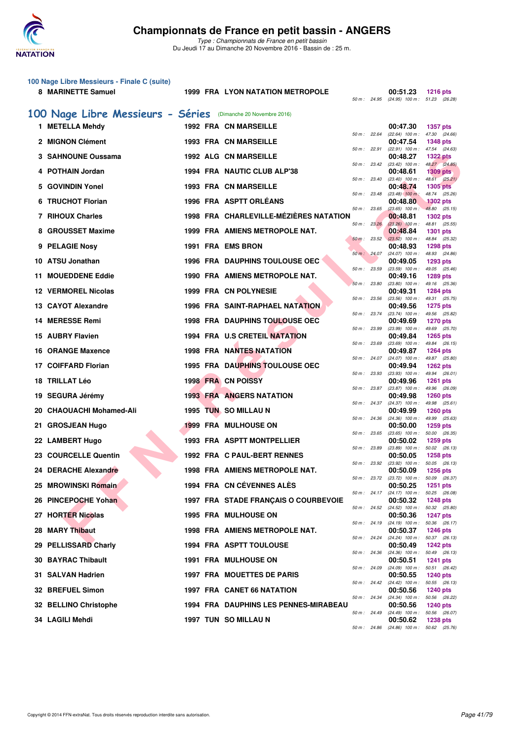### 100 Nage Libre Messieurs - Finale C (suite)

| Rang | Nom | Année | Nat. | Club | Temps | Points | Splits |
|---|---|---|---|---|---|---|---|
| 8 | MARINETTE Samuel | 1999 | FRA | LYON NATATION METROPOLE | 00:51.23 | 1216 pts | 50 m : 24.95 (24.95) 100 m : 51.23 (26.28) |

## 100 Nage Libre Messieurs - Séries (Dimanche 20 Novembre 2016)

| Rang | Nom | Année | Nat. | Club | Temps | Points | Splits |
|---|---|---|---|---|---|---|---|
| 1 | METELLA Mehdy | 1992 | FRA | CN MARSEILLE | 00:47.30 | 1357 pts | 50 m : 22.64 (22.64) 100 m : 47.30 (24.66) |
| 2 | MIGNON Clément | 1993 | FRA | CN MARSEILLE | 00:47.54 | 1348 pts | 50 m : 22.91 (22.91) 100 m : 47.54 (24.63) |
| 3 | SAHNOUNE Oussama | 1992 | ALG | CN MARSEILLE | 00:48.27 | 1322 pts | 50 m : 23.42 (23.42) 100 m : 48.27 (24.85) |
| 4 | POTHAIN Jordan | 1994 | FRA | NAUTIC CLUB ALP'38 | 00:48.61 | 1309 pts | 50 m : 23.40 (23.40) 100 m : 48.61 (25.21) |
| 5 | GOVINDIN Yonel | 1993 | FRA | CN MARSEILLE | 00:48.74 | 1305 pts | 50 m : 23.48 (23.48) 100 m : 48.74 (25.26) |
| 6 | TRUCHOT Florian | 1996 | FRA | ASPTT ORLÉANS | 00:48.80 | 1302 pts | 50 m : 23.65 (23.65) 100 m : 48.80 (25.15) |
| 7 | RIHOUX Charles | 1998 | FRA | CHARLEVILLE-MÉZIÈRES NATATION | 00:48.81 | 1302 pts | 50 m : 23.26 (23.26) 100 m : 48.81 (25.55) |
| 8 | GROUSSET Maxime | 1999 | FRA | AMIENS METROPOLE NAT. | 00:48.84 | 1301 pts | 50 m : 23.52 (23.52) 100 m : 48.84 (25.32) |
| 9 | PELAGIE Nosy | 1991 | FRA | EMS BRON | 00:48.93 | 1298 pts | 50 m : 24.07 (24.07) 100 m : 48.93 (24.86) |
| 10 | ATSU Jonathan | 1996 | FRA | DAUPHINS TOULOUSE OEC | 00:49.05 | 1293 pts | 50 m : 23.59 (23.59) 100 m : 49.05 (25.46) |
| 11 | MOUEDDENE Eddie | 1990 | FRA | AMIENS METROPOLE NAT. | 00:49.16 | 1289 pts | 50 m : 23.80 (23.80) 100 m : 49.16 (25.36) |
| 12 | VERMOREL Nicolas | 1999 | FRA | CN POLYNESIE | 00:49.31 | 1284 pts | 50 m : 23.56 (23.56) 100 m : 49.31 (25.75) |
| 13 | CAYOT Alexandre | 1996 | FRA | SAINT-RAPHAEL NATATION | 00:49.56 | 1275 pts | 50 m : 23.74 (23.74) 100 m : 49.56 (25.82) |
| 14 | MERESSE Remi | 1998 | FRA | DAUPHINS TOULOUSE OEC | 00:49.69 | 1270 pts | 50 m : 23.99 (23.99) 100 m : 49.69 (25.70) |
| 15 | AUBRY Flavien | 1994 | FRA | U.S CRETEIL NATATION | 00:49.84 | 1265 pts | 50 m : 23.69 (23.69) 100 m : 49.84 (26.15) |
| 16 | ORANGE Maxence | 1998 | FRA | NANTES NATATION | 00:49.87 | 1264 pts | 50 m : 24.07 (24.07) 100 m : 49.87 (25.80) |
| 17 | COIFFARD Florian | 1995 | FRA | DAUPHINS TOULOUSE OEC | 00:49.94 | 1262 pts | 50 m : 23.93 (23.93) 100 m : 49.94 (26.01) |
| 18 | TRILLAT Léo | 1998 | FRA | CN POISSY | 00:49.96 | 1261 pts | 50 m : 23.87 (23.87) 100 m : 49.96 (26.09) |
| 19 | SEGURA Jérémy | 1993 | FRA | ANGERS NATATION | 00:49.98 | 1260 pts | 50 m : 24.37 (24.37) 100 m : 49.98 (25.61) |
| 20 | CHAOUACHI Mohamed-Ali | 1995 | TUN | SO MILLAU N | 00:49.99 | 1260 pts | 50 m : 24.36 (24.36) 100 m : 49.99 (25.63) |
| 21 | GROSJEAN Hugo | 1999 | FRA | MULHOUSE ON | 00:50.00 | 1259 pts | 50 m : 23.65 (23.65) 100 m : 50.00 (26.35) |
| 22 | LAMBERT Hugo | 1993 | FRA | ASPTT MONTPELLIER | 00:50.02 | 1259 pts | 50 m : 23.89 (23.89) 100 m : 50.02 (26.13) |
| 23 | COURCELLE Quentin | 1992 | FRA | C PAUL-BERT RENNES | 00:50.05 | 1258 pts | 50 m : 23.92 (23.92) 100 m : 50.05 (26.13) |
| 24 | DERACHE Alexandre | 1998 | FRA | AMIENS METROPOLE NAT. | 00:50.09 | 1256 pts | 50 m : 23.72 (23.72) 100 m : 50.09 (26.37) |
| 25 | MROWINSKI Romain | 1994 | FRA | CN CÉVENNES ALÈS | 00:50.25 | 1251 pts | 50 m : 24.17 (24.17) 100 m : 50.25 (26.08) |
| 26 | PINCEPOCHE Yohan | 1997 | FRA | STADE FRANÇAIS O COURBEVOIE | 00:50.32 | 1248 pts | 50 m : 24.52 (24.52) 100 m : 50.32 (25.80) |
| 27 | HORTER Nicolas | 1995 | FRA | MULHOUSE ON | 00:50.36 | 1247 pts | 50 m : 24.19 (24.19) 100 m : 50.36 (26.17) |
| 28 | MARY Thibaut | 1998 | FRA | AMIENS METROPOLE NAT. | 00:50.37 | 1246 pts | 50 m : 24.24 (24.24) 100 m : 50.37 (26.13) |
| 29 | PELLISSARD Charly | 1994 | FRA | ASPTT TOULOUSE | 00:50.49 | 1242 pts | 50 m : 24.36 (24.36) 100 m : 50.49 (26.13) |
| 30 | BAYRAC Thibault | 1991 | FRA | MULHOUSE ON | 00:50.51 | 1241 pts | 50 m : 24.09 (24.09) 100 m : 50.51 (26.42) |
| 31 | SALVAN Hadrien | 1997 | FRA | MOUETTES DE PARIS | 00:50.55 | 1240 pts | 50 m : 24.42 (24.42) 100 m : 50.55 (26.13) |
| 32 | BREFUEL Simon | 1997 | FRA | CANET 66 NATATION | 00:50.56 | 1240 pts | 50 m : 24.34 (24.34) 100 m : 50.56 (26.22) |
| 32 | BELLINO Christophe | 1994 | FRA | DAUPHINS LES PENNES-MIRABEAU | 00:50.56 | 1240 pts | 50 m : 24.49 (24.49) 100 m : 50.56 (26.07) |
| 34 | LAGILI Mehdi | 1997 | TUN | SO MILLAU N | 00:50.62 | 1238 pts | 50 m : 24.86 (24.86) 100 m : 50.62 (25.76) |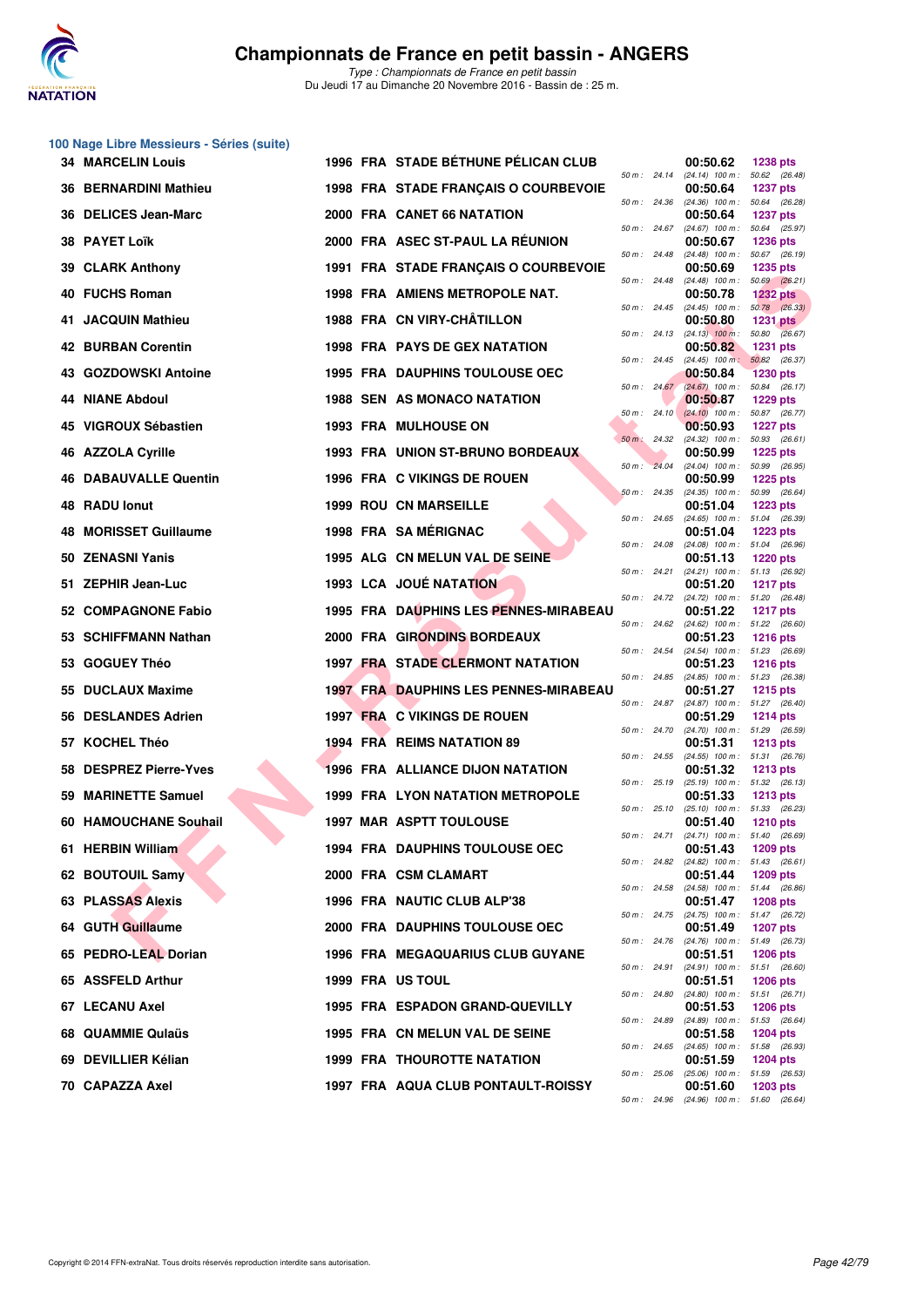# Championnats de France en petit bassin - ANGERS

*Type : Championnats de France en petit bassin*
Du Jeudi 17 au Dimanche 20 Novembre 2016 - Bassin de : 25 m.

## 100 Nage Libre Messieurs - Séries (suite)

| Rang | Nom | Année | Nat. | Club | Temps | Points | Splits |
|---|---|---|---|---|---|---|---|
| 34 | MARCELIN Louis | 1996 | FRA | STADE BÉTHUNE PÉLICAN CLUB | 00:50.62 | 1238 pts | 50 m : 24.14 (24.14) 100 m : 50.62 (26.48) |
| 36 | BERNARDINI Mathieu | 1998 | FRA | STADE FRANÇAIS O COURBEVOIE | 00:50.64 | 1237 pts | 50 m : 24.36 (24.36) 100 m : 50.64 (26.28) |
| 36 | DELICES Jean-Marc | 2000 | FRA | CANET 66 NATATION | 00:50.64 | 1237 pts | 50 m : 24.67 (24.67) 100 m : 50.64 (25.97) |
| 38 | PAYET Loïk | 2000 | FRA | ASEC ST-PAUL LA RÉUNION | 00:50.67 | 1236 pts | 50 m : 24.48 (24.48) 100 m : 50.67 (26.19) |
| 39 | CLARK Anthony | 1991 | FRA | STADE FRANÇAIS O COURBEVOIE | 00:50.69 | 1235 pts | 50 m : 24.48 (24.48) 100 m : 50.69 (26.21) |
| 40 | FUCHS Roman | 1998 | FRA | AMIENS METROPOLE NAT. | 00:50.78 | 1232 pts | 50 m : 24.45 (24.45) 100 m : 50.78 (26.33) |
| 41 | JACQUIN Mathieu | 1988 | FRA | CN VIRY-CHÂTILLON | 00:50.80 | 1231 pts | 50 m : 24.13 (24.13) 100 m : 50.80 (26.67) |
| 42 | BURBAN Corentin | 1998 | FRA | PAYS DE GEX NATATION | 00:50.82 | 1231 pts | 50 m : 24.45 (24.45) 100 m : 50.82 (26.37) |
| 43 | GOZDOWSKI Antoine | 1995 | FRA | DAUPHINS TOULOUSE OEC | 00:50.84 | 1230 pts | 50 m : 24.67 (24.67) 100 m : 50.84 (26.17) |
| 44 | NIANE Abdoul | 1988 | SEN | AS MONACO NATATION | 00:50.87 | 1229 pts | 50 m : 24.10 (24.10) 100 m : 50.87 (26.77) |
| 45 | VIGROUX Sébastien | 1993 | FRA | MULHOUSE ON | 00:50.93 | 1227 pts | 50 m : 24.32 (24.32) 100 m : 50.93 (26.61) |
| 46 | AZZOLA Cyrille | 1993 | FRA | UNION ST-BRUNO BORDEAUX | 00:50.99 | 1225 pts | 50 m : 24.04 (24.04) 100 m : 50.99 (26.95) |
| 46 | DABAUVALLE Quentin | 1996 | FRA | C VIKINGS DE ROUEN | 00:50.99 | 1225 pts | 50 m : 24.35 (24.35) 100 m : 50.99 (26.64) |
| 48 | RADU Ionut | 1999 | ROU | CN MARSEILLE | 00:51.04 | 1223 pts | 50 m : 24.65 (24.65) 100 m : 51.04 (26.39) |
| 48 | MORISSET Guillaume | 1998 | FRA | SA MÉRIGNAC | 00:51.04 | 1223 pts | 50 m : 24.08 (24.08) 100 m : 51.04 (26.96) |
| 50 | ZENASNI Yanis | 1995 | ALG | CN MELUN VAL DE SEINE | 00:51.13 | 1220 pts | 50 m : 24.21 (24.21) 100 m : 51.13 (26.92) |
| 51 | ZEPHIR Jean-Luc | 1993 | LCA | JOUÉ NATATION | 00:51.20 | 1217 pts | 50 m : 24.72 (24.72) 100 m : 51.20 (26.48) |
| 52 | COMPAGNONE Fabio | 1995 | FRA | DAUPHINS LES PENNES-MIRABEAU | 00:51.22 | 1217 pts | 50 m : 24.62 (24.62) 100 m : 51.22 (26.60) |
| 53 | SCHIFFMANN Nathan | 2000 | FRA | GIRONDINS BORDEAUX | 00:51.23 | 1216 pts | 50 m : 24.54 (24.54) 100 m : 51.23 (26.69) |
| 53 | GOGUEY Théo | 1997 | FRA | STADE CLERMONT NATATION | 00:51.23 | 1216 pts | 50 m : 24.85 (24.85) 100 m : 51.23 (26.38) |
| 55 | DUCLAUX Maxime | 1997 | FRA | DAUPHINS LES PENNES-MIRABEAU | 00:51.27 | 1215 pts | 50 m : 24.87 (24.87) 100 m : 51.27 (26.40) |
| 56 | DESLANDES Adrien | 1997 | FRA | C VIKINGS DE ROUEN | 00:51.29 | 1214 pts | 50 m : 24.70 (24.70) 100 m : 51.29 (26.59) |
| 57 | KOCHEL Théo | 1994 | FRA | REIMS NATATION 89 | 00:51.31 | 1213 pts | 50 m : 24.55 (24.55) 100 m : 51.31 (26.76) |
| 58 | DESPREZ Pierre-Yves | 1996 | FRA | ALLIANCE DIJON NATATION | 00:51.32 | 1213 pts | 50 m : 25.19 (25.19) 100 m : 51.32 (26.13) |
| 59 | MARINETTE Samuel | 1999 | FRA | LYON NATATION METROPOLE | 00:51.33 | 1213 pts | 50 m : 25.10 (25.10) 100 m : 51.33 (26.23) |
| 60 | HAMOUCHANE Souhail | 1997 | MAR | ASPTT TOULOUSE | 00:51.40 | 1210 pts | 50 m : 24.71 (24.71) 100 m : 51.40 (26.69) |
| 61 | HERBIN William | 1994 | FRA | DAUPHINS TOULOUSE OEC | 00:51.43 | 1209 pts | 50 m : 24.82 (24.82) 100 m : 51.43 (26.61) |
| 62 | BOUTOUIL Samy | 2000 | FRA | CSM CLAMART | 00:51.44 | 1209 pts | 50 m : 24.58 (24.58) 100 m : 51.44 (26.86) |
| 63 | PLASSAS Alexis | 1996 | FRA | NAUTIC CLUB ALP'38 | 00:51.47 | 1208 pts | 50 m : 24.75 (24.75) 100 m : 51.47 (26.72) |
| 64 | GUTH Guillaume | 2000 | FRA | DAUPHINS TOULOUSE OEC | 00:51.49 | 1207 pts | 50 m : 24.76 (24.76) 100 m : 51.49 (26.73) |
| 65 | PEDRO-LEAL Dorian | 1996 | FRA | MEGAQUARIUS CLUB GUYANE | 00:51.51 | 1206 pts | 50 m : 24.91 (24.91) 100 m : 51.51 (26.60) |
| 65 | ASSFELD Arthur | 1999 | FRA | US TOUL | 00:51.51 | 1206 pts | 50 m : 24.80 (24.80) 100 m : 51.51 (26.71) |
| 67 | LECANU Axel | 1995 | FRA | ESPADON GRAND-QUEVILLY | 00:51.53 | 1206 pts | 50 m : 24.89 (24.89) 100 m : 51.53 (26.64) |
| 68 | QUAMMIE Qulaüs | 1995 | FRA | CN MELUN VAL DE SEINE | 00:51.58 | 1204 pts | 50 m : 24.65 (24.65) 100 m : 51.58 (26.93) |
| 69 | DEVILLIER Kélian | 1999 | FRA | THOUROTTE NATATION | 00:51.59 | 1204 pts | 50 m : 25.06 (25.06) 100 m : 51.59 (26.53) |
| 70 | CAPAZZA Axel | 1997 | FRA | AQUA CLUB PONTAULT-ROISSY | 00:51.60 | 1203 pts | 50 m : 24.96 (24.96) 100 m : 51.60 (26.64) |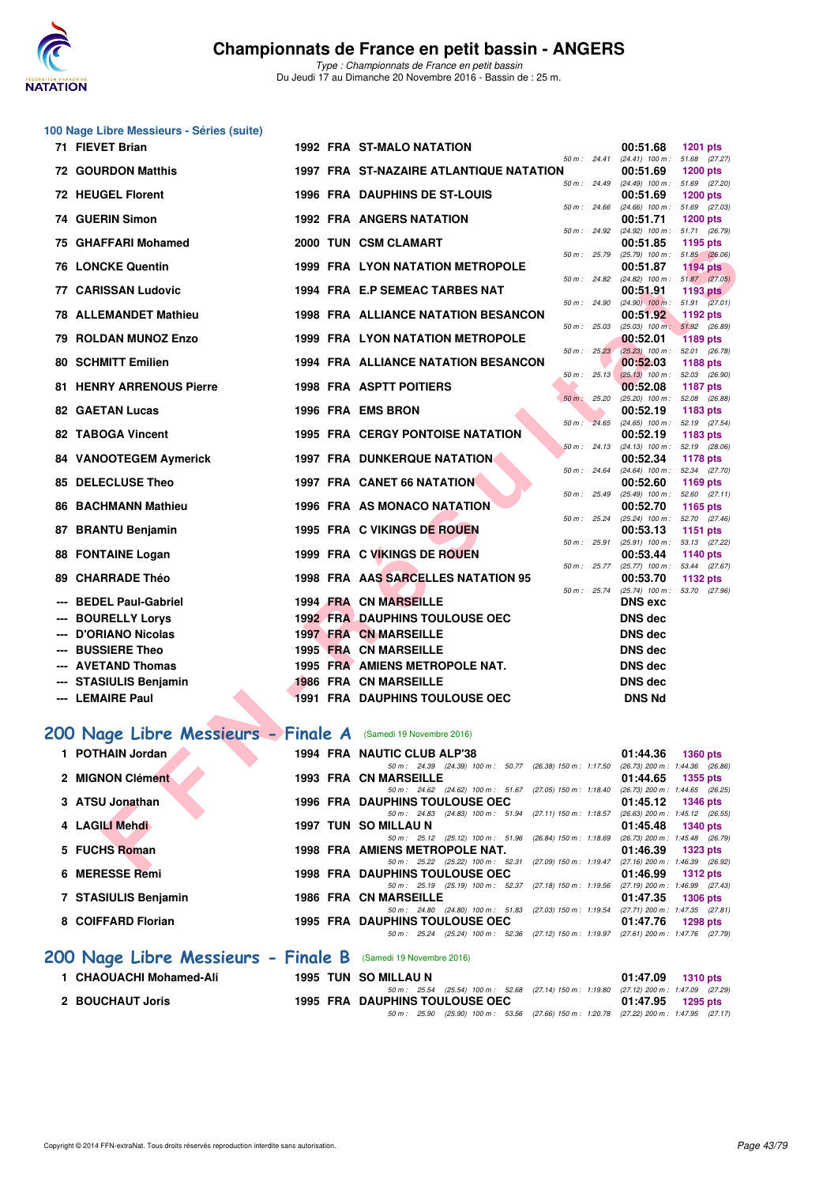# Championnats de France en petit bassin - ANGERS

*Type : Championnats de France en petit bassin*
Du Jeudi 17 au Dimanche 20 Novembre 2016 - Bassin de : 25 m.

## 100 Nage Libre Messieurs - Séries (suite)

| Rang | Nom | Année | Nat | Club | Temps | Points | Splits |
|---|---|---|---|---|---|---|---|
| 71 | FIEVET Brian | 1992 | FRA | ST-MALO NATATION | 00:51.68 | 1201 pts | 50 m : 24.41 (24.41) 100 m : 51.68 (27.27) |
| 72 | GOURDON Matthis | 1997 | FRA | ST-NAZAIRE ATLANTIQUE NATATION | 00:51.69 | 1200 pts | 50 m : 24.49 (24.49) 100 m : 51.69 (27.20) |
| 72 | HEUGEL Florent | 1996 | FRA | DAUPHINS DE ST-LOUIS | 00:51.69 | 1200 pts | 50 m : 24.66 (24.66) 100 m : 51.69 (27.03) |
| 74 | GUERIN Simon | 1992 | FRA | ANGERS NATATION | 00:51.71 | 1200 pts | 50 m : 24.92 (24.92) 100 m : 51.71 (26.79) |
| 75 | GHAFFARI Mohamed | 2000 | TUN | CSM CLAMART | 00:51.85 | 1195 pts | 50 m : 25.79 (25.79) 100 m : 51.85 (26.06) |
| 76 | LONCKE Quentin | 1999 | FRA | LYON NATATION METROPOLE | 00:51.87 | 1194 pts | 50 m : 24.82 (24.82) 100 m : 51.87 (27.05) |
| 77 | CARISSAN Ludovic | 1994 | FRA | E.P SEMEAC TARBES NAT | 00:51.91 | 1193 pts | 50 m : 24.90 (24.90) 100 m : 51.91 (27.01) |
| 78 | ALLEMANDET Mathieu | 1998 | FRA | ALLIANCE NATATION BESANCON | 00:51.92 | 1192 pts | 50 m : 25.03 (25.03) 100 m : 51.92 (26.89) |
| 79 | ROLDAN MUNOZ Enzo | 1999 | FRA | LYON NATATION METROPOLE | 00:52.01 | 1189 pts | 50 m : 25.23 (25.23) 100 m : 52.01 (26.78) |
| 80 | SCHMITT Emilien | 1994 | FRA | ALLIANCE NATATION BESANCON | 00:52.03 | 1188 pts | 50 m : 25.13 (25.13) 100 m : 52.03 (26.90) |
| 81 | HENRY ARRENOUS Pierre | 1998 | FRA | ASPTT POITIERS | 00:52.08 | 1187 pts | 50 m : 25.20 (25.20) 100 m : 52.08 (26.88) |
| 82 | GAETAN Lucas | 1996 | FRA | EMS BRON | 00:52.19 | 1183 pts | 50 m : 24.65 (24.65) 100 m : 52.19 (27.54) |
| 82 | TABOGA Vincent | 1995 | FRA | CERGY PONTOISE NATATION | 00:52.19 | 1183 pts | 50 m : 24.13 (24.13) 100 m : 52.19 (28.06) |
| 84 | VANOOTEGEM Aymerick | 1997 | FRA | DUNKERQUE NATATION | 00:52.34 | 1178 pts | 50 m : 24.64 (24.64) 100 m : 52.34 (27.70) |
| 85 | DELECLUSE Theo | 1997 | FRA | CANET 66 NATATION | 00:52.60 | 1169 pts | 50 m : 25.49 (25.49) 100 m : 52.60 (27.11) |
| 86 | BACHMANN Mathieu | 1996 | FRA | AS MONACO NATATION | 00:52.70 | 1165 pts | 50 m : 25.24 (25.24) 100 m : 52.70 (27.46) |
| 87 | BRANTU Benjamin | 1995 | FRA | C VIKINGS DE ROUEN | 00:53.13 | 1151 pts | 50 m : 25.91 (25.91) 100 m : 53.13 (27.22) |
| 88 | FONTAINE Logan | 1999 | FRA | C VIKINGS DE ROUEN | 00:53.44 | 1140 pts | 50 m : 25.77 (25.77) 100 m : 53.44 (27.67) |
| 89 | CHARRADE Théo | 1998 | FRA | AAS SARCELLES NATATION 95 | 00:53.70 | 1132 pts | 50 m : 25.74 (25.74) 100 m : 53.70 (27.96) |
| --- | BEDEL Paul-Gabriel | 1994 | FRA | CN MARSEILLE | DNS exc | | |
| --- | BOURELLY Lorys | 1992 | FRA | DAUPHINS TOULOUSE OEC | DNS dec | | |
| --- | D'ORIANO Nicolas | 1997 | FRA | CN MARSEILLE | DNS dec | | |
| --- | BUSSIERE Theo | 1995 | FRA | CN MARSEILLE | DNS dec | | |
| --- | AVETAND Thomas | 1995 | FRA | AMIENS METROPOLE NAT. | DNS dec | | |
| --- | STASIULIS Benjamin | 1986 | FRA | CN MARSEILLE | DNS dec | | |
| --- | LEMAIRE Paul | 1991 | FRA | DAUPHINS TOULOUSE OEC | DNS Nd | | |

## 200 Nage Libre Messieurs - Finale A (Samedi 19 Novembre 2016)

| Rang | Nom | Année | Nat | Club | Temps | Points | Splits |
|---|---|---|---|---|---|---|---|
| 1 | POTHAIN Jordan | 1994 | FRA | NAUTIC CLUB ALP'38 | 01:44.36 | 1360 pts | 50 m : 24.39 (24.39) 100 m : 50.77 (26.38) 150 m : 1:17.50 (26.73) 200 m : 1:44.36 (26.86) |
| 2 | MIGNON Clément | 1993 | FRA | CN MARSEILLE | 01:44.65 | 1355 pts | 50 m : 24.62 (24.62) 100 m : 51.67 (27.05) 150 m : 1:18.40 (26.73) 200 m : 1:44.65 (26.25) |
| 3 | ATSU Jonathan | 1996 | FRA | DAUPHINS TOULOUSE OEC | 01:45.12 | 1346 pts | 50 m : 24.83 (24.83) 100 m : 51.94 (27.11) 150 m : 1:18.57 (26.63) 200 m : 1:45.12 (26.55) |
| 4 | LAGILI Mehdi | 1997 | TUN | SO MILLAU N | 01:45.48 | 1340 pts | 50 m : 25.12 (25.12) 100 m : 51.96 (26.84) 150 m : 1:18.69 (26.73) 200 m : 1:45.48 (26.79) |
| 5 | FUCHS Roman | 1998 | FRA | AMIENS METROPOLE NAT. | 01:46.39 | 1323 pts | 50 m : 25.22 (25.22) 100 m : 52.31 (27.09) 150 m : 1:19.47 (27.16) 200 m : 1:46.39 (26.92) |
| 6 | MERESSE Rémi | 1998 | FRA | DAUPHINS TOULOUSE OEC | 01:46.99 | 1312 pts | 50 m : 25.19 (25.19) 100 m : 52.37 (27.18) 150 m : 1:19.56 (27.19) 200 m : 1:46.99 (27.43) |
| 7 | STASIULIS Benjamin | 1986 | FRA | CN MARSEILLE | 01:47.35 | 1306 pts | 50 m : 24.80 (24.80) 100 m : 51.83 (27.03) 150 m : 1:19.54 (27.71) 200 m : 1:47.35 (27.81) |
| 8 | COIFFARD Florian | 1995 | FRA | DAUPHINS TOULOUSE OEC | 01:47.76 | 1298 pts | 50 m : 25.24 (25.24) 100 m : 52.36 (27.12) 150 m : 1:19.97 (27.61) 200 m : 1:47.76 (27.79) |

## 200 Nage Libre Messieurs - Finale B (Samedi 19 Novembre 2016)

| Rang | Nom | Année | Nat | Club | Temps | Points | Splits |
|---|---|---|---|---|---|---|---|
| 1 | CHAOUACHI Mohamed-Ali | 1995 | TUN | SO MILLAU N | 01:47.09 | 1310 pts | 50 m : 25.54 (25.54) 100 m : 52.68 (27.14) 150 m : 1:19.80 (27.12) 200 m : 1:47.09 (27.29) |
| 2 | BOUCHAUT Joris | 1995 | FRA | DAUPHINS TOULOUSE OEC | 01:47.95 | 1295 pts | 50 m : 25.90 (25.90) 100 m : 53.56 (27.66) 150 m : 1:20.78 (27.22) 200 m : 1:47.95 (27.17) |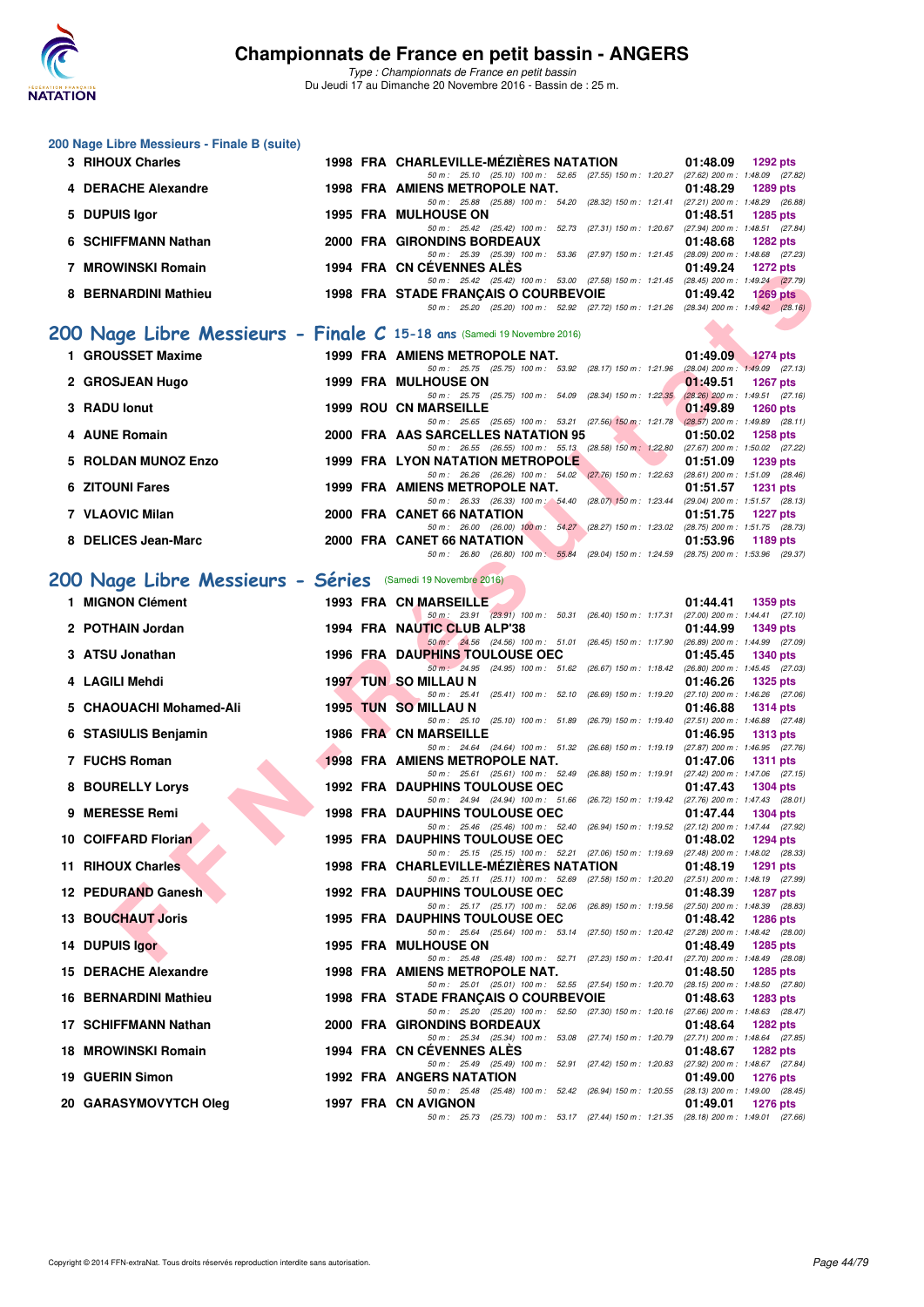### 200 Nage Libre Messieurs - Finale B (suite)

| Rang | Nom | Année | Nat | Club | Temps | Points |
|---|---|---|---|---|---|---|
| 3 | RIHOUX Charles | 1998 | FRA | CHARLEVILLE-MÉZIÈRES NATATION | 01:48.09 | 1292 pts |
| | 50 m : 25.10 (25.10) 100 m : 52.65 (27.55) 150 m : 1:20.27 (27.62) 200 m : 1:48.09 (27.82) | | | | | |
| 4 | DERACHE Alexandre | 1998 | FRA | AMIENS METROPOLE NAT. | 01:48.29 | 1289 pts |
| | 50 m : 25.88 (25.88) 100 m : 54.20 (28.32) 150 m : 1:21.41 (27.21) 200 m : 1:48.29 (26.88) | | | | | |
| 5 | DUPUIS Igor | 1995 | FRA | MULHOUSE ON | 01:48.51 | 1285 pts |
| | 50 m : 25.42 (25.42) 100 m : 52.73 (27.31) 150 m : 1:20.67 (27.94) 200 m : 1:48.51 (27.84) | | | | | |
| 6 | SCHIFFMANN Nathan | 2000 | FRA | GIRONDINS BORDEAUX | 01:48.68 | 1282 pts |
| | 50 m : 25.39 (25.39) 100 m : 53.36 (27.97) 150 m : 1:21.45 (28.09) 200 m : 1:48.68 (27.23) | | | | | |
| 7 | MROWINSKI Romain | 1994 | FRA | CN CÉVENNES ALÈS | 01:49.24 | 1272 pts |
| | 50 m : 25.42 (25.42) 100 m : 53.00 (27.58) 150 m : 1:21.45 (28.45) 200 m : 1:49.24 (27.79) | | | | | |
| 8 | BERNARDINI Mathieu | 1998 | FRA | STADE FRANÇAIS O COURBEVOIE | 01:49.42 | 1269 pts |
| | 50 m : 25.20 (25.20) 100 m : 52.92 (27.72) 150 m : 1:21.26 (28.34) 200 m : 1:49.42 (28.16) | | | | | |

## 200 Nage Libre Messieurs - Finale C 15-18 ans (Samedi 19 Novembre 2016)

| Rang | Nom | Année | Nat | Club | Temps | Points |
|---|---|---|---|---|---|---|
| 1 | GROUSSET Maxime | 1999 | FRA | AMIENS METROPOLE NAT. | 01:49.09 | 1274 pts |
| | 50 m : 25.75 (25.75) 100 m : 53.92 (28.17) 150 m : 1:21.96 (28.04) 200 m : 1:49.09 (27.13) | | | | | |
| 2 | GROSJEAN Hugo | 1999 | FRA | MULHOUSE ON | 01:49.51 | 1267 pts |
| | 50 m : 25.75 (25.75) 100 m : 54.09 (28.34) 150 m : 1:22.35 (28.26) 200 m : 1:49.51 (27.16) | | | | | |
| 3 | RADU Ionut | 1999 | ROU | CN MARSEILLE | 01:49.89 | 1260 pts |
| | 50 m : 25.65 (25.65) 100 m : 53.21 (27.56) 150 m : 1:21.78 (28.57) 200 m : 1:49.89 (28.11) | | | | | |
| 4 | AUNE Romain | 2000 | FRA | AAS SARCELLES NATATION 95 | 01:50.02 | 1258 pts |
| | 50 m : 26.55 (26.55) 100 m : 55.13 (28.58) 150 m : 1:22.80 (27.67) 200 m : 1:50.02 (27.22) | | | | | |
| 5 | ROLDAN MUNOZ Enzo | 1999 | FRA | LYON NATATION METROPOLE | 01:51.09 | 1239 pts |
| | 50 m : 26.26 (26.26) 100 m : 54.02 (27.76) 150 m : 1:22.63 (28.61) 200 m : 1:51.09 (28.46) | | | | | |
| 6 | ZITOUNI Fares | 1999 | FRA | AMIENS METROPOLE NAT. | 01:51.57 | 1231 pts |
| | 50 m : 26.33 (26.33) 100 m : 54.40 (28.07) 150 m : 1:23.44 (29.04) 200 m : 1:51.57 (28.13) | | | | | |
| 7 | VLAOVIC Milan | 2000 | FRA | CANET 66 NATATION | 01:51.75 | 1227 pts |
| | 50 m : 26.00 (26.00) 100 m : 54.27 (28.27) 150 m : 1:23.02 (28.75) 200 m : 1:51.75 (28.73) | | | | | |
| 8 | DELICES Jean-Marc | 2000 | FRA | CANET 66 NATATION | 01:53.96 | 1189 pts |
| | 50 m : 26.80 (26.80) 100 m : 55.84 (29.04) 150 m : 1:24.59 (28.75) 200 m : 1:53.96 (29.37) | | | | | |

## 200 Nage Libre Messieurs - Séries (Samedi 19 Novembre 2016)

| Rang | Nom | Année | Nat | Club | Temps | Points |
|---|---|---|---|---|---|---|
| 1 | MIGNON Clément | 1993 | FRA | CN MARSEILLE | 01:44.41 | 1359 pts |
| | 50 m : 23.91 (23.91) 100 m : 50.31 (26.40) 150 m : 1:17.31 (27.00) 200 m : 1:44.41 (27.10) | | | | | |
| 2 | POTHAIN Jordan | 1994 | FRA | NAUTIC CLUB ALP'38 | 01:44.99 | 1349 pts |
| | 50 m : 24.56 (24.56) 100 m : 51.01 (26.45) 150 m : 1:17.90 (26.89) 200 m : 1:44.99 (27.09) | | | | | |
| 3 | ATSU Jonathan | 1996 | FRA | DAUPHINS TOULOUSE OEC | 01:45.45 | 1340 pts |
| | 50 m : 24.95 (24.95) 100 m : 51.62 (26.67) 150 m : 1:18.42 (26.80) 200 m : 1:45.45 (27.03) | | | | | |
| 4 | LAGILI Mehdi | 1997 | TUN | SO MILLAU N | 01:46.26 | 1325 pts |
| | 50 m : 25.41 (25.41) 100 m : 52.10 (26.69) 150 m : 1:19.20 (27.10) 200 m : 1:46.26 (27.06) | | | | | |
| 5 | CHAOUACHI Mohamed-Ali | 1995 | TUN | SO MILLAU N | 01:46.88 | 1314 pts |
| | 50 m : 25.10 (25.10) 100 m : 51.89 (26.79) 150 m : 1:19.40 (27.51) 200 m : 1:46.88 (27.48) | | | | | |
| 6 | STASIULIS Benjamin | 1986 | FRA | CN MARSEILLE | 01:46.95 | 1313 pts |
| | 50 m : 24.64 (24.64) 100 m : 51.32 (26.68) 150 m : 1:19.19 (27.87) 200 m : 1:46.95 (27.76) | | | | | |
| 7 | FUCHS Roman | 1998 | FRA | AMIENS METROPOLE NAT. | 01:47.06 | 1311 pts |
| | 50 m : 25.61 (25.61) 100 m : 52.49 (26.88) 150 m : 1:19.91 (27.42) 200 m : 1:47.06 (27.15) | | | | | |
| 8 | BOURELLY Lorys | 1992 | FRA | DAUPHINS TOULOUSE OEC | 01:47.43 | 1304 pts |
| | 50 m : 24.94 (24.94) 100 m : 51.66 (26.72) 150 m : 1:19.42 (27.76) 200 m : 1:47.43 (28.01) | | | | | |
| 9 | MERESSE Remi | 1998 | FRA | DAUPHINS TOULOUSE OEC | 01:47.44 | 1304 pts |
| | 50 m : 25.46 (25.46) 100 m : 52.40 (26.94) 150 m : 1:19.52 (27.12) 200 m : 1:47.44 (27.92) | | | | | |
| 10 | COIFFARD Florian | 1995 | FRA | DAUPHINS TOULOUSE OEC | 01:48.02 | 1294 pts |
| | 50 m : 25.15 (25.15) 100 m : 52.21 (27.06) 150 m : 1:19.69 (27.48) 200 m : 1:48.02 (28.33) | | | | | |
| 11 | RIHOUX Charles | 1998 | FRA | CHARLEVILLE-MÉZIÈRES NATATION | 01:48.19 | 1291 pts |
| | 50 m : 25.11 (25.11) 100 m : 52.69 (27.58) 150 m : 1:20.20 (27.51) 200 m : 1:48.19 (27.99) | | | | | |
| 12 | PEDURAND Ganesh | 1992 | FRA | DAUPHINS TOULOUSE OEC | 01:48.39 | 1287 pts |
| | 50 m : 25.17 (25.17) 100 m : 52.06 (26.89) 150 m : 1:19.56 (27.50) 200 m : 1:48.39 (28.83) | | | | | |
| 13 | BOUCHAUT Joris | 1995 | FRA | DAUPHINS TOULOUSE OEC | 01:48.42 | 1286 pts |
| | 50 m : 25.64 (25.64) 100 m : 53.14 (27.50) 150 m : 1:20.42 (27.28) 200 m : 1:48.42 (28.00) | | | | | |
| 14 | DUPUIS Igor | 1995 | FRA | MULHOUSE ON | 01:48.49 | 1285 pts |
| | 50 m : 25.48 (25.48) 100 m : 52.71 (27.23) 150 m : 1:20.41 (27.70) 200 m : 1:48.49 (28.08) | | | | | |
| 15 | DERACHE Alexandre | 1998 | FRA | AMIENS METROPOLE NAT. | 01:48.50 | 1285 pts |
| | 50 m : 25.01 (25.01) 100 m : 52.55 (27.54) 150 m : 1:20.70 (28.15) 200 m : 1:48.50 (27.80) | | | | | |
| 16 | BERNARDINI Mathieu | 1998 | FRA | STADE FRANÇAIS O COURBEVOIE | 01:48.63 | 1283 pts |
| | 50 m : 25.20 (25.20) 100 m : 52.50 (27.30) 150 m : 1:20.16 (27.66) 200 m : 1:48.63 (28.47) | | | | | |
| 17 | SCHIFFMANN Nathan | 2000 | FRA | GIRONDINS BORDEAUX | 01:48.64 | 1282 pts |
| | 50 m : 25.34 (25.34) 100 m : 53.08 (27.74) 150 m : 1:20.79 (27.71) 200 m : 1:48.64 (27.85) | | | | | |
| 18 | MROWINSKI Romain | 1994 | FRA | CN CÉVENNES ALÈS | 01:48.67 | 1282 pts |
| | 50 m : 25.49 (25.49) 100 m : 52.91 (27.42) 150 m : 1:20.83 (27.92) 200 m : 1:48.67 (27.84) | | | | | |
| 19 | GUERIN Simon | 1992 | FRA | ANGERS NATATION | 01:49.00 | 1276 pts |
| | 50 m : 25.48 (25.48) 100 m : 52.42 (26.94) 150 m : 1:20.55 (28.13) 200 m : 1:49.00 (28.45) | | | | | |
| 20 | GARASYMOVYTCH Oleg | 1997 | FRA | CN AVIGNON | 01:49.01 | 1276 pts |
| | 50 m : 25.73 (25.73) 100 m : 53.17 (27.44) 150 m : 1:21.35 (28.18) 200 m : 1:49.01 (27.66) | | | | | |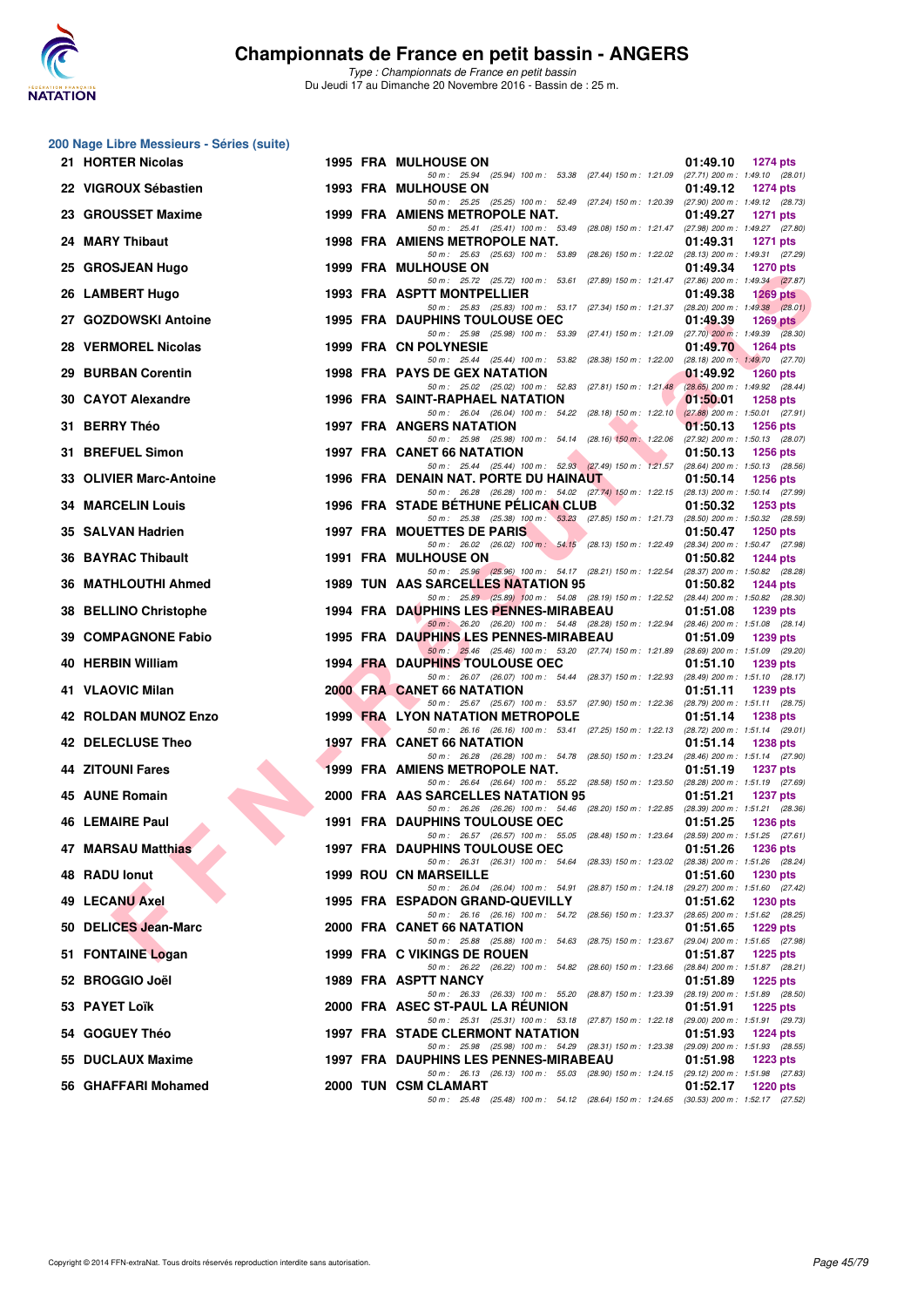## 200 Nage Libre Messieurs - Séries (suite)

| Rang | Nom | Année | Nat. | Club | Temps | Points |
|---|---|---|---|---|---|---|
| 21 | HORTER Nicolas | 1995 | FRA | MULHOUSE ON | 01:49.10 | 1274 pts |
| | 50 m : 25.94 (25.94) 100 m : 53.38 (27.44) 150 m : 1:21.09 (27.71) 200 m : 1:49.10 (28.01) | | | | | |
| 22 | VIGROUX Sébastien | 1993 | FRA | MULHOUSE ON | 01:49.12 | 1274 pts |
| | 50 m : 25.25 (25.25) 100 m : 52.49 (27.24) 150 m : 1:20.39 (27.90) 200 m : 1:49.12 (28.73) | | | | | |
| 23 | GROUSSET Maxime | 1999 | FRA | AMIENS METROPOLE NAT. | 01:49.27 | 1271 pts |
| | 50 m : 25.41 (25.41) 100 m : 53.49 (28.08) 150 m : 1:21.47 (27.98) 200 m : 1:49.27 (27.80) | | | | | |
| 24 | MARY Thibaut | 1998 | FRA | AMIENS METROPOLE NAT. | 01:49.31 | 1271 pts |
| | 50 m : 25.63 (25.63) 100 m : 53.89 (28.26) 150 m : 1:22.02 (28.13) 200 m : 1:49.31 (27.29) | | | | | |
| 25 | GROSJEAN Hugo | 1999 | FRA | MULHOUSE ON | 01:49.34 | 1270 pts |
| | 50 m : 25.72 (25.72) 100 m : 53.61 (27.89) 150 m : 1:21.47 (27.86) 200 m : 1:49.34 (27.87) | | | | | |
| 26 | LAMBERT Hugo | 1993 | FRA | ASPTT MONTPELLIER | 01:49.38 | 1269 pts |
| | 50 m : 25.83 (25.83) 100 m : 53.17 (27.34) 150 m : 1:21.37 (28.20) 200 m : 1:49.38 (28.01) | | | | | |
| 27 | GOZDOWSKI Antoine | 1995 | FRA | DAUPHINS TOULOUSE OEC | 01:49.39 | 1269 pts |
| | 50 m : 25.98 (25.98) 100 m : 53.39 (27.41) 150 m : 1:21.09 (27.70) 200 m : 1:49.39 (28.30) | | | | | |
| 28 | VERMOREL Nicolas | 1999 | FRA | CN POLYNESIE | 01:49.70 | 1264 pts |
| | 50 m : 25.44 (25.44) 100 m : 53.82 (28.38) 150 m : 1:22.00 (28.18) 200 m : 1:49.70 (27.70) | | | | | |
| 29 | BURBAN Corentin | 1998 | FRA | PAYS DE GEX NATATION | 01:49.92 | 1260 pts |
| | 50 m : 25.02 (25.02) 100 m : 52.83 (27.81) 150 m : 1:21.48 (28.65) 200 m : 1:49.92 (28.44) | | | | | |
| 30 | CAYOT Alexandre | 1996 | FRA | SAINT-RAPHAEL NATATION | 01:50.01 | 1258 pts |
| | 50 m : 26.04 (26.04) 100 m : 54.22 (28.18) 150 m : 1:22.10 (27.88) 200 m : 1:50.01 (27.91) | | | | | |
| 31 | BERRY Théo | 1997 | FRA | ANGERS NATATION | 01:50.13 | 1256 pts |
| | 50 m : 25.98 (25.98) 100 m : 54.14 (28.16) 150 m : 1:22.06 (27.92) 200 m : 1:50.13 (28.07) | | | | | |
| 31 | BREFUEL Simon | 1997 | FRA | CANET 66 NATATION | 01:50.13 | 1256 pts |
| | 50 m : 25.44 (25.44) 100 m : 52.93 (27.49) 150 m : 1:21.57 (28.64) 200 m : 1:50.13 (28.56) | | | | | |
| 33 | OLIVIER Marc-Antoine | 1996 | FRA | DENAIN NAT. PORTE DU HAINAUT | 01:50.14 | 1256 pts |
| | 50 m : 26.28 (26.28) 100 m : 54.02 (27.74) 150 m : 1:22.15 (28.13) 200 m : 1:50.14 (27.99) | | | | | |
| 34 | MARCELIN Louis | 1996 | FRA | STADE BÉTHUNE PÉLICAN CLUB | 01:50.32 | 1253 pts |
| | 50 m : 25.38 (25.38) 100 m : 53.23 (27.85) 150 m : 1:21.73 (28.50) 200 m : 1:50.32 (28.59) | | | | | |
| 35 | SALVAN Hadrien | 1997 | FRA | MOUETTES DE PARIS | 01:50.47 | 1250 pts |
| | 50 m : 26.02 (26.02) 100 m : 54.15 (28.13) 150 m : 1:22.49 (28.34) 200 m : 1:50.47 (27.98) | | | | | |
| 36 | BAYRAC Thibault | 1991 | FRA | MULHOUSE ON | 01:50.82 | 1244 pts |
| | 50 m : 25.96 (25.96) 100 m : 54.17 (28.21) 150 m : 1:22.54 (28.37) 200 m : 1:50.82 (28.28) | | | | | |
| 36 | MATHLOUTHI Ahmed | 1989 | TUN | AAS SARCELLES NATATION 95 | 01:50.82 | 1244 pts |
| | 50 m : 25.89 (25.89) 100 m : 54.08 (28.19) 150 m : 1:22.52 (28.44) 200 m : 1:50.82 (28.30) | | | | | |
| 38 | BELLINO Christophe | 1994 | FRA | DAUPHINS LES PENNES-MIRABEAU | 01:51.08 | 1239 pts |
| | 50 m : 26.20 (26.20) 100 m : 54.48 (28.28) 150 m : 1:22.94 (28.46) 200 m : 1:51.08 (28.14) | | | | | |
| 39 | COMPAGNONE Fabio | 1995 | FRA | DAUPHINS LES PENNES-MIRABEAU | 01:51.09 | 1239 pts |
| | 50 m : 25.46 (25.46) 100 m : 53.20 (27.74) 150 m : 1:21.89 (28.69) 200 m : 1:51.09 (29.20) | | | | | |
| 40 | HERBIN William | 1994 | FRA | DAUPHINS TOULOUSE OEC | 01:51.10 | 1239 pts |
| | 50 m : 26.07 (26.07) 100 m : 54.44 (28.37) 150 m : 1:22.93 (28.49) 200 m : 1:51.10 (28.17) | | | | | |
| 41 | VLAOVIC Milan | 2000 | FRA | CANET 66 NATATION | 01:51.11 | 1239 pts |
| | 50 m : 25.67 (25.67) 100 m : 53.57 (27.90) 150 m : 1:22.36 (28.79) 200 m : 1:51.11 (28.75) | | | | | |
| 42 | ROLDAN MUNOZ Enzo | 1999 | FRA | LYON NATATION METROPOLE | 01:51.14 | 1238 pts |
| | 50 m : 26.16 (26.16) 100 m : 53.41 (27.25) 150 m : 1:22.13 (28.72) 200 m : 1:51.14 (29.01) | | | | | |
| 42 | DELECLUSE Theo | 1997 | FRA | CANET 66 NATATION | 01:51.14 | 1238 pts |
| | 50 m : 26.28 (26.28) 100 m : 54.78 (28.50) 150 m : 1:23.24 (28.46) 200 m : 1:51.14 (27.90) | | | | | |
| 44 | ZITOUNI Fares | 1999 | FRA | AMIENS METROPOLE NAT. | 01:51.19 | 1237 pts |
| | 50 m : 26.64 (26.64) 100 m : 55.22 (28.58) 150 m : 1:23.50 (28.28) 200 m : 1:51.19 (27.69) | | | | | |
| 45 | AUNE Romain | 2000 | FRA | AAS SARCELLES NATATION 95 | 01:51.21 | 1237 pts |
| | 50 m : 26.26 (26.26) 100 m : 54.46 (28.20) 150 m : 1:22.85 (28.39) 200 m : 1:51.21 (28.36) | | | | | |
| 46 | LEMAIRE Paul | 1991 | FRA | DAUPHINS TOULOUSE OEC | 01:51.25 | 1236 pts |
| | 50 m : 26.57 (26.57) 100 m : 55.05 (28.48) 150 m : 1:23.64 (28.59) 200 m : 1:51.25 (27.61) | | | | | |
| 47 | MARSAU Matthias | 1997 | FRA | DAUPHINS TOULOUSE OEC | 01:51.26 | 1236 pts |
| | 50 m : 26.31 (26.31) 100 m : 54.64 (28.33) 150 m : 1:23.02 (28.38) 200 m : 1:51.26 (28.24) | | | | | |
| 48 | RADU Ionut | 1999 | ROU | CN MARSEILLE | 01:51.60 | 1230 pts |
| | 50 m : 26.04 (26.04) 100 m : 54.91 (28.87) 150 m : 1:24.18 (29.27) 200 m : 1:51.60 (27.42) | | | | | |
| 49 | LECANU Axel | 1995 | FRA | ESPADON GRAND-QUEVILLY | 01:51.62 | 1230 pts |
| | 50 m : 26.16 (26.16) 100 m : 54.72 (28.56) 150 m : 1:23.37 (28.65) 200 m : 1:51.62 (28.25) | | | | | |
| 50 | DELICES Jean-Marc | 2000 | FRA | CANET 66 NATATION | 01:51.65 | 1229 pts |
| | 50 m : 25.88 (25.88) 100 m : 54.63 (28.75) 150 m : 1:23.67 (29.04) 200 m : 1:51.65 (27.98) | | | | | |
| 51 | FONTAINE Logan | 1999 | FRA | C VIKINGS DE ROUEN | 01:51.87 | 1225 pts |
| | 50 m : 26.22 (26.22) 100 m : 54.82 (28.60) 150 m : 1:23.66 (28.84) 200 m : 1:51.87 (28.21) | | | | | |
| 52 | BROGGIO Joël | 1989 | FRA | ASPTT NANCY | 01:51.89 | 1225 pts |
| | 50 m : 26.33 (26.33) 100 m : 55.20 (28.87) 150 m : 1:23.39 (28.19) 200 m : 1:51.89 (28.50) | | | | | |
| 53 | PAYET Loïk | 2000 | FRA | ASEC ST-PAUL LA RÉUNION | 01:51.91 | 1225 pts |
| | 50 m : 25.31 (25.31) 100 m : 53.18 (27.87) 150 m : 1:22.18 (29.00) 200 m : 1:51.91 (29.73) | | | | | |
| 54 | GOGUEY Théo | 1997 | FRA | STADE CLERMONT NATATION | 01:51.93 | 1224 pts |
| | 50 m : 25.98 (25.98) 100 m : 54.29 (28.31) 150 m : 1:23.38 (29.09) 200 m : 1:51.93 (28.55) | | | | | |
| 55 | DUCLAUX Maxime | 1997 | FRA | DAUPHINS LES PENNES-MIRABEAU | 01:51.98 | 1223 pts |
| | 50 m : 26.13 (26.13) 100 m : 55.03 (28.90) 150 m : 1:24.15 (29.12) 200 m : 1:51.98 (27.83) | | | | | |
| 56 | GHAFFARI Mohamed | 2000 | TUN | CSM CLAMART | 01:52.17 | 1220 pts |
| | 50 m : 25.48 (25.48) 100 m : 54.12 (28.64) 150 m : 1:24.65 (30.53) 200 m : 1:52.17 (27.52) | | | | | |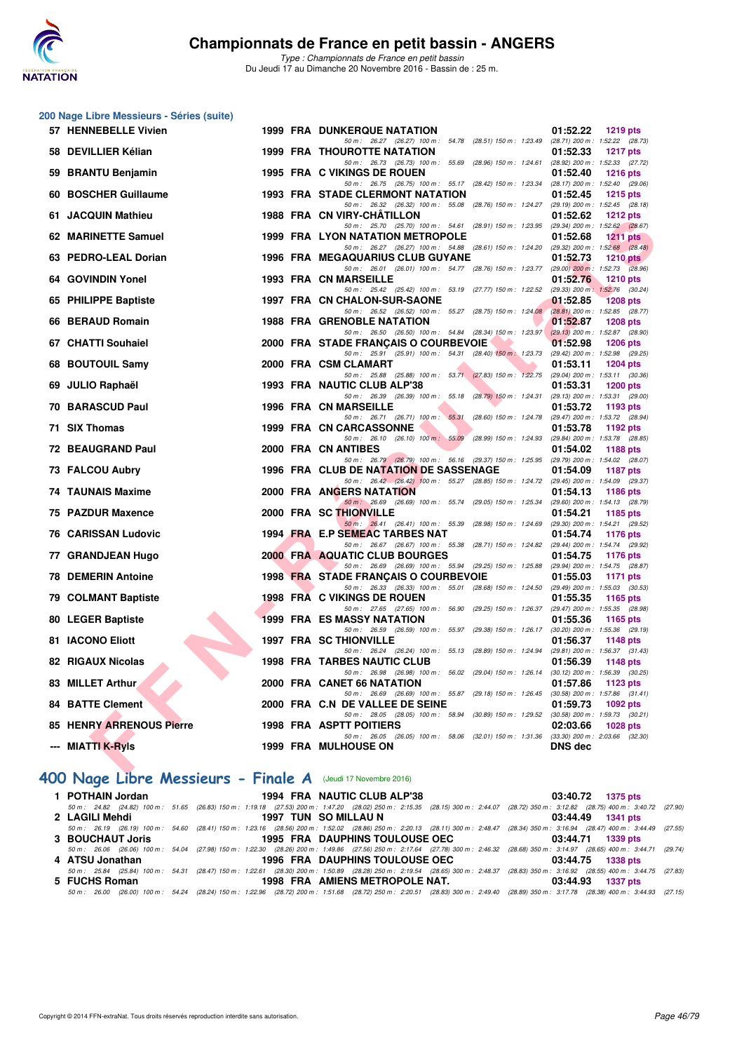# Championnats de France en petit bassin - ANGERS

*Type : Championnats de France en petit bassin*
Du Jeudi 17 au Dimanche 20 Novembre 2016 - Bassin de : 25 m.

## 200 Nage Libre Messieurs - Séries (suite)

| Rg | Nom | Année | Nat | Club | Temps | Points |
|---|---|---|---|---|---|---|
| 57 | HENNEBELLE Vivien | 1999 | FRA | DUNKERQUE NATATION | 01:52.22 | 1219 pts |
| | 50 m : 26.27 (26.27) 100 m : 54.78 (28.51) 150 m : 1:23.49 (28.71) 200 m : 1:52.22 (28.73) | | | | | |
| 58 | DEVILLIER Kélian | 1999 | FRA | THOUROTTE NATATION | 01:52.33 | 1217 pts |
| | 50 m : 26.73 (26.73) 100 m : 55.69 (28.96) 150 m : 1:24.61 (28.92) 200 m : 1:52.33 (27.72) | | | | | |
| 59 | BRANTU Benjamin | 1995 | FRA | C VIKINGS DE ROUEN | 01:52.40 | 1216 pts |
| | 50 m : 26.75 (26.75) 100 m : 55.17 (28.42) 150 m : 1:23.34 (28.17) 200 m : 1:52.40 (29.06) | | | | | |
| 60 | BOSCHER Guillaume | 1993 | FRA | STADE CLERMONT NATATION | 01:52.45 | 1215 pts |
| | 50 m : 26.32 (26.32) 100 m : 55.08 (28.76) 150 m : 1:24.27 (29.19) 200 m : 1:52.45 (28.18) | | | | | |
| 61 | JACQUIN Mathieu | 1988 | FRA | CN VIRY-CHÂTILLON | 01:52.62 | 1212 pts |
| | 50 m : 25.70 (25.70) 100 m : 54.61 (28.91) 150 m : 1:23.95 (29.34) 200 m : 1:52.62 (28.67) | | | | | |
| 62 | MARINETTE Samuel | 1999 | FRA | LYON NATATION METROPOLE | 01:52.68 | 1211 pts |
| | 50 m : 26.27 (26.27) 100 m : 54.88 (28.61) 150 m : 1:24.20 (29.32) 200 m : 1:52.68 (28.48) | | | | | |
| 63 | PEDRO-LEAL Dorian | 1996 | FRA | MEGAQUARIUS CLUB GUYANE | 01:52.73 | 1210 pts |
| | 50 m : 26.01 (26.01) 100 m : 54.77 (28.76) 150 m : 1:23.77 (29.00) 200 m : 1:52.73 (28.96) | | | | | |
| 64 | GOVINDIN Yonel | 1993 | FRA | CN MARSEILLE | 01:52.76 | 1210 pts |
| | 50 m : 25.42 (25.42) 100 m : 53.19 (27.77) 150 m : 1:22.52 (29.33) 200 m : 1:52.76 (30.24) | | | | | |
| 65 | PHILIPPE Baptiste | 1997 | FRA | CN CHALON-SUR-SAONE | 01:52.85 | 1208 pts |
| | 50 m : 26.52 (26.52) 100 m : 55.27 (28.75) 150 m : 1:24.08 (28.81) 200 m : 1:52.85 (28.77) | | | | | |
| 66 | BERAUD Romain | 1988 | FRA | GRENOBLE NATATION | 01:52.87 | 1208 pts |
| | 50 m : 26.50 (26.50) 100 m : 54.84 (28.34) 150 m : 1:23.97 (29.13) 200 m : 1:52.87 (28.90) | | | | | |
| 67 | CHATTI Souhaiel | 2000 | FRA | STADE FRANÇAIS O COURBEVOIE | 01:52.98 | 1206 pts |
| | 50 m : 25.91 (25.91) 100 m : 54.31 (28.40) 150 m : 1:23.73 (29.42) 200 m : 1:52.98 (29.25) | | | | | |
| 68 | BOUTOUIL Samy | 2000 | FRA | CSM CLAMART | 01:53.11 | 1204 pts |
| | 50 m : 25.88 (25.88) 100 m : 53.71 (27.83) 150 m : 1:22.75 (29.04) 200 m : 1:53.11 (30.36) | | | | | |
| 69 | JULIO Raphaël | 1993 | FRA | NAUTIC CLUB ALP'38 | 01:53.31 | 1200 pts |
| | 50 m : 26.39 (26.39) 100 m : 55.18 (28.79) 150 m : 1:24.31 (29.13) 200 m : 1:53.31 (29.00) | | | | | |
| 70 | BARASCUD Paul | 1996 | FRA | CN MARSEILLE | 01:53.72 | 1193 pts |
| | 50 m : 26.71 (26.71) 100 m : 55.31 (28.60) 150 m : 1:24.78 (29.47) 200 m : 1:53.72 (28.94) | | | | | |
| 71 | SIX Thomas | 1999 | FRA | CN CARCASSONNE | 01:53.78 | 1192 pts |
| | 50 m : 26.10 (26.10) 100 m : 55.09 (28.99) 150 m : 1:24.93 (29.84) 200 m : 1:53.78 (28.85) | | | | | |
| 72 | BEAUGRAND Paul | 2000 | FRA | CN ANTIBES | 01:54.02 | 1188 pts |
| | 50 m : 26.79 (26.79) 100 m : 56.16 (29.37) 150 m : 1:25.95 (29.79) 200 m : 1:54.02 (28.07) | | | | | |
| 73 | FALCOU Aubry | 1996 | FRA | CLUB DE NATATION DE SASSENAGE | 01:54.09 | 1187 pts |
| | 50 m : 26.42 (26.42) 100 m : 55.27 (28.85) 150 m : 1:24.72 (29.45) 200 m : 1:54.09 (29.37) | | | | | |
| 74 | TAUNAIS Maxime | 2000 | FRA | ANGERS NATATION | 01:54.13 | 1186 pts |
| | 50 m : 26.69 (26.69) 100 m : 55.74 (29.05) 150 m : 1:25.34 (29.60) 200 m : 1:54.13 (28.79) | | | | | |
| 75 | PAZDUR Maxence | 2000 | FRA | SC THIONVILLE | 01:54.21 | 1185 pts |
| | 50 m : 26.41 (26.41) 100 m : 55.39 (28.98) 150 m : 1:24.69 (29.30) 200 m : 1:54.21 (29.52) | | | | | |
| 76 | CARISSAN Ludovic | 1994 | FRA | E.P SEMEAC TARBES NAT | 01:54.74 | 1176 pts |
| | 50 m : 26.67 (26.67) 100 m : 55.38 (28.71) 150 m : 1:24.82 (29.44) 200 m : 1:54.74 (29.92) | | | | | |
| 77 | GRANDJEAN Hugo | 2000 | FRA | AQUATIC CLUB BOURGES | 01:54.75 | 1176 pts |
| | 50 m : 26.69 (26.69) 100 m : 55.94 (29.25) 150 m : 1:25.88 (29.94) 200 m : 1:54.75 (28.87) | | | | | |
| 78 | DEMERIN Antoine | 1998 | FRA | STADE FRANÇAIS O COURBEVOIE | 01:55.03 | 1171 pts |
| | 50 m : 26.33 (26.33) 100 m : 55.01 (28.68) 150 m : 1:24.50 (29.49) 200 m : 1:55.03 (30.53) | | | | | |
| 79 | COLMANT Baptiste | 1998 | FRA | C VIKINGS DE ROUEN | 01:55.35 | 1165 pts |
| | 50 m : 27.65 (27.65) 100 m : 56.90 (29.25) 150 m : 1:26.37 (29.47) 200 m : 1:55.35 (28.98) | | | | | |
| 80 | LEGER Baptiste | 1999 | FRA | ES MASSY NATATION | 01:55.36 | 1165 pts |
| | 50 m : 26.59 (26.59) 100 m : 55.97 (29.38) 150 m : 1:26.17 (30.20) 200 m : 1:55.36 (29.19) | | | | | |
| 81 | IACONO Eliott | 1997 | FRA | SC THIONVILLE | 01:56.37 | 1148 pts |
| | 50 m : 26.24 (26.24) 100 m : 55.13 (28.89) 150 m : 1:24.94 (29.81) 200 m : 1:56.37 (31.43) | | | | | |
| 82 | RIGAUX Nicolas | 1998 | FRA | TARBES NAUTIC CLUB | 01:56.39 | 1148 pts |
| | 50 m : 26.98 (26.98) 100 m : 56.02 (29.04) 150 m : 1:26.14 (30.12) 200 m : 1:56.39 (30.25) | | | | | |
| 83 | MILLET Arthur | 2000 | FRA | CANET 66 NATATION | 01:57.86 | 1123 pts |
| | 50 m : 26.69 (26.69) 100 m : 55.87 (29.18) 150 m : 1:26.45 (30.58) 200 m : 1:57.86 (31.41) | | | | | |
| 84 | BATTE Clement | 2000 | FRA | C.N DE VALLEE DE SEINE | 01:59.73 | 1092 pts |
| | 50 m : 28.05 (28.05) 100 m : 58.94 (30.89) 150 m : 1:29.52 (30.58) 200 m : 1:59.73 (30.21) | | | | | |
| 85 | HENRY ARRENOUS Pierre | 1998 | FRA | ASPTT POITIERS | 02:03.66 | 1028 pts |
| | 50 m : 26.05 (26.05) 100 m : 58.06 (32.01) 150 m : 1:31.36 (33.30) 200 m : 2:03.66 (32.30) | | | | | |
| --- | MIATTI K-Ryls | 1999 | FRA | MULHOUSE ON | DNS dec | |

## 400 Nage Libre Messieurs - Finale A (Jeudi 17 Novembre 2016)

| Rg | Nom | Année | Nat | Club | Temps | Points |
|---|---|---|---|---|---|---|
| 1 | POTHAIN Jordan | 1994 | FRA | NAUTIC CLUB ALP'38 | 03:40.72 | 1375 pts |
| | 50 m : 24.82 (24.82) 100 m : 51.65 (26.83) 150 m : 1:19.18 (27.53) 200 m : 1:47.20 (28.02) 250 m : 2:15.35 (28.15) 300 m : 2:44.07 (28.72) 350 m : 3:12.82 (28.75) 400 m : 3:40.72 (27.90) | | | | | |
| 2 | LAGILI Mehdi | 1997 | TUN | SO MILLAU N | 03:44.49 | 1341 pts |
| | 50 m : 26.19 (26.19) 100 m : 54.60 (28.41) 150 m : 1:23.16 (28.56) 200 m : 1:52.02 (28.86) 250 m : 2:20.13 (28.11) 300 m : 2:48.47 (28.34) 350 m : 3:16.94 (28.47) 400 m : 3:44.49 (27.55) | | | | | |
| 3 | BOUCHAUT Joris | 1995 | FRA | DAUPHINS TOULOUSE OEC | 03:44.71 | 1339 pts |
| | 50 m : 26.06 (26.06) 100 m : 54.04 (27.98) 150 m : 1:22.30 (28.26) 200 m : 1:49.86 (27.56) 250 m : 2:17.64 (27.78) 300 m : 2:46.32 (28.68) 350 m : 3:14.97 (28.65) 400 m : 3:44.71 (29.74) | | | | | |
| 4 | ATSU Jonathan | 1996 | FRA | DAUPHINS TOULOUSE OEC | 03:44.75 | 1338 pts |
| | 50 m : 25.84 (25.84) 100 m : 54.31 (28.47) 150 m : 1:22.61 (28.30) 200 m : 1:50.89 (28.28) 250 m : 2:19.54 (28.65) 300 m : 2:48.37 (28.83) 350 m : 3:16.92 (28.55) 400 m : 3:44.75 (27.83) | | | | | |
| 5 | FUCHS Roman | 1998 | FRA | AMIENS METROPOLE NAT. | 03:44.93 | 1337 pts |
| | 50 m : 26.00 (26.00) 100 m : 54.24 (28.24) 150 m : 1:22.96 (28.72) 200 m : 1:51.68 (28.72) 250 m : 2:20.51 (28.83) 300 m : 2:49.40 (28.89) 350 m : 3:17.78 (28.38) 400 m : 3:44.93 (27.15) | | | | | |

Copyright © 2014 FFN-extraNat. Tous droits réservés reproduction interdite sans autorisation.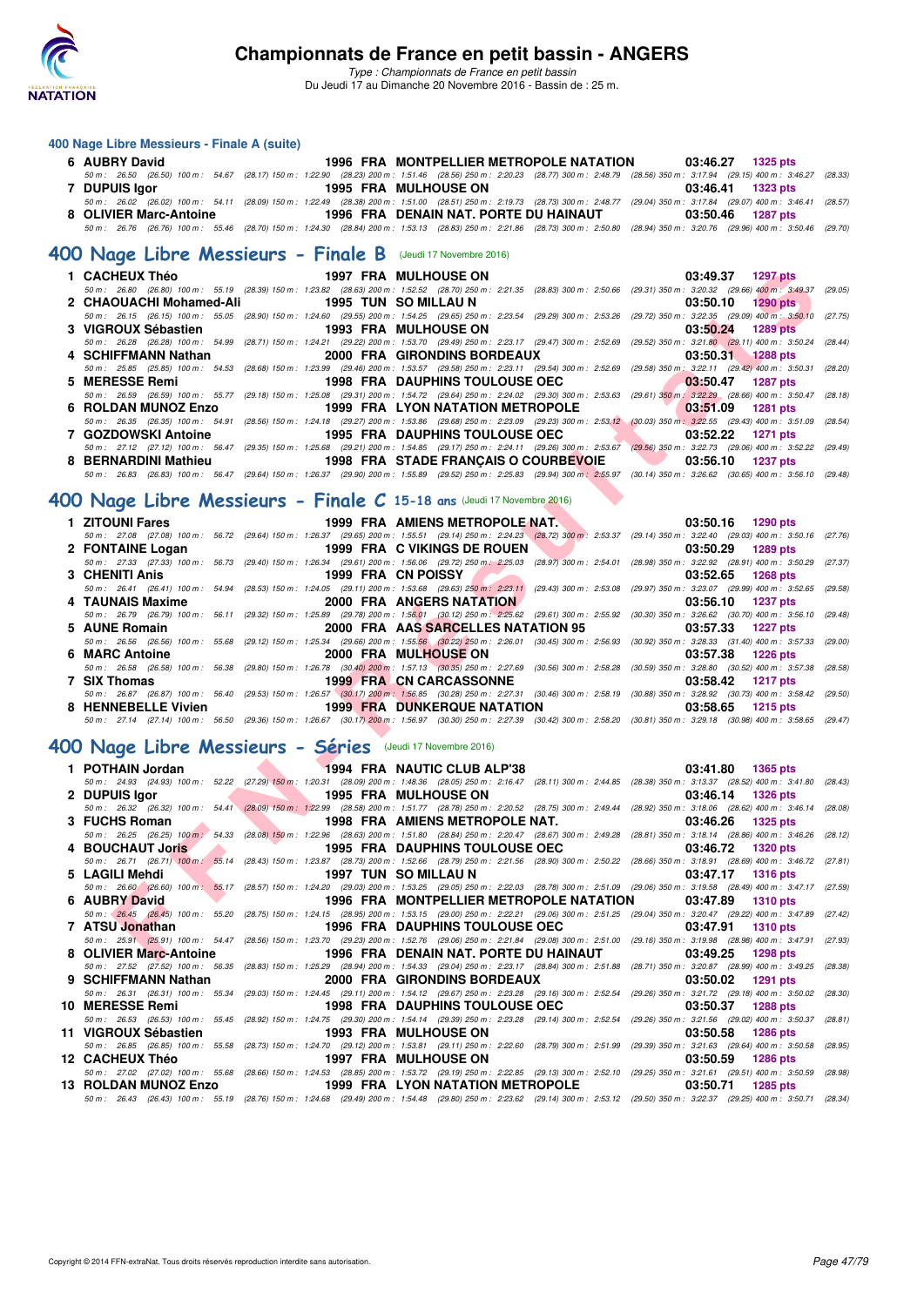### 400 Nage Libre Messieurs - Finale A (suite)

| Rang | Nom | Année | Nat | Club | Temps | Points |
|---|---|---|---|---|---|---|
| 6 | AUBRY David | 1996 | FRA | MONTPELLIER METROPOLE NATATION | 03:46.27 | 1325 pts |
| | 50 m : 26.50 (26.50) 100 m : 54.67 (28.17) 150 m : 1:22.90 (28.23) 200 m : 1:51.46 (28.56) 250 m : 2:20.23 (28.77) 300 m : 2:48.79 (28.56) 350 m : 3:17.94 (29.15) 400 m : 3:46.27 (28.33) | | | | | |
| 7 | DUPUIS Igor | 1995 | FRA | MULHOUSE ON | 03:46.41 | 1323 pts |
| | 50 m : 26.02 (26.02) 100 m : 54.11 (28.09) 150 m : 1:22.49 (28.38) 200 m : 1:51.00 (28.51) 250 m : 2:19.73 (28.73) 300 m : 2:48.77 (29.04) 350 m : 3:17.84 (29.07) 400 m : 3:46.41 (28.57) | | | | | |
| 8 | OLIVIER Marc-Antoine | 1996 | FRA | DENAIN NAT. PORTE DU HAINAUT | 03:50.46 | 1287 pts |
| | 50 m : 26.76 (26.76) 100 m : 55.46 (28.70) 150 m : 1:24.30 (28.84) 200 m : 1:53.13 (28.83) 250 m : 2:21.86 (28.73) 300 m : 2:50.80 (28.94) 350 m : 3:20.76 (29.96) 400 m : 3:50.46 (29.70) | | | | | |

## 400 Nage Libre Messieurs - Finale B (Jeudi 17 Novembre 2016)

| Rang | Nom | Année | Nat | Club | Temps | Points |
|---|---|---|---|---|---|---|
| 1 | CACHEUX Théo | 1997 | FRA | MULHOUSE ON | 03:49.37 | 1297 pts |
| | 50 m : 26.80 (26.80) 100 m : 55.19 (28.39) 150 m : 1:23.82 (28.63) 200 m : 1:52.52 (28.70) 250 m : 2:21.35 (28.83) 300 m : 2:50.66 (29.31) 350 m : 3:20.32 (29.66) 400 m : 3:49.37 (29.05) | | | | | |
| 2 | CHAOUACHI Mohamed-Ali | 1995 | TUN | SO MILLAU N | 03:50.10 | 1290 pts |
| | 50 m : 26.15 (26.15) 100 m : 55.05 (28.90) 150 m : 1:24.60 (29.55) 200 m : 1:54.25 (29.65) 250 m : 2:23.54 (29.29) 300 m : 2:53.26 (29.72) 350 m : 3:22.35 (29.09) 400 m : 3:50.10 (27.75) | | | | | |
| 3 | VIGROUX Sébastien | 1993 | FRA | MULHOUSE ON | 03:50.24 | 1289 pts |
| | 50 m : 26.28 (26.28) 100 m : 54.99 (28.71) 150 m : 1:24.21 (29.22) 200 m : 1:53.70 (29.49) 250 m : 2:23.17 (29.47) 300 m : 2:52.69 (29.52) 350 m : 3:21.80 (29.11) 400 m : 3:50.24 (28.44) | | | | | |
| 4 | SCHIFFMANN Nathan | 2000 | FRA | GIRONDINS BORDEAUX | 03:50.31 | 1288 pts |
| | 50 m : 25.85 (25.85) 100 m : 54.53 (28.68) 150 m : 1:23.99 (29.46) 200 m : 1:53.57 (29.58) 250 m : 2:23.11 (29.54) 300 m : 2:52.69 (29.58) 350 m : 3:22.11 (29.42) 400 m : 3:50.31 (28.20) | | | | | |
| 5 | MERESSE Remi | 1998 | FRA | DAUPHINS TOULOUSE OEC | 03:50.47 | 1287 pts |
| | 50 m : 26.59 (26.59) 100 m : 55.77 (29.18) 150 m : 1:25.08 (29.31) 200 m : 1:54.72 (29.64) 250 m : 2:24.02 (29.30) 300 m : 2:53.63 (29.61) 350 m : 3:22.29 (28.66) 400 m : 3:50.47 (28.18) | | | | | |
| 6 | ROLDAN MUNOZ Enzo | 1999 | FRA | LYON NATATION METROPOLE | 03:51.09 | 1281 pts |
| | 50 m : 26.35 (26.35) 100 m : 54.91 (28.56) 150 m : 1:24.18 (29.27) 200 m : 1:53.86 (29.68) 250 m : 2:23.09 (29.23) 300 m : 2:53.12 (30.03) 350 m : 3:22.55 (29.43) 400 m : 3:51.09 (28.54) | | | | | |
| 7 | GOZDOWSKI Antoine | 1995 | FRA | DAUPHINS TOULOUSE OEC | 03:52.22 | 1271 pts |
| | 50 m : 27.12 (27.12) 100 m : 56.47 (29.35) 150 m : 1:25.68 (29.21) 200 m : 1:54.85 (29.17) 250 m : 2:24.11 (29.26) 300 m : 2:53.67 (29.56) 350 m : 3:22.73 (29.06) 400 m : 3:52.22 (29.49) | | | | | |
| 8 | BERNARDINI Mathieu | 1998 | FRA | STADE FRANÇAIS O COURBEVOIE | 03:56.10 | 1237 pts |
| | 50 m : 26.83 (26.83) 100 m : 56.47 (29.64) 150 m : 1:26.37 (29.90) 200 m : 1:55.89 (29.52) 250 m : 2:25.83 (29.94) 300 m : 2:55.97 (30.14) 350 m : 3:26.62 (30.65) 400 m : 3:56.10 (29.48) | | | | | |

## 400 Nage Libre Messieurs - Finale C 15-18 ans (Jeudi 17 Novembre 2016)

| Rang | Nom | Année | Nat | Club | Temps | Points |
|---|---|---|---|---|---|---|
| 1 | ZITOUNI Fares | 1999 | FRA | AMIENS METROPOLE NAT. | 03:50.16 | 1290 pts |
| | 50 m : 27.08 (27.08) 100 m : 56.72 (29.64) 150 m : 1:26.37 (29.65) 200 m : 1:55.51 (29.14) 250 m : 2:24.23 (28.72) 300 m : 2:53.37 (29.14) 350 m : 3:22.40 (29.03) 400 m : 3:50.16 (27.76) | | | | | |
| 2 | FONTAINE Logan | 1999 | FRA | C VIKINGS DE ROUEN | 03:50.29 | 1289 pts |
| | 50 m : 27.33 (27.33) 100 m : 56.73 (29.40) 150 m : 1:26.34 (29.61) 200 m : 1:56.06 (29.72) 250 m : 2:25.03 (28.97) 300 m : 2:54.01 (28.98) 350 m : 3:22.92 (28.91) 400 m : 3:50.29 (27.37) | | | | | |
| 3 | CHENITI Anis | 1999 | FRA | CN POISSY | 03:52.65 | 1268 pts |
| | 50 m : 26.41 (26.41) 100 m : 54.94 (28.53) 150 m : 1:24.05 (29.11) 200 m : 1:53.68 (29.63) 250 m : 2:23.11 (29.43) 300 m : 2:53.08 (29.97) 350 m : 3:23.07 (29.99) 400 m : 3:52.65 (29.58) | | | | | |
| 4 | TAUNAIS Maxime | 2000 | FRA | ANGERS NATATION | 03:56.10 | 1237 pts |
| | 50 m : 26.79 (26.79) 100 m : 56.11 (29.32) 150 m : 1:25.89 (29.78) 200 m : 1:56.01 (30.12) 250 m : 2:25.62 (29.61) 300 m : 2:55.92 (30.30) 350 m : 3:26.62 (30.70) 400 m : 3:56.10 (29.48) | | | | | |
| 5 | AUNE Romain | 2000 | FRA | AAS SARCELLES NATATION 95 | 03:57.33 | 1227 pts |
| | 50 m : 26.56 (26.56) 100 m : 55.68 (29.12) 150 m : 1:25.34 (29.66) 200 m : 1:55.56 (30.22) 250 m : 2:26.01 (30.45) 300 m : 2:56.93 (30.92) 350 m : 3:28.33 (31.40) 400 m : 3:57.33 (29.00) | | | | | |
| 6 | MARC Antoine | 2000 | FRA | MULHOUSE ON | 03:57.38 | 1226 pts |
| | 50 m : 26.58 (26.58) 100 m : 56.38 (29.80) 150 m : 1:26.78 (30.40) 200 m : 1:57.13 (30.35) 250 m : 2:27.69 (30.56) 300 m : 2:58.28 (30.59) 350 m : 3:28.80 (30.52) 400 m : 3:57.38 (28.58) | | | | | |
| 7 | SIX Thomas | 1999 | FRA | CN CARCASSONNE | 03:58.42 | 1217 pts |
| | 50 m : 26.87 (26.87) 100 m : 56.40 (29.53) 150 m : 1:26.57 (30.17) 200 m : 1:56.85 (30.28) 250 m : 2:27.31 (30.46) 300 m : 2:58.19 (30.88) 350 m : 3:28.92 (30.73) 400 m : 3:58.42 (29.50) | | | | | |
| 8 | HENNEBELLE Vivien | 1999 | FRA | DUNKERQUE NATATION | 03:58.65 | 1215 pts |
| | 50 m : 27.14 (27.14) 100 m : 56.50 (29.36) 150 m : 1:26.67 (30.17) 200 m : 1:56.97 (30.30) 250 m : 2:27.39 (30.42) 300 m : 2:58.20 (30.81) 350 m : 3:29.18 (30.98) 400 m : 3:58.65 (29.47) | | | | | |

## 400 Nage Libre Messieurs - Séries (Jeudi 17 Novembre 2016)

| Rang | Nom | Année | Nat | Club | Temps | Points |
|---|---|---|---|---|---|---|
| 1 | POTHAIN Jordan | 1994 | FRA | NAUTIC CLUB ALP'38 | 03:41.80 | 1365 pts |
| | 50 m : 24.93 (24.93) 100 m : 52.22 (27.29) 150 m : 1:20.31 (28.09) 200 m : 1:48.36 (28.05) 250 m : 2:16.47 (28.11) 300 m : 2:44.85 (28.38) 350 m : 3:13.37 (28.52) 400 m : 3:41.80 (28.43) | | | | | |
| 2 | DUPUIS Igor | 1995 | FRA | MULHOUSE ON | 03:46.14 | 1326 pts |
| | 50 m : 26.32 (26.32) 100 m : 54.41 (28.09) 150 m : 1:22.99 (28.58) 200 m : 1:51.77 (28.78) 250 m : 2:20.52 (28.75) 300 m : 2:49.44 (28.92) 350 m : 3:18.06 (28.62) 400 m : 3:46.14 (28.08) | | | | | |
| 3 | FUCHS Roman | 1998 | FRA | AMIENS METROPOLE NAT. | 03:46.26 | 1325 pts |
| | 50 m : 26.25 (26.25) 100 m : 54.33 (28.08) 150 m : 1:22.96 (28.63) 200 m : 1:51.80 (28.84) 250 m : 2:20.47 (28.67) 300 m : 2:49.28 (28.81) 350 m : 3:18.14 (28.86) 400 m : 3:46.26 (28.12) | | | | | |
| 4 | BOUCHAUT Joris | 1995 | FRA | DAUPHINS TOULOUSE OEC | 03:46.72 | 1320 pts |
| | 50 m : 26.71 (26.71) 100 m : 55.14 (28.43) 150 m : 1:23.87 (28.73) 200 m : 1:52.66 (28.79) 250 m : 2:21.56 (28.90) 300 m : 2:50.22 (28.66) 350 m : 3:18.91 (28.69) 400 m : 3:46.72 (27.81) | | | | | |
| 5 | LAGILI Mehdi | 1997 | TUN | SO MILLAU N | 03:47.17 | 1316 pts |
| | 50 m : 26.60 (26.60) 100 m : 55.17 (28.57) 150 m : 1:24.20 (29.03) 200 m : 1:53.25 (29.05) 250 m : 2:22.03 (28.78) 300 m : 2:51.09 (29.06) 350 m : 3:19.58 (28.49) 400 m : 3:47.17 (27.59) | | | | | |
| 6 | AUBRY David | 1996 | FRA | MONTPELLIER METROPOLE NATATION | 03:47.89 | 1310 pts |
| | 50 m : 26.45 (26.45) 100 m : 55.20 (28.75) 150 m : 1:24.15 (28.95) 200 m : 1:53.15 (29.00) 250 m : 2:22.21 (29.06) 300 m : 2:51.25 (29.04) 350 m : 3:20.47 (29.22) 400 m : 3:47.89 (27.42) | | | | | |
| 7 | ATSU Jonathan | 1996 | FRA | DAUPHINS TOULOUSE OEC | 03:47.91 | 1310 pts |
| | 50 m : 25.91 (25.91) 100 m : 54.47 (28.56) 150 m : 1:23.70 (29.23) 200 m : 1:52.76 (29.06) 250 m : 2:21.84 (29.08) 300 m : 2:51.00 (29.16) 350 m : 3:19.98 (28.98) 400 m : 3:47.91 (27.93) | | | | | |
| 8 | OLIVIER Marc-Antoine | 1996 | FRA | DENAIN NAT. PORTE DU HAINAUT | 03:49.25 | 1298 pts |
| | 50 m : 27.52 (27.52) 100 m : 56.35 (28.83) 150 m : 1:25.29 (28.94) 200 m : 1:54.33 (29.04) 250 m : 2:23.17 (28.84) 300 m : 2:51.88 (28.71) 350 m : 3:20.87 (28.99) 400 m : 3:49.25 (28.38) | | | | | |
| 9 | SCHIFFMANN Nathan | 2000 | FRA | GIRONDINS BORDEAUX | 03:50.02 | 1291 pts |
| | 50 m : 26.31 (26.31) 100 m : 55.34 (29.03) 150 m : 1:24.45 (29.11) 200 m : 1:54.12 (29.67) 250 m : 2:23.28 (29.16) 300 m : 2:52.54 (29.26) 350 m : 3:21.72 (29.18) 400 m : 3:50.02 (28.30) | | | | | |
| 10 | MERESSE Remi | 1998 | FRA | DAUPHINS TOULOUSE OEC | 03:50.37 | 1288 pts |
| | 50 m : 26.53 (26.53) 100 m : 55.45 (28.92) 150 m : 1:24.75 (29.30) 200 m : 1:54.14 (29.39) 250 m : 2:23.28 (29.14) 300 m : 2:52.54 (29.26) 350 m : 3:21.56 (29.02) 400 m : 3:50.37 (28.81) | | | | | |
| 11 | VIGROUX Sébastien | 1993 | FRA | MULHOUSE ON | 03:50.58 | 1286 pts |
| | 50 m : 26.85 (26.85) 100 m : 55.58 (28.73) 150 m : 1:24.70 (29.12) 200 m : 1:53.81 (29.11) 250 m : 2:22.60 (28.79) 300 m : 2:51.99 (29.39) 350 m : 3:21.63 (29.64) 400 m : 3:50.58 (28.95) | | | | | |
| 12 | CACHEUX Théo | 1997 | FRA | MULHOUSE ON | 03:50.59 | 1286 pts |
| | 50 m : 27.02 (27.02) 100 m : 55.68 (28.66) 150 m : 1:24.53 (28.85) 200 m : 1:53.72 (29.19) 250 m : 2:22.85 (29.13) 300 m : 2:52.10 (29.25) 350 m : 3:21.61 (29.51) 400 m : 3:50.59 (28.98) | | | | | |
| 13 | ROLDAN MUNOZ Enzo | 1999 | FRA | LYON NATATION METROPOLE | 03:50.71 | 1285 pts |
| | 50 m : 26.43 (26.43) 100 m : 55.19 (28.76) 150 m : 1:24.68 (29.49) 200 m : 1:54.48 (29.80) 250 m : 2:23.62 (29.14) 300 m : 2:53.12 (29.50) 350 m : 3:22.37 (29.25) 400 m : 3:50.71 (28.34) | | | | | |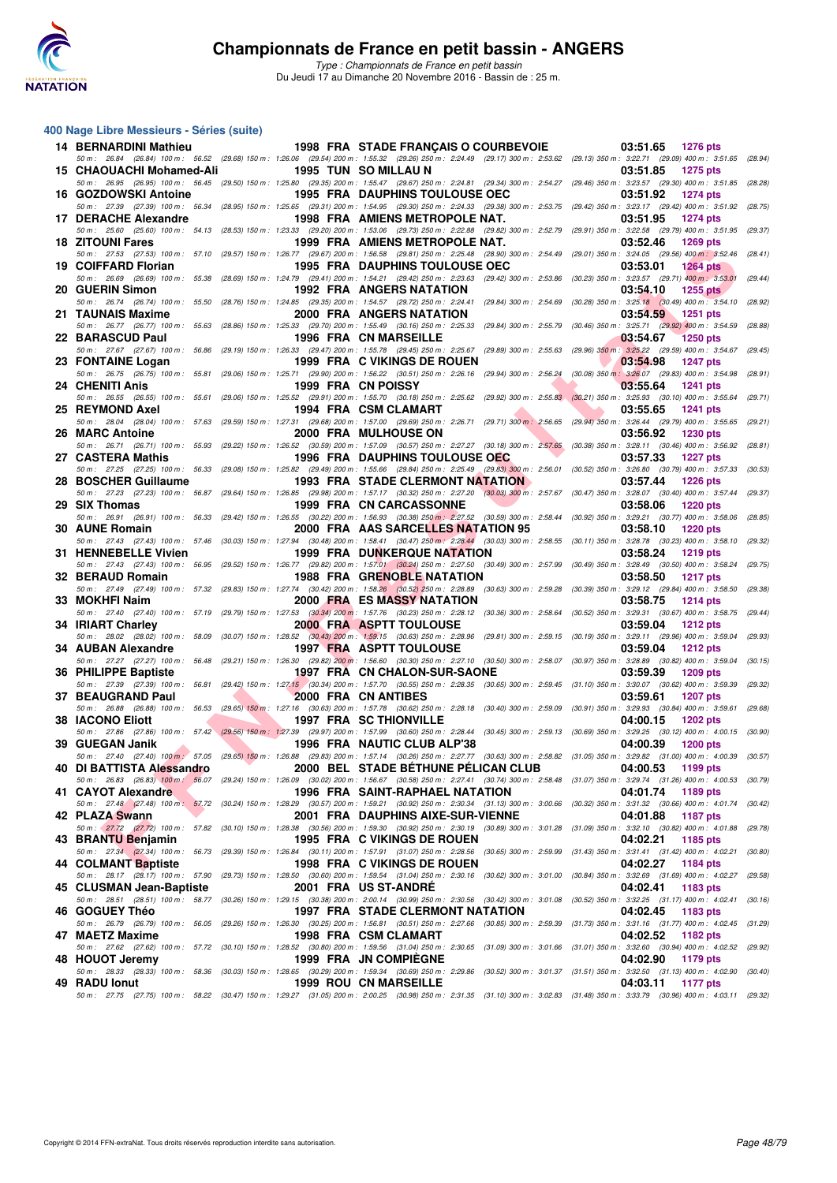# Championnats de France en petit bassin - ANGERS

*Type : Championnats de France en petit bassin*
Du Jeudi 17 au Dimanche 20 Novembre 2016 - Bassin de : 25 m.

## 400 Nage Libre Messieurs - Séries (suite)

| Rang | Nom | Année | Nat. | Club | Temps | Points |
|---|---|---|---|---|---|---|
| 14 | BERNARDINI Mathieu | 1998 | FRA | STADE FRANÇAIS O COURBEVOIE | 03:51.65 | 1276 pts |
| | *50 m : 26.84 (26.84) 100 m : 56.52 (29.68) 150 m : 1:26.06 (29.54) 200 m : 1:55.32 (29.26) 250 m : 2:24.49 (29.17) 300 m : 2:53.62 (29.13) 350 m : 3:22.71 (29.09) 400 m : 3:51.65 (28.94)* | | | | | |
| 15 | CHAOUACHI Mohamed-Ali | 1995 | TUN | SO MILLAU N | 03:51.85 | 1275 pts |
| | *50 m : 26.95 (26.95) 100 m : 56.45 (29.50) 150 m : 1:25.80 (29.35) 200 m : 1:55.47 (29.67) 250 m : 2:24.81 (29.34) 300 m : 2:54.27 (29.46) 350 m : 3:23.57 (29.30) 400 m : 3:51.85 (28.28)* | | | | | |
| 16 | GOZDOWSKI Antoine | 1995 | FRA | DAUPHINS TOULOUSE OEC | 03:51.92 | 1274 pts |
| | *50 m : 27.39 (27.39) 100 m : 56.34 (28.95) 150 m : 1:25.65 (29.31) 200 m : 1:54.95 (29.30) 250 m : 2:24.33 (29.38) 300 m : 2:53.75 (29.42) 350 m : 3:23.17 (29.42) 400 m : 3:51.92 (28.75)* | | | | | |
| 17 | DERACHE Alexandre | 1998 | FRA | AMIENS METROPOLE NAT. | 03:51.95 | 1274 pts |
| | *50 m : 25.60 (25.60) 100 m : 54.13 (28.53) 150 m : 1:23.33 (29.20) 200 m : 1:53.06 (29.73) 250 m : 2:22.88 (29.82) 300 m : 2:52.79 (29.91) 350 m : 3:22.58 (29.79) 400 m : 3:51.95 (29.37)* | | | | | |
| 18 | ZITOUNI Fares | 1999 | FRA | AMIENS METROPOLE NAT. | 03:52.46 | 1269 pts |
| | *50 m : 27.53 (27.53) 100 m : 57.10 (29.57) 150 m : 1:26.77 (29.67) 200 m : 1:56.58 (29.81) 250 m : 2:25.48 (28.90) 300 m : 2:54.49 (29.01) 350 m : 3:24.05 (29.56) 400 m : 3:52.46 (28.41)* | | | | | |
| 19 | COIFFARD Florian | 1995 | FRA | DAUPHINS TOULOUSE OEC | 03:53.01 | 1264 pts |
| | *50 m : 26.69 (26.69) 100 m : 55.38 (28.69) 150 m : 1:24.79 (29.41) 200 m : 1:54.21 (29.42) 250 m : 2:23.63 (29.42) 300 m : 2:53.86 (30.23) 350 m : 3:23.57 (29.71) 400 m : 3:53.01 (29.44)* | | | | | |
| 20 | GUERIN Simon | 1992 | FRA | ANGERS NATATION | 03:54.10 | 1255 pts |
| | *50 m : 26.74 (26.74) 100 m : 55.50 (28.76) 150 m : 1:24.85 (29.35) 200 m : 1:54.57 (29.72) 250 m : 2:24.41 (29.84) 300 m : 2:54.69 (30.28) 350 m : 3:25.18 (30.49) 400 m : 3:54.10 (28.92)* | | | | | |
| 21 | TAUNAIS Maxime | 2000 | FRA | ANGERS NATATION | 03:54.59 | 1251 pts |
| | *50 m : 26.77 (26.77) 100 m : 55.63 (28.86) 150 m : 1:25.33 (29.70) 200 m : 1:55.49 (30.16) 250 m : 2:25.33 (29.84) 300 m : 2:55.79 (30.46) 350 m : 3:25.71 (29.92) 400 m : 3:54.59 (28.88)* | | | | | |
| 22 | BARASCUD Paul | 1996 | FRA | CN MARSEILLE | 03:54.67 | 1250 pts |
| | *50 m : 27.67 (27.67) 100 m : 56.86 (29.19) 150 m : 1:26.33 (29.47) 200 m : 1:55.78 (29.45) 250 m : 2:25.67 (29.89) 300 m : 2:55.63 (29.96) 350 m : 3:25.22 (29.59) 400 m : 3:54.67 (29.45)* | | | | | |
| 23 | FONTAINE Logan | 1999 | FRA | C VIKINGS DE ROUEN | 03:54.98 | 1247 pts |
| | *50 m : 26.75 (26.75) 100 m : 55.81 (29.06) 150 m : 1:25.71 (29.90) 200 m : 1:56.22 (30.51) 250 m : 2:26.16 (29.94) 300 m : 2:56.24 (30.08) 350 m : 3:26.07 (29.83) 400 m : 3:54.98 (28.91)* | | | | | |
| 24 | CHENITI Anis | 1999 | FRA | CN POISSY | 03:55.64 | 1241 pts |
| | *50 m : 26.55 (26.55) 100 m : 55.61 (29.06) 150 m : 1:25.52 (29.91) 200 m : 1:55.70 (30.18) 250 m : 2:25.62 (29.92) 300 m : 2:55.83 (30.21) 350 m : 3:25.93 (30.10) 400 m : 3:55.64 (29.71)* | | | | | |
| 25 | REYMOND Axel | 1994 | FRA | CSM CLAMART | 03:55.65 | 1241 pts |
| | *50 m : 28.04 (28.04) 100 m : 57.63 (29.59) 150 m : 1:27.31 (29.68) 200 m : 1:57.00 (29.69) 250 m : 2:26.71 (29.71) 300 m : 2:56.65 (29.94) 350 m : 3:26.44 (29.79) 400 m : 3:55.65 (29.21)* | | | | | |
| 26 | MARC Antoine | 2000 | FRA | MULHOUSE ON | 03:56.92 | 1230 pts |
| | *50 m : 26.71 (26.71) 100 m : 55.93 (29.22) 150 m : 1:26.52 (30.59) 200 m : 1:57.09 (30.57) 250 m : 2:27.27 (30.18) 300 m : 2:57.65 (30.38) 350 m : 3:28.11 (30.46) 400 m : 3:56.92 (28.81)* | | | | | |
| 27 | CASTERA Mathis | 1996 | FRA | DAUPHINS TOULOUSE OEC | 03:57.33 | 1227 pts |
| | *50 m : 27.25 (27.25) 100 m : 56.33 (29.08) 150 m : 1:25.82 (29.49) 200 m : 1:55.66 (29.84) 250 m : 2:25.49 (29.83) 300 m : 2:56.01 (30.52) 350 m : 3:26.80 (30.79) 400 m : 3:57.33 (30.53)* | | | | | |
| 28 | BOSCHER Guillaume | 1993 | FRA | STADE CLERMONT NATATION | 03:57.44 | 1226 pts |
| | *50 m : 27.23 (27.23) 100 m : 56.87 (29.64) 150 m : 1:26.85 (29.98) 200 m : 1:57.17 (30.32) 250 m : 2:27.20 (30.03) 300 m : 2:57.67 (30.47) 350 m : 3:28.07 (30.40) 400 m : 3:57.44 (29.37)* | | | | | |
| 29 | SIX Thomas | 1999 | FRA | CN CARCASSONNE | 03:58.06 | 1220 pts |
| | *50 m : 26.91 (26.91) 100 m : 56.33 (29.42) 150 m : 1:26.55 (30.22) 200 m : 1:56.93 (30.38) 250 m : 2:27.52 (30.59) 300 m : 2:58.44 (30.92) 350 m : 3:29.21 (30.77) 400 m : 3:58.06 (28.85)* | | | | | |
| 30 | AUNE Romain | 2000 | FRA | AAS SARCELLES NATATION 95 | 03:58.10 | 1220 pts |
| | *50 m : 27.43 (27.43) 100 m : 57.46 (30.03) 150 m : 1:27.94 (30.48) 200 m : 1:58.41 (30.47) 250 m : 2:28.44 (30.03) 300 m : 2:58.55 (30.11) 350 m : 3:28.78 (30.23) 400 m : 3:58.10 (29.32)* | | | | | |
| 31 | HENNEBELLE Vivien | 1999 | FRA | DUNKERQUE NATATION | 03:58.24 | 1219 pts |
| | *50 m : 27.43 (27.43) 100 m : 56.95 (29.52) 150 m : 1:26.77 (29.82) 200 m : 1:57.01 (30.24) 250 m : 2:27.50 (30.49) 300 m : 2:57.99 (30.49) 350 m : 3:28.49 (30.50) 400 m : 3:58.24 (29.75)* | | | | | |
| 32 | BERAUD Romain | 1988 | FRA | GRENOBLE NATATION | 03:58.50 | 1217 pts |
| | *50 m : 27.49 (27.49) 100 m : 57.32 (29.83) 150 m : 1:27.74 (30.42) 200 m : 1:58.26 (30.52) 250 m : 2:28.89 (30.63) 300 m : 2:59.28 (30.39) 350 m : 3:29.12 (29.84) 400 m : 3:58.50 (29.38)* | | | | | |
| 33 | MOKHFI Naim | 2000 | FRA | ES MASSY NATATION | 03:58.75 | 1214 pts |
| | *50 m : 27.40 (27.40) 100 m : 57.19 (29.79) 150 m : 1:27.53 (30.34) 200 m : 1:57.76 (30.23) 250 m : 2:28.12 (30.36) 300 m : 2:58.64 (30.52) 350 m : 3:29.31 (30.67) 400 m : 3:58.75 (29.44)* | | | | | |
| 34 | IRIART Charley | 2000 | FRA | ASPTT TOULOUSE | 03:59.04 | 1212 pts |
| | *50 m : 28.02 (28.02) 100 m : 58.09 (30.07) 150 m : 1:28.52 (30.43) 200 m : 1:59.15 (30.63) 250 m : 2:28.96 (29.81) 300 m : 2:59.15 (30.19) 350 m : 3:29.11 (29.96) 400 m : 3:59.04 (29.93)* | | | | | |
| 34 | AUBAN Alexandre | 1997 | FRA | ASPTT TOULOUSE | 03:59.04 | 1212 pts |
| | *50 m : 27.27 (27.27) 100 m : 56.48 (29.21) 150 m : 1:26.30 (29.82) 200 m : 1:56.60 (30.30) 250 m : 2:27.10 (30.50) 300 m : 2:58.07 (30.97) 350 m : 3:28.89 (30.82) 400 m : 3:59.04 (30.15)* | | | | | |
| 36 | PHILIPPE Baptiste | 1997 | FRA | CN CHALON-SUR-SAONE | 03:59.39 | 1209 pts |
| | *50 m : 27.39 (27.39) 100 m : 56.81 (29.42) 150 m : 1:27.15 (30.34) 200 m : 1:57.70 (30.55) 250 m : 2:28.35 (30.65) 300 m : 2:59.45 (31.10) 350 m : 3:30.07 (30.62) 400 m : 3:59.39 (29.32)* | | | | | |
| 37 | BEAUGRAND Paul | 2000 | FRA | CN ANTIBES | 03:59.61 | 1207 pts |
| | *50 m : 26.88 (26.88) 100 m : 56.53 (29.65) 150 m : 1:27.16 (30.63) 200 m : 1:57.78 (30.62) 250 m : 2:28.18 (30.40) 300 m : 2:59.09 (30.91) 350 m : 3:29.93 (30.84) 400 m : 3:59.61 (29.68)* | | | | | |
| 38 | IACONO Eliott | 1997 | FRA | SC THIONVILLE | 04:00.15 | 1202 pts |
| | *50 m : 27.86 (27.86) 100 m : 57.42 (29.56) 150 m : 1:27.39 (29.97) 200 m : 1:57.99 (30.60) 250 m : 2:28.44 (30.45) 300 m : 2:59.13 (30.69) 350 m : 3:29.25 (30.12) 400 m : 4:00.15 (30.90)* | | | | | |
| 39 | GUEGAN Janik | 1996 | FRA | NAUTIC CLUB ALP'38 | 04:00.39 | 1200 pts |
| | *50 m : 27.40 (27.40) 100 m : 57.05 (29.65) 150 m : 1:26.88 (29.83) 200 m : 1:57.14 (30.26) 250 m : 2:27.77 (30.63) 300 m : 2:58.82 (31.05) 350 m : 3:29.82 (31.00) 400 m : 4:00.39 (30.57)* | | | | | |
| 40 | DI BATTISTA Alessandro | 2000 | BEL | STADE BÉTHUNE PÉLICAN CLUB | 04:00.53 | 1199 pts |
| | *50 m : 26.83 (26.83) 100 m : 56.07 (29.24) 150 m : 1:26.09 (30.02) 200 m : 1:56.67 (30.58) 250 m : 2:27.41 (30.74) 300 m : 2:58.48 (31.07) 350 m : 3:29.74 (31.26) 400 m : 4:00.53 (30.79)* | | | | | |
| 41 | CAYOT Alexandre | 1996 | FRA | SAINT-RAPHAEL NATATION | 04:01.74 | 1189 pts |
| | *50 m : 27.48 (27.48) 100 m : 57.72 (30.24) 150 m : 1:28.29 (30.57) 200 m : 1:59.21 (30.92) 250 m : 2:30.34 (31.13) 300 m : 3:00.66 (30.32) 350 m : 3:31.32 (30.66) 400 m : 4:01.74 (30.42)* | | | | | |
| 42 | PLAZA Swann | 2001 | FRA | DAUPHINS AIXE-SUR-VIENNE | 04:01.88 | 1187 pts |
| | *50 m : 27.72 (27.72) 100 m : 57.82 (30.10) 150 m : 1:28.38 (30.56) 200 m : 1:59.30 (30.92) 250 m : 2:30.19 (30.89) 300 m : 3:01.28 (31.09) 350 m : 3:32.10 (30.82) 400 m : 4:01.88 (29.78)* | | | | | |
| 43 | BRANTU Benjamin | 1995 | FRA | C VIKINGS DE ROUEN | 04:02.21 | 1185 pts |
| | *50 m : 27.34 (27.34) 100 m : 56.73 (29.39) 150 m : 1:26.84 (30.11) 200 m : 1:57.91 (31.07) 250 m : 2:28.56 (30.65) 300 m : 2:59.99 (31.43) 350 m : 3:31.41 (31.42) 400 m : 4:02.21 (30.80)* | | | | | |
| 44 | COLMANT Baptiste | 1998 | FRA | C VIKINGS DE ROUEN | 04:02.27 | 1184 pts |
| | *50 m : 28.17 (28.17) 100 m : 57.90 (29.73) 150 m : 1:28.50 (30.60) 200 m : 1:59.54 (31.04) 250 m : 2:30.16 (30.62) 300 m : 3:01.00 (30.84) 350 m : 3:32.69 (31.69) 400 m : 4:02.27 (29.58)* | | | | | |
| 45 | CLUSMAN Jean-Baptiste | 2001 | FRA | US ST-ANDRÉ | 04:02.41 | 1183 pts |
| | *50 m : 28.51 (28.51) 100 m : 58.77 (30.26) 150 m : 1:29.15 (30.38) 200 m : 2:00.14 (30.99) 250 m : 2:30.56 (30.42) 300 m : 3:01.08 (30.52) 350 m : 3:32.25 (31.17) 400 m : 4:02.41 (30.16)* | | | | | |
| 46 | GOGUEY Théo | 1997 | FRA | STADE CLERMONT NATATION | 04:02.45 | 1183 pts |
| | *50 m : 26.79 (26.79) 100 m : 56.05 (29.26) 150 m : 1:26.30 (30.25) 200 m : 1:56.81 (30.51) 250 m : 2:27.66 (30.85) 300 m : 2:59.39 (31.73) 350 m : 3:31.16 (31.77) 400 m : 4:02.45 (31.29)* | | | | | |
| 47 | MAETZ Maxime | 1998 | FRA | CSM CLAMART | 04:02.52 | 1182 pts |
| | *50 m : 27.62 (27.62) 100 m : 57.72 (30.10) 150 m : 1:28.52 (30.80) 200 m : 1:59.56 (31.04) 250 m : 2:30.65 (31.09) 300 m : 3:01.66 (31.01) 350 m : 3:32.60 (30.94) 400 m : 4:02.52 (29.92)* | | | | | |
| 48 | HOUOT Jeremy | 1999 | FRA | JN COMPIÈGNE | 04:02.90 | 1179 pts |
| | *50 m : 28.33 (28.33) 100 m : 58.36 (30.03) 150 m : 1:28.65 (30.29) 200 m : 1:59.34 (30.69) 250 m : 2:29.86 (30.52) 300 m : 3:01.37 (31.51) 350 m : 3:32.50 (31.13) 400 m : 4:02.90 (30.40)* | | | | | |
| 49 | RADU Ionut | 1999 | ROU | CN MARSEILLE | 04:03.11 | 1177 pts |
| | *50 m : 27.75 (27.75) 100 m : 58.22 (30.47) 150 m : 1:29.27 (31.05) 200 m : 2:00.25 (30.98) 250 m : 2:31.35 (31.10) 300 m : 3:02.83 (31.48) 350 m : 3:33.79 (30.96) 400 m : 4:03.11 (29.32)* | | | | | |

Copyright © 2014 FFN-extraNat. Tous droits réservés reproduction interdite sans autorisation.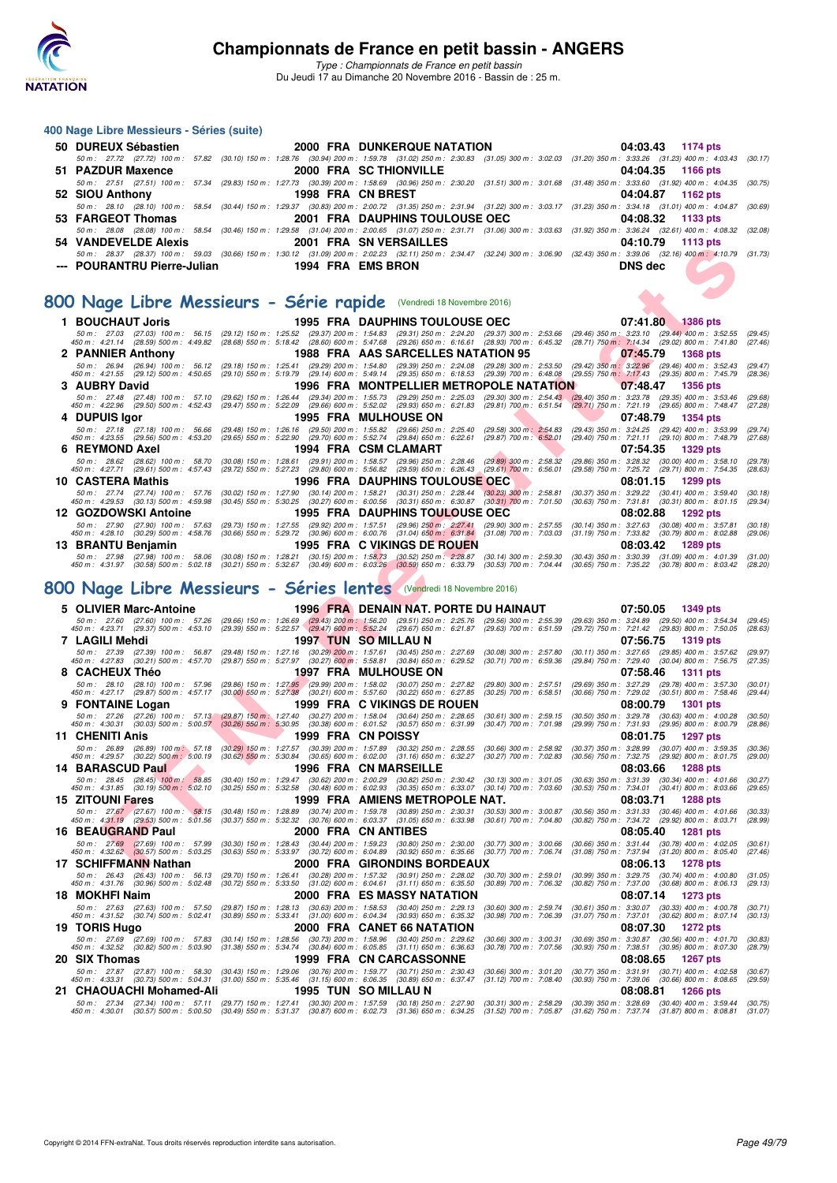### 400 Nage Libre Messieurs - Séries (suite)

**50 DUREUX Sébastien** — 2000 FRA DUNKERQUE NATATION — 04:03.43 — 1174 pts
50 m : 27.72 (27.72) 100 m : 57.82 (30.10) 150 m : 1:28.76 (30.94) 200 m : 1:59.78 (31.02) 250 m : 2:30.83 (31.05) 300 m : 3:02.03 (31.20) 350 m : 3:33.26 (31.23) 400 m : 4:03.43 (30.17)

**51 PAZDUR Maxence** — 2000 FRA SC THIONVILLE — 04:04.35 — 1166 pts
50 m : 27.51 (27.51) 100 m : 57.34 (29.83) 150 m : 1:27.73 (30.39) 200 m : 1:58.69 (30.96) 250 m : 2:30.20 (31.51) 300 m : 3:01.68 (31.48) 350 m : 3:33.60 (31.92) 400 m : 4:04.35 (30.75)

**52 SIOU Anthony** — 1998 FRA CN BREST — 04:04.87 — 1162 pts
50 m : 28.10 (28.10) 100 m : 58.54 (30.44) 150 m : 1:29.37 (30.83) 200 m : 2:00.72 (31.35) 250 m : 2:31.94 (31.22) 300 m : 3:03.17 (31.23) 350 m : 3:34.18 (31.01) 400 m : 4:04.87 (30.69)

**53 FARGEOT Thomas** — 2001 FRA DAUPHINS TOULOUSE OEC — 04:08.32 — 1133 pts
50 m : 28.08 (28.08) 100 m : 58.54 (30.46) 150 m : 1:29.58 (31.04) 200 m : 2:00.65 (31.07) 250 m : 2:31.71 (31.06) 300 m : 3:03.63 (31.92) 350 m : 3:36.24 (32.61) 400 m : 4:08.32 (32.08)

**54 VANDEVELDE Alexis** — 2001 FRA SN VERSAILLES — 04:10.79 — 1113 pts
50 m : 28.37 (28.37) 100 m : 59.03 (30.66) 150 m : 1:30.12 (31.09) 200 m : 2:02.23 (32.11) 250 m : 2:34.47 (32.24) 300 m : 3:06.90 (32.43) 350 m : 3:39.06 (32.16) 400 m : 4:10.79 (31.73)

**--- POURANTRU Pierre-Julian** — 1994 FRA EMS BRON — DNS dec

## 800 Nage Libre Messieurs - Série rapide (Vendredi 18 Novembre 2016)

**1 BOUCHAUT Joris** — 1995 FRA DAUPHINS TOULOUSE OEC — 07:41.80 — 1386 pts
50 m : 27.03 (27.03) 100 m : 56.15 (29.12) 150 m : 1:25.52 (29.37) 200 m : 1:54.83 (29.31) 250 m : 2:24.20 (29.37) 300 m : 2:53.66 (29.46) 350 m : 3:23.10 (29.44) 400 m : 3:52.55 (29.45)
450 m : 4:21.14 (28.59) 500 m : 4:49.82 (28.68) 550 m : 5:18.42 (28.60) 600 m : 5:47.68 (29.26) 650 m : 6:16.61 (28.93) 700 m : 6:45.32 (28.71) 750 m : 7:14.34 (29.02) 800 m : 7:41.80 (27.46)

**2 PANNIER Anthony** — 1988 FRA AAS SARCELLES NATATION 95 — 07:45.79 — 1368 pts
50 m : 26.94 (26.94) 100 m : 56.12 (29.18) 150 m : 1:25.41 (29.29) 200 m : 1:54.80 (29.39) 250 m : 2:24.08 (29.28) 300 m : 2:53.50 (29.42) 350 m : 3:22.96 (29.46) 400 m : 3:52.43 (29.47)
450 m : 4:21.55 (29.12) 500 m : 4:50.65 (29.10) 550 m : 5:19.79 (29.14) 600 m : 5:49.14 (29.35) 650 m : 6:18.53 (29.39) 700 m : 6:48.08 (29.55) 750 m : 7:17.43 (29.35) 800 m : 7:45.79 (28.36)

**3 AUBRY David** — 1996 FRA MONTPELLIER METROPOLE NATATION — 07:48.47 — 1356 pts
50 m : 27.48 (27.48) 100 m : 57.10 (29.62) 150 m : 1:26.44 (29.34) 200 m : 1:55.73 (29.29) 250 m : 2:25.03 (29.30) 300 m : 2:54.43 (29.40) 350 m : 3:23.78 (29.35) 400 m : 3:53.46 (29.68)
450 m : 4:22.96 (29.50) 500 m : 4:52.43 (29.47) 550 m : 5:22.09 (29.66) 600 m : 5:52.02 (29.93) 650 m : 6:21.83 (29.81) 700 m : 6:51.54 (29.71) 750 m : 7:21.19 (29.65) 800 m : 7:48.47 (27.28)

**4 DUPUIS Igor** — 1995 FRA MULHOUSE ON — 07:48.79 — 1354 pts
50 m : 27.18 (27.18) 100 m : 56.66 (29.48) 150 m : 1:26.16 (29.50) 200 m : 1:55.82 (29.66) 250 m : 2:25.40 (29.58) 300 m : 2:54.83 (29.43) 350 m : 3:24.25 (29.42) 400 m : 3:53.99 (29.74)
450 m : 4:23.55 (29.56) 500 m : 4:53.20 (29.65) 550 m : 5:22.90 (29.70) 600 m : 5:52.74 (29.84) 650 m : 6:22.61 (29.87) 700 m : 6:52.01 (29.40) 750 m : 7:21.11 (29.10) 800 m : 7:48.79 (27.68)

**6 REYMOND Axel** — 1994 FRA CSM CLAMART — 07:54.35 — 1329 pts
50 m : 28.62 (28.62) 100 m : 58.70 (30.08) 150 m : 1:28.61 (29.91) 200 m : 1:58.57 (29.96) 250 m : 2:28.46 (29.89) 300 m : 2:58.32 (29.86) 350 m : 3:28.32 (30.00) 400 m : 3:58.10 (29.78)
450 m : 4:27.71 (29.61) 500 m : 4:57.43 (29.72) 550 m : 5:27.23 (29.80) 600 m : 5:56.82 (29.59) 650 m : 6:26.43 (29.61) 700 m : 6:56.01 (29.58) 750 m : 7:25.72 (29.71) 800 m : 7:54.35 (28.63)

**10 CASTERA Mathis** — 1996 FRA DAUPHINS TOULOUSE OEC — 08:01.15 — 1299 pts
50 m : 27.74 (27.74) 100 m : 57.76 (30.02) 150 m : 1:27.90 (30.14) 200 m : 1:58.21 (30.31) 250 m : 2:28.44 (30.23) 300 m : 2:58.81 (30.37) 350 m : 3:29.22 (30.41) 400 m : 3:59.40 (30.18)
450 m : 4:29.53 (30.13) 500 m : 4:59.98 (30.45) 550 m : 5:30.25 (30.27) 600 m : 6:00.56 (30.31) 650 m : 6:30.87 (30.31) 700 m : 7:01.50 (30.63) 750 m : 7:31.81 (30.31) 800 m : 8:01.15 (29.34)

**12 GOZDOWSKI Antoine** — 1995 FRA DAUPHINS TOULOUSE OEC — 08:02.88 — 1292 pts
50 m : 27.90 (27.90) 100 m : 57.63 (29.73) 150 m : 1:27.55 (29.92) 200 m : 1:57.51 (29.96) 250 m : 2:27.41 (29.90) 300 m : 2:57.55 (30.14) 350 m : 3:27.63 (30.08) 400 m : 3:57.81 (30.18)
450 m : 4:28.10 (30.29) 500 m : 4:58.76 (30.66) 550 m : 5:29.72 (30.96) 600 m : 6:00.76 (31.04) 650 m : 6:31.84 (31.08) 700 m : 7:03.03 (31.19) 750 m : 7:33.82 (30.79) 800 m : 8:02.88 (29.06)

**13 BRANTU Benjamin** — 1995 FRA C VIKINGS DE ROUEN — 08:03.42 — 1289 pts
50 m : 27.98 (27.98) 100 m : 58.06 (30.08) 150 m : 1:28.21 (30.15) 200 m : 1:58.73 (30.52) 250 m : 2:28.87 (30.14) 300 m : 2:59.30 (30.43) 350 m : 3:30.39 (31.09) 400 m : 4:01.39 (31.00)
450 m : 4:31.97 (30.58) 500 m : 5:02.18 (30.21) 550 m : 5:32.67 (30.49) 600 m : 6:03.26 (30.59) 650 m : 6:33.79 (30.53) 700 m : 7:04.44 (30.65) 750 m : 7:35.22 (30.78) 800 m : 8:03.42 (28.20)

## 800 Nage Libre Messieurs - Séries lentes (Vendredi 18 Novembre 2016)

**5 OLIVIER Marc-Antoine** — 1996 FRA DENAIN NAT. PORTE DU HAINAUT — 07:50.05 — 1349 pts
50 m : 27.60 (27.60) 100 m : 57.26 (29.66) 150 m : 1:26.69 (29.43) 200 m : 1:56.20 (29.51) 250 m : 2:25.76 (29.56) 300 m : 2:55.39 (29.63) 350 m : 3:24.89 (29.50) 400 m : 3:54.34 (29.45)
450 m : 4:23.71 (29.37) 500 m : 4:53.10 (29.39) 550 m : 5:22.57 (29.47) 600 m : 5:52.24 (29.67) 650 m : 6:21.87 (29.63) 700 m : 6:51.59 (29.72) 750 m : 7:21.42 (29.83) 800 m : 7:50.05 (28.63)

**7 LAGILI Mehdi** — 1997 TUN SO MILLAU N — 07:56.75 — 1319 pts
50 m : 27.39 (27.39) 100 m : 56.87 (29.48) 150 m : 1:27.16 (30.29) 200 m : 1:57.61 (30.45) 250 m : 2:27.69 (30.08) 300 m : 2:57.80 (30.11) 350 m : 3:27.65 (29.85) 400 m : 3:57.62 (29.97)
450 m : 4:27.83 (30.21) 500 m : 4:57.70 (29.87) 550 m : 5:27.97 (30.27) 600 m : 5:58.81 (30.84) 650 m : 6:29.52 (30.71) 700 m : 6:59.36 (29.84) 750 m : 7:29.40 (30.04) 800 m : 7:56.75 (27.35)

**8 CACHEUX Théo** — 1997 FRA MULHOUSE ON — 07:58.46 — 1311 pts
50 m : 28.10 (28.10) 100 m : 57.96 (29.86) 150 m : 1:27.95 (29.99) 200 m : 1:58.02 (30.07) 250 m : 2:27.82 (29.80) 300 m : 2:57.51 (29.69) 350 m : 3:27.29 (29.78) 400 m : 3:57.30 (30.01)
450 m : 4:27.17 (29.87) 500 m : 4:57.17 (30.00) 550 m : 5:27.38 (30.21) 600 m : 5:57.60 (30.22) 650 m : 6:27.85 (30.25) 700 m : 6:58.51 (30.66) 750 m : 7:29.02 (30.51) 800 m : 7:58.46 (29.44)

**9 FONTAINE Logan** — 1999 FRA C VIKINGS DE ROUEN — 08:00.79 — 1301 pts
50 m : 27.26 (27.26) 100 m : 57.13 (29.87) 150 m : 1:27.40 (30.27) 200 m : 1:58.04 (30.64) 250 m : 2:28.65 (30.61) 300 m : 2:59.15 (30.50) 350 m : 3:29.78 (30.63) 400 m : 4:00.28 (30.50)
450 m : 4:30.31 (30.03) 500 m : 5:00.57 (30.26) 550 m : 5:30.95 (30.38) 600 m : 6:01.52 (30.57) 650 m : 6:31.99 (30.47) 700 m : 7:01.98 (29.99) 750 m : 7:31.93 (29.95) 800 m : 8:00.79 (28.86)

**11 CHENITI Anis** — 1999 FRA CN POISSY — 08:01.75 — 1297 pts
50 m : 26.89 (26.89) 100 m : 57.18 (30.29) 150 m : 1:27.57 (30.39) 200 m : 1:57.89 (30.32) 250 m : 2:28.55 (30.66) 300 m : 2:58.92 (30.37) 350 m : 3:28.99 (30.07) 400 m : 3:59.35 (30.36)
450 m : 4:29.57 (30.22) 500 m : 5:00.19 (30.62) 550 m : 5:30.84 (30.65) 600 m : 6:02.00 (31.16) 650 m : 6:32.27 (30.27) 700 m : 7:02.83 (30.56) 750 m : 7:32.75 (29.92) 800 m : 8:01.75 (29.00)

**14 BARASCUD Paul** — 1996 FRA CN MARSEILLE — 08:03.66 — 1288 pts
50 m : 28.45 (28.45) 100 m : 58.85 (30.40) 150 m : 1:29.47 (30.62) 200 m : 2:00.29 (30.82) 250 m : 2:30.42 (30.13) 300 m : 3:01.05 (30.63) 350 m : 3:31.39 (30.34) 400 m : 4:01.66 (30.27)
450 m : 4:31.85 (30.19) 500 m : 5:02.10 (30.25) 550 m : 5:32.58 (30.48) 600 m : 6:02.93 (30.35) 650 m : 6:33.07 (30.14) 700 m : 7:03.60 (30.53) 750 m : 7:34.01 (30.41) 800 m : 8:03.66 (29.65)

**15 ZITOUNI Fares** — 1999 FRA AMIENS METROPOLE NAT. — 08:03.71 — 1288 pts
50 m : 27.67 (27.67) 100 m : 58.15 (30.48) 150 m : 1:28.89 (30.74) 200 m : 1:59.78 (30.89) 250 m : 2:30.31 (30.53) 300 m : 3:00.87 (30.56) 350 m : 3:31.33 (30.46) 400 m : 4:01.66 (30.33)
450 m : 4:31.19 (29.53) 500 m : 5:01.56 (30.37) 550 m : 5:32.32 (30.76) 600 m : 6:03.37 (31.05) 650 m : 6:33.98 (30.61) 700 m : 7:04.80 (30.82) 750 m : 7:34.72 (29.92) 800 m : 8:03.71 (28.99)

**16 BEAUGRAND Paul** — 2000 FRA CN ANTIBES — 08:05.40 — 1281 pts
50 m : 27.69 (27.69) 100 m : 57.99 (30.30) 150 m : 1:28.43 (30.44) 200 m : 1:59.23 (30.80) 250 m : 2:30.00 (30.77) 300 m : 3:00.66 (30.66) 350 m : 3:31.44 (30.78) 400 m : 4:02.05 (30.61)
450 m : 4:32.62 (30.57) 500 m : 5:03.25 (30.63) 550 m : 5:33.97 (30.72) 600 m : 6:04.89 (30.92) 650 m : 6:35.66 (30.77) 700 m : 7:06.74 (31.08) 750 m : 7:37.94 (31.20) 800 m : 8:05.40 (27.46)

**17 SCHIFFMANN Nathan** — 2000 FRA GIRONDINS BORDEAUX — 08:06.13 — 1278 pts
50 m : 26.43 (26.43) 100 m : 56.13 (29.70) 150 m : 1:26.41 (30.28) 200 m : 1:57.32 (30.91) 250 m : 2:28.02 (30.70) 300 m : 2:59.01 (30.99) 350 m : 3:29.75 (30.74) 400 m : 4:00.80 (31.05)
450 m : 4:31.76 (30.96) 500 m : 5:02.48 (30.72) 550 m : 5:33.50 (31.02) 600 m : 6:04.61 (31.11) 650 m : 6:35.50 (30.89) 700 m : 7:06.32 (30.82) 750 m : 7:37.00 (30.68) 800 m : 8:06.13 (29.13)

**18 MOKHFI Naim** — 2000 FRA ES MASSY NATATION — 08:07.14 — 1273 pts
50 m : 27.63 (27.63) 100 m : 57.50 (29.87) 150 m : 1:28.13 (30.63) 200 m : 1:58.53 (30.40) 250 m : 2:29.13 (30.60) 300 m : 2:59.74 (30.61) 350 m : 3:30.07 (30.33) 400 m : 4:00.78 (30.71)
450 m : 4:31.52 (30.74) 500 m : 5:02.41 (30.89) 550 m : 5:33.41 (31.00) 600 m : 6:04.34 (30.93) 650 m : 6:35.32 (30.98) 700 m : 7:06.39 (31.07) 750 m : 7:37.01 (30.62) 800 m : 8:07.14 (30.13)

**19 TORIS Hugo** — 2000 FRA CANET 66 NATATION — 08:07.30 — 1272 pts
50 m : 27.69 (27.69) 100 m : 57.83 (30.14) 150 m : 1:28.56 (30.73) 200 m : 1:58.96 (30.40) 250 m : 2:29.62 (30.66) 300 m : 3:00.31 (30.69) 350 m : 3:30.87 (30.56) 400 m : 4:01.70 (30.83)
450 m : 4:32.52 (30.82) 500 m : 5:03.90 (31.38) 550 m : 5:34.74 (30.84) 600 m : 6:05.85 (31.11) 650 m : 6:36.63 (30.78) 700 m : 7:07.56 (30.93) 750 m : 7:38.51 (30.95) 800 m : 8:07.30 (28.79)

**20 SIX Thomas** — 1999 FRA CN CARCASSONNE — 08:08.65 — 1267 pts
50 m : 27.87 (27.87) 100 m : 58.30 (30.43) 150 m : 1:29.06 (30.76) 200 m : 1:59.77 (30.71) 250 m : 2:30.43 (30.66) 300 m : 3:01.20 (30.77) 350 m : 3:31.91 (30.71) 400 m : 4:02.58 (30.67)
450 m : 4:33.31 (30.73) 500 m : 5:04.31 (31.00) 550 m : 5:35.46 (31.15) 600 m : 6:06.35 (30.89) 650 m : 6:37.47 (31.12) 700 m : 7:08.40 (30.93) 750 m : 7:39.06 (30.66) 800 m : 8:08.65 (29.59)

**21 CHAOUACHI Mohamed-Ali** — 1995 TUN SO MILLAU N — 08:08.81 — 1266 pts
50 m : 27.34 (27.34) 100 m : 57.11 (29.77) 150 m : 1:27.41 (30.30) 200 m : 1:57.59 (30.18) 250 m : 2:27.90 (30.31) 300 m : 2:58.29 (30.39) 350 m : 3:28.69 (30.40) 400 m : 3:59.44 (30.75)
450 m : 4:30.01 (30.57) 500 m : 5:00.50 (30.49) 550 m : 5:31.37 (30.87) 600 m : 6:02.73 (31.36) 650 m : 6:34.25 (31.52) 700 m : 7:05.87 (31.62) 750 m : 7:37.74 (31.87) 800 m : 8:08.81 (31.07)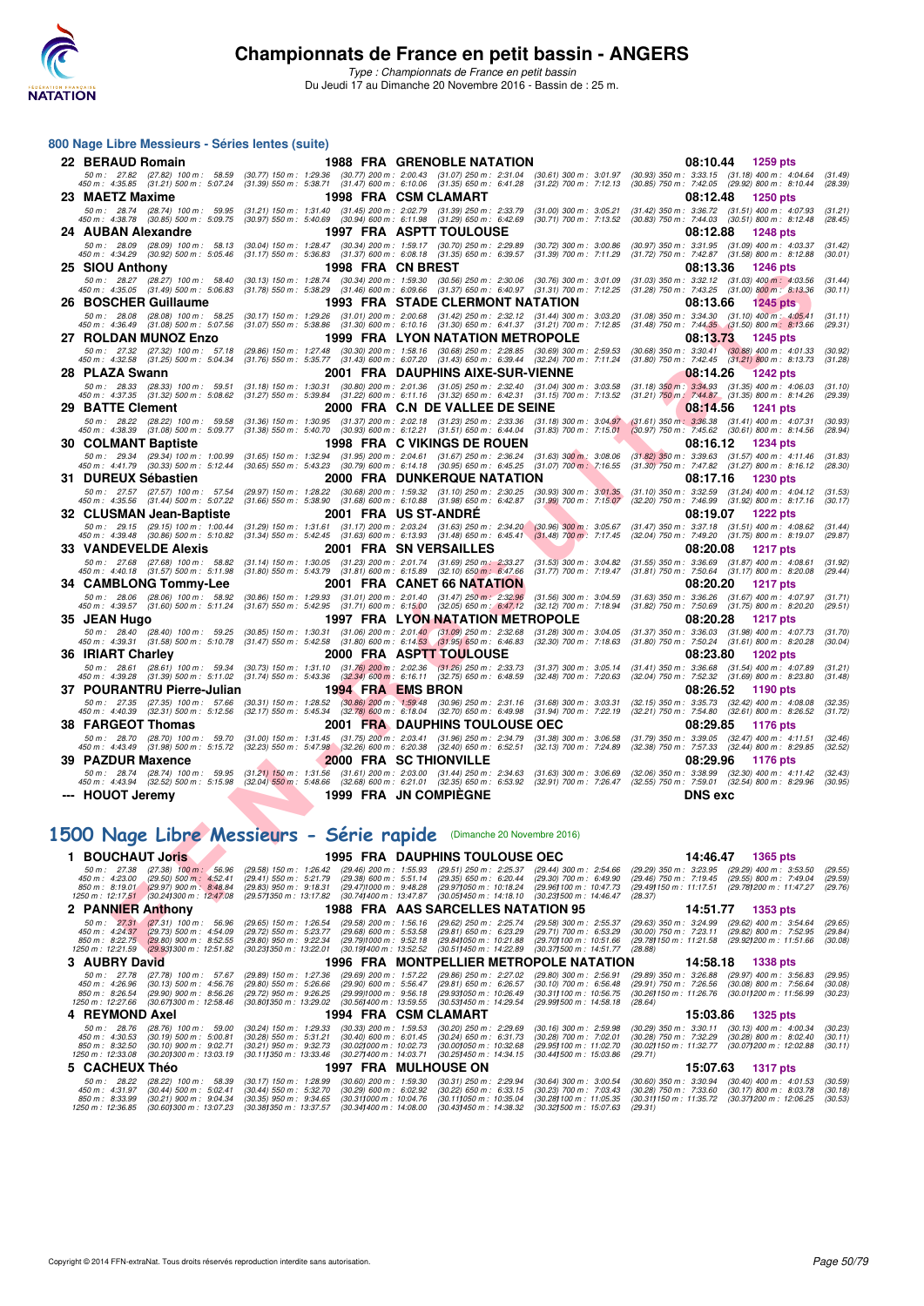# Championnats de France en petit bassin - ANGERS

*Type : Championnats de France en petit bassin*
Du Jeudi 17 au Dimanche 20 Novembre 2016 - Bassin de : 25 m.

## 800 Nage Libre Messieurs - Séries lentes (suite)

**22 BERAUD Romain** — 1988 FRA GRENOBLE NATATION — 08:10.44 — 1259 pts
50 m : 27.82 (27.82) 100 m : 58.59 (30.77) 150 m : 1:29.36 (30.77) 200 m : 2:00.43 (31.07) 250 m : 2:31.04 (30.61) 300 m : 3:01.97 (30.93) 350 m : 3:33.15 (31.18) 400 m : 4:04.64 (31.49)
450 m : 4:35.85 (31.21) 500 m : 5:07.24 (31.39) 550 m : 5:38.71 (31.47) 600 m : 6:10.06 (31.35) 650 m : 6:41.28 (31.22) 700 m : 7:12.13 (30.85) 750 m : 7:42.05 (29.92) 800 m : 8:10.44 (28.39)

**23 MAETZ Maxime** — 1998 FRA CSM CLAMART — 08:12.48 — 1250 pts
50 m : 28.74 (28.74) 100 m : 59.95 (31.21) 150 m : 1:31.40 (31.45) 200 m : 2:02.79 (31.39) 250 m : 2:33.79 (31.00) 300 m : 3:05.21 (31.42) 350 m : 3:36.72 (31.51) 400 m : 4:07.93 (31.21)
450 m : 4:38.78 (30.85) 500 m : 5:09.75 (30.97) 550 m : 5:40.69 (30.94) 600 m : 6:11.98 (31.29) 650 m : 6:42.69 (30.71) 700 m : 7:13.52 (30.83) 750 m : 7:44.03 (30.51) 800 m : 8:12.48 (28.45)

**24 AUBAN Alexandre** — 1997 FRA ASPTT TOULOUSE — 08:12.88 — 1248 pts
50 m : 28.09 (28.09) 100 m : 58.13 (30.04) 150 m : 1:28.47 (30.34) 200 m : 1:59.17 (30.70) 250 m : 2:29.89 (30.72) 300 m : 3:00.86 (30.97) 350 m : 3:31.95 (31.09) 400 m : 4:03.37 (31.42)
450 m : 4:34.29 (30.92) 500 m : 5:05.46 (31.17) 550 m : 5:36.83 (31.37) 600 m : 6:08.18 (31.35) 650 m : 6:39.57 (31.39) 700 m : 7:11.29 (31.72) 750 m : 7:42.87 (31.58) 800 m : 8:12.88 (30.01)

**25 SIOU Anthony** — 1998 FRA CN BREST — 08:13.36 — 1246 pts
50 m : 28.27 (28.27) 100 m : 58.40 (30.13) 150 m : 1:28.74 (30.34) 200 m : 1:59.30 (30.56) 250 m : 2:30.06 (30.76) 300 m : 3:01.09 (31.03) 350 m : 3:32.12 (31.03) 400 m : 4:03.56 (31.44)
450 m : 4:35.05 (31.49) 500 m : 5:06.83 (31.78) 550 m : 5:38.29 (31.46) 600 m : 6:09.66 (31.37) 650 m : 6:40.97 (31.31) 700 m : 7:12.25 (31.28) 750 m : 7:43.25 (31.00) 800 m : 8:13.36 (30.11)

**26 BOSCHER Guillaume** — 1993 FRA STADE CLERMONT NATATION — 08:13.66 — 1245 pts
50 m : 28.08 (28.08) 100 m : 58.25 (30.17) 150 m : 1:29.26 (31.01) 200 m : 2:00.68 (31.42) 250 m : 2:32.12 (31.44) 300 m : 3:03.20 (31.08) 350 m : 3:34.30 (31.10) 400 m : 4:05.41 (31.11)
450 m : 4:36.49 (31.08) 500 m : 5:07.56 (31.07) 550 m : 5:38.86 (31.30) 600 m : 6:10.16 (31.30) 650 m : 6:41.37 (31.21) 700 m : 7:12.85 (31.48) 750 m : 7:44.35 (31.50) 800 m : 8:13.66 (29.31)

**27 ROLDAN MUNOZ Enzo** — 1999 FRA LYON NATATION METROPOLE — 08:13.73 — 1245 pts
50 m : 27.32 (27.32) 100 m : 57.18 (29.86) 150 m : 1:27.48 (30.30) 200 m : 1:58.16 (30.68) 250 m : 2:28.85 (30.69) 300 m : 2:59.53 (30.68) 350 m : 3:30.41 (30.88) 400 m : 4:01.33 (30.92)
450 m : 4:32.58 (31.25) 500 m : 5:04.34 (31.76) 550 m : 5:35.77 (31.43) 600 m : 6:07.20 (31.43) 650 m : 6:39.44 (32.24) 700 m : 7:11.24 (31.80) 750 m : 7:42.45 (31.21) 800 m : 8:13.73 (31.28)

**28 PLAZA Swann** — 2001 FRA DAUPHINS AIXE-SUR-VIENNE — 08:14.26 — 1242 pts
50 m : 28.33 (28.33) 100 m : 59.51 (31.18) 150 m : 1:30.31 (30.80) 200 m : 2:01.36 (31.05) 250 m : 2:32.40 (31.04) 300 m : 3:03.58 (31.18) 350 m : 3:34.93 (31.35) 400 m : 4:06.03 (31.10)
450 m : 4:37.35 (31.32) 500 m : 5:08.62 (31.27) 550 m : 5:39.84 (31.22) 600 m : 6:11.16 (31.32) 650 m : 6:42.31 (31.15) 700 m : 7:13.52 (31.21) 750 m : 7:44.87 (31.35) 800 m : 8:14.26 (29.39)

**29 BATTE Clement** — 2000 FRA C.N DE VALLEE DE SEINE — 08:14.56 — 1241 pts
50 m : 28.22 (28.22) 100 m : 59.58 (31.36) 150 m : 1:30.95 (31.37) 200 m : 2:02.18 (31.23) 250 m : 2:33.36 (31.18) 300 m : 3:04.97 (31.61) 350 m : 3:36.38 (31.41) 400 m : 4:07.31 (30.93)
450 m : 4:38.39 (31.08) 500 m : 5:09.77 (31.38) 550 m : 5:40.70 (30.93) 600 m : 6:12.21 (31.51) 650 m : 6:44.04 (31.83) 700 m : 7:15.01 (30.97) 750 m : 7:45.62 (30.61) 800 m : 8:14.56 (28.94)

**30 COLMANT Baptiste** — 1998 FRA C VIKINGS DE ROUEN — 08:16.12 — 1234 pts
50 m : 29.34 (29.34) 100 m : 1:00.99 (31.65) 150 m : 1:32.94 (31.95) 200 m : 2:04.61 (31.67) 250 m : 2:36.24 (31.63) 300 m : 3:08.06 (31.82) 350 m : 3:39.63 (31.57) 400 m : 4:11.46 (31.83)
450 m : 4:41.79 (30.33) 500 m : 5:12.44 (30.65) 550 m : 5:43.23 (30.79) 600 m : 6:14.18 (30.95) 650 m : 6:45.25 (31.07) 700 m : 7:16.55 (31.30) 750 m : 7:47.82 (31.27) 800 m : 8:16.12 (28.30)

**31 DUREUX Sébastien** — 2000 FRA DUNKERQUE NATATION — 08:17.16 — 1230 pts
50 m : 27.57 (27.57) 100 m : 57.54 (29.97) 150 m : 1:28.22 (30.68) 200 m : 1:59.32 (31.10) 250 m : 2:30.25 (30.93) 300 m : 3:01.35 (31.10) 350 m : 3:32.59 (31.24) 400 m : 4:04.12 (31.53)
450 m : 4:35.56 (31.44) 500 m : 5:07.22 (31.66) 550 m : 5:38.90 (31.68) 600 m : 6:10.88 (31.98) 650 m : 6:42.87 (31.99) 700 m : 7:15.07 (32.20) 750 m : 7:46.99 (31.92) 800 m : 8:17.16 (30.17)

**32 CLUSMAN Jean-Baptiste** — 2001 FRA US ST-ANDRÉ — 08:19.07 — 1222 pts
50 m : 29.15 (29.15) 100 m : 1:00.44 (31.29) 150 m : 1:31.61 (31.17) 200 m : 2:03.24 (31.63) 250 m : 2:34.20 (30.96) 300 m : 3:05.67 (31.47) 350 m : 3:37.18 (31.51) 400 m : 4:08.62 (31.44)
450 m : 4:39.48 (30.86) 500 m : 5:10.82 (31.34) 550 m : 5:42.45 (31.63) 600 m : 6:13.93 (31.48) 650 m : 6:45.41 (31.48) 700 m : 7:17.45 (32.04) 750 m : 7:49.20 (31.75) 800 m : 8:19.07 (29.87)

**33 VANDEVELDE Alexis** — 2001 FRA SN VERSAILLES — 08:20.08 — 1217 pts
50 m : 27.68 (27.68) 100 m : 58.82 (31.14) 150 m : 1:30.05 (31.23) 200 m : 2:01.74 (31.69) 250 m : 2:33.27 (31.53) 300 m : 3:04.82 (31.55) 350 m : 3:36.69 (31.87) 400 m : 4:08.61 (31.92)
450 m : 4:40.18 (31.57) 500 m : 5:11.98 (31.80) 550 m : 5:43.79 (31.81) 600 m : 6:15.89 (32.10) 650 m : 6:47.66 (31.77) 700 m : 7:19.47 (31.81) 750 m : 7:50.64 (31.17) 800 m : 8:20.08 (29.44)

**34 CAMBLONG Tommy-Lee** — 2001 FRA CANET 66 NATATION — 08:20.20 — 1217 pts
50 m : 28.06 (28.06) 100 m : 58.92 (30.86) 150 m : 1:29.93 (31.01) 200 m : 2:01.40 (31.47) 250 m : 2:32.96 (31.56) 300 m : 3:04.59 (31.63) 350 m : 3:36.26 (31.67) 400 m : 4:07.97 (31.71)
450 m : 4:39.57 (31.60) 500 m : 5:11.24 (31.67) 550 m : 5:42.95 (31.71) 600 m : 6:15.00 (32.05) 650 m : 6:47.12 (32.12) 700 m : 7:18.94 (31.82) 750 m : 7:50.69 (31.75) 800 m : 8:20.20 (29.51)

**35 JEAN Hugo** — 1997 FRA LYON NATATION METROPOLE — 08:20.28 — 1217 pts
50 m : 28.40 (28.40) 100 m : 59.25 (30.85) 150 m : 1:30.31 (31.06) 200 m : 2:01.40 (31.09) 250 m : 2:32.68 (31.28) 300 m : 3:04.05 (31.37) 350 m : 3:36.03 (31.98) 400 m : 4:07.73 (31.70)
450 m : 4:39.31 (31.58) 500 m : 5:10.78 (31.47) 550 m : 5:42.58 (31.80) 600 m : 6:14.53 (31.95) 650 m : 6:46.83 (32.30) 700 m : 7:18.63 (31.80) 750 m : 7:50.24 (31.61) 800 m : 8:20.28 (30.04)

**36 IRIART Charley** — 2000 FRA ASPTT TOULOUSE — 08:23.80 — 1202 pts
50 m : 28.61 (28.61) 100 m : 59.34 (30.73) 150 m : 1:31.10 (31.76) 200 m : 2:02.36 (31.26) 250 m : 2:33.73 (31.37) 300 m : 3:05.14 (31.41) 350 m : 3:36.68 (31.54) 400 m : 4:07.89 (31.21)
450 m : 4:39.28 (31.39) 500 m : 5:11.02 (31.74) 550 m : 5:43.36 (32.34) 600 m : 6:16.11 (32.75) 650 m : 6:48.59 (32.48) 700 m : 7:20.63 (32.04) 750 m : 7:52.32 (31.69) 800 m : 8:23.80 (31.48)

**37 POURANTRU Pierre-Julian** — 1994 FRA EMS BRON — 08:26.52 — 1190 pts
50 m : 27.35 (27.35) 100 m : 57.66 (30.31) 150 m : 1:28.52 (30.86) 200 m : 1:59.48 (30.96) 250 m : 2:31.16 (31.68) 300 m : 3:03.31 (32.15) 350 m : 3:35.73 (32.42) 400 m : 4:08.08 (32.35)
450 m : 4:40.39 (32.31) 500 m : 5:12.56 (32.17) 550 m : 5:45.34 (32.78) 600 m : 6:18.04 (32.70) 650 m : 6:49.98 (31.94) 700 m : 7:22.19 (32.21) 750 m : 7:54.80 (32.61) 800 m : 8:26.52 (31.72)

**38 FARGEOT Thomas** — 2001 FRA DAUPHINS TOULOUSE OEC — 08:29.85 — 1176 pts
50 m : 28.70 (28.70) 100 m : 59.70 (31.00) 150 m : 1:31.45 (31.75) 200 m : 2:03.41 (31.96) 250 m : 2:34.79 (31.38) 300 m : 3:06.58 (31.79) 350 m : 3:39.05 (32.47) 400 m : 4:11.51 (32.46)
450 m : 4:43.49 (31.98) 500 m : 5:15.72 (32.23) 550 m : 5:47.98 (32.26) 600 m : 6:20.38 (32.40) 650 m : 6:52.51 (32.13) 700 m : 7:24.89 (32.38) 750 m : 7:57.33 (32.44) 800 m : 8:29.85 (32.52)

**39 PAZDUR Maxence** — 2000 FRA SC THIONVILLE — 08:29.96 — 1176 pts
50 m : 28.74 (28.74) 100 m : 59.95 (31.21) 150 m : 1:31.56 (31.61) 200 m : 2:03.00 (31.44) 250 m : 2:34.63 (31.63) 300 m : 3:06.69 (32.06) 350 m : 3:38.99 (32.30) 400 m : 4:11.42 (32.43)
450 m : 4:43.94 (32.52) 500 m : 5:15.98 (32.04) 550 m : 5:48.66 (32.68) 600 m : 6:21.01 (32.35) 650 m : 6:53.92 (32.91) 700 m : 7:26.47 (32.55) 750 m : 7:59.01 (32.54) 800 m : 8:29.96 (30.95)

**--- HOUOT Jeremy** — 1999 FRA JN COMPIÈGNE — DNS exc

## 1500 Nage Libre Messieurs - Série rapide (Dimanche 20 Novembre 2016)

**1 BOUCHAUT Joris** — 1995 FRA DAUPHINS TOULOUSE OEC — 14:46.47 — 1365 pts
50 m : 27.38 (27.38) 100 m : 56.96 (29.58) 150 m : 1:26.42 (29.46) 200 m : 1:55.93 (29.51) 250 m : 2:25.37 (29.44) 300 m : 2:54.66 (29.29) 350 m : 3:23.95 (29.29) 400 m : 3:53.50 (29.55)
450 m : 4:23.00 (29.50) 500 m : 4:52.41 (29.41) 550 m : 5:21.79 (29.38) 600 m : 5:51.14 (29.35) 650 m : 6:20.44 (29.30) 700 m : 6:49.90 (29.46) 750 m : 7:19.45 (29.55) 800 m : 7:49.04 (29.59)
850 m : 8:19.01 (29.97) 900 m : 8:48.84 (29.83) 950 m : 9:18.31 (29.47) 1000 m : 9:48.28 (29.97) 1050 m : 10:18.24 (29.96) 1100 m : 10:47.73 (29.49) 1150 m : 11:17.51 (29.78) 1200 m : 11:47.27 (29.76)
1250 m : 12:17.51 (30.24) 1300 m : 12:47.08 (29.57) 1350 m : 13:17.82 (30.74) 1400 m : 13:47.87 (30.05) 1450 m : 14:18.10 (30.23) 1500 m : 14:46.47 (28.37)

**2 PANNIER Anthony** — 1988 FRA AAS SARCELLES NATATION 95 — 14:51.77 — 1353 pts
50 m : 27.31 (27.31) 100 m : 56.96 (29.65) 150 m : 1:26.54 (29.58) 200 m : 1:56.16 (29.62) 250 m : 2:25.74 (29.58) 300 m : 2:55.37 (29.63) 350 m : 3:24.99 (29.62) 400 m : 3:54.64 (29.65)
450 m : 4:24.37 (29.73) 500 m : 4:54.09 (29.72) 550 m : 5:23.77 (29.68) 600 m : 5:53.58 (29.81) 650 m : 6:23.29 (29.71) 700 m : 6:53.29 (30.00) 750 m : 7:23.11 (29.82) 800 m : 7:52.95 (29.84)
850 m : 8:22.75 (29.80) 900 m : 8:52.55 (29.80) 950 m : 9:22.34 (29.79) 1000 m : 9:52.18 (29.84) 1050 m : 10:21.88 (29.70) 1100 m : 10:51.66 (29.78) 1150 m : 11:21.58 (29.92) 1200 m : 11:51.66 (30.08)
1250 m : 12:21.59 (29.93) 1300 m : 12:51.82 (30.23) 1350 m : 13:22.01 (30.19) 1400 m : 13:52.52 (30.51) 1450 m : 14:22.89 (30.37) 1500 m : 14:51.77 (28.88)

**3 AUBRY David** — 1996 FRA MONTPELLIER METROPOLE NATATION — 14:58.18 — 1338 pts
50 m : 27.78 (27.78) 100 m : 57.67 (29.89) 150 m : 1:27.36 (29.69) 200 m : 1:57.22 (29.86) 250 m : 2:27.02 (29.80) 300 m : 2:56.91 (29.89) 350 m : 3:26.88 (29.97) 400 m : 3:56.83 (29.95)
450 m : 4:26.96 (30.13) 500 m : 4:56.76 (29.80) 550 m : 5:26.66 (29.90) 600 m : 5:56.47 (29.81) 650 m : 6:26.57 (30.10) 700 m : 6:56.48 (29.91) 750 m : 7:26.56 (30.08) 800 m : 7:56.64 (30.08)
850 m : 8:26.54 (29.90) 900 m : 8:56.26 (29.72) 950 m : 9:26.25 (29.99) 1000 m : 9:56.18 (29.93) 1050 m : 10:26.49 (30.31) 1100 m : 10:56.75 (30.26) 1150 m : 11:26.76 (30.01) 1200 m : 11:56.99 (30.23)
1250 m : 12:27.66 (30.67) 1300 m : 12:58.46 (30.80) 1350 m : 13:29.02 (30.56) 1400 m : 13:59.55 (30.53) 1450 m : 14:29.54 (29.99) 1500 m : 14:58.18 (28.64)

**4 REYMOND Axel** — 1994 FRA CSM CLAMART — 15:03.86 — 1325 pts
50 m : 28.76 (28.76) 100 m : 59.00 (30.24) 150 m : 1:29.33 (30.33) 200 m : 1:59.53 (30.20) 250 m : 2:29.69 (30.16) 300 m : 2:59.98 (30.29) 350 m : 3:30.11 (30.13) 400 m : 4:00.34 (30.23)
450 m : 4:30.53 (30.19) 500 m : 5:00.81 (30.28) 550 m : 5:31.21 (30.40) 600 m : 6:01.45 (30.24) 650 m : 6:31.73 (30.28) 700 m : 7:02.01 (30.28) 750 m : 7:32.29 (30.28) 800 m : 8:02.40 (30.11)
850 m : 8:32.50 (30.10) 900 m : 9:02.71 (30.21) 950 m : 9:32.73 (30.02) 1000 m : 10:02.73 (30.00) 1050 m : 10:32.68 (29.95) 1100 m : 11:02.70 (30.02) 1150 m : 11:32.77 (30.07) 1200 m : 12:02.88 (30.11)
1250 m : 12:33.08 (30.20) 1300 m : 13:03.19 (30.11) 1350 m : 13:33.46 (30.27) 1400 m : 14:03.71 (30.25) 1450 m : 14:34.15 (30.44) 1500 m : 15:03.86 (29.71)

**5 CACHEUX Théo** — 1997 FRA MULHOUSE ON — 15:07.63 — 1317 pts
50 m : 28.22 (28.22) 100 m : 58.39 (30.17) 150 m : 1:28.99 (30.60) 200 m : 1:59.30 (30.31) 250 m : 2:29.94 (30.64) 300 m : 3:00.54 (30.60) 350 m : 3:30.94 (30.40) 400 m : 4:01.53 (30.59)
450 m : 4:31.97 (30.44) 500 m : 5:02.41 (30.44) 550 m : 5:32.70 (30.29) 600 m : 6:02.92 (30.22) 650 m : 6:33.15 (30.23) 700 m : 7:03.43 (30.28) 750 m : 7:33.60 (30.17) 800 m : 8:03.78 (30.18)
850 m : 8:33.99 (30.21) 900 m : 9:04.34 (30.35) 950 m : 9:34.65 (30.31) 1000 m : 10:04.76 (30.11) 1050 m : 10:35.04 (30.28) 1100 m : 11:05.35 (30.31) 1150 m : 11:35.72 (30.37) 1200 m : 12:06.25 (30.53)
1250 m : 12:36.85 (30.60) 1300 m : 13:07.23 (30.38) 1350 m : 13:37.57 (30.34) 1400 m : 14:08.00 (30.43) 1450 m : 14:38.32 (30.32) 1500 m : 15:07.63 (29.31)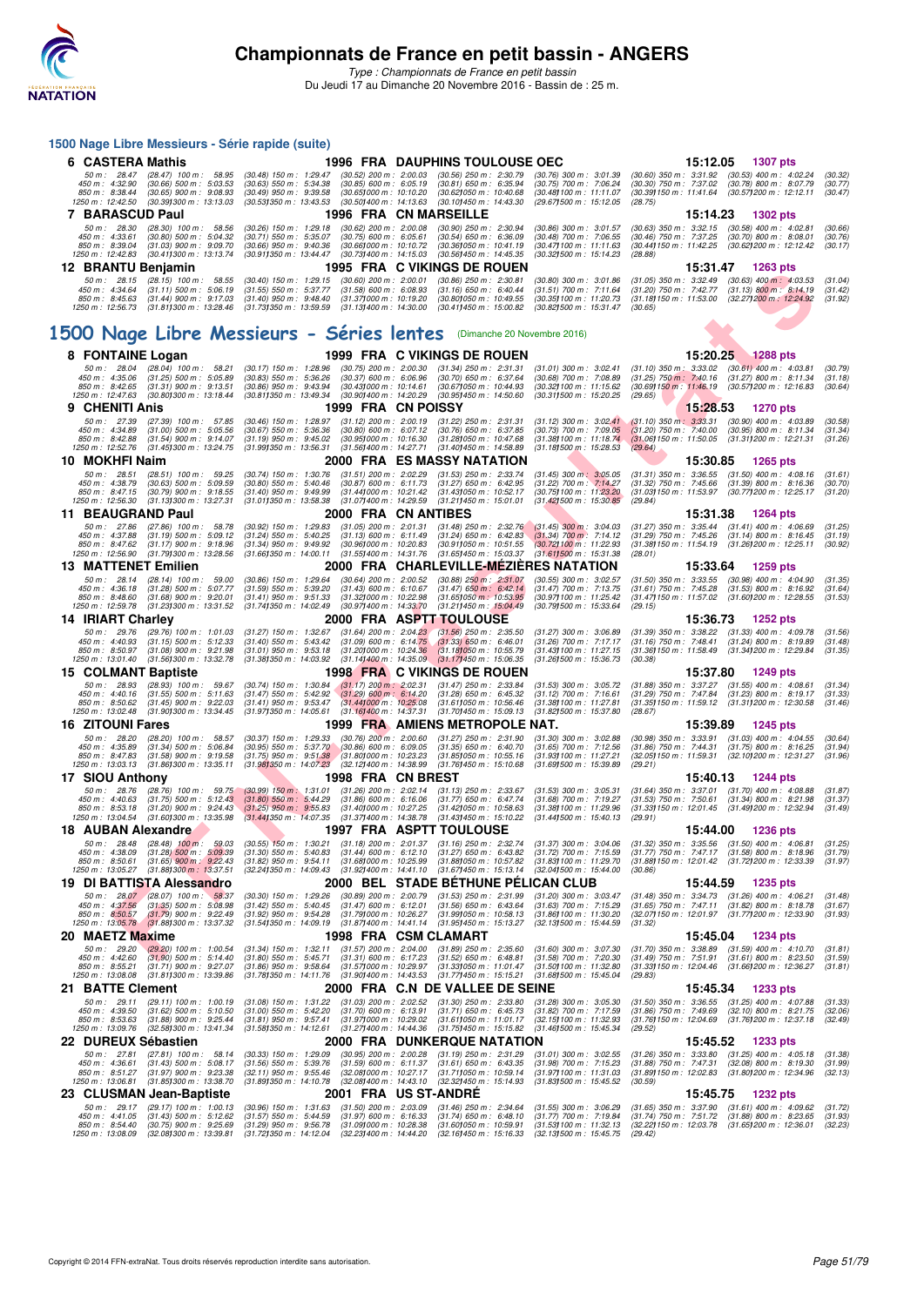# Championnats de France en petit bassin - ANGERS

*Type : Championnats de France en petit bassin*

Du Jeudi 17 au Dimanche 20 Novembre 2016 - Bassin de : 25 m.

## 1500 Nage Libre Messieurs - Série rapide (suite)

**6 CASTERA Mathis** — 1996 FRA DAUPHINS TOULOUSE OEC — 15:12.05 — 1307 pts

50 m : 28.47 (28.47) 100 m : 58.95 (30.48) 150 m : 1:29.47 (30.52) 200 m : 2:00.03 (30.56) 250 m : 2:30.79 (30.76) 300 m : 3:01.39 (30.60) 350 m : 3:31.92 (30.53) 400 m : 4:02.24 (30.32)
450 m : 4:32.90 (30.66) 500 m : 5:03.53 (30.63) 550 m : 5:34.38 (30.85) 600 m : 6:05.19 (30.81) 650 m : 6:35.94 (30.75) 700 m : 7:06.24 (30.30) 750 m : 7:37.02 (30.78) 800 m : 8:07.79 (30.77)
850 m : 8:38.44 (30.65) 900 m : 9:08.93 (30.49) 950 m : 9:39.58 (30.65) 1000 m : 10:10.20 (30.62) 1050 m : 10:40.68 (30.48) 1100 m : 11:11.07 (30.39) 1150 m : 11:41.64 (30.57) 1200 m : 12:12.11 (30.47)
1250 m : 12:42.50 (30.39) 1300 m : 13:13.03 (30.53) 1350 m : 13:43.53 (30.50) 1400 m : 14:13.63 (30.10) 1450 m : 14:43.30 (29.67) 1500 m : 15:12.05 (28.75)

**7 BARASCUD Paul** — 1996 FRA CN MARSEILLE — 15:14.23 — 1302 pts

50 m : 28.30 (28.30) 100 m : 58.56 (30.26) 150 m : 1:29.18 (30.62) 200 m : 2:00.08 (30.90) 250 m : 2:30.94 (30.86) 300 m : 3:01.57 (30.63) 350 m : 3:32.15 (30.58) 400 m : 4:02.81 (30.66)
450 m : 4:33.61 (30.80) 500 m : 5:04.32 (30.71) 550 m : 5:35.07 (30.75) 600 m : 6:05.61 (30.54) 650 m : 6:36.09 (30.48) 700 m : 7:06.55 (30.46) 750 m : 7:37.25 (30.70) 800 m : 8:08.01 (30.76)
850 m : 8:39.04 (31.03) 900 m : 9:09.70 (30.66) 950 m : 9:40.36 (30.66) 1000 m : 10:10.72 (30.36) 1050 m : 10:41.19 (30.47) 1100 m : 11:11.63 (30.44) 1150 m : 11:42.25 (30.62) 1200 m : 12:12.42 (30.17)
1250 m : 12:42.83 (30.41) 1300 m : 13:13.74 (30.91) 1350 m : 13:44.47 (30.73) 1400 m : 14:15.03 (30.56) 1450 m : 14:45.35 (30.32) 1500 m : 15:14.23 (28.88)

**12 BRANTU Benjamin** — 1995 FRA C VIKINGS DE ROUEN — 15:31.47 — 1263 pts

50 m : 28.15 (28.15) 100 m : 58.55 (30.40) 150 m : 1:29.15 (30.60) 200 m : 2:00.01 (30.86) 250 m : 2:30.81 (30.80) 300 m : 3:01.86 (31.05) 350 m : 3:32.49 (30.63) 400 m : 4:03.53 (31.04)
450 m : 4:34.64 (31.11) 500 m : 5:06.19 (31.55) 550 m : 5:37.77 (31.58) 600 m : 6:08.93 (31.16) 650 m : 6:40.44 (31.51) 700 m : 7:11.64 (31.20) 750 m : 7:42.77 (31.13) 800 m : 8:14.19 (31.42)
850 m : 8:45.63 (31.44) 900 m : 9:17.03 (31.40) 950 m : 9:48.40 (31.37) 1000 m : 10:19.20 (30.80) 1050 m : 10:49.55 (30.35) 1100 m : 11:20.73 (31.18) 1150 m : 11:53.00 (32.27) 1200 m : 12:24.92 (31.92)
1250 m : 12:56.73 (31.81) 1300 m : 13:28.46 (31.73) 1350 m : 13:59.59 (31.13) 1400 m : 14:30.00 (30.41) 1450 m : 15:00.82 (30.82) 1500 m : 15:31.47 (30.65)

## 1500 Nage Libre Messieurs - Séries lentes (Dimanche 20 Novembre 2016)

**8 FONTAINE Logan** — 1999 FRA C VIKINGS DE ROUEN — 15:20.25 — 1288 pts

50 m : 28.04 (28.04) 100 m : 58.21 (30.17) 150 m : 1:28.96 (30.75) 200 m : 2:00.30 (31.34) 250 m : 2:31.31 (31.01) 300 m : 3:02.41 (31.10) 350 m : 3:33.02 (30.61) 400 m : 4:03.81 (30.79)
450 m : 4:35.06 (31.25) 500 m : 5:05.89 (30.83) 550 m : 5:36.26 (30.37) 600 m : 6:06.96 (30.70) 650 m : 6:37.64 (30.68) 700 m : 7:08.89 (31.25) 750 m : 7:40.16 (31.27) 800 m : 8:11.34 (31.18)
850 m : 8:42.65 (31.31) 900 m : 9:13.51 (30.86) 950 m : 9:43.94 (30.43) 1000 m : 10:14.61 (30.67) 1050 m : 10:44.93 (30.32) 1100 m : 11:15.62 (30.69) 1150 m : 11:46.19 (30.57) 1200 m : 12:16.83 (30.64)
1250 m : 12:47.63 (30.80) 1300 m : 13:18.44 (30.81) 1350 m : 13:49.34 (30.90) 1400 m : 14:20.29 (30.95) 1450 m : 14:50.60 (30.31) 1500 m : 15:20.25 (29.65)

**9 CHENITI Anis** — 1999 FRA CN POISSY — 15:28.53 — 1270 pts

50 m : 27.39 (27.39) 100 m : 57.85 (30.46) 150 m : 1:28.97 (31.12) 200 m : 2:00.19 (31.22) 250 m : 2:31.31 (31.12) 300 m : 3:02.41 (31.10) 350 m : 3:33.31 (30.90) 400 m : 4:03.89 (30.58)
450 m : 4:34.89 (31.00) 500 m : 5:05.56 (30.67) 550 m : 5:36.36 (30.80) 600 m : 6:07.12 (30.76) 650 m : 6:37.85 (30.73) 700 m : 7:09.05 (31.20) 750 m : 7:40.00 (30.95) 800 m : 8:11.34 (31.34)
850 m : 8:42.88 (31.54) 900 m : 9:14.07 (31.19) 950 m : 9:45.02 (30.95) 1000 m : 10:16.30 (31.28) 1050 m : 10:47.68 (31.38) 1100 m : 11:18.74 (31.06) 1150 m : 11:50.05 (31.31) 1200 m : 12:21.31 (31.26)
1250 m : 12:52.76 (31.45) 1300 m : 13:24.75 (31.99) 1350 m : 13:56.31 (31.56) 1400 m : 14:27.71 (31.40) 1450 m : 14:58.89 (31.18) 1500 m : 15:28.53 (29.64)

**10 MOKHFI Naim** — 2000 FRA ES MASSY NATATION — 15:30.85 — 1265 pts

50 m : 28.51 (28.51) 100 m : 59.25 (30.74) 150 m : 1:30.76 (31.51) 200 m : 2:02.29 (31.53) 250 m : 2:33.74 (31.45) 300 m : 3:05.05 (31.31) 350 m : 3:36.55 (31.50) 400 m : 4:08.16 (31.61)
450 m : 4:38.79 (30.63) 500 m : 5:09.59 (30.80) 550 m : 5:40.46 (30.87) 600 m : 6:11.73 (31.27) 650 m : 6:42.95 (31.22) 700 m : 7:14.27 (31.32) 750 m : 7:45.66 (31.39) 800 m : 8:16.36 (30.70)
850 m : 8:47.15 (30.79) 900 m : 9:18.55 (31.40) 950 m : 9:49.99 (31.44) 1000 m : 10:21.42 (31.43) 1050 m : 10:52.17 (30.75) 1100 m : 11:23.20 (31.03) 1150 m : 11:53.97 (30.77) 1200 m : 12:25.17 (31.20)
1250 m : 12:56.30 (31.13) 1300 m : 13:27.31 (31.01) 1350 m : 13:58.38 (31.07) 1400 m : 14:29.59 (31.21) 1450 m : 15:01.01 (31.42) 1500 m : 15:30.85 (29.84)

**11 BEAUGRAND Paul** — 2000 FRA CN ANTIBES — 15:31.38 — 1264 pts

50 m : 27.86 (27.86) 100 m : 58.78 (30.92) 150 m : 1:29.83 (31.05) 200 m : 2:01.31 (31.48) 250 m : 2:32.76 (31.45) 300 m : 3:04.03 (31.27) 350 m : 3:35.44 (31.41) 400 m : 4:06.69 (31.25)
450 m : 4:37.88 (31.19) 500 m : 5:09.12 (31.24) 550 m : 5:40.25 (31.13) 600 m : 6:11.49 (31.24) 650 m : 6:42.83 (31.34) 700 m : 7:14.12 (31.29) 750 m : 7:45.26 (31.14) 800 m : 8:16.45 (31.19)
850 m : 8:47.62 (31.17) 900 m : 9:18.96 (31.34) 950 m : 9:49.92 (30.96) 1000 m : 10:20.83 (30.91) 1050 m : 10:51.55 (30.72) 1100 m : 11:22.93 (31.38) 1150 m : 11:54.19 (31.26) 1200 m : 12:25.11 (30.92)
1250 m : 12:56.90 (31.79) 1300 m : 13:28.56 (31.66) 1350 m : 14:00.11 (31.55) 1400 m : 14:31.76 (31.65) 1450 m : 15:03.37 (31.61) 1500 m : 15:31.38 (28.01)

**13 MATTENET Emilien** — 2000 FRA CHARLEVILLE-MÉZIÈRES NATATION — 15:33.64 — 1259 pts

50 m : 28.14 (28.14) 100 m : 59.00 (30.86) 150 m : 1:29.64 (30.64) 200 m : 2:00.52 (30.88) 250 m : 2:31.07 (30.55) 300 m : 3:02.57 (31.50) 350 m : 3:33.55 (30.98) 400 m : 4:04.90 (31.35)
450 m : 4:36.18 (31.28) 500 m : 5:07.77 (31.59) 550 m : 5:39.20 (31.43) 600 m : 6:10.67 (31.47) 650 m : 6:42.14 (31.47) 700 m : 7:13.75 (31.61) 750 m : 7:45.28 (31.53) 800 m : 8:16.92 (31.64)
850 m : 8:48.60 (31.68) 900 m : 9:20.01 (31.41) 950 m : 9:51.33 (31.32) 1000 m : 10:22.98 (31.65) 1050 m : 10:53.95 (30.97) 1100 m : 11:25.42 (31.47) 1150 m : 11:57.02 (31.60) 1200 m : 12:28.55 (31.53)
1250 m : 12:59.78 (31.23) 1300 m : 13:31.52 (31.74) 1350 m : 14:02.49 (30.97) 1400 m : 14:33.70 (31.21) 1450 m : 15:04.49 (30.79) 1500 m : 15:33.64 (29.15)

**14 IRIART Charley** — 2000 FRA ASPTT TOULOUSE — 15:36.73 — 1252 pts

50 m : 29.76 (29.76) 100 m : 1:01.03 (31.27) 150 m : 1:32.67 (31.64) 200 m : 2:04.23 (31.56) 250 m : 2:35.50 (31.27) 300 m : 3:06.89 (31.39) 350 m : 3:38.22 (31.33) 400 m : 4:09.78 (31.56)
450 m : 4:40.93 (31.15) 500 m : 5:12.33 (31.40) 550 m : 5:43.42 (31.09) 600 m : 6:14.75 (31.33) 650 m : 6:46.01 (31.26) 700 m : 7:17.17 (31.16) 750 m : 7:48.41 (31.24) 800 m : 8:19.89 (31.48)
850 m : 8:50.97 (31.08) 900 m : 9:21.98 (31.01) 950 m : 9:53.18 (31.20) 1000 m : 10:24.36 (31.18) 1050 m : 10:55.79 (31.43) 1100 m : 11:27.15 (31.36) 1150 m : 11:58.49 (31.34) 1200 m : 12:29.84 (31.35)
1250 m : 13:01.40 (31.56) 1300 m : 13:32.78 (31.38) 1350 m : 14:03.92 (31.14) 1400 m : 14:35.09 (31.17) 1450 m : 15:06.35 (31.26) 1500 m : 15:36.73 (30.38)

**15 COLMANT Baptiste** — 1998 FRA C VIKINGS DE ROUEN — 15:37.80 — 1249 pts

50 m : 28.93 (28.93) 100 m : 59.67 (30.74) 150 m : 1:30.84 (31.17) 200 m : 2:02.31 (31.47) 250 m : 2:33.84 (31.53) 300 m : 3:05.72 (31.88) 350 m : 3:37.27 (31.55) 400 m : 4:08.61 (31.34)
450 m : 4:40.16 (31.55) 500 m : 5:11.63 (31.47) 550 m : 5:42.92 (31.29) 600 m : 6:14.20 (31.28) 650 m : 6:45.32 (31.12) 700 m : 7:16.61 (31.29) 750 m : 7:47.84 (31.23) 800 m : 8:19.17 (31.33)
850 m : 8:50.62 (31.45) 900 m : 9:22.03 (31.41) 950 m : 9:53.47 (31.44) 1000 m : 10:25.08 (31.61) 1050 m : 10:56.46 (31.38) 1100 m : 11:27.81 (31.35) 1150 m : 11:59.12 (31.31) 1200 m : 12:30.58 (31.46)
1250 m : 13:02.48 (31.90) 1300 m : 13:34.45 (31.97) 1350 m : 14:05.61 (31.16) 1400 m : 14:37.31 (31.70) 1450 m : 15:09.13 (31.82) 1500 m : 15:37.80 (28.67)

**16 ZITOUNI Fares** — 1999 FRA AMIENS METROPOLE NAT. — 15:39.89 — 1245 pts

50 m : 28.20 (28.20) 100 m : 58.57 (30.37) 150 m : 1:29.33 (30.76) 200 m : 2:00.60 (31.27) 250 m : 2:31.90 (31.30) 300 m : 3:02.88 (30.98) 350 m : 3:33.91 (31.03) 400 m : 4:04.55 (30.64)
450 m : 4:35.89 (31.34) 500 m : 5:06.84 (30.95) 550 m : 5:37.70 (30.86) 600 m : 6:09.05 (31.35) 650 m : 6:40.70 (31.65) 700 m : 7:12.56 (31.86) 750 m : 7:44.31 (31.75) 800 m : 8:16.25 (31.94)
850 m : 8:47.83 (31.58) 900 m : 9:19.58 (31.75) 950 m : 9:51.38 (31.80) 1000 m : 10:23.23 (31.85) 1050 m : 10:55.16 (31.93) 1100 m : 11:27.21 (32.05) 1150 m : 11:59.31 (32.10) 1200 m : 12:31.27 (31.96)
1250 m : 13:03.13 (31.86) 1300 m : 13:35.11 (31.98) 1350 m : 14:07.23 (32.12) 1400 m : 14:38.99 (31.76) 1450 m : 15:10.68 (31.69) 1500 m : 15:39.89 (29.21)

**17 SIOU Anthony** — 1998 FRA CN BREST — 15:40.13 — 1244 pts

50 m : 28.76 (28.76) 100 m : 59.75 (30.99) 150 m : 1:31.01 (31.26) 200 m : 2:02.14 (31.13) 250 m : 2:33.67 (31.53) 300 m : 3:05.31 (31.64) 350 m : 3:37.01 (31.70) 400 m : 4:08.88 (31.87)
450 m : 4:40.63 (31.75) 500 m : 5:12.43 (31.80) 550 m : 5:44.29 (31.86) 600 m : 6:16.06 (31.77) 650 m : 6:47.74 (31.68) 700 m : 7:19.27 (31.53) 750 m : 7:50.61 (31.34) 800 m : 8:21.98 (31.37)
850 m : 8:53.18 (31.20) 900 m : 9:24.43 (31.25) 950 m : 9:55.83 (31.40) 1000 m : 10:27.25 (31.42) 1050 m : 10:58.63 (31.38) 1100 m : 11:29.96 (31.33) 1150 m : 12:01.45 (31.49) 1200 m : 12:32.94 (31.49)
1250 m : 13:04.54 (31.60) 1300 m : 13:35.98 (31.44) 1350 m : 14:07.35 (31.37) 1400 m : 14:38.78 (31.43) 1450 m : 15:10.22 (31.44) 1500 m : 15:40.13 (29.91)

**18 AUBAN Alexandre** — 1997 FRA ASPTT TOULOUSE — 15:44.00 — 1236 pts

50 m : 28.48 (28.48) 100 m : 59.03 (30.55) 150 m : 1:30.21 (31.18) 200 m : 2:01.37 (31.16) 250 m : 2:32.74 (31.37) 300 m : 3:04.06 (31.32) 350 m : 3:35.56 (31.50) 400 m : 4:06.81 (31.25)
450 m : 4:38.09 (31.28) 500 m : 5:09.39 (31.30) 550 m : 5:40.83 (31.44) 600 m : 6:12.10 (31.27) 650 m : 6:43.82 (31.72) 700 m : 7:15.59 (31.77) 750 m : 7:47.17 (31.58) 800 m : 8:18.96 (31.79)
850 m : 8:50.61 (31.65) 900 m : 9:22.43 (31.82) 950 m : 9:54.11 (31.68) 1000 m : 10:25.99 (31.88) 1050 m : 10:57.82 (31.83) 1100 m : 11:29.70 (31.88) 1150 m : 12:01.42 (31.72) 1200 m : 12:33.39 (31.97)
1250 m : 13:05.27 (31.88) 1300 m : 13:37.51 (32.24) 1350 m : 14:09.43 (31.92) 1400 m : 14:41.10 (31.67) 1450 m : 15:13.14 (32.04) 1500 m : 15:44.00 (30.86)

**19 DI BATTISTA Alessandro** — 2000 BEL STADE BÉTHUNE PÉLICAN CLUB — 15:44.59 — 1235 pts

50 m : 28.07 (28.07) 100 m : 58.37 (30.30) 150 m : 1:29.26 (30.89) 200 m : 2:00.79 (31.53) 250 m : 2:31.99 (31.20) 300 m : 3:03.47 (31.48) 350 m : 3:34.73 (31.26) 400 m : 4:06.21 (31.48)
450 m : 4:37.56 (31.35) 500 m : 5:08.98 (31.42) 550 m : 5:40.45 (31.47) 600 m : 6:12.01 (31.56) 650 m : 6:43.64 (31.63) 700 m : 7:15.29 (31.65) 750 m : 7:47.11 (31.82) 800 m : 8:18.78 (31.67)
850 m : 8:50.57 (31.79) 900 m : 9:22.49 (31.92) 950 m : 9:54.28 (31.79) 1000 m : 10:26.27 (31.99) 1050 m : 10:58.13 (31.86) 1100 m : 11:30.20 (32.07) 1150 m : 12:01.97 (31.77) 1200 m : 12:33.90 (31.93)
1250 m : 13:05.78 (31.88) 1300 m : 13:37.32 (31.54) 1350 m : 14:09.19 (31.87) 1400 m : 14:41.14 (31.95) 1450 m : 15:13.27 (32.13) 1500 m : 15:44.59 (31.32)

**20 MAETZ Maxime** — 1998 FRA CSM CLAMART — 15:45.04 — 1234 pts

50 m : 29.20 (29.20) 100 m : 1:00.54 (31.34) 150 m : 1:32.11 (31.57) 200 m : 2:04.00 (31.89) 250 m : 2:35.60 (31.60) 300 m : 3:07.30 (31.70) 350 m : 3:38.89 (31.59) 400 m : 4:10.70 (31.81)
450 m : 4:42.60 (31.90) 500 m : 5:14.40 (31.80) 550 m : 5:45.71 (31.31) 600 m : 6:17.23 (31.52) 650 m : 6:48.81 (31.58) 700 m : 7:20.30 (31.49) 750 m : 7:51.91 (31.61) 800 m : 8:23.50 (31.59)
850 m : 8:55.21 (31.71) 900 m : 9:27.07 (31.86) 950 m : 9:58.64 (31.57) 1000 m : 10:29.97 (31.33) 1050 m : 11:01.47 (31.50) 1100 m : 11:32.80 (31.33) 1150 m : 12:04.46 (31.66) 1200 m : 12:36.27 (31.81)
1250 m : 13:08.08 (31.81) 1300 m : 13:39.86 (31.78) 1350 m : 14:11.76 (31.90) 1400 m : 14:43.53 (31.77) 1450 m : 15:15.21 (31.68) 1500 m : 15:45.04 (29.83)

**21 BATTE Clement** — 2000 FRA C.N DE VALLEE DE SEINE — 15:45.34 — 1233 pts

50 m : 29.11 (29.11) 100 m : 1:00.19 (31.08) 150 m : 1:31.22 (31.03) 200 m : 2:02.52 (31.30) 250 m : 2:33.80 (31.28) 300 m : 3:05.30 (31.50) 350 m : 3:36.55 (31.25) 400 m : 4:07.88 (31.33)
450 m : 4:39.50 (31.62) 500 m : 5:10.50 (31.00) 550 m : 5:42.20 (31.70) 600 m : 6:13.91 (31.71) 650 m : 6:45.73 (31.82) 700 m : 7:17.59 (31.86) 750 m : 7:49.69 (32.10) 800 m : 8:21.75 (32.06)
850 m : 8:53.63 (31.88) 900 m : 9:25.44 (31.81) 950 m : 9:57.41 (31.97) 1000 m : 10:29.02 (31.61) 1050 m : 11:01.17 (32.15) 1100 m : 11:32.93 (31.76) 1150 m : 12:04.69 (31.76) 1200 m : 12:37.18 (32.49)
1250 m : 13:09.76 (32.58) 1300 m : 13:41.34 (31.58) 1350 m : 14:12.61 (31.27) 1400 m : 14:44.36 (31.75) 1450 m : 15:15.82 (31.46) 1500 m : 15:45.34 (29.52)

**22 DUREUX Sébastien** — 2000 FRA DUNKERQUE NATATION — 15:45.52 — 1233 pts

50 m : 27.81 (27.81) 100 m : 58.14 (30.33) 150 m : 1:29.09 (30.95) 200 m : 2:00.28 (31.19) 250 m : 2:31.29 (31.01) 300 m : 3:02.55 (31.26) 350 m : 3:33.80 (31.25) 400 m : 4:05.18 (31.38)
450 m : 4:36.61 (31.43) 500 m : 5:08.17 (31.56) 550 m : 5:39.76 (31.59) 600 m : 6:11.37 (31.61) 650 m : 6:43.35 (31.98) 700 m : 7:15.23 (31.88) 750 m : 7:47.31 (32.08) 800 m : 8:19.30 (31.99)
850 m : 8:51.27 (31.97) 900 m : 9:23.38 (32.11) 950 m : 9:55.46 (32.08) 1000 m : 10:27.17 (31.71) 1050 m : 10:59.14 (31.97) 1100 m : 11:31.03 (31.89) 1150 m : 12:02.83 (31.80) 1200 m : 12:34.96 (32.13)
1250 m : 13:06.81 (31.85) 1300 m : 13:38.70 (31.89) 1350 m : 14:10.78 (32.08) 1400 m : 14:43.10 (32.32) 1450 m : 15:14.93 (31.83) 1500 m : 15:45.52 (30.59)

**23 CLUSMAN Jean-Baptiste** — 2001 FRA US ST-ANDRÉ — 15:45.75 — 1232 pts

50 m : 29.17 (29.17) 100 m : 1:00.13 (30.96) 150 m : 1:31.63 (31.50) 200 m : 2:03.09 (31.46) 250 m : 2:34.64 (31.55) 300 m : 3:06.29 (31.65) 350 m : 3:37.90 (31.61) 400 m : 4:09.62 (31.72)
450 m : 4:41.05 (31.43) 500 m : 5:12.62 (31.57) 550 m : 5:44.59 (31.97) 600 m : 6:16.33 (31.74) 650 m : 6:48.10 (31.77) 700 m : 7:19.84 (31.74) 750 m : 7:51.72 (31.88) 800 m : 8:23.65 (31.93)
850 m : 8:54.40 (30.75) 900 m : 9:25.69 (31.29) 950 m : 9:56.78 (31.09) 1000 m : 10:28.38 (31.60) 1050 m : 10:59.91 (31.53) 1100 m : 11:32.13 (32.22) 1150 m : 12:03.78 (31.65) 1200 m : 12:36.01 (32.23)
1250 m : 13:08.09 (32.08) 1300 m : 13:39.81 (31.72) 1350 m : 14:12.04 (32.23) 1400 m : 14:44.20 (32.16) 1450 m : 15:16.33 (32.13) 1500 m : 15:45.75 (29.42)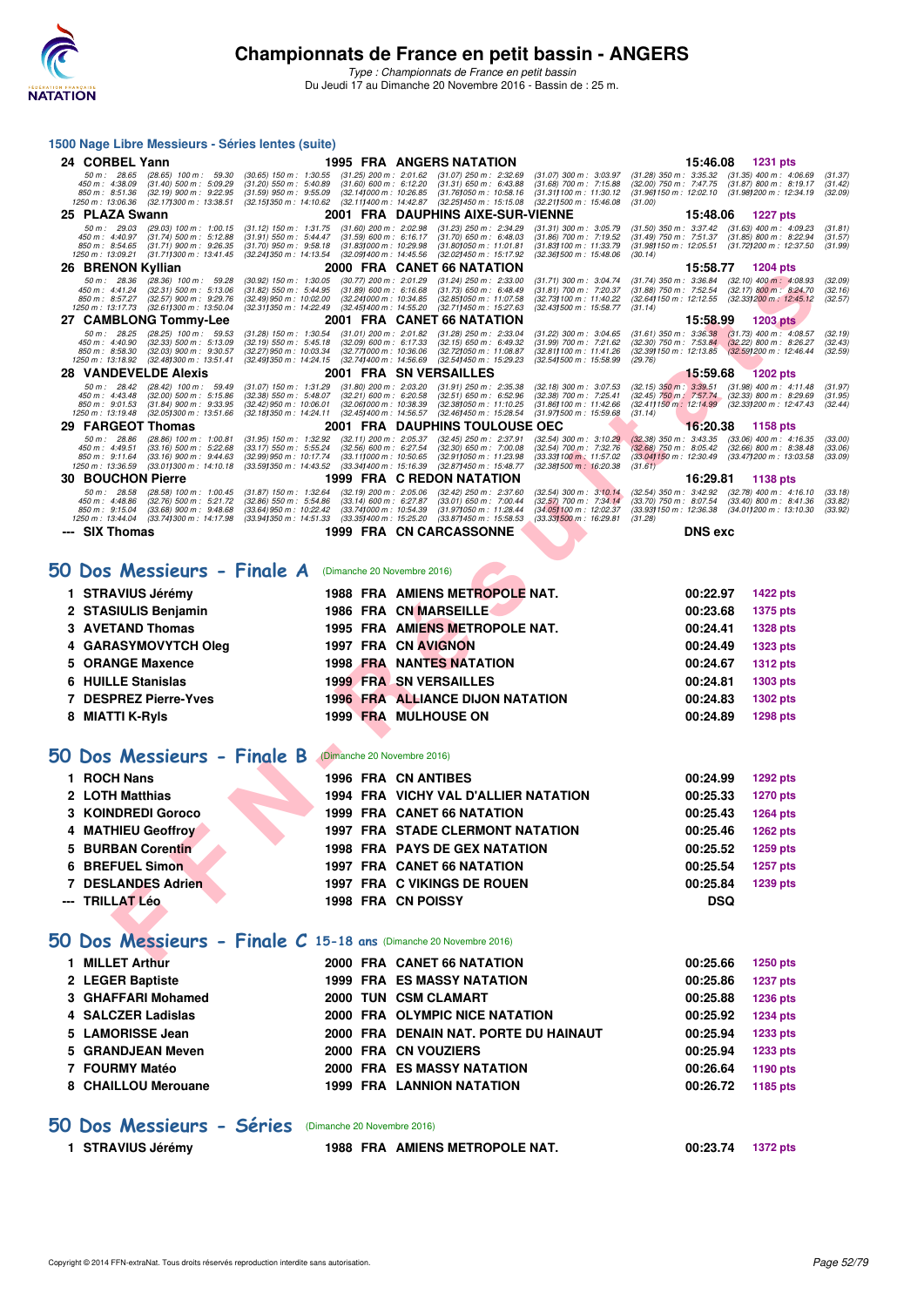# Championnats de France en petit bassin - ANGERS

*Type : Championnats de France en petit bassin*
Du Jeudi 17 au Dimanche 20 Novembre 2016 - Bassin de : 25 m.

## 1500 Nage Libre Messieurs - Séries lentes (suite)

| Rang | Nom | Année | Nat | Club | Temps | Points |
|---|---|---|---|---|---|---|
| 24 | CORBEL Yann | 1995 | FRA | ANGERS NATATION | 15:46.08 | 1231 pts |
| 25 | PLAZA Swann | 2001 | FRA | DAUPHINS AIXE-SUR-VIENNE | 15:48.06 | 1227 pts |
| 26 | BRENON Kyllian | 2000 | FRA | CANET 66 NATATION | 15:58.77 | 1204 pts |
| 27 | CAMBLONG Tommy-Lee | 2001 | FRA | CANET 66 NATATION | 15:58.99 | 1203 pts |
| 28 | VANDEVELDE Alexis | 2001 | FRA | SN VERSAILLES | 15:59.68 | 1202 pts |
| 29 | FARGEOT Thomas | 2001 | FRA | DAUPHINS TOULOUSE OEC | 16:20.38 | 1158 pts |
| 30 | BOUCHON Pierre | 1999 | FRA | C REDON NATATION | 16:29.81 | 1138 pts |
| --- | SIX Thomas | 1999 | FRA | CN CARCASSONNE | DNS exc | |

Temps intermédiaires :

**CORBEL Yann** : 50 m : 28.65 (28.65) 100 m : 59.30 (30.65) 150 m : 1:30.55 (31.25) 200 m : 2:01.62 (31.07) 250 m : 2:32.69 (31.07) 300 m : 3:03.97 (31.28) 350 m : 3:35.32 (31.35) 400 m : 4:06.69 (31.37) 450 m : 4:38.09 (31.40) 500 m : 5:09.29 (31.20) 550 m : 5:40.89 (31.60) 600 m : 6:12.20 (31.31) 650 m : 6:43.88 (31.68) 700 m : 7:15.88 (32.00) 750 m : 7:47.75 (31.87) 800 m : 8:19.17 (31.42) 850 m : 8:51.36 (32.19) 900 m : 9:22.95 (31.59) 950 m : 9:55.09 (32.14) 1000 m : 10:26.85 (31.76) 1050 m : 10:58.16 (31.31) 1100 m : 11:30.12 (31.96) 1150 m : 12:02.10 (31.98) 1200 m : 12:34.19 (32.09) 1250 m : 13:06.36 (32.17) 1300 m : 13:38.51 (32.15) 1350 m : 14:10.62 (32.11) 1400 m : 14:42.87 (32.25) 1450 m : 15:15.08 (32.21) 1500 m : 15:46.08 (31.00)

**PLAZA Swann** : 50 m : 29.03 (29.03) 100 m : 1:00.15 (31.12) 150 m : 1:31.75 (31.60) 200 m : 2:02.98 (31.23) 250 m : 2:34.29 (31.31) 300 m : 3:05.79 (31.50) 350 m : 3:37.42 (31.63) 400 m : 4:09.23 (31.81) 450 m : 4:40.97 (31.74) 500 m : 5:12.88 (31.91) 550 m : 5:44.47 (31.59) 600 m : 6:16.17 (31.70) 650 m : 6:48.03 (31.86) 700 m : 7:19.52 (31.49) 750 m : 7:51.37 (31.85) 800 m : 8:22.94 (31.57) 850 m : 8:54.65 (31.71) 900 m : 9:26.35 (31.70) 950 m : 9:58.18 (31.83) 1000 m : 10:29.98 (31.80) 1050 m : 11:01.81 (31.83) 1100 m : 11:33.79 (31.98) 1150 m : 12:05.51 (31.72) 1200 m : 12:37.50 (31.99) 1250 m : 13:09.21 (31.71) 1300 m : 13:41.45 (32.24) 1350 m : 14:13.54 (32.09) 1400 m : 14:45.56 (32.02) 1450 m : 15:17.92 (32.36) 1500 m : 15:48.06 (30.14)

**BRENON Kyllian** : 50 m : 28.36 (28.36) 100 m : 59.28 (30.92) 150 m : 1:30.05 (30.77) 200 m : 2:01.29 (31.24) 250 m : 2:33.00 (31.71) 300 m : 3:04.74 (31.74) 350 m : 3:36.84 (32.10) 400 m : 4:08.93 (32.09) 450 m : 4:41.24 (32.31) 500 m : 5:13.06 (31.82) 550 m : 5:44.95 (31.89) 600 m : 6:16.68 (31.73) 650 m : 6:48.49 (31.81) 700 m : 7:20.37 (31.88) 750 m : 7:52.54 (32.17) 800 m : 8:24.70 (32.16) 850 m : 8:57.27 (32.57) 900 m : 9:29.76 (32.49) 950 m : 10:02.00 (32.24) 1000 m : 10:34.85 (32.85) 1050 m : 11:07.58 (32.73) 1100 m : 11:40.22 (32.64) 1150 m : 12:12.55 (32.33) 1200 m : 12:45.12 (32.57) 1250 m : 13:17.73 (32.61) 1300 m : 13:50.04 (32.31) 1350 m : 14:22.49 (32.45) 1400 m : 14:55.20 (32.71) 1450 m : 15:27.63 (32.43) 1500 m : 15:58.77 (31.14)

**CAMBLONG Tommy-Lee** : 50 m : 28.25 (28.25) 100 m : 59.53 (31.28) 150 m : 1:30.54 (31.01) 200 m : 2:01.82 (31.28) 250 m : 2:33.04 (31.22) 300 m : 3:04.65 (31.61) 350 m : 3:36.38 (31.73) 400 m : 4:08.57 (32.19) 450 m : 4:40.90 (32.33) 500 m : 5:13.09 (32.19) 550 m : 5:45.18 (32.09) 600 m : 6:17.33 (32.15) 650 m : 6:49.32 (31.99) 700 m : 7:21.62 (32.30) 750 m : 7:53.84 (32.22) 800 m : 8:26.27 (32.43) 850 m : 8:58.30 (32.03) 900 m : 9:30.57 (32.27) 950 m : 10:03.34 (32.77) 1000 m : 10:36.06 (32.72) 1050 m : 11:08.87 (32.81) 1100 m : 11:41.26 (32.39) 1150 m : 12:13.85 (32.59) 1200 m : 12:46.44 (32.59) 1250 m : 13:18.92 (32.48) 1300 m : 13:51.41 (32.49) 1350 m : 14:24.15 (32.74) 1400 m : 14:56.69 (32.54) 1450 m : 15:29.23 (32.54) 1500 m : 15:58.99 (29.76)

**VANDEVELDE Alexis** : 50 m : 28.42 (28.42) 100 m : 59.49 (31.07) 150 m : 1:31.29 (31.80) 200 m : 2:03.20 (31.91) 250 m : 2:35.38 (32.18) 300 m : 3:07.53 (32.15) 350 m : 3:39.51 (31.98) 400 m : 4:11.48 (31.97) 450 m : 4:43.48 (32.00) 500 m : 5:15.86 (32.38) 550 m : 5:48.07 (32.21) 600 m : 6:20.58 (32.51) 650 m : 6:52.96 (32.38) 700 m : 7:25.41 (32.45) 750 m : 7:57.74 (32.33) 800 m : 8:29.69 (31.95) 850 m : 9:01.53 (31.84) 900 m : 9:33.95 (32.42) 950 m : 10:06.01 (32.06) 1000 m : 10:38.39 (32.38) 1050 m : 11:10.25 (31.86) 1100 m : 11:42.66 (32.41) 1150 m : 12:14.99 (32.33) 1200 m : 12:47.43 (32.44) 1250 m : 13:19.48 (32.05) 1300 m : 13:51.66 (32.18) 1350 m : 14:24.11 (32.45) 1400 m : 14:56.57 (32.46) 1450 m : 15:28.54 (31.97) 1500 m : 15:59.68 (31.14)

**FARGEOT Thomas** : 50 m : 28.86 (28.86) 100 m : 1:00.81 (31.95) 150 m : 1:32.92 (32.11) 200 m : 2:05.37 (32.45) 250 m : 2:37.91 (32.54) 300 m : 3:10.29 (32.38) 350 m : 3:43.35 (33.06) 400 m : 4:16.35 (33.00) 450 m : 4:49.51 (33.16) 500 m : 5:22.68 (33.17) 550 m : 5:55.24 (32.56) 600 m : 6:27.54 (32.30) 650 m : 7:00.08 (32.54) 700 m : 7:32.76 (32.68) 750 m : 8:05.42 (32.66) 800 m : 8:38.48 (33.06) 850 m : 9:11.64 (33.16) 900 m : 9:44.63 (32.99) 950 m : 10:17.74 (33.11) 1000 m : 10:50.65 (32.91) 1050 m : 11:23.98 (33.33) 1100 m : 11:57.02 (33.04) 1150 m : 12:30.49 (33.47) 1200 m : 13:03.58 (33.09) 1250 m : 13:36.59 (33.01) 1300 m : 14:10.18 (33.59) 1350 m : 14:43.52 (33.34) 1400 m : 15:16.39 (32.87) 1450 m : 15:48.77 (32.38) 1500 m : 16:20.38 (31.61)

**BOUCHON Pierre** : 50 m : 28.58 (28.58) 100 m : 1:00.45 (31.87) 150 m : 1:32.64 (32.19) 200 m : 2:05.06 (32.42) 250 m : 2:37.60 (32.54) 300 m : 3:10.14 (32.54) 350 m : 3:42.92 (32.78) 400 m : 4:16.10 (33.18) 450 m : 4:48.86 (32.76) 500 m : 5:21.72 (32.86) 550 m : 5:54.86 (33.14) 600 m : 6:27.87 (33.01) 650 m : 7:00.44 (32.57) 700 m : 7:34.14 (33.70) 750 m : 8:07.54 (33.40) 800 m : 8:41.36 (33.82) 850 m : 9:15.04 (33.68) 900 m : 9:48.68 (33.64) 950 m : 10:22.42 (33.74) 1000 m : 10:54.39 (31.97) 1050 m : 11:28.44 (34.05) 1100 m : 12:02.37 (33.93) 1150 m : 12:36.38 (34.01) 1200 m : 13:10.30 (33.92) 1250 m : 13:44.04 (33.74) 1300 m : 14:17.98 (33.94) 1350 m : 14:51.33 (33.35) 1400 m : 15:25.20 (33.87) 1450 m : 15:58.53 (33.33) 1500 m : 16:29.81 (31.28)

## 50 Dos Messieurs - Finale A (Dimanche 20 Novembre 2016)

| Rang | Nom | Année | Nat | Club | Temps | Points |
|---|---|---|---|---|---|---|
| 1 | STRAVIUS Jérémy | 1988 | FRA | AMIENS METROPOLE NAT. | 00:22.97 | 1422 pts |
| 2 | STASIULIS Benjamin | 1986 | FRA | CN MARSEILLE | 00:23.68 | 1375 pts |
| 3 | AVETAND Thomas | 1995 | FRA | AMIENS METROPOLE NAT. | 00:24.41 | 1328 pts |
| 4 | GARASYMOVYTCH Oleg | 1997 | FRA | CN AVIGNON | 00:24.49 | 1323 pts |
| 5 | ORANGE Maxence | 1998 | FRA | NANTES NATATION | 00:24.67 | 1312 pts |
| 6 | HUILLE Stanislas | 1999 | FRA | SN VERSAILLES | 00:24.81 | 1303 pts |
| 7 | DESPREZ Pierre-Yves | 1996 | FRA | ALLIANCE DIJON NATATION | 00:24.83 | 1302 pts |
| 8 | MIATTI K-Ryls | 1999 | FRA | MULHOUSE ON | 00:24.89 | 1298 pts |

## 50 Dos Messieurs - Finale B (Dimanche 20 Novembre 2016)

| Rang | Nom | Année | Nat | Club | Temps | Points |
|---|---|---|---|---|---|---|
| 1 | ROCH Nans | 1996 | FRA | CN ANTIBES | 00:24.99 | 1292 pts |
| 2 | LOTH Matthias | 1994 | FRA | VICHY VAL D'ALLIER NATATION | 00:25.33 | 1270 pts |
| 3 | KOINDREDI Goroco | 1999 | FRA | CANET 66 NATATION | 00:25.43 | 1264 pts |
| 4 | MATHIEU Geoffroy | 1997 | FRA | STADE CLERMONT NATATION | 00:25.46 | 1262 pts |
| 5 | BURBAN Corentin | 1998 | FRA | PAYS DE GEX NATATION | 00:25.52 | 1259 pts |
| 6 | BREFUEL Simon | 1997 | FRA | CANET 66 NATATION | 00:25.54 | 1257 pts |
| 7 | DESLANDES Adrien | 1997 | FRA | C VIKINGS DE ROUEN | 00:25.84 | 1239 pts |
| --- | TRILLAT Léo | 1998 | FRA | CN POISSY | DSQ | |

## 50 Dos Messieurs - Finale C 15-18 ans (Dimanche 20 Novembre 2016)

| Rang | Nom | Année | Nat | Club | Temps | Points |
|---|---|---|---|---|---|---|
| 1 | MILLET Arthur | 2000 | FRA | CANET 66 NATATION | 00:25.66 | 1250 pts |
| 2 | LEGER Baptiste | 1999 | FRA | ES MASSY NATATION | 00:25.86 | 1237 pts |
| 3 | GHAFFARI Mohamed | 2000 | TUN | CSM CLAMART | 00:25.88 | 1236 pts |
| 4 | SALCZER Ladislas | 2000 | FRA | OLYMPIC NICE NATATION | 00:25.92 | 1234 pts |
| 5 | LAMORISSE Jean | 2000 | FRA | DENAIN NAT. PORTE DU HAINAUT | 00:25.94 | 1233 pts |
| 5 | GRANDJEAN Meven | 2000 | FRA | CN VOUZIERS | 00:25.94 | 1233 pts |
| 7 | FOURMY Matéo | 2000 | FRA | ES MASSY NATATION | 00:26.64 | 1190 pts |
| 8 | CHAILLOU Merouane | 1999 | FRA | LANNION NATATION | 00:26.72 | 1185 pts |

## 50 Dos Messieurs - Séries (Dimanche 20 Novembre 2016)

| Rang | Nom | Année | Nat | Club | Temps | Points |
|---|---|---|---|---|---|---|
| 1 | STRAVIUS Jérémy | 1988 | FRA | AMIENS METROPOLE NAT. | 00:23.74 | 1372 pts |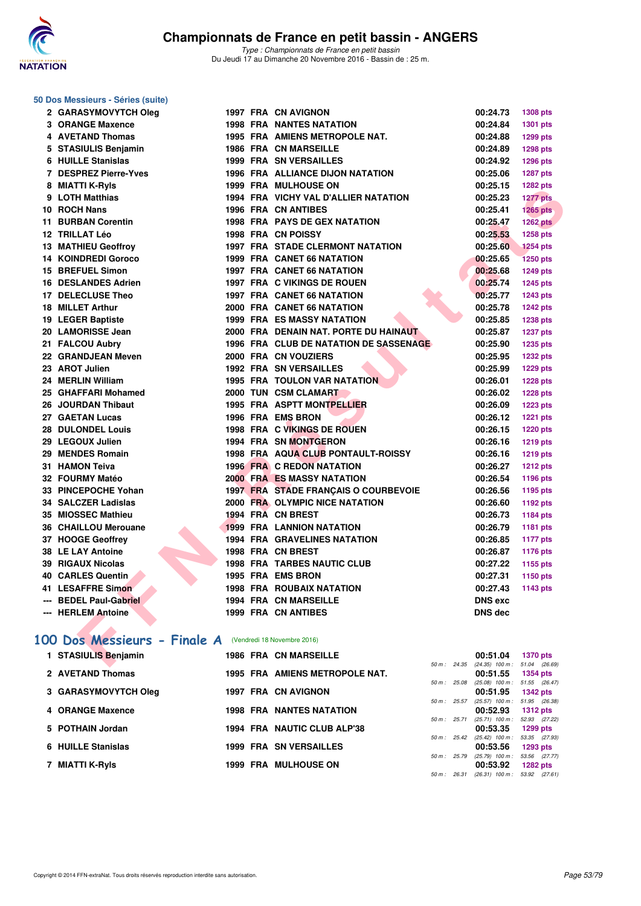# Championnats de France en petit bassin - ANGERS

*Type : Championnats de France en petit bassin*
Du Jeudi 17 au Dimanche 20 Novembre 2016 - Bassin de : 25 m.

### 50 Dos Messieurs - Séries (suite)

| Rang | Nom | Année | Nat | Club | Temps | Points |
|---|---|---|---|---|---|---|
| 2 | GARASYMOVYTCH Oleg | 1997 | FRA | CN AVIGNON | 00:24.73 | 1308 pts |
| 3 | ORANGE Maxence | 1998 | FRA | NANTES NATATION | 00:24.84 | 1301 pts |
| 4 | AVETAND Thomas | 1995 | FRA | AMIENS METROPOLE NAT. | 00:24.88 | 1299 pts |
| 5 | STASIULIS Benjamin | 1986 | FRA | CN MARSEILLE | 00:24.89 | 1298 pts |
| 6 | HUILLE Stanislas | 1999 | FRA | SN VERSAILLES | 00:24.92 | 1296 pts |
| 7 | DESPREZ Pierre-Yves | 1996 | FRA | ALLIANCE DIJON NATATION | 00:25.06 | 1287 pts |
| 8 | MIATTI K-Ryls | 1999 | FRA | MULHOUSE ON | 00:25.15 | 1282 pts |
| 9 | LOTH Matthias | 1994 | FRA | VICHY VAL D'ALLIER NATATION | 00:25.23 | 1277 pts |
| 10 | ROCH Nans | 1996 | FRA | CN ANTIBES | 00:25.41 | 1265 pts |
| 11 | BURBAN Corentin | 1998 | FRA | PAYS DE GEX NATATION | 00:25.47 | 1262 pts |
| 12 | TRILLAT Léo | 1998 | FRA | CN POISSY | 00:25.53 | 1258 pts |
| 13 | MATHIEU Geoffroy | 1997 | FRA | STADE CLERMONT NATATION | 00:25.60 | 1254 pts |
| 14 | KOINDREDI Goroco | 1999 | FRA | CANET 66 NATATION | 00:25.65 | 1250 pts |
| 15 | BREFUEL Simon | 1997 | FRA | CANET 66 NATATION | 00:25.68 | 1249 pts |
| 16 | DESLANDES Adrien | 1997 | FRA | C VIKINGS DE ROUEN | 00:25.74 | 1245 pts |
| 17 | DELECLUSE Theo | 1997 | FRA | CANET 66 NATATION | 00:25.77 | 1243 pts |
| 18 | MILLET Arthur | 2000 | FRA | CANET 66 NATATION | 00:25.78 | 1242 pts |
| 19 | LEGER Baptiste | 1999 | FRA | ES MASSY NATATION | 00:25.85 | 1238 pts |
| 20 | LAMORISSE Jean | 2000 | FRA | DENAIN NAT. PORTE DU HAINAUT | 00:25.87 | 1237 pts |
| 21 | FALCOU Aubry | 1996 | FRA | CLUB DE NATATION DE SASSENAGE | 00:25.90 | 1235 pts |
| 22 | GRANDJEAN Meven | 2000 | FRA | CN VOUZIERS | 00:25.95 | 1232 pts |
| 23 | AROT Julien | 1992 | FRA | SN VERSAILLES | 00:25.99 | 1229 pts |
| 24 | MERLIN William | 1995 | FRA | TOULON VAR NATATION | 00:26.01 | 1228 pts |
| 25 | GHAFFARI Mohamed | 2000 | TUN | CSM CLAMART | 00:26.02 | 1228 pts |
| 26 | JOURDAN Thibaut | 1995 | FRA | ASPTT MONTPELLIER | 00:26.09 | 1223 pts |
| 27 | GAETAN Lucas | 1996 | FRA | EMS BRON | 00:26.12 | 1221 pts |
| 28 | DULONDEL Louis | 1998 | FRA | C VIKINGS DE ROUEN | 00:26.15 | 1220 pts |
| 29 | LEGOUX Julien | 1994 | FRA | SN MONTGERON | 00:26.16 | 1219 pts |
| 29 | MENDES Romain | 1998 | FRA | AQUA CLUB PONTAULT-ROISSY | 00:26.16 | 1219 pts |
| 31 | HAMON Teiva | 1996 | FRA | C REDON NATATION | 00:26.27 | 1212 pts |
| 32 | FOURMY Matéo | 2000 | FRA | ES MASSY NATATION | 00:26.54 | 1196 pts |
| 33 | PINCEPOCHE Yohan | 1997 | FRA | STADE FRANÇAIS O COURBEVOIE | 00:26.56 | 1195 pts |
| 34 | SALCZER Ladislas | 2000 | FRA | OLYMPIC NICE NATATION | 00:26.60 | 1192 pts |
| 35 | MIOSSEC Mathieu | 1994 | FRA | CN BREST | 00:26.73 | 1184 pts |
| 36 | CHAILLOU Merouane | 1999 | FRA | LANNION NATATION | 00:26.79 | 1181 pts |
| 37 | HOOGE Geoffrey | 1994 | FRA | GRAVELINES NATATION | 00:26.85 | 1177 pts |
| 38 | LE LAY Antoine | 1998 | FRA | CN BREST | 00:26.87 | 1176 pts |
| 39 | RIGAUX Nicolas | 1998 | FRA | TARBES NAUTIC CLUB | 00:27.22 | 1155 pts |
| 40 | CARLES Quentin | 1995 | FRA | EMS BRON | 00:27.31 | 1150 pts |
| 41 | LESAFFRE Simon | 1998 | FRA | ROUBAIX NATATION | 00:27.43 | 1143 pts |
| --- | BEDEL Paul-Gabriel | 1994 | FRA | CN MARSEILLE | DNS exc | |
| --- | HERLEM Antoine | 1999 | FRA | CN ANTIBES | DNS dec | |

## 100 Dos Messieurs - Finale A (Vendredi 18 Novembre 2016)

| Rang | Nom | Année | Nat | Club | Temps | Points | 50 m | 100 m |
|---|---|---|---|---|---|---|---|---|
| 1 | STASIULIS Benjamin | 1986 | FRA | CN MARSEILLE | 00:51.04 | 1370 pts | 24.35 (24.35) | 51.04 (26.69) |
| 2 | AVETAND Thomas | 1995 | FRA | AMIENS METROPOLE NAT. | 00:51.55 | 1354 pts | 25.08 (25.08) | 51.55 (26.47) |
| 3 | GARASYMOVYTCH Oleg | 1997 | FRA | CN AVIGNON | 00:51.95 | 1342 pts | 25.57 (25.57) | 51.95 (26.38) |
| 4 | ORANGE Maxence | 1998 | FRA | NANTES NATATION | 00:52.93 | 1312 pts | 25.71 (25.71) | 52.93 (27.22) |
| 5 | POTHAIN Jordan | 1994 | FRA | NAUTIC CLUB ALP'38 | 00:53.35 | 1299 pts | 25.42 (25.42) | 53.35 (27.93) |
| 6 | HUILLE Stanislas | 1999 | FRA | SN VERSAILLES | 00:53.56 | 1293 pts | 25.79 (25.79) | 53.56 (27.77) |
| 7 | MIATTI K-Ryls | 1999 | FRA | MULHOUSE ON | 00:53.92 | 1282 pts | 26.31 (26.31) | 53.92 (27.61) |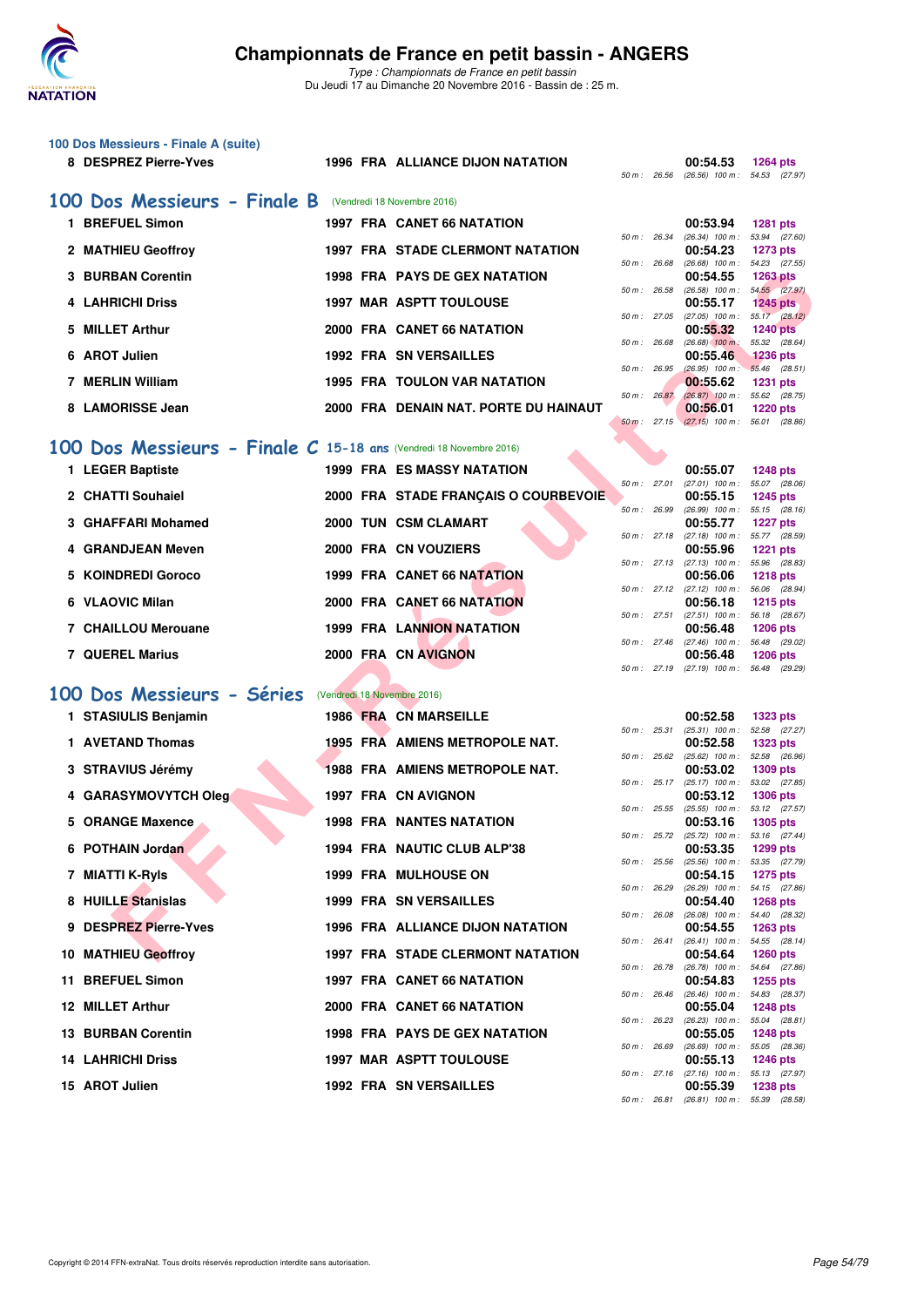### 100 Dos Messieurs - Finale A (suite)

| Pl. | Nom | Année | Nat. | Club | Temps | Points | Splits |
|---|---|---|---|---|---|---|---|
| 8 | DESPREZ Pierre-Yves | 1996 | FRA | ALLIANCE DIJON NATATION | 00:54.53 | 1264 pts | 50 m : 26.56 (26.56) 100 m : 54.53 (27.97) |

## 100 Dos Messieurs - Finale B (Vendredi 18 Novembre 2016)

| Pl. | Nom | Année | Nat. | Club | Temps | Points | Splits |
|---|---|---|---|---|---|---|---|
| 1 | BREFUEL Simon | 1997 | FRA | CANET 66 NATATION | 00:53.94 | 1281 pts | 50 m : 26.34 (26.34) 100 m : 53.94 (27.60) |
| 2 | MATHIEU Geoffroy | 1997 | FRA | STADE CLERMONT NATATION | 00:54.23 | 1273 pts | 50 m : 26.68 (26.68) 100 m : 54.23 (27.55) |
| 3 | BURBAN Corentin | 1998 | FRA | PAYS DE GEX NATATION | 00:54.55 | 1263 pts | 50 m : 26.58 (26.58) 100 m : 54.55 (27.97) |
| 4 | LAHRICHI Driss | 1997 | MAR | ASPTT TOULOUSE | 00:55.17 | 1245 pts | 50 m : 27.05 (27.05) 100 m : 55.17 (28.12) |
| 5 | MILLET Arthur | 2000 | FRA | CANET 66 NATATION | 00:55.32 | 1240 pts | 50 m : 26.68 (26.68) 100 m : 55.32 (28.64) |
| 6 | AROT Julien | 1992 | FRA | SN VERSAILLES | 00:55.46 | 1236 pts | 50 m : 26.95 (26.95) 100 m : 55.46 (28.51) |
| 7 | MERLIN William | 1995 | FRA | TOULON VAR NATATION | 00:55.62 | 1231 pts | 50 m : 26.87 (26.87) 100 m : 55.62 (28.75) |
| 8 | LAMORISSE Jean | 2000 | FRA | DENAIN NAT. PORTE DU HAINAUT | 00:56.01 | 1220 pts | 50 m : 27.15 (27.15) 100 m : 56.01 (28.86) |

## 100 Dos Messieurs - Finale C 15-18 ans (Vendredi 18 Novembre 2016)

| Pl. | Nom | Année | Nat. | Club | Temps | Points | Splits |
|---|---|---|---|---|---|---|---|
| 1 | LEGER Baptiste | 1999 | FRA | ES MASSY NATATION | 00:55.07 | 1248 pts | 50 m : 27.01 (27.01) 100 m : 55.07 (28.06) |
| 2 | CHATTI Souhaiel | 2000 | FRA | STADE FRANÇAIS O COURBEVOIE | 00:55.15 | 1245 pts | 50 m : 26.99 (26.99) 100 m : 55.15 (28.16) |
| 3 | GHAFFARI Mohamed | 2000 | TUN | CSM CLAMART | 00:55.77 | 1227 pts | 50 m : 27.18 (27.18) 100 m : 55.77 (28.59) |
| 4 | GRANDJEAN Meven | 2000 | FRA | CN VOUZIERS | 00:55.96 | 1221 pts | 50 m : 27.13 (27.13) 100 m : 55.96 (28.83) |
| 5 | KOINDREDI Goroco | 1999 | FRA | CANET 66 NATATION | 00:56.06 | 1218 pts | 50 m : 27.12 (27.12) 100 m : 56.06 (28.94) |
| 6 | VLAOVIC Milan | 2000 | FRA | CANET 66 NATATION | 00:56.18 | 1215 pts | 50 m : 27.51 (27.51) 100 m : 56.18 (28.67) |
| 7 | CHAILLOU Merouane | 1999 | FRA | LANNION NATATION | 00:56.48 | 1206 pts | 50 m : 27.46 (27.46) 100 m : 56.48 (29.02) |
| 7 | QUEREL Marius | 2000 | FRA | CN AVIGNON | 00:56.48 | 1206 pts | 50 m : 27.19 (27.19) 100 m : 56.48 (29.29) |

## 100 Dos Messieurs - Séries (Vendredi 18 Novembre 2016)

| Pl. | Nom | Année | Nat. | Club | Temps | Points | Splits |
|---|---|---|---|---|---|---|---|
| 1 | STASIULIS Benjamin | 1986 | FRA | CN MARSEILLE | 00:52.58 | 1323 pts | 50 m : 25.31 (25.31) 100 m : 52.58 (27.27) |
| 1 | AVETAND Thomas | 1995 | FRA | AMIENS METROPOLE NAT. | 00:52.58 | 1323 pts | 50 m : 25.62 (25.62) 100 m : 52.58 (26.96) |
| 3 | STRAVIUS Jérémy | 1988 | FRA | AMIENS METROPOLE NAT. | 00:53.02 | 1309 pts | 50 m : 25.17 (25.17) 100 m : 53.02 (27.85) |
| 4 | GARASYMOVYTCH Oleg | 1997 | FRA | CN AVIGNON | 00:53.12 | 1306 pts | 50 m : 25.55 (25.55) 100 m : 53.12 (27.57) |
| 5 | ORANGE Maxence | 1998 | FRA | NANTES NATATION | 00:53.16 | 1305 pts | 50 m : 25.72 (25.72) 100 m : 53.16 (27.44) |
| 6 | POTHAIN Jordan | 1994 | FRA | NAUTIC CLUB ALP'38 | 00:53.35 | 1299 pts | 50 m : 25.56 (25.56) 100 m : 53.35 (27.79) |
| 7 | MIATTI K-Ryls | 1999 | FRA | MULHOUSE ON | 00:54.15 | 1275 pts | 50 m : 26.29 (26.29) 100 m : 54.15 (27.86) |
| 8 | HUILLE Stanislas | 1999 | FRA | SN VERSAILLES | 00:54.40 | 1268 pts | 50 m : 26.08 (26.08) 100 m : 54.40 (28.32) |
| 9 | DESPREZ Pierre-Yves | 1996 | FRA | ALLIANCE DIJON NATATION | 00:54.55 | 1263 pts | 50 m : 26.41 (26.41) 100 m : 54.55 (28.14) |
| 10 | MATHIEU Geoffroy | 1997 | FRA | STADE CLERMONT NATATION | 00:54.64 | 1260 pts | 50 m : 26.78 (26.78) 100 m : 54.64 (27.86) |
| 11 | BREFUEL Simon | 1997 | FRA | CANET 66 NATATION | 00:54.83 | 1255 pts | 50 m : 26.46 (26.46) 100 m : 54.83 (28.37) |
| 12 | MILLET Arthur | 2000 | FRA | CANET 66 NATATION | 00:55.04 | 1248 pts | 50 m : 26.23 (26.23) 100 m : 55.04 (28.81) |
| 13 | BURBAN Corentin | 1998 | FRA | PAYS DE GEX NATATION | 00:55.05 | 1248 pts | 50 m : 26.69 (26.69) 100 m : 55.05 (28.36) |
| 14 | LAHRICHI Driss | 1997 | MAR | ASPTT TOULOUSE | 00:55.13 | 1246 pts | 50 m : 27.16 (27.16) 100 m : 55.13 (27.97) |
| 15 | AROT Julien | 1992 | FRA | SN VERSAILLES | 00:55.39 | 1238 pts | 50 m : 26.81 (26.81) 100 m : 55.39 (28.58) |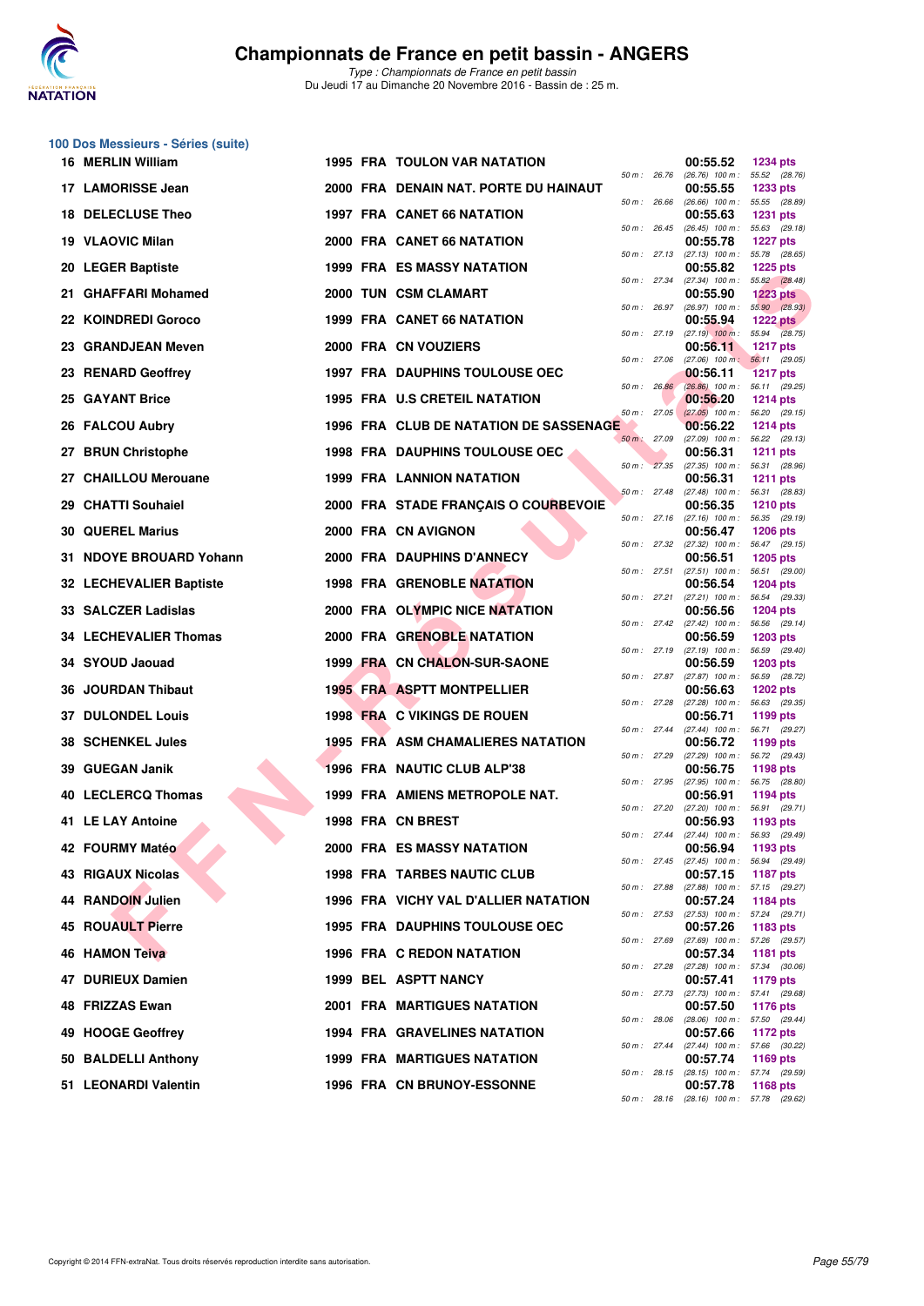## Championnats de France en petit bassin - ANGERS

*Type : Championnats de France en petit bassin*
Du Jeudi 17 au Dimanche 20 Novembre 2016 - Bassin de : 25 m.

### 100 Dos Messieurs - Séries (suite)

| Rang | Nom | Année | Nat. | Club | Temps | Points | Splits |
|---|---|---|---|---|---|---|---|
| 16 | MERLIN William | 1995 | FRA | TOULON VAR NATATION | 00:55.52 | 1234 pts | 50 m : 26.76 (26.76) 100 m : 55.52 (28.76) |
| 17 | LAMORISSE Jean | 2000 | FRA | DENAIN NAT. PORTE DU HAINAUT | 00:55.55 | 1233 pts | 50 m : 26.66 (26.66) 100 m : 55.55 (28.89) |
| 18 | DELECLUSE Theo | 1997 | FRA | CANET 66 NATATION | 00:55.63 | 1231 pts | 50 m : 26.45 (26.45) 100 m : 55.63 (29.18) |
| 19 | VLAOVIC Milan | 2000 | FRA | CANET 66 NATATION | 00:55.78 | 1227 pts | 50 m : 27.13 (27.13) 100 m : 55.78 (28.65) |
| 20 | LEGER Baptiste | 1999 | FRA | ES MASSY NATATION | 00:55.82 | 1225 pts | 50 m : 27.34 (27.34) 100 m : 55.82 (28.48) |
| 21 | GHAFFARI Mohamed | 2000 | TUN | CSM CLAMART | 00:55.90 | 1223 pts | 50 m : 26.97 (26.97) 100 m : 55.90 (28.93) |
| 22 | KOINDREDI Goroco | 1999 | FRA | CANET 66 NATATION | 00:55.94 | 1222 pts | 50 m : 27.19 (27.19) 100 m : 55.94 (28.75) |
| 23 | GRANDJEAN Meven | 2000 | FRA | CN VOUZIERS | 00:56.11 | 1217 pts | 50 m : 27.06 (27.06) 100 m : 56.11 (29.05) |
| 23 | RENARD Geoffrey | 1997 | FRA | DAUPHINS TOULOUSE OEC | 00:56.11 | 1217 pts | 50 m : 26.86 (26.86) 100 m : 56.11 (29.25) |
| 25 | GAYANT Brice | 1995 | FRA | U.S CRETEIL NATATION | 00:56.20 | 1214 pts | 50 m : 27.05 (27.05) 100 m : 56.20 (29.15) |
| 26 | FALCOU Aubry | 1996 | FRA | CLUB DE NATATION DE SASSENAGE | 00:56.22 | 1214 pts | 50 m : 27.09 (27.09) 100 m : 56.22 (29.13) |
| 27 | BRUN Christophe | 1998 | FRA | DAUPHINS TOULOUSE OEC | 00:56.31 | 1211 pts | 50 m : 27.35 (27.35) 100 m : 56.31 (28.96) |
| 27 | CHAILLOU Merouane | 1999 | FRA | LANNION NATATION | 00:56.31 | 1211 pts | 50 m : 27.48 (27.48) 100 m : 56.31 (28.83) |
| 29 | CHATTI Souhaiel | 2000 | FRA | STADE FRANÇAIS O COURBEVOIE | 00:56.35 | 1210 pts | 50 m : 27.16 (27.16) 100 m : 56.35 (29.19) |
| 30 | QUEREL Marius | 2000 | FRA | CN AVIGNON | 00:56.47 | 1206 pts | 50 m : 27.32 (27.32) 100 m : 56.47 (29.15) |
| 31 | NDOYE BROUARD Yohann | 2000 | FRA | DAUPHINS D'ANNECY | 00:56.51 | 1205 pts | 50 m : 27.51 (27.51) 100 m : 56.51 (29.00) |
| 32 | LECHEVALIER Baptiste | 1998 | FRA | GRENOBLE NATATION | 00:56.54 | 1204 pts | 50 m : 27.21 (27.21) 100 m : 56.54 (29.33) |
| 33 | SALCZER Ladislas | 2000 | FRA | OLYMPIC NICE NATATION | 00:56.56 | 1204 pts | 50 m : 27.42 (27.42) 100 m : 56.56 (29.14) |
| 34 | LECHEVALIER Thomas | 2000 | FRA | GRENOBLE NATATION | 00:56.59 | 1203 pts | 50 m : 27.19 (27.19) 100 m : 56.59 (29.40) |
| 34 | SYOUD Jaouad | 1999 | FRA | CN CHALON-SUR-SAONE | 00:56.59 | 1203 pts | 50 m : 27.87 (27.87) 100 m : 56.59 (28.72) |
| 36 | JOURDAN Thibaut | 1995 | FRA | ASPTT MONTPELLIER | 00:56.63 | 1202 pts | 50 m : 27.28 (27.28) 100 m : 56.63 (29.35) |
| 37 | DULONDEL Louis | 1998 | FRA | C VIKINGS DE ROUEN | 00:56.71 | 1199 pts | 50 m : 27.44 (27.44) 100 m : 56.71 (29.27) |
| 38 | SCHENKEL Jules | 1995 | FRA | ASM CHAMALIERES NATATION | 00:56.72 | 1199 pts | 50 m : 27.29 (27.29) 100 m : 56.72 (29.43) |
| 39 | GUEGAN Janik | 1996 | FRA | NAUTIC CLUB ALP'38 | 00:56.75 | 1198 pts | 50 m : 27.95 (27.95) 100 m : 56.75 (28.80) |
| 40 | LECLERCQ Thomas | 1999 | FRA | AMIENS METROPOLE NAT. | 00:56.91 | 1194 pts | 50 m : 27.20 (27.20) 100 m : 56.91 (29.71) |
| 41 | LE LAY Antoine | 1998 | FRA | CN BREST | 00:56.93 | 1193 pts | 50 m : 27.44 (27.44) 100 m : 56.93 (29.49) |
| 42 | FOURMY Matéo | 2000 | FRA | ES MASSY NATATION | 00:56.94 | 1193 pts | 50 m : 27.45 (27.45) 100 m : 56.94 (29.49) |
| 43 | RIGAUX Nicolas | 1998 | FRA | TARBES NAUTIC CLUB | 00:57.15 | 1187 pts | 50 m : 27.88 (27.88) 100 m : 57.15 (29.27) |
| 44 | RANDOIN Julien | 1996 | FRA | VICHY VAL D'ALLIER NATATION | 00:57.24 | 1184 pts | 50 m : 27.53 (27.53) 100 m : 57.24 (29.71) |
| 45 | ROUAULT Pierre | 1995 | FRA | DAUPHINS TOULOUSE OEC | 00:57.26 | 1183 pts | 50 m : 27.69 (27.69) 100 m : 57.26 (29.57) |
| 46 | HAMON Teiva | 1996 | FRA | C REDON NATATION | 00:57.34 | 1181 pts | 50 m : 27.28 (27.28) 100 m : 57.34 (30.06) |
| 47 | DURIEUX Damien | 1999 | BEL | ASPTT NANCY | 00:57.41 | 1179 pts | 50 m : 27.73 (27.73) 100 m : 57.41 (29.68) |
| 48 | FRIZZAS Ewan | 2001 | FRA | MARTIGUES NATATION | 00:57.50 | 1176 pts | 50 m : 28.06 (28.06) 100 m : 57.50 (29.44) |
| 49 | HOOGE Geoffrey | 1994 | FRA | GRAVELINES NATATION | 00:57.66 | 1172 pts | 50 m : 27.44 (27.44) 100 m : 57.66 (30.22) |
| 50 | BALDELLI Anthony | 1999 | FRA | MARTIGUES NATATION | 00:57.74 | 1169 pts | 50 m : 28.15 (28.15) 100 m : 57.74 (29.59) |
| 51 | LEONARDI Valentin | 1996 | FRA | CN BRUNOY-ESSONNE | 00:57.78 | 1168 pts | 50 m : 28.16 (28.16) 100 m : 57.78 (29.62) |

Copyright © 2014 FFN-extraNat. Tous droits réservés reproduction interdite sans autorisation.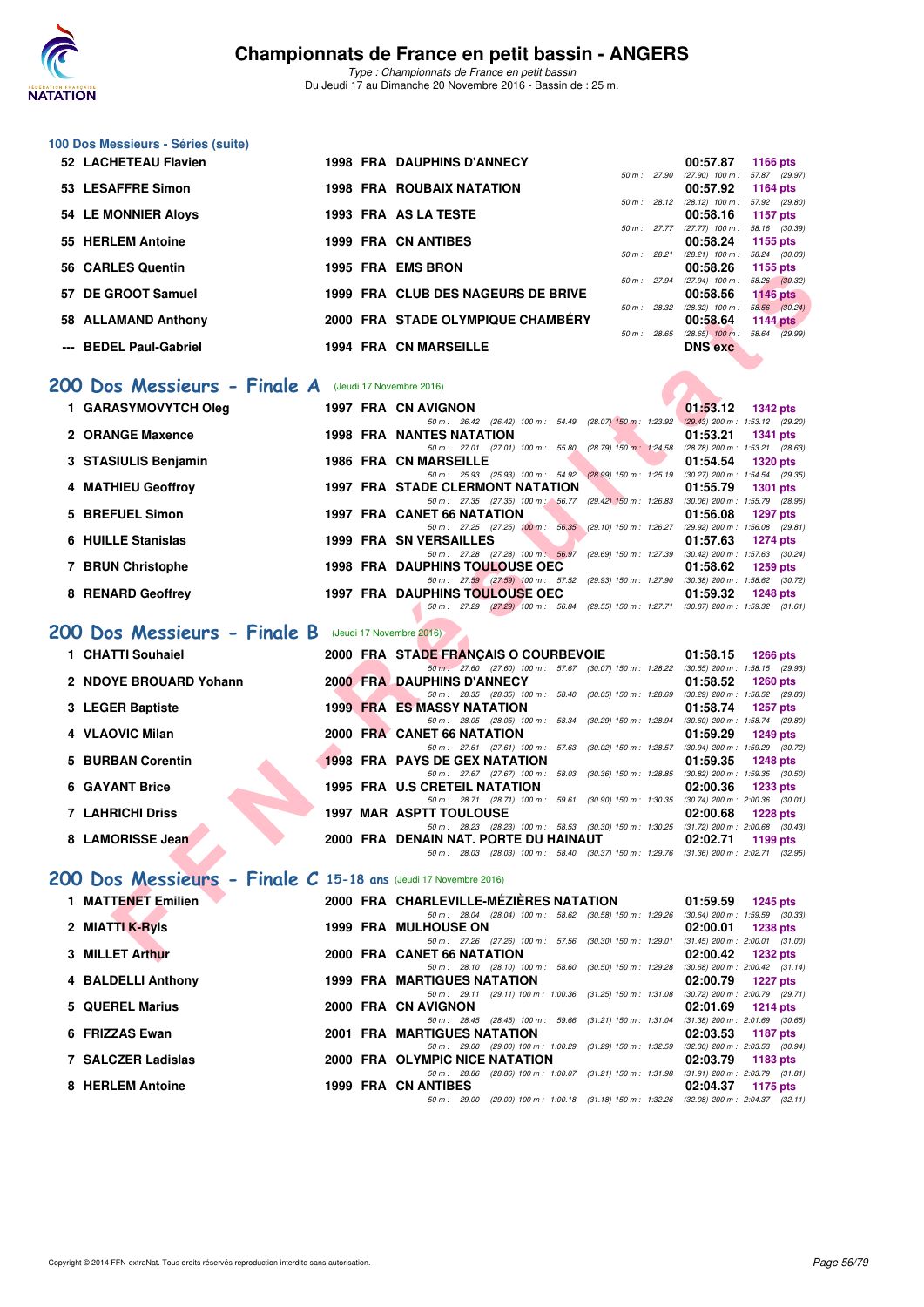### 100 Dos Messieurs - Séries (suite)

| Rg | Nom | Année | Nat | Club | Temps | Points | Splits |
|---|---|---|---|---|---|---|---|
| 52 | LACHETEAU Flavien | 1998 | FRA | DAUPHINS D'ANNECY | 00:57.87 | 1166 pts | 50 m : 27.90 (27.90) 100 m : 57.87 (29.97) |
| 53 | LESAFFRE Simon | 1998 | FRA | ROUBAIX NATATION | 00:57.92 | 1164 pts | 50 m : 28.12 (28.12) 100 m : 57.92 (29.80) |
| 54 | LE MONNIER Aloys | 1993 | FRA | AS LA TESTE | 00:58.16 | 1157 pts | 50 m : 27.77 (27.77) 100 m : 58.16 (30.39) |
| 55 | HERLEM Antoine | 1999 | FRA | CN ANTIBES | 00:58.24 | 1155 pts | 50 m : 28.21 (28.21) 100 m : 58.24 (30.03) |
| 56 | CARLES Quentin | 1995 | FRA | EMS BRON | 00:58.26 | 1155 pts | 50 m : 27.94 (27.94) 100 m : 58.26 (30.32) |
| 57 | DE GROOT Samuel | 1999 | FRA | CLUB DES NAGEURS DE BRIVE | 00:58.56 | 1146 pts | 50 m : 28.32 (28.32) 100 m : 58.56 (30.24) |
| 58 | ALLAMAND Anthony | 2000 | FRA | STADE OLYMPIQUE CHAMBÉRY | 00:58.64 | 1144 pts | 50 m : 28.65 (28.65) 100 m : 58.64 (29.99) |
| --- | BEDEL Paul-Gabriel | 1994 | FRA | CN MARSEILLE | DNS exc | | |

## 200 Dos Messieurs - Finale A (Jeudi 17 Novembre 2016)

| Rg | Nom | Année | Nat | Club | Temps | Points | Splits |
|---|---|---|---|---|---|---|---|
| 1 | GARASYMOVYTCH Oleg | 1997 | FRA | CN AVIGNON | 01:53.12 | 1342 pts | 50 m : 26.42 (26.42) 100 m : 54.49 (28.07) 150 m : 1:23.92 (29.43) 200 m : 1:53.12 (29.20) |
| 2 | ORANGE Maxence | 1998 | FRA | NANTES NATATION | 01:53.21 | 1341 pts | 50 m : 27.01 (27.01) 100 m : 55.80 (28.79) 150 m : 1:24.58 (28.78) 200 m : 1:53.21 (28.63) |
| 3 | STASIULIS Benjamin | 1986 | FRA | CN MARSEILLE | 01:54.54 | 1320 pts | 50 m : 25.93 (25.93) 100 m : 54.92 (28.99) 150 m : 1:25.19 (30.27) 200 m : 1:54.54 (29.35) |
| 4 | MATHIEU Geoffroy | 1997 | FRA | STADE CLERMONT NATATION | 01:55.79 | 1301 pts | 50 m : 27.35 (27.35) 100 m : 56.77 (29.42) 150 m : 1:26.83 (30.06) 200 m : 1:55.79 (28.96) |
| 5 | BREFUEL Simon | 1997 | FRA | CANET 66 NATATION | 01:56.08 | 1297 pts | 50 m : 27.25 (27.25) 100 m : 56.35 (29.10) 150 m : 1:26.27 (29.92) 200 m : 1:56.08 (29.81) |
| 6 | HUILLE Stanislas | 1999 | FRA | SN VERSAILLES | 01:57.63 | 1274 pts | 50 m : 27.28 (27.28) 100 m : 56.97 (29.69) 150 m : 1:27.39 (30.42) 200 m : 1:57.63 (30.24) |
| 7 | BRUN Christophe | 1998 | FRA | DAUPHINS TOULOUSE OEC | 01:58.62 | 1259 pts | 50 m : 27.59 (27.59) 100 m : 57.52 (29.93) 150 m : 1:27.90 (30.38) 200 m : 1:58.62 (30.72) |
| 8 | RENARD Geoffrey | 1997 | FRA | DAUPHINS TOULOUSE OEC | 01:59.32 | 1248 pts | 50 m : 27.29 (27.29) 100 m : 56.84 (29.55) 150 m : 1:27.71 (30.87) 200 m : 1:59.32 (31.61) |

## 200 Dos Messieurs - Finale B (Jeudi 17 Novembre 2016)

| Rg | Nom | Année | Nat | Club | Temps | Points | Splits |
|---|---|---|---|---|---|---|---|
| 1 | CHATTI Souhaiel | 2000 | FRA | STADE FRANÇAIS O COURBEVOIE | 01:58.15 | 1266 pts | 50 m : 27.60 (27.60) 100 m : 57.67 (30.07) 150 m : 1:28.22 (30.55) 200 m : 1:58.15 (29.93) |
| 2 | NDOYE BROUARD Yohann | 2000 | FRA | DAUPHINS D'ANNECY | 01:58.52 | 1260 pts | 50 m : 28.35 (28.35) 100 m : 58.40 (30.05) 150 m : 1:28.69 (30.29) 200 m : 1:58.52 (29.83) |
| 3 | LEGER Baptiste | 1999 | FRA | ES MASSY NATATION | 01:58.74 | 1257 pts | 50 m : 28.05 (28.05) 100 m : 58.34 (30.29) 150 m : 1:28.94 (30.60) 200 m : 1:58.74 (29.80) |
| 4 | VLAOVIC Milan | 2000 | FRA | CANET 66 NATATION | 01:59.29 | 1249 pts | 50 m : 27.61 (27.61) 100 m : 57.63 (30.02) 150 m : 1:28.57 (30.94) 200 m : 1:59.29 (30.72) |
| 5 | BURBAN Corentin | 1998 | FRA | PAYS DE GEX NATATION | 01:59.35 | 1248 pts | 50 m : 27.67 (27.67) 100 m : 58.03 (30.36) 150 m : 1:28.85 (30.82) 200 m : 1:59.35 (30.50) |
| 6 | GAYANT Brice | 1995 | FRA | U.S CRETEIL NATATION | 02:00.36 | 1233 pts | 50 m : 28.71 (28.71) 100 m : 59.61 (30.90) 150 m : 1:30.35 (30.74) 200 m : 2:00.36 (30.01) |
| 7 | LAHRICHI Driss | 1997 | MAR | ASPTT TOULOUSE | 02:00.68 | 1228 pts | 50 m : 28.23 (28.23) 100 m : 58.53 (30.30) 150 m : 1:30.25 (31.72) 200 m : 2:00.68 (30.43) |
| 8 | LAMORISSE Jean | 2000 | FRA | DENAIN NAT. PORTE DU HAINAUT | 02:02.71 | 1199 pts | 50 m : 28.03 (28.03) 100 m : 58.40 (30.37) 150 m : 1:29.76 (31.36) 200 m : 2:02.71 (32.95) |

## 200 Dos Messieurs - Finale C 15-18 ans (Jeudi 17 Novembre 2016)

| Rg | Nom | Année | Nat | Club | Temps | Points | Splits |
|---|---|---|---|---|---|---|---|
| 1 | MATTENET Emilien | 2000 | FRA | CHARLEVILLE-MÉZIÈRES NATATION | 01:59.59 | 1245 pts | 50 m : 28.04 (28.04) 100 m : 58.62 (30.58) 150 m : 1:29.26 (30.64) 200 m : 1:59.59 (30.33) |
| 2 | MIATTI K-Ryls | 1999 | FRA | MULHOUSE ON | 02:00.01 | 1238 pts | 50 m : 27.26 (27.26) 100 m : 57.56 (30.30) 150 m : 1:29.01 (31.45) 200 m : 2:00.01 (31.00) |
| 3 | MILLET Arthur | 2000 | FRA | CANET 66 NATATION | 02:00.42 | 1232 pts | 50 m : 28.10 (28.10) 100 m : 58.60 (30.50) 150 m : 1:29.28 (30.68) 200 m : 2:00.42 (31.14) |
| 4 | BALDELLI Anthony | 1999 | FRA | MARTIGUES NATATION | 02:00.79 | 1227 pts | 50 m : 29.11 (29.11) 100 m : 1:00.36 (31.25) 150 m : 1:31.08 (30.72) 200 m : 2:00.79 (29.71) |
| 5 | QUEREL Marius | 2000 | FRA | CN AVIGNON | 02:01.69 | 1214 pts | 50 m : 28.45 (28.45) 100 m : 59.66 (31.21) 150 m : 1:31.04 (31.38) 200 m : 2:01.69 (30.65) |
| 6 | FRIZZAS Ewan | 2001 | FRA | MARTIGUES NATATION | 02:03.53 | 1187 pts | 50 m : 29.00 (29.00) 100 m : 1:00.29 (31.29) 150 m : 1:32.59 (32.30) 200 m : 2:03.53 (30.94) |
| 7 | SALCZER Ladislas | 2000 | FRA | OLYMPIC NICE NATATION | 02:03.79 | 1183 pts | 50 m : 28.86 (28.86) 100 m : 1:00.07 (31.21) 150 m : 1:31.98 (31.91) 200 m : 2:03.79 (31.81) |
| 8 | HERLEM Antoine | 1999 | FRA | CN ANTIBES | 02:04.37 | 1175 pts | 50 m : 29.00 (29.00) 100 m : 1:00.18 (31.18) 150 m : 1:32.26 (32.08) 200 m : 2:04.37 (32.11) |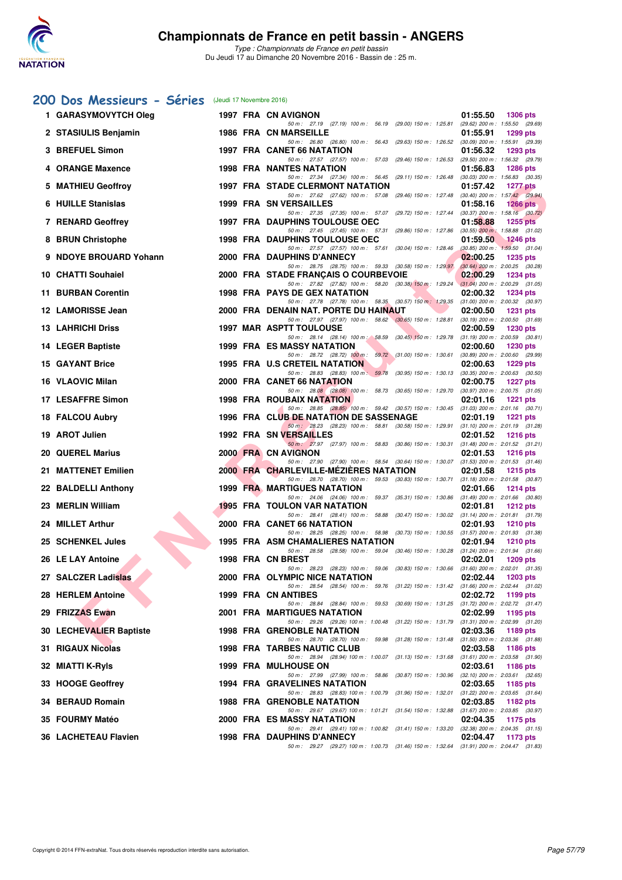# Championnats de France en petit bassin - ANGERS

*Type : Championnats de France en petit bassin*
Du Jeudi 17 au Dimanche 20 Novembre 2016 - Bassin de : 25 m.

## 200 Dos Messieurs - Séries (Jeudi 17 Novembre 2016)

| Rg | Nom | Année | Nat | Club | Temps | Points |
|---|---|---|---|---|---|---|
| 1 | GARASYMOVYTCH Oleg | 1997 | FRA | CN AVIGNON | 01:55.50 | 1306 pts |
| | 50 m : 27.19 (27.19) 100 m : 56.19 (29.00) 150 m : 1:25.81 (29.62) 200 m : 1:55.50 (29.69) | | | | | |
| 2 | STASIULIS Benjamin | 1986 | FRA | CN MARSEILLE | 01:55.91 | 1299 pts |
| | 50 m : 26.80 (26.80) 100 m : 56.43 (29.63) 150 m : 1:26.52 (30.09) 200 m : 1:55.91 (29.39) | | | | | |
| 3 | BREFUEL Simon | 1997 | FRA | CANET 66 NATATION | 01:56.32 | 1293 pts |
| | 50 m : 27.57 (27.57) 100 m : 57.03 (29.46) 150 m : 1:26.53 (29.50) 200 m : 1:56.32 (29.79) | | | | | |
| 4 | ORANGE Maxence | 1998 | FRA | NANTES NATATION | 01:56.83 | 1286 pts |
| | 50 m : 27.34 (27.34) 100 m : 56.45 (29.11) 150 m : 1:26.48 (30.03) 200 m : 1:56.83 (30.35) | | | | | |
| 5 | MATHIEU Geoffroy | 1997 | FRA | STADE CLERMONT NATATION | 01:57.42 | 1277 pts |
| | 50 m : 27.62 (27.62) 100 m : 57.08 (29.46) 150 m : 1:27.48 (30.40) 200 m : 1:57.42 (29.94) | | | | | |
| 6 | HUILLE Stanislas | 1999 | FRA | SN VERSAILLES | 01:58.16 | 1266 pts |
| | 50 m : 27.35 (27.35) 100 m : 57.07 (29.72) 150 m : 1:27.44 (30.37) 200 m : 1:58.16 (30.72) | | | | | |
| 7 | RENARD Geoffrey | 1997 | FRA | DAUPHINS TOULOUSE OEC | 01:58.88 | 1255 pts |
| | 50 m : 27.45 (27.45) 100 m : 57.31 (29.86) 150 m : 1:27.86 (30.55) 200 m : 1:58.88 (31.02) | | | | | |
| 8 | BRUN Christophe | 1998 | FRA | DAUPHINS TOULOUSE OEC | 01:59.50 | 1246 pts |
| | 50 m : 27.57 (27.57) 100 m : 57.61 (30.04) 150 m : 1:28.46 (30.85) 200 m : 1:59.50 (31.04) | | | | | |
| 9 | NDOYE BROUARD Yohann | 2000 | FRA | DAUPHINS D'ANNECY | 02:00.25 | 1235 pts |
| | 50 m : 28.75 (28.75) 100 m : 59.33 (30.58) 150 m : 1:29.97 (30.64) 200 m : 2:00.25 (30.28) | | | | | |
| 10 | CHATTI Souhaiel | 2000 | FRA | STADE FRANÇAIS O COURBEVOIE | 02:00.29 | 1234 pts |
| | 50 m : 27.82 (27.82) 100 m : 58.20 (30.38) 150 m : 1:29.24 (31.04) 200 m : 2:00.29 (31.05) | | | | | |
| 11 | BURBAN Corentin | 1998 | FRA | PAYS DE GEX NATATION | 02:00.32 | 1234 pts |
| | 50 m : 27.78 (27.78) 100 m : 58.35 (30.57) 150 m : 1:29.35 (31.00) 200 m : 2:00.32 (30.97) | | | | | |
| 12 | LAMORISSE Jean | 2000 | FRA | DENAIN NAT. PORTE DU HAINAUT | 02:00.50 | 1231 pts |
| | 50 m : 27.97 (27.97) 100 m : 58.62 (30.65) 150 m : 1:28.81 (30.19) 200 m : 2:00.50 (31.69) | | | | | |
| 13 | LAHRICHI Driss | 1997 | MAR | ASPTT TOULOUSE | 02:00.59 | 1230 pts |
| | 50 m : 28.14 (28.14) 100 m : 58.59 (30.45) 150 m : 1:29.78 (31.19) 200 m : 2:00.59 (30.81) | | | | | |
| 14 | LEGER Baptiste | 1999 | FRA | ES MASSY NATATION | 02:00.60 | 1230 pts |
| | 50 m : 28.72 (28.72) 100 m : 59.72 (31.00) 150 m : 1:30.61 (30.89) 200 m : 2:00.60 (29.99) | | | | | |
| 15 | GAYANT Brice | 1995 | FRA | U.S CRETEIL NATATION | 02:00.63 | 1229 pts |
| | 50 m : 28.83 (28.83) 100 m : 59.78 (30.95) 150 m : 1:30.13 (30.35) 200 m : 2:00.63 (30.50) | | | | | |
| 16 | VLAOVIC Milan | 2000 | FRA | CANET 66 NATATION | 02:00.75 | 1227 pts |
| | 50 m : 28.08 (28.08) 100 m : 58.73 (30.65) 150 m : 1:29.70 (30.97) 200 m : 2:00.75 (31.05) | | | | | |
| 17 | LESAFFRE Simon | 1998 | FRA | ROUBAIX NATATION | 02:01.16 | 1221 pts |
| | 50 m : 28.85 (28.85) 100 m : 59.42 (30.57) 150 m : 1:30.45 (31.03) 200 m : 2:01.16 (30.71) | | | | | |
| 18 | FALCOU Aubry | 1996 | FRA | CLUB DE NATATION DE SASSENAGE | 02:01.19 | 1221 pts |
| | 50 m : 28.23 (28.23) 100 m : 58.81 (30.58) 150 m : 1:29.91 (31.10) 200 m : 2:01.19 (31.28) | | | | | |
| 19 | AROT Julien | 1992 | FRA | SN VERSAILLES | 02:01.52 | 1216 pts |
| | 50 m : 27.97 (27.97) 100 m : 58.83 (30.86) 150 m : 1:30.31 (31.48) 200 m : 2:01.52 (31.21) | | | | | |
| 20 | QUEREL Marius | 2000 | FRA | CN AVIGNON | 02:01.53 | 1216 pts |
| | 50 m : 27.90 (27.90) 100 m : 58.54 (30.64) 150 m : 1:30.07 (31.53) 200 m : 2:01.53 (31.46) | | | | | |
| 21 | MATTENET Emilien | 2000 | FRA | CHARLEVILLE-MÉZIÈRES NATATION | 02:01.58 | 1215 pts |
| | 50 m : 28.70 (28.70) 100 m : 59.53 (30.83) 150 m : 1:30.71 (31.18) 200 m : 2:01.58 (30.87) | | | | | |
| 22 | BALDELLI Anthony | 1999 | FRA | MARTIGUES NATATION | 02:01.66 | 1214 pts |
| | 50 m : 24.06 (24.06) 100 m : 59.37 (35.31) 150 m : 1:30.86 (31.49) 200 m : 2:01.66 (30.80) | | | | | |
| 23 | MERLIN William | 1995 | FRA | TOULON VAR NATATION | 02:01.81 | 1212 pts |
| | 50 m : 28.41 (28.41) 100 m : 58.88 (30.47) 150 m : 1:30.02 (31.14) 200 m : 2:01.81 (31.79) | | | | | |
| 24 | MILLET Arthur | 2000 | FRA | CANET 66 NATATION | 02:01.93 | 1210 pts |
| | 50 m : 28.25 (28.25) 100 m : 58.98 (30.73) 150 m : 1:30.55 (31.57) 200 m : 2:01.93 (31.38) | | | | | |
| 25 | SCHENKEL Jules | 1995 | FRA | ASM CHAMALIERES NATATION | 02:01.94 | 1210 pts |
| | 50 m : 28.58 (28.58) 100 m : 59.04 (30.46) 150 m : 1:30.28 (31.24) 200 m : 2:01.94 (31.66) | | | | | |
| 26 | LE LAY Antoine | 1998 | FRA | CN BREST | 02:02.01 | 1209 pts |
| | 50 m : 28.23 (28.23) 100 m : 59.06 (30.83) 150 m : 1:30.66 (31.60) 200 m : 2:02.01 (31.35) | | | | | |
| 27 | SALCZER Ladislas | 2000 | FRA | OLYMPIC NICE NATATION | 02:02.44 | 1203 pts |
| | 50 m : 28.54 (28.54) 100 m : 59.76 (31.22) 150 m : 1:31.42 (31.66) 200 m : 2:02.44 (31.02) | | | | | |
| 28 | HERLEM Antoine | 1999 | FRA | CN ANTIBES | 02:02.72 | 1199 pts |
| | 50 m : 28.84 (28.84) 100 m : 59.53 (30.69) 150 m : 1:31.25 (31.72) 200 m : 2:02.72 (31.47) | | | | | |
| 29 | FRIZZAS Ewan | 2001 | FRA | MARTIGUES NATATION | 02:02.99 | 1195 pts |
| | 50 m : 29.26 (29.26) 100 m : 1:00.48 (31.22) 150 m : 1:31.79 (31.31) 200 m : 2:02.99 (31.20) | | | | | |
| 30 | LECHEVALIER Baptiste | 1998 | FRA | GRENOBLE NATATION | 02:03.36 | 1189 pts |
| | 50 m : 28.70 (28.70) 100 m : 59.98 (31.28) 150 m : 1:31.48 (31.50) 200 m : 2:03.36 (31.88) | | | | | |
| 31 | RIGAUX Nicolas | 1998 | FRA | TARBES NAUTIC CLUB | 02:03.58 | 1186 pts |
| | 50 m : 28.94 (28.94) 100 m : 1:00.07 (31.13) 150 m : 1:31.68 (31.61) 200 m : 2:03.58 (31.90) | | | | | |
| 32 | MIATTI K-Ryls | 1999 | FRA | MULHOUSE ON | 02:03.61 | 1186 pts |
| | 50 m : 27.99 (27.99) 100 m : 58.86 (30.87) 150 m : 1:30.96 (32.10) 200 m : 2:03.61 (32.65) | | | | | |
| 33 | HOOGE Geoffrey | 1994 | FRA | GRAVELINES NATATION | 02:03.65 | 1185 pts |
| | 50 m : 28.83 (28.83) 100 m : 1:00.79 (31.96) 150 m : 1:32.01 (31.22) 200 m : 2:03.65 (31.64) | | | | | |
| 34 | BERAUD Romain | 1988 | FRA | GRENOBLE NATATION | 02:03.85 | 1182 pts |
| | 50 m : 29.67 (29.67) 100 m : 1:01.21 (31.54) 150 m : 1:32.88 (31.67) 200 m : 2:03.85 (30.97) | | | | | |
| 35 | FOURMY Matéo | 2000 | FRA | ES MASSY NATATION | 02:04.35 | 1175 pts |
| | 50 m : 29.41 (29.41) 100 m : 1:00.82 (31.41) 150 m : 1:33.20 (32.38) 200 m : 2:04.35 (31.15) | | | | | |
| 36 | LACHETEAU Flavien | 1998 | FRA | DAUPHINS D'ANNECY | 02:04.47 | 1173 pts |
| | 50 m : 29.27 (29.27) 100 m : 1:00.73 (31.46) 150 m : 1:32.64 (31.91) 200 m : 2:04.47 (31.83) | | | | | |

Copyright © 2014 FFN-extraNat. Tous droits réservés reproduction interdite sans autorisation.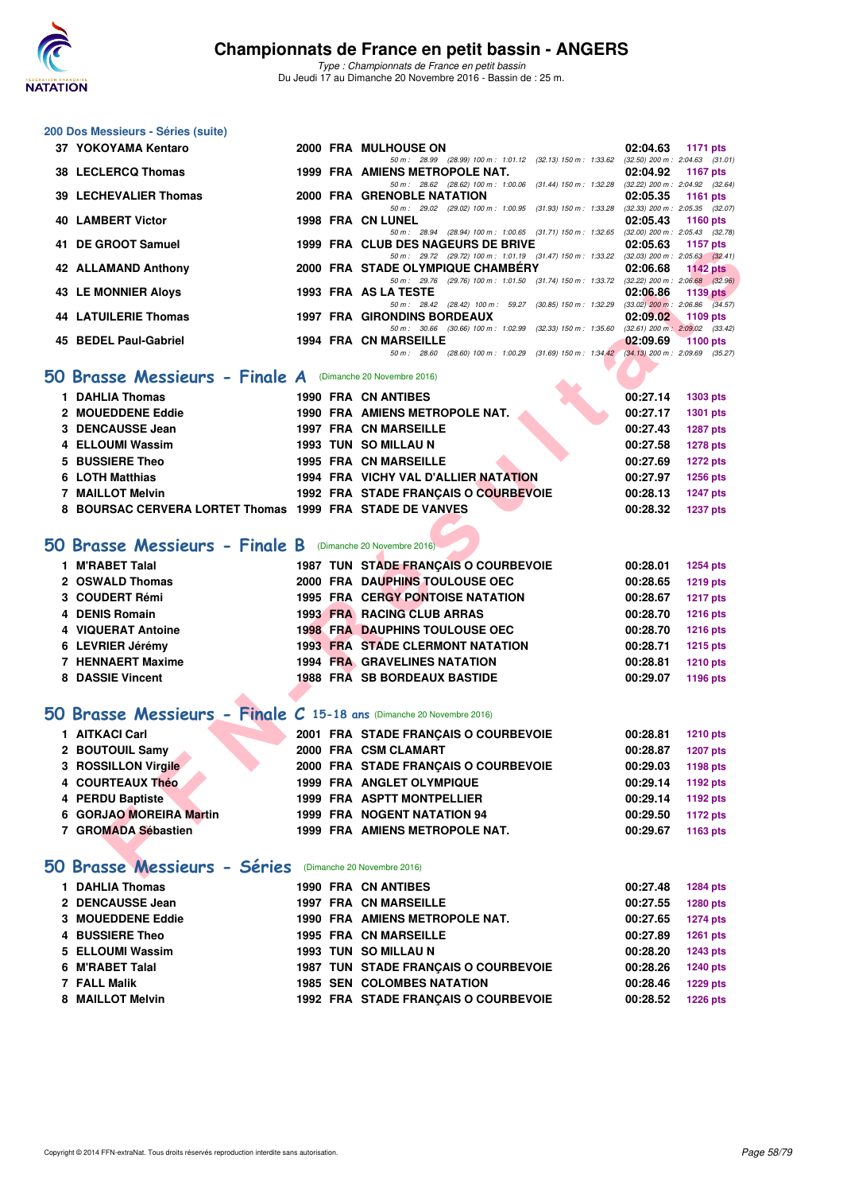# Championnats de France en petit bassin - ANGERS

*Type : Championnats de France en petit bassin*
Du Jeudi 17 au Dimanche 20 Novembre 2016 - Bassin de : 25 m.

### 200 Dos Messieurs - Séries (suite)

| Rang | Nom | Année | Nat. | Club | Temps | Points |
|---|---|---|---|---|---|---|
| 37 | YOKOYAMA Kentaro | 2000 | FRA | MULHOUSE ON | 02:04.63 | 1171 pts |
| | | | | 50 m : 28.99 (28.99) 100 m : 1:01.12 (32.13) 150 m : 1:33.62 | (32.50) 200 m : 2:04.63 (31.01) | |
| 38 | LECLERCQ Thomas | 1999 | FRA | AMIENS METROPOLE NAT. | 02:04.92 | 1167 pts |
| | | | | 50 m : 28.62 (28.62) 100 m : 1:00.06 (31.44) 150 m : 1:32.28 | (32.22) 200 m : 2:04.92 (32.64) | |
| 39 | LECHEVALIER Thomas | 2000 | FRA | GRENOBLE NATATION | 02:05.35 | 1161 pts |
| | | | | 50 m : 29.02 (29.02) 100 m : 1:00.95 (31.93) 150 m : 1:33.28 | (32.33) 200 m : 2:05.35 (32.07) | |
| 40 | LAMBERT Victor | 1998 | FRA | CN LUNEL | 02:05.43 | 1160 pts |
| | | | | 50 m : 28.94 (28.94) 100 m : 1:00.65 (31.71) 150 m : 1:32.65 | (32.00) 200 m : 2:05.43 (32.78) | |
| 41 | DE GROOT Samuel | 1999 | FRA | CLUB DES NAGEURS DE BRIVE | 02:05.63 | 1157 pts |
| | | | | 50 m : 29.72 (29.72) 100 m : 1:01.19 (31.47) 150 m : 1:33.22 | (32.03) 200 m : 2:05.63 (32.41) | |
| 42 | ALLAMAND Anthony | 2000 | FRA | STADE OLYMPIQUE CHAMBÉRY | 02:06.68 | 1142 pts |
| | | | | 50 m : 29.76 (29.76) 100 m : 1:01.50 (31.74) 150 m : 1:33.72 | (32.22) 200 m : 2:06.68 (32.96) | |
| 43 | LE MONNIER Aloys | 1993 | FRA | AS LA TESTE | 02:06.86 | 1139 pts |
| | | | | 50 m : 28.42 (28.42) 100 m : 59.27 (30.85) 150 m : 1:32.29 | (33.02) 200 m : 2:06.86 (34.57) | |
| 44 | LATUILERIE Thomas | 1997 | FRA | GIRONDINS BORDEAUX | 02:09.02 | 1109 pts |
| | | | | 50 m : 30.66 (30.66) 100 m : 1:02.99 (32.33) 150 m : 1:35.60 | (32.61) 200 m : 2:09.02 (33.42) | |
| 45 | BEDEL Paul-Gabriel | 1994 | FRA | CN MARSEILLE | 02:09.69 | 1100 pts |
| | | | | 50 m : 28.60 (28.60) 100 m : 1:00.29 (31.69) 150 m : 1:34.42 | (34.13) 200 m : 2:09.69 (35.27) | |

## 50 Brasse Messieurs - Finale A (Dimanche 20 Novembre 2016)

| Rang | Nom | Année | Nat. | Club | Temps | Points |
|---|---|---|---|---|---|---|
| 1 | DAHLIA Thomas | 1990 | FRA | CN ANTIBES | 00:27.14 | 1303 pts |
| 2 | MOUEDDENE Eddie | 1990 | FRA | AMIENS METROPOLE NAT. | 00:27.17 | 1301 pts |
| 3 | DENCAUSSE Jean | 1997 | FRA | CN MARSEILLE | 00:27.43 | 1287 pts |
| 4 | ELLOUMI Wassim | 1993 | TUN | SO MILLAU N | 00:27.58 | 1278 pts |
| 5 | BUSSIERE Theo | 1995 | FRA | CN MARSEILLE | 00:27.69 | 1272 pts |
| 6 | LOTH Matthias | 1994 | FRA | VICHY VAL D'ALLIER NATATION | 00:27.97 | 1256 pts |
| 7 | MAILLOT Melvin | 1992 | FRA | STADE FRANÇAIS O COURBEVOIE | 00:28.13 | 1247 pts |
| 8 | BOURSAC CERVERA LORTET Thomas | 1999 | FRA | STADE DE VANVES | 00:28.32 | 1237 pts |

## 50 Brasse Messieurs - Finale B (Dimanche 20 Novembre 2016)

| Rang | Nom | Année | Nat. | Club | Temps | Points |
|---|---|---|---|---|---|---|
| 1 | M'RABET Talal | 1987 | TUN | STADE FRANÇAIS O COURBEVOIE | 00:28.01 | 1254 pts |
| 2 | OSWALD Thomas | 2000 | FRA | DAUPHINS TOULOUSE OEC | 00:28.65 | 1219 pts |
| 3 | COUDERT Rémi | 1995 | FRA | CERGY PONTOISE NATATION | 00:28.67 | 1217 pts |
| 4 | DENIS Romain | 1993 | FRA | RACING CLUB ARRAS | 00:28.70 | 1216 pts |
| 4 | VIQUERAT Antoine | 1998 | FRA | DAUPHINS TOULOUSE OEC | 00:28.70 | 1216 pts |
| 6 | LEVRIER Jérémy | 1993 | FRA | STADE CLERMONT NATATION | 00:28.71 | 1215 pts |
| 7 | HENNAERT Maxime | 1994 | FRA | GRAVELINES NATATION | 00:28.81 | 1210 pts |
| 8 | DASSIE Vincent | 1988 | FRA | SB BORDEAUX BASTIDE | 00:29.07 | 1196 pts |

## 50 Brasse Messieurs - Finale C 15-18 ans (Dimanche 20 Novembre 2016)

| Rang | Nom | Année | Nat. | Club | Temps | Points |
|---|---|---|---|---|---|---|
| 1 | AITKACI Carl | 2001 | FRA | STADE FRANÇAIS O COURBEVOIE | 00:28.81 | 1210 pts |
| 2 | BOUTOUIL Samy | 2000 | FRA | CSM CLAMART | 00:28.87 | 1207 pts |
| 3 | ROSSILLON Virgile | 2000 | FRA | STADE FRANÇAIS O COURBEVOIE | 00:29.03 | 1198 pts |
| 4 | COURTEAUX Théo | 1999 | FRA | ANGLET OLYMPIQUE | 00:29.14 | 1192 pts |
| 4 | PERDU Baptiste | 1999 | FRA | ASPTT MONTPELLIER | 00:29.14 | 1192 pts |
| 6 | GORJAO MOREIRA Martin | 1999 | FRA | NOGENT NATATION 94 | 00:29.50 | 1172 pts |
| 7 | GROMADA Sébastien | 1999 | FRA | AMIENS METROPOLE NAT. | 00:29.67 | 1163 pts |

## 50 Brasse Messieurs - Séries (Dimanche 20 Novembre 2016)

| Rang | Nom | Année | Nat. | Club | Temps | Points |
|---|---|---|---|---|---|---|
| 1 | DAHLIA Thomas | 1990 | FRA | CN ANTIBES | 00:27.48 | 1284 pts |
| 2 | DENCAUSSE Jean | 1997 | FRA | CN MARSEILLE | 00:27.55 | 1280 pts |
| 3 | MOUEDDENE Eddie | 1990 | FRA | AMIENS METROPOLE NAT. | 00:27.65 | 1274 pts |
| 4 | BUSSIERE Theo | 1995 | FRA | CN MARSEILLE | 00:27.89 | 1261 pts |
| 5 | ELLOUMI Wassim | 1993 | TUN | SO MILLAU N | 00:28.20 | 1243 pts |
| 6 | M'RABET Talal | 1987 | TUN | STADE FRANÇAIS O COURBEVOIE | 00:28.26 | 1240 pts |
| 7 | FALL Malik | 1985 | SEN | COLOMBES NATATION | 00:28.46 | 1229 pts |
| 8 | MAILLOT Melvin | 1992 | FRA | STADE FRANÇAIS O COURBEVOIE | 00:28.52 | 1226 pts |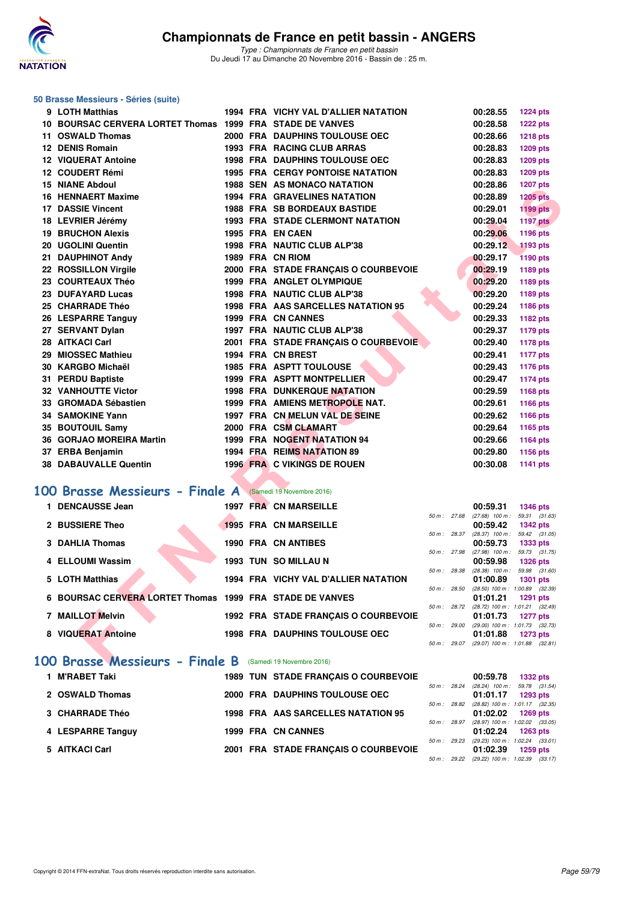## 50 Brasse Messieurs - Séries (suite)

| Rang | Nom | Année | Nat | Club | Temps | Points |
|---|---|---|---|---|---|---|
| 9 | LOTH Matthias | 1994 | FRA | VICHY VAL D'ALLIER NATATION | 00:28.55 | 1224 pts |
| 10 | BOURSAC CERVERA LORTET Thomas | 1999 | FRA | STADE DE VANVES | 00:28.58 | 1222 pts |
| 11 | OSWALD Thomas | 2000 | FRA | DAUPHINS TOULOUSE OEC | 00:28.66 | 1218 pts |
| 12 | DENIS Romain | 1993 | FRA | RACING CLUB ARRAS | 00:28.83 | 1209 pts |
| 12 | VIQUERAT Antoine | 1998 | FRA | DAUPHINS TOULOUSE OEC | 00:28.83 | 1209 pts |
| 12 | COUDERT Rémi | 1995 | FRA | CERGY PONTOISE NATATION | 00:28.83 | 1209 pts |
| 15 | NIANE Abdoul | 1988 | SEN | AS MONACO NATATION | 00:28.86 | 1207 pts |
| 16 | HENNAERT Maxime | 1994 | FRA | GRAVELINES NATATION | 00:28.89 | 1205 pts |
| 17 | DASSIE Vincent | 1988 | FRA | SB BORDEAUX BASTIDE | 00:29.01 | 1199 pts |
| 18 | LEVRIER Jérémy | 1993 | FRA | STADE CLERMONT NATATION | 00:29.04 | 1197 pts |
| 19 | BRUCHON Alexis | 1995 | FRA | EN CAEN | 00:29.06 | 1196 pts |
| 20 | UGOLINI Quentin | 1998 | FRA | NAUTIC CLUB ALP'38 | 00:29.12 | 1193 pts |
| 21 | DAUPHINOT Andy | 1989 | FRA | CN RIOM | 00:29.17 | 1190 pts |
| 22 | ROSSILLON Virgile | 2000 | FRA | STADE FRANÇAIS O COURBEVOIE | 00:29.19 | 1189 pts |
| 23 | COURTEAUX Théo | 1999 | FRA | ANGLET OLYMPIQUE | 00:29.20 | 1189 pts |
| 23 | DUFAYARD Lucas | 1998 | FRA | NAUTIC CLUB ALP'38 | 00:29.20 | 1189 pts |
| 25 | CHARRADE Théo | 1998 | FRA | AAS SARCELLES NATATION 95 | 00:29.24 | 1186 pts |
| 26 | LESPARRE Tanguy | 1999 | FRA | CN CANNES | 00:29.33 | 1182 pts |
| 27 | SERVANT Dylan | 1997 | FRA | NAUTIC CLUB ALP'38 | 00:29.37 | 1179 pts |
| 28 | AITKACI Carl | 2001 | FRA | STADE FRANÇAIS O COURBEVOIE | 00:29.40 | 1178 pts |
| 29 | MIOSSEC Mathieu | 1994 | FRA | CN BREST | 00:29.41 | 1177 pts |
| 30 | KARGBO Michaël | 1985 | FRA | ASPTT TOULOUSE | 00:29.43 | 1176 pts |
| 31 | PERDU Baptiste | 1999 | FRA | ASPTT MONTPELLIER | 00:29.47 | 1174 pts |
| 32 | VANHOUTTE Victor | 1998 | FRA | DUNKERQUE NATATION | 00:29.59 | 1168 pts |
| 33 | GROMADA Sébastien | 1999 | FRA | AMIENS METROPOLE NAT. | 00:29.61 | 1166 pts |
| 34 | SAMOKINE Yann | 1997 | FRA | CN MELUN VAL DE SEINE | 00:29.62 | 1166 pts |
| 35 | BOUTOUIL Samy | 2000 | FRA | CSM CLAMART | 00:29.64 | 1165 pts |
| 36 | GORJAO MOREIRA Martin | 1999 | FRA | NOGENT NATATION 94 | 00:29.66 | 1164 pts |
| 37 | ERBA Benjamin | 1994 | FRA | REIMS NATATION 89 | 00:29.80 | 1156 pts |
| 38 | DABAUVALLE Quentin | 1996 | FRA | C VIKINGS DE ROUEN | 00:30.08 | 1141 pts |

## 100 Brasse Messieurs - Finale A (Samedi 19 Novembre 2016)

| Rang | Nom | Année | Nat | Club | Temps | Points | Intermédiaires |
|---|---|---|---|---|---|---|---|
| 1 | DENCAUSSE Jean | 1997 | FRA | CN MARSEILLE | 00:59.31 | 1346 pts | 50 m : 27.68 (27.68) 100 m : 59.31 (31.63) |
| 2 | BUSSIERE Theo | 1995 | FRA | CN MARSEILLE | 00:59.42 | 1342 pts | 50 m : 28.37 (28.37) 100 m : 59.42 (31.05) |
| 3 | DAHLIA Thomas | 1990 | FRA | CN ANTIBES | 00:59.73 | 1333 pts | 50 m : 27.98 (27.98) 100 m : 59.73 (31.75) |
| 4 | ELLOUMI Wassim | 1993 | TUN | SO MILLAU N | 00:59.98 | 1326 pts | 50 m : 28.38 (28.38) 100 m : 59.98 (31.60) |
| 5 | LOTH Matthias | 1994 | FRA | VICHY VAL D'ALLIER NATATION | 01:00.89 | 1301 pts | 50 m : 28.50 (28.50) 100 m : 1:00.89 (32.39) |
| 6 | BOURSAC CERVERA LORTET Thomas | 1999 | FRA | STADE DE VANVES | 01:01.21 | 1291 pts | 50 m : 28.72 (28.72) 100 m : 1:01.21 (32.49) |
| 7 | MAILLOT Melvin | 1992 | FRA | STADE FRANÇAIS O COURBEVOIE | 01:01.73 | 1277 pts | 50 m : 29.00 (29.00) 100 m : 1:01.73 (32.73) |
| 8 | VIQUERAT Antoine | 1998 | FRA | DAUPHINS TOULOUSE OEC | 01:01.88 | 1273 pts | 50 m : 29.07 (29.07) 100 m : 1:01.88 (32.81) |

## 100 Brasse Messieurs - Finale B (Samedi 19 Novembre 2016)

| Rang | Nom | Année | Nat | Club | Temps | Points | Intermédiaires |
|---|---|---|---|---|---|---|---|
| 1 | M'RABET Taki | 1989 | TUN | STADE FRANÇAIS O COURBEVOIE | 00:59.78 | 1332 pts | 50 m : 28.24 (28.24) 100 m : 59.78 (31.54) |
| 2 | OSWALD Thomas | 2000 | FRA | DAUPHINS TOULOUSE OEC | 01:01.17 | 1293 pts | 50 m : 28.82 (28.82) 100 m : 1:01.17 (32.35) |
| 3 | CHARRADE Théo | 1998 | FRA | AAS SARCELLES NATATION 95 | 01:02.02 | 1269 pts | 50 m : 28.97 (28.97) 100 m : 1:02.02 (33.05) |
| 4 | LESPARRE Tanguy | 1999 | FRA | CN CANNES | 01:02.24 | 1263 pts | 50 m : 29.23 (29.23) 100 m : 1:02.24 (33.01) |
| 5 | AITKACI Carl | 2001 | FRA | STADE FRANÇAIS O COURBEVOIE | 01:02.39 | 1259 pts | 50 m : 29.22 (29.22) 100 m : 1:02.39 (33.17) |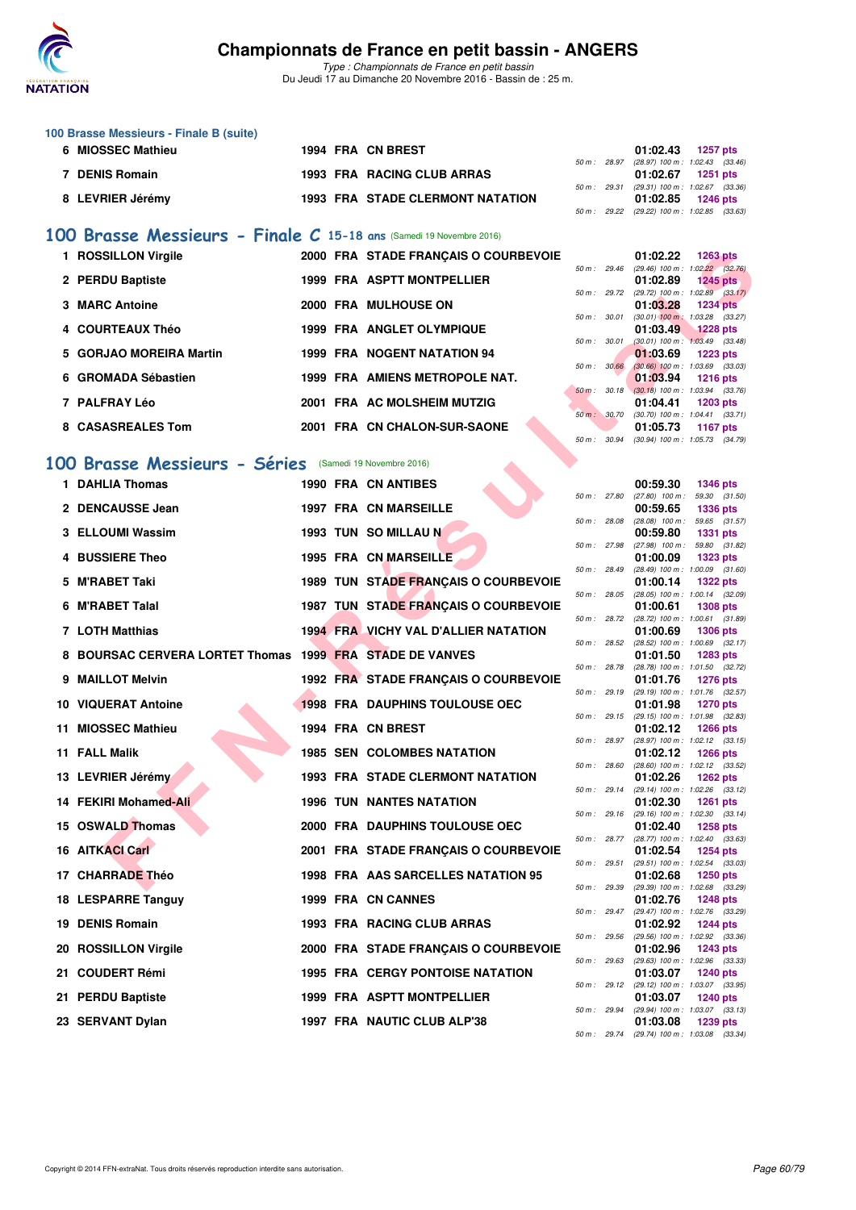# Championnats de France en petit bassin - ANGERS

*Type : Championnats de France en petit bassin*
Du Jeudi 17 au Dimanche 20 Novembre 2016 - Bassin de : 25 m.

### 100 Brasse Messieurs - Finale B (suite)

| Rang | Nom | Année | Nat. | Club | Temps | Points | Splits |
|---|---|---|---|---|---|---|---|
| 6 | MIOSSEC Mathieu | 1994 | FRA | CN BREST | 01:02.43 | 1257 pts | 50 m : 28.97 (28.97) 100 m : 1:02.43 (33.46) |
| 7 | DENIS Romain | 1993 | FRA | RACING CLUB ARRAS | 01:02.67 | 1251 pts | 50 m : 29.31 (29.31) 100 m : 1:02.67 (33.36) |
| 8 | LEVRIER Jérémy | 1993 | FRA | STADE CLERMONT NATATION | 01:02.85 | 1246 pts | 50 m : 29.22 (29.22) 100 m : 1:02.85 (33.63) |

## 100 Brasse Messieurs - Finale C 15-18 ans (Samedi 19 Novembre 2016)

| Rang | Nom | Année | Nat. | Club | Temps | Points | Splits |
|---|---|---|---|---|---|---|---|
| 1 | ROSSILLON Virgile | 2000 | FRA | STADE FRANÇAIS O COURBEVOIE | 01:02.22 | 1263 pts | 50 m : 29.46 (29.46) 100 m : 1:02.22 (32.76) |
| 2 | PERDU Baptiste | 1999 | FRA | ASPTT MONTPELLIER | 01:02.89 | 1245 pts | 50 m : 29.72 (29.72) 100 m : 1:02.89 (33.17) |
| 3 | MARC Antoine | 2000 | FRA | MULHOUSE ON | 01:03.28 | 1234 pts | 50 m : 30.01 (30.01) 100 m : 1:03.28 (33.27) |
| 4 | COURTEAUX Théo | 1999 | FRA | ANGLET OLYMPIQUE | 01:03.49 | 1228 pts | 50 m : 30.01 (30.01) 100 m : 1:03.49 (33.48) |
| 5 | GORJAO MOREIRA Martin | 1999 | FRA | NOGENT NATATION 94 | 01:03.69 | 1223 pts | 50 m : 30.66 (30.66) 100 m : 1:03.69 (33.03) |
| 6 | GROMADA Sébastien | 1999 | FRA | AMIENS METROPOLE NAT. | 01:03.94 | 1216 pts | 50 m : 30.18 (30.18) 100 m : 1:03.94 (33.76) |
| 7 | PALFRAY Léo | 2001 | FRA | AC MOLSHEIM MUTZIG | 01:04.41 | 1203 pts | 50 m : 30.70 (30.70) 100 m : 1:04.41 (33.71) |
| 8 | CASASREALES Tom | 2001 | FRA | CN CHALON-SUR-SAONE | 01:05.73 | 1167 pts | 50 m : 30.94 (30.94) 100 m : 1:05.73 (34.79) |

## 100 Brasse Messieurs - Séries (Samedi 19 Novembre 2016)

| Rang | Nom | Année | Nat. | Club | Temps | Points | Splits |
|---|---|---|---|---|---|---|---|
| 1 | DAHLIA Thomas | 1990 | FRA | CN ANTIBES | 00:59.30 | 1346 pts | 50 m : 27.80 (27.80) 100 m : 59.30 (31.50) |
| 2 | DENCAUSSE Jean | 1997 | FRA | CN MARSEILLE | 00:59.65 | 1336 pts | 50 m : 28.08 (28.08) 100 m : 59.65 (31.57) |
| 3 | ELLOUMI Wassim | 1993 | TUN | SO MILLAU N | 00:59.80 | 1331 pts | 50 m : 27.98 (27.98) 100 m : 59.80 (31.82) |
| 4 | BUSSIERE Theo | 1995 | FRA | CN MARSEILLE | 01:00.09 | 1323 pts | 50 m : 28.49 (28.49) 100 m : 1:00.09 (31.60) |
| 5 | M'RABET Taki | 1989 | TUN | STADE FRANÇAIS O COURBEVOIE | 01:00.14 | 1322 pts | 50 m : 28.05 (28.05) 100 m : 1:00.14 (32.09) |
| 6 | M'RABET Talal | 1987 | TUN | STADE FRANÇAIS O COURBEVOIE | 01:00.61 | 1308 pts | 50 m : 28.72 (28.72) 100 m : 1:00.61 (31.89) |
| 7 | LOTH Matthias | 1994 | FRA | VICHY VAL D'ALLIER NATATION | 01:00.69 | 1306 pts | 50 m : 28.52 (28.52) 100 m : 1:00.69 (32.17) |
| 8 | BOURSAC CERVERA LORTET Thomas | 1999 | FRA | STADE DE VANVES | 01:01.50 | 1283 pts | 50 m : 28.78 (28.78) 100 m : 1:01.50 (32.72) |
| 9 | MAILLOT Melvin | 1992 | FRA | STADE FRANÇAIS O COURBEVOIE | 01:01.76 | 1276 pts | 50 m : 29.19 (29.19) 100 m : 1:01.76 (32.57) |
| 10 | VIQUERAT Antoine | 1998 | FRA | DAUPHINS TOULOUSE OEC | 01:01.98 | 1270 pts | 50 m : 29.15 (29.15) 100 m : 1:01.98 (32.83) |
| 11 | MIOSSEC Mathieu | 1994 | FRA | CN BREST | 01:02.12 | 1266 pts | 50 m : 28.97 (28.97) 100 m : 1:02.12 (33.15) |
| 11 | FALL Malik | 1985 | SEN | COLOMBES NATATION | 01:02.12 | 1266 pts | 50 m : 28.60 (28.60) 100 m : 1:02.12 (33.52) |
| 13 | LEVRIER Jérémy | 1993 | FRA | STADE CLERMONT NATATION | 01:02.26 | 1262 pts | 50 m : 29.14 (29.14) 100 m : 1:02.26 (33.12) |
| 14 | FEKIRI Mohamed-Ali | 1996 | TUN | NANTES NATATION | 01:02.30 | 1261 pts | 50 m : 29.16 (29.16) 100 m : 1:02.30 (33.14) |
| 15 | OSWALD Thomas | 2000 | FRA | DAUPHINS TOULOUSE OEC | 01:02.40 | 1258 pts | 50 m : 28.77 (28.77) 100 m : 1:02.40 (33.63) |
| 16 | AITKACI Carl | 2001 | FRA | STADE FRANÇAIS O COURBEVOIE | 01:02.54 | 1254 pts | 50 m : 29.51 (29.51) 100 m : 1:02.54 (33.03) |
| 17 | CHARRADE Théo | 1998 | FRA | AAS SARCELLES NATATION 95 | 01:02.68 | 1250 pts | 50 m : 29.39 (29.39) 100 m : 1:02.68 (33.29) |
| 18 | LESPARRE Tanguy | 1999 | FRA | CN CANNES | 01:02.76 | 1248 pts | 50 m : 29.47 (29.47) 100 m : 1:02.76 (33.29) |
| 19 | DENIS Romain | 1993 | FRA | RACING CLUB ARRAS | 01:02.92 | 1244 pts | 50 m : 29.56 (29.56) 100 m : 1:02.92 (33.36) |
| 20 | ROSSILLON Virgile | 2000 | FRA | STADE FRANÇAIS O COURBEVOIE | 01:02.96 | 1243 pts | 50 m : 29.63 (29.63) 100 m : 1:02.96 (33.33) |
| 21 | COUDERT Rémi | 1995 | FRA | CERGY PONTOISE NATATION | 01:03.07 | 1240 pts | 50 m : 29.12 (29.12) 100 m : 1:03.07 (33.95) |
| 21 | PERDU Baptiste | 1999 | FRA | ASPTT MONTPELLIER | 01:03.07 | 1240 pts | 50 m : 29.94 (29.94) 100 m : 1:03.07 (33.13) |
| 23 | SERVANT Dylan | 1997 | FRA | NAUTIC CLUB ALP'38 | 01:03.08 | 1239 pts | 50 m : 29.74 (29.74) 100 m : 1:03.08 (33.34) |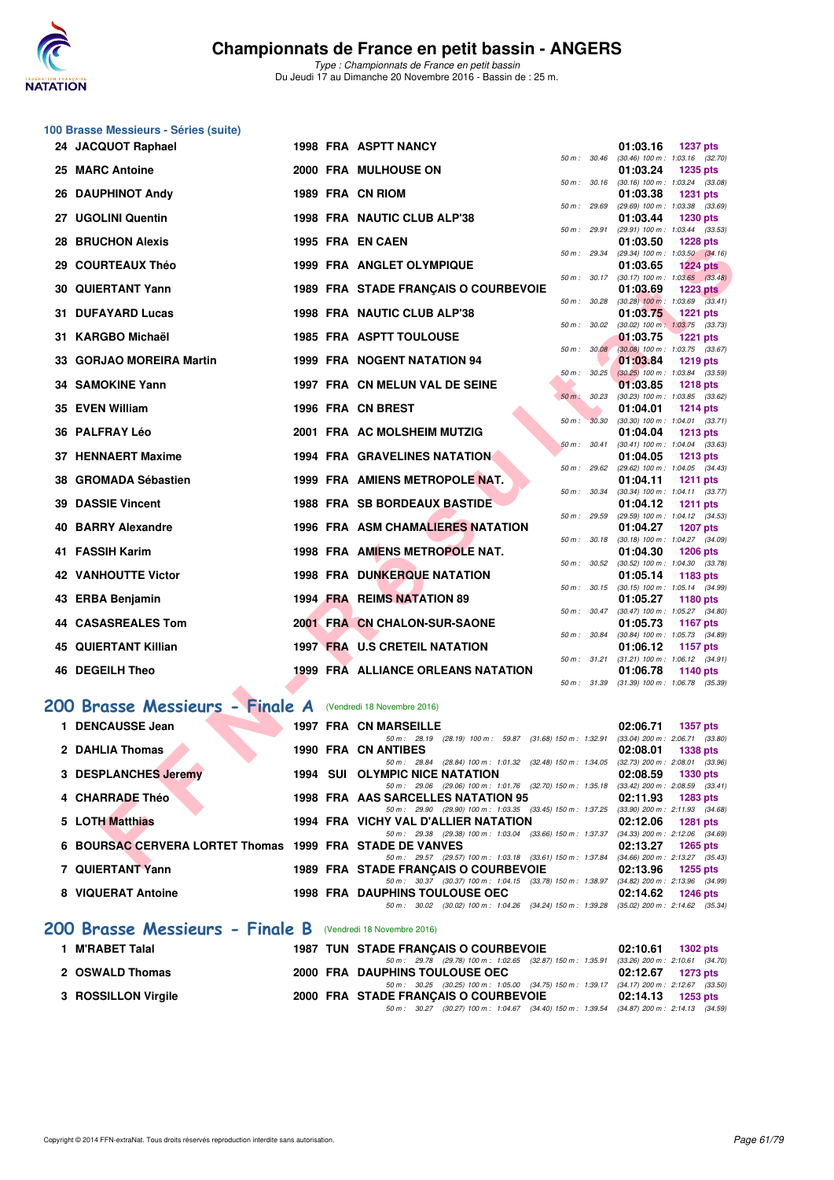# Championnats de France en petit bassin - ANGERS

*Type : Championnats de France en petit bassin*
Du Jeudi 17 au Dimanche 20 Novembre 2016 - Bassin de : 25 m.

## 100 Brasse Messieurs - Séries (suite)

| Rang | Nom | Année | Nat. | Club | Temps | Points | Splits |
|---|---|---|---|---|---|---|---|
| 24 | JACQUOT Raphael | 1998 | FRA | ASPTT NANCY | 01:03.16 | 1237 pts | 50 m : 30.46 (30.46) 100 m : 1:03.16 (32.70) |
| 25 | MARC Antoine | 2000 | FRA | MULHOUSE ON | 01:03.24 | 1235 pts | 50 m : 30.16 (30.16) 100 m : 1:03.24 (33.08) |
| 26 | DAUPHINOT Andy | 1989 | FRA | CN RIOM | 01:03.38 | 1231 pts | 50 m : 29.69 (29.69) 100 m : 1:03.38 (33.69) |
| 27 | UGOLINI Quentin | 1998 | FRA | NAUTIC CLUB ALP'38 | 01:03.44 | 1230 pts | 50 m : 29.91 (29.91) 100 m : 1:03.44 (33.53) |
| 28 | BRUCHON Alexis | 1995 | FRA | EN CAEN | 01:03.50 | 1228 pts | 50 m : 29.34 (29.34) 100 m : 1:03.50 (34.16) |
| 29 | COURTEAUX Théo | 1999 | FRA | ANGLET OLYMPIQUE | 01:03.65 | 1224 pts | 50 m : 30.17 (30.17) 100 m : 1:03.65 (33.48) |
| 30 | QUIERTANT Yann | 1989 | FRA | STADE FRANÇAIS O COURBEVOIE | 01:03.69 | 1223 pts | 50 m : 30.28 (30.28) 100 m : 1:03.69 (33.41) |
| 31 | DUFAYARD Lucas | 1998 | FRA | NAUTIC CLUB ALP'38 | 01:03.75 | 1221 pts | 50 m : 30.02 (30.02) 100 m : 1:03.75 (33.73) |
| 31 | KARGBO Michaël | 1985 | FRA | ASPTT TOULOUSE | 01:03.75 | 1221 pts | 50 m : 30.08 (30.08) 100 m : 1:03.75 (33.67) |
| 33 | GORJAO MOREIRA Martin | 1999 | FRA | NOGENT NATATION 94 | 01:03.84 | 1219 pts | 50 m : 30.25 (30.25) 100 m : 1:03.84 (33.59) |
| 34 | SAMOKINE Yann | 1997 | FRA | CN MELUN VAL DE SEINE | 01:03.85 | 1218 pts | 50 m : 30.23 (30.23) 100 m : 1:03.85 (33.62) |
| 35 | EVEN William | 1996 | FRA | CN BREST | 01:04.01 | 1214 pts | 50 m : 30.30 (30.30) 100 m : 1:04.01 (33.71) |
| 36 | PALFRAY Léo | 2001 | FRA | AC MOLSHEIM MUTZIG | 01:04.04 | 1213 pts | 50 m : 30.41 (30.41) 100 m : 1:04.04 (33.63) |
| 37 | HENNAERT Maxime | 1994 | FRA | GRAVELINES NATATION | 01:04.05 | 1213 pts | 50 m : 29.62 (29.62) 100 m : 1:04.05 (34.43) |
| 38 | GROMADA Sébastien | 1999 | FRA | AMIENS METROPOLE NAT. | 01:04.11 | 1211 pts | 50 m : 30.34 (30.34) 100 m : 1:04.11 (33.77) |
| 39 | DASSIE Vincent | 1988 | FRA | SB BORDEAUX BASTIDE | 01:04.12 | 1211 pts | 50 m : 29.59 (29.59) 100 m : 1:04.12 (34.53) |
| 40 | BARRY Alexandre | 1996 | FRA | ASM CHAMALIERES NATATION | 01:04.27 | 1207 pts | 50 m : 30.18 (30.18) 100 m : 1:04.27 (34.09) |
| 41 | FASSIH Karim | 1998 | FRA | AMIENS METROPOLE NAT. | 01:04.30 | 1206 pts | 50 m : 30.52 (30.52) 100 m : 1:04.30 (33.78) |
| 42 | VANHOUTTE Victor | 1998 | FRA | DUNKERQUE NATATION | 01:05.14 | 1183 pts | 50 m : 30.15 (30.15) 100 m : 1:05.14 (34.99) |
| 43 | ERBA Benjamin | 1994 | FRA | REIMS NATATION 89 | 01:05.27 | 1180 pts | 50 m : 30.47 (30.47) 100 m : 1:05.27 (34.80) |
| 44 | CASASREALES Tom | 2001 | FRA | CN CHALON-SUR-SAONE | 01:05.73 | 1167 pts | 50 m : 30.84 (30.84) 100 m : 1:05.73 (34.89) |
| 45 | QUIERTANT Killian | 1997 | FRA | U.S CRETEIL NATATION | 01:06.12 | 1157 pts | 50 m : 31.21 (31.21) 100 m : 1:06.12 (34.91) |
| 46 | DEGEILH Theo | 1999 | FRA | ALLIANCE ORLEANS NATATION | 01:06.78 | 1140 pts | 50 m : 31.39 (31.39) 100 m : 1:06.78 (35.39) |

## 200 Brasse Messieurs - Finale A (Vendredi 18 Novembre 2016)

| Rang | Nom | Année | Nat. | Club | Temps | Points | Splits |
|---|---|---|---|---|---|---|---|
| 1 | DENCAUSSE Jean | 1997 | FRA | CN MARSEILLE | 02:06.71 | 1357 pts | 50 m : 28.19 (28.19) 100 m : 59.87 (31.68) 150 m : 1:32.91 (33.04) 200 m : 2:06.71 (33.80) |
| 2 | DAHLIA Thomas | 1990 | FRA | CN ANTIBES | 02:08.01 | 1338 pts | 50 m : 28.84 (28.84) 100 m : 1:01.32 (32.48) 150 m : 1:34.05 (32.73) 200 m : 2:08.01 (33.96) |
| 3 | DESPLANCHES Jeremy | 1994 | SUI | OLYMPIC NICE NATATION | 02:08.59 | 1330 pts | 50 m : 29.06 (29.06) 100 m : 1:01.76 (32.70) 150 m : 1:35.18 (33.42) 200 m : 2:08.59 (33.41) |
| 4 | CHARRADE Théo | 1998 | FRA | AAS SARCELLES NATATION 95 | 02:11.93 | 1283 pts | 50 m : 29.90 (29.90) 100 m : 1:03.35 (33.45) 150 m : 1:37.25 (33.90) 200 m : 2:11.93 (34.68) |
| 5 | LOTH Matthias | 1994 | FRA | VICHY VAL D'ALLIER NATATION | 02:12.06 | 1281 pts | 50 m : 29.38 (29.38) 100 m : 1:03.04 (33.66) 150 m : 1:37.37 (34.33) 200 m : 2:12.06 (34.69) |
| 6 | BOURSAC CERVERA LORTET Thomas | 1999 | FRA | STADE DE VANVES | 02:13.27 | 1265 pts | 50 m : 29.57 (29.57) 100 m : 1:03.18 (33.61) 150 m : 1:37.84 (34.66) 200 m : 2:13.27 (35.43) |
| 7 | QUIERTANT Yann | 1989 | FRA | STADE FRANÇAIS O COURBEVOIE | 02:13.96 | 1255 pts | 50 m : 30.37 (30.37) 100 m : 1:04.15 (33.78) 150 m : 1:38.97 (34.82) 200 m : 2:13.96 (34.99) |
| 8 | VIQUERAT Antoine | 1998 | FRA | DAUPHINS TOULOUSE OEC | 02:14.62 | 1246 pts | 50 m : 30.02 (30.02) 100 m : 1:04.26 (34.24) 150 m : 1:39.28 (35.02) 200 m : 2:14.62 (35.34) |

## 200 Brasse Messieurs - Finale B (Vendredi 18 Novembre 2016)

| Rang | Nom | Année | Nat. | Club | Temps | Points | Splits |
|---|---|---|---|---|---|---|---|
| 1 | M'RABET Talal | 1987 | TUN | STADE FRANÇAIS O COURBEVOIE | 02:10.61 | 1302 pts | 50 m : 29.78 (29.78) 100 m : 1:02.65 (32.87) 150 m : 1:35.91 (33.26) 200 m : 2:10.61 (34.70) |
| 2 | OSWALD Thomas | 2000 | FRA | DAUPHINS TOULOUSE OEC | 02:12.67 | 1273 pts | 50 m : 30.25 (30.25) 100 m : 1:05.00 (34.75) 150 m : 1:39.17 (34.17) 200 m : 2:12.67 (33.50) |
| 3 | ROSSILLON Virgile | 2000 | FRA | STADE FRANÇAIS O COURBEVOIE | 02:14.13 | 1253 pts | 50 m : 30.27 (30.27) 100 m : 1:04.67 (34.40) 150 m : 1:39.54 (34.87) 200 m : 2:14.13 (34.59) |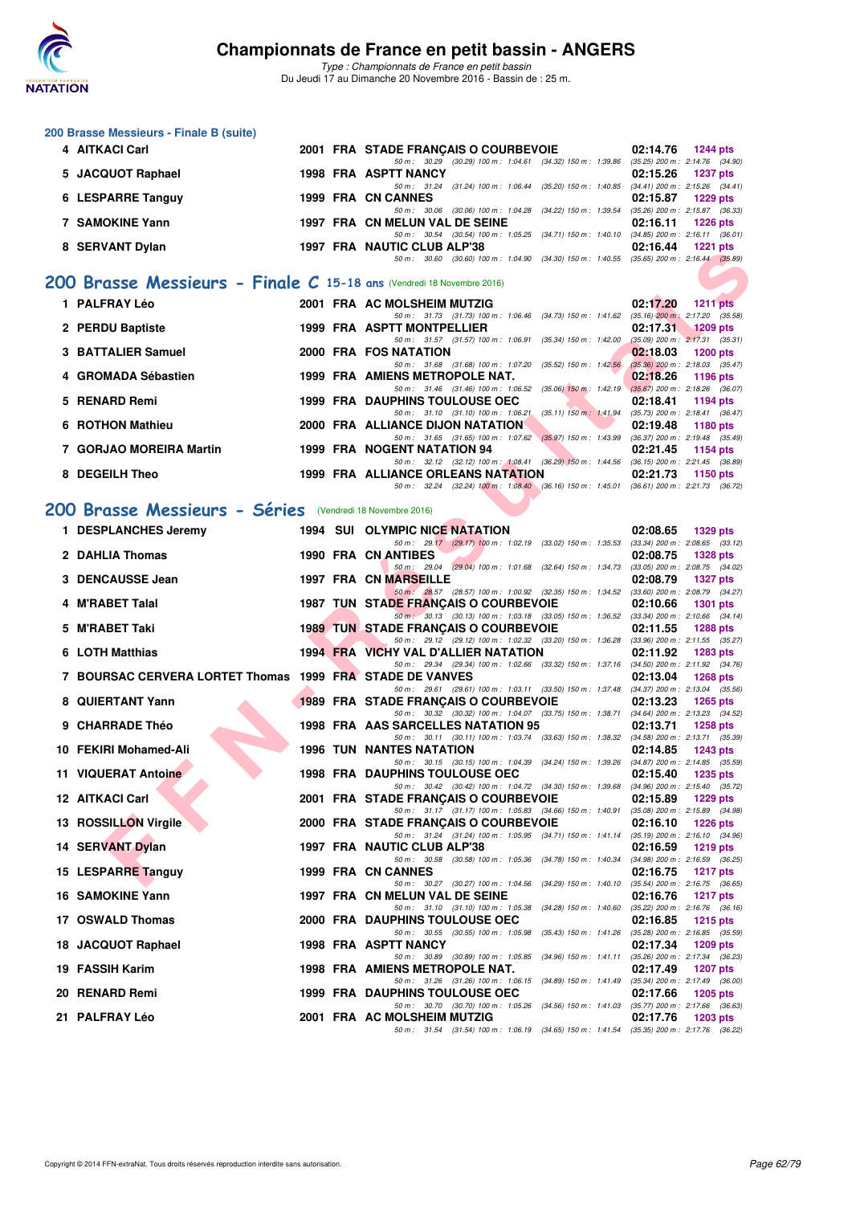### 200 Brasse Messieurs - Finale B (suite)

| Rang | Nom | Année | Nat | Club | Temps | Points |
|---|---|---|---|---|---|---|
| 4 | AITKACI Carl | 2001 | FRA | STADE FRANÇAIS O COURBEVOIE | 02:14.76 | 1244 pts |
| | 50 m : 30.29 (30.29) 100 m : 1:04.61 (34.32) 150 m : 1:39.86 (35.25) 200 m : 2:14.76 (34.90) | | | | | |
| 5 | JACQUOT Raphael | 1998 | FRA | ASPTT NANCY | 02:15.26 | 1237 pts |
| | 50 m : 31.24 (31.24) 100 m : 1:06.44 (35.20) 150 m : 1:40.85 (34.41) 200 m : 2:15.26 (34.41) | | | | | |
| 6 | LESPARRE Tanguy | 1999 | FRA | CN CANNES | 02:15.87 | 1229 pts |
| | 50 m : 30.06 (30.06) 100 m : 1:04.28 (34.22) 150 m : 1:39.54 (35.26) 200 m : 2:15.87 (36.33) | | | | | |
| 7 | SAMOKINE Yann | 1997 | FRA | CN MELUN VAL DE SEINE | 02:16.11 | 1226 pts |
| | 50 m : 30.54 (30.54) 100 m : 1:05.25 (34.71) 150 m : 1:40.10 (34.85) 200 m : 2:16.11 (36.01) | | | | | |
| 8 | SERVANT Dylan | 1997 | FRA | NAUTIC CLUB ALP'38 | 02:16.44 | 1221 pts |
| | 50 m : 30.60 (30.60) 100 m : 1:04.90 (34.30) 150 m : 1:40.55 (35.65) 200 m : 2:16.44 (35.89) | | | | | |

## 200 Brasse Messieurs - Finale C 15-18 ans (Vendredi 18 Novembre 2016)

| Rang | Nom | Année | Nat | Club | Temps | Points |
|---|---|---|---|---|---|---|
| 1 | PALFRAY Léo | 2001 | FRA | AC MOLSHEIM MUTZIG | 02:17.20 | 1211 pts |
| | 50 m : 31.73 (31.73) 100 m : 1:06.46 (34.73) 150 m : 1:41.62 (35.16) 200 m : 2:17.20 (35.58) | | | | | |
| 2 | PERDU Baptiste | 1999 | FRA | ASPTT MONTPELLIER | 02:17.31 | 1209 pts |
| | 50 m : 31.57 (31.57) 100 m : 1:06.91 (35.34) 150 m : 1:42.00 (35.09) 200 m : 2:17.31 (35.31) | | | | | |
| 3 | BATTALIER Samuel | 2000 | FRA | FOS NATATION | 02:18.03 | 1200 pts |
| | 50 m : 31.68 (31.68) 100 m : 1:07.20 (35.52) 150 m : 1:42.56 (35.36) 200 m : 2:18.03 (35.47) | | | | | |
| 4 | GROMADA Sébastien | 1999 | FRA | AMIENS METROPOLE NAT. | 02:18.26 | 1196 pts |
| | 50 m : 31.46 (31.46) 100 m : 1:06.52 (35.06) 150 m : 1:42.19 (35.67) 200 m : 2:18.26 (36.07) | | | | | |
| 5 | RENARD Remi | 1999 | FRA | DAUPHINS TOULOUSE OEC | 02:18.41 | 1194 pts |
| | 50 m : 31.10 (31.10) 100 m : 1:06.21 (35.11) 150 m : 1:41.94 (35.73) 200 m : 2:18.41 (36.47) | | | | | |
| 6 | ROTHON Mathieu | 2000 | FRA | ALLIANCE DIJON NATATION | 02:19.48 | 1180 pts |
| | 50 m : 31.65 (31.65) 100 m : 1:07.62 (35.97) 150 m : 1:43.99 (36.37) 200 m : 2:19.48 (35.49) | | | | | |
| 7 | GORJAO MOREIRA Martin | 1999 | FRA | NOGENT NATATION 94 | 02:21.45 | 1154 pts |
| | 50 m : 32.12 (32.12) 100 m : 1:08.41 (36.29) 150 m : 1:44.56 (36.15) 200 m : 2:21.45 (36.89) | | | | | |
| 8 | DEGEILH Theo | 1999 | FRA | ALLIANCE ORLEANS NATATION | 02:21.73 | 1150 pts |
| | 50 m : 32.24 (32.24) 100 m : 1:08.40 (36.16) 150 m : 1:45.01 (36.61) 200 m : 2:21.73 (36.72) | | | | | |

## 200 Brasse Messieurs - Séries (Vendredi 18 Novembre 2016)

| Rang | Nom | Année | Nat | Club | Temps | Points |
|---|---|---|---|---|---|---|
| 1 | DESPLANCHES Jeremy | 1994 | SUI | OLYMPIC NICE NATATION | 02:08.65 | 1329 pts |
| | 50 m : 29.17 (29.17) 100 m : 1:02.19 (33.02) 150 m : 1:35.53 (33.34) 200 m : 2:08.65 (33.12) | | | | | |
| 2 | DAHLIA Thomas | 1990 | FRA | CN ANTIBES | 02:08.75 | 1328 pts |
| | 50 m : 29.04 (29.04) 100 m : 1:01.68 (32.64) 150 m : 1:34.73 (33.05) 200 m : 2:08.75 (34.02) | | | | | |
| 3 | DENCAUSSE Jean | 1997 | FRA | CN MARSEILLE | 02:08.79 | 1327 pts |
| | 50 m : 28.57 (28.57) 100 m : 1:00.92 (32.35) 150 m : 1:34.52 (33.60) 200 m : 2:08.79 (34.27) | | | | | |
| 4 | M'RABET Talal | 1987 | TUN | STADE FRANÇAIS O COURBEVOIE | 02:10.66 | 1301 pts |
| | 50 m : 30.13 (30.13) 100 m : 1:03.18 (33.05) 150 m : 1:36.52 (33.34) 200 m : 2:10.66 (34.14) | | | | | |
| 5 | M'RABET Taki | 1989 | TUN | STADE FRANÇAIS O COURBEVOIE | 02:11.55 | 1288 pts |
| | 50 m : 29.12 (29.12) 100 m : 1:02.32 (33.20) 150 m : 1:36.28 (33.96) 200 m : 2:11.55 (35.27) | | | | | |
| 6 | LOTH Matthias | 1994 | FRA | VICHY VAL D'ALLIER NATATION | 02:11.92 | 1283 pts |
| | 50 m : 29.34 (29.34) 100 m : 1:02.66 (33.32) 150 m : 1:37.16 (34.50) 200 m : 2:11.92 (34.76) | | | | | |
| 7 | BOURSAC CERVERA LORTET Thomas | 1999 | FRA | STADE DE VANVES | 02:13.04 | 1268 pts |
| | 50 m : 29.61 (29.61) 100 m : 1:03.11 (33.50) 150 m : 1:37.48 (34.37) 200 m : 2:13.04 (35.56) | | | | | |
| 8 | QUIERTANT Yann | 1989 | FRA | STADE FRANÇAIS O COURBEVOIE | 02:13.23 | 1265 pts |
| | 50 m : 30.32 (30.32) 100 m : 1:04.07 (33.75) 150 m : 1:38.71 (34.64) 200 m : 2:13.23 (34.52) | | | | | |
| 9 | CHARRADE Théo | 1998 | FRA | AAS SARCELLES NATATION 95 | 02:13.71 | 1258 pts |
| | 50 m : 30.11 (30.11) 100 m : 1:03.74 (33.63) 150 m : 1:38.32 (34.58) 200 m : 2:13.71 (35.39) | | | | | |
| 10 | FEKIRI Mohamed-Ali | 1996 | TUN | NANTES NATATION | 02:14.85 | 1243 pts |
| | 50 m : 30.15 (30.15) 100 m : 1:04.39 (34.24) 150 m : 1:39.26 (34.87) 200 m : 2:14.85 (35.59) | | | | | |
| 11 | VIQUERAT Antoine | 1998 | FRA | DAUPHINS TOULOUSE OEC | 02:15.40 | 1235 pts |
| | 50 m : 30.42 (30.42) 100 m : 1:04.72 (34.30) 150 m : 1:39.68 (34.96) 200 m : 2:15.40 (35.72) | | | | | |
| 12 | AITKACI Carl | 2001 | FRA | STADE FRANÇAIS O COURBEVOIE | 02:15.89 | 1229 pts |
| | 50 m : 31.17 (31.17) 100 m : 1:05.83 (34.66) 150 m : 1:40.91 (35.08) 200 m : 2:15.89 (34.98) | | | | | |
| 13 | ROSSILLON Virgile | 2000 | FRA | STADE FRANÇAIS O COURBEVOIE | 02:16.10 | 1226 pts |
| | 50 m : 31.24 (31.24) 100 m : 1:05.95 (34.71) 150 m : 1:41.14 (35.19) 200 m : 2:16.10 (34.96) | | | | | |
| 14 | SERVANT Dylan | 1997 | FRA | NAUTIC CLUB ALP'38 | 02:16.59 | 1219 pts |
| | 50 m : 30.58 (30.58) 100 m : 1:05.36 (34.78) 150 m : 1:40.34 (34.98) 200 m : 2:16.59 (36.25) | | | | | |
| 15 | LESPARRE Tanguy | 1999 | FRA | CN CANNES | 02:16.75 | 1217 pts |
| | 50 m : 30.27 (30.27) 100 m : 1:04.56 (34.29) 150 m : 1:40.10 (35.54) 200 m : 2:16.75 (36.65) | | | | | |
| 16 | SAMOKINE Yann | 1997 | FRA | CN MELUN VAL DE SEINE | 02:16.76 | 1217 pts |
| | 50 m : 31.10 (31.10) 100 m : 1:05.38 (34.28) 150 m : 1:40.60 (35.22) 200 m : 2:16.76 (36.16) | | | | | |
| 17 | OSWALD Thomas | 2000 | FRA | DAUPHINS TOULOUSE OEC | 02:16.85 | 1215 pts |
| | 50 m : 30.55 (30.55) 100 m : 1:05.98 (35.43) 150 m : 1:41.26 (35.28) 200 m : 2:16.85 (35.59) | | | | | |
| 18 | JACQUOT Raphael | 1998 | FRA | ASPTT NANCY | 02:17.34 | 1209 pts |
| | 50 m : 30.89 (30.89) 100 m : 1:05.85 (34.96) 150 m : 1:41.11 (35.26) 200 m : 2:17.34 (36.23) | | | | | |
| 19 | FASSIH Karim | 1998 | FRA | AMIENS METROPOLE NAT. | 02:17.49 | 1207 pts |
| | 50 m : 31.26 (31.26) 100 m : 1:06.15 (34.89) 150 m : 1:41.49 (35.34) 200 m : 2:17.49 (36.00) | | | | | |
| 20 | RENARD Remi | 1999 | FRA | DAUPHINS TOULOUSE OEC | 02:17.66 | 1205 pts |
| | 50 m : 30.70 (30.70) 100 m : 1:05.26 (34.56) 150 m : 1:41.03 (35.77) 200 m : 2:17.66 (36.63) | | | | | |
| 21 | PALFRAY Léo | 2001 | FRA | AC MOLSHEIM MUTZIG | 02:17.76 | 1203 pts |
| | 50 m : 31.54 (31.54) 100 m : 1:06.19 (34.65) 150 m : 1:41.54 (35.35) 200 m : 2:17.76 (36.22) | | | | | |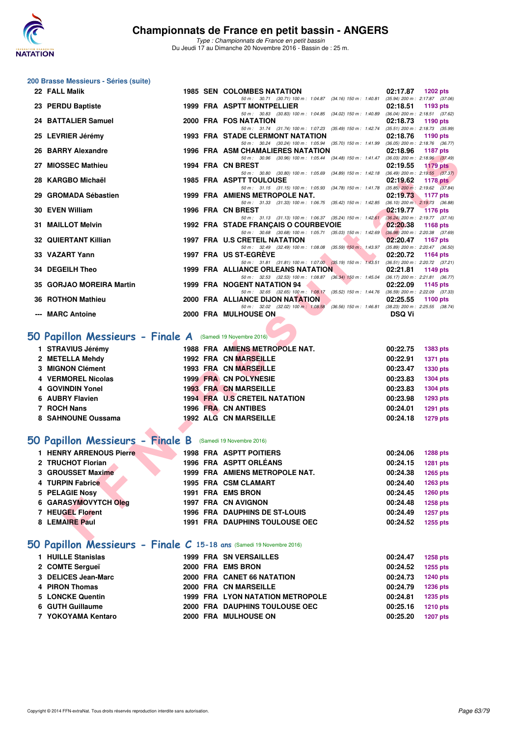### 200 Brasse Messieurs - Séries (suite)

| Rang | Nom | Année | Nat. | Club | Temps | Points |
|---|---|---|---|---|---|---|
| 22 | FALL Malik | 1985 | SEN | COLOMBES NATATION | 02:17.87 | 1202 pts |
| | 50 m : 30.71 (30.71) 100 m : 1:04.87 (34.16) 150 m : 1:40.81 (35.94) 200 m : 2:17.87 (37.06) | | | | | |
| 23 | PERDU Baptiste | 1999 | FRA | ASPTT MONTPELLIER | 02:18.51 | 1193 pts |
| | 50 m : 30.83 (30.83) 100 m : 1:04.85 (34.02) 150 m : 1:40.89 (36.04) 200 m : 2:18.51 (37.62) | | | | | |
| 24 | BATTALIER Samuel | 2000 | FRA | FOS NATATION | 02:18.73 | 1190 pts |
| | 50 m : 31.74 (31.74) 100 m : 1:07.23 (35.49) 150 m : 1:42.74 (35.51) 200 m : 2:18.73 (35.99) | | | | | |
| 25 | LEVRIER Jérémy | 1993 | FRA | STADE CLERMONT NATATION | 02:18.76 | 1190 pts |
| | 50 m : 30.24 (30.24) 100 m : 1:05.94 (35.70) 150 m : 1:41.99 (36.05) 200 m : 2:18.76 (36.77) | | | | | |
| 26 | BARRY Alexandre | 1996 | FRA | ASM CHAMALIERES NATATION | 02:18.96 | 1187 pts |
| | 50 m : 30.96 (30.96) 100 m : 1:05.44 (34.48) 150 m : 1:41.47 (36.03) 200 m : 2:18.96 (37.49) | | | | | |
| 27 | MIOSSEC Mathieu | 1994 | FRA | CN BREST | 02:19.55 | 1179 pts |
| | 50 m : 30.80 (30.80) 100 m : 1:05.69 (34.89) 150 m : 1:42.18 (36.49) 200 m : 2:19.55 (37.37) | | | | | |
| 28 | KARGBO Michaël | 1985 | FRA | ASPTT TOULOUSE | 02:19.62 | 1178 pts |
| | 50 m : 31.15 (31.15) 100 m : 1:05.93 (34.78) 150 m : 1:41.78 (35.85) 200 m : 2:19.62 (37.84) | | | | | |
| 29 | GROMADA Sébastien | 1999 | FRA | AMIENS METROPOLE NAT. | 02:19.73 | 1177 pts |
| | 50 m : 31.33 (31.33) 100 m : 1:06.75 (35.42) 150 m : 1:42.85 (36.10) 200 m : 2:19.73 (36.88) | | | | | |
| 30 | EVEN William | 1996 | FRA | CN BREST | 02:19.77 | 1176 pts |
| | 50 m : 31.13 (31.13) 100 m : 1:06.37 (35.24) 150 m : 1:42.61 (36.24) 200 m : 2:19.77 (37.16) | | | | | |
| 31 | MAILLOT Melvin | 1992 | FRA | STADE FRANÇAIS O COURBEVOIE | 02:20.38 | 1168 pts |
| | 50 m : 30.68 (30.68) 100 m : 1:05.71 (35.03) 150 m : 1:42.69 (36.98) 200 m : 2:20.38 (37.69) | | | | | |
| 32 | QUIERTANT Killian | 1997 | FRA | U.S CRETEIL NATATION | 02:20.47 | 1167 pts |
| | 50 m : 32.49 (32.49) 100 m : 1:08.08 (35.59) 150 m : 1:43.97 (35.89) 200 m : 2:20.47 (36.50) | | | | | |
| 33 | VAZART Yann | 1997 | FRA | US ST-EGRÈVE | 02:20.72 | 1164 pts |
| | 50 m : 31.81 (31.81) 100 m : 1:07.00 (35.19) 150 m : 1:43.51 (36.51) 200 m : 2:20.72 (37.21) | | | | | |
| 34 | DEGEILH Theo | 1999 | FRA | ALLIANCE ORLEANS NATATION | 02:21.81 | 1149 pts |
| | 50 m : 32.53 (32.53) 100 m : 1:08.87 (36.34) 150 m : 1:45.04 (36.17) 200 m : 2:21.81 (36.77) | | | | | |
| 35 | GORJAO MOREIRA Martin | 1999 | FRA | NOGENT NATATION 94 | 02:22.09 | 1145 pts |
| | 50 m : 32.65 (32.65) 100 m : 1:08.17 (35.52) 150 m : 1:44.76 (36.59) 200 m : 2:22.09 (37.33) | | | | | |
| 36 | ROTHON Mathieu | 2000 | FRA | ALLIANCE DIJON NATATION | 02:25.55 | 1100 pts |
| | 50 m : 32.02 (32.02) 100 m : 1:08.58 (36.56) 150 m : 1:46.81 (38.23) 200 m : 2:25.55 (38.74) | | | | | |
| --- | MARC Antoine | 2000 | FRA | MULHOUSE ON | DSQ Vi | |

## 50 Papillon Messieurs - Finale A (Samedi 19 Novembre 2016)

| Rang | Nom | Année | Nat. | Club | Temps | Points |
|---|---|---|---|---|---|---|
| 1 | STRAVIUS Jérémy | 1988 | FRA | AMIENS METROPOLE NAT. | 00:22.75 | 1383 pts |
| 2 | METELLA Mehdy | 1992 | FRA | CN MARSEILLE | 00:22.91 | 1371 pts |
| 3 | MIGNON Clément | 1993 | FRA | CN MARSEILLE | 00:23.47 | 1330 pts |
| 4 | VERMOREL Nicolas | 1999 | FRA | CN POLYNESIE | 00:23.83 | 1304 pts |
| 4 | GOVINDIN Yonel | 1993 | FRA | CN MARSEILLE | 00:23.83 | 1304 pts |
| 6 | AUBRY Flavien | 1994 | FRA | U.S CRETEIL NATATION | 00:23.98 | 1293 pts |
| 7 | ROCH Nans | 1996 | FRA | CN ANTIBES | 00:24.01 | 1291 pts |
| 8 | SAHNOUNE Oussama | 1992 | ALG | CN MARSEILLE | 00:24.18 | 1279 pts |

## 50 Papillon Messieurs - Finale B (Samedi 19 Novembre 2016)

| Rang | Nom | Année | Nat. | Club | Temps | Points |
|---|---|---|---|---|---|---|
| 1 | HENRY ARRENOUS Pierre | 1998 | FRA | ASPTT POITIERS | 00:24.06 | 1288 pts |
| 2 | TRUCHOT Florian | 1996 | FRA | ASPTT ORLÉANS | 00:24.15 | 1281 pts |
| 3 | GROUSSET Maxime | 1999 | FRA | AMIENS METROPOLE NAT. | 00:24.38 | 1265 pts |
| 4 | TURPIN Fabrice | 1995 | FRA | CSM CLAMART | 00:24.40 | 1263 pts |
| 5 | PELAGIE Nosy | 1991 | FRA | EMS BRON | 00:24.45 | 1260 pts |
| 6 | GARASYMOVYTCH Oleg | 1997 | FRA | CN AVIGNON | 00:24.48 | 1258 pts |
| 7 | HEUGEL Florent | 1996 | FRA | DAUPHINS DE ST-LOUIS | 00:24.49 | 1257 pts |
| 8 | LEMAIRE Paul | 1991 | FRA | DAUPHINS TOULOUSE OEC | 00:24.52 | 1255 pts |

## 50 Papillon Messieurs - Finale C 15-18 ans (Samedi 19 Novembre 2016)

| Rang | Nom | Année | Nat. | Club | Temps | Points |
|---|---|---|---|---|---|---|
| 1 | HUILLE Stanislas | 1999 | FRA | SN VERSAILLES | 00:24.47 | 1258 pts |
| 2 | COMTE Sergueï | 2000 | FRA | EMS BRON | 00:24.52 | 1255 pts |
| 3 | DELICES Jean-Marc | 2000 | FRA | CANET 66 NATATION | 00:24.73 | 1240 pts |
| 4 | PIRON Thomas | 2000 | FRA | CN MARSEILLE | 00:24.79 | 1236 pts |
| 5 | LONCKE Quentin | 1999 | FRA | LYON NATATION METROPOLE | 00:24.81 | 1235 pts |
| 6 | GUTH Guillaume | 2000 | FRA | DAUPHINS TOULOUSE OEC | 00:25.16 | 1210 pts |
| 7 | YOKOYAMA Kentaro | 2000 | FRA | MULHOUSE ON | 00:25.20 | 1207 pts |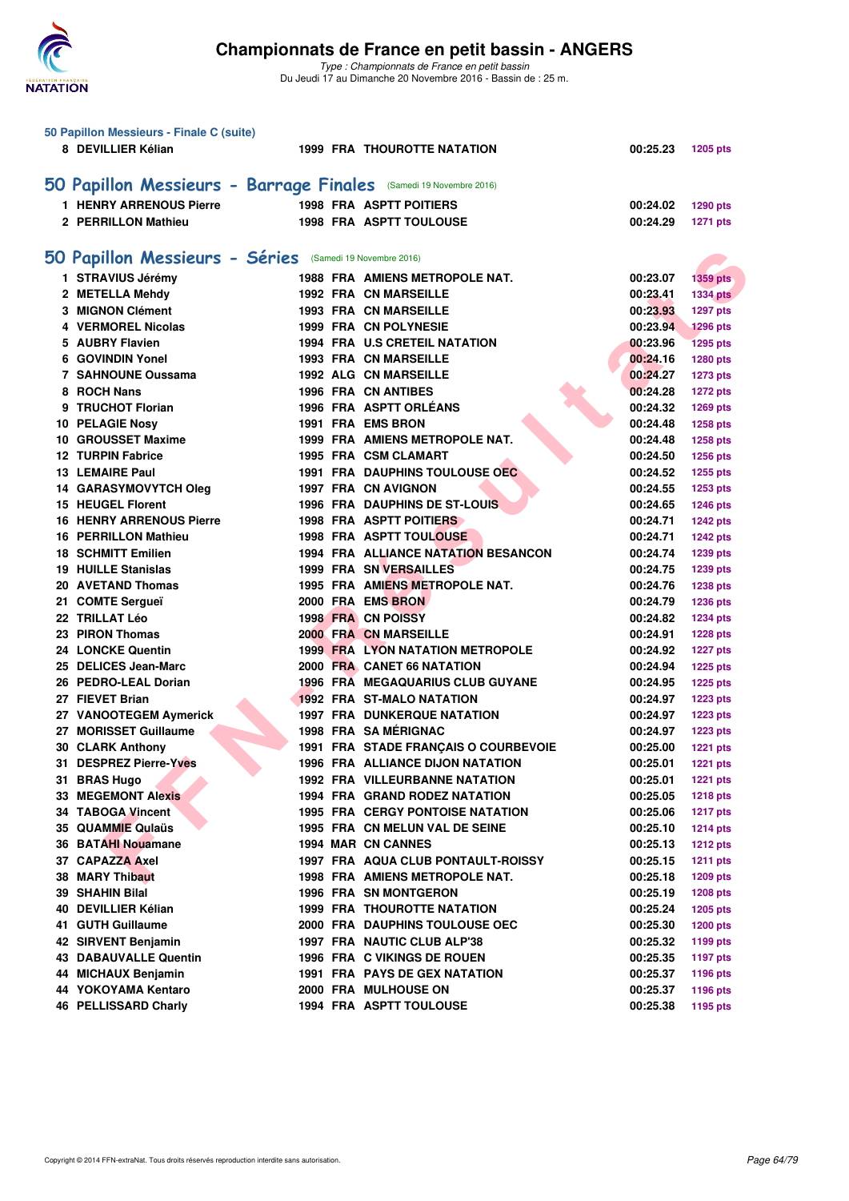### 50 Papillon Messieurs - Finale C (suite)

| | | | | | | |
|---|---|---|---|---|---|---|
| 8 | DEVILLIER Kélian | 1999 | FRA | THOUROTTE NATATION | 00:25.23 | 1205 pts |

## 50 Papillon Messieurs - Barrage Finales (Samedi 19 Novembre 2016)

| | | | | | | |
|---|---|---|---|---|---|---|
| 1 | HENRY ARRENOUS Pierre | 1998 | FRA | ASPTT POITIERS | 00:24.02 | 1290 pts |
| 2 | PERRILLON Mathieu | 1998 | FRA | ASPTT TOULOUSE | 00:24.29 | 1271 pts |

## 50 Papillon Messieurs - Séries (Samedi 19 Novembre 2016)

| | | | | | | |
|---|---|---|---|---|---|---|
| 1 | STRAVIUS Jérémy | 1988 | FRA | AMIENS METROPOLE NAT. | 00:23.07 | 1359 pts |
| 2 | METELLA Mehdy | 1992 | FRA | CN MARSEILLE | 00:23.41 | 1334 pts |
| 3 | MIGNON Clément | 1993 | FRA | CN MARSEILLE | 00:23.93 | 1297 pts |
| 4 | VERMOREL Nicolas | 1999 | FRA | CN POLYNESIE | 00:23.94 | 1296 pts |
| 5 | AUBRY Flavien | 1994 | FRA | U.S CRETEIL NATATION | 00:23.96 | 1295 pts |
| 6 | GOVINDIN Yonel | 1993 | FRA | CN MARSEILLE | 00:24.16 | 1280 pts |
| 7 | SAHNOUNE Oussama | 1992 | ALG | CN MARSEILLE | 00:24.27 | 1273 pts |
| 8 | ROCH Nans | 1996 | FRA | CN ANTIBES | 00:24.28 | 1272 pts |
| 9 | TRUCHOT Florian | 1996 | FRA | ASPTT ORLÉANS | 00:24.32 | 1269 pts |
| 10 | PELAGIE Nosy | 1991 | FRA | EMS BRON | 00:24.48 | 1258 pts |
| 10 | GROUSSET Maxime | 1999 | FRA | AMIENS METROPOLE NAT. | 00:24.48 | 1258 pts |
| 12 | TURPIN Fabrice | 1995 | FRA | CSM CLAMART | 00:24.50 | 1256 pts |
| 13 | LEMAIRE Paul | 1991 | FRA | DAUPHINS TOULOUSE OEC | 00:24.52 | 1255 pts |
| 14 | GARASYMOVYTCH Oleg | 1997 | FRA | CN AVIGNON | 00:24.55 | 1253 pts |
| 15 | HEUGEL Florent | 1996 | FRA | DAUPHINS DE ST-LOUIS | 00:24.65 | 1246 pts |
| 16 | HENRY ARRENOUS Pierre | 1998 | FRA | ASPTT POITIERS | 00:24.71 | 1242 pts |
| 16 | PERRILLON Mathieu | 1998 | FRA | ASPTT TOULOUSE | 00:24.71 | 1242 pts |
| 18 | SCHMITT Emilien | 1994 | FRA | ALLIANCE NATATION BESANCON | 00:24.74 | 1239 pts |
| 19 | HUILLE Stanislas | 1999 | FRA | SN VERSAILLES | 00:24.75 | 1239 pts |
| 20 | AVETAND Thomas | 1995 | FRA | AMIENS METROPOLE NAT. | 00:24.76 | 1238 pts |
| 21 | COMTE Sergueï | 2000 | FRA | EMS BRON | 00:24.79 | 1236 pts |
| 22 | TRILLAT Léo | 1998 | FRA | CN POISSY | 00:24.82 | 1234 pts |
| 23 | PIRON Thomas | 2000 | FRA | CN MARSEILLE | 00:24.91 | 1228 pts |
| 24 | LONCKE Quentin | 1999 | FRA | LYON NATATION METROPOLE | 00:24.92 | 1227 pts |
| 25 | DELICES Jean-Marc | 2000 | FRA | CANET 66 NATATION | 00:24.94 | 1225 pts |
| 26 | PEDRO-LEAL Dorian | 1996 | FRA | MEGAQUARIUS CLUB GUYANE | 00:24.95 | 1225 pts |
| 27 | FIEVET Brian | 1992 | FRA | ST-MALO NATATION | 00:24.97 | 1223 pts |
| 27 | VANOOTEGEM Aymerick | 1997 | FRA | DUNKERQUE NATATION | 00:24.97 | 1223 pts |
| 27 | MORISSET Guillaume | 1998 | FRA | SA MÉRIGNAC | 00:24.97 | 1223 pts |
| 30 | CLARK Anthony | 1991 | FRA | STADE FRANÇAIS O COURBEVOIE | 00:25.00 | 1221 pts |
| 31 | DESPREZ Pierre-Yves | 1996 | FRA | ALLIANCE DIJON NATATION | 00:25.01 | 1221 pts |
| 31 | BRAS Hugo | 1992 | FRA | VILLEURBANNE NATATION | 00:25.01 | 1221 pts |
| 33 | MEGEMONT Alexis | 1994 | FRA | GRAND RODEZ NATATION | 00:25.05 | 1218 pts |
| 34 | TABOGA Vincent | 1995 | FRA | CERGY PONTOISE NATATION | 00:25.06 | 1217 pts |
| 35 | QUAMMIE Qulaüs | 1995 | FRA | CN MELUN VAL DE SEINE | 00:25.10 | 1214 pts |
| 36 | BATAHI Nouamane | 1994 | MAR | CN CANNES | 00:25.13 | 1212 pts |
| 37 | CAPAZZA Axel | 1997 | FRA | AQUA CLUB PONTAULT-ROISSY | 00:25.15 | 1211 pts |
| 38 | MARY Thibaut | 1998 | FRA | AMIENS METROPOLE NAT. | 00:25.18 | 1209 pts |
| 39 | SHAHIN Bilal | 1996 | FRA | SN MONTGERON | 00:25.19 | 1208 pts |
| 40 | DEVILLIER Kélian | 1999 | FRA | THOUROTTE NATATION | 00:25.24 | 1205 pts |
| 41 | GUTH Guillaume | 2000 | FRA | DAUPHINS TOULOUSE OEC | 00:25.30 | 1200 pts |
| 42 | SIRVENT Benjamin | 1997 | FRA | NAUTIC CLUB ALP'38 | 00:25.32 | 1199 pts |
| 43 | DABAUVALLE Quentin | 1996 | FRA | C VIKINGS DE ROUEN | 00:25.35 | 1197 pts |
| 44 | MICHAUX Benjamin | 1991 | FRA | PAYS DE GEX NATATION | 00:25.37 | 1196 pts |
| 44 | YOKOYAMA Kentaro | 2000 | FRA | MULHOUSE ON | 00:25.37 | 1196 pts |
| 46 | PELLISSARD Charly | 1994 | FRA | ASPTT TOULOUSE | 00:25.38 | 1195 pts |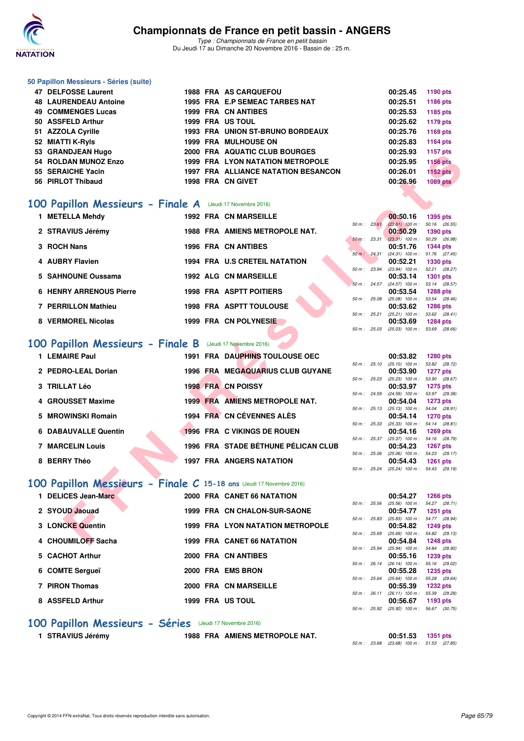### 50 Papillon Messieurs - Séries (suite)

| | | | | | | |
|---|---|---|---|---|---|---|
| 47 | DELFOSSE Laurent | 1988 | FRA | AS CARQUEFOU | 00:25.45 | 1190 pts |
| 48 | LAURENDEAU Antoine | 1995 | FRA | E.P SEMEAC TARBES NAT | 00:25.51 | 1186 pts |
| 49 | COMMENGES Lucas | 1999 | FRA | CN ANTIBES | 00:25.53 | 1185 pts |
| 50 | ASSFELD Arthur | 1999 | FRA | US TOUL | 00:25.62 | 1179 pts |
| 51 | AZZOLA Cyrille | 1993 | FRA | UNION ST-BRUNO BORDEAUX | 00:25.76 | 1169 pts |
| 52 | MIATTI K-Ryls | 1999 | FRA | MULHOUSE ON | 00:25.83 | 1164 pts |
| 53 | GRANDJEAN Hugo | 2000 | FRA | AQUATIC CLUB BOURGES | 00:25.93 | 1157 pts |
| 54 | ROLDAN MUNOZ Enzo | 1999 | FRA | LYON NATATION METROPOLE | 00:25.95 | 1156 pts |
| 55 | SERAICHE Yacin | 1997 | FRA | ALLIANCE NATATION BESANCON | 00:26.01 | 1152 pts |
| 56 | PIRLOT Thibaud | 1998 | FRA | CN GIVET | 00:26.96 | 1089 pts |

## 100 Papillon Messieurs - Finale A (Jeudi 17 Novembre 2016)

| | | | | | | | |
|---|---|---|---|---|---|---|---|
| 1 | METELLA Mehdy | 1992 | FRA | CN MARSEILLE | 00:50.16 | 1395 pts | 50 m : 23.61 (23.61) 100 m : 50.16 (26.55) |
| 2 | STRAVIUS Jérémy | 1988 | FRA | AMIENS METROPOLE NAT. | 00:50.29 | 1390 pts | 50 m : 23.31 (23.31) 100 m : 50.29 (26.98) |
| 3 | ROCH Nans | 1996 | FRA | CN ANTIBES | 00:51.76 | 1344 pts | 50 m : 24.31 (24.31) 100 m : 51.76 (27.45) |
| 4 | AUBRY Flavien | 1994 | FRA | U.S CRETEIL NATATION | 00:52.21 | 1330 pts | 50 m : 23.94 (23.94) 100 m : 52.21 (28.27) |
| 5 | SAHNOUNE Oussama | 1992 | ALG | CN MARSEILLE | 00:53.14 | 1301 pts | 50 m : 24.57 (24.57) 100 m : 53.14 (28.57) |
| 6 | HENRY ARRENOUS Pierre | 1998 | FRA | ASPTT POITIERS | 00:53.54 | 1288 pts | 50 m : 25.08 (25.08) 100 m : 53.54 (28.46) |
| 7 | PERRILLON Mathieu | 1998 | FRA | ASPTT TOULOUSE | 00:53.62 | 1286 pts | 50 m : 25.21 (25.21) 100 m : 53.62 (28.41) |
| 8 | VERMOREL Nicolas | 1999 | FRA | CN POLYNESIE | 00:53.69 | 1284 pts | 50 m : 25.03 (25.03) 100 m : 53.69 (28.66) |

## 100 Papillon Messieurs - Finale B (Jeudi 17 Novembre 2016)

| | | | | | | | |
|---|---|---|---|---|---|---|---|
| 1 | LEMAIRE Paul | 1991 | FRA | DAUPHINS TOULOUSE OEC | 00:53.82 | 1280 pts | 50 m : 25.10 (25.10) 100 m : 53.82 (28.72) |
| 2 | PEDRO-LEAL Dorian | 1996 | FRA | MEGAQUARIUS CLUB GUYANE | 00:53.90 | 1277 pts | 50 m : 25.23 (25.23) 100 m : 53.90 (28.67) |
| 3 | TRILLAT Léo | 1998 | FRA | CN POISSY | 00:53.97 | 1275 pts | 50 m : 24.59 (24.59) 100 m : 53.97 (29.38) |
| 4 | GROUSSET Maxime | 1999 | FRA | AMIENS METROPOLE NAT. | 00:54.04 | 1273 pts | 50 m : 25.13 (25.13) 100 m : 54.04 (28.91) |
| 5 | MROWINSKI Romain | 1994 | FRA | CN CÉVENNES ALÈS | 00:54.14 | 1270 pts | 50 m : 25.33 (25.33) 100 m : 54.14 (28.81) |
| 6 | DABAUVALLE Quentin | 1996 | FRA | C VIKINGS DE ROUEN | 00:54.16 | 1269 pts | 50 m : 25.37 (25.37) 100 m : 54.16 (28.79) |
| 7 | MARCELIN Louis | 1996 | FRA | STADE BÉTHUNE PÉLICAN CLUB | 00:54.23 | 1267 pts | 50 m : 25.06 (25.06) 100 m : 54.23 (29.17) |
| 8 | BERRY Théo | 1997 | FRA | ANGERS NATATION | 00:54.43 | 1261 pts | 50 m : 25.24 (25.24) 100 m : 54.43 (29.19) |

## 100 Papillon Messieurs - Finale C 15-18 ans (Jeudi 17 Novembre 2016)

| | | | | | | | |
|---|---|---|---|---|---|---|---|
| 1 | DELICES Jean-Marc | 2000 | FRA | CANET 66 NATATION | 00:54.27 | 1266 pts | 50 m : 25.56 (25.56) 100 m : 54.27 (28.71) |
| 2 | SYOUD Jaouad | 1999 | FRA | CN CHALON-SUR-SAONE | 00:54.77 | 1251 pts | 50 m : 25.83 (25.83) 100 m : 54.77 (28.94) |
| 3 | LONCKE Quentin | 1999 | FRA | LYON NATATION METROPOLE | 00:54.82 | 1249 pts | 50 m : 25.69 (25.69) 100 m : 54.82 (29.13) |
| 4 | CHOUMILOFF Sacha | 1999 | FRA | CANET 66 NATATION | 00:54.84 | 1248 pts | 50 m : 25.94 (25.94) 100 m : 54.84 (28.90) |
| 5 | CACHOT Arthur | 2000 | FRA | CN ANTIBES | 00:55.16 | 1239 pts | 50 m : 26.14 (26.14) 100 m : 55.16 (29.02) |
| 6 | COMTE Sergueï | 2000 | FRA | EMS BRON | 00:55.28 | 1235 pts | 50 m : 25.64 (25.64) 100 m : 55.28 (29.64) |
| 7 | PIRON Thomas | 2000 | FRA | CN MARSEILLE | 00:55.39 | 1232 pts | 50 m : 26.11 (26.11) 100 m : 55.39 (29.28) |
| 8 | ASSFELD Arthur | 1999 | FRA | US TOUL | 00:56.67 | 1193 pts | 50 m : 25.92 (25.92) 100 m : 56.67 (30.75) |

## 100 Papillon Messieurs - Séries (Jeudi 17 Novembre 2016)

| | | | | | | | |
|---|---|---|---|---|---|---|---|
| 1 | STRAVIUS Jérémy | 1988 | FRA | AMIENS METROPOLE NAT. | 00:51.53 | 1351 pts | 50 m : 23.68 (23.68) 100 m : 51.53 (27.85) |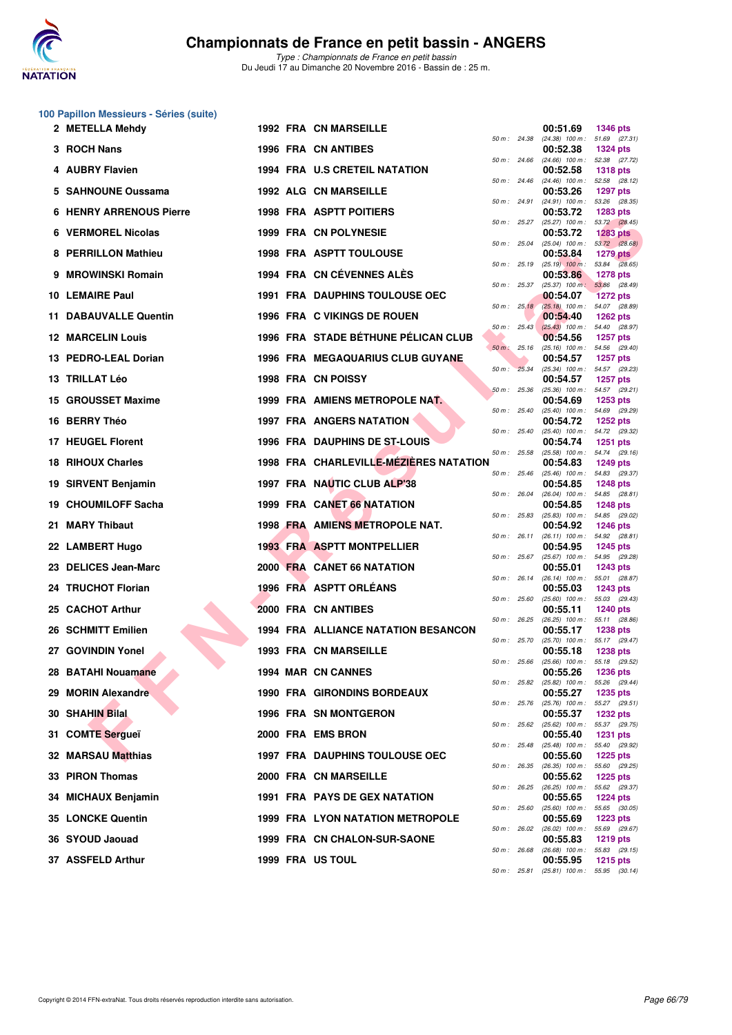## 100 Papillon Messieurs - Séries (suite)

| Rang | Nom | Année | Nat. | Club | Temps | Points | Splits |
|---|---|---|---|---|---|---|---|
| 2 | METELLA Mehdy | 1992 | FRA | CN MARSEILLE | 00:51.69 | 1346 pts | 50 m : 24.38 (24.38) 100 m : 51.69 (27.31) |
| 3 | ROCH Nans | 1996 | FRA | CN ANTIBES | 00:52.38 | 1324 pts | 50 m : 24.66 (24.66) 100 m : 52.38 (27.72) |
| 4 | AUBRY Flavien | 1994 | FRA | U.S CRETEIL NATATION | 00:52.58 | 1318 pts | 50 m : 24.46 (24.46) 100 m : 52.58 (28.12) |
| 5 | SAHNOUNE Oussama | 1992 | ALG | CN MARSEILLE | 00:53.26 | 1297 pts | 50 m : 24.91 (24.91) 100 m : 53.26 (28.35) |
| 6 | HENRY ARRENOUS Pierre | 1998 | FRA | ASPTT POITIERS | 00:53.72 | 1283 pts | 50 m : 25.27 (25.27) 100 m : 53.72 (28.45) |
| 6 | VERMOREL Nicolas | 1999 | FRA | CN POLYNESIE | 00:53.72 | 1283 pts | 50 m : 25.04 (25.04) 100 m : 53.72 (28.68) |
| 8 | PERRILLON Mathieu | 1998 | FRA | ASPTT TOULOUSE | 00:53.84 | 1279 pts | 50 m : 25.19 (25.19) 100 m : 53.84 (28.65) |
| 9 | MROWINSKI Romain | 1994 | FRA | CN CÉVENNES ALÈS | 00:53.86 | 1278 pts | 50 m : 25.37 (25.37) 100 m : 53.86 (28.49) |
| 10 | LEMAIRE Paul | 1991 | FRA | DAUPHINS TOULOUSE OEC | 00:54.07 | 1272 pts | 50 m : 25.18 (25.18) 100 m : 54.07 (28.89) |
| 11 | DABAUVALLE Quentin | 1996 | FRA | C VIKINGS DE ROUEN | 00:54.40 | 1262 pts | 50 m : 25.43 (25.43) 100 m : 54.40 (28.97) |
| 12 | MARCELIN Louis | 1996 | FRA | STADE BÉTHUNE PÉLICAN CLUB | 00:54.56 | 1257 pts | 50 m : 25.16 (25.16) 100 m : 54.56 (29.40) |
| 13 | PEDRO-LEAL Dorian | 1996 | FRA | MEGAQUARIUS CLUB GUYANE | 00:54.57 | 1257 pts | 50 m : 25.34 (25.34) 100 m : 54.57 (29.23) |
| 13 | TRILLAT Léo | 1998 | FRA | CN POISSY | 00:54.57 | 1257 pts | 50 m : 25.36 (25.36) 100 m : 54.57 (29.21) |
| 15 | GROUSSET Maxime | 1999 | FRA | AMIENS METROPOLE NAT. | 00:54.69 | 1253 pts | 50 m : 25.40 (25.40) 100 m : 54.69 (29.29) |
| 16 | BERRY Théo | 1997 | FRA | ANGERS NATATION | 00:54.72 | 1252 pts | 50 m : 25.40 (25.40) 100 m : 54.72 (29.32) |
| 17 | HEUGEL Florent | 1996 | FRA | DAUPHINS DE ST-LOUIS | 00:54.74 | 1251 pts | 50 m : 25.58 (25.58) 100 m : 54.74 (29.16) |
| 18 | RIHOUX Charles | 1998 | FRA | CHARLEVILLE-MÉZIÈRES NATATION | 00:54.83 | 1249 pts | 50 m : 25.46 (25.46) 100 m : 54.83 (29.37) |
| 19 | SIRVENT Benjamin | 1997 | FRA | NAUTIC CLUB ALP'38 | 00:54.85 | 1248 pts | 50 m : 26.04 (26.04) 100 m : 54.85 (28.81) |
| 19 | CHOUMILOFF Sacha | 1999 | FRA | CANET 66 NATATION | 00:54.85 | 1248 pts | 50 m : 25.83 (25.83) 100 m : 54.85 (29.02) |
| 21 | MARY Thibaut | 1998 | FRA | AMIENS METROPOLE NAT. | 00:54.92 | 1246 pts | 50 m : 26.11 (26.11) 100 m : 54.92 (28.81) |
| 22 | LAMBERT Hugo | 1993 | FRA | ASPTT MONTPELLIER | 00:54.95 | 1245 pts | 50 m : 25.67 (25.67) 100 m : 54.95 (29.28) |
| 23 | DELICES Jean-Marc | 2000 | FRA | CANET 66 NATATION | 00:55.01 | 1243 pts | 50 m : 26.14 (26.14) 100 m : 55.01 (28.87) |
| 24 | TRUCHOT Florian | 1996 | FRA | ASPTT ORLÉANS | 00:55.03 | 1243 pts | 50 m : 25.60 (25.60) 100 m : 55.03 (29.43) |
| 25 | CACHOT Arthur | 2000 | FRA | CN ANTIBES | 00:55.11 | 1240 pts | 50 m : 26.25 (26.25) 100 m : 55.11 (28.86) |
| 26 | SCHMITT Emilien | 1994 | FRA | ALLIANCE NATATION BESANCON | 00:55.17 | 1238 pts | 50 m : 25.70 (25.70) 100 m : 55.17 (29.47) |
| 27 | GOVINDIN Yonel | 1993 | FRA | CN MARSEILLE | 00:55.18 | 1238 pts | 50 m : 25.66 (25.66) 100 m : 55.18 (29.52) |
| 28 | BATAHI Nouamane | 1994 | MAR | CN CANNES | 00:55.26 | 1236 pts | 50 m : 25.82 (25.82) 100 m : 55.26 (29.44) |
| 29 | MORIN Alexandre | 1990 | FRA | GIRONDINS BORDEAUX | 00:55.27 | 1235 pts | 50 m : 25.76 (25.76) 100 m : 55.27 (29.51) |
| 30 | SHAHIN Bilal | 1996 | FRA | SN MONTGERON | 00:55.37 | 1232 pts | 50 m : 25.62 (25.62) 100 m : 55.37 (29.75) |
| 31 | COMTE Sergueï | 2000 | FRA | EMS BRON | 00:55.40 | 1231 pts | 50 m : 25.48 (25.48) 100 m : 55.40 (29.92) |
| 32 | MARSAU Matthias | 1997 | FRA | DAUPHINS TOULOUSE OEC | 00:55.60 | 1225 pts | 50 m : 26.35 (26.35) 100 m : 55.60 (29.25) |
| 33 | PIRON Thomas | 2000 | FRA | CN MARSEILLE | 00:55.62 | 1225 pts | 50 m : 26.25 (26.25) 100 m : 55.62 (29.37) |
| 34 | MICHAUX Benjamin | 1991 | FRA | PAYS DE GEX NATATION | 00:55.65 | 1224 pts | 50 m : 25.60 (25.60) 100 m : 55.65 (30.05) |
| 35 | LONCKE Quentin | 1999 | FRA | LYON NATATION METROPOLE | 00:55.69 | 1223 pts | 50 m : 26.02 (26.02) 100 m : 55.69 (29.67) |
| 36 | SYOUD Jaouad | 1999 | FRA | CN CHALON-SUR-SAONE | 00:55.83 | 1219 pts | 50 m : 26.68 (26.68) 100 m : 55.83 (29.15) |
| 37 | ASSFELD Arthur | 1999 | FRA | US TOUL | 00:55.95 | 1215 pts | 50 m : 25.81 (25.81) 100 m : 55.95 (30.14) |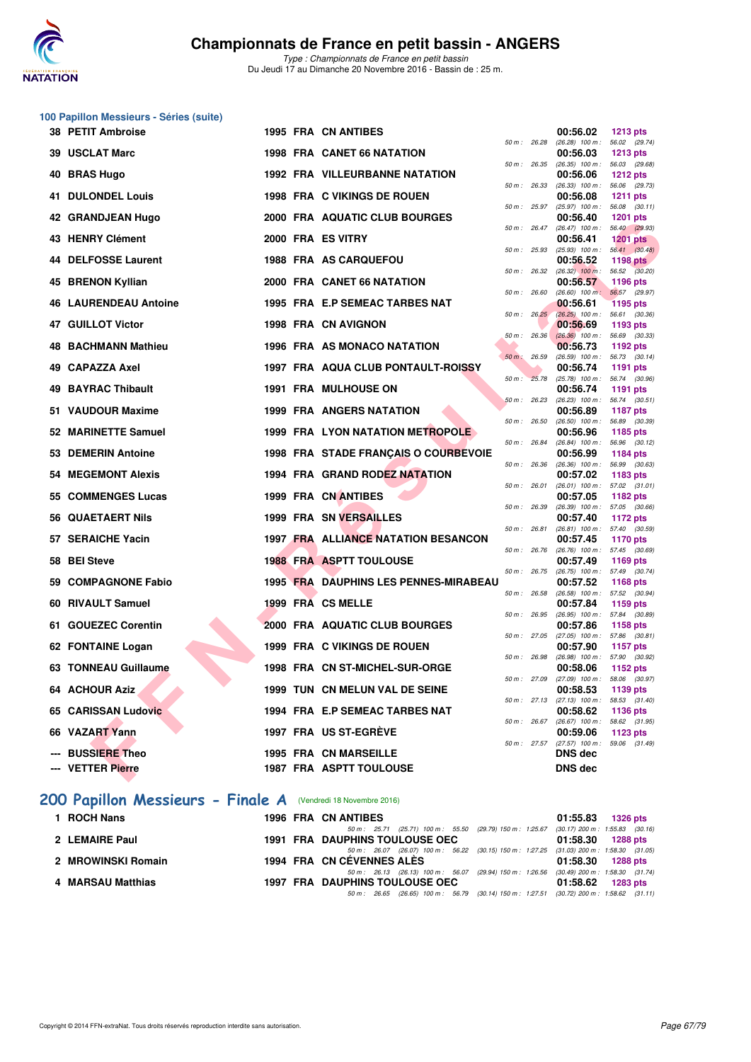## 100 Papillon Messieurs - Séries (suite)

| Rang | Nom | Année | Nat | Club | Splits | Temps | Points |
|---|---|---|---|---|---|---|---|
| 38 | PETIT Ambroise | 1995 | FRA | CN ANTIBES | 50 m : 26.28 (26.28) 100 m : 56.02 (29.74) | 00:56.02 | 1213 pts |
| 39 | USCLAT Marc | 1998 | FRA | CANET 66 NATATION | 50 m : 26.35 (26.35) 100 m : 56.03 (29.68) | 00:56.03 | 1213 pts |
| 40 | BRAS Hugo | 1992 | FRA | VILLEURBANNE NATATION | 50 m : 26.33 (26.33) 100 m : 56.06 (29.73) | 00:56.06 | 1212 pts |
| 41 | DULONDEL Louis | 1998 | FRA | C VIKINGS DE ROUEN | 50 m : 25.97 (25.97) 100 m : 56.08 (30.11) | 00:56.08 | 1211 pts |
| 42 | GRANDJEAN Hugo | 2000 | FRA | AQUATIC CLUB BOURGES | 50 m : 26.47 (26.47) 100 m : 56.40 (29.93) | 00:56.40 | 1201 pts |
| 43 | HENRY Clément | 2000 | FRA | ES VITRY | 50 m : 25.93 (25.93) 100 m : 56.41 (30.48) | 00:56.41 | 1201 pts |
| 44 | DELFOSSE Laurent | 1988 | FRA | AS CARQUEFOU | 50 m : 26.32 (26.32) 100 m : 56.52 (30.20) | 00:56.52 | 1198 pts |
| 45 | BRENON Kyllian | 2000 | FRA | CANET 66 NATATION | 50 m : 26.60 (26.60) 100 m : 56.57 (29.97) | 00:56.57 | 1196 pts |
| 46 | LAURENDEAU Antoine | 1995 | FRA | E.P SEMEAC TARBES NAT | 50 m : 26.25 (26.25) 100 m : 56.61 (30.36) | 00:56.61 | 1195 pts |
| 47 | GUILLOT Victor | 1998 | FRA | CN AVIGNON | 50 m : 26.36 (26.36) 100 m : 56.69 (30.33) | 00:56.69 | 1193 pts |
| 48 | BACHMANN Mathieu | 1996 | FRA | AS MONACO NATATION | 50 m : 26.59 (26.59) 100 m : 56.73 (30.14) | 00:56.73 | 1192 pts |
| 49 | CAPAZZA Axel | 1997 | FRA | AQUA CLUB PONTAULT-ROISSY | 50 m : 25.78 (25.78) 100 m : 56.74 (30.96) | 00:56.74 | 1191 pts |
| 49 | BAYRAC Thibault | 1991 | FRA | MULHOUSE ON | 50 m : 26.23 (26.23) 100 m : 56.74 (30.51) | 00:56.74 | 1191 pts |
| 51 | VAUDOUR Maxime | 1999 | FRA | ANGERS NATATION | 50 m : 26.50 (26.50) 100 m : 56.89 (30.39) | 00:56.89 | 1187 pts |
| 52 | MARINETTE Samuel | 1999 | FRA | LYON NATATION METROPOLE | 50 m : 26.84 (26.84) 100 m : 56.96 (30.12) | 00:56.96 | 1185 pts |
| 53 | DEMERIN Antoine | 1998 | FRA | STADE FRANÇAIS O COURBEVOIE | 50 m : 26.36 (26.36) 100 m : 56.99 (30.63) | 00:56.99 | 1184 pts |
| 54 | MEGEMONT Alexis | 1994 | FRA | GRAND RODEZ NATATION | 50 m : 26.01 (26.01) 100 m : 57.02 (31.01) | 00:57.02 | 1183 pts |
| 55 | COMMENGES Lucas | 1999 | FRA | CN ANTIBES | 50 m : 26.39 (26.39) 100 m : 57.05 (30.66) | 00:57.05 | 1182 pts |
| 56 | QUAETAERT Nils | 1999 | FRA | SN VERSAILLES | 50 m : 26.81 (26.81) 100 m : 57.40 (30.59) | 00:57.40 | 1172 pts |
| 57 | SERAICHE Yacin | 1997 | FRA | ALLIANCE NATATION BESANCON | 50 m : 26.76 (26.76) 100 m : 57.45 (30.69) | 00:57.45 | 1170 pts |
| 58 | BEI Steve | 1988 | FRA | ASPTT TOULOUSE | 50 m : 26.75 (26.75) 100 m : 57.49 (30.74) | 00:57.49 | 1169 pts |
| 59 | COMPAGNONE Fabio | 1995 | FRA | DAUPHINS LES PENNES-MIRABEAU | 50 m : 26.58 (26.58) 100 m : 57.52 (30.94) | 00:57.52 | 1168 pts |
| 60 | RIVAULT Samuel | 1999 | FRA | CS MELLE | 50 m : 26.95 (26.95) 100 m : 57.84 (30.89) | 00:57.84 | 1159 pts |
| 61 | GOUEZEC Corentin | 2000 | FRA | AQUATIC CLUB BOURGES | 50 m : 27.05 (27.05) 100 m : 57.86 (30.81) | 00:57.86 | 1158 pts |
| 62 | FONTAINE Logan | 1999 | FRA | C VIKINGS DE ROUEN | 50 m : 26.98 (26.98) 100 m : 57.90 (30.92) | 00:57.90 | 1157 pts |
| 63 | TONNEAU Guillaume | 1998 | FRA | CN ST-MICHEL-SUR-ORGE | 50 m : 27.09 (27.09) 100 m : 58.06 (30.97) | 00:58.06 | 1152 pts |
| 64 | ACHOUR Aziz | 1999 | TUN | CN MELUN VAL DE SEINE | 50 m : 27.13 (27.13) 100 m : 58.53 (31.40) | 00:58.53 | 1139 pts |
| 65 | CARISSAN Ludovic | 1994 | FRA | E.P SEMEAC TARBES NAT | 50 m : 26.67 (26.67) 100 m : 58.62 (31.95) | 00:58.62 | 1136 pts |
| 66 | VAZART Yann | 1997 | FRA | US ST-EGRÈVE | 50 m : 27.57 (27.57) 100 m : 59.06 (31.49) | 00:59.06 | 1123 pts |
| --- | BUSSIERE Theo | 1995 | FRA | CN MARSEILLE | | DNS dec | |
| --- | VETTER Pierre | 1987 | FRA | ASPTT TOULOUSE | | DNS dec | |

## 200 Papillon Messieurs - Finale A (Vendredi 18 Novembre 2016)

| Rang | Nom | Année | Nat | Club | Splits | Temps | Points |
|---|---|---|---|---|---|---|---|
| 1 | ROCH Nans | 1996 | FRA | CN ANTIBES | 50 m : 25.71 (25.71) 100 m : 55.50 (29.79) 150 m : 1:25.67 (30.17) 200 m : 1:55.83 (30.16) | 01:55.83 | 1326 pts |
| 2 | LEMAIRE Paul | 1991 | FRA | DAUPHINS TOULOUSE OEC | 50 m : 26.07 (26.07) 100 m : 56.22 (30.15) 150 m : 1:27.25 (31.03) 200 m : 1:58.30 (31.05) | 01:58.30 | 1288 pts |
| 2 | MROWINSKI Romain | 1994 | FRA | CN CÉVENNES ALÈS | 50 m : 26.13 (26.13) 100 m : 56.07 (29.94) 150 m : 1:26.56 (30.49) 200 m : 1:58.30 (31.74) | 01:58.30 | 1288 pts |
| 4 | MARSAU Matthias | 1997 | FRA | DAUPHINS TOULOUSE OEC | 50 m : 26.65 (26.65) 100 m : 56.79 (30.14) 150 m : 1:27.51 (30.72) 200 m : 1:58.62 (31.11) | 01:58.62 | 1283 pts |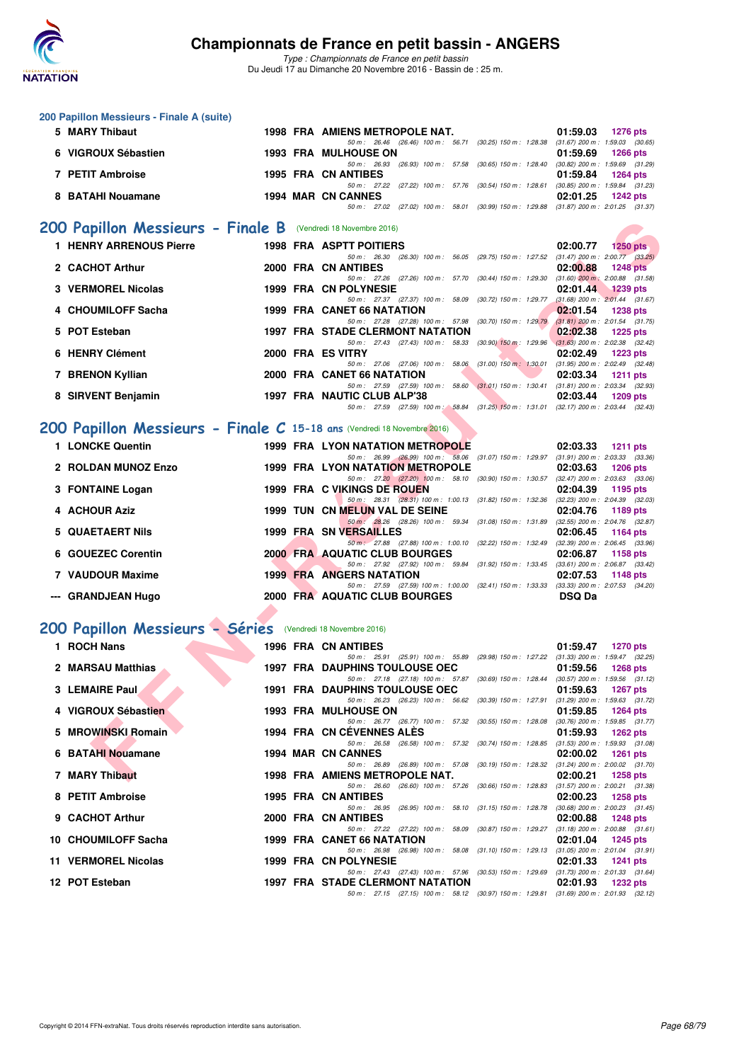## 200 Papillon Messieurs - Finale A (suite)

| Rang | Nom | Année | Nat | Club | Temps | Points |
|---|---|---|---|---|---|---|
| 5 | MARY Thibaut | 1998 | FRA | AMIENS METROPOLE NAT. | 01:59.03 | 1276 pts |
| | 50 m : 26.46 (26.46) 100 m : 56.71 (30.25) 150 m : 1:28.38 (31.67) 200 m : 1:59.03 (30.65) | | | | | |
| 6 | VIGROUX Sébastien | 1993 | FRA | MULHOUSE ON | 01:59.69 | 1266 pts |
| | 50 m : 26.93 (26.93) 100 m : 57.58 (30.65) 150 m : 1:28.40 (30.82) 200 m : 1:59.69 (31.29) | | | | | |
| 7 | PETIT Ambroise | 1995 | FRA | CN ANTIBES | 01:59.84 | 1264 pts |
| | 50 m : 27.22 (27.22) 100 m : 57.76 (30.54) 150 m : 1:28.61 (30.85) 200 m : 1:59.84 (31.23) | | | | | |
| 8 | BATAHI Nouamane | 1994 | MAR | CN CANNES | 02:01.25 | 1242 pts |
| | 50 m : 27.02 (27.02) 100 m : 58.01 (30.99) 150 m : 1:29.88 (31.87) 200 m : 2:01.25 (31.37) | | | | | |

## 200 Papillon Messieurs - Finale B (Vendredi 18 Novembre 2016)

| Rang | Nom | Année | Nat | Club | Temps | Points |
|---|---|---|---|---|---|---|
| 1 | HENRY ARRENOUS Pierre | 1998 | FRA | ASPTT POITIERS | 02:00.77 | 1250 pts |
| | 50 m : 26.30 (26.30) 100 m : 56.05 (29.75) 150 m : 1:27.52 (31.47) 200 m : 2:00.77 (33.25) | | | | | |
| 2 | CACHOT Arthur | 2000 | FRA | CN ANTIBES | 02:00.88 | 1248 pts |
| | 50 m : 27.26 (27.26) 100 m : 57.70 (30.44) 150 m : 1:29.30 (31.60) 200 m : 2:00.88 (31.58) | | | | | |
| 3 | VERMOREL Nicolas | 1999 | FRA | CN POLYNESIE | 02:01.44 | 1239 pts |
| | 50 m : 27.37 (27.37) 100 m : 58.09 (30.72) 150 m : 1:29.77 (31.68) 200 m : 2:01.44 (31.67) | | | | | |
| 4 | CHOUMILOFF Sacha | 1999 | FRA | CANET 66 NATATION | 02:01.54 | 1238 pts |
| | 50 m : 27.28 (27.28) 100 m : 57.98 (30.70) 150 m : 1:29.79 (31.81) 200 m : 2:01.54 (31.75) | | | | | |
| 5 | POT Esteban | 1997 | FRA | STADE CLERMONT NATATION | 02:02.38 | 1225 pts |
| | 50 m : 27.43 (27.43) 100 m : 58.33 (30.90) 150 m : 1:29.96 (31.63) 200 m : 2:02.38 (32.42) | | | | | |
| 6 | HENRY Clément | 2000 | FRA | ES VITRY | 02:02.49 | 1223 pts |
| | 50 m : 27.06 (27.06) 100 m : 58.06 (31.00) 150 m : 1:30.01 (31.95) 200 m : 2:02.49 (32.48) | | | | | |
| 7 | BRENON Kyllian | 2000 | FRA | CANET 66 NATATION | 02:03.34 | 1211 pts |
| | 50 m : 27.59 (27.59) 100 m : 58.60 (31.01) 150 m : 1:30.41 (31.81) 200 m : 2:03.34 (32.93) | | | | | |
| 8 | SIRVENT Benjamin | 1997 | FRA | NAUTIC CLUB ALP'38 | 02:03.44 | 1209 pts |
| | 50 m : 27.59 (27.59) 100 m : 58.84 (31.25) 150 m : 1:31.01 (32.17) 200 m : 2:03.44 (32.43) | | | | | |

## 200 Papillon Messieurs - Finale C 15-18 ans (Vendredi 18 Novembre 2016)

| Rang | Nom | Année | Nat | Club | Temps | Points |
|---|---|---|---|---|---|---|
| 1 | LONCKE Quentin | 1999 | FRA | LYON NATATION METROPOLE | 02:03.33 | 1211 pts |
| | 50 m : 26.99 (26.99) 100 m : 58.06 (31.07) 150 m : 1:29.97 (31.91) 200 m : 2:03.33 (33.36) | | | | | |
| 2 | ROLDAN MUNOZ Enzo | 1999 | FRA | LYON NATATION METROPOLE | 02:03.63 | 1206 pts |
| | 50 m : 27.20 (27.20) 100 m : 58.10 (30.90) 150 m : 1:30.57 (32.47) 200 m : 2:03.63 (33.06) | | | | | |
| 3 | FONTAINE Logan | 1999 | FRA | C VIKINGS DE ROUEN | 02:04.39 | 1195 pts |
| | 50 m : 28.31 (28.31) 100 m : 1:00.13 (31.82) 150 m : 1:32.36 (32.23) 200 m : 2:04.39 (32.03) | | | | | |
| 4 | ACHOUR Aziz | 1999 | TUN | CN MELUN VAL DE SEINE | 02:04.76 | 1189 pts |
| | 50 m : 28.26 (28.26) 100 m : 59.34 (31.08) 150 m : 1:31.89 (32.55) 200 m : 2:04.76 (32.87) | | | | | |
| 5 | QUAETAERT Nils | 1999 | FRA | SN VERSAILLES | 02:06.45 | 1164 pts |
| | 50 m : 27.88 (27.88) 100 m : 1:00.10 (32.22) 150 m : 1:32.49 (32.39) 200 m : 2:06.45 (33.96) | | | | | |
| 6 | GOUEZEC Corentin | 2000 | FRA | AQUATIC CLUB BOURGES | 02:06.87 | 1158 pts |
| | 50 m : 27.92 (27.92) 100 m : 59.84 (31.92) 150 m : 1:33.45 (33.61) 200 m : 2:06.87 (33.42) | | | | | |
| 7 | VAUDOUR Maxime | 1999 | FRA | ANGERS NATATION | 02:07.53 | 1148 pts |
| | 50 m : 27.59 (27.59) 100 m : 1:00.00 (32.41) 150 m : 1:33.33 (33.33) 200 m : 2:07.53 (34.20) | | | | | |
| --- | GRANDJEAN Hugo | 2000 | FRA | AQUATIC CLUB BOURGES | DSQ Da | |

## 200 Papillon Messieurs - Séries (Vendredi 18 Novembre 2016)

| Rang | Nom | Année | Nat | Club | Temps | Points |
|---|---|---|---|---|---|---|
| 1 | ROCH Nans | 1996 | FRA | CN ANTIBES | 01:59.47 | 1270 pts |
| | 50 m : 25.91 (25.91) 100 m : 55.89 (29.98) 150 m : 1:27.22 (31.33) 200 m : 1:59.47 (32.25) | | | | | |
| 2 | MARSAU Matthias | 1997 | FRA | DAUPHINS TOULOUSE OEC | 01:59.56 | 1268 pts |
| | 50 m : 27.18 (27.18) 100 m : 57.87 (30.69) 150 m : 1:28.44 (30.57) 200 m : 1:59.56 (31.12) | | | | | |
| 3 | LEMAIRE Paul | 1991 | FRA | DAUPHINS TOULOUSE OEC | 01:59.63 | 1267 pts |
| | 50 m : 26.23 (26.23) 100 m : 56.62 (30.39) 150 m : 1:27.91 (31.29) 200 m : 1:59.63 (31.72) | | | | | |
| 4 | VIGROUX Sébastien | 1993 | FRA | MULHOUSE ON | 01:59.85 | 1264 pts |
| | 50 m : 26.77 (26.77) 100 m : 57.32 (30.55) 150 m : 1:28.08 (30.76) 200 m : 1:59.85 (31.77) | | | | | |
| 5 | MROWINSKI Romain | 1994 | FRA | CN CÉVENNES ALÈS | 01:59.93 | 1262 pts |
| | 50 m : 26.58 (26.58) 100 m : 57.32 (30.74) 150 m : 1:28.85 (31.53) 200 m : 1:59.93 (31.08) | | | | | |
| 6 | BATAHI Nouamane | 1994 | MAR | CN CANNES | 02:00.02 | 1261 pts |
| | 50 m : 26.89 (26.89) 100 m : 57.08 (30.19) 150 m : 1:28.32 (31.24) 200 m : 2:00.02 (31.70) | | | | | |
| 7 | MARY Thibaut | 1998 | FRA | AMIENS METROPOLE NAT. | 02:00.21 | 1258 pts |
| | 50 m : 26.60 (26.60) 100 m : 57.26 (30.66) 150 m : 1:28.83 (31.57) 200 m : 2:00.21 (31.38) | | | | | |
| 8 | PETIT Ambroise | 1995 | FRA | CN ANTIBES | 02:00.23 | 1258 pts |
| | 50 m : 26.95 (26.95) 100 m : 58.10 (31.15) 150 m : 1:28.78 (30.68) 200 m : 2:00.23 (31.45) | | | | | |
| 9 | CACHOT Arthur | 2000 | FRA | CN ANTIBES | 02:00.88 | 1248 pts |
| | 50 m : 27.22 (27.22) 100 m : 58.09 (30.87) 150 m : 1:29.27 (31.18) 200 m : 2:00.88 (31.61) | | | | | |
| 10 | CHOUMILOFF Sacha | 1999 | FRA | CANET 66 NATATION | 02:01.04 | 1245 pts |
| | 50 m : 26.98 (26.98) 100 m : 58.08 (31.10) 150 m : 1:29.13 (31.05) 200 m : 2:01.04 (31.91) | | | | | |
| 11 | VERMOREL Nicolas | 1999 | FRA | CN POLYNESIE | 02:01.33 | 1241 pts |
| | 50 m : 27.43 (27.43) 100 m : 57.96 (30.53) 150 m : 1:29.69 (31.73) 200 m : 2:01.33 (31.64) | | | | | |
| 12 | POT Esteban | 1997 | FRA | STADE CLERMONT NATATION | 02:01.93 | 1232 pts |
| | 50 m : 27.15 (27.15) 100 m : 58.12 (30.97) 150 m : 1:29.81 (31.69) 200 m : 2:01.93 (32.12) | | | | | |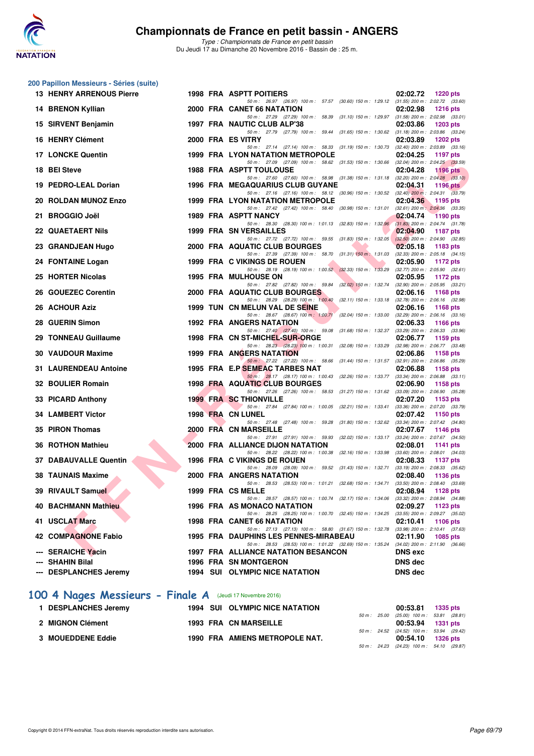# Championnats de France en petit bassin - ANGERS

*Type : Championnats de France en petit bassin*
Du Jeudi 17 au Dimanche 20 Novembre 2016 - Bassin de : 25 m.

## 200 Papillon Messieurs - Séries (suite)

| Rang | Nom | Année | Nat. | Club | Temps | Points |
|---|---|---|---|---|---|---|
| 13 | HENRY ARRENOUS Pierre | 1998 | FRA | ASPTT POITIERS | 02:02.72 | 1220 pts |
| | 50 m : 26.97 (26.97) 100 m : 57.57 (30.60) 150 m : 1:29.12 (31.55) 200 m : 2:02.72 (33.60) | | | | | |
| 14 | BRENON Kyllian | 2000 | FRA | CANET 66 NATATION | 02:02.98 | 1216 pts |
| | 50 m : 27.29 (27.29) 100 m : 58.39 (31.10) 150 m : 1:29.97 (31.58) 200 m : 2:02.98 (33.01) | | | | | |
| 15 | SIRVENT Benjamin | 1997 | FRA | NAUTIC CLUB ALP'38 | 02:03.86 | 1203 pts |
| | 50 m : 27.79 (27.79) 100 m : 59.44 (31.65) 150 m : 1:30.62 (31.18) 200 m : 2:03.86 (33.24) | | | | | |
| 16 | HENRY Clément | 2000 | FRA | ES VITRY | 02:03.89 | 1202 pts |
| | 50 m : 27.14 (27.14) 100 m : 58.33 (31.19) 150 m : 1:30.73 (32.40) 200 m : 2:03.89 (33.16) | | | | | |
| 17 | LONCKE Quentin | 1999 | FRA | LYON NATATION METROPOLE | 02:04.25 | 1197 pts |
| | 50 m : 27.09 (27.09) 100 m : 58.62 (31.53) 150 m : 1:30.66 (32.04) 200 m : 2:04.25 (33.59) | | | | | |
| 18 | BEI Steve | 1988 | FRA | ASPTT TOULOUSE | 02:04.28 | 1196 pts |
| | 50 m : 27.60 (27.60) 100 m : 58.98 (31.38) 150 m : 1:31.18 (32.20) 200 m : 2:04.28 (33.10) | | | | | |
| 19 | PEDRO-LEAL Dorian | 1996 | FRA | MEGAQUARIUS CLUB GUYANE | 02:04.31 | 1196 pts |
| | 50 m : 27.16 (27.16) 100 m : 58.12 (30.96) 150 m : 1:30.52 (32.40) 200 m : 2:04.31 (33.79) | | | | | |
| 20 | ROLDAN MUNOZ Enzo | 1999 | FRA | LYON NATATION METROPOLE | 02:04.36 | 1195 pts |
| | 50 m : 27.42 (27.42) 100 m : 58.40 (30.98) 150 m : 1:31.01 (32.61) 200 m : 2:04.36 (33.35) | | | | | |
| 21 | BROGGIO Joël | 1989 | FRA | ASPTT NANCY | 02:04.74 | 1190 pts |
| | 50 m : 28.30 (28.30) 100 m : 1:01.13 (32.83) 150 m : 1:32.96 (31.83) 200 m : 2:04.74 (31.78) | | | | | |
| 22 | QUAETAERT Nils | 1999 | FRA | SN VERSAILLES | 02:04.90 | 1187 pts |
| | 50 m : 27.72 (27.72) 100 m : 59.55 (31.83) 150 m : 1:32.05 (32.50) 200 m : 2:04.90 (32.85) | | | | | |
| 23 | GRANDJEAN Hugo | 2000 | FRA | AQUATIC CLUB BOURGES | 02:05.18 | 1183 pts |
| | 50 m : 27.39 (27.39) 100 m : 58.70 (31.31) 150 m : 1:31.03 (32.33) 200 m : 2:05.18 (34.15) | | | | | |
| 24 | FONTAINE Logan | 1999 | FRA | C VIKINGS DE ROUEN | 02:05.90 | 1172 pts |
| | 50 m : 28.19 (28.19) 100 m : 1:00.52 (32.33) 150 m : 1:33.29 (32.77) 200 m : 2:05.90 (32.61) | | | | | |
| 25 | HORTER Nicolas | 1995 | FRA | MULHOUSE ON | 02:05.95 | 1172 pts |
| | 50 m : 27.82 (27.82) 100 m : 59.84 (32.02) 150 m : 1:32.74 (32.90) 200 m : 2:05.95 (33.21) | | | | | |
| 26 | GOUEZEC Corentin | 2000 | FRA | AQUATIC CLUB BOURGES | 02:06.16 | 1168 pts |
| | 50 m : 28.29 (28.29) 100 m : 1:00.40 (32.11) 150 m : 1:33.18 (32.78) 200 m : 2:06.16 (32.98) | | | | | |
| 26 | ACHOUR Aziz | 1999 | TUN | CN MELUN VAL DE SEINE | 02:06.16 | 1168 pts |
| | 50 m : 28.67 (28.67) 100 m : 1:00.71 (32.04) 150 m : 1:33.00 (32.29) 200 m : 2:06.16 (33.16) | | | | | |
| 28 | GUERIN Simon | 1992 | FRA | ANGERS NATATION | 02:06.33 | 1166 pts |
| | 50 m : 27.40 (27.40) 100 m : 59.08 (31.68) 150 m : 1:32.37 (33.29) 200 m : 2:06.33 (33.96) | | | | | |
| 29 | TONNEAU Guillaume | 1998 | FRA | CN ST-MICHEL-SUR-ORGE | 02:06.77 | 1159 pts |
| | 50 m : 28.23 (28.23) 100 m : 1:00.31 (32.08) 150 m : 1:33.29 (32.98) 200 m : 2:06.77 (33.48) | | | | | |
| 30 | VAUDOUR Maxime | 1999 | FRA | ANGERS NATATION | 02:06.86 | 1158 pts |
| | 50 m : 27.22 (27.22) 100 m : 58.66 (31.44) 150 m : 1:31.57 (32.91) 200 m : 2:06.86 (35.29) | | | | | |
| 31 | LAURENDEAU Antoine | 1995 | FRA | E.P SEMEAC TARBES NAT | 02:06.88 | 1158 pts |
| | 50 m : 28.17 (28.17) 100 m : 1:00.43 (32.26) 150 m : 1:33.77 (33.34) 200 m : 2:06.88 (33.11) | | | | | |
| 32 | BOULIER Romain | 1998 | FRA | AQUATIC CLUB BOURGES | 02:06.90 | 1158 pts |
| | 50 m : 27.26 (27.26) 100 m : 58.53 (31.27) 150 m : 1:31.62 (33.09) 200 m : 2:06.90 (35.28) | | | | | |
| 33 | PICARD Anthony | 1999 | FRA | SC THIONVILLE | 02:07.20 | 1153 pts |
| | 50 m : 27.84 (27.84) 100 m : 1:00.05 (32.21) 150 m : 1:33.41 (33.36) 200 m : 2:07.20 (33.79) | | | | | |
| 34 | LAMBERT Victor | 1998 | FRA | CN LUNEL | 02:07.42 | 1150 pts |
| | 50 m : 27.48 (27.48) 100 m : 59.28 (31.80) 150 m : 1:32.62 (33.34) 200 m : 2:07.42 (34.80) | | | | | |
| 35 | PIRON Thomas | 2000 | FRA | CN MARSEILLE | 02:07.67 | 1146 pts |
| | 50 m : 27.91 (27.91) 100 m : 59.93 (32.02) 150 m : 1:33.17 (33.24) 200 m : 2:07.67 (34.50) | | | | | |
| 36 | ROTHON Mathieu | 2000 | FRA | ALLIANCE DIJON NATATION | 02:08.01 | 1141 pts |
| | 50 m : 28.22 (28.22) 100 m : 1:00.38 (32.16) 150 m : 1:33.98 (33.60) 200 m : 2:08.01 (34.03) | | | | | |
| 37 | DABAUVALLE Quentin | 1996 | FRA | C VIKINGS DE ROUEN | 02:08.33 | 1137 pts |
| | 50 m : 28.09 (28.09) 100 m : 59.52 (31.43) 150 m : 1:32.71 (33.19) 200 m : 2:08.33 (35.62) | | | | | |
| 38 | TAUNAIS Maxime | 2000 | FRA | ANGERS NATATION | 02:08.40 | 1136 pts |
| | 50 m : 28.53 (28.53) 100 m : 1:01.21 (32.68) 150 m : 1:34.71 (33.50) 200 m : 2:08.40 (33.69) | | | | | |
| 39 | RIVAULT Samuel | 1999 | FRA | CS MELLE | 02:08.94 | 1128 pts |
| | 50 m : 28.57 (28.57) 100 m : 1:00.74 (32.17) 150 m : 1:34.06 (33.32) 200 m : 2:08.94 (34.88) | | | | | |
| 40 | BACHMANN Mathieu | 1996 | FRA | AS MONACO NATATION | 02:09.27 | 1123 pts |
| | 50 m : 28.25 (28.25) 100 m : 1:00.70 (32.45) 150 m : 1:34.25 (33.55) 200 m : 2:09.27 (35.02) | | | | | |
| 41 | USCLAT Marc | 1998 | FRA | CANET 66 NATATION | 02:10.41 | 1106 pts |
| | 50 m : 27.13 (27.13) 100 m : 58.80 (31.67) 150 m : 1:32.78 (33.98) 200 m : 2:10.41 (37.63) | | | | | |
| 42 | COMPAGNONE Fabio | 1995 | FRA | DAUPHINS LES PENNES-MIRABEAU | 02:11.90 | 1085 pts |
| | 50 m : 28.53 (28.53) 100 m : 1:01.22 (32.69) 150 m : 1:35.24 (34.02) 200 m : 2:11.90 (36.66) | | | | | |
| --- | SERAICHE Yacin | 1997 | FRA | ALLIANCE NATATION BESANCON | DNS exc | |
| --- | SHAHIN Bilal | 1996 | FRA | SN MONTGERON | DNS dec | |
| --- | DESPLANCHES Jeremy | 1994 | SUI | OLYMPIC NICE NATATION | DNS dec | |

## 100 4 Nages Messieurs - Finale A (Jeudi 17 Novembre 2016)

| Rang | Nom | Année | Nat. | Club | Temps | Points |
|---|---|---|---|---|---|---|
| 1 | DESPLANCHES Jeremy | 1994 | SUI | OLYMPIC NICE NATATION | 00:53.81 | 1335 pts |
| | 50 m : 25.00 (25.00) 100 m : 53.81 (28.81) | | | | | |
| 2 | MIGNON Clément | 1993 | FRA | CN MARSEILLE | 00:53.94 | 1331 pts |
| | 50 m : 24.52 (24.52) 100 m : 53.94 (29.42) | | | | | |
| 3 | MOUEDDENE Eddie | 1990 | FRA | AMIENS METROPOLE NAT. | 00:54.10 | 1326 pts |
| | 50 m : 24.23 (24.23) 100 m : 54.10 (29.87) | | | | | |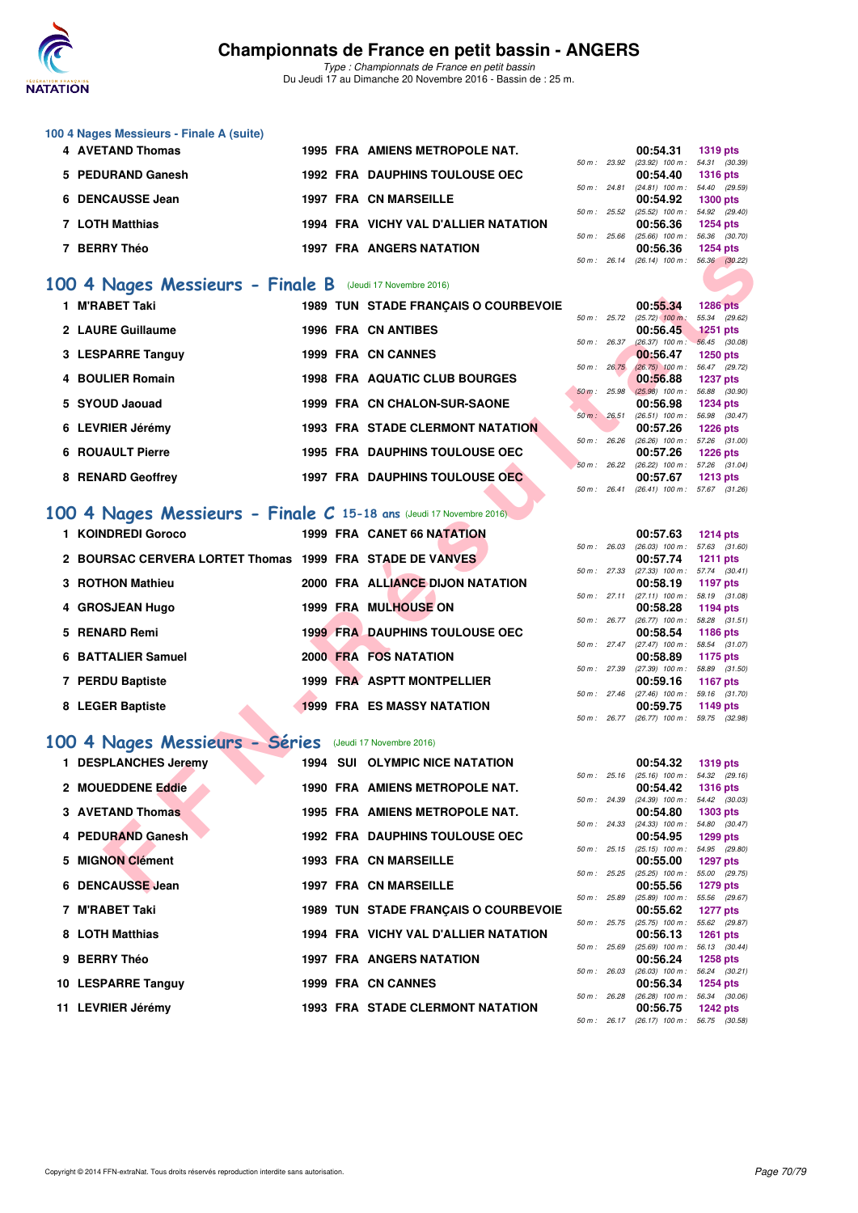### 100 4 Nages Messieurs - Finale A (suite)

| Rang | Nom | Année | Nat. | Club | Temps | Points | Splits |
|---|---|---|---|---|---|---|---|
| 4 | AVETAND Thomas | 1995 | FRA | AMIENS METROPOLE NAT. | 00:54.31 | 1319 pts | 50 m : 23.92 (23.92) 100 m : 54.31 (30.39) |
| 5 | PEDURAND Ganesh | 1992 | FRA | DAUPHINS TOULOUSE OEC | 00:54.40 | 1316 pts | 50 m : 24.81 (24.81) 100 m : 54.40 (29.59) |
| 6 | DENCAUSSE Jean | 1997 | FRA | CN MARSEILLE | 00:54.92 | 1300 pts | 50 m : 25.52 (25.52) 100 m : 54.92 (29.40) |
| 7 | LOTH Matthias | 1994 | FRA | VICHY VAL D'ALLIER NATATION | 00:56.36 | 1254 pts | 50 m : 25.66 (25.66) 100 m : 56.36 (30.70) |
| 7 | BERRY Théo | 1997 | FRA | ANGERS NATATION | 00:56.36 | 1254 pts | 50 m : 26.14 (26.14) 100 m : 56.36 (30.22) |

## 100 4 Nages Messieurs - Finale B (Jeudi 17 Novembre 2016)

| Rang | Nom | Année | Nat. | Club | Temps | Points | Splits |
|---|---|---|---|---|---|---|---|
| 1 | M'RABET Taki | 1989 | TUN | STADE FRANÇAIS O COURBEVOIE | 00:55.34 | 1286 pts | 50 m : 25.72 (25.72) 100 m : 55.34 (29.62) |
| 2 | LAURE Guillaume | 1996 | FRA | CN ANTIBES | 00:56.45 | 1251 pts | 50 m : 26.37 (26.37) 100 m : 56.45 (30.08) |
| 3 | LESPARRE Tanguy | 1999 | FRA | CN CANNES | 00:56.47 | 1250 pts | 50 m : 26.75 (26.75) 100 m : 56.47 (29.72) |
| 4 | BOULIER Romain | 1998 | FRA | AQUATIC CLUB BOURGES | 00:56.88 | 1237 pts | 50 m : 25.98 (25.98) 100 m : 56.88 (30.90) |
| 5 | SYOUD Jaouad | 1999 | FRA | CN CHALON-SUR-SAONE | 00:56.98 | 1234 pts | 50 m : 26.51 (26.51) 100 m : 56.98 (30.47) |
| 6 | LEVRIER Jérémy | 1993 | FRA | STADE CLERMONT NATATION | 00:57.26 | 1226 pts | 50 m : 26.26 (26.26) 100 m : 57.26 (31.00) |
| 6 | ROUAULT Pierre | 1995 | FRA | DAUPHINS TOULOUSE OEC | 00:57.26 | 1226 pts | 50 m : 26.22 (26.22) 100 m : 57.26 (31.04) |
| 8 | RENARD Geoffrey | 1997 | FRA | DAUPHINS TOULOUSE OEC | 00:57.67 | 1213 pts | 50 m : 26.41 (26.41) 100 m : 57.67 (31.26) |

## 100 4 Nages Messieurs - Finale C 15-18 ans (Jeudi 17 Novembre 2016)

| Rang | Nom | Année | Nat. | Club | Temps | Points | Splits |
|---|---|---|---|---|---|---|---|
| 1 | KOINDREDI Goroco | 1999 | FRA | CANET 66 NATATION | 00:57.63 | 1214 pts | 50 m : 26.03 (26.03) 100 m : 57.63 (31.60) |
| 2 | BOURSAC CERVERA LORTET Thomas | 1999 | FRA | STADE DE VANVES | 00:57.74 | 1211 pts | 50 m : 27.33 (27.33) 100 m : 57.74 (30.41) |
| 3 | ROTHON Mathieu | 2000 | FRA | ALLIANCE DIJON NATATION | 00:58.19 | 1197 pts | 50 m : 27.11 (27.11) 100 m : 58.19 (31.08) |
| 4 | GROSJEAN Hugo | 1999 | FRA | MULHOUSE ON | 00:58.28 | 1194 pts | 50 m : 26.77 (26.77) 100 m : 58.28 (31.51) |
| 5 | RENARD Remi | 1999 | FRA | DAUPHINS TOULOUSE OEC | 00:58.54 | 1186 pts | 50 m : 27.47 (27.47) 100 m : 58.54 (31.07) |
| 6 | BATTALIER Samuel | 2000 | FRA | FOS NATATION | 00:58.89 | 1175 pts | 50 m : 27.39 (27.39) 100 m : 58.89 (31.50) |
| 7 | PERDU Baptiste | 1999 | FRA | ASPTT MONTPELLIER | 00:59.16 | 1167 pts | 50 m : 27.46 (27.46) 100 m : 59.16 (31.70) |
| 8 | LEGER Baptiste | 1999 | FRA | ES MASSY NATATION | 00:59.75 | 1149 pts | 50 m : 26.77 (26.77) 100 m : 59.75 (32.98) |

## 100 4 Nages Messieurs - Séries (Jeudi 17 Novembre 2016)

| Rang | Nom | Année | Nat. | Club | Temps | Points | Splits |
|---|---|---|---|---|---|---|---|
| 1 | DESPLANCHES Jeremy | 1994 | SUI | OLYMPIC NICE NATATION | 00:54.32 | 1319 pts | 50 m : 25.16 (25.16) 100 m : 54.32 (29.16) |
| 2 | MOUEDDENE Eddie | 1990 | FRA | AMIENS METROPOLE NAT. | 00:54.42 | 1316 pts | 50 m : 24.39 (24.39) 100 m : 54.42 (30.03) |
| 3 | AVETAND Thomas | 1995 | FRA | AMIENS METROPOLE NAT. | 00:54.80 | 1303 pts | 50 m : 24.33 (24.33) 100 m : 54.80 (30.47) |
| 4 | PEDURAND Ganesh | 1992 | FRA | DAUPHINS TOULOUSE OEC | 00:54.95 | 1299 pts | 50 m : 25.15 (25.15) 100 m : 54.95 (29.80) |
| 5 | MIGNON Clément | 1993 | FRA | CN MARSEILLE | 00:55.00 | 1297 pts | 50 m : 25.25 (25.25) 100 m : 55.00 (29.75) |
| 6 | DENCAUSSE Jean | 1997 | FRA | CN MARSEILLE | 00:55.56 | 1279 pts | 50 m : 25.89 (25.89) 100 m : 55.56 (29.67) |
| 7 | M'RABET Taki | 1989 | TUN | STADE FRANÇAIS O COURBEVOIE | 00:55.62 | 1277 pts | 50 m : 25.75 (25.75) 100 m : 55.62 (29.87) |
| 8 | LOTH Matthias | 1994 | FRA | VICHY VAL D'ALLIER NATATION | 00:56.13 | 1261 pts | 50 m : 25.69 (25.69) 100 m : 56.13 (30.44) |
| 9 | BERRY Théo | 1997 | FRA | ANGERS NATATION | 00:56.24 | 1258 pts | 50 m : 26.03 (26.03) 100 m : 56.24 (30.21) |
| 10 | LESPARRE Tanguy | 1999 | FRA | CN CANNES | 00:56.34 | 1254 pts | 50 m : 26.28 (26.28) 100 m : 56.34 (30.06) |
| 11 | LEVRIER Jérémy | 1993 | FRA | STADE CLERMONT NATATION | 00:56.75 | 1242 pts | 50 m : 26.17 (26.17) 100 m : 56.75 (30.58) |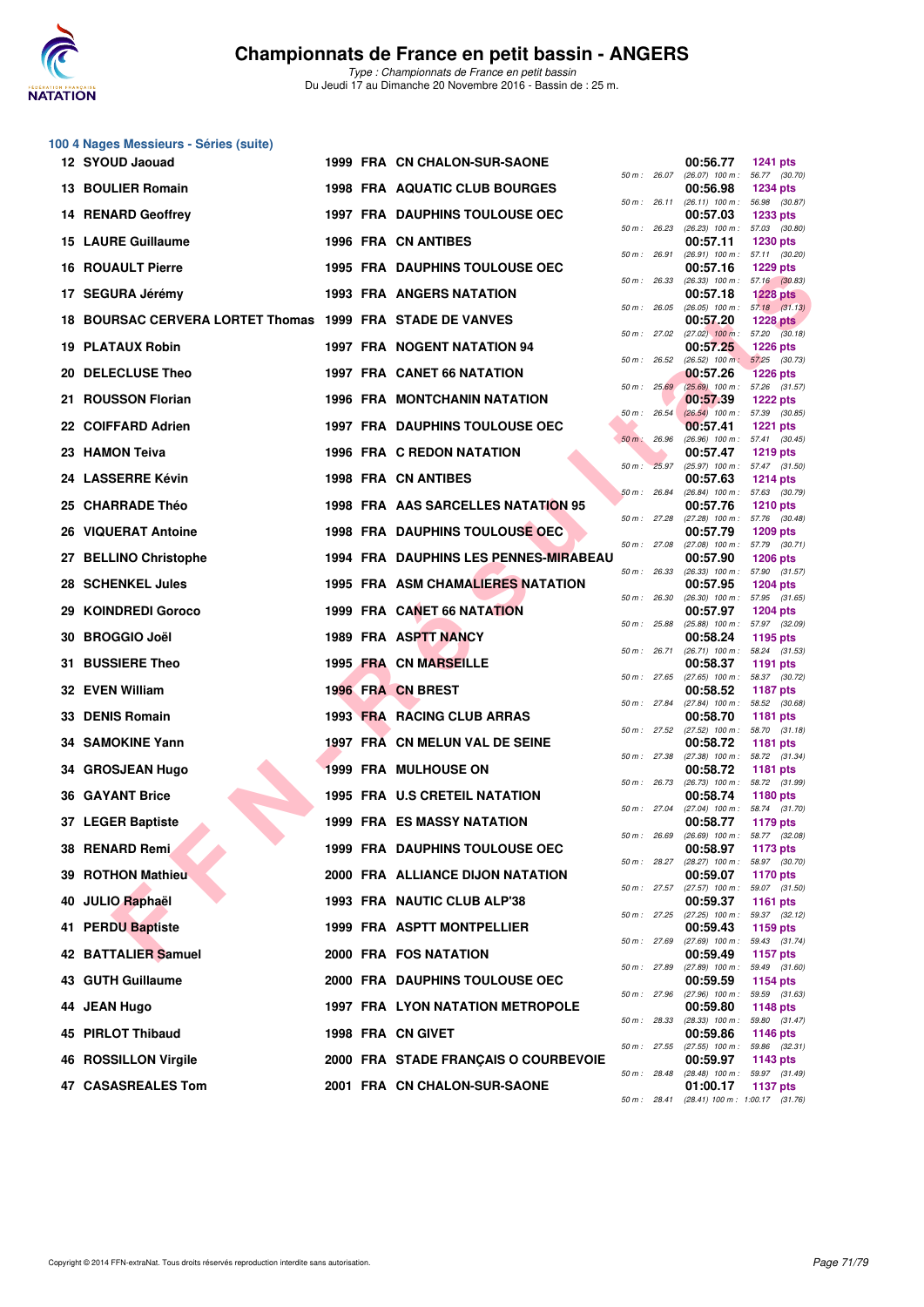## Championnats de France en petit bassin - ANGERS

*Type : Championnats de France en petit bassin*
Du Jeudi 17 au Dimanche 20 Novembre 2016 - Bassin de : 25 m.

### 100 4 Nages Messieurs - Séries (suite)

| Rang | Nom | Année | Nat | Club | Temps | Points | Splits |
|---|---|---|---|---|---|---|---|
| 12 | SYOUD Jaouad | 1999 | FRA | CN CHALON-SUR-SAONE | 00:56.77 | 1241 pts | 50 m : 26.07 (26.07) 100 m : 56.77 (30.70) |
| 13 | BOULIER Romain | 1998 | FRA | AQUATIC CLUB BOURGES | 00:56.98 | 1234 pts | 50 m : 26.11 (26.11) 100 m : 56.98 (30.87) |
| 14 | RENARD Geoffrey | 1997 | FRA | DAUPHINS TOULOUSE OEC | 00:57.03 | 1233 pts | 50 m : 26.23 (26.23) 100 m : 57.03 (30.80) |
| 15 | LAURE Guillaume | 1996 | FRA | CN ANTIBES | 00:57.11 | 1230 pts | 50 m : 26.91 (26.91) 100 m : 57.11 (30.20) |
| 16 | ROUAULT Pierre | 1995 | FRA | DAUPHINS TOULOUSE OEC | 00:57.16 | 1229 pts | 50 m : 26.33 (26.33) 100 m : 57.16 (30.83) |
| 17 | SEGURA Jérémy | 1993 | FRA | ANGERS NATATION | 00:57.18 | 1228 pts | 50 m : 26.05 (26.05) 100 m : 57.18 (31.13) |
| 18 | BOURSAC CERVERA LORTET Thomas | 1999 | FRA | STADE DE VANVES | 00:57.20 | 1228 pts | 50 m : 27.02 (27.02) 100 m : 57.20 (30.18) |
| 19 | PLATAUX Robin | 1997 | FRA | NOGENT NATATION 94 | 00:57.25 | 1226 pts | 50 m : 26.52 (26.52) 100 m : 57.25 (30.73) |
| 20 | DELECLUSE Theo | 1997 | FRA | CANET 66 NATATION | 00:57.26 | 1226 pts | 50 m : 25.69 (25.69) 100 m : 57.26 (31.57) |
| 21 | ROUSSON Florian | 1996 | FRA | MONTCHANIN NATATION | 00:57.39 | 1222 pts | 50 m : 26.54 (26.54) 100 m : 57.39 (30.85) |
| 22 | COIFFARD Adrien | 1997 | FRA | DAUPHINS TOULOUSE OEC | 00:57.41 | 1221 pts | 50 m : 26.96 (26.96) 100 m : 57.41 (30.45) |
| 23 | HAMON Teiva | 1996 | FRA | C REDON NATATION | 00:57.47 | 1219 pts | 50 m : 25.97 (25.97) 100 m : 57.47 (31.50) |
| 24 | LASSERRE Kévin | 1998 | FRA | CN ANTIBES | 00:57.63 | 1214 pts | 50 m : 26.84 (26.84) 100 m : 57.63 (30.79) |
| 25 | CHARRADE Théo | 1998 | FRA | AAS SARCELLES NATATION 95 | 00:57.76 | 1210 pts | 50 m : 27.28 (27.28) 100 m : 57.76 (30.48) |
| 26 | VIQUERAT Antoine | 1998 | FRA | DAUPHINS TOULOUSE OEC | 00:57.79 | 1209 pts | 50 m : 27.08 (27.08) 100 m : 57.79 (30.71) |
| 27 | BELLINO Christophe | 1994 | FRA | DAUPHINS LES PENNES-MIRABEAU | 00:57.90 | 1206 pts | 50 m : 26.33 (26.33) 100 m : 57.90 (31.57) |
| 28 | SCHENKEL Jules | 1995 | FRA | ASM CHAMALIERES NATATION | 00:57.95 | 1204 pts | 50 m : 26.30 (26.30) 100 m : 57.95 (31.65) |
| 29 | KOINDREDI Goroco | 1999 | FRA | CANET 66 NATATION | 00:57.97 | 1204 pts | 50 m : 25.88 (25.88) 100 m : 57.97 (32.09) |
| 30 | BROGGIO Joël | 1989 | FRA | ASPTT NANCY | 00:58.24 | 1195 pts | 50 m : 26.71 (26.71) 100 m : 58.24 (31.53) |
| 31 | BUSSIERE Theo | 1995 | FRA | CN MARSEILLE | 00:58.37 | 1191 pts | 50 m : 27.65 (27.65) 100 m : 58.37 (30.72) |
| 32 | EVEN William | 1996 | FRA | CN BREST | 00:58.52 | 1187 pts | 50 m : 27.84 (27.84) 100 m : 58.52 (30.68) |
| 33 | DENIS Romain | 1993 | FRA | RACING CLUB ARRAS | 00:58.70 | 1181 pts | 50 m : 27.52 (27.52) 100 m : 58.70 (31.18) |
| 34 | SAMOKINE Yann | 1997 | FRA | CN MELUN VAL DE SEINE | 00:58.72 | 1181 pts | 50 m : 27.38 (27.38) 100 m : 58.72 (31.34) |
| 34 | GROSJEAN Hugo | 1999 | FRA | MULHOUSE ON | 00:58.72 | 1181 pts | 50 m : 26.73 (26.73) 100 m : 58.72 (31.99) |
| 36 | GAYANT Brice | 1995 | FRA | U.S CRETEIL NATATION | 00:58.74 | 1180 pts | 50 m : 27.04 (27.04) 100 m : 58.74 (31.70) |
| 37 | LEGER Baptiste | 1999 | FRA | ES MASSY NATATION | 00:58.77 | 1179 pts | 50 m : 26.69 (26.69) 100 m : 58.77 (32.08) |
| 38 | RENARD Remi | 1999 | FRA | DAUPHINS TOULOUSE OEC | 00:58.97 | 1173 pts | 50 m : 28.27 (28.27) 100 m : 58.97 (30.70) |
| 39 | ROTHON Mathieu | 2000 | FRA | ALLIANCE DIJON NATATION | 00:59.07 | 1170 pts | 50 m : 27.57 (27.57) 100 m : 59.07 (31.50) |
| 40 | JULIO Raphaël | 1993 | FRA | NAUTIC CLUB ALP'38 | 00:59.37 | 1161 pts | 50 m : 27.25 (27.25) 100 m : 59.37 (32.12) |
| 41 | PERDU Baptiste | 1999 | FRA | ASPTT MONTPELLIER | 00:59.43 | 1159 pts | 50 m : 27.69 (27.69) 100 m : 59.43 (31.74) |
| 42 | BATTALIER Samuel | 2000 | FRA | FOS NATATION | 00:59.49 | 1157 pts | 50 m : 27.89 (27.89) 100 m : 59.49 (31.60) |
| 43 | GUTH Guillaume | 2000 | FRA | DAUPHINS TOULOUSE OEC | 00:59.59 | 1154 pts | 50 m : 27.96 (27.96) 100 m : 59.59 (31.63) |
| 44 | JEAN Hugo | 1997 | FRA | LYON NATATION METROPOLE | 00:59.80 | 1148 pts | 50 m : 28.33 (28.33) 100 m : 59.80 (31.47) |
| 45 | PIRLOT Thibaud | 1998 | FRA | CN GIVET | 00:59.86 | 1146 pts | 50 m : 27.55 (27.55) 100 m : 59.86 (32.31) |
| 46 | ROSSILLON Virgile | 2000 | FRA | STADE FRANÇAIS O COURBEVOIE | 00:59.97 | 1143 pts | 50 m : 28.48 (28.48) 100 m : 59.97 (31.49) |
| 47 | CASASREALES Tom | 2001 | FRA | CN CHALON-SUR-SAONE | 01:00.17 | 1137 pts | 50 m : 28.41 (28.41) 100 m : 1:00.17 (31.76) |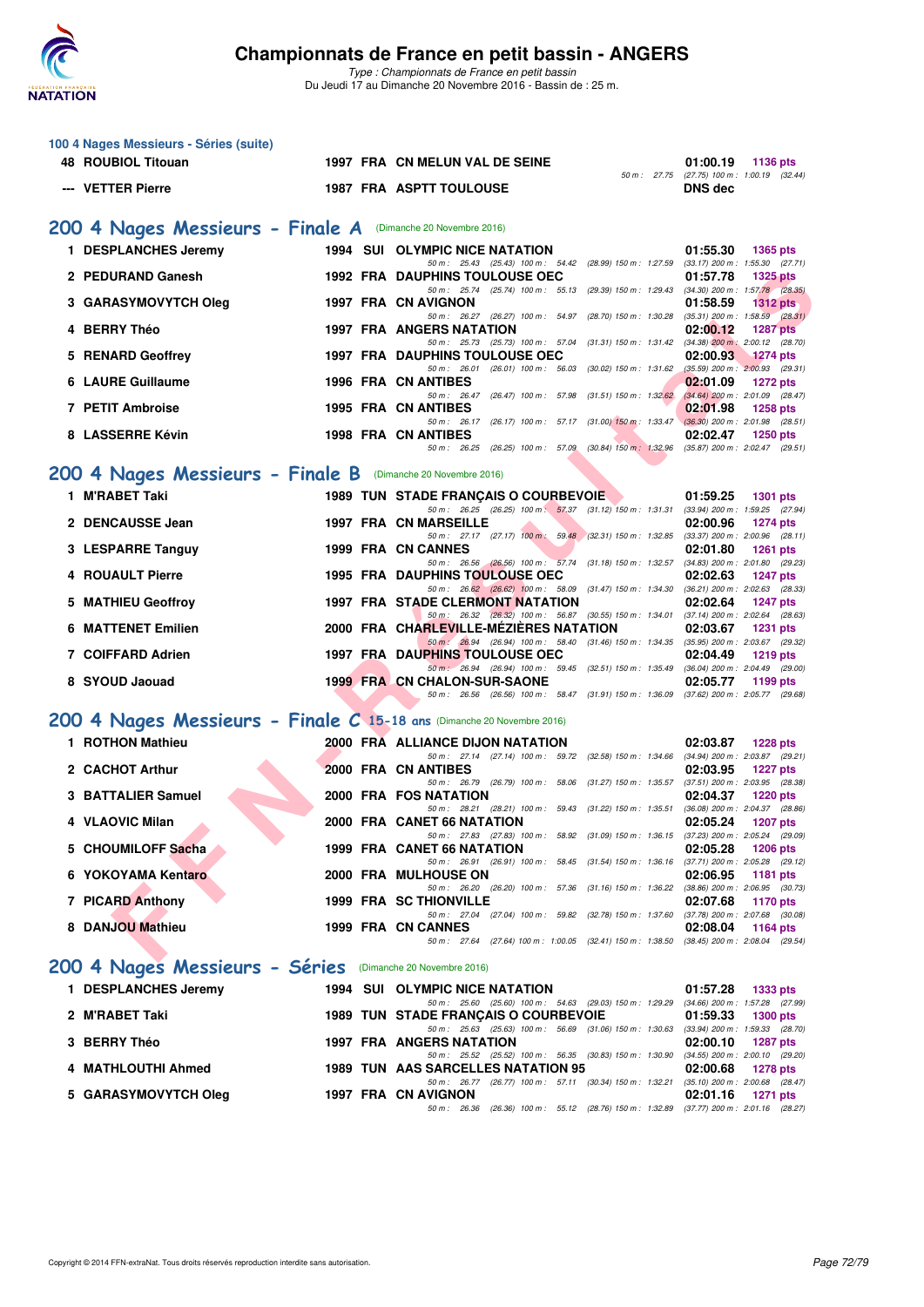### 100 4 Nages Messieurs - Séries (suite)

| Rang | Nom | Année | Nat | Club | Temps | Points |
|---|---|---|---|---|---|---|
| 48 | ROUBIOL Titouan | 1997 | FRA | CN MELUN VAL DE SEINE | 01:00.19 | 1136 pts |
| | | | | 50 m : 27.75 (27.75) 100 m : 1:00.19 (32.44) | | |
| --- | VETTER Pierre | 1987 | FRA | ASPTT TOULOUSE | DNS dec | |

## 200 4 Nages Messieurs - Finale A (Dimanche 20 Novembre 2016)

| Rang | Nom | Année | Nat | Club | Temps | Points |
|---|---|---|---|---|---|---|
| 1 | DESPLANCHES Jeremy | 1994 | SUI | OLYMPIC NICE NATATION | 01:55.30 | 1365 pts |
| | | | | 50 m : 25.43 (25.43) 100 m : 54.42 (28.99) 150 m : 1:27.59 (33.17) 200 m : 1:55.30 (27.71) | | |
| 2 | PEDURAND Ganesh | 1992 | FRA | DAUPHINS TOULOUSE OEC | 01:57.78 | 1325 pts |
| | | | | 50 m : 25.74 (25.74) 100 m : 55.13 (29.39) 150 m : 1:29.43 (34.30) 200 m : 1:57.78 (28.35) | | |
| 3 | GARASYMOVYTCH Oleg | 1997 | FRA | CN AVIGNON | 01:58.59 | 1312 pts |
| | | | | 50 m : 26.27 (26.27) 100 m : 54.97 (28.70) 150 m : 1:30.28 (35.31) 200 m : 1:58.59 (28.31) | | |
| 4 | BERRY Théo | 1997 | FRA | ANGERS NATATION | 02:00.12 | 1287 pts |
| | | | | 50 m : 25.73 (25.73) 100 m : 57.04 (31.31) 150 m : 1:31.42 (34.38) 200 m : 2:00.12 (28.70) | | |
| 5 | RENARD Geoffrey | 1997 | FRA | DAUPHINS TOULOUSE OEC | 02:00.93 | 1274 pts |
| | | | | 50 m : 26.01 (26.01) 100 m : 56.03 (30.02) 150 m : 1:31.62 (35.59) 200 m : 2:00.93 (29.31) | | |
| 6 | LAURE Guillaume | 1996 | FRA | CN ANTIBES | 02:01.09 | 1272 pts |
| | | | | 50 m : 26.47 (26.47) 100 m : 57.98 (31.51) 150 m : 1:32.62 (34.64) 200 m : 2:01.09 (28.47) | | |
| 7 | PETIT Ambroise | 1995 | FRA | CN ANTIBES | 02:01.98 | 1258 pts |
| | | | | 50 m : 26.17 (26.17) 100 m : 57.17 (31.00) 150 m : 1:33.47 (36.30) 200 m : 2:01.98 (28.51) | | |
| 8 | LASSERRE Kévin | 1998 | FRA | CN ANTIBES | 02:02.47 | 1250 pts |
| | | | | 50 m : 26.25 (26.25) 100 m : 57.09 (30.84) 150 m : 1:32.96 (35.87) 200 m : 2:02.47 (29.51) | | |

## 200 4 Nages Messieurs - Finale B (Dimanche 20 Novembre 2016)

| Rang | Nom | Année | Nat | Club | Temps | Points |
|---|---|---|---|---|---|---|
| 1 | M'RABET Taki | 1989 | TUN | STADE FRANÇAIS O COURBEVOIE | 01:59.25 | 1301 pts |
| | | | | 50 m : 26.25 (26.25) 100 m : 57.37 (31.12) 150 m : 1:31.31 (33.94) 200 m : 1:59.25 (27.94) | | |
| 2 | DENCAUSSE Jean | 1997 | FRA | CN MARSEILLE | 02:00.96 | 1274 pts |
| | | | | 50 m : 27.17 (27.17) 100 m : 59.48 (32.31) 150 m : 1:32.85 (33.37) 200 m : 2:00.96 (28.11) | | |
| 3 | LESPARRE Tanguy | 1999 | FRA | CN CANNES | 02:01.80 | 1261 pts |
| | | | | 50 m : 26.56 (26.56) 100 m : 57.74 (31.18) 150 m : 1:32.57 (34.83) 200 m : 2:01.80 (29.23) | | |
| 4 | ROUAULT Pierre | 1995 | FRA | DAUPHINS TOULOUSE OEC | 02:02.63 | 1247 pts |
| | | | | 50 m : 26.62 (26.62) 100 m : 58.09 (31.47) 150 m : 1:34.30 (36.21) 200 m : 2:02.63 (28.33) | | |
| 5 | MATHIEU Geoffroy | 1997 | FRA | STADE CLERMONT NATATION | 02:02.64 | 1247 pts |
| | | | | 50 m : 26.32 (26.32) 100 m : 56.87 (30.55) 150 m : 1:34.01 (37.14) 200 m : 2:02.64 (28.63) | | |
| 6 | MATTENET Emilien | 2000 | FRA | CHARLEVILLE-MÉZIÈRES NATATION | 02:03.67 | 1231 pts |
| | | | | 50 m : 26.94 (26.94) 100 m : 58.40 (31.46) 150 m : 1:34.35 (35.95) 200 m : 2:03.67 (29.32) | | |
| 7 | COIFFARD Adrien | 1997 | FRA | DAUPHINS TOULOUSE OEC | 02:04.49 | 1219 pts |
| | | | | 50 m : 26.94 (26.94) 100 m : 59.45 (32.51) 150 m : 1:35.49 (36.04) 200 m : 2:04.49 (29.00) | | |
| 8 | SYOUD Jaouad | 1999 | FRA | CN CHALON-SUR-SAONE | 02:05.77 | 1199 pts |
| | | | | 50 m : 26.56 (26.56) 100 m : 58.47 (31.91) 150 m : 1:36.09 (37.62) 200 m : 2:05.77 (29.68) | | |

## 200 4 Nages Messieurs - Finale C 15-18 ans (Dimanche 20 Novembre 2016)

| Rang | Nom | Année | Nat | Club | Temps | Points |
|---|---|---|---|---|---|---|
| 1 | ROTHON Mathieu | 2000 | FRA | ALLIANCE DIJON NATATION | 02:03.87 | 1228 pts |
| | | | | 50 m : 27.14 (27.14) 100 m : 59.72 (32.58) 150 m : 1:34.66 (34.94) 200 m : 2:03.87 (29.21) | | |
| 2 | CACHOT Arthur | 2000 | FRA | CN ANTIBES | 02:03.95 | 1227 pts |
| | | | | 50 m : 26.79 (26.79) 100 m : 58.06 (31.27) 150 m : 1:35.57 (37.51) 200 m : 2:03.95 (28.38) | | |
| 3 | BATTALIER Samuel | 2000 | FRA | FOS NATATION | 02:04.37 | 1220 pts |
| | | | | 50 m : 28.21 (28.21) 100 m : 59.43 (31.22) 150 m : 1:35.51 (36.08) 200 m : 2:04.37 (28.86) | | |
| 4 | VLAOVIC Milan | 2000 | FRA | CANET 66 NATATION | 02:05.24 | 1207 pts |
| | | | | 50 m : 27.83 (27.83) 100 m : 58.92 (31.09) 150 m : 1:36.15 (37.23) 200 m : 2:05.24 (29.09) | | |
| 5 | CHOUMILOFF Sacha | 1999 | FRA | CANET 66 NATATION | 02:05.28 | 1206 pts |
| | | | | 50 m : 26.91 (26.91) 100 m : 58.45 (31.54) 150 m : 1:36.16 (37.71) 200 m : 2:05.28 (29.12) | | |
| 6 | YOKOYAMA Kentaro | 2000 | FRA | MULHOUSE ON | 02:06.95 | 1181 pts |
| | | | | 50 m : 26.20 (26.20) 100 m : 57.36 (31.16) 150 m : 1:36.22 (38.86) 200 m : 2:06.95 (30.73) | | |
| 7 | PICARD Anthony | 1999 | FRA | SC THIONVILLE | 02:07.68 | 1170 pts |
| | | | | 50 m : 27.04 (27.04) 100 m : 59.82 (32.78) 150 m : 1:37.60 (37.78) 200 m : 2:07.68 (30.08) | | |
| 8 | DANJOU Mathieu | 1999 | FRA | CN CANNES | 02:08.04 | 1164 pts |
| | | | | 50 m : 27.64 (27.64) 100 m : 1:00.05 (32.41) 150 m : 1:38.50 (38.45) 200 m : 2:08.04 (29.54) | | |

## 200 4 Nages Messieurs - Séries (Dimanche 20 Novembre 2016)

| Rang | Nom | Année | Nat | Club | Temps | Points |
|---|---|---|---|---|---|---|
| 1 | DESPLANCHES Jeremy | 1994 | SUI | OLYMPIC NICE NATATION | 01:57.28 | 1333 pts |
| | | | | 50 m : 25.60 (25.60) 100 m : 54.63 (29.03) 150 m : 1:29.29 (34.66) 200 m : 1:57.28 (27.99) | | |
| 2 | M'RABET Taki | 1989 | TUN | STADE FRANÇAIS O COURBEVOIE | 01:59.33 | 1300 pts |
| | | | | 50 m : 25.63 (25.63) 100 m : 56.69 (31.06) 150 m : 1:30.63 (33.94) 200 m : 1:59.33 (28.70) | | |
| 3 | BERRY Théo | 1997 | FRA | ANGERS NATATION | 02:00.10 | 1287 pts |
| | | | | 50 m : 25.52 (25.52) 100 m : 56.35 (30.83) 150 m : 1:30.90 (34.55) 200 m : 2:00.10 (29.20) | | |
| 4 | MATHLOUTHI Ahmed | 1989 | TUN | AAS SARCELLES NATATION 95 | 02:00.68 | 1278 pts |
| | | | | 50 m : 26.77 (26.77) 100 m : 57.11 (30.34) 150 m : 1:32.21 (35.10) 200 m : 2:00.68 (28.47) | | |
| 5 | GARASYMOVYTCH Oleg | 1997 | FRA | CN AVIGNON | 02:01.16 | 1271 pts |
| | | | | 50 m : 26.36 (26.36) 100 m : 55.12 (28.76) 150 m : 1:32.89 (37.77) 200 m : 2:01.16 (28.27) | | |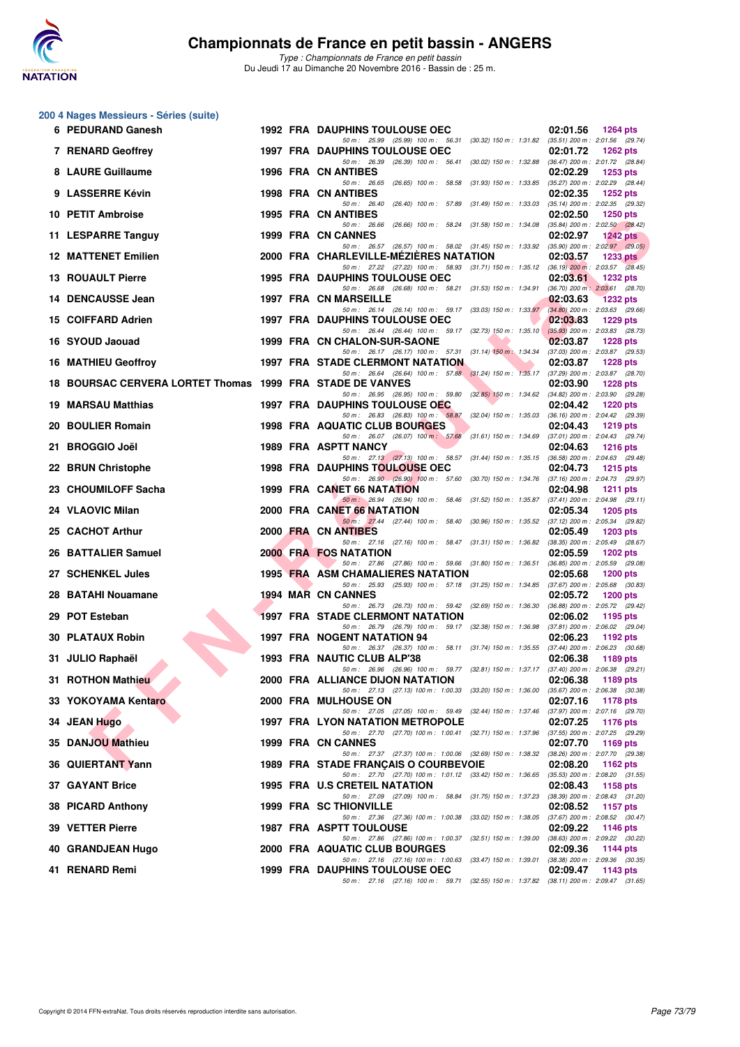# Championnats de France en petit bassin - ANGERS

*Type : Championnats de France en petit bassin*
Du Jeudi 17 au Dimanche 20 Novembre 2016 - Bassin de : 25 m.

## 200 4 Nages Messieurs - Séries (suite)

| Rang | Nom | Année | Nat | Club | Temps | Points |
|---|---|---|---|---|---|---|
| 6 | PEDURAND Ganesh | 1992 | FRA | DAUPHINS TOULOUSE OEC | 02:01.56 | 1264 pts |
| | 50 m : 25.99 (25.99) 100 m : 56.31 (30.32) 150 m : 1:31.82 (35.51) 200 m : 2:01.56 (29.74) | | | | | |
| 7 | RENARD Geoffrey | 1997 | FRA | DAUPHINS TOULOUSE OEC | 02:01.72 | 1262 pts |
| | 50 m : 26.39 (26.39) 100 m : 56.41 (30.02) 150 m : 1:32.88 (36.47) 200 m : 2:01.72 (28.84) | | | | | |
| 8 | LAURE Guillaume | 1996 | FRA | CN ANTIBES | 02:02.29 | 1253 pts |
| | 50 m : 26.65 (26.65) 100 m : 58.58 (31.93) 150 m : 1:33.85 (35.27) 200 m : 2:02.29 (28.44) | | | | | |
| 9 | LASSERRE Kévin | 1998 | FRA | CN ANTIBES | 02:02.35 | 1252 pts |
| | 50 m : 26.40 (26.40) 100 m : 57.89 (31.49) 150 m : 1:33.03 (35.14) 200 m : 2:02.35 (29.32) | | | | | |
| 10 | PETIT Ambroise | 1995 | FRA | CN ANTIBES | 02:02.50 | 1250 pts |
| | 50 m : 26.66 (26.66) 100 m : 58.24 (31.58) 150 m : 1:34.08 (35.84) 200 m : 2:02.50 (28.42) | | | | | |
| 11 | LESPARRE Tanguy | 1999 | FRA | CN CANNES | 02:02.97 | 1242 pts |
| | 50 m : 26.57 (26.57) 100 m : 58.02 (31.45) 150 m : 1:33.92 (35.90) 200 m : 2:02.97 (29.05) | | | | | |
| 12 | MATTENET Emilien | 2000 | FRA | CHARLEVILLE-MÉZIÈRES NATATION | 02:03.57 | 1233 pts |
| | 50 m : 27.22 (27.22) 100 m : 58.93 (31.71) 150 m : 1:35.12 (36.19) 200 m : 2:03.57 (28.45) | | | | | |
| 13 | ROUAULT Pierre | 1995 | FRA | DAUPHINS TOULOUSE OEC | 02:03.61 | 1232 pts |
| | 50 m : 26.68 (26.68) 100 m : 58.21 (31.53) 150 m : 1:34.91 (36.70) 200 m : 2:03.61 (28.70) | | | | | |
| 14 | DENCAUSSE Jean | 1997 | FRA | CN MARSEILLE | 02:03.63 | 1232 pts |
| | 50 m : 26.14 (26.14) 100 m : 59.17 (33.03) 150 m : 1:33.97 (34.80) 200 m : 2:03.63 (29.66) | | | | | |
| 15 | COIFFARD Adrien | 1997 | FRA | DAUPHINS TOULOUSE OEC | 02:03.83 | 1229 pts |
| | 50 m : 26.44 (26.44) 100 m : 59.17 (32.73) 150 m : 1:35.10 (35.93) 200 m : 2:03.83 (28.73) | | | | | |
| 16 | SYOUD Jaouad | 1999 | FRA | CN CHALON-SUR-SAONE | 02:03.87 | 1228 pts |
| | 50 m : 26.17 (26.17) 100 m : 57.31 (31.14) 150 m : 1:34.34 (37.03) 200 m : 2:03.87 (29.53) | | | | | |
| 16 | MATHIEU Geoffroy | 1997 | FRA | STADE CLERMONT NATATION | 02:03.87 | 1228 pts |
| | 50 m : 26.64 (26.64) 100 m : 57.88 (31.24) 150 m : 1:35.17 (37.29) 200 m : 2:03.87 (28.70) | | | | | |
| 18 | BOURSAC CERVERA LORTET Thomas | 1999 | FRA | STADE DE VANVES | 02:03.90 | 1228 pts |
| | 50 m : 26.95 (26.95) 100 m : 59.80 (32.85) 150 m : 1:34.62 (34.82) 200 m : 2:03.90 (29.28) | | | | | |
| 19 | MARSAU Matthias | 1997 | FRA | DAUPHINS TOULOUSE OEC | 02:04.42 | 1220 pts |
| | 50 m : 26.83 (26.83) 100 m : 58.87 (32.04) 150 m : 1:35.03 (36.16) 200 m : 2:04.42 (29.39) | | | | | |
| 20 | BOULIER Romain | 1998 | FRA | AQUATIC CLUB BOURGES | 02:04.43 | 1219 pts |
| | 50 m : 26.07 (26.07) 100 m : 57.68 (31.61) 150 m : 1:34.69 (37.01) 200 m : 2:04.43 (29.74) | | | | | |
| 21 | BROGGIO Joël | 1989 | FRA | ASPTT NANCY | 02:04.63 | 1216 pts |
| | 50 m : 27.13 (27.13) 100 m : 58.57 (31.44) 150 m : 1:35.15 (36.58) 200 m : 2:04.63 (29.48) | | | | | |
| 22 | BRUN Christophe | 1998 | FRA | DAUPHINS TOULOUSE OEC | 02:04.73 | 1215 pts |
| | 50 m : 26.90 (26.90) 100 m : 57.60 (30.70) 150 m : 1:34.76 (37.16) 200 m : 2:04.73 (29.97) | | | | | |
| 23 | CHOUMILOFF Sacha | 1999 | FRA | CANET 66 NATATION | 02:04.98 | 1211 pts |
| | 50 m : 26.94 (26.94) 100 m : 58.46 (31.52) 150 m : 1:35.87 (37.41) 200 m : 2:04.98 (29.11) | | | | | |
| 24 | VLAOVIC Milan | 2000 | FRA | CANET 66 NATATION | 02:05.34 | 1205 pts |
| | 50 m : 27.44 (27.44) 100 m : 58.40 (30.96) 150 m : 1:35.52 (37.12) 200 m : 2:05.34 (29.82) | | | | | |
| 25 | CACHOT Arthur | 2000 | FRA | CN ANTIBES | 02:05.49 | 1203 pts |
| | 50 m : 27.16 (27.16) 100 m : 58.47 (31.31) 150 m : 1:36.82 (38.35) 200 m : 2:05.49 (28.67) | | | | | |
| 26 | BATTALIER Samuel | 2000 | FRA | FOS NATATION | 02:05.59 | 1202 pts |
| | 50 m : 27.86 (27.86) 100 m : 59.66 (31.80) 150 m : 1:36.51 (36.85) 200 m : 2:05.59 (29.08) | | | | | |
| 27 | SCHENKEL Jules | 1995 | FRA | ASM CHAMALIERES NATATION | 02:05.68 | 1200 pts |
| | 50 m : 25.93 (25.93) 100 m : 57.18 (31.25) 150 m : 1:34.85 (37.67) 200 m : 2:05.68 (30.83) | | | | | |
| 28 | BATAHI Nouamane | 1994 | MAR | CN CANNES | 02:05.72 | 1200 pts |
| | 50 m : 26.73 (26.73) 100 m : 59.42 (32.69) 150 m : 1:36.30 (36.88) 200 m : 2:05.72 (29.42) | | | | | |
| 29 | POT Esteban | 1997 | FRA | STADE CLERMONT NATATION | 02:06.02 | 1195 pts |
| | 50 m : 26.79 (26.79) 100 m : 59.17 (32.38) 150 m : 1:36.98 (37.81) 200 m : 2:06.02 (29.04) | | | | | |
| 30 | PLATAUX Robin | 1997 | FRA | NOGENT NATATION 94 | 02:06.23 | 1192 pts |
| | 50 m : 26.37 (26.37) 100 m : 58.11 (31.74) 150 m : 1:35.55 (37.44) 200 m : 2:06.23 (30.68) | | | | | |
| 31 | JULIO Raphaël | 1993 | FRA | NAUTIC CLUB ALP'38 | 02:06.38 | 1189 pts |
| | 50 m : 26.96 (26.96) 100 m : 59.77 (32.81) 150 m : 1:37.17 (37.40) 200 m : 2:06.38 (29.21) | | | | | |
| 31 | ROTHON Mathieu | 2000 | FRA | ALLIANCE DIJON NATATION | 02:06.38 | 1189 pts |
| | 50 m : 27.13 (27.13) 100 m : 1:00.33 (33.20) 150 m : 1:36.00 (35.67) 200 m : 2:06.38 (30.38) | | | | | |
| 33 | YOKOYAMA Kentaro | 2000 | FRA | MULHOUSE ON | 02:07.16 | 1178 pts |
| | 50 m : 27.05 (27.05) 100 m : 59.49 (32.44) 150 m : 1:37.46 (37.97) 200 m : 2:07.16 (29.70) | | | | | |
| 34 | JEAN Hugo | 1997 | FRA | LYON NATATION METROPOLE | 02:07.25 | 1176 pts |
| | 50 m : 27.70 (27.70) 100 m : 1:00.41 (32.71) 150 m : 1:37.96 (37.55) 200 m : 2:07.25 (29.29) | | | | | |
| 35 | DANJOU Mathieu | 1999 | FRA | CN CANNES | 02:07.70 | 1169 pts |
| | 50 m : 27.37 (27.37) 100 m : 1:00.06 (32.69) 150 m : 1:38.32 (38.26) 200 m : 2:07.70 (29.38) | | | | | |
| 36 | QUIERTANT Yann | 1989 | FRA | STADE FRANÇAIS O COURBEVOIE | 02:08.20 | 1162 pts |
| | 50 m : 27.70 (27.70) 100 m : 1:01.12 (33.42) 150 m : 1:36.65 (35.53) 200 m : 2:08.20 (31.55) | | | | | |
| 37 | GAYANT Brice | 1995 | FRA | U.S CRETEIL NATATION | 02:08.43 | 1158 pts |
| | 50 m : 27.09 (27.09) 100 m : 58.84 (31.75) 150 m : 1:37.23 (38.39) 200 m : 2:08.43 (31.20) | | | | | |
| 38 | PICARD Anthony | 1999 | FRA | SC THIONVILLE | 02:08.52 | 1157 pts |
| | 50 m : 27.36 (27.36) 100 m : 1:00.38 (33.02) 150 m : 1:38.05 (37.67) 200 m : 2:08.52 (30.47) | | | | | |
| 39 | VETTER Pierre | 1987 | FRA | ASPTT TOULOUSE | 02:09.22 | 1146 pts |
| | 50 m : 27.86 (27.86) 100 m : 1:00.37 (32.51) 150 m : 1:39.00 (38.63) 200 m : 2:09.22 (30.22) | | | | | |
| 40 | GRANDJEAN Hugo | 2000 | FRA | AQUATIC CLUB BOURGES | 02:09.36 | 1144 pts |
| | 50 m : 27.16 (27.16) 100 m : 1:00.63 (33.47) 150 m : 1:39.01 (38.38) 200 m : 2:09.36 (30.35) | | | | | |
| 41 | RENARD Remi | 1999 | FRA | DAUPHINS TOULOUSE OEC | 02:09.47 | 1143 pts |
| | 50 m : 27.16 (27.16) 100 m : 59.71 (32.55) 150 m : 1:37.82 (38.11) 200 m : 2:09.47 (31.65) | | | | | |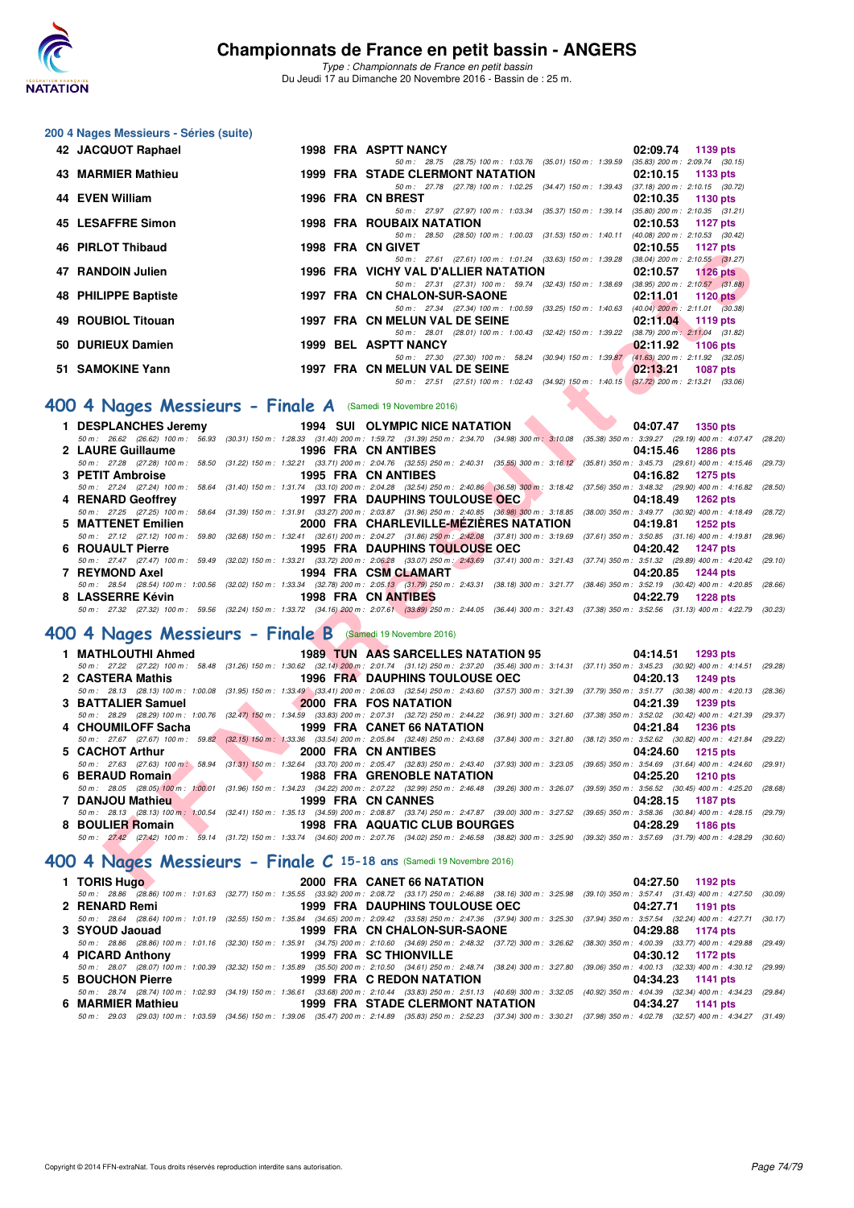# Championnats de France en petit bassin - ANGERS

*Type : Championnats de France en petit bassin*
Du Jeudi 17 au Dimanche 20 Novembre 2016 - Bassin de : 25 m.

## 200 4 Nages Messieurs - Séries (suite)

| Rang | Nom | Année | Nat | Club | Temps | Points |
|---|---|---|---|---|---|---|
| 42 | JACQUOT Raphael | 1998 | FRA | ASPTT NANCY | 02:09.74 | 1139 pts |
| | 50 m : 28.75 (28.75) 100 m : 1:03.76 (35.01) 150 m : 1:39.59 (35.83) 200 m : 2:09.74 (30.15) | | | | | |
| 43 | MARMIER Mathieu | 1999 | FRA | STADE CLERMONT NATATION | 02:10.15 | 1133 pts |
| | 50 m : 27.78 (27.78) 100 m : 1:02.25 (34.47) 150 m : 1:39.43 (37.18) 200 m : 2:10.15 (30.72) | | | | | |
| 44 | EVEN William | 1996 | FRA | CN BREST | 02:10.35 | 1130 pts |
| | 50 m : 27.97 (27.97) 100 m : 1:03.34 (35.37) 150 m : 1:39.14 (35.80) 200 m : 2:10.35 (31.21) | | | | | |
| 45 | LESAFFRE Simon | 1998 | FRA | ROUBAIX NATATION | 02:10.53 | 1127 pts |
| | 50 m : 28.50 (28.50) 100 m : 1:00.03 (31.53) 150 m : 1:40.11 (40.08) 200 m : 2:10.53 (30.42) | | | | | |
| 46 | PIRLOT Thibaud | 1998 | FRA | CN GIVET | 02:10.55 | 1127 pts |
| | 50 m : 27.61 (27.61) 100 m : 1:01.24 (33.63) 150 m : 1:39.28 (38.04) 200 m : 2:10.55 (31.27) | | | | | |
| 47 | RANDOIN Julien | 1996 | FRA | VICHY VAL D'ALLIER NATATION | 02:10.57 | 1126 pts |
| | 50 m : 27.31 (27.31) 100 m : 59.74 (32.43) 150 m : 1:38.69 (38.95) 200 m : 2:10.57 (31.88) | | | | | |
| 48 | PHILIPPE Baptiste | 1997 | FRA | CN CHALON-SUR-SAONE | 02:11.01 | 1120 pts |
| | 50 m : 27.34 (27.34) 100 m : 1:00.59 (33.25) 150 m : 1:40.63 (40.04) 200 m : 2:11.01 (30.38) | | | | | |
| 49 | ROUBIOL Titouan | 1997 | FRA | CN MELUN VAL DE SEINE | 02:11.04 | 1119 pts |
| | 50 m : 28.01 (28.01) 100 m : 1:00.43 (32.42) 150 m : 1:39.22 (38.79) 200 m : 2:11.04 (31.82) | | | | | |
| 50 | DURIEUX Damien | 1999 | BEL | ASPTT NANCY | 02:11.92 | 1106 pts |
| | 50 m : 27.30 (27.30) 100 m : 58.24 (30.94) 150 m : 1:39.87 (41.63) 200 m : 2:11.92 (32.05) | | | | | |
| 51 | SAMOKINE Yann | 1997 | FRA | CN MELUN VAL DE SEINE | 02:13.21 | 1087 pts |
| | 50 m : 27.51 (27.51) 100 m : 1:02.43 (34.92) 150 m : 1:40.15 (37.72) 200 m : 2:13.21 (33.06) | | | | | |

## 400 4 Nages Messieurs - Finale A (Samedi 19 Novembre 2016)

| Rang | Nom | Année | Nat | Club | Temps | Points |
|---|---|---|---|---|---|---|
| 1 | DESPLANCHES Jeremy | 1994 | SUI | OLYMPIC NICE NATATION | 04:07.47 | 1350 pts |
| | 50 m : 26.62 (26.62) 100 m : 56.93 (30.31) 150 m : 1:28.33 (31.40) 200 m : 1:59.72 (31.39) 250 m : 2:34.70 (34.98) 300 m : 3:10.08 (35.38) 350 m : 3:39.27 (29.19) 400 m : 4:07.47 (28.20) | | | | | |
| 2 | LAURE Guillaume | 1996 | FRA | CN ANTIBES | 04:15.46 | 1286 pts |
| | 50 m : 27.28 (27.28) 100 m : 58.50 (31.22) 150 m : 1:32.21 (33.71) 200 m : 2:04.76 (32.55) 250 m : 2:40.31 (35.55) 300 m : 3:16.12 (35.81) 350 m : 3:45.73 (29.61) 400 m : 4:15.46 (29.73) | | | | | |
| 3 | PETIT Ambroise | 1995 | FRA | CN ANTIBES | 04:16.82 | 1275 pts |
| | 50 m : 27.24 (27.24) 100 m : 58.64 (31.40) 150 m : 1:31.74 (33.10) 200 m : 2:04.28 (32.54) 250 m : 2:40.86 (36.58) 300 m : 3:18.42 (37.56) 350 m : 3:48.32 (29.90) 400 m : 4:16.82 (28.50) | | | | | |
| 4 | RENARD Geoffrey | 1997 | FRA | DAUPHINS TOULOUSE OEC | 04:18.49 | 1262 pts |
| | 50 m : 27.25 (27.25) 100 m : 58.64 (31.39) 150 m : 1:31.91 (33.27) 200 m : 2:03.87 (31.96) 250 m : 2:40.85 (36.98) 300 m : 3:18.85 (38.00) 350 m : 3:49.77 (30.92) 400 m : 4:18.49 (28.72) | | | | | |
| 5 | MATTENET Emilien | 2000 | FRA | CHARLEVILLE-MÉZIÈRES NATATION | 04:19.81 | 1252 pts |
| | 50 m : 27.12 (27.12) 100 m : 59.80 (32.68) 150 m : 1:32.41 (32.61) 200 m : 2:04.27 (31.86) 250 m : 2:42.08 (37.81) 300 m : 3:19.69 (37.61) 350 m : 3:50.85 (31.16) 400 m : 4:19.81 (28.96) | | | | | |
| 6 | ROUAULT Pierre | 1995 | FRA | DAUPHINS TOULOUSE OEC | 04:20.42 | 1247 pts |
| | 50 m : 27.47 (27.47) 100 m : 59.49 (32.02) 150 m : 1:33.21 (33.72) 200 m : 2:06.28 (33.07) 250 m : 2:43.69 (37.41) 300 m : 3:21.43 (37.74) 350 m : 3:51.32 (29.89) 400 m : 4:20.42 (29.10) | | | | | |
| 7 | REYMOND Axel | 1994 | FRA | CSM CLAMART | 04:20.85 | 1244 pts |
| | 50 m : 28.54 (28.54) 100 m : 1:00.56 (32.02) 150 m : 1:33.34 (32.78) 200 m : 2:05.13 (31.79) 250 m : 2:43.31 (38.18) 300 m : 3:21.77 (38.46) 350 m : 3:52.19 (30.42) 400 m : 4:20.85 (28.66) | | | | | |
| 8 | LASSERRE Kévin | 1998 | FRA | CN ANTIBES | 04:22.79 | 1228 pts |
| | 50 m : 27.32 (27.32) 100 m : 59.56 (32.24) 150 m : 1:33.72 (34.16) 200 m : 2:07.61 (33.89) 250 m : 2:44.05 (36.44) 300 m : 3:21.43 (37.38) 350 m : 3:52.56 (31.13) 400 m : 4:22.79 (30.23) | | | | | |

## 400 4 Nages Messieurs - Finale B (Samedi 19 Novembre 2016)

| Rang | Nom | Année | Nat | Club | Temps | Points |
|---|---|---|---|---|---|---|
| 1 | MATHLOUTHI Ahmed | 1989 | TUN | AAS SARCELLES NATATION 95 | 04:14.51 | 1293 pts |
| | 50 m : 27.22 (27.22) 100 m : 58.48 (31.26) 150 m : 1:30.62 (32.14) 200 m : 2:01.74 (31.12) 250 m : 2:37.20 (35.46) 300 m : 3:14.31 (37.11) 350 m : 3:45.23 (30.92) 400 m : 4:14.51 (29.28) | | | | | |
| 2 | CASTERA Mathis | 1996 | FRA | DAUPHINS TOULOUSE OEC | 04:20.13 | 1249 pts |
| | 50 m : 28.13 (28.13) 100 m : 1:00.08 (31.95) 150 m : 1:33.49 (33.41) 200 m : 2:06.03 (32.54) 250 m : 2:43.60 (37.57) 300 m : 3:21.39 (37.79) 350 m : 3:51.77 (30.38) 400 m : 4:20.13 (28.36) | | | | | |
| 3 | BATTALIER Samuel | 2000 | FRA | FOS NATATION | 04:21.39 | 1239 pts |
| | 50 m : 28.29 (28.29) 100 m : 1:00.76 (32.47) 150 m : 1:34.59 (33.83) 200 m : 2:07.31 (32.72) 250 m : 2:44.22 (36.91) 300 m : 3:21.60 (37.38) 350 m : 3:52.02 (30.42) 400 m : 4:21.39 (29.37) | | | | | |
| 4 | CHOUMILOFF Sacha | 1999 | FRA | CANET 66 NATATION | 04:21.84 | 1236 pts |
| | 50 m : 27.67 (27.67) 100 m : 59.82 (32.15) 150 m : 1:33.36 (33.54) 200 m : 2:05.84 (32.48) 250 m : 2:43.68 (37.84) 300 m : 3:21.80 (38.12) 350 m : 3:52.62 (30.82) 400 m : 4:21.84 (29.22) | | | | | |
| 5 | CACHOT Arthur | 2000 | FRA | CN ANTIBES | 04:24.60 | 1215 pts |
| | 50 m : 27.63 (27.63) 100 m : 58.94 (31.31) 150 m : 1:32.64 (33.70) 200 m : 2:05.47 (32.83) 250 m : 2:43.40 (37.93) 300 m : 3:23.05 (39.65) 350 m : 3:54.69 (31.64) 400 m : 4:24.60 (29.91) | | | | | |
| 6 | BERAUD Romain | 1988 | FRA | GRENOBLE NATATION | 04:25.20 | 1210 pts |
| | 50 m : 28.05 (28.05) 100 m : 1:00.01 (31.96) 150 m : 1:34.23 (34.22) 200 m : 2:07.22 (32.99) 250 m : 2:46.48 (39.26) 300 m : 3:26.07 (39.59) 350 m : 3:56.52 (30.45) 400 m : 4:25.20 (28.68) | | | | | |
| 7 | DANJOU Mathieu | 1999 | FRA | CN CANNES | 04:28.15 | 1187 pts |
| | 50 m : 28.13 (28.13) 100 m : 1:00.54 (32.41) 150 m : 1:35.13 (34.59) 200 m : 2:08.87 (33.74) 250 m : 2:47.87 (39.00) 300 m : 3:27.52 (39.65) 350 m : 3:58.36 (30.84) 400 m : 4:28.15 (29.79) | | | | | |
| 8 | BOULIER Romain | 1998 | FRA | AQUATIC CLUB BOURGES | 04:28.29 | 1186 pts |
| | 50 m : 27.42 (27.42) 100 m : 59.14 (31.72) 150 m : 1:33.74 (34.60) 200 m : 2:07.76 (34.02) 250 m : 2:46.58 (38.82) 300 m : 3:25.90 (39.32) 350 m : 3:57.69 (31.79) 400 m : 4:28.29 (30.60) | | | | | |

## 400 4 Nages Messieurs - Finale C 15-18 ans (Samedi 19 Novembre 2016)

| Rang | Nom | Année | Nat | Club | Temps | Points |
|---|---|---|---|---|---|---|
| 1 | TORIS Hugo | 2000 | FRA | CANET 66 NATATION | 04:27.50 | 1192 pts |
| | 50 m : 28.86 (28.86) 100 m : 1:01.63 (32.77) 150 m : 1:35.55 (33.92) 200 m : 2:08.72 (33.17) 250 m : 2:46.88 (38.16) 300 m : 3:25.98 (39.10) 350 m : 3:57.41 (31.43) 400 m : 4:27.50 (30.09) | | | | | |
| 2 | RENARD Remi | 1999 | FRA | DAUPHINS TOULOUSE OEC | 04:27.71 | 1191 pts |
| | 50 m : 28.64 (28.64) 100 m : 1:01.19 (32.55) 150 m : 1:35.84 (34.65) 200 m : 2:09.42 (33.58) 250 m : 2:47.36 (37.94) 300 m : 3:25.30 (37.94) 350 m : 3:57.54 (32.24) 400 m : 4:27.71 (30.17) | | | | | |
| 3 | SYOUD Jaouad | 1999 | FRA | CN CHALON-SUR-SAONE | 04:29.88 | 1174 pts |
| | 50 m : 28.86 (28.86) 100 m : 1:01.16 (32.30) 150 m : 1:35.91 (34.75) 200 m : 2:10.60 (34.69) 250 m : 2:48.32 (37.72) 300 m : 3:26.62 (38.30) 350 m : 4:00.39 (33.77) 400 m : 4:29.88 (29.49) | | | | | |
| 4 | PICARD Anthony | 1999 | FRA | SC THIONVILLE | 04:30.12 | 1172 pts |
| | 50 m : 28.07 (28.07) 100 m : 1:00.39 (32.32) 150 m : 1:35.89 (35.50) 200 m : 2:10.50 (34.61) 250 m : 2:48.74 (38.24) 300 m : 3:27.80 (39.06) 350 m : 4:00.13 (32.33) 400 m : 4:30.12 (29.99) | | | | | |
| 5 | BOUCHON Pierre | 1999 | FRA | C REDON NATATION | 04:34.23 | 1141 pts |
| | 50 m : 28.74 (28.74) 100 m : 1:02.93 (34.19) 150 m : 1:36.61 (33.68) 200 m : 2:10.44 (33.83) 250 m : 2:51.13 (40.69) 300 m : 3:32.05 (40.92) 350 m : 4:04.39 (32.34) 400 m : 4:34.23 (29.84) | | | | | |
| 6 | MARMIER Mathieu | 1999 | FRA | STADE CLERMONT NATATION | 04:34.27 | 1141 pts |
| | 50 m : 29.03 (29.03) 100 m : 1:03.59 (34.56) 150 m : 1:39.06 (35.47) 200 m : 2:14.89 (35.83) 250 m : 2:52.23 (37.34) 300 m : 3:30.21 (37.98) 350 m : 4:02.78 (32.57) 400 m : 4:34.27 (31.49) | | | | | |

Copyright © 2014 FFN-extraNat. Tous droits réservés reproduction interdite sans autorisation.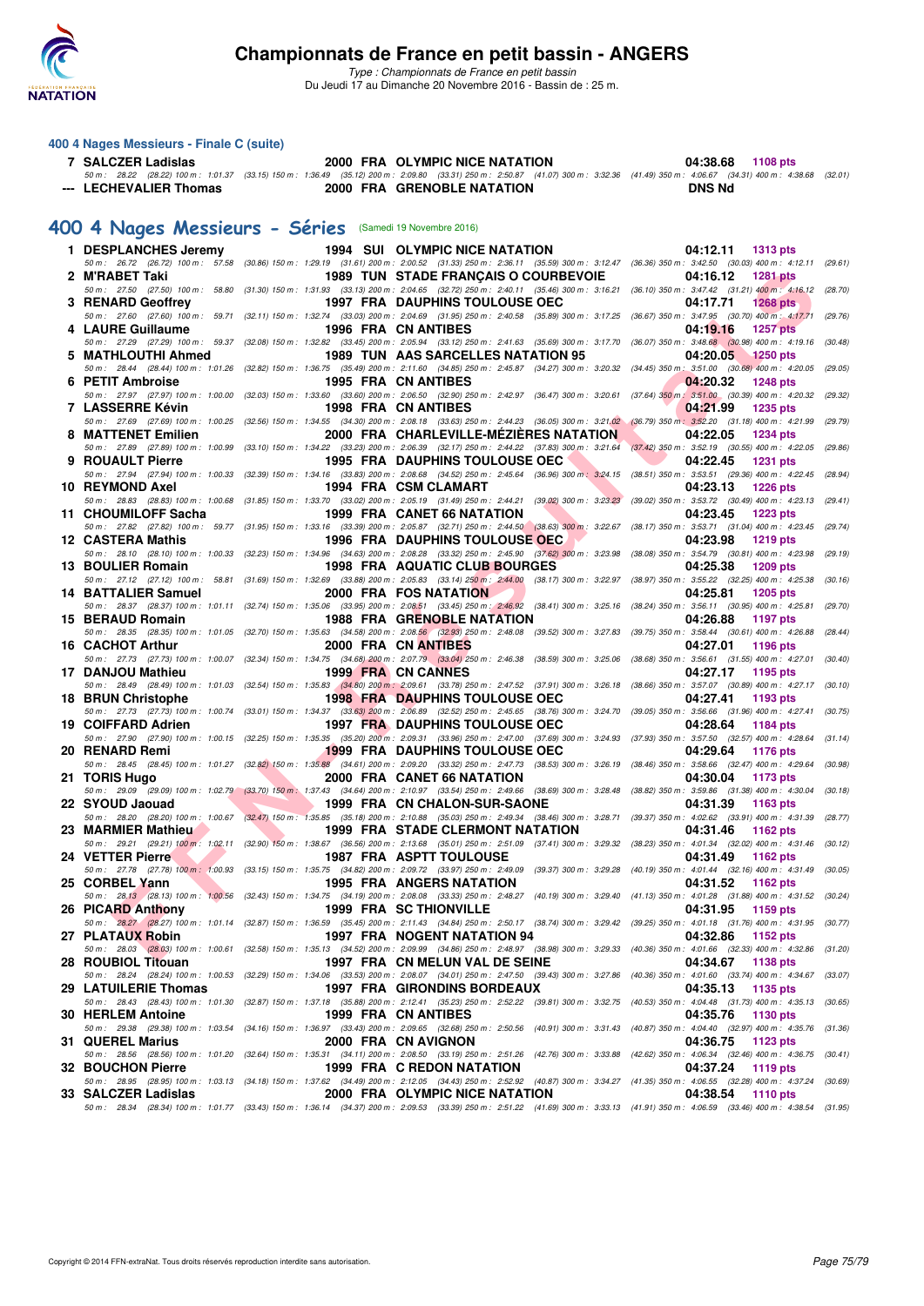### 400 4 Nages Messieurs - Finale C (suite)

| | | | | | | |
|---|---|---|---|---|---|---|
| 7 | SALCZER Ladislas | 2000 | FRA | OLYMPIC NICE NATATION | 04:38.68 | 1108 pts |

50 m : 28.22 (28.22) 100 m : 1:01.37 (33.15) 150 m : 1:36.49 (35.12) 200 m : 2:09.80 (33.31) 250 m : 2:50.87 (41.07) 300 m : 3:32.36 (41.49) 350 m : 4:06.67 (34.31) 400 m : 4:38.68 (32.01)

| | | | | | | |
|---|---|---|---|---|---|---|
| --- | LECHEVALIER Thomas | 2000 | FRA | GRENOBLE NATATION | DNS Nd | |

## 400 4 Nages Messieurs - Séries (Samedi 19 Novembre 2016)

**1 DESPLANCHES Jeremy** — 1994 SUI OLYMPIC NICE NATATION — 04:12.11 — 1313 pts
50 m : 26.72 (26.72) 100 m : 57.58 (30.86) 150 m : 1:29.19 (31.61) 200 m : 2:00.52 (31.33) 250 m : 2:36.11 (35.59) 300 m : 3:12.47 (36.36) 350 m : 3:42.50 (30.03) 400 m : 4:12.11 (29.61)

**2 M'RABET Taki** — 1989 TUN STADE FRANÇAIS O COURBEVOIE — 04:16.12 — 1281 pts
50 m : 27.50 (27.50) 100 m : 58.80 (31.30) 150 m : 1:31.93 (33.13) 200 m : 2:04.65 (32.72) 250 m : 2:40.11 (35.46) 300 m : 3:16.21 (36.10) 350 m : 3:47.42 (31.21) 400 m : 4:16.12 (28.70)

**3 RENARD Geoffrey** — 1997 FRA DAUPHINS TOULOUSE OEC — 04:17.71 — 1268 pts
50 m : 27.60 (27.60) 100 m : 59.71 (32.11) 150 m : 1:32.74 (33.03) 200 m : 2:04.69 (31.95) 250 m : 2:40.58 (35.89) 300 m : 3:17.25 (36.67) 350 m : 3:47.95 (30.70) 400 m : 4:17.71 (29.76)

**4 LAURE Guillaume** — 1996 FRA CN ANTIBES — 04:19.16 — 1257 pts
50 m : 27.29 (27.29) 100 m : 59.37 (32.08) 150 m : 1:32.82 (33.45) 200 m : 2:05.94 (33.12) 250 m : 2:41.63 (35.69) 300 m : 3:17.70 (36.07) 350 m : 3:48.68 (30.98) 400 m : 4:19.16 (30.48)

**5 MATHLOUTHI Ahmed** — 1989 TUN AAS SARCELLES NATATION 95 — 04:20.05 — 1250 pts
50 m : 28.44 (28.44) 100 m : 1:01.26 (32.82) 150 m : 1:36.75 (35.49) 200 m : 2:11.60 (34.85) 250 m : 2:45.87 (34.27) 300 m : 3:20.32 (34.45) 350 m : 3:51.00 (30.68) 400 m : 4:20.05 (29.05)

**6 PETIT Ambroise** — 1995 FRA CN ANTIBES — 04:20.32 — 1248 pts
50 m : 27.97 (27.97) 100 m : 1:00.00 (32.03) 150 m : 1:33.60 (33.60) 200 m : 2:06.50 (32.90) 250 m : 2:42.97 (36.47) 300 m : 3:20.61 (37.64) 350 m : 3:51.00 (30.39) 400 m : 4:20.32 (29.32)

**7 LASSERRE Kévin** — 1998 FRA CN ANTIBES — 04:21.99 — 1235 pts
50 m : 27.69 (27.69) 100 m : 1:00.25 (32.56) 150 m : 1:34.55 (34.30) 200 m : 2:08.18 (33.63) 250 m : 2:44.23 (36.05) 300 m : 3:21.02 (36.79) 350 m : 3:52.20 (31.18) 400 m : 4:21.99 (29.79)

**8 MATTENET Emilien** — 2000 FRA CHARLEVILLE-MÉZIÈRES NATATION — 04:22.05 — 1234 pts
50 m : 27.89 (27.89) 100 m : 1:00.99 (33.10) 150 m : 1:34.22 (33.23) 200 m : 2:06.39 (32.17) 250 m : 2:44.22 (37.83) 300 m : 3:21.64 (37.42) 350 m : 3:52.19 (30.55) 400 m : 4:22.05 (29.86)

**9 ROUAULT Pierre** — 1995 FRA DAUPHINS TOULOUSE OEC — 04:22.45 — 1231 pts
50 m : 27.94 (27.94) 100 m : 1:00.33 (32.39) 150 m : 1:34.16 (33.83) 200 m : 2:08.68 (34.52) 250 m : 2:45.64 (36.96) 300 m : 3:24.15 (38.51) 350 m : 3:53.51 (29.36) 400 m : 4:22.45 (28.94)

**10 REYMOND Axel** — 1994 FRA CSM CLAMART — 04:23.13 — 1226 pts
50 m : 28.83 (28.83) 100 m : 1:00.68 (31.85) 150 m : 1:33.70 (33.02) 200 m : 2:05.19 (31.49) 250 m : 2:44.21 (39.02) 300 m : 3:23.23 (39.02) 350 m : 3:53.72 (30.49) 400 m : 4:23.13 (29.41)

**11 CHOUMILOFF Sacha** — 1999 FRA CANET 66 NATATION — 04:23.45 — 1223 pts
50 m : 27.82 (27.82) 100 m : 59.77 (31.95) 150 m : 1:33.16 (33.39) 200 m : 2:05.87 (32.71) 250 m : 2:44.50 (38.63) 300 m : 3:22.67 (38.17) 350 m : 3:53.71 (31.04) 400 m : 4:23.45 (29.74)

**12 CASTERA Mathis** — 1996 FRA DAUPHINS TOULOUSE OEC — 04:23.98 — 1219 pts
50 m : 28.10 (28.10) 100 m : 1:00.33 (32.23) 150 m : 1:34.96 (34.63) 200 m : 2:08.28 (33.32) 250 m : 2:45.90 (37.62) 300 m : 3:23.98 (38.08) 350 m : 3:54.79 (30.81) 400 m : 4:23.98 (29.19)

**13 BOULIER Romain** — 1998 FRA AQUATIC CLUB BOURGES — 04:25.38 — 1209 pts
50 m : 27.12 (27.12) 100 m : 58.81 (31.69) 150 m : 1:32.69 (33.88) 200 m : 2:05.83 (33.14) 250 m : 2:44.00 (38.17) 300 m : 3:22.97 (38.97) 350 m : 3:55.22 (32.25) 400 m : 4:25.38 (30.16)

**14 BATTALIER Samuel** — 2000 FRA FOS NATATION — 04:25.81 — 1205 pts
50 m : 28.37 (28.37) 100 m : 1:01.11 (32.74) 150 m : 1:35.06 (33.95) 200 m : 2:08.51 (33.45) 250 m : 2:46.92 (38.41) 300 m : 3:25.16 (38.24) 350 m : 3:56.11 (30.95) 400 m : 4:25.81 (29.70)

**15 BERAUD Romain** — 1988 FRA GRENOBLE NATATION — 04:26.88 — 1197 pts
50 m : 28.35 (28.35) 100 m : 1:01.05 (32.70) 150 m : 1:35.63 (34.58) 200 m : 2:08.56 (32.93) 250 m : 2:48.08 (39.52) 300 m : 3:27.83 (39.75) 350 m : 3:58.44 (30.61) 400 m : 4:26.88 (28.44)

**16 CACHOT Arthur** — 2000 FRA CN ANTIBES — 04:27.01 — 1196 pts
50 m : 27.73 (27.73) 100 m : 1:00.07 (32.34) 150 m : 1:34.75 (34.68) 200 m : 2:07.79 (33.04) 250 m : 2:46.38 (38.59) 300 m : 3:25.06 (38.68) 350 m : 3:56.61 (31.55) 400 m : 4:27.01 (30.40)

**17 DANJOU Mathieu** — 1999 FRA CN CANNES — 04:27.17 — 1195 pts
50 m : 28.49 (28.49) 100 m : 1:01.03 (32.54) 150 m : 1:35.83 (34.80) 200 m : 2:09.61 (33.78) 250 m : 2:47.52 (37.91) 300 m : 3:26.18 (38.66) 350 m : 3:57.07 (30.89) 400 m : 4:27.17 (30.10)

**18 BRUN Christophe** — 1998 FRA DAUPHINS TOULOUSE OEC — 04:27.41 — 1193 pts
50 m : 27.73 (27.73) 100 m : 1:00.74 (33.01) 150 m : 1:34.37 (33.63) 200 m : 2:06.89 (32.52) 250 m : 2:45.65 (38.76) 300 m : 3:24.70 (39.05) 350 m : 3:56.66 (31.96) 400 m : 4:27.41 (30.75)

**19 COIFFARD Adrien** — 1997 FRA DAUPHINS TOULOUSE OEC — 04:28.64 — 1184 pts
50 m : 27.90 (27.90) 100 m : 1:00.15 (32.25) 150 m : 1:35.35 (35.20) 200 m : 2:09.31 (33.96) 250 m : 2:47.00 (37.69) 300 m : 3:24.93 (37.93) 350 m : 3:57.50 (32.57) 400 m : 4:28.64 (31.14)

**20 RENARD Remi** — 1999 FRA DAUPHINS TOULOUSE OEC — 04:29.64 — 1176 pts
50 m : 28.45 (28.45) 100 m : 1:01.27 (32.82) 150 m : 1:35.88 (34.61) 200 m : 2:09.20 (33.32) 250 m : 2:47.73 (38.53) 300 m : 3:26.19 (38.46) 350 m : 3:58.66 (32.47) 400 m : 4:29.64 (30.98)

**21 TORIS Hugo** — 2000 FRA CANET 66 NATATION — 04:30.04 — 1173 pts
50 m : 29.09 (29.09) 100 m : 1:02.79 (33.70) 150 m : 1:37.43 (34.64) 200 m : 2:10.97 (33.54) 250 m : 2:49.66 (38.69) 300 m : 3:28.48 (38.82) 350 m : 3:59.86 (31.38) 400 m : 4:30.04 (30.18)

**22 SYOUD Jaouad** — 1999 FRA CN CHALON-SUR-SAONE — 04:31.39 — 1163 pts
50 m : 28.20 (28.20) 100 m : 1:00.67 (32.47) 150 m : 1:35.85 (35.18) 200 m : 2:10.88 (35.03) 250 m : 2:49.34 (38.46) 300 m : 3:28.71 (39.37) 350 m : 4:02.62 (33.91) 400 m : 4:31.39 (28.77)

**23 MARMIER Mathieu** — 1999 FRA STADE CLERMONT NATATION — 04:31.46 — 1162 pts
50 m : 29.21 (29.21) 100 m : 1:02.11 (32.90) 150 m : 1:38.67 (36.56) 200 m : 2:13.68 (35.01) 250 m : 2:51.09 (37.41) 300 m : 3:29.32 (38.23) 350 m : 4:01.34 (32.02) 400 m : 4:31.46 (30.12)

**24 VETTER Pierre** — 1987 FRA ASPTT TOULOUSE — 04:31.49 — 1162 pts
50 m : 27.78 (27.78) 100 m : 1:00.93 (33.15) 150 m : 1:35.75 (34.82) 200 m : 2:09.72 (33.97) 250 m : 2:49.09 (39.37) 300 m : 3:29.28 (40.19) 350 m : 4:01.44 (32.16) 400 m : 4:31.49 (30.05)

**25 CORBEL Yann** — 1995 FRA ANGERS NATATION — 04:31.52 — 1162 pts
50 m : 28.13 (28.13) 100 m : 1:00.56 (32.43) 150 m : 1:34.75 (34.19) 200 m : 2:08.08 (33.33) 250 m : 2:48.27 (40.19) 300 m : 3:29.40 (41.13) 350 m : 4:01.28 (31.88) 400 m : 4:31.52 (30.24)

**26 PICARD Anthony** — 1999 FRA SC THIONVILLE — 04:31.95 — 1159 pts
50 m : 28.27 (28.27) 100 m : 1:01.14 (32.87) 150 m : 1:36.59 (35.45) 200 m : 2:11.43 (34.84) 250 m : 2:50.17 (38.74) 300 m : 3:29.42 (39.25) 350 m : 4:01.18 (31.76) 400 m : 4:31.95 (30.77)

**27 PLATAUX Robin** — 1997 FRA NOGENT NATATION 94 — 04:32.86 — 1152 pts
50 m : 28.03 (28.03) 100 m : 1:00.61 (32.58) 150 m : 1:35.13 (34.52) 200 m : 2:09.99 (34.86) 250 m : 2:48.97 (38.98) 300 m : 3:29.33 (40.36) 350 m : 4:01.66 (32.33) 400 m : 4:32.86 (31.20)

**28 ROUBIOL Titouan** — 1997 FRA CN MELUN VAL DE SEINE — 04:34.67 — 1138 pts
50 m : 28.24 (28.24) 100 m : 1:00.53 (32.29) 150 m : 1:34.06 (33.53) 200 m : 2:08.07 (34.01) 250 m : 2:47.50 (39.43) 300 m : 3:27.86 (40.36) 350 m : 4:01.60 (33.74) 400 m : 4:34.67 (33.07)

**29 LATUILERIE Thomas** — 1997 FRA GIRONDINS BORDEAUX — 04:35.13 — 1135 pts
50 m : 28.43 (28.43) 100 m : 1:01.30 (32.87) 150 m : 1:37.18 (35.88) 200 m : 2:12.41 (35.23) 250 m : 2:52.22 (39.81) 300 m : 3:32.75 (40.53) 350 m : 4:04.48 (31.73) 400 m : 4:35.13 (30.65)

**30 HERLEM Antoine** — 1999 FRA CN ANTIBES — 04:35.76 — 1130 pts
50 m : 29.38 (29.38) 100 m : 1:03.54 (34.16) 150 m : 1:36.97 (33.43) 200 m : 2:09.65 (32.68) 250 m : 2:50.56 (40.91) 300 m : 3:31.43 (40.87) 350 m : 4:04.40 (32.97) 400 m : 4:35.76 (31.36)

**31 QUEREL Marius** — 2000 FRA CN AVIGNON — 04:36.75 — 1123 pts
50 m : 28.56 (28.56) 100 m : 1:01.20 (32.64) 150 m : 1:35.31 (34.11) 200 m : 2:08.50 (33.19) 250 m : 2:51.26 (42.76) 300 m : 3:33.88 (42.62) 350 m : 4:06.34 (32.46) 400 m : 4:36.75 (30.41)

**32 BOUCHON Pierre** — 1999 FRA C REDON NATATION — 04:37.24 — 1119 pts
50 m : 28.95 (28.95) 100 m : 1:03.13 (34.18) 150 m : 1:37.62 (34.49) 200 m : 2:12.05 (34.43) 250 m : 2:52.92 (40.87) 300 m : 3:34.27 (41.35) 350 m : 4:06.55 (32.28) 400 m : 4:37.24 (30.69)

**33 SALCZER Ladislas** — 2000 FRA OLYMPIC NICE NATATION — 04:38.54 — 1110 pts
50 m : 28.34 (28.34) 100 m : 1:01.77 (33.43) 150 m : 1:36.14 (34.37) 200 m : 2:09.53 (33.39) 250 m : 2:51.22 (41.69) 300 m : 3:33.13 (41.91) 350 m : 4:06.59 (33.46) 400 m : 4:38.54 (31.95)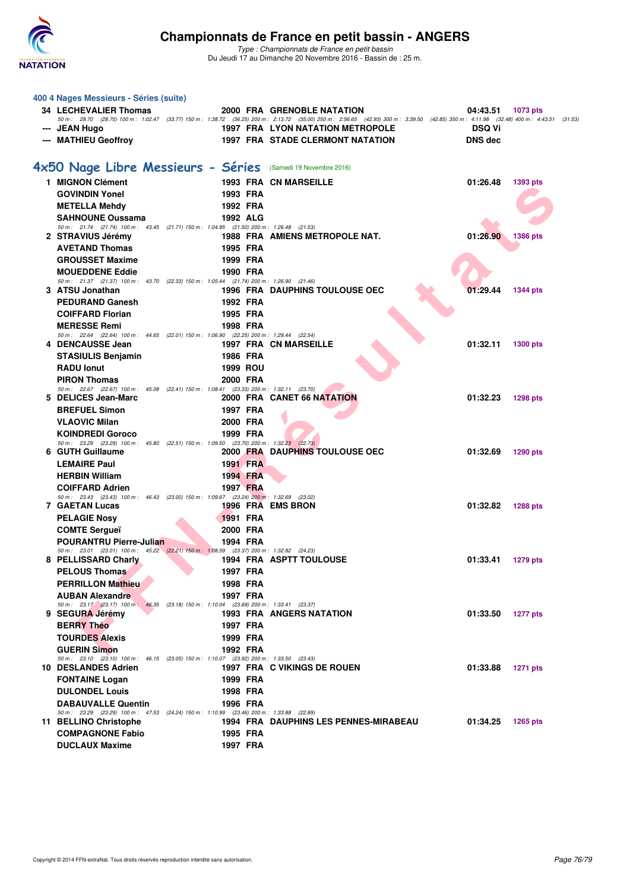## 400 4 Nages Messieurs - Séries (suite)

| | | | | | | |
|---|---|---|---|---|---|---|
| 34 | LECHEVALIER Thomas | 2000 | FRA | GRENOBLE NATATION | 04:43.51 | 1073 pts |
| | 50 m : 28.70 (28.70) 100 m : 1:02.47 (33.77) 150 m : 1:38.72 (36.25) 200 m : 2:13.72 (35.00) 250 m : 2:56.65 (42.93) 300 m : 3:39.50 (42.85) 350 m : 4:11.98 (32.48) 400 m : 4:43.51 (31.53) | | | | | |
| --- | JEAN Hugo | 1997 | FRA | LYON NATATION METROPOLE | DSQ Vi | |
| --- | MATHIEU Geoffroy | 1997 | FRA | STADE CLERMONT NATATION | DNS dec | |

## 4x50 Nage Libre Messieurs - Séries (Samedi 19 Novembre 2016)

| | | | | | | |
|---|---|---|---|---|---|---|
| 1 | MIGNON Clément | 1993 | FRA | CN MARSEILLE | 01:26.48 | 1393 pts |
| | GOVINDIN Yonel | 1993 | FRA | | | |
| | METELLA Mehdy | 1992 | FRA | | | |
| | SAHNOUNE Oussama | 1992 | ALG | | | |
| | 50 m : 21.74 (21.74) 100 m : 43.45 (21.71) 150 m : 1:04.95 (21.50) 200 m : 1:26.48 (21.53) | | | | | |
| 2 | STRAVIUS Jérémy | 1988 | FRA | AMIENS METROPOLE NAT. | 01:26.90 | 1386 pts |
| | AVETAND Thomas | 1995 | FRA | | | |
| | GROUSSET Maxime | 1999 | FRA | | | |
| | MOUEDDENE Eddie | 1990 | FRA | | | |
| | 50 m : 21.37 (21.37) 100 m : 43.70 (22.33) 150 m : 1:05.44 (21.74) 200 m : 1:26.90 (21.46) | | | | | |
| 3 | ATSU Jonathan | 1996 | FRA | DAUPHINS TOULOUSE OEC | 01:29.44 | 1344 pts |
| | PEDURAND Ganesh | 1992 | FRA | | | |
| | COIFFARD Florian | 1995 | FRA | | | |
| | MERESSE Remi | 1998 | FRA | | | |
| | 50 m : 22.64 (22.64) 100 m : 44.65 (22.01) 150 m : 1:06.90 (22.25) 200 m : 1:29.44 (22.54) | | | | | |
| 4 | DENCAUSSE Jean | 1997 | FRA | CN MARSEILLE | 01:32.11 | 1300 pts |
| | STASIULIS Benjamin | 1986 | FRA | | | |
| | RADU Ionut | 1999 | ROU | | | |
| | PIRON Thomas | 2000 | FRA | | | |
| | 50 m : 22.67 (22.67) 100 m : 45.08 (22.41) 150 m : 1:08.41 (23.33) 200 m : 1:32.11 (23.70) | | | | | |
| 5 | DELICES Jean-Marc | 2000 | FRA | CANET 66 NATATION | 01:32.23 | 1298 pts |
| | BREFUEL Simon | 1997 | FRA | | | |
| | VLAOVIC Milan | 2000 | FRA | | | |
| | KOINDREDI Goroco | 1999 | FRA | | | |
| | 50 m : 23.29 (23.29) 100 m : 45.80 (22.51) 150 m : 1:09.50 (23.70) 200 m : 1:32.23 (22.73) | | | | | |
| 6 | GUTH Guillaume | 2000 | FRA | DAUPHINS TOULOUSE OEC | 01:32.69 | 1290 pts |
| | LEMAIRE Paul | 1991 | FRA | | | |
| | HERBIN William | 1994 | FRA | | | |
| | COIFFARD Adrien | 1997 | FRA | | | |
| | 50 m : 23.43 (23.43) 100 m : 46.43 (23.00) 150 m : 1:09.67 (23.24) 200 m : 1:32.69 (23.02) | | | | | |
| 7 | GAETAN Lucas | 1996 | FRA | EMS BRON | 01:32.82 | 1288 pts |
| | PELAGIE Nosy | 1991 | FRA | | | |
| | COMTE Sergueï | 2000 | FRA | | | |
| | POURANTRU Pierre-Julian | 1994 | FRA | | | |
| | 50 m : 23.01 (23.01) 100 m : 45.22 (22.21) 150 m : 1:08.59 (23.37) 200 m : 1:32.82 (24.23) | | | | | |
| 8 | PELLISSARD Charly | 1994 | FRA | ASPTT TOULOUSE | 01:33.41 | 1279 pts |
| | PELOUS Thomas | 1997 | FRA | | | |
| | PERRILLON Mathieu | 1998 | FRA | | | |
| | AUBAN Alexandre | 1997 | FRA | | | |
| | 50 m : 23.17 (23.17) 100 m : 46.35 (23.18) 150 m : 1:10.04 (23.69) 200 m : 1:33.41 (23.37) | | | | | |
| 9 | SEGURA Jérémy | 1993 | FRA | ANGERS NATATION | 01:33.50 | 1277 pts |
| | BERRY Théo | 1997 | FRA | | | |
| | TOURDES Alexis | 1999 | FRA | | | |
| | GUERIN Simon | 1992 | FRA | | | |
| | 50 m : 23.10 (23.10) 100 m : 46.15 (23.05) 150 m : 1:10.07 (23.92) 200 m : 1:33.50 (23.43) | | | | | |
| 10 | DESLANDES Adrien | 1997 | FRA | C VIKINGS DE ROUEN | 01:33.88 | 1271 pts |
| | FONTAINE Logan | 1999 | FRA | | | |
| | DULONDEL Louis | 1998 | FRA | | | |
| | DABAUVALLE Quentin | 1996 | FRA | | | |
| | 50 m : 23.29 (23.29) 100 m : 47.53 (24.24) 150 m : 1:10.99 (23.46) 200 m : 1:33.88 (22.89) | | | | | |
| 11 | BELLINO Christophe | 1994 | FRA | DAUPHINS LES PENNES-MIRABEAU | 01:34.25 | 1265 pts |
| | COMPAGNONE Fabio | 1995 | FRA | | | |
| | DUCLAUX Maxime | 1997 | FRA | | | |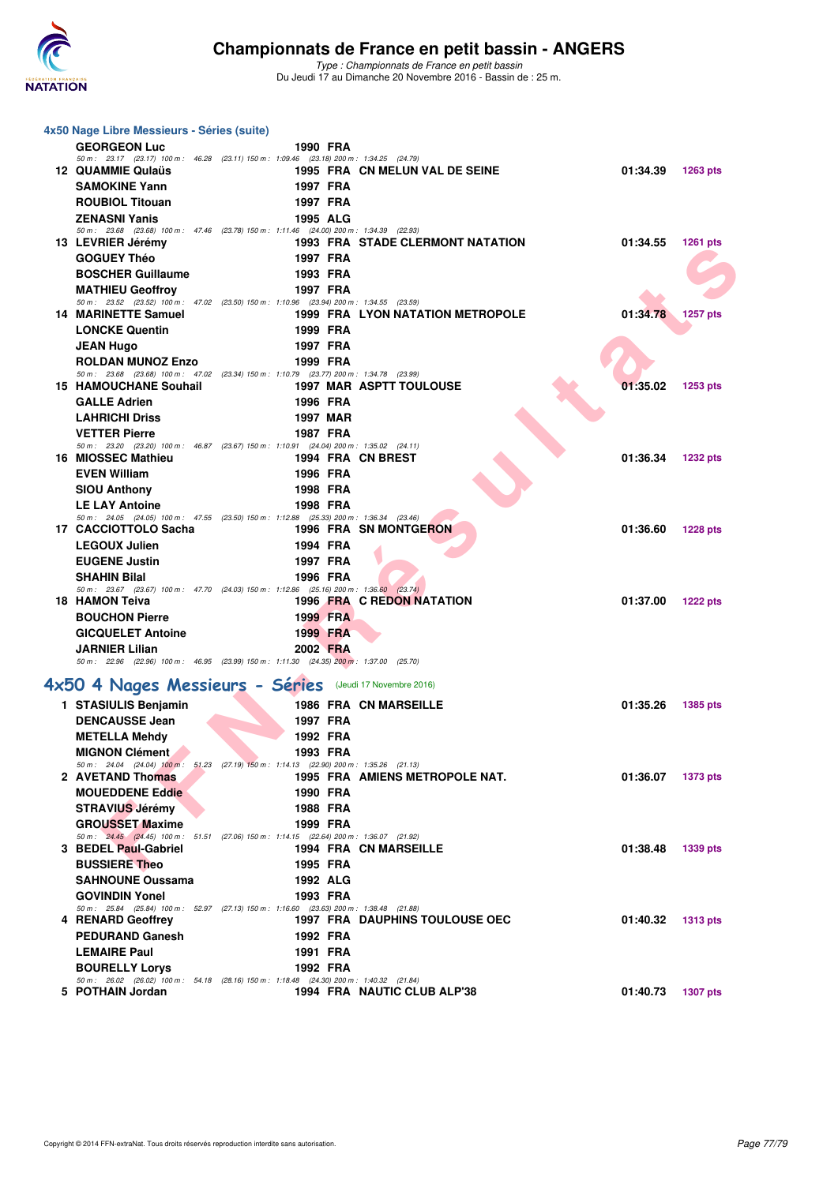### 4x50 Nage Libre Messieurs - Séries (suite)

| | Nom | Année | Nat | Club | Temps | Points |
|---|---|---|---|---|---|---|
| | GEORGEON Luc | 1990 | FRA | | | |
| | 50 m : 23.17 (23.17) 100 m : 46.28 (23.11) 150 m : 1:09.46 (23.18) 200 m : 1:34.25 (24.79) | | | | | |
| 12 | QUAMMIE Qulaüs | 1995 | FRA | CN MELUN VAL DE SEINE | 01:34.39 | 1263 pts |
| | SAMOKINE Yann | 1997 | FRA | | | |
| | ROUBIOL Titouan | 1997 | FRA | | | |
| | ZENASNI Yanis | 1995 | ALG | | | |
| | 50 m : 23.68 (23.68) 100 m : 47.46 (23.78) 150 m : 1:11.46 (24.00) 200 m : 1:34.39 (22.93) | | | | | |
| 13 | LEVRIER Jérémy | 1993 | FRA | STADE CLERMONT NATATION | 01:34.55 | 1261 pts |
| | GOGUEY Théo | 1997 | FRA | | | |
| | BOSCHER Guillaume | 1993 | FRA | | | |
| | MATHIEU Geoffroy | 1997 | FRA | | | |
| | 50 m : 23.52 (23.52) 100 m : 47.02 (23.50) 150 m : 1:10.96 (23.94) 200 m : 1:34.55 (23.59) | | | | | |
| 14 | MARINETTE Samuel | 1999 | FRA | LYON NATATION METROPOLE | 01:34.78 | 1257 pts |
| | LONCKE Quentin | 1999 | FRA | | | |
| | JEAN Hugo | 1997 | FRA | | | |
| | ROLDAN MUNOZ Enzo | 1999 | FRA | | | |
| | 50 m : 23.68 (23.68) 100 m : 47.02 (23.34) 150 m : 1:10.79 (23.77) 200 m : 1:34.78 (23.99) | | | | | |
| 15 | HAMOUCHANE Souhail | 1997 | MAR | ASPTT TOULOUSE | 01:35.02 | 1253 pts |
| | GALLE Adrien | 1996 | FRA | | | |
| | LAHRICHI Driss | 1997 | MAR | | | |
| | VETTER Pierre | 1987 | FRA | | | |
| | 50 m : 23.20 (23.20) 100 m : 46.87 (23.67) 150 m : 1:10.91 (24.04) 200 m : 1:35.02 (24.11) | | | | | |
| 16 | MIOSSEC Mathieu | 1994 | FRA | CN BREST | 01:36.34 | 1232 pts |
| | EVEN William | 1996 | FRA | | | |
| | SIOU Anthony | 1998 | FRA | | | |
| | LE LAY Antoine | 1998 | FRA | | | |
| | 50 m : 24.05 (24.05) 100 m : 47.55 (23.50) 150 m : 1:12.88 (25.33) 200 m : 1:36.34 (23.46) | | | | | |
| 17 | CACCIOTTOLO Sacha | 1996 | FRA | SN MONTGERON | 01:36.60 | 1228 pts |
| | LEGOUX Julien | 1994 | FRA | | | |
| | EUGENE Justin | 1997 | FRA | | | |
| | SHAHIN Bilal | 1996 | FRA | | | |
| | 50 m : 23.67 (23.67) 100 m : 47.70 (24.03) 150 m : 1:12.86 (25.16) 200 m : 1:36.60 (23.74) | | | | | |
| 18 | HAMON Teiva | 1996 | FRA | C REDON NATATION | 01:37.00 | 1222 pts |
| | BOUCHON Pierre | 1999 | FRA | | | |
| | GICQUELET Antoine | 1999 | FRA | | | |
| | JARNIER Lilian | 2002 | FRA | | | |
| | 50 m : 22.96 (22.96) 100 m : 46.95 (23.99) 150 m : 1:11.30 (24.35) 200 m : 1:37.00 (25.70) | | | | | |

## 4x50 4 Nages Messieurs - Séries (Jeudi 17 Novembre 2016)

| | Nom | Année | Nat | Club | Temps | Points |
|---|---|---|---|---|---|---|
| 1 | STASIULIS Benjamin | 1986 | FRA | CN MARSEILLE | 01:35.26 | 1385 pts |
| | DENCAUSSE Jean | 1997 | FRA | | | |
| | METELLA Mehdy | 1992 | FRA | | | |
| | MIGNON Clément | 1993 | FRA | | | |
| | 50 m : 24.04 (24.04) 100 m : 51.23 (27.19) 150 m : 1:14.13 (22.90) 200 m : 1:35.26 (21.13) | | | | | |
| 2 | AVETAND Thomas | 1995 | FRA | AMIENS METROPOLE NAT. | 01:36.07 | 1373 pts |
| | MOUEDDENE Eddie | 1990 | FRA | | | |
| | STRAVIUS Jérémy | 1988 | FRA | | | |
| | GROUSSET Maxime | 1999 | FRA | | | |
| | 50 m : 24.45 (24.45) 100 m : 51.51 (27.06) 150 m : 1:14.15 (22.64) 200 m : 1:36.07 (21.92) | | | | | |
| 3 | BEDEL Paul-Gabriel | 1994 | FRA | CN MARSEILLE | 01:38.48 | 1339 pts |
| | BUSSIERE Theo | 1995 | FRA | | | |
| | SAHNOUNE Oussama | 1992 | ALG | | | |
| | GOVINDIN Yonel | 1993 | FRA | | | |
| | 50 m : 25.84 (25.84) 100 m : 52.97 (27.13) 150 m : 1:16.60 (23.63) 200 m : 1:38.48 (21.88) | | | | | |
| 4 | RENARD Geoffrey | 1997 | FRA | DAUPHINS TOULOUSE OEC | 01:40.32 | 1313 pts |
| | PEDURAND Ganesh | 1992 | FRA | | | |
| | LEMAIRE Paul | 1991 | FRA | | | |
| | BOURELLY Lorys | 1992 | FRA | | | |
| | 50 m : 26.02 (26.02) 100 m : 54.18 (28.16) 150 m : 1:18.48 (24.30) 200 m : 1:40.32 (21.84) | | | | | |
| 5 | POTHAIN Jordan | 1994 | FRA | NAUTIC CLUB ALP'38 | 01:40.73 | 1307 pts |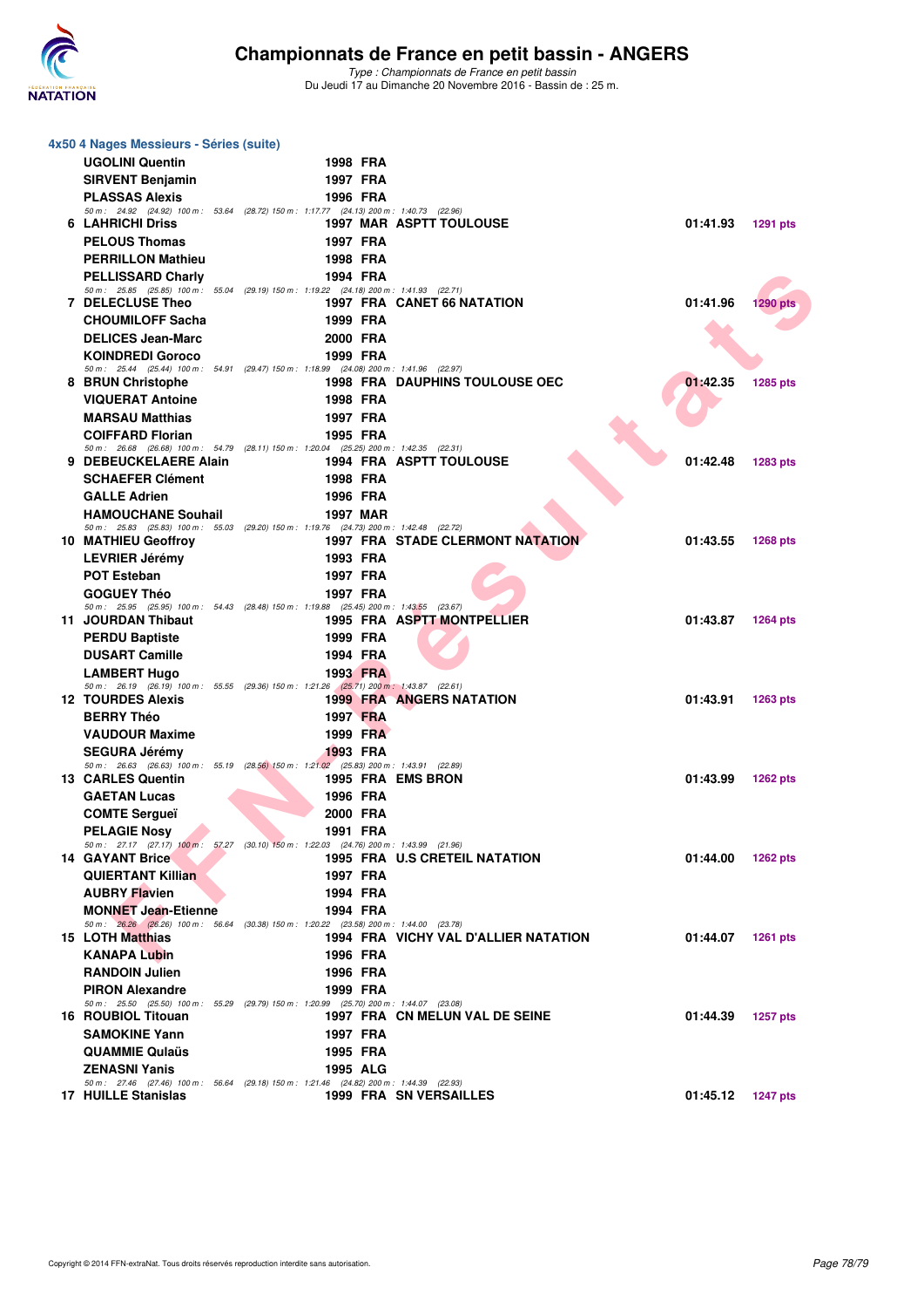## 4x50 4 Nages Messieurs - Séries (suite)

| Rang | Nom | Année | Nation | Club | Temps | Points |
|---|---|---|---|---|---|---|
| | UGOLINI Quentin | 1998 | FRA | | | |
| | SIRVENT Benjamin | 1997 | FRA | | | |
| | PLASSAS Alexis | 1996 | FRA | | | |
| | *50 m : 24.92 (24.92) 100 m : 53.64 (28.72) 150 m : 1:17.77 (24.13) 200 m : 1:40.73 (22.96)* | | | | | |
| 6 | LAHRICHI Driss | 1997 | MAR | ASPTT TOULOUSE | 01:41.93 | 1291 pts |
| | PELOUS Thomas | 1997 | FRA | | | |
| | PERRILLON Mathieu | 1998 | FRA | | | |
| | PELLISSARD Charly | 1994 | FRA | | | |
| | *50 m : 25.85 (25.85) 100 m : 55.04 (29.19) 150 m : 1:19.22 (24.18) 200 m : 1:41.93 (22.71)* | | | | | |
| 7 | DELECLUSE Theo | 1997 | FRA | CANET 66 NATATION | 01:41.96 | 1290 pts |
| | CHOUMILOFF Sacha | 1999 | FRA | | | |
| | DELICES Jean-Marc | 2000 | FRA | | | |
| | KOINDREDI Goroco | 1999 | FRA | | | |
| | *50 m : 25.44 (25.44) 100 m : 54.91 (29.47) 150 m : 1:18.99 (24.08) 200 m : 1:41.96 (22.97)* | | | | | |
| 8 | BRUN Christophe | 1998 | FRA | DAUPHINS TOULOUSE OEC | 01:42.35 | 1285 pts |
| | VIQUERAT Antoine | 1998 | FRA | | | |
| | MARSAU Matthias | 1997 | FRA | | | |
| | COIFFARD Florian | 1995 | FRA | | | |
| | *50 m : 26.68 (26.68) 100 m : 54.79 (28.11) 150 m : 1:20.04 (25.25) 200 m : 1:42.35 (22.31)* | | | | | |
| 9 | DEBEUCKELAERE Alain | 1994 | FRA | ASPTT TOULOUSE | 01:42.48 | 1283 pts |
| | SCHAEFER Clément | 1998 | FRA | | | |
| | GALLE Adrien | 1996 | FRA | | | |
| | HAMOUCHANE Souhail | 1997 | MAR | | | |
| | *50 m : 25.83 (25.83) 100 m : 55.03 (29.20) 150 m : 1:19.76 (24.73) 200 m : 1:42.48 (22.72)* | | | | | |
| 10 | MATHIEU Geoffroy | 1997 | FRA | STADE CLERMONT NATATION | 01:43.55 | 1268 pts |
| | LEVRIER Jérémy | 1993 | FRA | | | |
| | POT Esteban | 1997 | FRA | | | |
| | GOGUEY Théo | 1997 | FRA | | | |
| | *50 m : 25.95 (25.95) 100 m : 54.43 (28.48) 150 m : 1:19.88 (25.45) 200 m : 1:43.55 (23.67)* | | | | | |
| 11 | JOURDAN Thibaut | 1995 | FRA | ASPTT MONTPELLIER | 01:43.87 | 1264 pts |
| | PERDU Baptiste | 1999 | FRA | | | |
| | DUSART Camille | 1994 | FRA | | | |
| | LAMBERT Hugo | 1993 | FRA | | | |
| | *50 m : 26.19 (26.19) 100 m : 55.55 (29.36) 150 m : 1:21.26 (25.71) 200 m : 1:43.87 (22.61)* | | | | | |
| 12 | TOURDES Alexis | 1999 | FRA | ANGERS NATATION | 01:43.91 | 1263 pts |
| | BERRY Théo | 1997 | FRA | | | |
| | VAUDOUR Maxime | 1999 | FRA | | | |
| | SEGURA Jérémy | 1993 | FRA | | | |
| | *50 m : 26.63 (26.63) 100 m : 55.19 (28.56) 150 m : 1:21.02 (25.83) 200 m : 1:43.91 (22.89)* | | | | | |
| 13 | CARLES Quentin | 1995 | FRA | EMS BRON | 01:43.99 | 1262 pts |
| | GAETAN Lucas | 1996 | FRA | | | |
| | COMTE Sergueï | 2000 | FRA | | | |
| | PELAGIE Nosy | 1991 | FRA | | | |
| | *50 m : 27.17 (27.17) 100 m : 57.27 (30.10) 150 m : 1:22.03 (24.76) 200 m : 1:43.99 (21.96)* | | | | | |
| 14 | GAYANT Brice | 1995 | FRA | U.S CRETEIL NATATION | 01:44.00 | 1262 pts |
| | QUIERTANT Killian | 1997 | FRA | | | |
| | AUBRY Flavien | 1994 | FRA | | | |
| | MONNET Jean-Etienne | 1994 | FRA | | | |
| | *50 m : 26.26 (26.26) 100 m : 56.64 (30.38) 150 m : 1:20.22 (23.58) 200 m : 1:44.00 (23.78)* | | | | | |
| 15 | LOTH Matthias | 1994 | FRA | VICHY VAL D'ALLIER NATATION | 01:44.07 | 1261 pts |
| | KANAPA Lubin | 1996 | FRA | | | |
| | RANDOIN Julien | 1996 | FRA | | | |
| | PIRON Alexandre | 1999 | FRA | | | |
| | *50 m : 25.50 (25.50) 100 m : 55.29 (29.79) 150 m : 1:20.99 (25.70) 200 m : 1:44.07 (23.08)* | | | | | |
| 16 | ROUBIOL Titouan | 1997 | FRA | CN MELUN VAL DE SEINE | 01:44.39 | 1257 pts |
| | SAMOKINE Yann | 1997 | FRA | | | |
| | QUAMMIE Qulaüs | 1995 | FRA | | | |
| | ZENASNI Yanis | 1995 | ALG | | | |
| | *50 m : 27.46 (27.46) 100 m : 56.64 (29.18) 150 m : 1:21.46 (24.82) 200 m : 1:44.39 (22.93)* | | | | | |
| 17 | HUILLE Stanislas | 1999 | FRA | SN VERSAILLES | 01:45.12 | 1247 pts |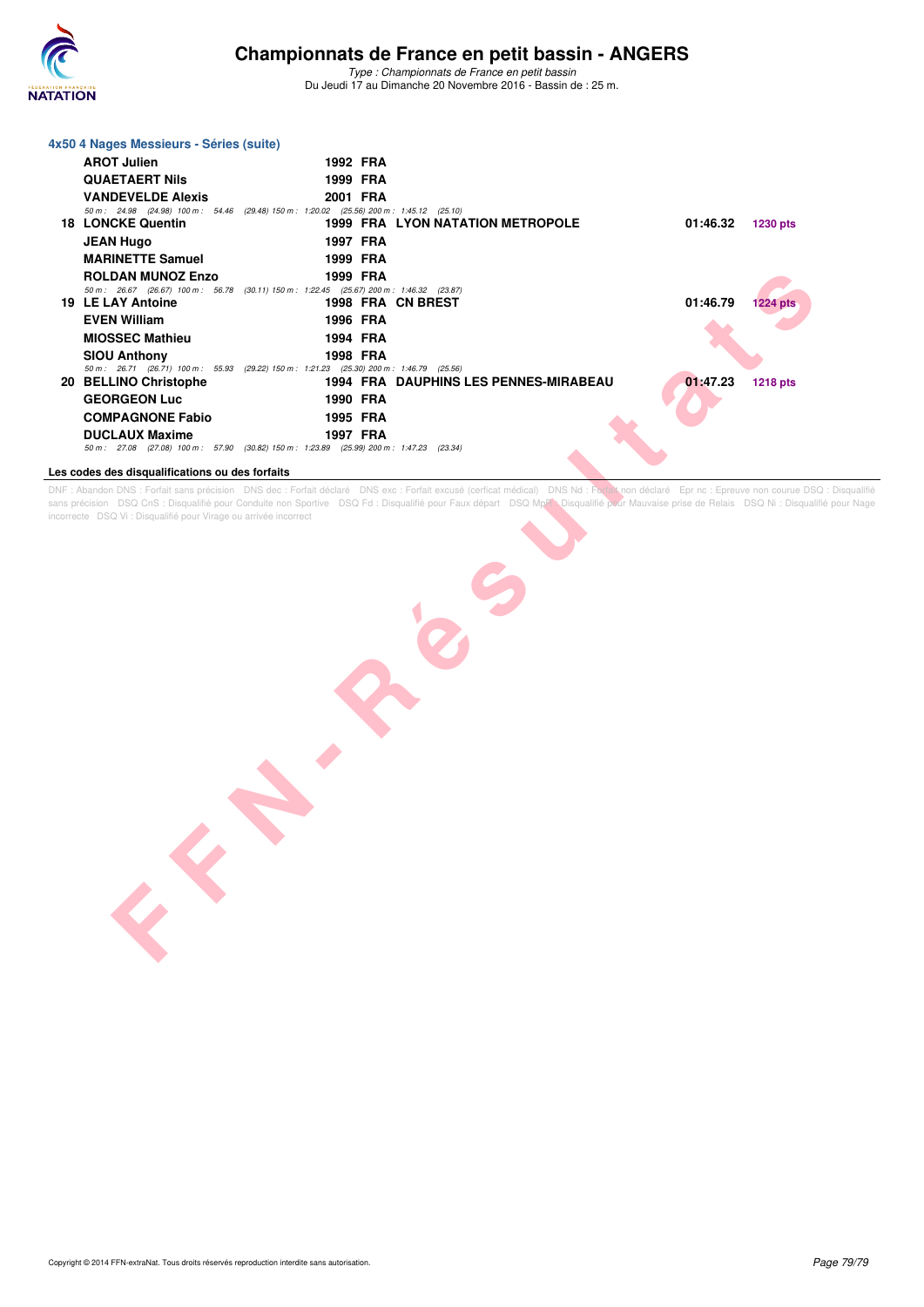# Championnats de France en petit bassin - ANGERS

*Type : Championnats de France en petit bassin*
Du Jeudi 17 au Dimanche 20 Novembre 2016 - Bassin de : 25 m.

### 4x50 4 Nages Messieurs - Séries (suite)

| | | | | | |
|---|---|---|---|---|---|
| | **AROT Julien** | **1992 FRA** | | | |
| | **QUATAERT Nils** | **1999 FRA** | | | |
| | **VANDEVELDE Alexis** | **2001 FRA** | | | |
| | *50 m : 24.98 (24.98) 100 m : 54.46 (29.48) 150 m : 1:20.02 (25.56) 200 m : 1:45.12 (25.10)* | | | | |
| **18** | **LONCKE Quentin** | **1999 FRA** | **LYON NATATION METROPOLE** | **01:46.32** | **1230 pts** |
| | **JEAN Hugo** | **1997 FRA** | | | |
| | **MARINETTE Samuel** | **1999 FRA** | | | |
| | **ROLDAN MUNOZ Enzo** | **1999 FRA** | | | |
| | *50 m : 26.67 (26.67) 100 m : 56.78 (30.11) 150 m : 1:22.45 (25.67) 200 m : 1:46.32 (23.87)* | | | | |
| **19** | **LE LAY Antoine** | **1998 FRA** | **CN BREST** | **01:46.79** | **1224 pts** |
| | **EVEN William** | **1996 FRA** | | | |
| | **MIOSSEC Mathieu** | **1994 FRA** | | | |
| | **SIOU Anthony** | **1998 FRA** | | | |
| | *50 m : 26.71 (26.71) 100 m : 55.93 (29.22) 150 m : 1:21.23 (25.30) 200 m : 1:46.79 (25.56)* | | | | |
| **20** | **BELLINO Christophe** | **1994 FRA** | **DAUPHINS LES PENNES-MIRABEAU** | **01:47.23** | **1218 pts** |
| | **GEORGEON Luc** | **1990 FRA** | | | |
| | **COMPAGNONE Fabio** | **1995 FRA** | | | |
| | **DUCLAUX Maxime** | **1997 FRA** | | | |
| | *50 m : 27.08 (27.08) 100 m : 57.90 (30.82) 150 m : 1:23.89 (25.99) 200 m : 1:47.23 (23.34)* | | | | |

**Les codes des disqualifications ou des forfaits**

DNF : Abandon DNS : Forfait sans précision DNS dec : Forfait déclaré DNS exc : Forfait excusé (certificat médical) DNS Nd : Forfait non déclaré Epr nc : Epreuve non courue DSQ : Disqualifié sans précision DSQ CnS : Disqualifié pour Conduite non Sportive DSQ Fd : Disqualifié pour Faux départ DSQ MpR : Disqualifié pour Mauvaise prise de Relais DSQ Ni : Disqualifié pour Nage incorrecte DSQ Vi : Disqualifié pour Virage ou arrivée incorrect